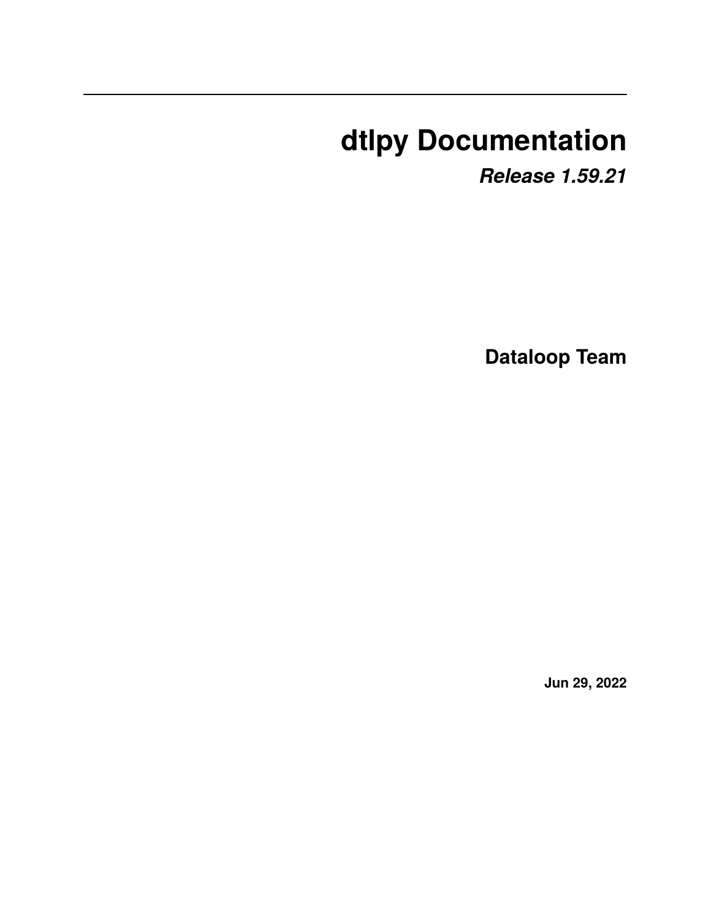# dtlpy Documentation

***Release 1.59.21***

**Dataloop Team**

**Jun 29, 2022**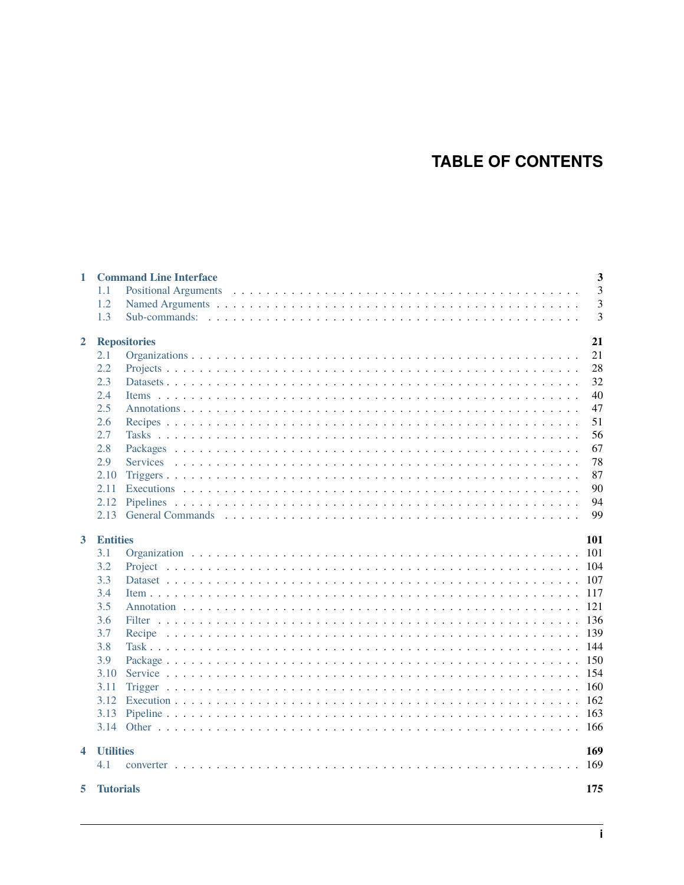# TABLE OF CONTENTS

**1 Command Line Interface** **3**
- 1.1 Positional Arguments . . . 3
- 1.2 Named Arguments . . . 3
- 1.3 Sub-commands: . . . 3

**2 Repositories** **21**
- 2.1 Organizations . . . 21
- 2.2 Projects . . . 28
- 2.3 Datasets . . . 32
- 2.4 Items . . . 40
- 2.5 Annotations . . . 47
- 2.6 Recipes . . . 51
- 2.7 Tasks . . . 56
- 2.8 Packages . . . 67
- 2.9 Services . . . 78
- 2.10 Triggers . . . 87
- 2.11 Executions . . . 90
- 2.12 Pipelines . . . 94
- 2.13 General Commands . . . 99

**3 Entities** **101**
- 3.1 Organization . . . 101
- 3.2 Project . . . 104
- 3.3 Dataset . . . 107
- 3.4 Item . . . 117
- 3.5 Annotation . . . 121
- 3.6 Filter . . . 136
- 3.7 Recipe . . . 139
- 3.8 Task . . . 144
- 3.9 Package . . . 150
- 3.10 Service . . . 154
- 3.11 Trigger . . . 160
- 3.12 Execution . . . 162
- 3.13 Pipeline . . . 163
- 3.14 Other . . . 166

**4 Utilities** **169**
- 4.1 converter . . . 169

**5 Tutorials** **175**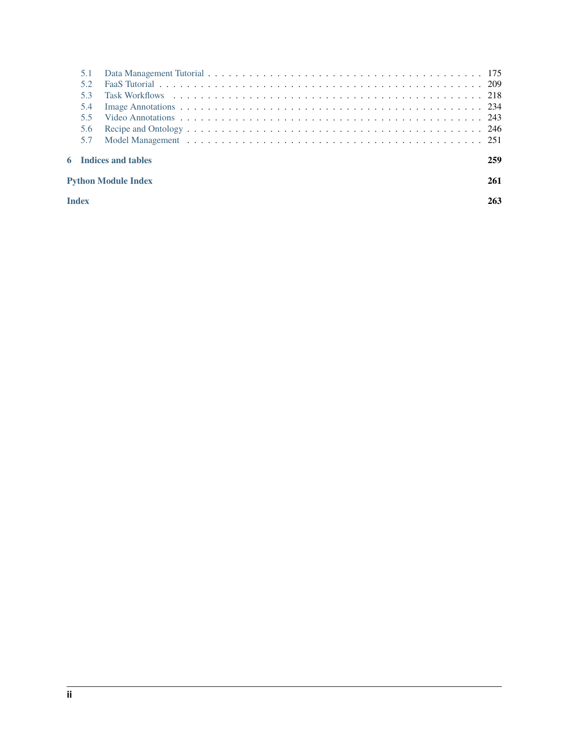5.1 Data Management Tutorial . . . . . . . . . . . . . . . . . . . . . . . . . . . . . . . . . . . . . . . . . 175
5.2 FaaS Tutorial . . . . . . . . . . . . . . . . . . . . . . . . . . . . . . . . . . . . . . . . . . . . . . . . 209
5.3 Task Workflows . . . . . . . . . . . . . . . . . . . . . . . . . . . . . . . . . . . . . . . . . . . . . . 218
5.4 Image Annotations . . . . . . . . . . . . . . . . . . . . . . . . . . . . . . . . . . . . . . . . . . . . 234
5.5 Video Annotations . . . . . . . . . . . . . . . . . . . . . . . . . . . . . . . . . . . . . . . . . . . . 243
5.6 Recipe and Ontology . . . . . . . . . . . . . . . . . . . . . . . . . . . . . . . . . . . . . . . . . . . 246
5.7 Model Management . . . . . . . . . . . . . . . . . . . . . . . . . . . . . . . . . . . . . . . . . . . . 251

**6 Indices and tables** **259**

**Python Module Index** **261**

**Index** **263**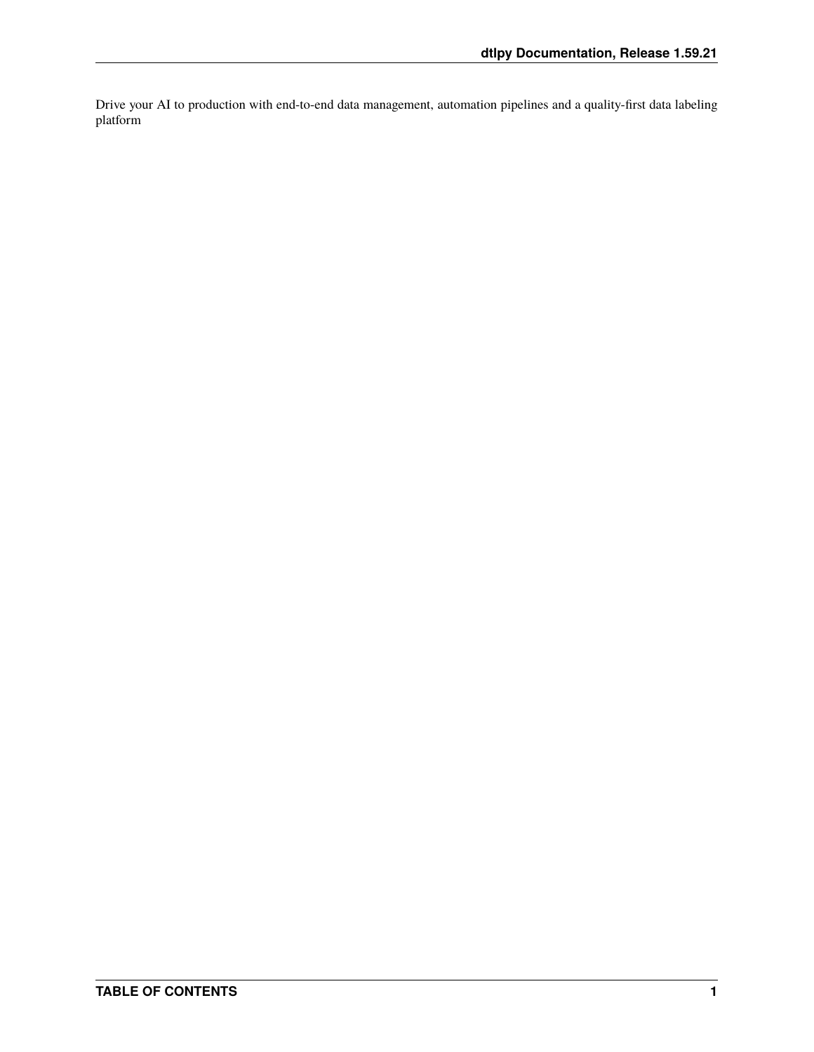Drive your AI to production with end-to-end data management, automation pipelines and a quality-first data labeling platform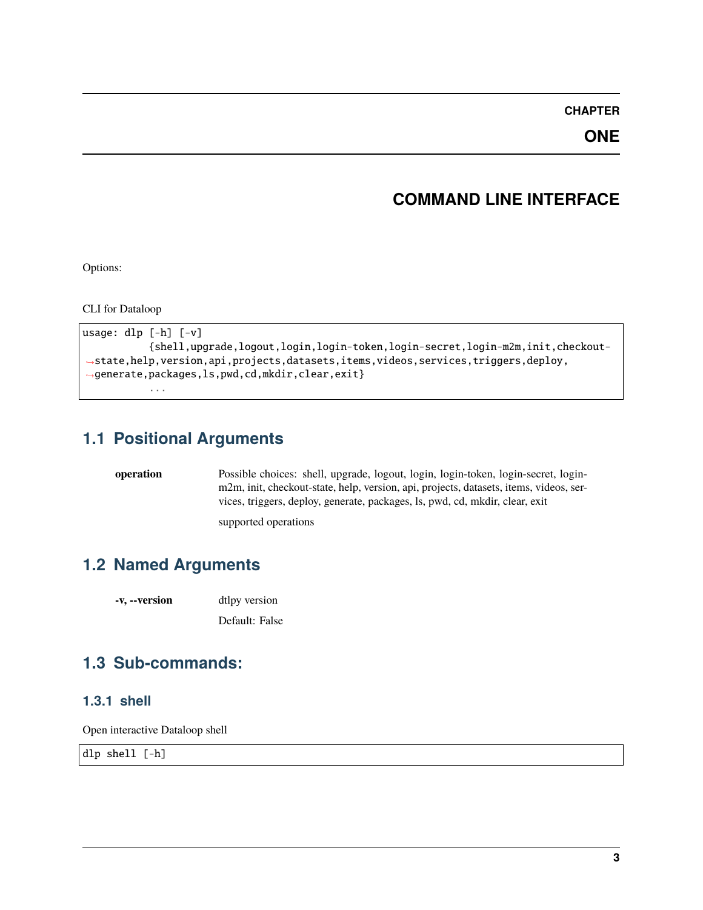# CHAPTER ONE

# COMMAND LINE INTERFACE

Options:

CLI for Dataloop

```
usage: dlp [-h] [-v]
           {shell,upgrade,logout,login,login-token,login-secret,login-m2m,init,checkout-state,help,version,api,projects,datasets,items,videos,services,triggers,deploy,generate,packages,ls,pwd,cd,mkdir,clear,exit}
           ...
```

## 1.1 Positional Arguments

**operation** Possible choices: shell, upgrade, logout, login, login-token, login-secret, login-m2m, init, checkout-state, help, version, api, projects, datasets, items, videos, services, triggers, deploy, generate, packages, ls, pwd, cd, mkdir, clear, exit

supported operations

## 1.2 Named Arguments

**-v, --version** dtlpy version

Default: False

## 1.3 Sub-commands:

### 1.3.1 shell

Open interactive Dataloop shell

```
dlp shell [-h]
```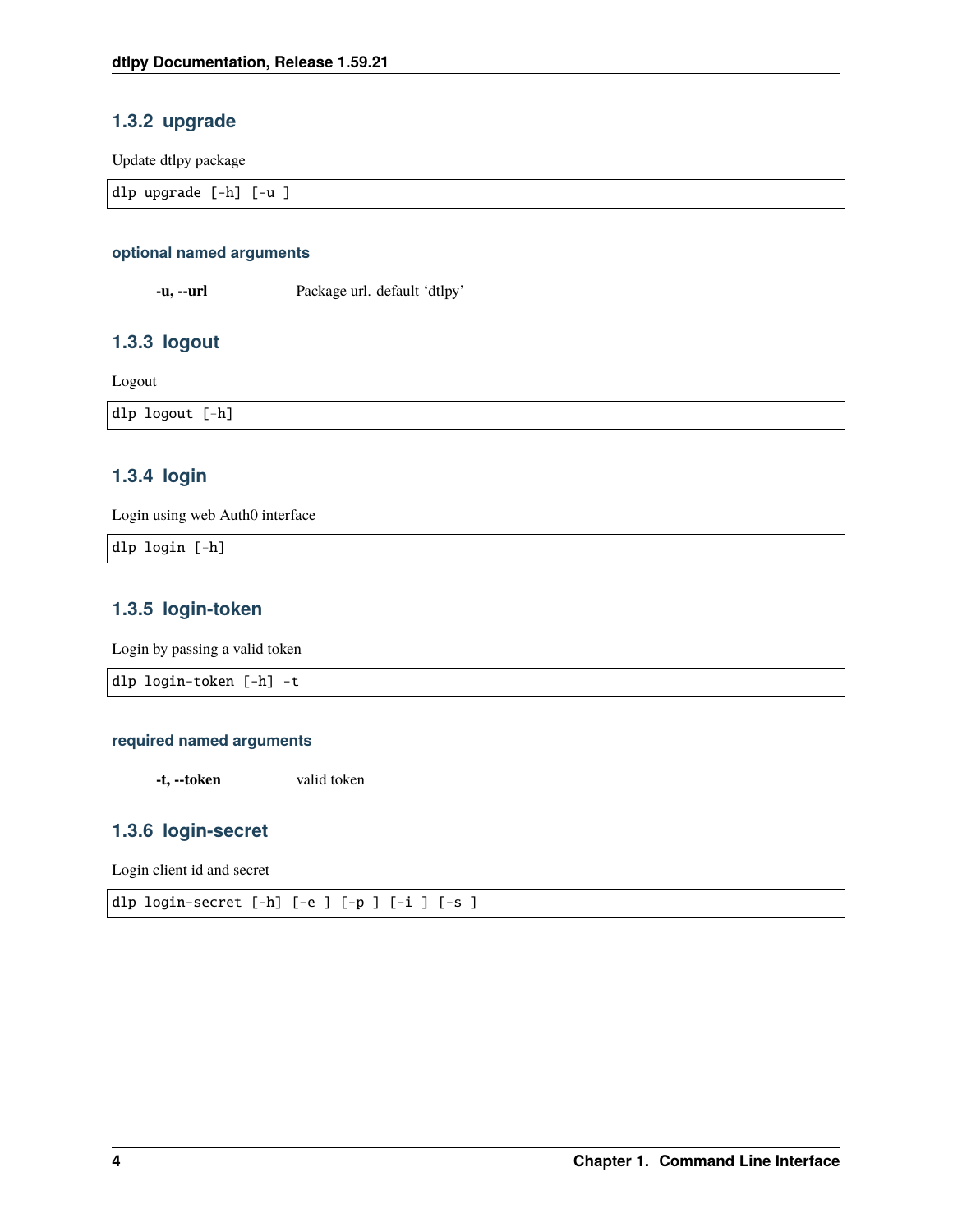### 1.3.2 upgrade

Update dtlpy package

```
dlp upgrade [-h] [-u ]
```

#### optional named arguments

**-u, --url** Package url. default 'dtlpy'

### 1.3.3 logout

Logout

```
dlp logout [-h]
```

### 1.3.4 login

Login using web Auth0 interface

```
dlp login [-h]
```

### 1.3.5 login-token

Login by passing a valid token

```
dlp login-token [-h] -t
```

#### required named arguments

**-t, --token** valid token

### 1.3.6 login-secret

Login client id and secret

```
dlp login-secret [-h] [-e ] [-p ] [-i ] [-s ]
```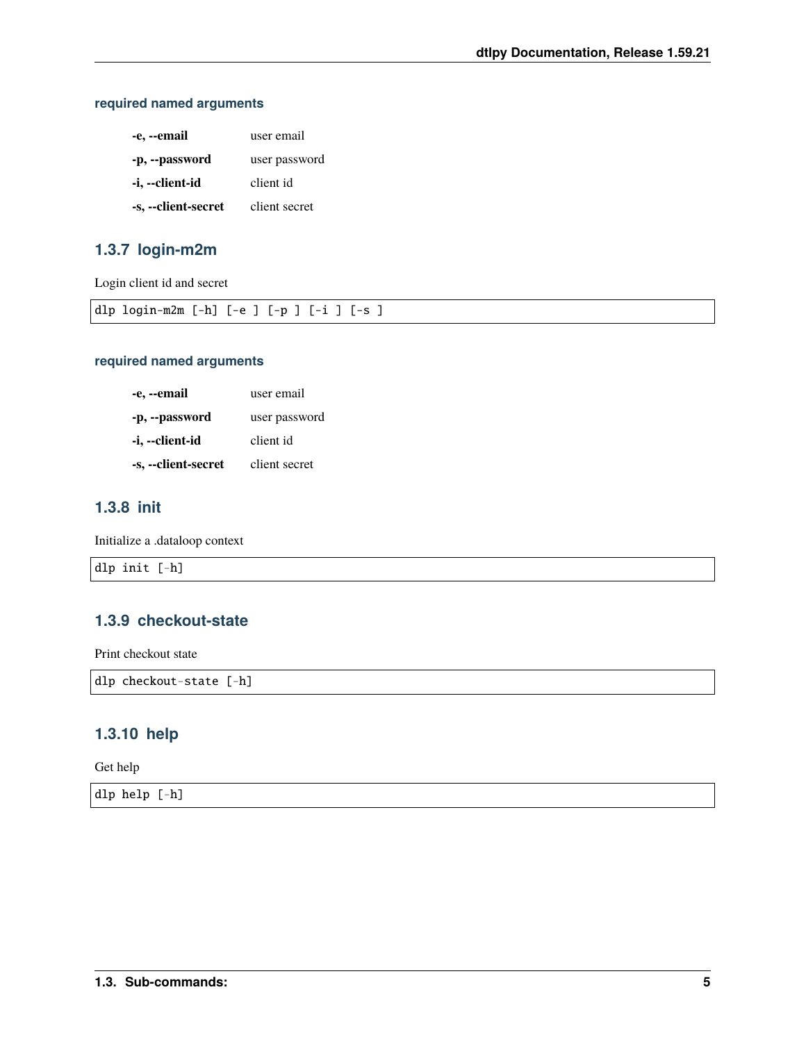#### required named arguments

**-e, --email** user email

**-p, --password** user password

**-i, --client-id** client id

**-s, --client-secret** client secret

### 1.3.7 login-m2m

Login client id and secret

```
dlp login-m2m [-h] [-e ] [-p ] [-i ] [-s ]
```

#### required named arguments

**-e, --email** user email

**-p, --password** user password

**-i, --client-id** client id

**-s, --client-secret** client secret

### 1.3.8 init

Initialize a .dataloop context

```
dlp init [-h]
```

### 1.3.9 checkout-state

Print checkout state

```
dlp checkout-state [-h]
```

### 1.3.10 help

Get help

```
dlp help [-h]
```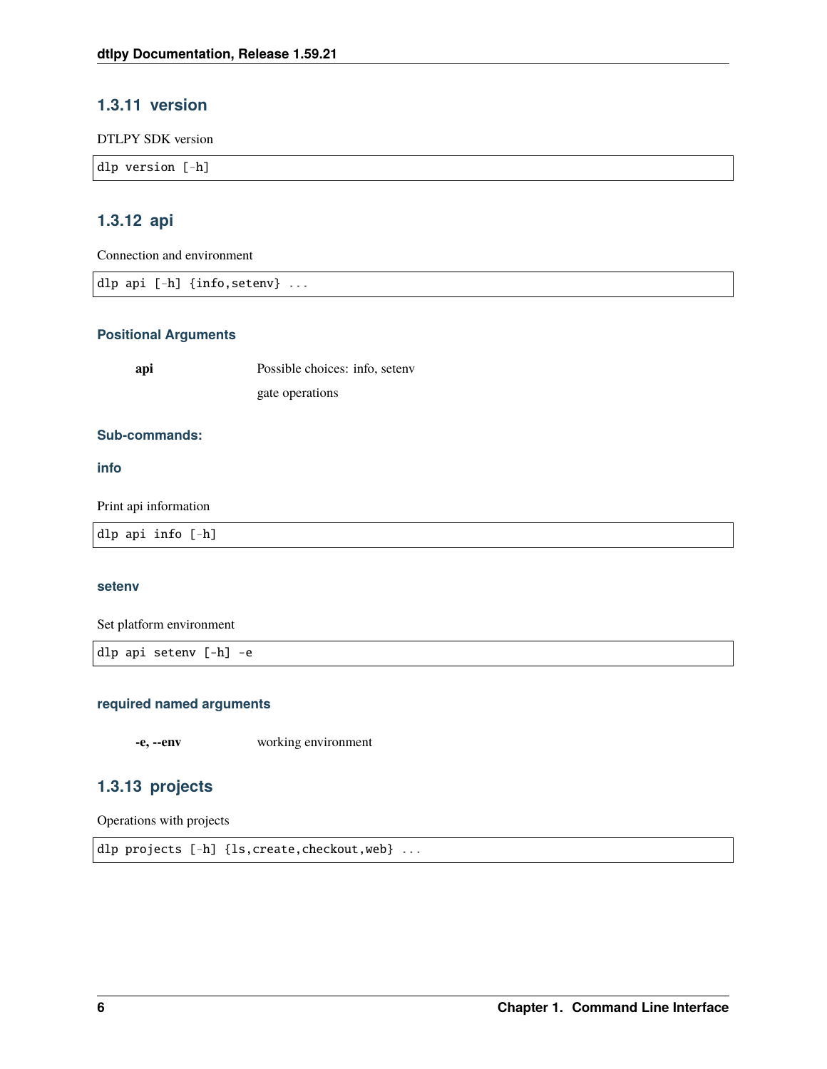### 1.3.11 version

DTLPY SDK version

```
dlp version [-h]
```

### 1.3.12 api

Connection and environment

```
dlp api [-h] {info,setenv} ...
```

#### Positional Arguments

**api** Possible choices: info, setenv

gate operations

#### Sub-commands:

#### info

Print api information

```
dlp api info [-h]
```

#### setenv

Set platform environment

```
dlp api setenv [-h] -e
```

#### required named arguments

**-e, --env** working environment

### 1.3.13 projects

Operations with projects

```
dlp projects [-h] {ls,create,checkout,web} ...
```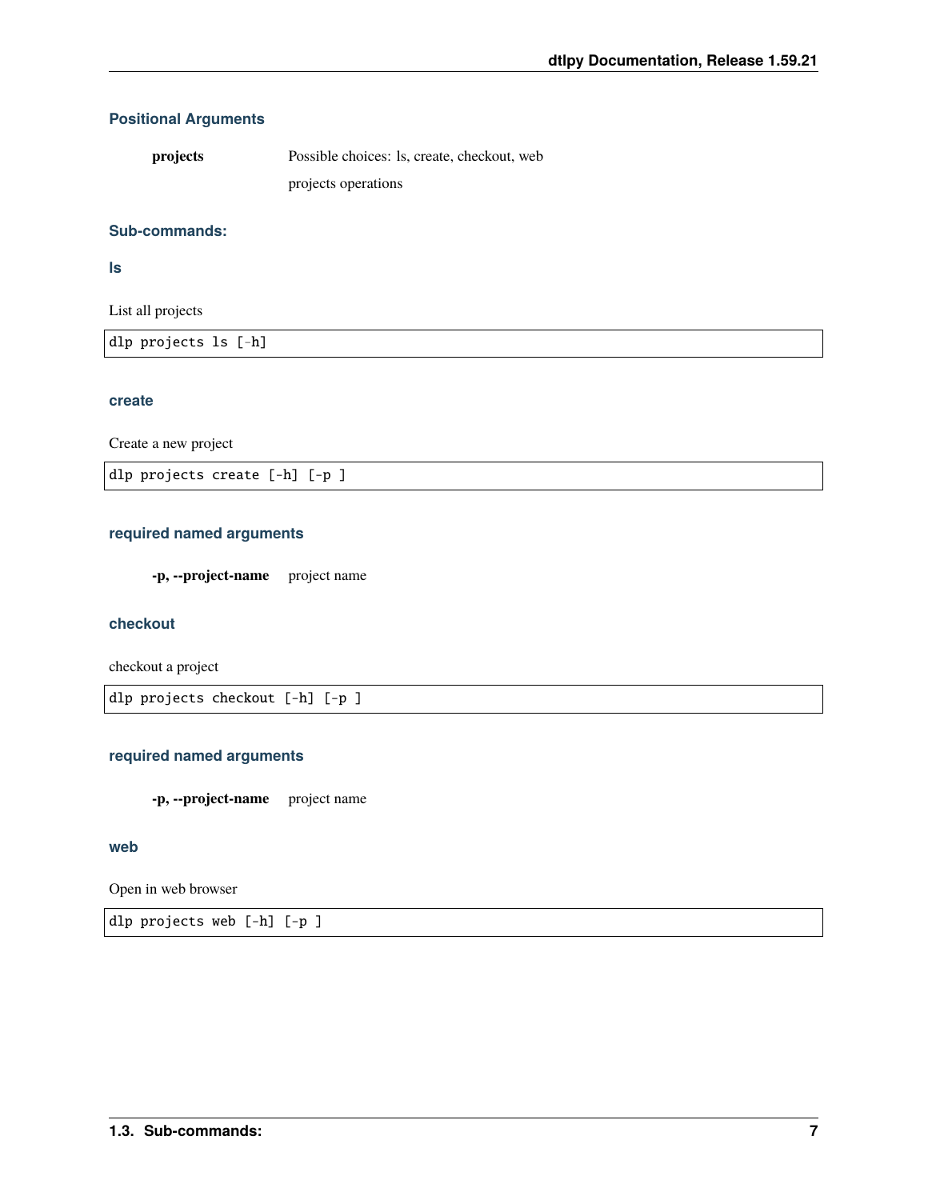#### Positional Arguments

**projects** Possible choices: ls, create, checkout, web

projects operations

#### Sub-commands:

##### ls

List all projects

```
dlp projects ls [-h]
```

##### create

Create a new project

```
dlp projects create [-h] [-p ]
```

#### required named arguments

**-p, --project-name** project name

##### checkout

checkout a project

```
dlp projects checkout [-h] [-p ]
```

#### required named arguments

**-p, --project-name** project name

##### web

Open in web browser

```
dlp projects web [-h] [-p ]
```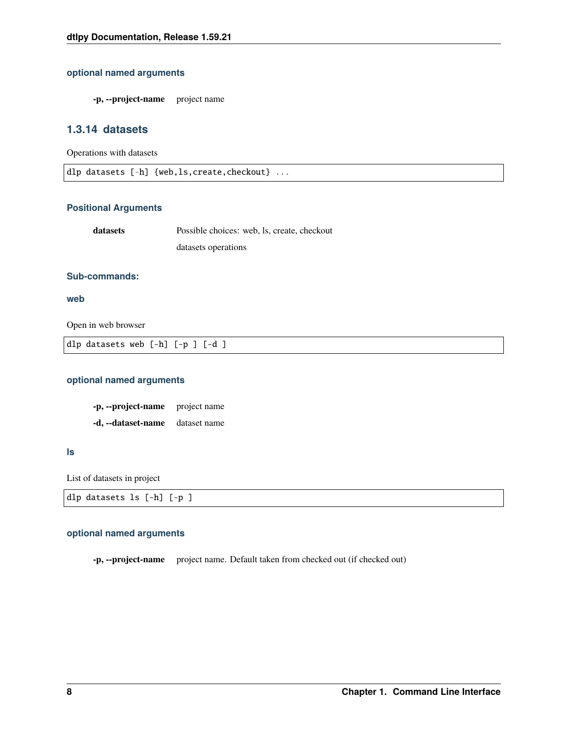#### optional named arguments

**-p, --project-name** project name

### 1.3.14 datasets

Operations with datasets

```
dlp datasets [-h] {web,ls,create,checkout} ...
```

#### Positional Arguments

**datasets** Possible choices: web, ls, create, checkout

datasets operations

#### Sub-commands:

#### web

Open in web browser

```
dlp datasets web [-h] [-p ] [-d ]
```

#### optional named arguments

**-p, --project-name** project name

**-d, --dataset-name** dataset name

#### ls

List of datasets in project

```
dlp datasets ls [-h] [-p ]
```

#### optional named arguments

**-p, --project-name** project name. Default taken from checked out (if checked out)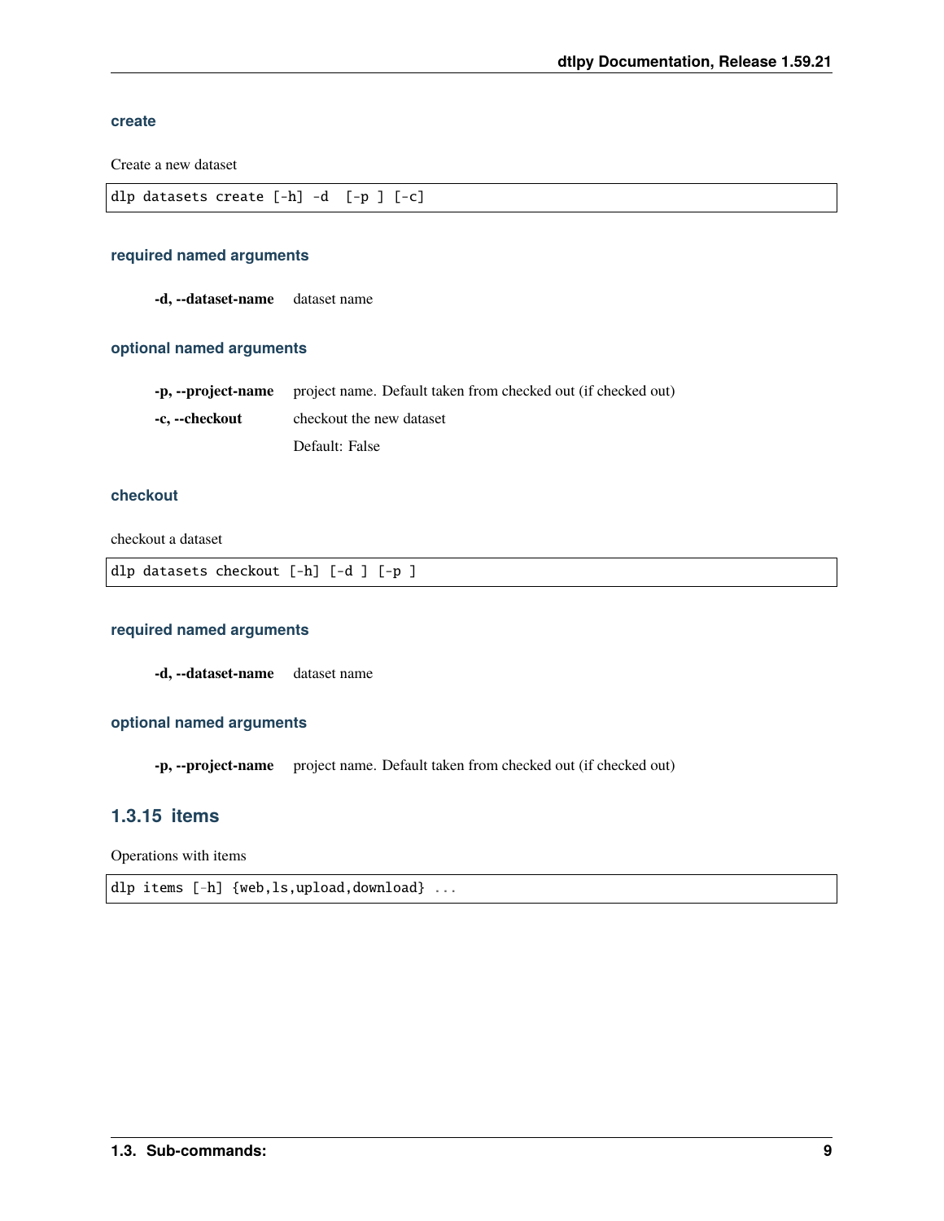#### create

Create a new dataset

```
dlp datasets create [-h] -d  [-p ] [-c]
```

#### required named arguments

**-d, --dataset-name** dataset name

#### optional named arguments

**-p, --project-name** project name. Default taken from checked out (if checked out)

**-c, --checkout** checkout the new dataset

Default: False

#### checkout

checkout a dataset

```
dlp datasets checkout [-h] [-d ] [-p ]
```

#### required named arguments

**-d, --dataset-name** dataset name

#### optional named arguments

**-p, --project-name** project name. Default taken from checked out (if checked out)

### 1.3.15 items

Operations with items

```
dlp items [-h] {web,ls,upload,download} ...
```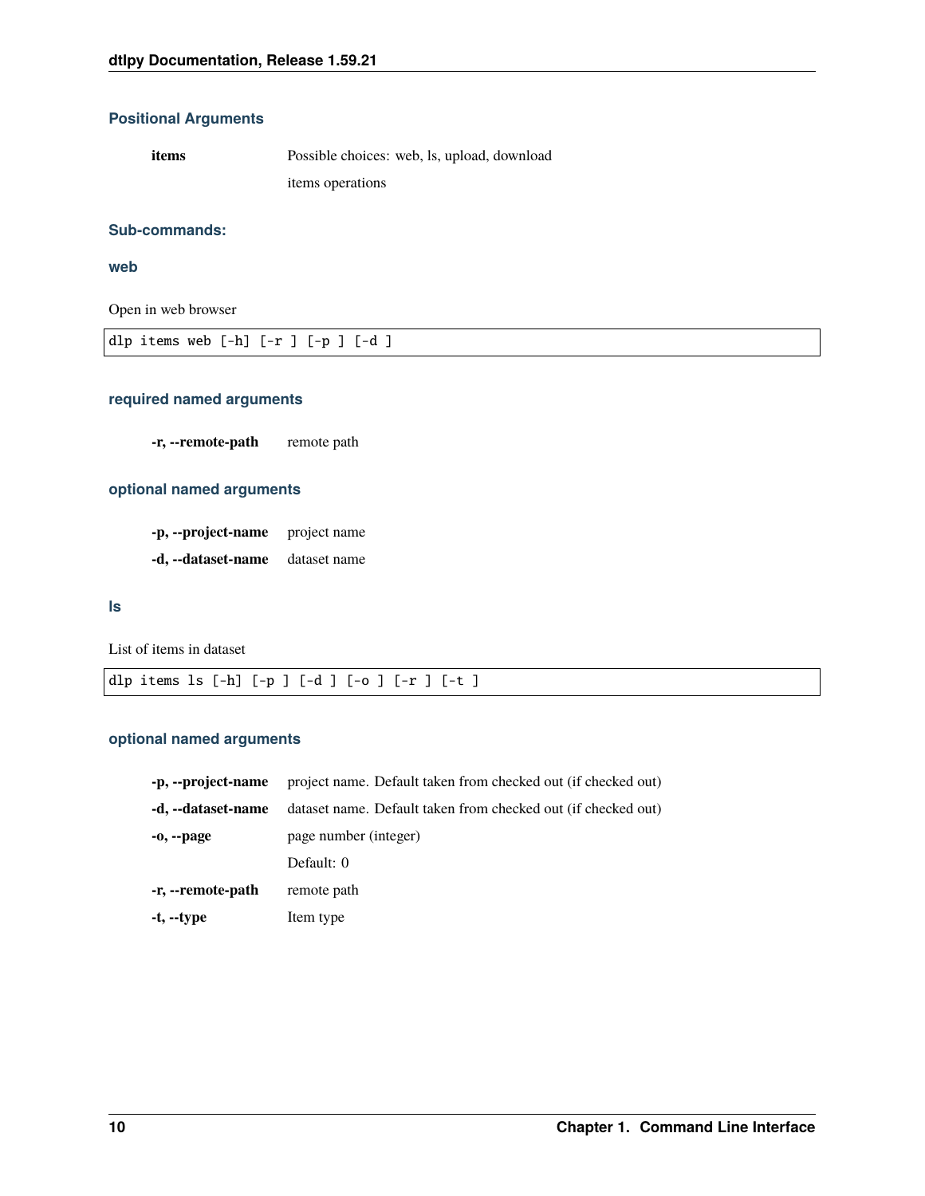#### Positional Arguments

**items** Possible choices: web, ls, upload, download

items operations

#### Sub-commands:

#### web

Open in web browser

```
dlp items web [-h] [-r ] [-p ] [-d ]
```

##### required named arguments

**-r, --remote-path** remote path

##### optional named arguments

**-p, --project-name** project name

**-d, --dataset-name** dataset name

#### ls

List of items in dataset

```
dlp items ls [-h] [-p ] [-d ] [-o ] [-r ] [-t ]
```

##### optional named arguments

**-p, --project-name** project name. Default taken from checked out (if checked out)

**-d, --dataset-name** dataset name. Default taken from checked out (if checked out)

**-o, --page** page number (integer)

Default: 0

**-r, --remote-path** remote path

**-t, --type** Item type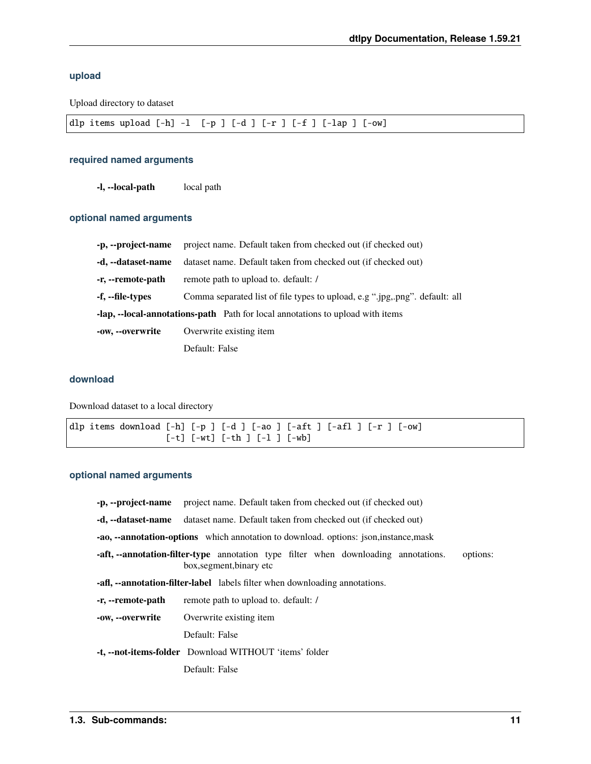#### upload

Upload directory to dataset

```
dlp items upload [-h] -l  [-p ] [-d ] [-r ] [-f ] [-lap ] [-ow]
```

##### required named arguments

**-l, --local-path** local path

##### optional named arguments

**-p, --project-name** project name. Default taken from checked out (if checked out)

**-d, --dataset-name** dataset name. Default taken from checked out (if checked out)

**-r, --remote-path** remote path to upload to. default: /

**-f, --file-types** Comma separated list of file types to upload, e.g ".jpg,.png". default: all

**-lap, --local-annotations-path** Path for local annotations to upload with items

**-ow, --overwrite** Overwrite existing item

Default: False

#### download

Download dataset to a local directory

```
dlp items download [-h] [-p ] [-d ] [-ao ] [-aft ] [-afl ] [-r ] [-ow]
                   [-t] [-wt] [-th ] [-l ] [-wb]
```

##### optional named arguments

**-p, --project-name** project name. Default taken from checked out (if checked out)

**-d, --dataset-name** dataset name. Default taken from checked out (if checked out)

**-ao, --annotation-options** which annotation to download. options: json,instance,mask

**-aft, --annotation-filter-type** annotation type filter when downloading annotations. options: box,segment,binary etc

**-afl, --annotation-filter-label** labels filter when downloading annotations.

**-r, --remote-path** remote path to upload to. default: /

**-ow, --overwrite** Overwrite existing item

Default: False

**-t, --not-items-folder** Download WITHOUT 'items' folder

Default: False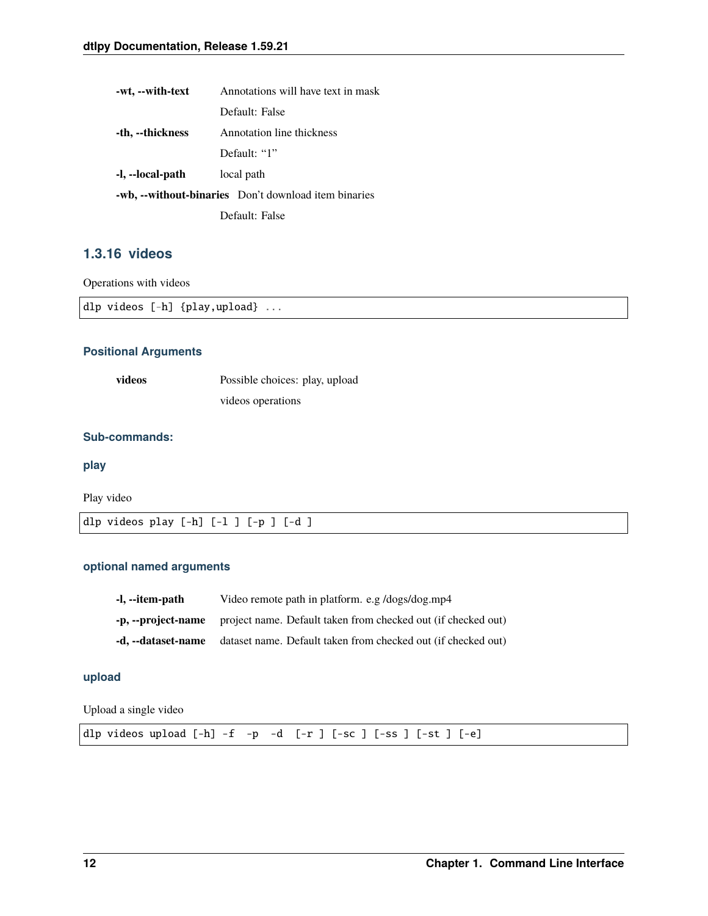**-wt, --with-text** Annotations will have text in mask

Default: False

**-th, --thickness** Annotation line thickness

Default: "1"

**-l, --local-path** local path

**-wb, --without-binaries** Don't download item binaries

Default: False

### 1.3.16 videos

Operations with videos

```
dlp videos [-h] {play,upload} ...
```

#### Positional Arguments

**videos** Possible choices: play, upload

videos operations

#### Sub-commands:

#### play

Play video

```
dlp videos play [-h] [-l ] [-p ] [-d ]
```

#### optional named arguments

**-l, --item-path** Video remote path in platform. e.g /dogs/dog.mp4

**-p, --project-name** project name. Default taken from checked out (if checked out)

**-d, --dataset-name** dataset name. Default taken from checked out (if checked out)

#### upload

Upload a single video

```
dlp videos upload [-h] -f  -p  -d  [-r ] [-sc ] [-ss ] [-st ] [-e]
```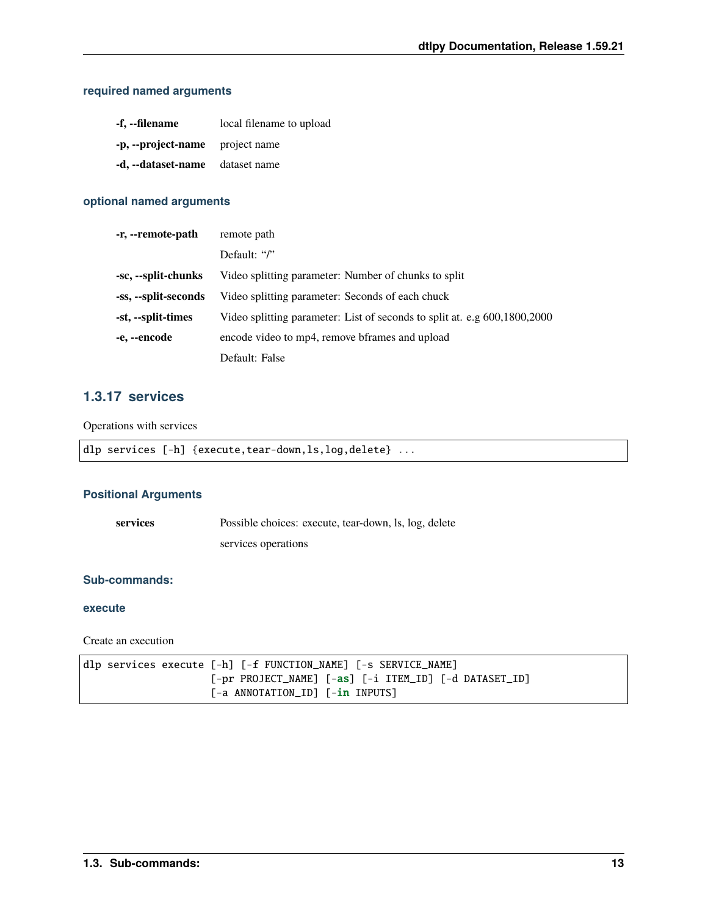#### required named arguments

**-f, --filename** local filename to upload

**-p, --project-name** project name

**-d, --dataset-name** dataset name

#### optional named arguments

**-r, --remote-path** remote path

Default: "/"

**-sc, --split-chunks** Video splitting parameter: Number of chunks to split

**-ss, --split-seconds** Video splitting parameter: Seconds of each chuck

**-st, --split-times** Video splitting parameter: List of seconds to split at. e.g 600,1800,2000

**-e, --encode** encode video to mp4, remove bframes and upload

Default: False

### 1.3.17 services

Operations with services

```
dlp services [-h] {execute,tear-down,ls,log,delete} ...
```

#### Positional Arguments

**services** Possible choices: execute, tear-down, ls, log, delete

services operations

#### Sub-commands:

#### execute

Create an execution

```
dlp services execute [-h] [-f FUNCTION_NAME] [-s SERVICE_NAME]
                     [-pr PROJECT_NAME] [-as] [-i ITEM_ID] [-d DATASET_ID]
                     [-a ANNOTATION_ID] [-in INPUTS]
```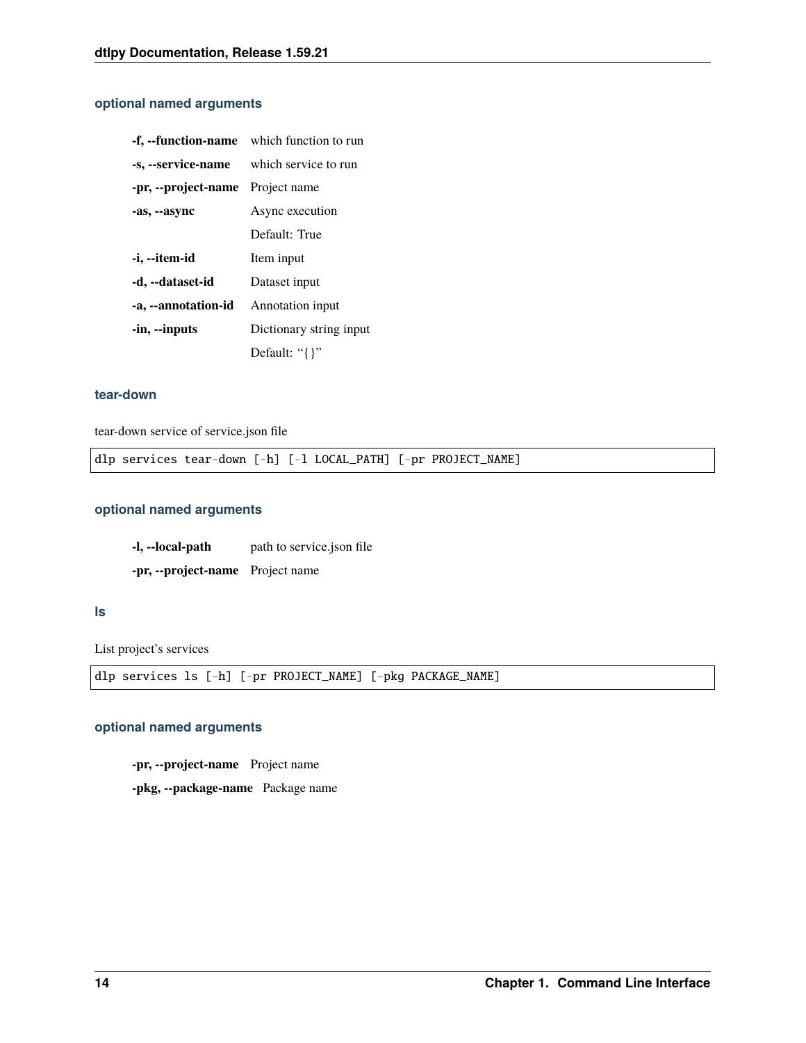#### optional named arguments

**-f, --function-name** which function to run

**-s, --service-name** which service to run

**-pr, --project-name** Project name

**-as, --async** Async execution

Default: True

**-i, --item-id** Item input

**-d, --dataset-id** Dataset input

**-a, --annotation-id** Annotation input

**-in, --inputs** Dictionary string input

Default: "{}"

### tear-down

tear-down service of service.json file

```
dlp services tear-down [-h] [-l LOCAL_PATH] [-pr PROJECT_NAME]
```

#### optional named arguments

**-l, --local-path** path to service.json file

**-pr, --project-name** Project name

### ls

List project's services

```
dlp services ls [-h] [-pr PROJECT_NAME] [-pkg PACKAGE_NAME]
```

#### optional named arguments

**-pr, --project-name** Project name

**-pkg, --package-name** Package name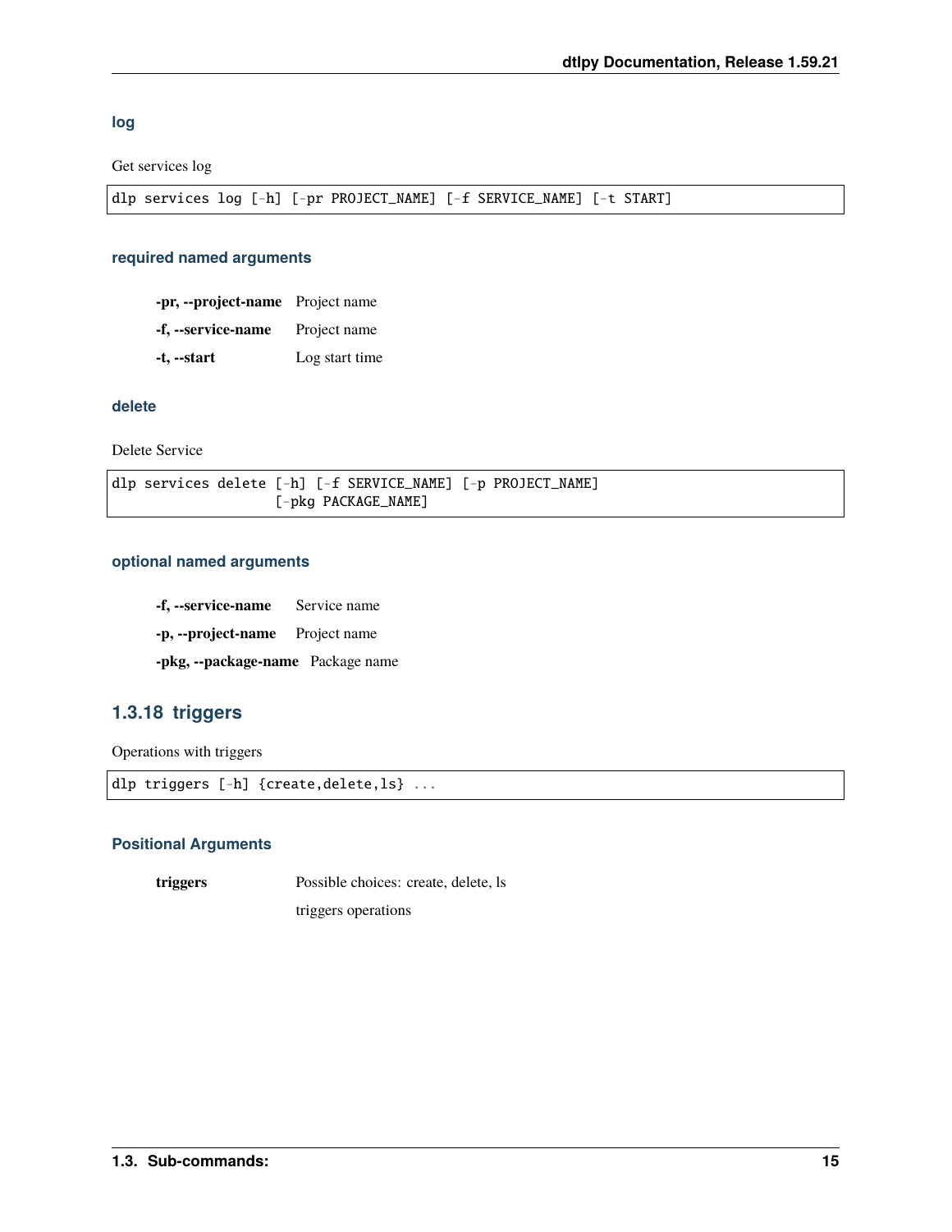#### log

Get services log

```
dlp services log [-h] [-pr PROJECT_NAME] [-f SERVICE_NAME] [-t START]
```

##### required named arguments

**-pr, --project-name** Project name

**-f, --service-name** Project name

**-t, --start** Log start time

#### delete

Delete Service

```
dlp services delete [-h] [-f SERVICE_NAME] [-p PROJECT_NAME]
                    [-pkg PACKAGE_NAME]
```

##### optional named arguments

**-f, --service-name** Service name

**-p, --project-name** Project name

**-pkg, --package-name** Package name

### 1.3.18 triggers

Operations with triggers

```
dlp triggers [-h] {create,delete,ls} ...
```

#### Positional Arguments

**triggers** Possible choices: create, delete, ls

triggers operations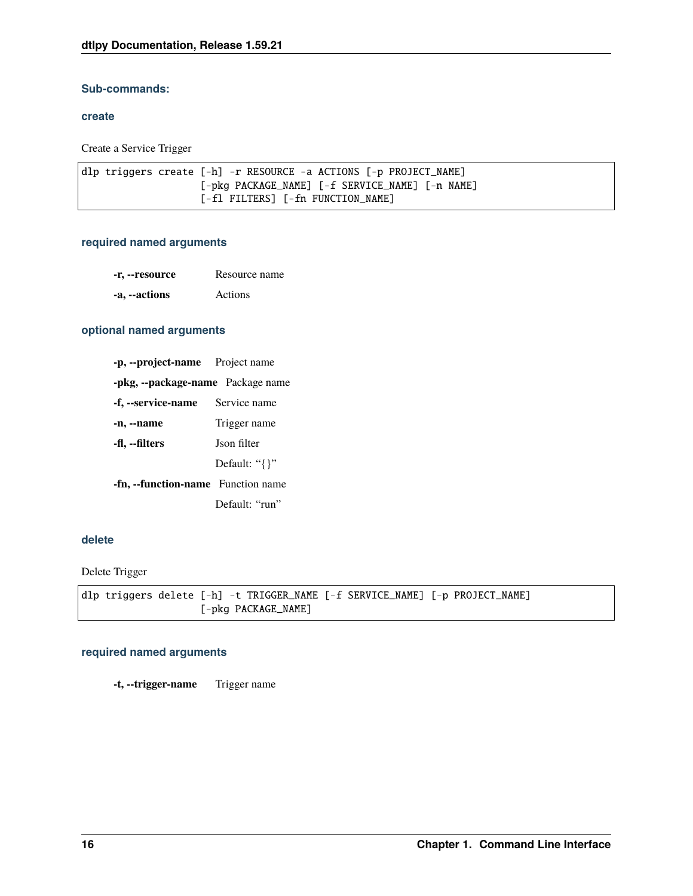#### Sub-commands:

#### create

Create a Service Trigger

```
dlp triggers create [-h] -r RESOURCE -a ACTIONS [-p PROJECT_NAME]
                    [-pkg PACKAGE_NAME] [-f SERVICE_NAME] [-n NAME]
                    [-fl FILTERS] [-fn FUNCTION_NAME]
```

#### required named arguments

**-r, --resource** Resource name

**-a, --actions** Actions

#### optional named arguments

**-p, --project-name** Project name

**-pkg, --package-name** Package name

**-f, --service-name** Service name

**-n, --name** Trigger name

**-fl, --filters** Json filter

Default: "{}"

**-fn, --function-name** Function name

Default: "run"

#### delete

Delete Trigger

```
dlp triggers delete [-h] -t TRIGGER_NAME [-f SERVICE_NAME] [-p PROJECT_NAME]
                    [-pkg PACKAGE_NAME]
```

#### required named arguments

**-t, --trigger-name** Trigger name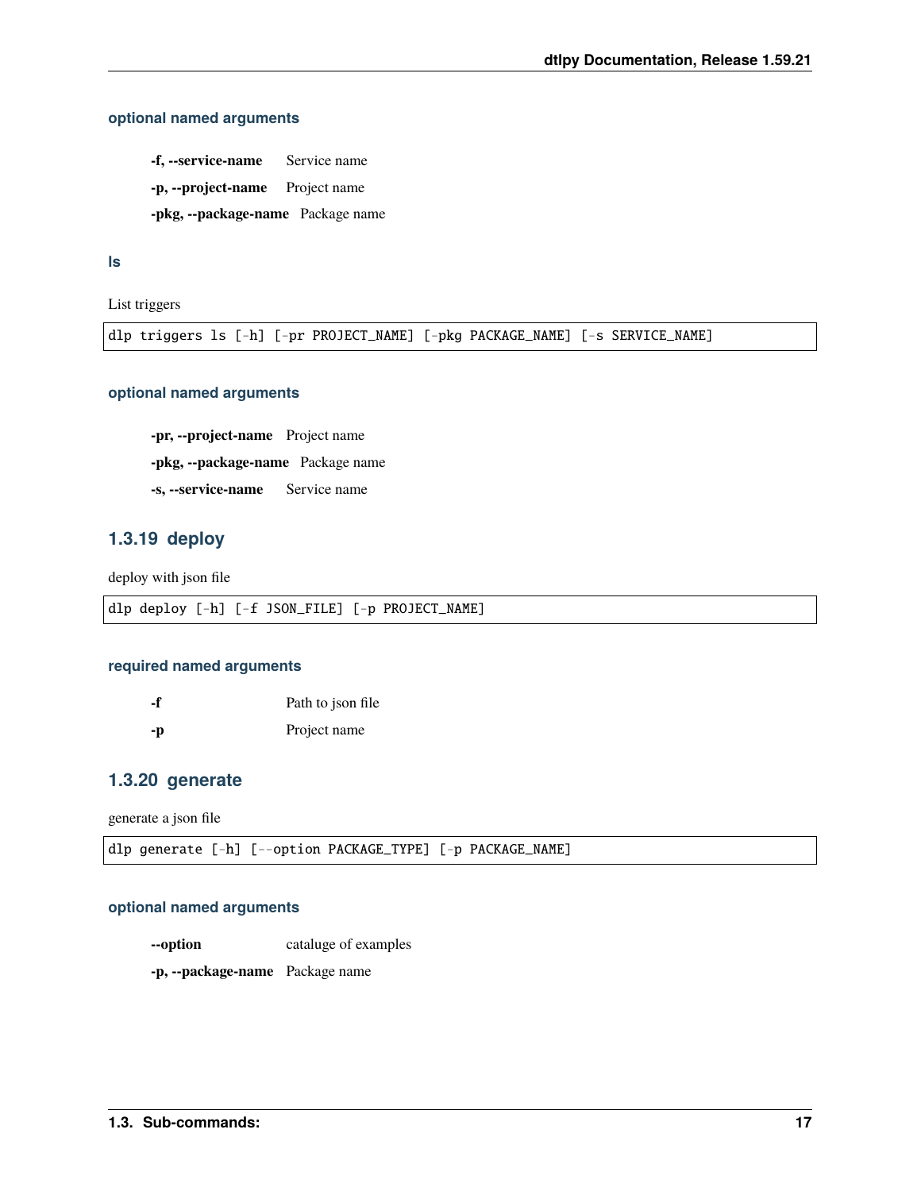#### optional named arguments

**-f, --service-name** Service name

**-p, --project-name** Project name

**-pkg, --package-name** Package name

#### ls

List triggers

```
dlp triggers ls [-h] [-pr PROJECT_NAME] [-pkg PACKAGE_NAME] [-s SERVICE_NAME]
```

#### optional named arguments

**-pr, --project-name** Project name

**-pkg, --package-name** Package name

**-s, --service-name** Service name

### 1.3.19 deploy

deploy with json file

```
dlp deploy [-h] [-f JSON_FILE] [-p PROJECT_NAME]
```

#### required named arguments

**-f** Path to json file

**-p** Project name

### 1.3.20 generate

generate a json file

```
dlp generate [-h] [--option PACKAGE_TYPE] [-p PACKAGE_NAME]
```

#### optional named arguments

**--option** cataluge of examples

**-p, --package-name** Package name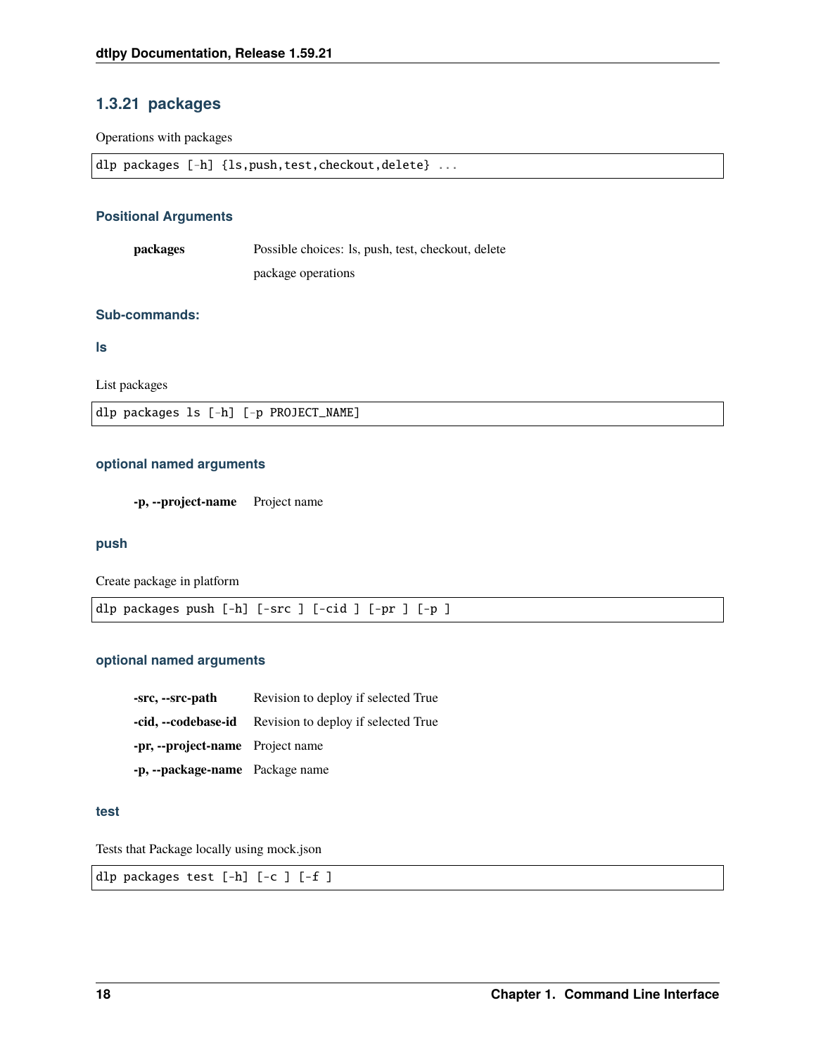### 1.3.21 packages

Operations with packages

```
dlp packages [-h] {ls,push,test,checkout,delete} ...
```

#### Positional Arguments

| | |
|---|---|
| **packages** | Possible choices: ls, push, test, checkout, delete<br>package operations |

#### Sub-commands:

##### ls

List packages

```
dlp packages ls [-h] [-p PROJECT_NAME]
```

##### optional named arguments

| | |
|---|---|
| **-p, --project-name** | Project name |

##### push

Create package in platform

```
dlp packages push [-h] [-src ] [-cid ] [-pr ] [-p ]
```

##### optional named arguments

| | |
|---|---|
| **-src, --src-path** | Revision to deploy if selected True |
| **-cid, --codebase-id** | Revision to deploy if selected True |
| **-pr, --project-name** | Project name |
| **-p, --package-name** | Package name |

##### test

Tests that Package locally using mock.json

```
dlp packages test [-h] [-c ] [-f ]
```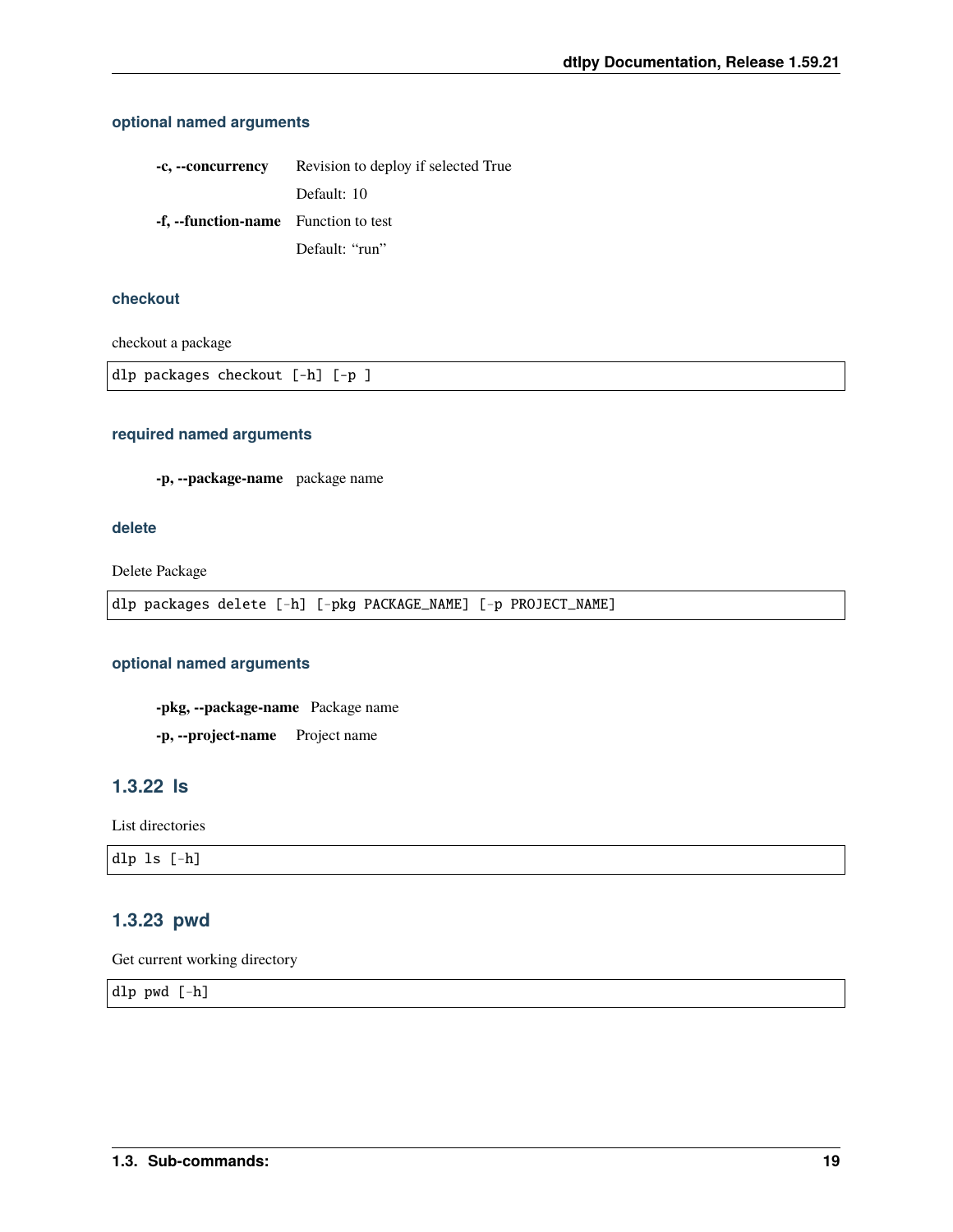#### optional named arguments

**-c, --concurrency** Revision to deploy if selected True

Default: 10

**-f, --function-name** Function to test

Default: "run"

#### checkout

checkout a package

```
dlp packages checkout [-h] [-p ]
```

#### required named arguments

**-p, --package-name** package name

#### delete

Delete Package

```
dlp packages delete [-h] [-pkg PACKAGE_NAME] [-p PROJECT_NAME]
```

#### optional named arguments

**-pkg, --package-name** Package name

**-p, --project-name** Project name

### 1.3.22 ls

List directories

```
dlp ls [-h]
```

### 1.3.23 pwd

Get current working directory

```
dlp pwd [-h]
```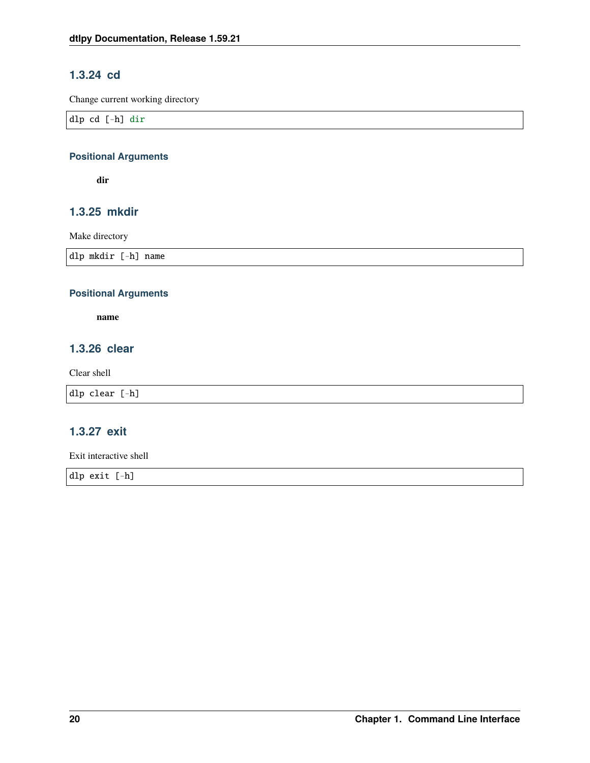### 1.3.24 cd

Change current working directory

```
dlp cd [-h] dir
```

#### Positional Arguments

**dir**

### 1.3.25 mkdir

Make directory

```
dlp mkdir [-h] name
```

#### Positional Arguments

**name**

### 1.3.26 clear

Clear shell

```
dlp clear [-h]
```

### 1.3.27 exit

Exit interactive shell

```
dlp exit [-h]
```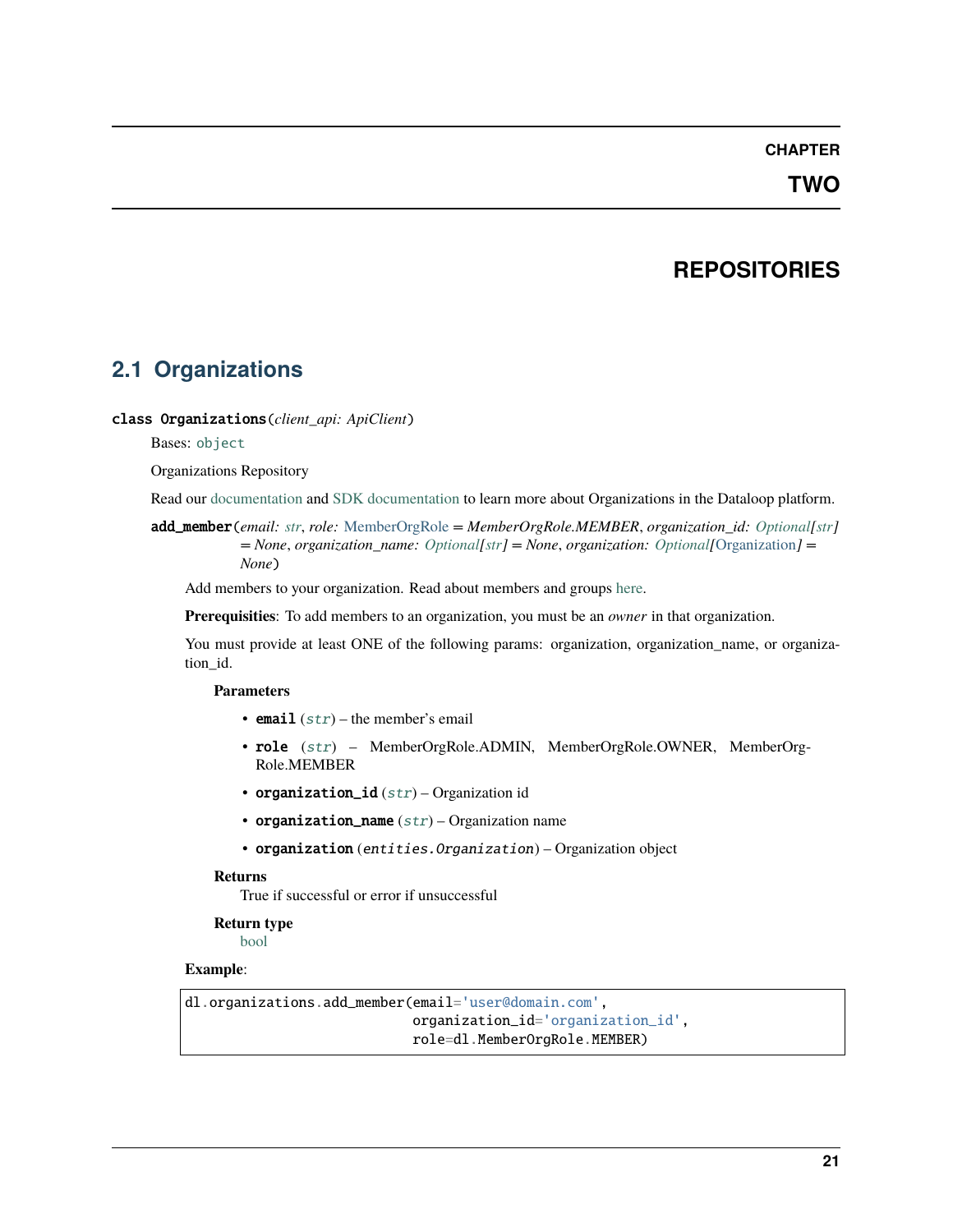# CHAPTER TWO

# REPOSITORIES

## 2.1 Organizations

**class Organizations**(*client_api: ApiClient*)

Bases: `object`

Organizations Repository

Read our documentation and SDK documentation to learn more about Organizations in the Dataloop platform.

**add_member**(*email: str*, *role: MemberOrgRole = MemberOrgRole.MEMBER*, *organization_id: Optional[str] = None*, *organization_name: Optional[str] = None*, *organization: Optional[Organization] = None*)

Add members to your organization. Read about members and groups here.

**Prerequisities**: To add members to an organization, you must be an *owner* in that organization.

You must provide at least ONE of the following params: organization, organization_name, or organization_id.

**Parameters**

- **email** (*str*) – the member's email
- **role** (*str*) – MemberOrgRole.ADMIN, MemberOrgRole.OWNER, MemberOrgRole.MEMBER
- **organization_id** (*str*) – Organization id
- **organization_name** (*str*) – Organization name
- **organization** (*entities.Organization*) – Organization object

**Returns**

True if successful or error if unsuccessful

**Return type**

bool

**Example**:

```
dl.organizations.add_member(email='user@domain.com',
                            organization_id='organization_id',
                            role=dl.MemberOrgRole.MEMBER)
```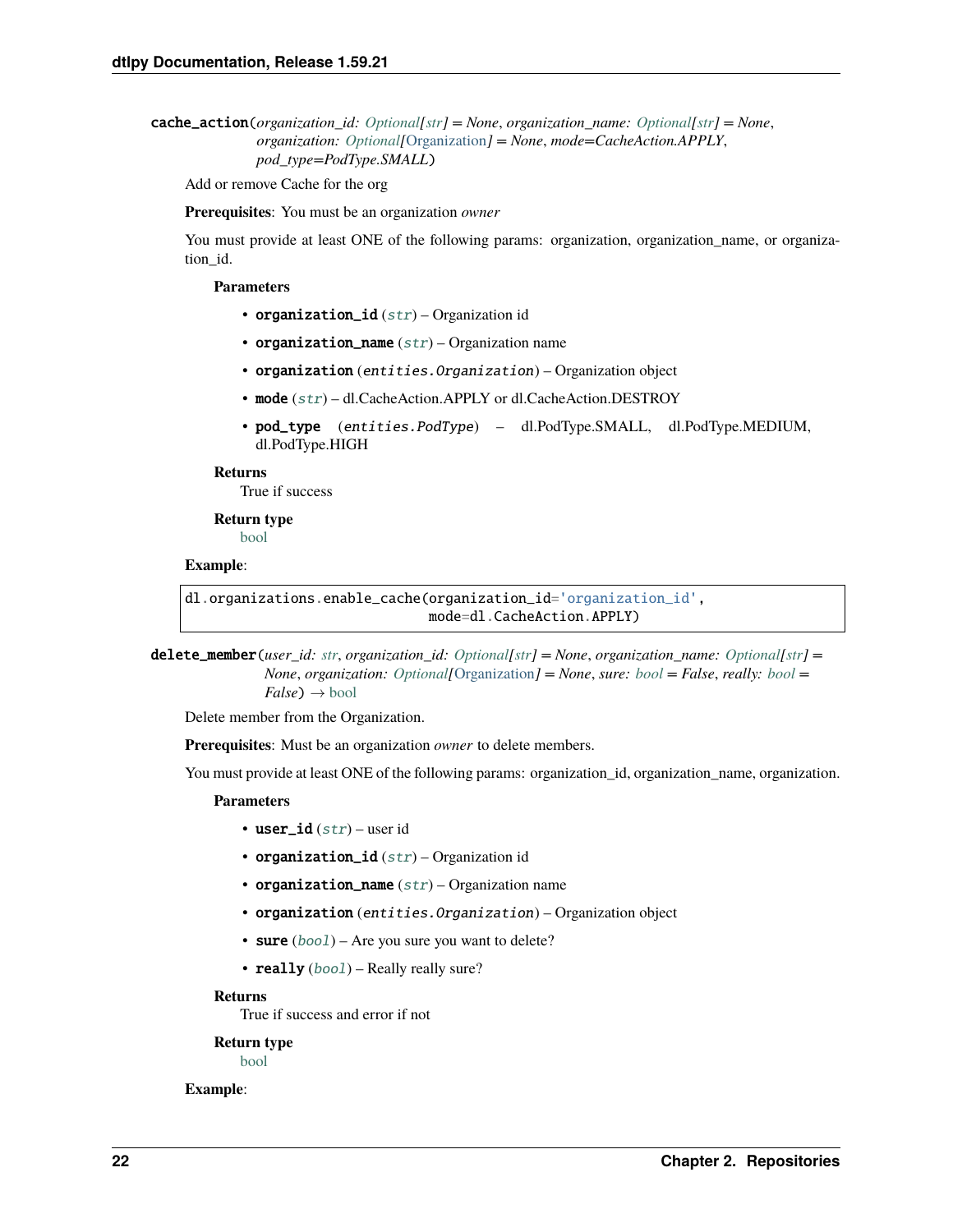**cache_action**(*organization_id: Optional[str] = None*, *organization_name: Optional[str] = None*, *organization: Optional[Organization] = None*, *mode=CacheAction.APPLY*, *pod_type=PodType.SMALL*)

Add or remove Cache for the org

**Prerequisites**: You must be an organization *owner*

You must provide at least ONE of the following params: organization, organization_name, or organization_id.

**Parameters**

- **organization_id** (*str*) – Organization id
- **organization_name** (*str*) – Organization name
- **organization** (*entities.Organization*) – Organization object
- **mode** (*str*) – dl.CacheAction.APPLY or dl.CacheAction.DESTROY
- **pod_type** (*entities.PodType*) – dl.PodType.SMALL, dl.PodType.MEDIUM, dl.PodType.HIGH

**Returns**
True if success

**Return type**
bool

**Example**:

```
dl.organizations.enable_cache(organization_id='organization_id',
                              mode=dl.CacheAction.APPLY)
```

**delete_member**(*user_id: str*, *organization_id: Optional[str] = None*, *organization_name: Optional[str] = None*, *organization: Optional[Organization] = None*, *sure: bool = False*, *really: bool = False*) → bool

Delete member from the Organization.

**Prerequisites**: Must be an organization *owner* to delete members.

You must provide at least ONE of the following params: organization_id, organization_name, organization.

**Parameters**

- **user_id** (*str*) – user id
- **organization_id** (*str*) – Organization id
- **organization_name** (*str*) – Organization name
- **organization** (*entities.Organization*) – Organization object
- **sure** (*bool*) – Are you sure you want to delete?
- **really** (*bool*) – Really really sure?

**Returns**
True if success and error if not

**Return type**
bool

**Example**: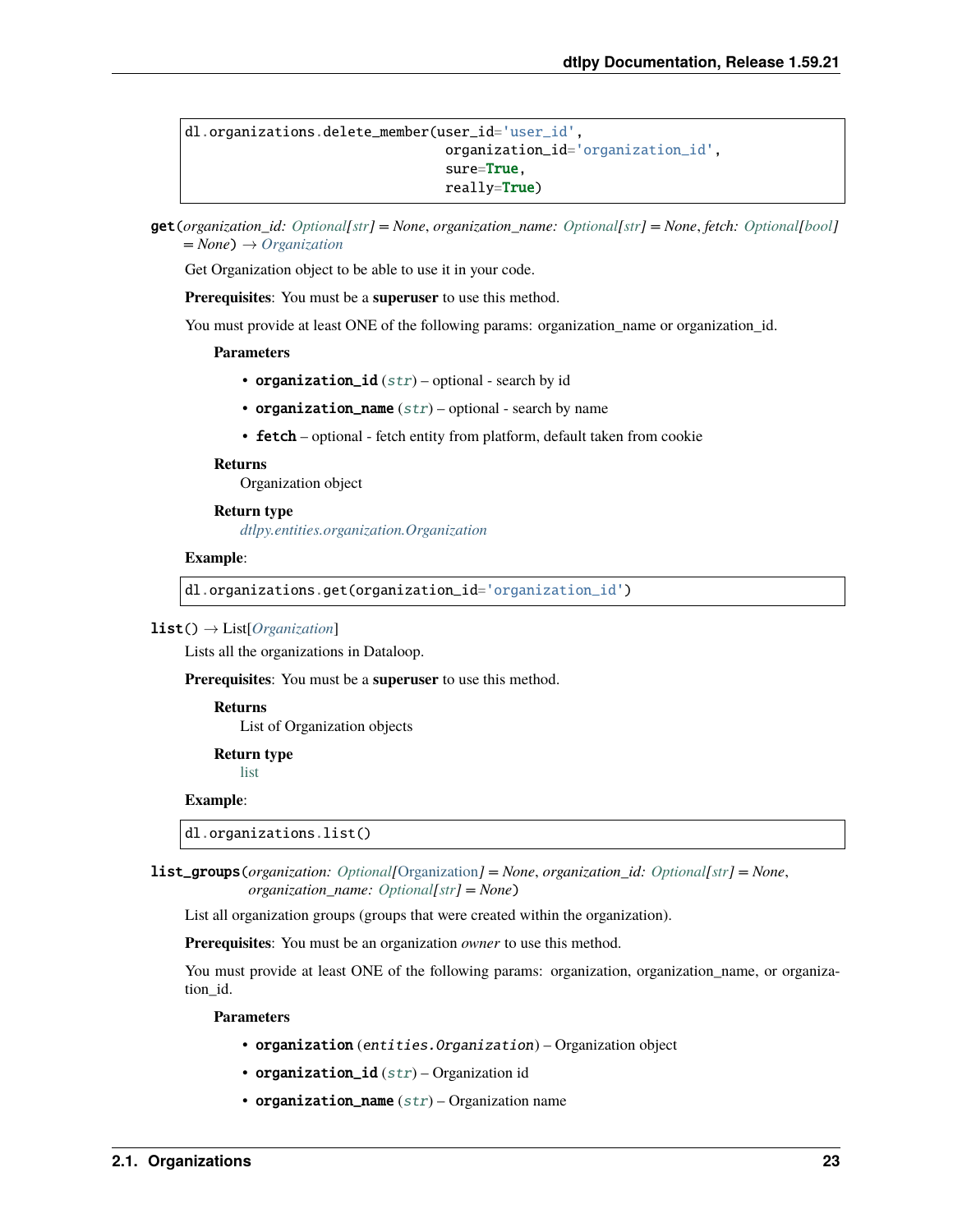```
dl.organizations.delete_member(user_id='user_id',
                               organization_id='organization_id',
                               sure=True,
                               really=True)
```

**get**(*organization_id: Optional[str] = None*, *organization_name: Optional[str] = None*, *fetch: Optional[bool] = None*) → *Organization*

Get Organization object to be able to use it in your code.

**Prerequisites**: You must be a **superuser** to use this method.

You must provide at least ONE of the following params: organization_name or organization_id.

**Parameters**

- **organization_id** (*str*) – optional - search by id
- **organization_name** (*str*) – optional - search by name
- **fetch** – optional - fetch entity from platform, default taken from cookie

**Returns**
Organization object

**Return type**
*dtlpy.entities.organization.Organization*

**Example**:

```
dl.organizations.get(organization_id='organization_id')
```

**list**() → List[*Organization*]

Lists all the organizations in Dataloop.

**Prerequisites**: You must be a **superuser** to use this method.

**Returns**
List of Organization objects

**Return type**
list

**Example**:

```
dl.organizations.list()
```

**list_groups**(*organization: Optional[Organization] = None*, *organization_id: Optional[str] = None*, *organization_name: Optional[str] = None*)

List all organization groups (groups that were created within the organization).

**Prerequisites**: You must be an organization *owner* to use this method.

You must provide at least ONE of the following params: organization, organization_name, or organization_id.

**Parameters**

- **organization** (*entities.Organization*) – Organization object
- **organization_id** (*str*) – Organization id
- **organization_name** (*str*) – Organization name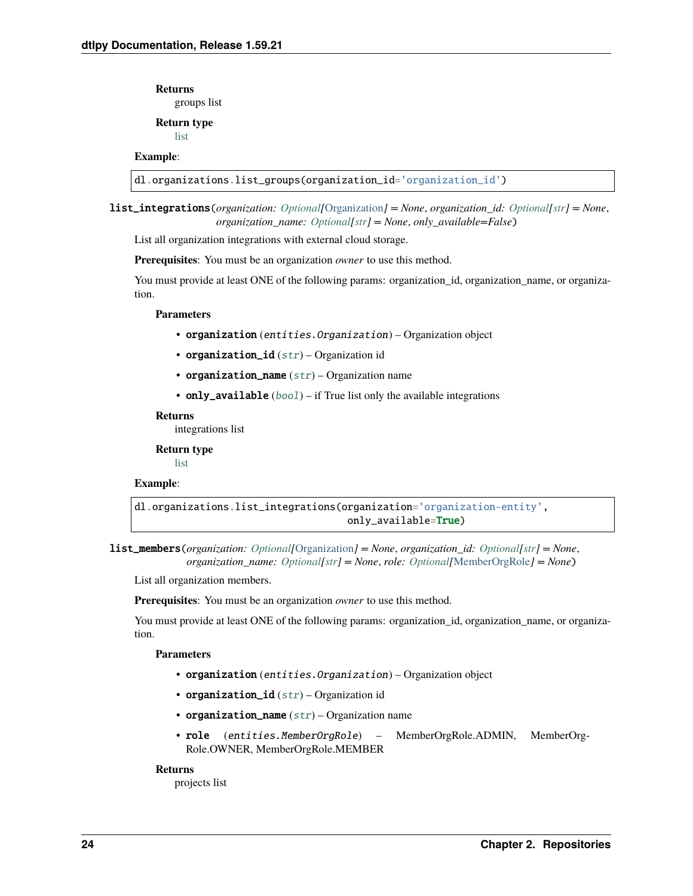**Returns**
groups list

**Return type**
list

**Example**:

```
dl.organizations.list_groups(organization_id='organization_id')
```

**list_integrations**(*organization: Optional[Organization] = None*, *organization_id: Optional[str] = None*, *organization_name: Optional[str] = None*, *only_available=False*)

List all organization integrations with external cloud storage.

**Prerequisites**: You must be an organization *owner* to use this method.

You must provide at least ONE of the following params: organization_id, organization_name, or organization.

**Parameters**

- **organization** (*entities.Organization*) – Organization object
- **organization_id** (*str*) – Organization id
- **organization_name** (*str*) – Organization name
- **only_available** (*bool*) – if True list only the available integrations

**Returns**
integrations list

**Return type**
list

**Example**:

```
dl.organizations.list_integrations(organization='organization-entity',
                                   only_available=True)
```

**list_members**(*organization: Optional[Organization] = None*, *organization_id: Optional[str] = None*, *organization_name: Optional[str] = None*, *role: Optional[MemberOrgRole] = None*)

List all organization members.

**Prerequisites**: You must be an organization *owner* to use this method.

You must provide at least ONE of the following params: organization_id, organization_name, or organization.

**Parameters**

- **organization** (*entities.Organization*) – Organization object
- **organization_id** (*str*) – Organization id
- **organization_name** (*str*) – Organization name
- **role** (*entities.MemberOrgRole*) – MemberOrgRole.ADMIN, MemberOrgRole.OWNER, MemberOrgRole.MEMBER

**Returns**
projects list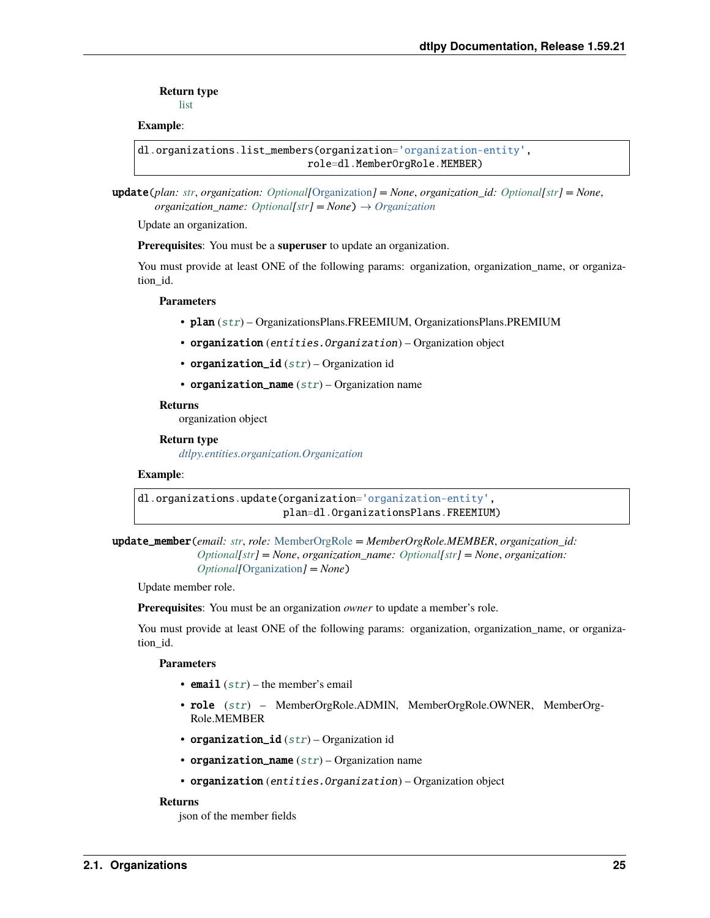**Return type**
list

**Example**:

```
dl.organizations.list_members(organization='organization-entity',
                              role=dl.MemberOrgRole.MEMBER)
```

**update**(*plan: str, organization: Optional[Organization] = None, organization_id: Optional[str] = None, organization_name: Optional[str] = None*) → *Organization*

Update an organization.

**Prerequisites**: You must be a **superuser** to update an organization.

You must provide at least ONE of the following params: organization, organization_name, or organization_id.

**Parameters**

- **plan** (*str*) – OrganizationsPlans.FREEMIUM, OrganizationsPlans.PREMIUM
- **organization** (*entities.Organization*) – Organization object
- **organization_id** (*str*) – Organization id
- **organization_name** (*str*) – Organization name

**Returns**
organization object

**Return type**
*dtlpy.entities.organization.Organization*

**Example**:

```
dl.organizations.update(organization='organization-entity',
                        plan=dl.OrganizationsPlans.FREEMIUM)
```

**update_member**(*email: str, role: MemberOrgRole = MemberOrgRole.MEMBER, organization_id: Optional[str] = None, organization_name: Optional[str] = None, organization: Optional[Organization] = None*)

Update member role.

**Prerequisites**: You must be an organization *owner* to update a member's role.

You must provide at least ONE of the following params: organization, organization_name, or organization_id.

**Parameters**

- **email** (*str*) – the member's email
- **role** (*str*) – MemberOrgRole.ADMIN, MemberOrgRole.OWNER, MemberOrgRole.MEMBER
- **organization_id** (*str*) – Organization id
- **organization_name** (*str*) – Organization name
- **organization** (*entities.Organization*) – Organization object

**Returns**
json of the member fields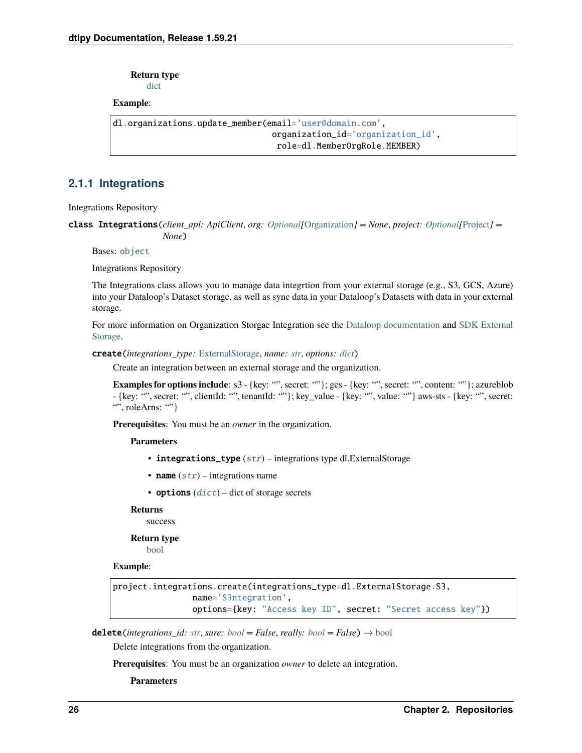**Return type**
dict

**Example**:

```
dl.organizations.update_member(email='user@domain.com',
                               organization_id='organization_id',
                                role=dl.MemberOrgRole.MEMBER)
```

### 2.1.1 Integrations

Integrations Repository

**class Integrations**(*client_api: ApiClient*, *org: Optional[Organization] = None*, *project: Optional[Project] = None*)

Bases: `object`

Integrations Repository

The Integrations class allows you to manage data integrtion from your external storage (e.g., S3, GCS, Azure) into your Dataloop's Dataset storage, as well as sync data in your Dataloop's Datasets with data in your external storage.

For more information on Organization Storgae Integration see the Dataloop documentation and SDK External Storage.

**create**(*integrations_type: ExternalStorage*, *name: str*, *options: dict*)

Create an integration between an external storage and the organization.

**Examples for options include**: s3 - {key: "", secret: ""}; gcs - {key: "", secret: "", content: ""}; azureblob - {key: "", secret: "", clientId: "", tenantId: ""}; key_value - {key: "", value: ""} aws-sts - {key: "", secret: "", roleArns: ""}

**Prerequisites**: You must be an *owner* in the organization.

**Parameters**

- **integrations_type** (*str*) – integrations type dl.ExternalStorage
- **name** (*str*) – integrations name
- **options** (*dict*) – dict of storage secrets

**Returns**
success

**Return type**
bool

**Example**:

```
project.integrations.create(integrations_type=dl.ExternalStorage.S3,
                name='S3ntegration',
                options={key: "Access key ID", secret: "Secret access key"})
```

**delete**(*integrations_id: str*, *sure: bool = False*, *really: bool = False*) → bool

Delete integrations from the organization.

**Prerequisites**: You must be an organization *owner* to delete an integration.

**Parameters**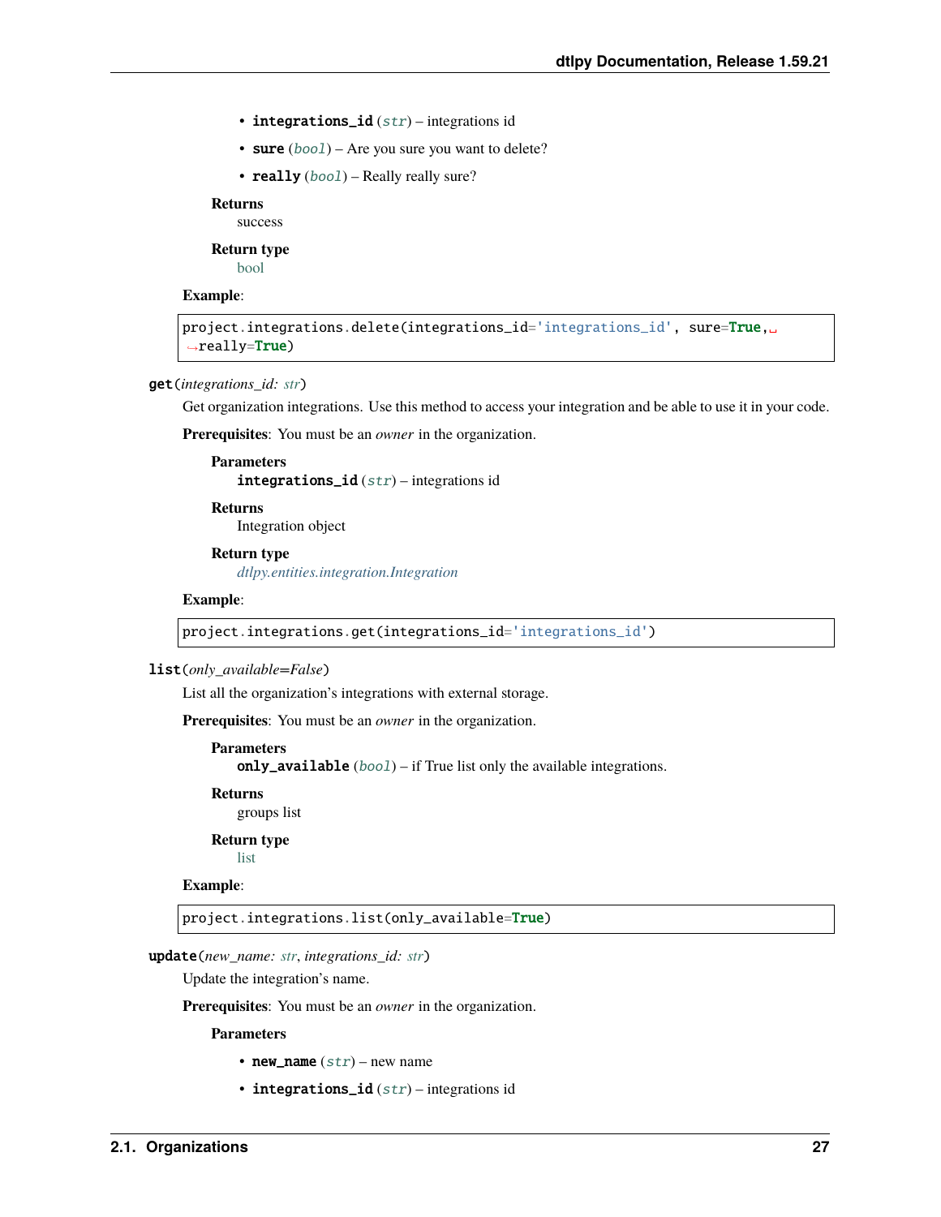- **integrations_id** (*str*) – integrations id
- **sure** (*bool*) – Are you sure you want to delete?
- **really** (*bool*) – Really really sure?

**Returns**
success

**Return type**
bool

**Example**:

```
project.integrations.delete(integrations_id='integrations_id', sure=True, really=True)
```

**get**(*integrations_id: str*)

Get organization integrations. Use this method to access your integration and be able to use it in your code.

**Prerequisites**: You must be an *owner* in the organization.

**Parameters**
**integrations_id** (*str*) – integrations id

**Returns**
Integration object

**Return type**
*dtlpy.entities.integration.Integration*

**Example**:

```
project.integrations.get(integrations_id='integrations_id')
```

**list**(*only_available=False*)

List all the organization's integrations with external storage.

**Prerequisites**: You must be an *owner* in the organization.

**Parameters**
**only_available** (*bool*) – if True list only the available integrations.

**Returns**
groups list

**Return type**
list

**Example**:

```
project.integrations.list(only_available=True)
```

**update**(*new_name: str, integrations_id: str*)

Update the integration's name.

**Prerequisites**: You must be an *owner* in the organization.

**Parameters**

- **new_name** (*str*) – new name
- **integrations_id** (*str*) – integrations id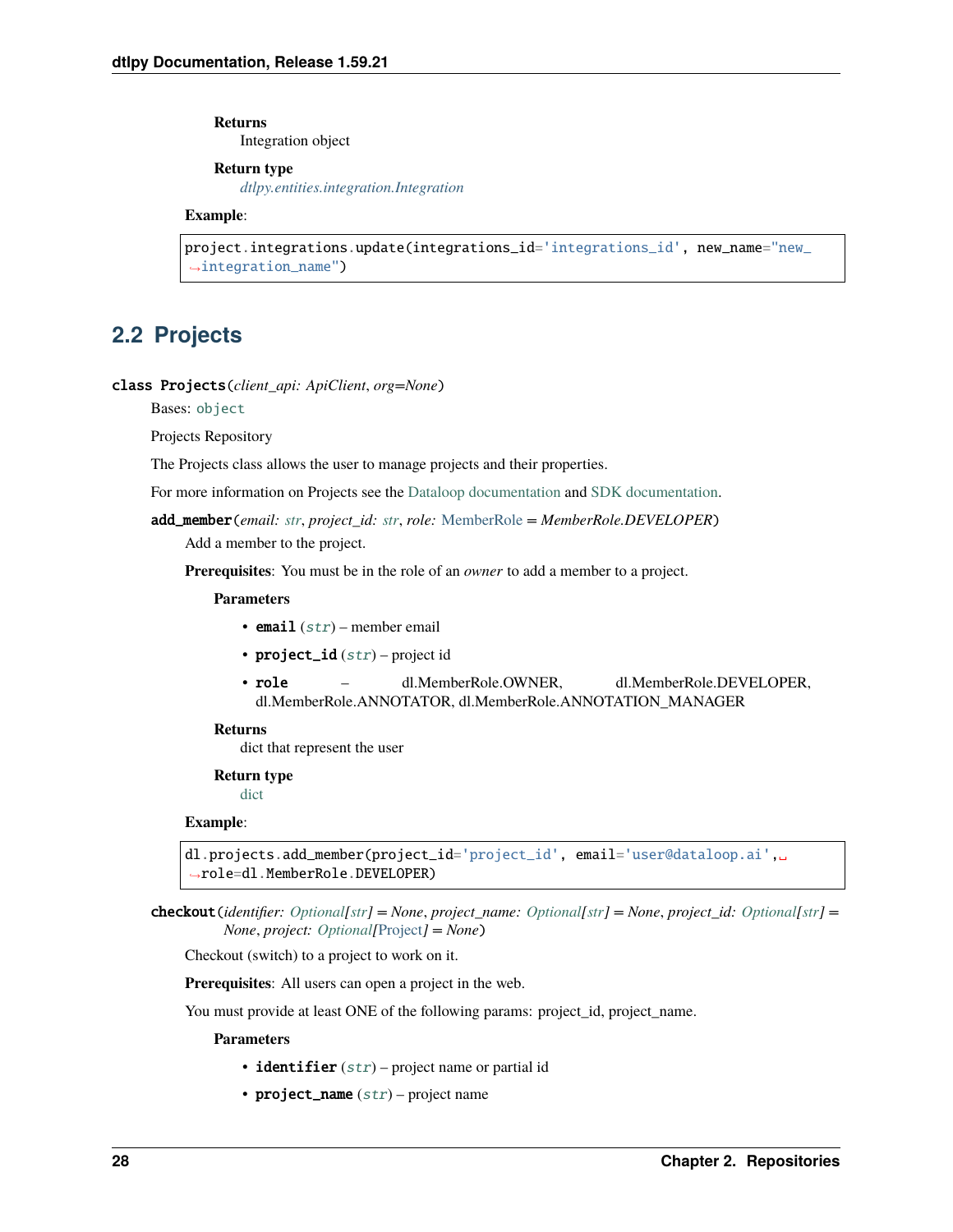**Returns**
Integration object

**Return type**
*dtlpy.entities.integration.Integration*

**Example**:

```
project.integrations.update(integrations_id='integrations_id', new_name="new_integration_name")
```

## 2.2 Projects

**class Projects**(*client_api: ApiClient*, *org=None*)

Bases: `object`

Projects Repository

The Projects class allows the user to manage projects and their properties.

For more information on Projects see the Dataloop documentation and SDK documentation.

**add_member**(*email: str*, *project_id: str*, *role: MemberRole = MemberRole.DEVELOPER*)

Add a member to the project.

**Prerequisites**: You must be in the role of an *owner* to add a member to a project.

**Parameters**

- **email** (*str*) – member email
- **project_id** (*str*) – project id
- **role** – dl.MemberRole.OWNER, dl.MemberRole.DEVELOPER, dl.MemberRole.ANNOTATOR, dl.MemberRole.ANNOTATION_MANAGER

**Returns**
dict that represent the user

**Return type**
dict

**Example**:

```
dl.projects.add_member(project_id='project_id', email='user@dataloop.ai', role=dl.MemberRole.DEVELOPER)
```

**checkout**(*identifier: Optional[str] = None*, *project_name: Optional[str] = None*, *project_id: Optional[str] = None*, *project: Optional[Project] = None*)

Checkout (switch) to a project to work on it.

**Prerequisites**: All users can open a project in the web.

You must provide at least ONE of the following params: project_id, project_name.

**Parameters**

- **identifier** (*str*) – project name or partial id
- **project_name** (*str*) – project name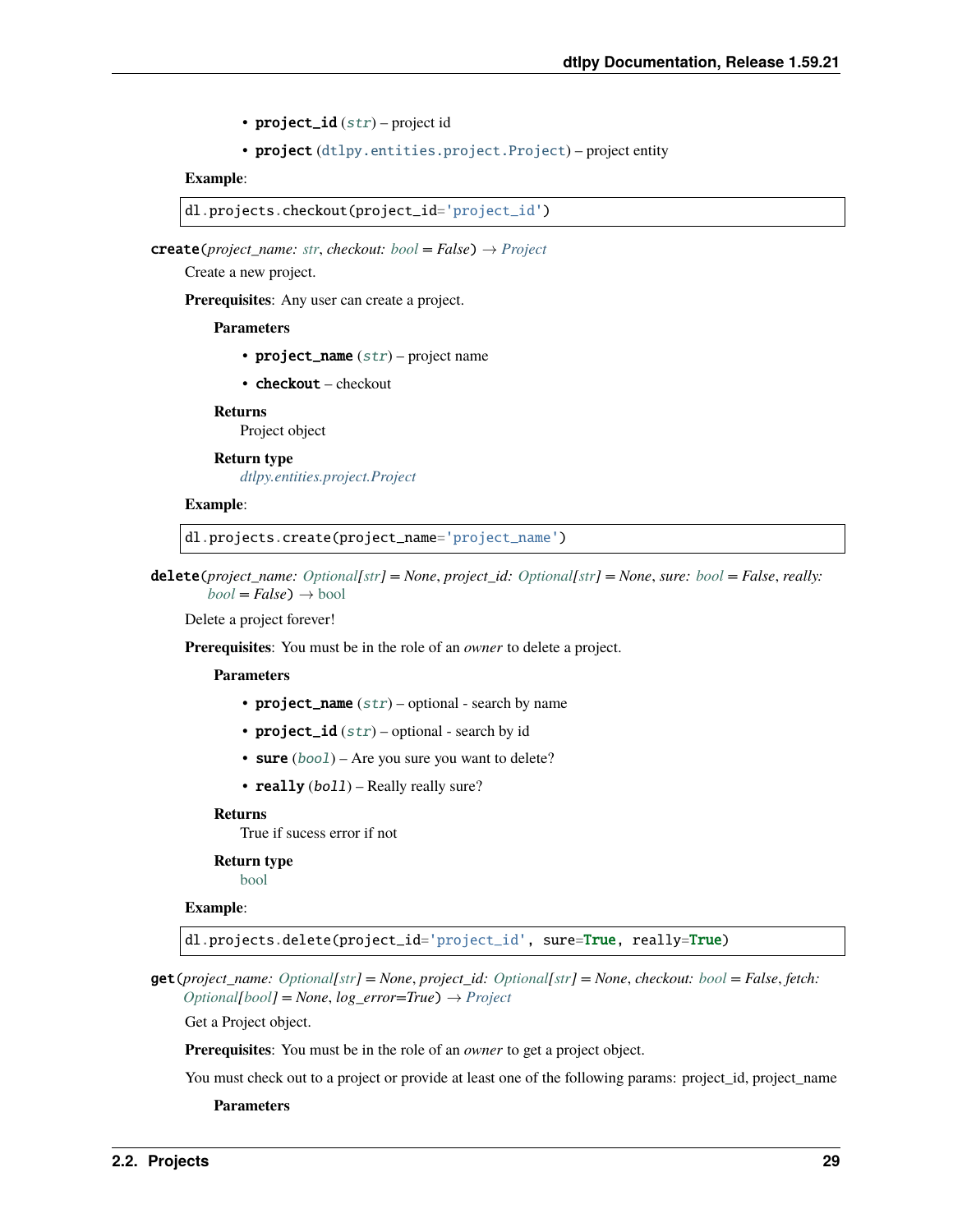- **project_id** (*str*) – project id
- **project** (dtlpy.entities.project.Project) – project entity

**Example**:

```
dl.projects.checkout(project_id='project_id')
```

**create**(*project_name: str*, *checkout: bool = False*) → *Project*

Create a new project.

**Prerequisites**: Any user can create a project.

**Parameters**

- **project_name** (*str*) – project name
- **checkout** – checkout

**Returns**

Project object

**Return type**

*dtlpy.entities.project.Project*

**Example**:

```
dl.projects.create(project_name='project_name')
```

**delete**(*project_name: Optional[str] = None*, *project_id: Optional[str] = None*, *sure: bool = False*, *really: bool = False*) → bool

Delete a project forever!

**Prerequisites**: You must be in the role of an *owner* to delete a project.

**Parameters**

- **project_name** (*str*) – optional - search by name
- **project_id** (*str*) – optional - search by id
- **sure** (*bool*) – Are you sure you want to delete?
- **really** (*boll*) – Really really sure?

**Returns**

True if sucess error if not

**Return type**

bool

**Example**:

```
dl.projects.delete(project_id='project_id', sure=True, really=True)
```

**get**(*project_name: Optional[str] = None*, *project_id: Optional[str] = None*, *checkout: bool = False*, *fetch: Optional[bool] = None*, *log_error=True*) → *Project*

Get a Project object.

**Prerequisites**: You must be in the role of an *owner* to get a project object.

You must check out to a project or provide at least one of the following params: project_id, project_name

**Parameters**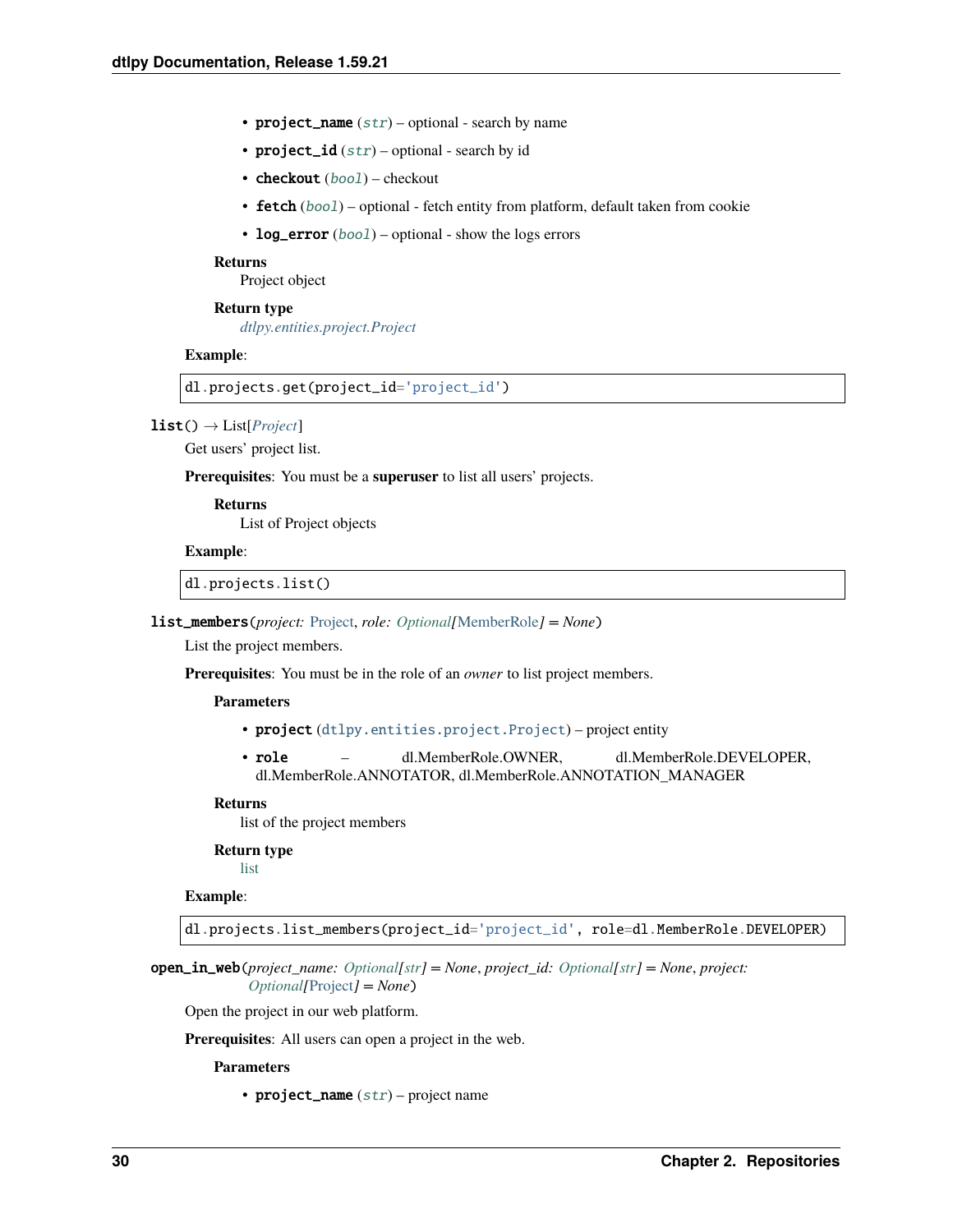- **project_name** (*str*) – optional - search by name
- **project_id** (*str*) – optional - search by id
- **checkout** (*bool*) – checkout
- **fetch** (*bool*) – optional - fetch entity from platform, default taken from cookie
- **log_error** (*bool*) – optional - show the logs errors

**Returns**
Project object

**Return type**
*dtlpy.entities.project.Project*

**Example**:

```
dl.projects.get(project_id='project_id')
```

**list**() → List[*Project*]

Get users' project list.

**Prerequisites**: You must be a **superuser** to list all users' projects.

**Returns**
List of Project objects

**Example**:

```
dl.projects.list()
```

**list_members**(*project: Project, role: Optional[MemberRole] = None*)

List the project members.

**Prerequisites**: You must be in the role of an *owner* to list project members.

**Parameters**

- **project** (dtlpy.entities.project.Project) – project entity
- **role** – dl.MemberRole.OWNER, dl.MemberRole.DEVELOPER, dl.MemberRole.ANNOTATOR, dl.MemberRole.ANNOTATION_MANAGER

**Returns**
list of the project members

**Return type**
list

**Example**:

```
dl.projects.list_members(project_id='project_id', role=dl.MemberRole.DEVELOPER)
```

**open_in_web**(*project_name: Optional[str] = None, project_id: Optional[str] = None, project: Optional[Project] = None*)

Open the project in our web platform.

**Prerequisites**: All users can open a project in the web.

**Parameters**

- **project_name** (*str*) – project name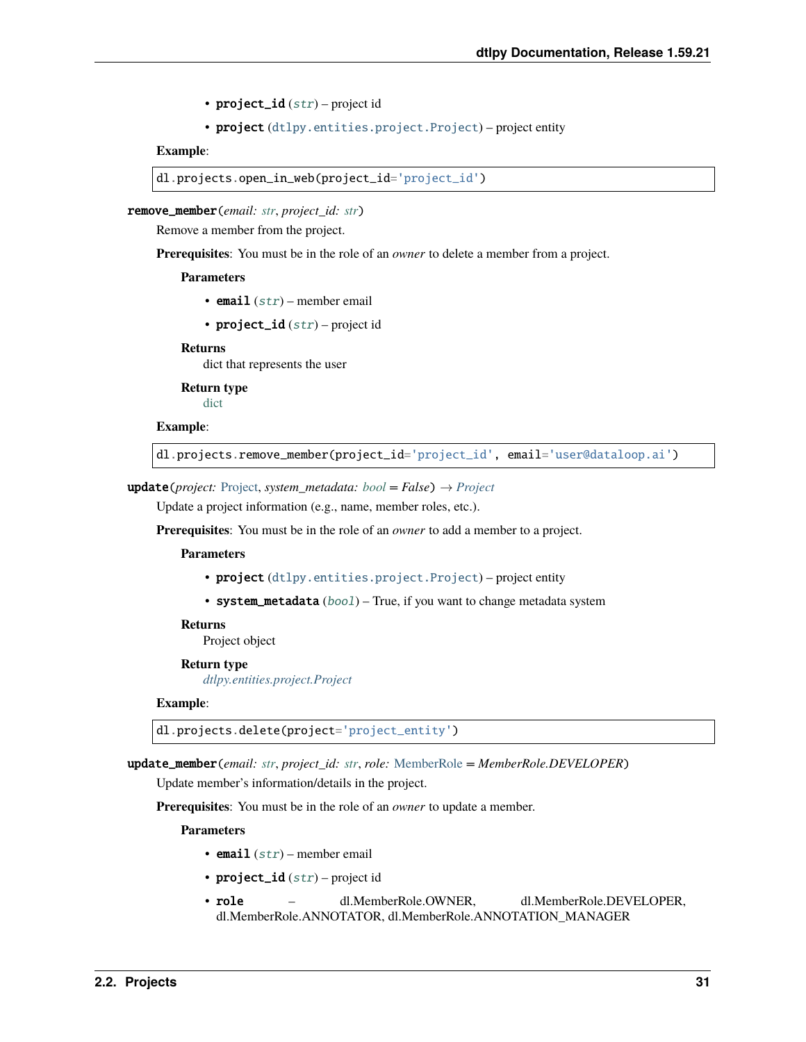- **project_id** (*str*) – project id
- **project** (dtlpy.entities.project.Project) – project entity

**Example**:

```
dl.projects.open_in_web(project_id='project_id')
```

**remove_member**(*email: str*, *project_id: str*)

Remove a member from the project.

**Prerequisites**: You must be in the role of an *owner* to delete a member from a project.

**Parameters**

- **email** (*str*) – member email
- **project_id** (*str*) – project id

**Returns**

dict that represents the user

**Return type**

dict

**Example**:

```
dl.projects.remove_member(project_id='project_id', email='user@dataloop.ai')
```

**update**(*project: Project*, *system_metadata: bool = False*) → *Project*

Update a project information (e.g., name, member roles, etc.).

**Prerequisites**: You must be in the role of an *owner* to add a member to a project.

**Parameters**

- **project** (dtlpy.entities.project.Project) – project entity
- **system_metadata** (*bool*) – True, if you want to change metadata system

**Returns**

Project object

**Return type**

*dtlpy.entities.project.Project*

**Example**:

```
dl.projects.delete(project='project_entity')
```

**update_member**(*email: str*, *project_id: str*, *role: MemberRole = MemberRole.DEVELOPER*)

Update member's information/details in the project.

**Prerequisites**: You must be in the role of an *owner* to update a member.

**Parameters**

- **email** (*str*) – member email
- **project_id** (*str*) – project id
- **role** – dl.MemberRole.OWNER, dl.MemberRole.DEVELOPER, dl.MemberRole.ANNOTATOR, dl.MemberRole.ANNOTATION_MANAGER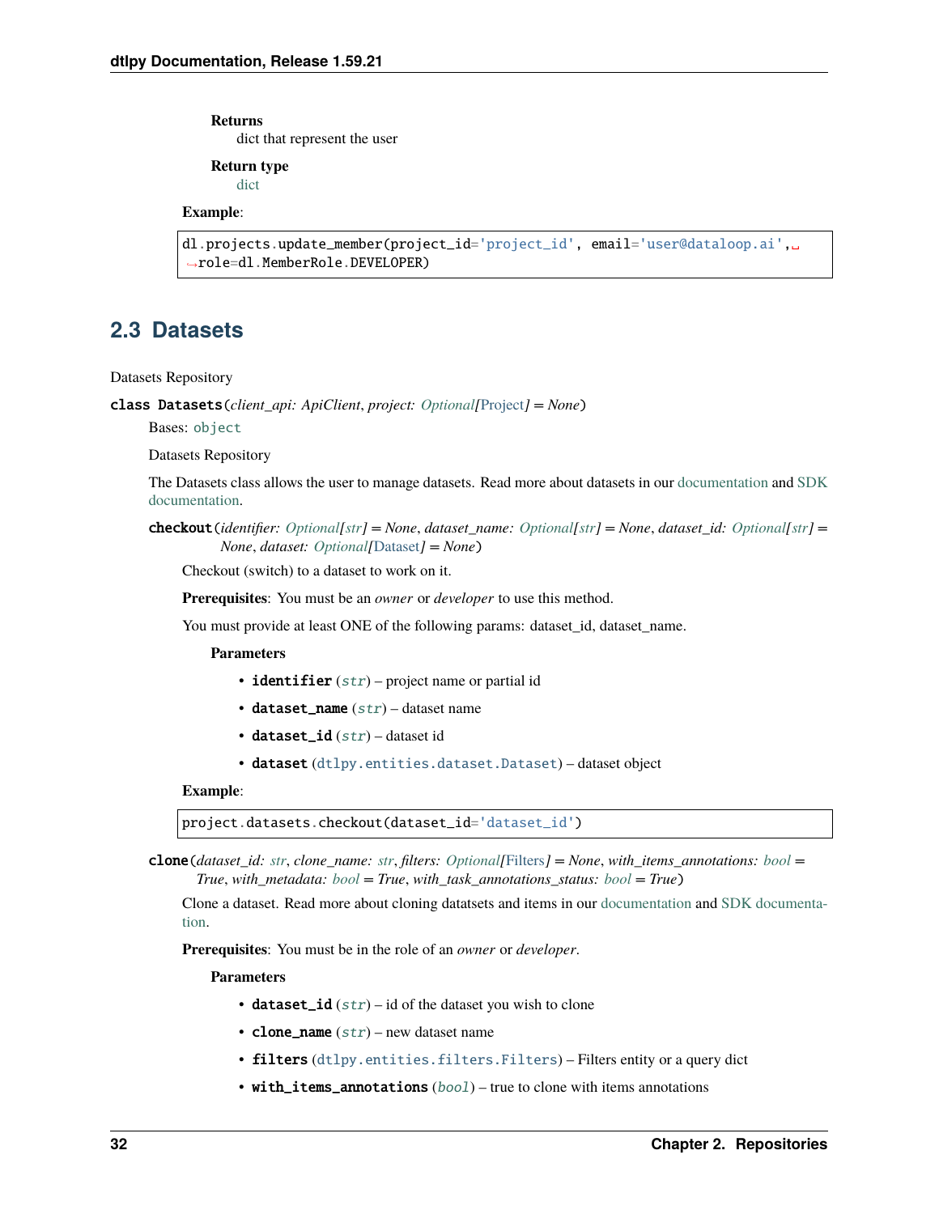**Returns**
dict that represent the user

**Return type**
dict

**Example**:

```
dl.projects.update_member(project_id='project_id', email='user@dataloop.ai',
role=dl.MemberRole.DEVELOPER)
```

## 2.3 Datasets

Datasets Repository

**class Datasets**(*client_api: ApiClient*, *project: Optional[Project] = None*)

Bases: `object`

Datasets Repository

The Datasets class allows the user to manage datasets. Read more about datasets in our documentation and SDK documentation.

**checkout**(*identifier: Optional[str] = None*, *dataset_name: Optional[str] = None*, *dataset_id: Optional[str] = None*, *dataset: Optional[Dataset] = None*)

Checkout (switch) to a dataset to work on it.

**Prerequisites**: You must be an *owner* or *developer* to use this method.

You must provide at least ONE of the following params: dataset_id, dataset_name.

**Parameters**

- **identifier** (*str*) – project name or partial id
- **dataset_name** (*str*) – dataset name
- **dataset_id** (*str*) – dataset id
- **dataset** (`dtlpy.entities.dataset.Dataset`) – dataset object

**Example**:

```
project.datasets.checkout(dataset_id='dataset_id')
```

**clone**(*dataset_id: str*, *clone_name: str*, *filters: Optional[Filters] = None*, *with_items_annotations: bool = True*, *with_metadata: bool = True*, *with_task_annotations_status: bool = True*)

Clone a dataset. Read more about cloning datatsets and items in our documentation and SDK documentation.

**Prerequisites**: You must be in the role of an *owner* or *developer*.

**Parameters**

- **dataset_id** (*str*) – id of the dataset you wish to clone
- **clone_name** (*str*) – new dataset name
- **filters** (`dtlpy.entities.filters.Filters`) – Filters entity or a query dict
- **with_items_annotations** (*bool*) – true to clone with items annotations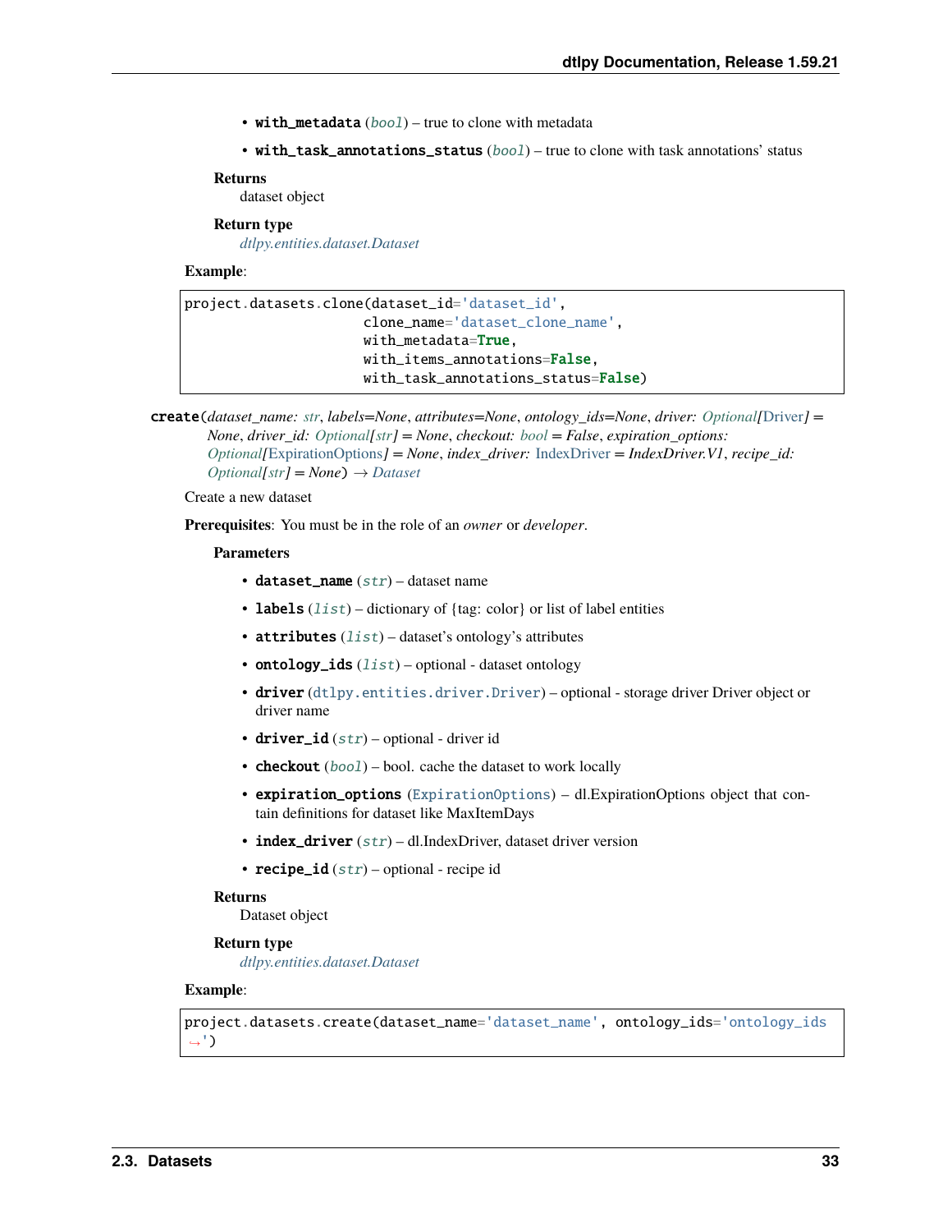- **with_metadata** (*bool*) – true to clone with metadata
- **with_task_annotations_status** (*bool*) – true to clone with task annotations' status

**Returns**
dataset object

**Return type**
*dtlpy.entities.dataset.Dataset*

**Example**:

```
project.datasets.clone(dataset_id='dataset_id',
                       clone_name='dataset_clone_name',
                       with_metadata=True,
                       with_items_annotations=False,
                       with_task_annotations_status=False)
```

**create**(*dataset_name: str, labels=None, attributes=None, ontology_ids=None, driver: Optional[Driver] = None, driver_id: Optional[str] = None, checkout: bool = False, expiration_options: Optional[ExpirationOptions] = None, index_driver: IndexDriver = IndexDriver.V1, recipe_id: Optional[str] = None*) → *Dataset*

Create a new dataset

**Prerequisites**: You must be in the role of an *owner* or *developer*.

**Parameters**

- **dataset_name** (*str*) – dataset name
- **labels** (*list*) – dictionary of {tag: color} or list of label entities
- **attributes** (*list*) – dataset's ontology's attributes
- **ontology_ids** (*list*) – optional - dataset ontology
- **driver** (`dtlpy.entities.driver.Driver`) – optional - storage driver Driver object or driver name
- **driver_id** (*str*) – optional - driver id
- **checkout** (*bool*) – bool. cache the dataset to work locally
- **expiration_options** (`ExpirationOptions`) – dl.ExpirationOptions object that contain definitions for dataset like MaxItemDays
- **index_driver** (*str*) – dl.IndexDriver, dataset driver version
- **recipe_id** (*str*) – optional - recipe id

**Returns**
Dataset object

**Return type**
*dtlpy.entities.dataset.Dataset*

**Example**:

```
project.datasets.create(dataset_name='dataset_name', ontology_ids='ontology_ids
↪')
```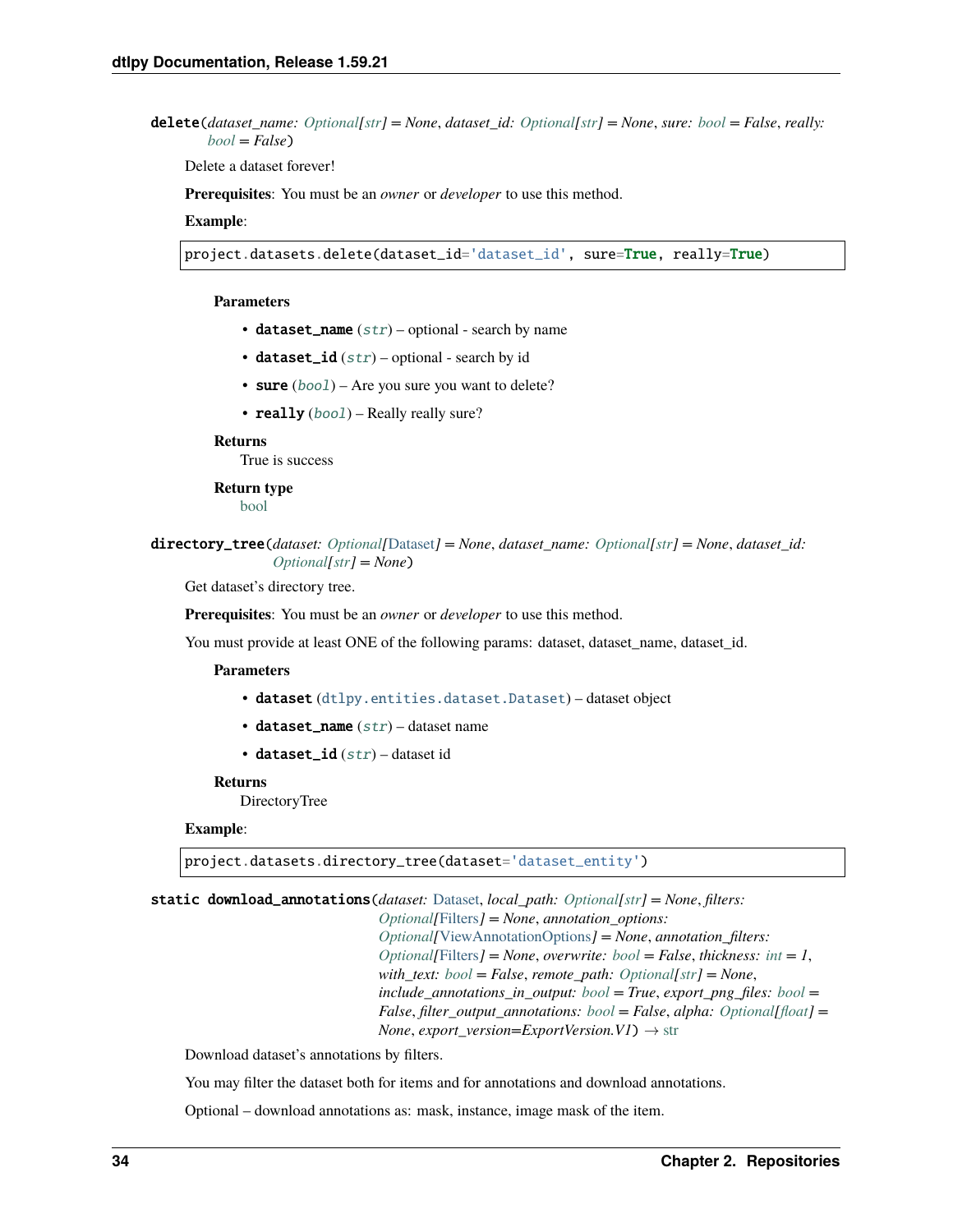**delete**(*dataset_name: Optional[str] = None*, *dataset_id: Optional[str] = None*, *sure: bool = False*, *really: bool = False*)

Delete a dataset forever!

**Prerequisites**: You must be an *owner* or *developer* to use this method.

**Example**:

```
project.datasets.delete(dataset_id='dataset_id', sure=True, really=True)
```

**Parameters**

- **dataset_name** (*str*) – optional - search by name
- **dataset_id** (*str*) – optional - search by id
- **sure** (*bool*) – Are you sure you want to delete?
- **really** (*bool*) – Really really sure?

**Returns**
True is success

**Return type**
bool

**directory_tree**(*dataset: Optional[Dataset] = None*, *dataset_name: Optional[str] = None*, *dataset_id: Optional[str] = None*)

Get dataset's directory tree.

**Prerequisites**: You must be an *owner* or *developer* to use this method.

You must provide at least ONE of the following params: dataset, dataset_name, dataset_id.

**Parameters**

- **dataset** (`dtlpy.entities.dataset.Dataset`) – dataset object
- **dataset_name** (*str*) – dataset name
- **dataset_id** (*str*) – dataset id

**Returns**
DirectoryTree

**Example**:

```
project.datasets.directory_tree(dataset='dataset_entity')
```

**static download_annotations**(*dataset: Dataset*, *local_path: Optional[str] = None*, *filters: Optional[Filters] = None*, *annotation_options: Optional[ViewAnnotationOptions] = None*, *annotation_filters: Optional[Filters] = None*, *overwrite: bool = False*, *thickness: int = 1*, *with_text: bool = False*, *remote_path: Optional[str] = None*, *include_annotations_in_output: bool = True*, *export_png_files: bool = False*, *filter_output_annotations: bool = False*, *alpha: Optional[float] = None*, *export_version=ExportVersion.V1*) → str

Download dataset's annotations by filters.

You may filter the dataset both for items and for annotations and download annotations.

Optional – download annotations as: mask, instance, image mask of the item.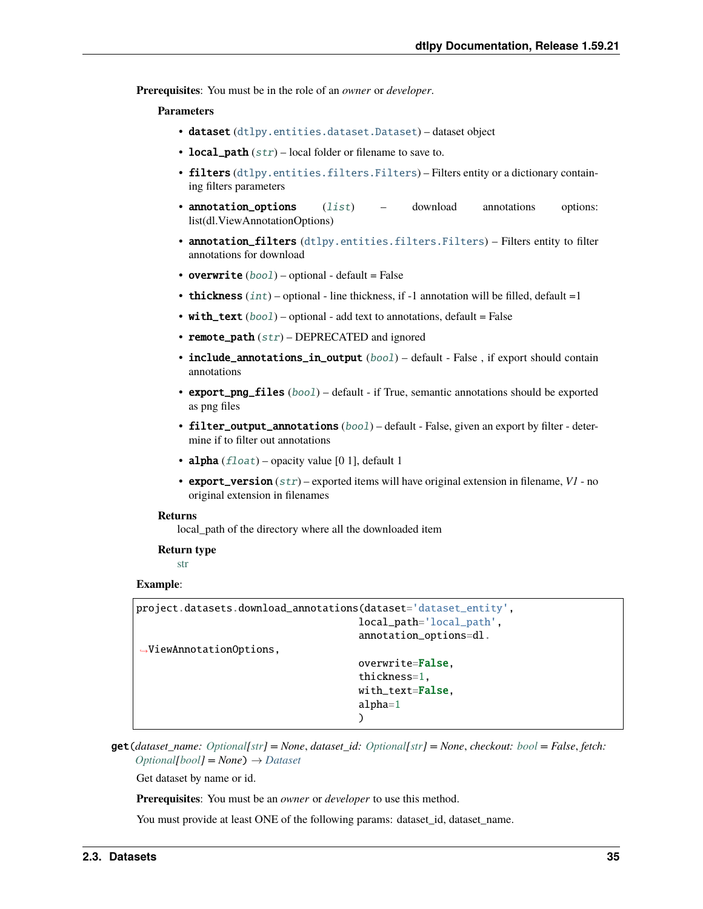**Prerequisites**: You must be in the role of an *owner* or *developer*.

**Parameters**

- **dataset** (dtlpy.entities.dataset.Dataset) – dataset object
- **local_path** (*str*) – local folder or filename to save to.
- **filters** (dtlpy.entities.filters.Filters) – Filters entity or a dictionary containing filters parameters
- **annotation_options** (*list*) – download annotations options: list(dl.ViewAnnotationOptions)
- **annotation_filters** (dtlpy.entities.filters.Filters) – Filters entity to filter annotations for download
- **overwrite** (*bool*) – optional - default = False
- **thickness** (*int*) – optional - line thickness, if -1 annotation will be filled, default =1
- **with_text** (*bool*) – optional - add text to annotations, default = False
- **remote_path** (*str*) – DEPRECATED and ignored
- **include_annotations_in_output** (*bool*) – default - False , if export should contain annotations
- **export_png_files** (*bool*) – default - if True, semantic annotations should be exported as png files
- **filter_output_annotations** (*bool*) – default - False, given an export by filter - determine if to filter out annotations
- **alpha** (*float*) – opacity value [0 1], default 1
- **export_version** (*str*) – exported items will have original extension in filename, *V1* - no original extension in filenames

**Returns**
local_path of the directory where all the downloaded item

**Return type**
str

**Example**:

```
project.datasets.download_annotations(dataset='dataset_entity',
                                      local_path='local_path',
                                      annotation_options=dl.
↪ViewAnnotationOptions,
                                      overwrite=False,
                                      thickness=1,
                                      with_text=False,
                                      alpha=1
                                      )
```

**get**(*dataset_name: Optional[str] = None*, *dataset_id: Optional[str] = None*, *checkout: bool = False*, *fetch: Optional[bool] = None*) → *Dataset*

Get dataset by name or id.

**Prerequisites**: You must be an *owner* or *developer* to use this method.

You must provide at least ONE of the following params: dataset_id, dataset_name.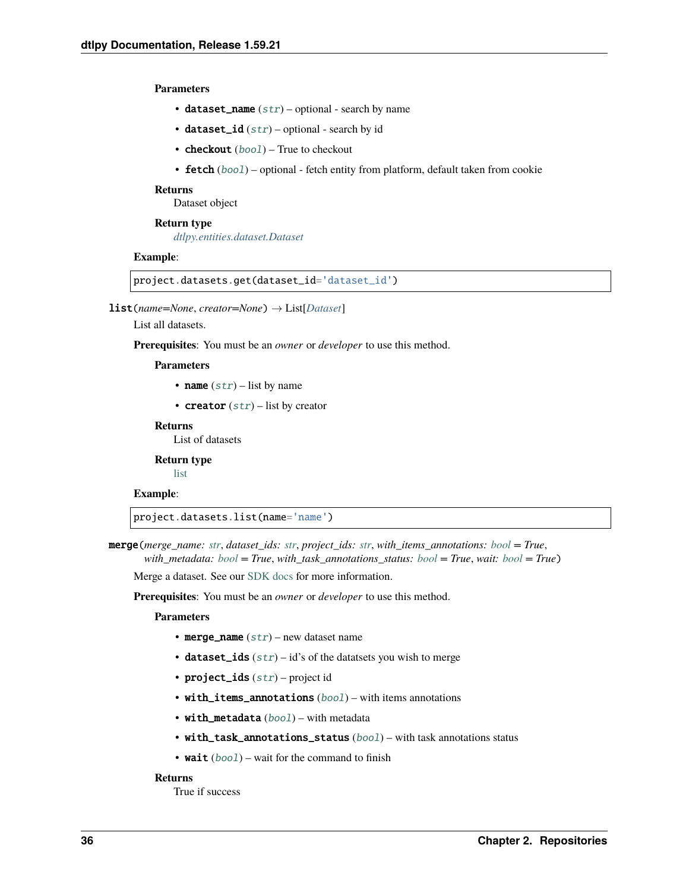**Parameters**

- **dataset_name** (*str*) – optional - search by name
- **dataset_id** (*str*) – optional - search by id
- **checkout** (*bool*) – True to checkout
- **fetch** (*bool*) – optional - fetch entity from platform, default taken from cookie

**Returns**
Dataset object

**Return type**
*dtlpy.entities.dataset.Dataset*

**Example**:

```
project.datasets.get(dataset_id='dataset_id')
```

**list**(*name=None*, *creator=None*) → List[*Dataset*]

List all datasets.

**Prerequisites**: You must be an *owner* or *developer* to use this method.

**Parameters**

- **name** (*str*) – list by name
- **creator** (*str*) – list by creator

**Returns**
List of datasets

**Return type**
list

**Example**:

```
project.datasets.list(name='name')
```

**merge**(*merge_name: str*, *dataset_ids: str*, *project_ids: str*, *with_items_annotations: bool = True*, *with_metadata: bool = True*, *with_task_annotations_status: bool = True*, *wait: bool = True*)

Merge a dataset. See our SDK docs for more information.

**Prerequisites**: You must be an *owner* or *developer* to use this method.

**Parameters**

- **merge_name** (*str*) – new dataset name
- **dataset_ids** (*str*) – id's of the datatsets you wish to merge
- **project_ids** (*str*) – project id
- **with_items_annotations** (*bool*) – with items annotations
- **with_metadata** (*bool*) – with metadata
- **with_task_annotations_status** (*bool*) – with task annotations status
- **wait** (*bool*) – wait for the command to finish

**Returns**
True if success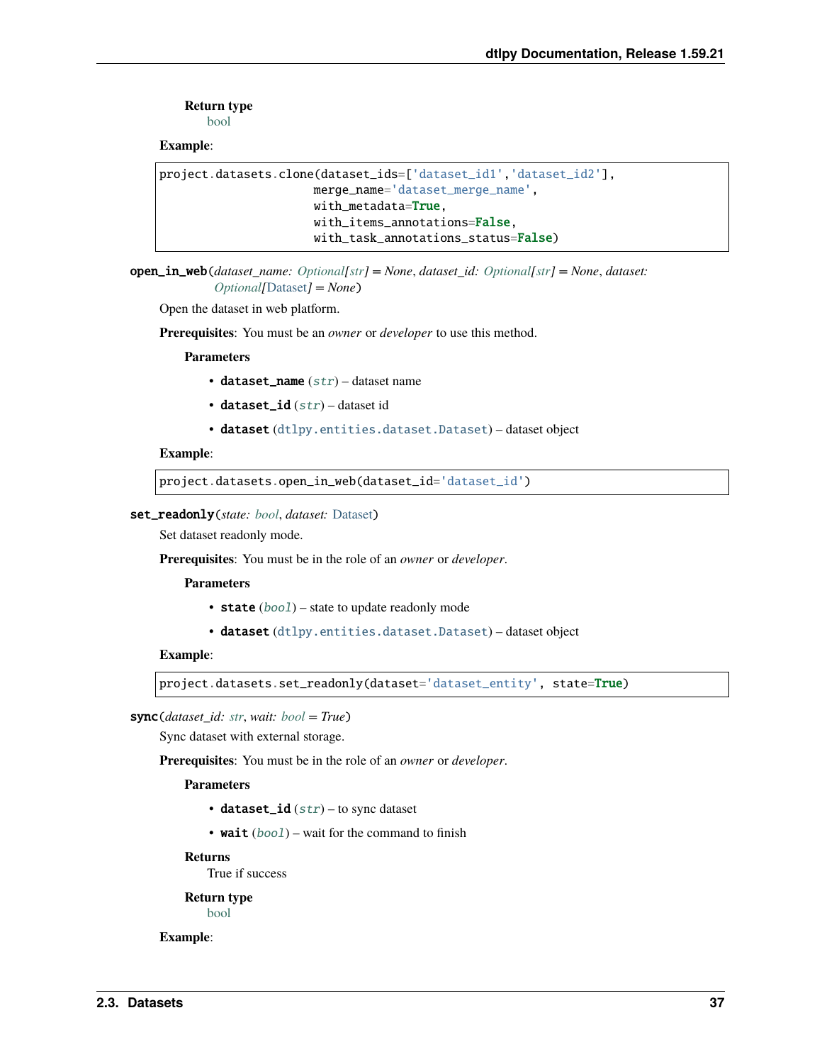**Return type**
bool

**Example**:

```
project.datasets.clone(dataset_ids=['dataset_id1','dataset_id2'],
                       merge_name='dataset_merge_name',
                       with_metadata=True,
                       with_items_annotations=False,
                       with_task_annotations_status=False)
```

**open_in_web**(*dataset_name: Optional[str] = None*, *dataset_id: Optional[str] = None*, *dataset: Optional[Dataset] = None*)

Open the dataset in web platform.

**Prerequisites**: You must be an *owner* or *developer* to use this method.

**Parameters**

- **dataset_name** (*str*) – dataset name
- **dataset_id** (*str*) – dataset id
- **dataset** (dtlpy.entities.dataset.Dataset) – dataset object

**Example**:

```
project.datasets.open_in_web(dataset_id='dataset_id')
```

**set_readonly**(*state: bool*, *dataset: Dataset*)

Set dataset readonly mode.

**Prerequisites**: You must be in the role of an *owner* or *developer*.

**Parameters**

- **state** (*bool*) – state to update readonly mode
- **dataset** (dtlpy.entities.dataset.Dataset) – dataset object

**Example**:

```
project.datasets.set_readonly(dataset='dataset_entity', state=True)
```

**sync**(*dataset_id: str*, *wait: bool = True*)

Sync dataset with external storage.

**Prerequisites**: You must be in the role of an *owner* or *developer*.

**Parameters**

- **dataset_id** (*str*) – to sync dataset
- **wait** (*bool*) – wait for the command to finish

**Returns**
True if success

**Return type**
bool

**Example**: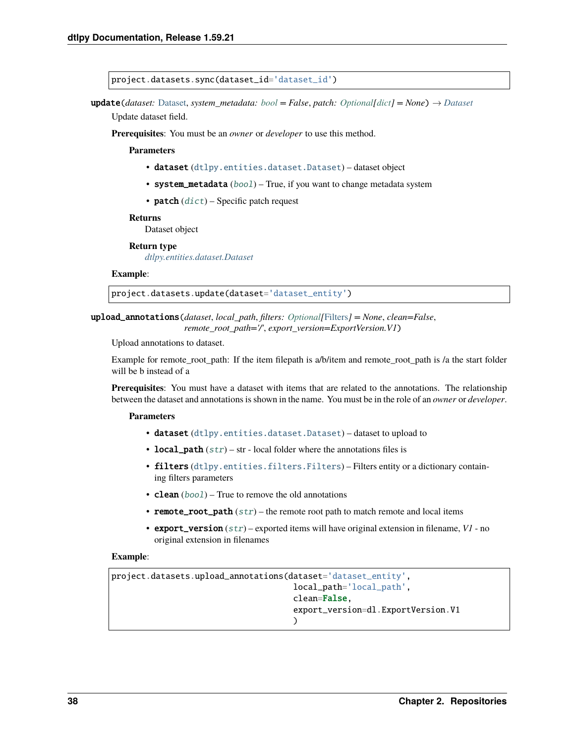```
project.datasets.sync(dataset_id='dataset_id')
```

**update**(*dataset: Dataset*, *system_metadata: bool = False*, *patch: Optional[dict] = None*) → *Dataset*

Update dataset field.

**Prerequisites**: You must be an *owner* or *developer* to use this method.

**Parameters**

- **dataset** (`dtlpy.entities.dataset.Dataset`) – dataset object
- **system_metadata** (*bool*) – True, if you want to change metadata system
- **patch** (*dict*) – Specific patch request

**Returns**
Dataset object

**Return type**
*dtlpy.entities.dataset.Dataset*

**Example**:

```
project.datasets.update(dataset='dataset_entity')
```

**upload_annotations**(*dataset*, *local_path*, *filters: Optional[Filters] = None*, *clean=False*, *remote_root_path='/'*, *export_version=ExportVersion.V1*)

Upload annotations to dataset.

Example for remote_root_path: If the item filepath is a/b/item and remote_root_path is /a the start folder will be b instead of a

**Prerequisites**: You must have a dataset with items that are related to the annotations. The relationship between the dataset and annotations is shown in the name. You must be in the role of an *owner* or *developer*.

**Parameters**

- **dataset** (`dtlpy.entities.dataset.Dataset`) – dataset to upload to
- **local_path** (*str*) – str - local folder where the annotations files is
- **filters** (`dtlpy.entities.filters.Filters`) – Filters entity or a dictionary containing filters parameters
- **clean** (*bool*) – True to remove the old annotations
- **remote_root_path** (*str*) – the remote root path to match remote and local items
- **export_version** (*str*) – exported items will have original extension in filename, *V1* - no original extension in filenames

**Example**:

```
project.datasets.upload_annotations(dataset='dataset_entity',
                                    local_path='local_path',
                                    clean=False,
                                    export_version=dl.ExportVersion.V1
                                    )
```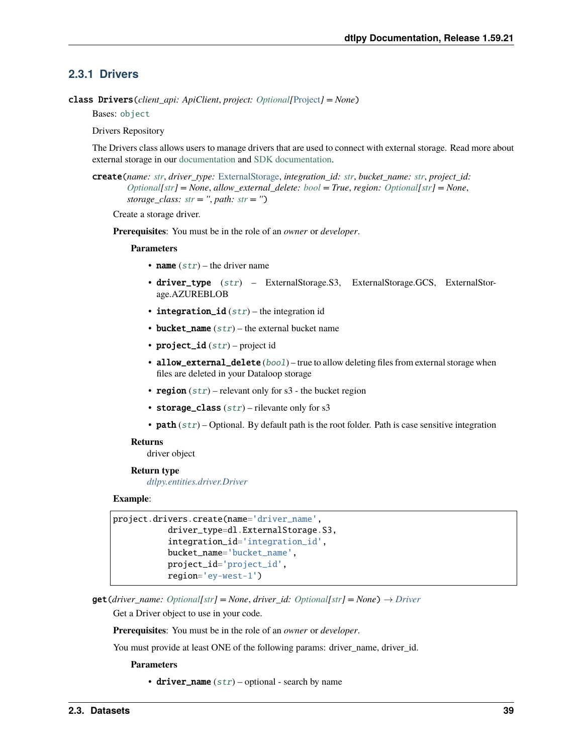### 2.3.1 Drivers

**class Drivers**(*client_api: ApiClient*, *project: Optional[Project] = None*)

Bases: `object`

Drivers Repository

The Drivers class allows users to manage drivers that are used to connect with external storage. Read more about external storage in our documentation and SDK documentation.

**create**(*name: str*, *driver_type: ExternalStorage*, *integration_id: str*, *bucket_name: str*, *project_id: Optional[str] = None*, *allow_external_delete: bool = True*, *region: Optional[str] = None*, *storage_class: str = ''*, *path: str = ''*)

Create a storage driver.

**Prerequisites**: You must be in the role of an *owner* or *developer*.

**Parameters**

- **name** (*str*) – the driver name
- **driver_type** (*str*) – ExternalStorage.S3, ExternalStorage.GCS, ExternalStorage.AZUREBLOB
- **integration_id** (*str*) – the integration id
- **bucket_name** (*str*) – the external bucket name
- **project_id** (*str*) – project id
- **allow_external_delete** (*bool*) – true to allow deleting files from external storage when files are deleted in your Dataloop storage
- **region** (*str*) – relevant only for s3 - the bucket region
- **storage_class** (*str*) – rilevante only for s3
- **path** (*str*) – Optional. By default path is the root folder. Path is case sensitive integration

**Returns**

driver object

**Return type**

*dtlpy.entities.driver.Driver*

**Example**:

```
project.drivers.create(name='driver_name',
          driver_type=dl.ExternalStorage.S3,
          integration_id='integration_id',
          bucket_name='bucket_name',
          project_id='project_id',
          region='ey-west-1')
```

**get**(*driver_name: Optional[str] = None*, *driver_id: Optional[str] = None*) → *Driver*

Get a Driver object to use in your code.

**Prerequisites**: You must be in the role of an *owner* or *developer*.

You must provide at least ONE of the following params: driver_name, driver_id.

**Parameters**

- **driver_name** (*str*) – optional - search by name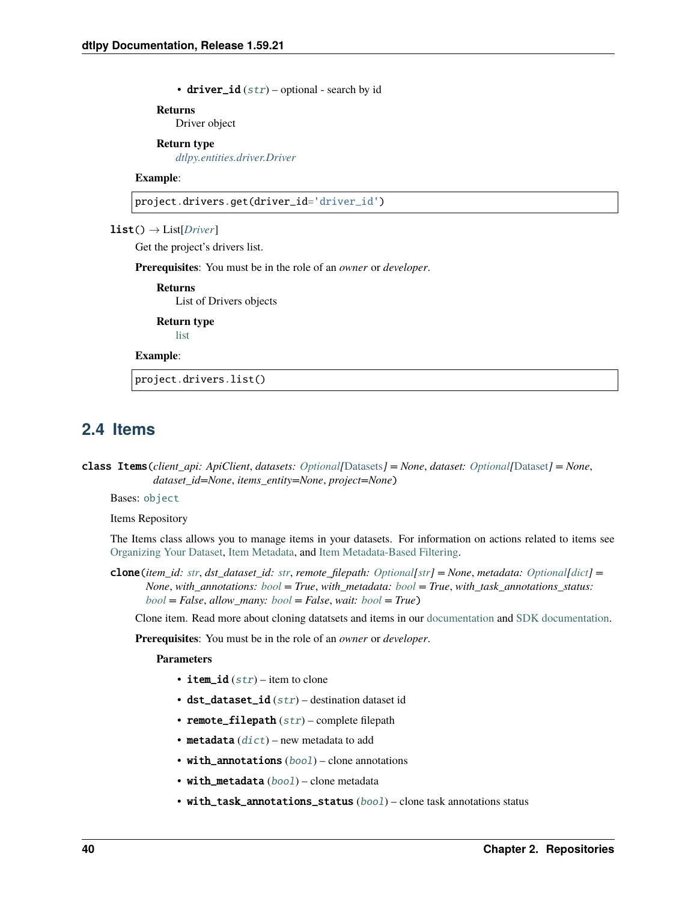- **driver_id** (*str*) – optional - search by id

**Returns**
Driver object

**Return type**
*dtlpy.entities.driver.Driver*

**Example**:

```
project.drivers.get(driver_id='driver_id')
```

**list**() → List[*Driver*]

Get the project's drivers list.

**Prerequisites**: You must be in the role of an *owner* or *developer*.

**Returns**
List of Drivers objects

**Return type**
list

**Example**:

```
project.drivers.list()
```

## 2.4 Items

**class Items**(*client_api: ApiClient*, *datasets: Optional[Datasets] = None*, *dataset: Optional[Dataset] = None*, *dataset_id=None*, *items_entity=None*, *project=None*)

Bases: `object`

Items Repository

The Items class allows you to manage items in your datasets. For information on actions related to items see Organizing Your Dataset, Item Metadata, and Item Metadata-Based Filtering.

**clone**(*item_id: str*, *dst_dataset_id: str*, *remote_filepath: Optional[str] = None*, *metadata: Optional[dict] = None*, *with_annotations: bool = True*, *with_metadata: bool = True*, *with_task_annotations_status: bool = False*, *allow_many: bool = False*, *wait: bool = True*)

Clone item. Read more about cloning datatsets and items in our documentation and SDK documentation.

**Prerequisites**: You must be in the role of an *owner* or *developer*.

**Parameters**

- **item_id** (*str*) – item to clone
- **dst_dataset_id** (*str*) – destination dataset id
- **remote_filepath** (*str*) – complete filepath
- **metadata** (*dict*) – new metadata to add
- **with_annotations** (*bool*) – clone annotations
- **with_metadata** (*bool*) – clone metadata
- **with_task_annotations_status** (*bool*) – clone task annotations status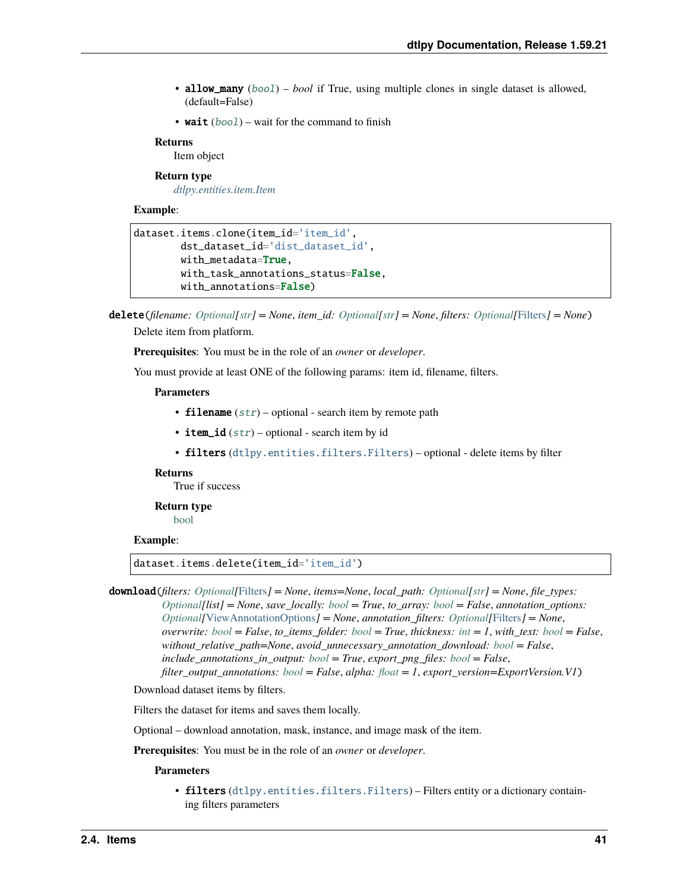- **allow_many** (*bool*) – *bool* if True, using multiple clones in single dataset is allowed, (default=False)
- **wait** (*bool*) – wait for the command to finish

**Returns**
Item object

**Return type**
*dtlpy.entities.item.Item*

**Example**:

```
dataset.items.clone(item_id='item_id',
        dst_dataset_id='dist_dataset_id',
        with_metadata=True,
        with_task_annotations_status=False,
        with_annotations=False)
```

**delete**(*filename: Optional[str] = None*, *item_id: Optional[str] = None*, *filters: Optional[Filters] = None*)

Delete item from platform.

**Prerequisites**: You must be in the role of an *owner* or *developer*.

You must provide at least ONE of the following params: item id, filename, filters.

**Parameters**

- **filename** (*str*) – optional - search item by remote path
- **item_id** (*str*) – optional - search item by id
- **filters** (`dtlpy.entities.filters.Filters`) – optional - delete items by filter

**Returns**
True if success

**Return type**
bool

**Example**:

```
dataset.items.delete(item_id='item_id')
```

**download**(*filters: Optional[Filters] = None*, *items=None*, *local_path: Optional[str] = None*, *file_types: Optional[list] = None*, *save_locally: bool = True*, *to_array: bool = False*, *annotation_options: Optional[ViewAnnotationOptions] = None*, *annotation_filters: Optional[Filters] = None*, *overwrite: bool = False*, *to_items_folder: bool = True*, *thickness: int = 1*, *with_text: bool = False*, *without_relative_path=None*, *avoid_unnecessary_annotation_download: bool = False*, *include_annotations_in_output: bool = True*, *export_png_files: bool = False*, *filter_output_annotations: bool = False*, *alpha: float = 1*, *export_version=ExportVersion.V1*)

Download dataset items by filters.

Filters the dataset for items and saves them locally.

Optional – download annotation, mask, instance, and image mask of the item.

**Prerequisites**: You must be in the role of an *owner* or *developer*.

**Parameters**

- **filters** (`dtlpy.entities.filters.Filters`) – Filters entity or a dictionary containing filters parameters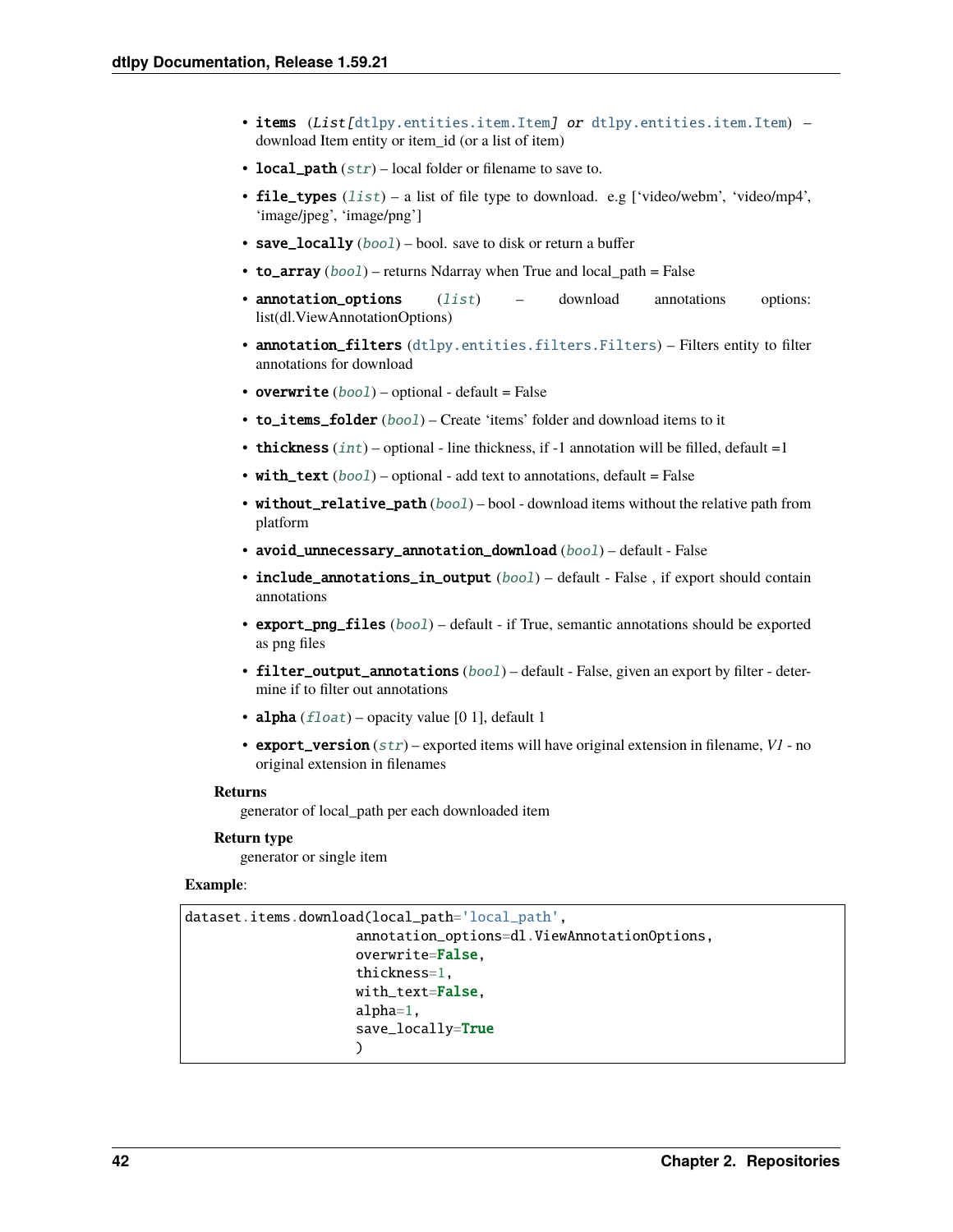- **items** (*List[dtlpy.entities.item.Item] or dtlpy.entities.item.Item*) – download Item entity or item_id (or a list of item)
- **local_path** (*str*) – local folder or filename to save to.
- **file_types** (*list*) – a list of file type to download. e.g ['video/webm', 'video/mp4', 'image/jpeg', 'image/png']
- **save_locally** (*bool*) – bool. save to disk or return a buffer
- **to_array** (*bool*) – returns Ndarray when True and local_path = False
- **annotation_options** (*list*) – download annotations options: list(dl.ViewAnnotationOptions)
- **annotation_filters** (*dtlpy.entities.filters.Filters*) – Filters entity to filter annotations for download
- **overwrite** (*bool*) – optional - default = False
- **to_items_folder** (*bool*) – Create 'items' folder and download items to it
- **thickness** (*int*) – optional - line thickness, if -1 annotation will be filled, default =1
- **with_text** (*bool*) – optional - add text to annotations, default = False
- **without_relative_path** (*bool*) – bool - download items without the relative path from platform
- **avoid_unnecessary_annotation_download** (*bool*) – default - False
- **include_annotations_in_output** (*bool*) – default - False , if export should contain annotations
- **export_png_files** (*bool*) – default - if True, semantic annotations should be exported as png files
- **filter_output_annotations** (*bool*) – default - False, given an export by filter - determine if to filter out annotations
- **alpha** (*float*) – opacity value [0 1], default 1
- **export_version** (*str*) – exported items will have original extension in filename, *V1* - no original extension in filenames

**Returns**

generator of local_path per each downloaded item

**Return type**

generator or single item

**Example**:

```
dataset.items.download(local_path='local_path',
                       annotation_options=dl.ViewAnnotationOptions,
                       overwrite=False,
                       thickness=1,
                       with_text=False,
                       alpha=1,
                       save_locally=True
                       )
```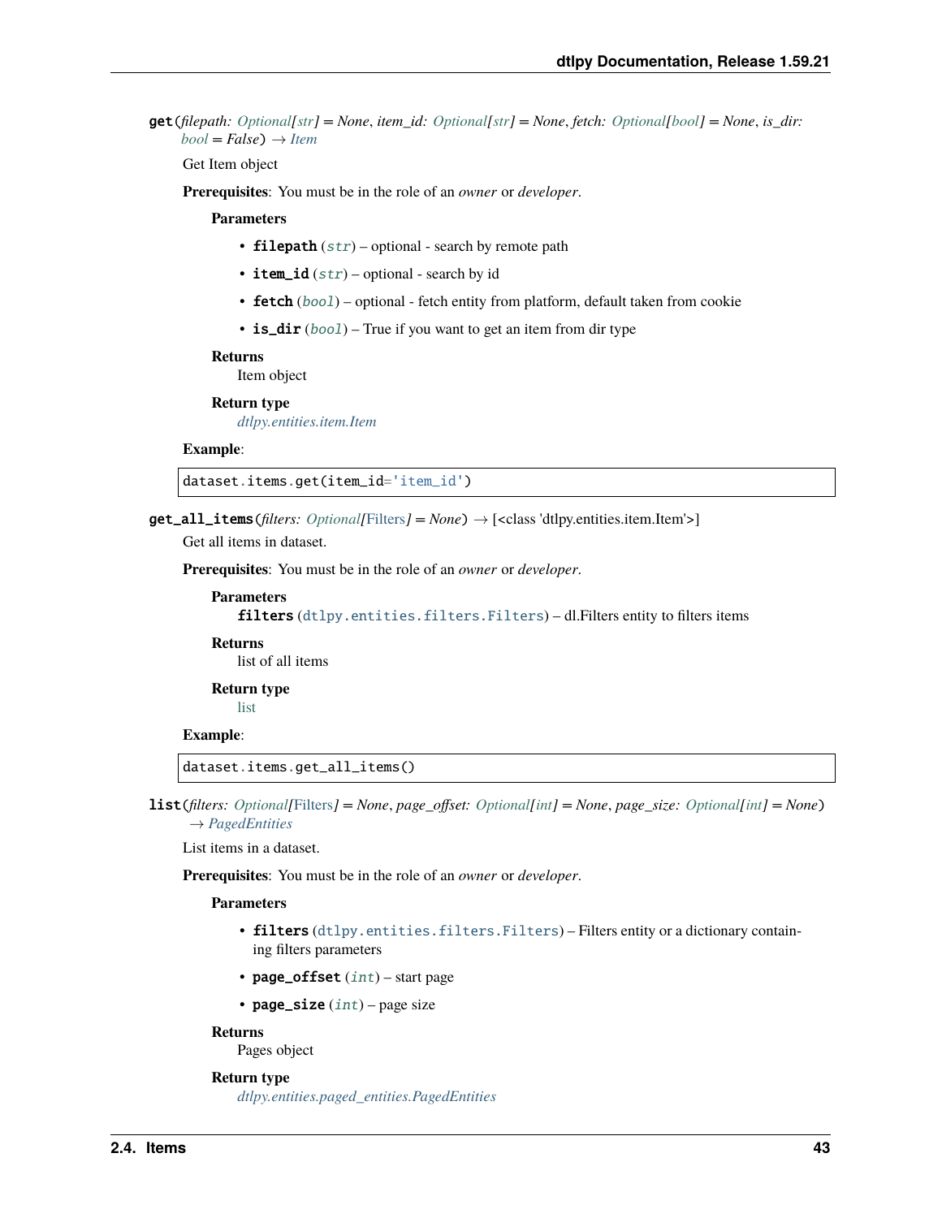**get**(*filepath: Optional[str] = None*, *item_id: Optional[str] = None*, *fetch: Optional[bool] = None*, *is_dir: bool = False*) → *Item*

Get Item object

**Prerequisites**: You must be in the role of an *owner* or *developer*.

**Parameters**

- **filepath** (*str*) – optional - search by remote path
- **item_id** (*str*) – optional - search by id
- **fetch** (*bool*) – optional - fetch entity from platform, default taken from cookie
- **is_dir** (*bool*) – True if you want to get an item from dir type

**Returns**
Item object

**Return type**
*dtlpy.entities.item.Item*

**Example**:

```
dataset.items.get(item_id='item_id')
```

**get_all_items**(*filters: Optional[Filters] = None*) → [<class 'dtlpy.entities.item.Item'>]

Get all items in dataset.

**Prerequisites**: You must be in the role of an *owner* or *developer*.

**Parameters**
**filters** (`dtlpy.entities.filters.Filters`) – dl.Filters entity to filters items

**Returns**
list of all items

**Return type**
list

**Example**:

```
dataset.items.get_all_items()
```

**list**(*filters: Optional[Filters] = None*, *page_offset: Optional[int] = None*, *page_size: Optional[int] = None*) → *PagedEntities*

List items in a dataset.

**Prerequisites**: You must be in the role of an *owner* or *developer*.

**Parameters**

- **filters** (`dtlpy.entities.filters.Filters`) – Filters entity or a dictionary containing filters parameters
- **page_offset** (*int*) – start page
- **page_size** (*int*) – page size

**Returns**
Pages object

**Return type**
*dtlpy.entities.paged_entities.PagedEntities*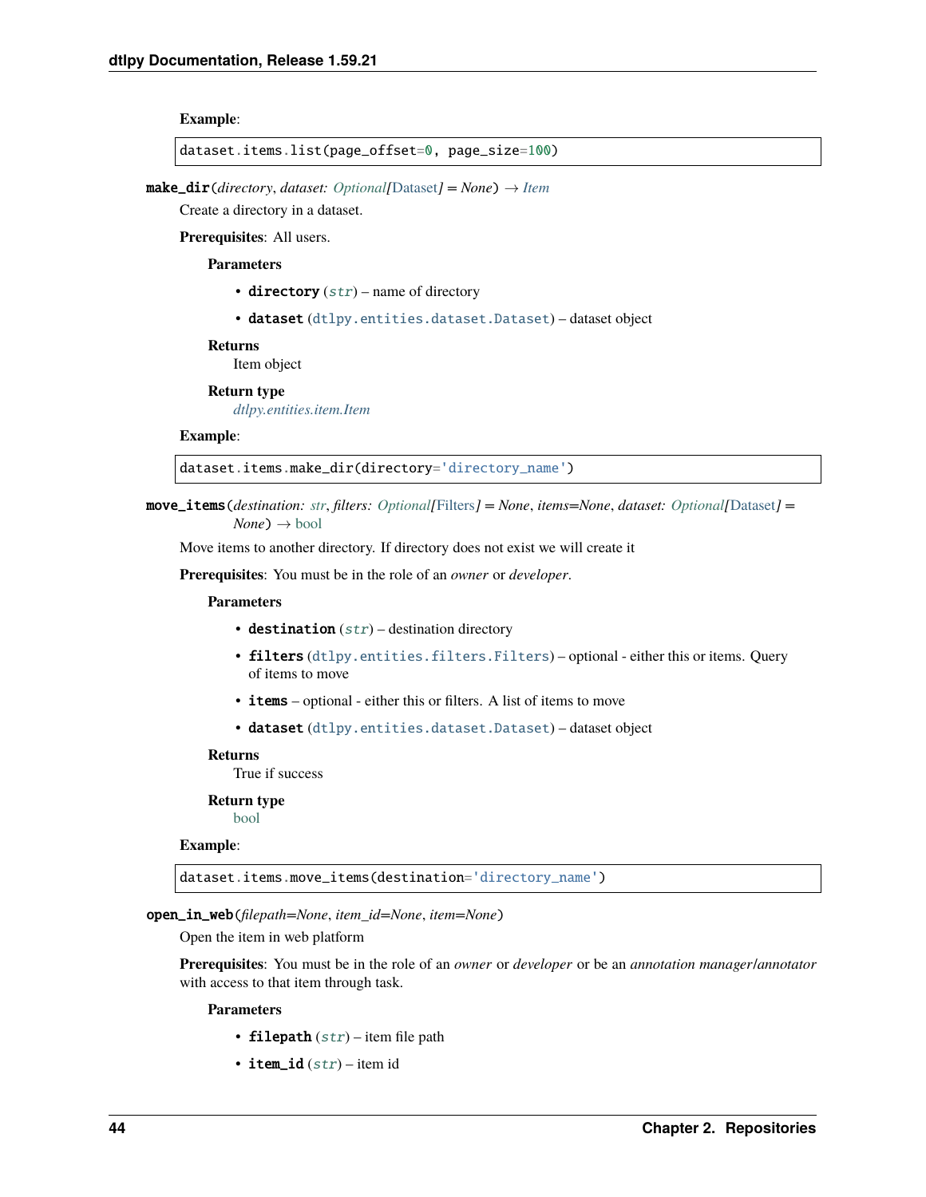**Example**:

```
dataset.items.list(page_offset=0, page_size=100)
```

**make_dir**(*directory*, *dataset: Optional[Dataset] = None*) → *Item*

Create a directory in a dataset.

**Prerequisites**: All users.

**Parameters**

- **directory** (*str*) – name of directory
- **dataset** (dtlpy.entities.dataset.Dataset) – dataset object

**Returns**
Item object

**Return type**
*dtlpy.entities.item.Item*

**Example**:

```
dataset.items.make_dir(directory='directory_name')
```

**move_items**(*destination: str*, *filters: Optional[Filters] = None*, *items=None*, *dataset: Optional[Dataset] = None*) → bool

Move items to another directory. If directory does not exist we will create it

**Prerequisites**: You must be in the role of an *owner* or *developer*.

**Parameters**

- **destination** (*str*) – destination directory
- **filters** (dtlpy.entities.filters.Filters) – optional - either this or items. Query of items to move
- **items** – optional - either this or filters. A list of items to move
- **dataset** (dtlpy.entities.dataset.Dataset) – dataset object

**Returns**
True if success

**Return type**
bool

**Example**:

```
dataset.items.move_items(destination='directory_name')
```

**open_in_web**(*filepath=None*, *item_id=None*, *item=None*)

Open the item in web platform

**Prerequisites**: You must be in the role of an *owner* or *developer* or be an *annotation manager*/*annotator* with access to that item through task.

**Parameters**

- **filepath** (*str*) – item file path
- **item_id** (*str*) – item id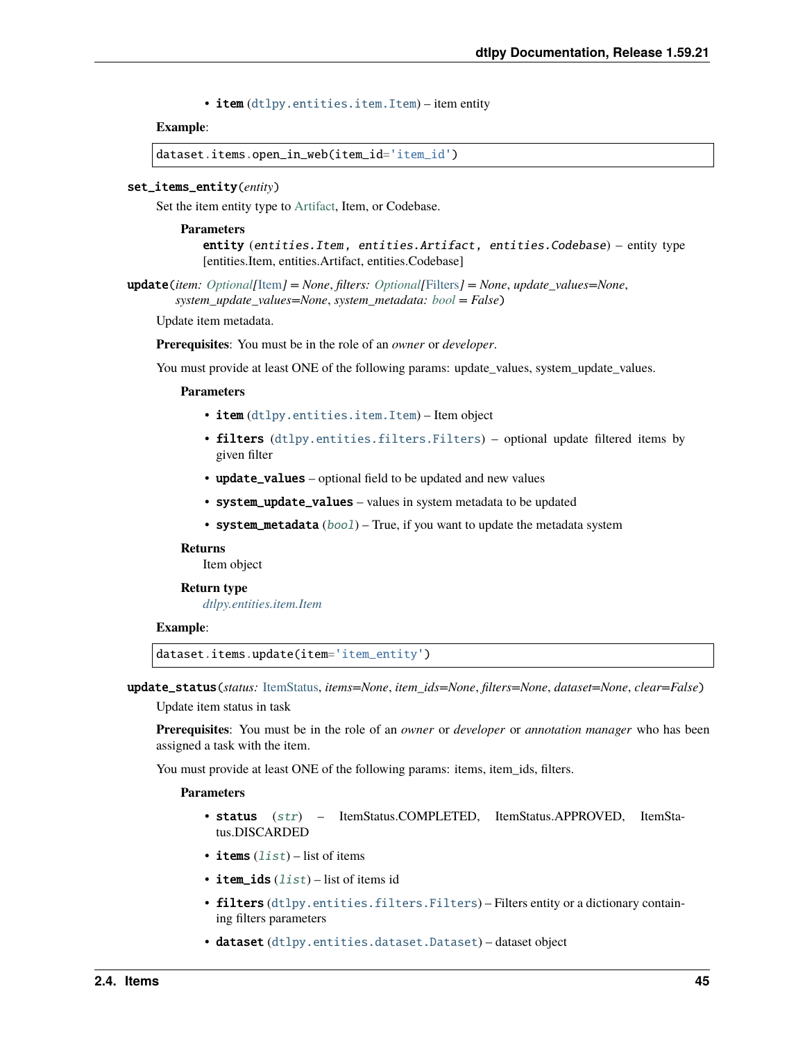- **item** (`dtlpy.entities.item.Item`) – item entity

**Example**:

```
dataset.items.open_in_web(item_id='item_id')
```

**set_items_entity**(*entity*)

Set the item entity type to Artifact, Item, or Codebase.

**Parameters**

**entity** (*entities.Item, entities.Artifact, entities.Codebase*) – entity type [entities.Item, entities.Artifact, entities.Codebase]

**update**(*item: Optional[Item] = None, filters: Optional[Filters] = None, update_values=None, system_update_values=None, system_metadata: bool = False*)

Update item metadata.

**Prerequisites**: You must be in the role of an *owner* or *developer*.

You must provide at least ONE of the following params: update_values, system_update_values.

**Parameters**

- **item** (`dtlpy.entities.item.Item`) – Item object
- **filters** (`dtlpy.entities.filters.Filters`) – optional update filtered items by given filter
- **update_values** – optional field to be updated and new values
- **system_update_values** – values in system metadata to be updated
- **system_metadata** (*bool*) – True, if you want to update the metadata system

**Returns**

Item object

**Return type**

*dtlpy.entities.item.Item*

**Example**:

```
dataset.items.update(item='item_entity')
```

**update_status**(*status: ItemStatus, items=None, item_ids=None, filters=None, dataset=None, clear=False*)

Update item status in task

**Prerequisites**: You must be in the role of an *owner* or *developer* or *annotation manager* who has been assigned a task with the item.

You must provide at least ONE of the following params: items, item_ids, filters.

**Parameters**

- **status** (*str*) – ItemStatus.COMPLETED, ItemStatus.APPROVED, ItemStatus.DISCARDED
- **items** (*list*) – list of items
- **item_ids** (*list*) – list of items id
- **filters** (`dtlpy.entities.filters.Filters`) – Filters entity or a dictionary containing filters parameters
- **dataset** (`dtlpy.entities.dataset.Dataset`) – dataset object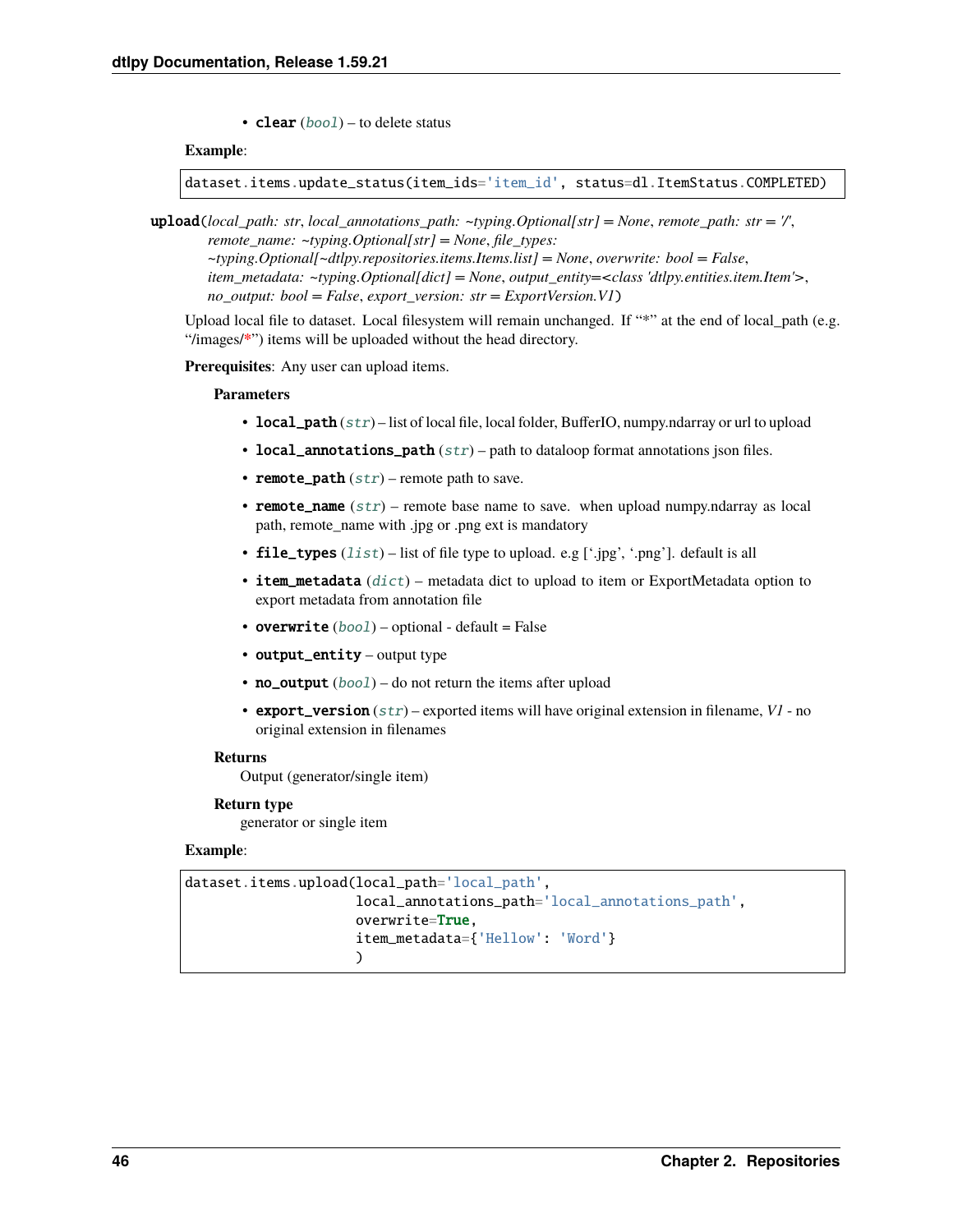- **clear** (*bool*) – to delete status

**Example**:

```
dataset.items.update_status(item_ids='item_id', status=dl.ItemStatus.COMPLETED)
```

**upload**(*local_path: str*, *local_annotations_path: ~typing.Optional[str] = None*, *remote_path: str = '/'*, *remote_name: ~typing.Optional[str] = None*, *file_types: ~typing.Optional[~dtlpy.repositories.items.Items.list] = None*, *overwrite: bool = False*, *item_metadata: ~typing.Optional[dict] = None*, *output_entity=<class 'dtlpy.entities.item.Item'>*, *no_output: bool = False*, *export_version: str = ExportVersion.V1*)

Upload local file to dataset. Local filesystem will remain unchanged. If "*" at the end of local_path (e.g. "/images/*") items will be uploaded without the head directory.

**Prerequisites**: Any user can upload items.

**Parameters**

- **local_path** (*str*) – list of local file, local folder, BufferIO, numpy.ndarray or url to upload
- **local_annotations_path** (*str*) – path to dataloop format annotations json files.
- **remote_path** (*str*) – remote path to save.
- **remote_name** (*str*) – remote base name to save. when upload numpy.ndarray as local path, remote_name with .jpg or .png ext is mandatory
- **file_types** (*list*) – list of file type to upload. e.g ['.jpg', '.png']. default is all
- **item_metadata** (*dict*) – metadata dict to upload to item or ExportMetadata option to export metadata from annotation file
- **overwrite** (*bool*) – optional - default = False
- **output_entity** – output type
- **no_output** (*bool*) – do not return the items after upload
- **export_version** (*str*) – exported items will have original extension in filename, *V1* - no original extension in filenames

**Returns**

Output (generator/single item)

**Return type**

generator or single item

**Example**:

```
dataset.items.upload(local_path='local_path',
                     local_annotations_path='local_annotations_path',
                     overwrite=True,
                     item_metadata={'Hellow': 'Word'}
                     )
```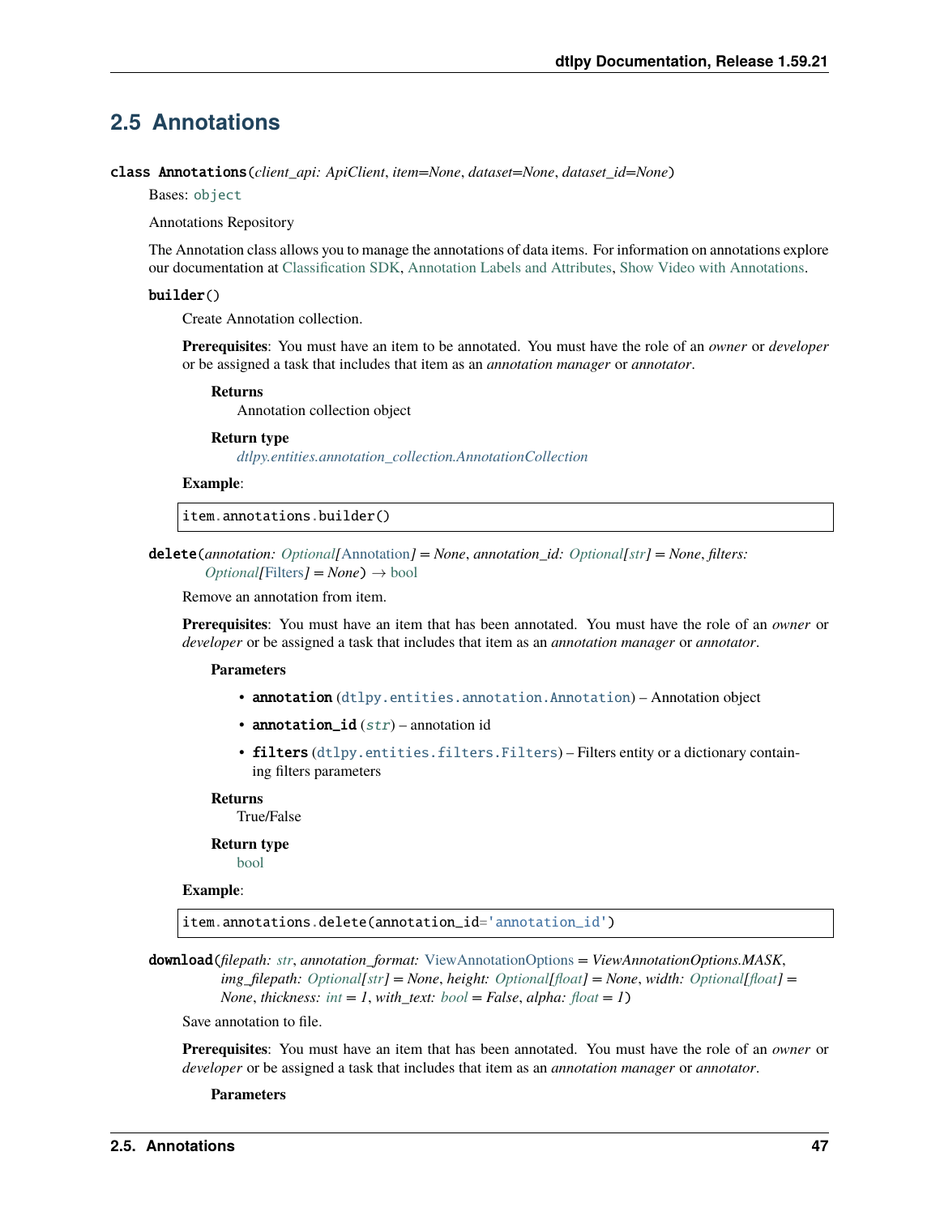## 2.5 Annotations

**class Annotations**(*client_api: ApiClient*, *item=None*, *dataset=None*, *dataset_id=None*)

Bases: `object`

Annotations Repository

The Annotation class allows you to manage the annotations of data items. For information on annotations explore our documentation at Classification SDK, Annotation Labels and Attributes, Show Video with Annotations.

**builder**()

Create Annotation collection.

**Prerequisites**: You must have an item to be annotated. You must have the role of an *owner* or *developer* or be assigned a task that includes that item as an *annotation manager* or *annotator*.

**Returns**
Annotation collection object

**Return type**
*dtlpy.entities.annotation_collection.AnnotationCollection*

**Example**:

```
item.annotations.builder()
```

**delete**(*annotation: Optional[Annotation] = None*, *annotation_id: Optional[str] = None*, *filters: Optional[Filters] = None*) → bool

Remove an annotation from item.

**Prerequisites**: You must have an item that has been annotated. You must have the role of an *owner* or *developer* or be assigned a task that includes that item as an *annotation manager* or *annotator*.

**Parameters**

- **annotation** (`dtlpy.entities.annotation.Annotation`) – Annotation object
- **annotation_id** (*str*) – annotation id
- **filters** (`dtlpy.entities.filters.Filters`) – Filters entity or a dictionary containing filters parameters

**Returns**
True/False

**Return type**
bool

**Example**:

```
item.annotations.delete(annotation_id='annotation_id')
```

**download**(*filepath: str*, *annotation_format: ViewAnnotationOptions = ViewAnnotationOptions.MASK*, *img_filepath: Optional[str] = None*, *height: Optional[float] = None*, *width: Optional[float] = None*, *thickness: int = 1*, *with_text: bool = False*, *alpha: float = 1*)

Save annotation to file.

**Prerequisites**: You must have an item that has been annotated. You must have the role of an *owner* or *developer* or be assigned a task that includes that item as an *annotation manager* or *annotator*.

**Parameters**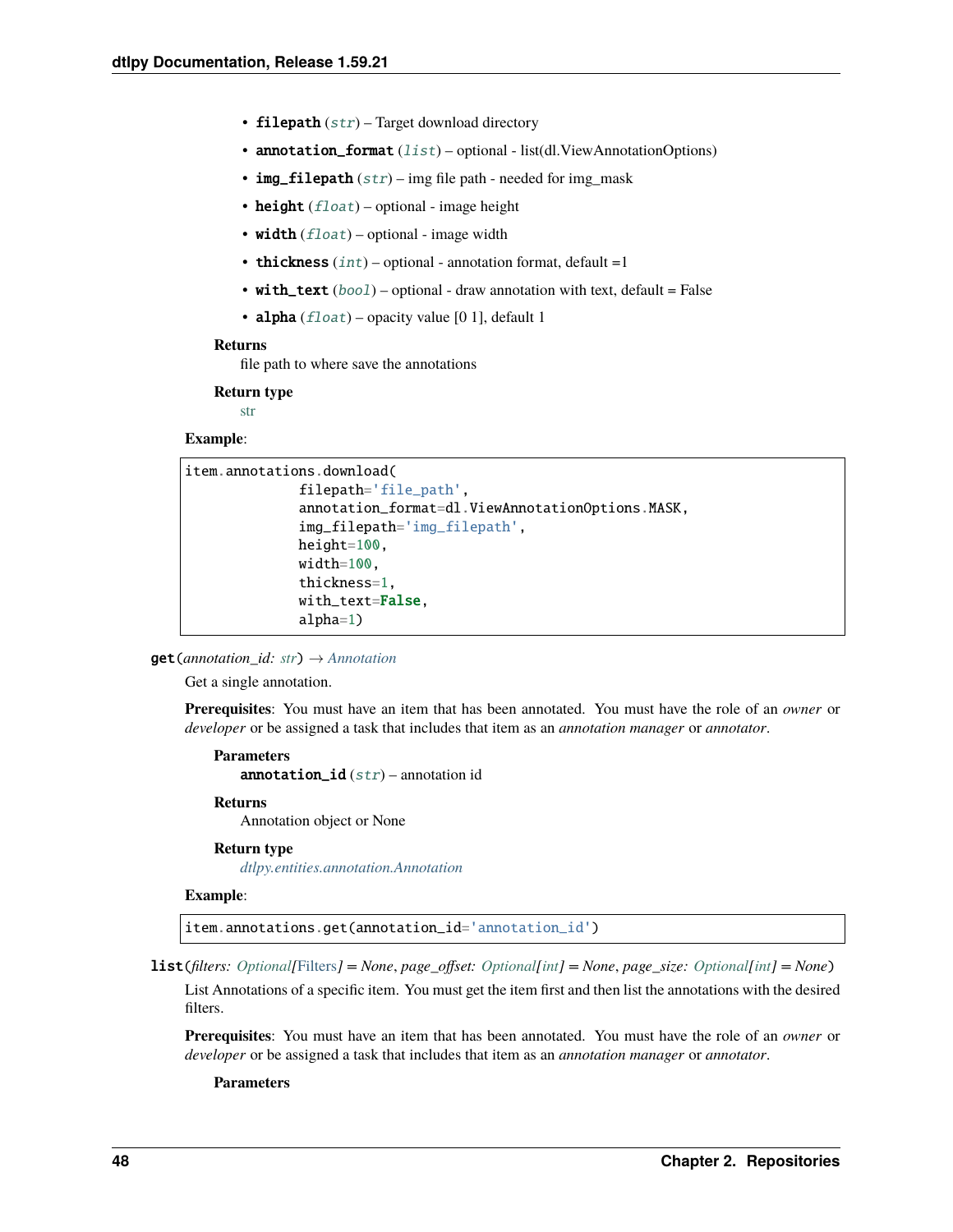- **filepath** (*str*) – Target download directory
- **annotation_format** (*list*) – optional - list(dl.ViewAnnotationOptions)
- **img_filepath** (*str*) – img file path - needed for img_mask
- **height** (*float*) – optional - image height
- **width** (*float*) – optional - image width
- **thickness** (*int*) – optional - annotation format, default =1
- **with_text** (*bool*) – optional - draw annotation with text, default = False
- **alpha** (*float*) – opacity value [0 1], default 1

**Returns**
file path to where save the annotations

**Return type**
str

**Example**:

```
item.annotations.download(
            filepath='file_path',
            annotation_format=dl.ViewAnnotationOptions.MASK,
            img_filepath='img_filepath',
            height=100,
            width=100,
            thickness=1,
            with_text=False,
            alpha=1)
```

**get**(*annotation_id: str*) → *Annotation*

Get a single annotation.

**Prerequisites**: You must have an item that has been annotated. You must have the role of an *owner* or *developer* or be assigned a task that includes that item as an *annotation manager* or *annotator*.

**Parameters**
**annotation_id** (*str*) – annotation id

**Returns**
Annotation object or None

**Return type**
*dtlpy.entities.annotation.Annotation*

**Example**:

```
item.annotations.get(annotation_id='annotation_id')
```

**list**(*filters: Optional[Filters] = None, page_offset: Optional[int] = None, page_size: Optional[int] = None*)

List Annotations of a specific item. You must get the item first and then list the annotations with the desired filters.

**Prerequisites**: You must have an item that has been annotated. You must have the role of an *owner* or *developer* or be assigned a task that includes that item as an *annotation manager* or *annotator*.

**Parameters**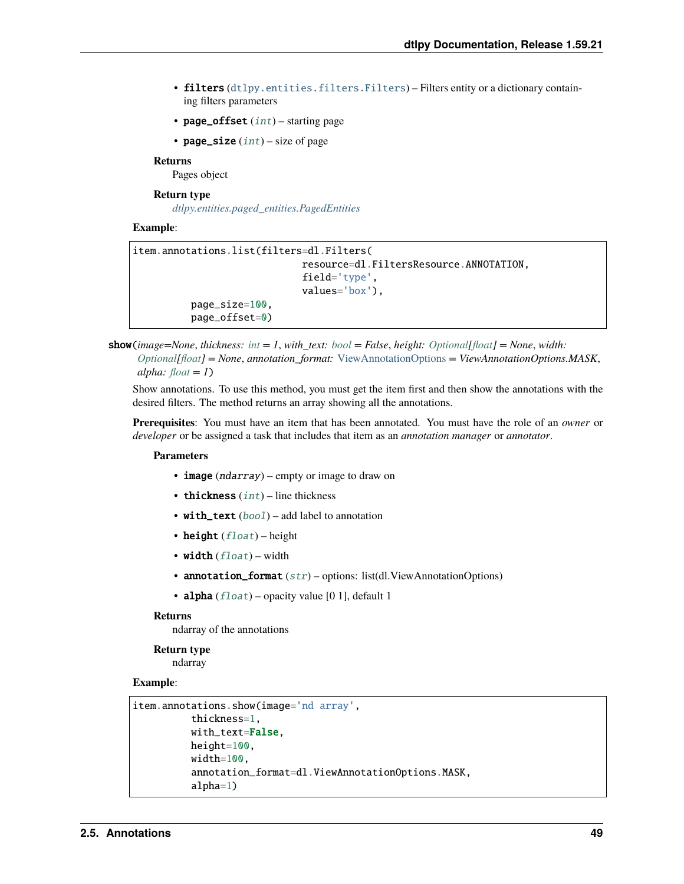- **filters** (dtlpy.entities.filters.Filters) – Filters entity or a dictionary containing filters parameters
- **page_offset** (*int*) – starting page
- **page_size** (*int*) – size of page

**Returns**
Pages object

**Return type**
*dtlpy.entities.paged_entities.PagedEntities*

**Example**:

```
item.annotations.list(filters=dl.Filters(
                             resource=dl.FiltersResource.ANNOTATION,
                             field='type',
                             values='box'),
        page_size=100,
        page_offset=0)
```

**show**(*image=None*, *thickness: int = 1*, *with_text: bool = False*, *height: Optional[float] = None*, *width: Optional[float] = None*, *annotation_format: ViewAnnotationOptions = ViewAnnotationOptions.MASK*, *alpha: float = 1*)

Show annotations. To use this method, you must get the item first and then show the annotations with the desired filters. The method returns an array showing all the annotations.

**Prerequisites**: You must have an item that has been annotated. You must have the role of an *owner* or *developer* or be assigned a task that includes that item as an *annotation manager* or *annotator*.

**Parameters**

- **image** (*ndarray*) – empty or image to draw on
- **thickness** (*int*) – line thickness
- **with_text** (*bool*) – add label to annotation
- **height** (*float*) – height
- **width** (*float*) – width
- **annotation_format** (*str*) – options: list(dl.ViewAnnotationOptions)
- **alpha** (*float*) – opacity value [0 1], default 1

**Returns**
ndarray of the annotations

**Return type**
ndarray

**Example**:

```
item.annotations.show(image='nd array',
        thickness=1,
        with_text=False,
        height=100,
        width=100,
        annotation_format=dl.ViewAnnotationOptions.MASK,
        alpha=1)
```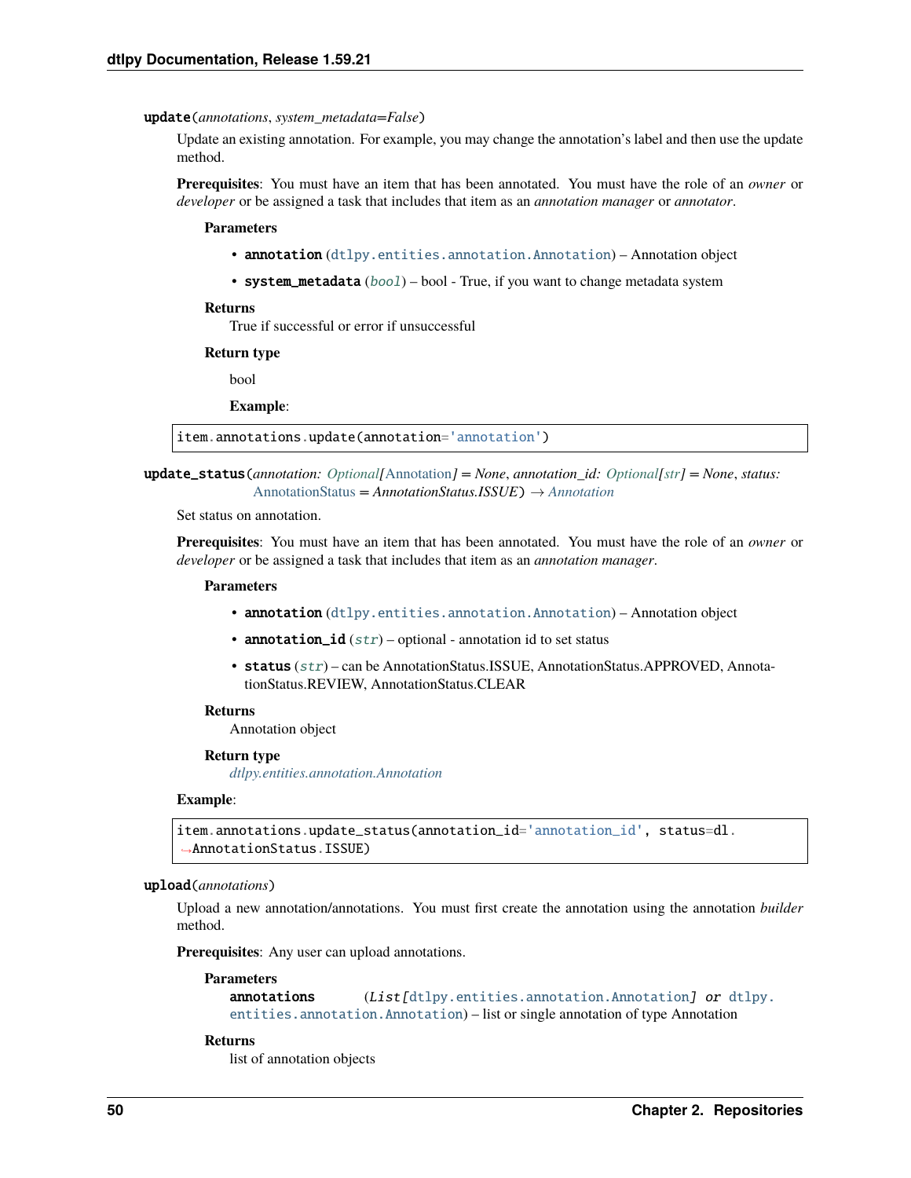**update**(*annotations*, *system_metadata=False*)

Update an existing annotation. For example, you may change the annotation's label and then use the update method.

**Prerequisites**: You must have an item that has been annotated. You must have the role of an *owner* or *developer* or be assigned a task that includes that item as an *annotation manager* or *annotator*.

**Parameters**

- **annotation** (dtlpy.entities.annotation.Annotation) – Annotation object
- **system_metadata** (*bool*) – bool - True, if you want to change metadata system

**Returns**

True if successful or error if unsuccessful

**Return type**

bool

**Example**:

```
item.annotations.update(annotation='annotation')
```

**update_status**(*annotation: Optional[Annotation] = None*, *annotation_id: Optional[str] = None*, *status: AnnotationStatus = AnnotationStatus.ISSUE*) → *Annotation*

Set status on annotation.

**Prerequisites**: You must have an item that has been annotated. You must have the role of an *owner* or *developer* or be assigned a task that includes that item as an *annotation manager*.

**Parameters**

- **annotation** (dtlpy.entities.annotation.Annotation) – Annotation object
- **annotation_id** (*str*) – optional - annotation id to set status
- **status** (*str*) – can be AnnotationStatus.ISSUE, AnnotationStatus.APPROVED, AnnotationStatus.REVIEW, AnnotationStatus.CLEAR

**Returns**

Annotation object

**Return type**

*dtlpy.entities.annotation.Annotation*

**Example**:

```
item.annotations.update_status(annotation_id='annotation_id', status=dl.
↪AnnotationStatus.ISSUE)
```

**upload**(*annotations*)

Upload a new annotation/annotations. You must first create the annotation using the annotation *builder* method.

**Prerequisites**: Any user can upload annotations.

**Parameters**

**annotations** (*List[*dtlpy.entities.annotation.Annotation*] or* dtlpy.entities.annotation.Annotation) – list or single annotation of type Annotation

**Returns**

list of annotation objects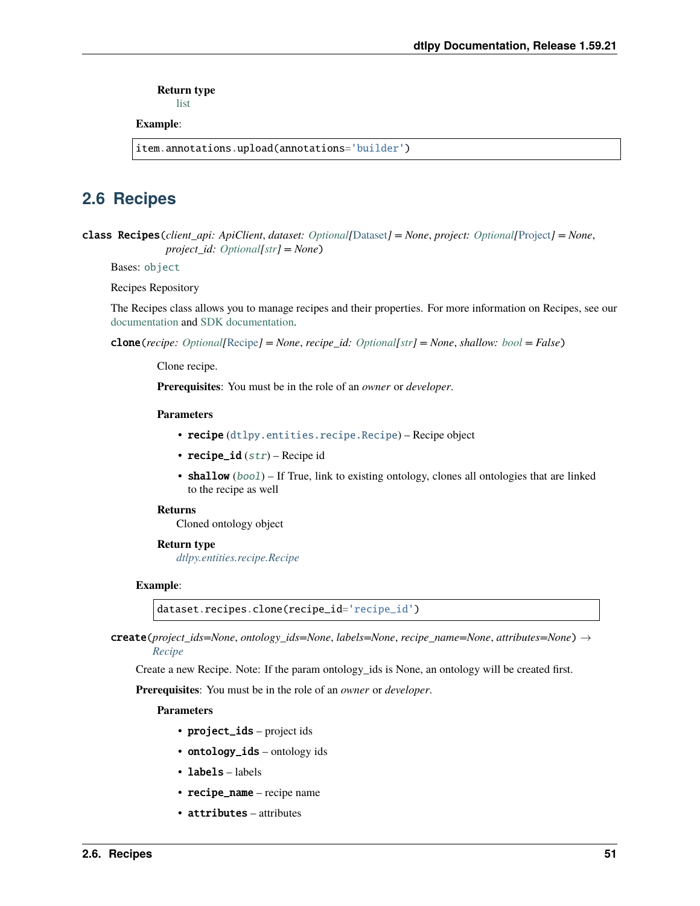**Return type**
list

**Example**:

```
item.annotations.upload(annotations='builder')
```

## 2.6 Recipes

**class Recipes**(*client_api: ApiClient*, *dataset: Optional[Dataset] = None*, *project: Optional[Project] = None*, *project_id: Optional[str] = None*)

Bases: `object`

Recipes Repository

The Recipes class allows you to manage recipes and their properties. For more information on Recipes, see our documentation and SDK documentation.

**clone**(*recipe: Optional[Recipe] = None*, *recipe_id: Optional[str] = None*, *shallow: bool = False*)

Clone recipe.

**Prerequisites**: You must be in the role of an *owner* or *developer*.

**Parameters**

- **recipe** (`dtlpy.entities.recipe.Recipe`) – Recipe object
- **recipe_id** (*str*) – Recipe id
- **shallow** (*bool*) – If True, link to existing ontology, clones all ontologies that are linked to the recipe as well

**Returns**
Cloned ontology object

**Return type**
*dtlpy.entities.recipe.Recipe*

**Example**:

```
dataset.recipes.clone(recipe_id='recipe_id')
```

**create**(*project_ids=None*, *ontology_ids=None*, *labels=None*, *recipe_name=None*, *attributes=None*) → *Recipe*

Create a new Recipe. Note: If the param ontology_ids is None, an ontology will be created first.

**Prerequisites**: You must be in the role of an *owner* or *developer*.

**Parameters**

- **project_ids** – project ids
- **ontology_ids** – ontology ids
- **labels** – labels
- **recipe_name** – recipe name
- **attributes** – attributes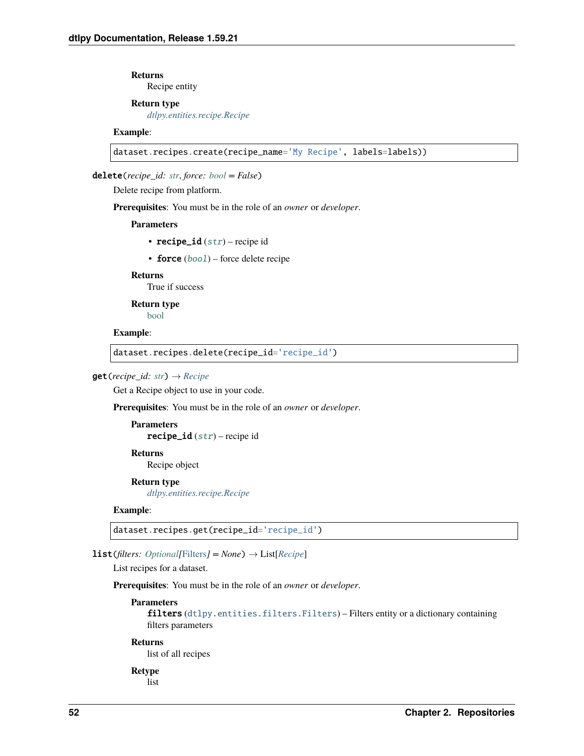**Returns**
Recipe entity

**Return type**
*dtlpy.entities.recipe.Recipe*

**Example**:

```
dataset.recipes.create(recipe_name='My Recipe', labels=labels))
```

**delete**(*recipe_id: str*, *force: bool = False*)

Delete recipe from platform.

**Prerequisites**: You must be in the role of an *owner* or *developer*.

**Parameters**

- **recipe_id** (*str*) – recipe id
- **force** (*bool*) – force delete recipe

**Returns**
True if success

**Return type**
bool

**Example**:

```
dataset.recipes.delete(recipe_id='recipe_id')
```

**get**(*recipe_id: str*) → *Recipe*

Get a Recipe object to use in your code.

**Prerequisites**: You must be in the role of an *owner* or *developer*.

**Parameters**
**recipe_id** (*str*) – recipe id

**Returns**
Recipe object

**Return type**
*dtlpy.entities.recipe.Recipe*

**Example**:

```
dataset.recipes.get(recipe_id='recipe_id')
```

**list**(*filters: Optional[Filters] = None*) → List[*Recipe*]

List recipes for a dataset.

**Prerequisites**: You must be in the role of an *owner* or *developer*.

**Parameters**
**filters** (dtlpy.entities.filters.Filters) – Filters entity or a dictionary containing filters parameters

**Returns**
list of all recipes

**Retype**
list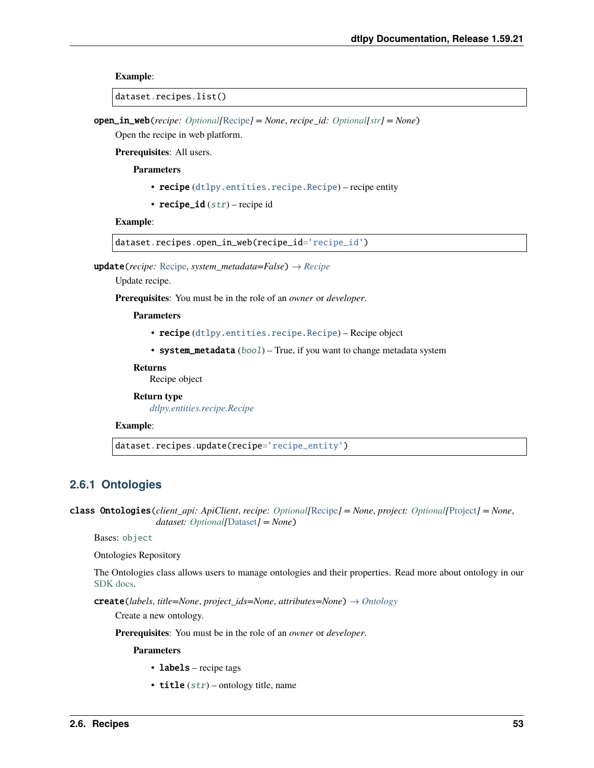**Example**:

```
dataset.recipes.list()
```

**open_in_web**(*recipe: Optional[Recipe] = None*, *recipe_id: Optional[str] = None*)

Open the recipe in web platform.

**Prerequisites**: All users.

**Parameters**

- **recipe** (dtlpy.entities.recipe.Recipe) – recipe entity
- **recipe_id** (*str*) – recipe id

**Example**:

```
dataset.recipes.open_in_web(recipe_id='recipe_id')
```

**update**(*recipe: Recipe*, *system_metadata=False*) → *Recipe*

Update recipe.

**Prerequisites**: You must be in the role of an *owner* or *developer*.

**Parameters**

- **recipe** (dtlpy.entities.recipe.Recipe) – Recipe object
- **system_metadata** (*bool*) – True, if you want to change metadata system

**Returns**
Recipe object

**Return type**
*dtlpy.entities.recipe.Recipe*

**Example**:

```
dataset.recipes.update(recipe='recipe_entity')
```

### 2.6.1 Ontologies

**class Ontologies**(*client_api: ApiClient*, *recipe: Optional[Recipe] = None*, *project: Optional[Project] = None*, *dataset: Optional[Dataset] = None*)

Bases: object

Ontologies Repository

The Ontologies class allows users to manage ontologies and their properties. Read more about ontology in our SDK docs.

**create**(*labels*, *title=None*, *project_ids=None*, *attributes=None*) → *Ontology*

Create a new ontology.

**Prerequisites**: You must be in the role of an *owner* or *developer*.

**Parameters**

- **labels** – recipe tags
- **title** (*str*) – ontology title, name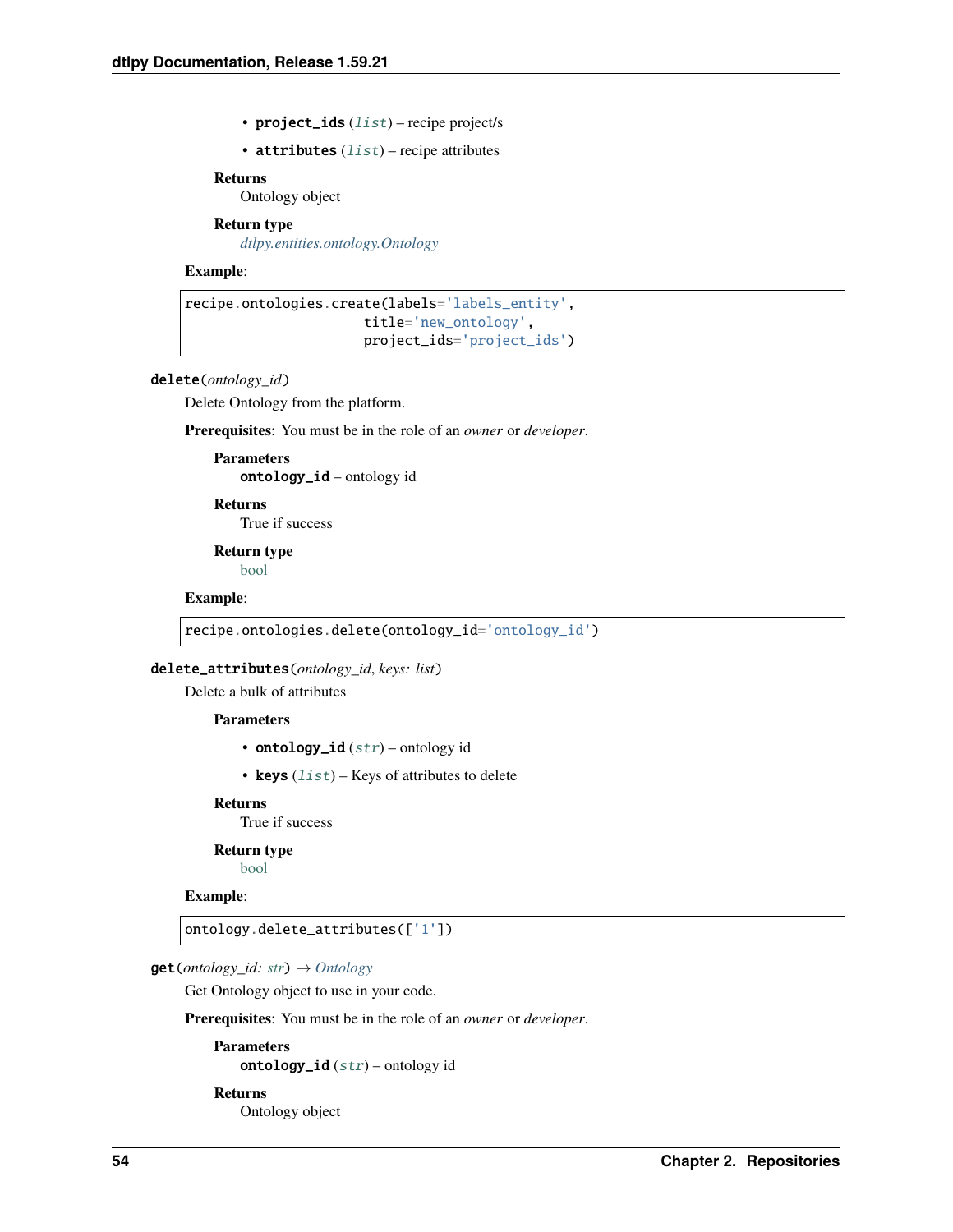- **project_ids** (*list*) – recipe project/s
- **attributes** (*list*) – recipe attributes

**Returns**
Ontology object

**Return type**
*dtlpy.entities.ontology.Ontology*

**Example**:

```
recipe.ontologies.create(labels='labels_entity',
                        title='new_ontology',
                        project_ids='project_ids')
```

**delete**(*ontology_id*)

Delete Ontology from the platform.

**Prerequisites**: You must be in the role of an *owner* or *developer*.

**Parameters**
**ontology_id** – ontology id

**Returns**
True if success

**Return type**
bool

**Example**:

```
recipe.ontologies.delete(ontology_id='ontology_id')
```

**delete_attributes**(*ontology_id*, *keys: list*)

Delete a bulk of attributes

**Parameters**

- **ontology_id** (*str*) – ontology id
- **keys** (*list*) – Keys of attributes to delete

**Returns**
True if success

**Return type**
bool

**Example**:

```
ontology.delete_attributes(['1'])
```

**get**(*ontology_id: str*) → *Ontology*

Get Ontology object to use in your code.

**Prerequisites**: You must be in the role of an *owner* or *developer*.

**Parameters**
**ontology_id** (*str*) – ontology id

**Returns**
Ontology object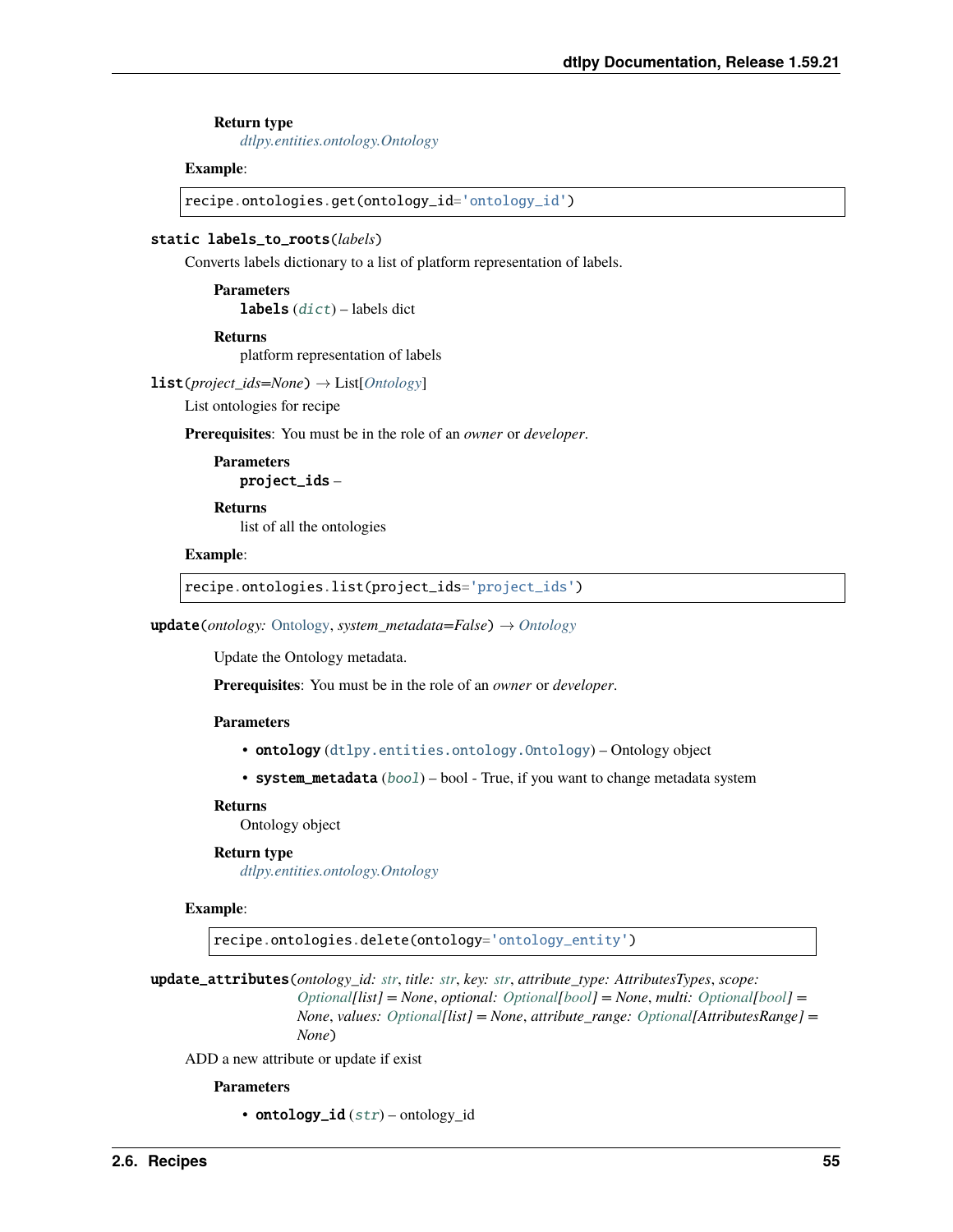**Return type**

*dtlpy.entities.ontology.Ontology*

**Example**:

```
recipe.ontologies.get(ontology_id='ontology_id')
```

**static labels_to_roots**(*labels*)

Converts labels dictionary to a list of platform representation of labels.

**Parameters**

**labels** (*dict*) – labels dict

**Returns**

platform representation of labels

**list**(*project_ids=None*) → List[*Ontology*]

List ontologies for recipe

**Prerequisites**: You must be in the role of an *owner* or *developer*.

**Parameters**

**project_ids** –

**Returns**

list of all the ontologies

**Example**:

```
recipe.ontologies.list(project_ids='project_ids')
```

**update**(*ontology: Ontology*, *system_metadata=False*) → *Ontology*

Update the Ontology metadata.

**Prerequisites**: You must be in the role of an *owner* or *developer*.

**Parameters**

- **ontology** (`dtlpy.entities.ontology.Ontology`) – Ontology object
- **system_metadata** (*bool*) – bool - True, if you want to change metadata system

**Returns**

Ontology object

**Return type**

*dtlpy.entities.ontology.Ontology*

**Example**:

```
recipe.ontologies.delete(ontology='ontology_entity')
```

**update_attributes**(*ontology_id: str*, *title: str*, *key: str*, *attribute_type: AttributesTypes*, *scope: Optional[list] = None*, *optional: Optional[bool] = None*, *multi: Optional[bool] = None*, *values: Optional[list] = None*, *attribute_range: Optional[AttributesRange] = None*)

ADD a new attribute or update if exist

**Parameters**

- **ontology_id** (*str*) – ontology_id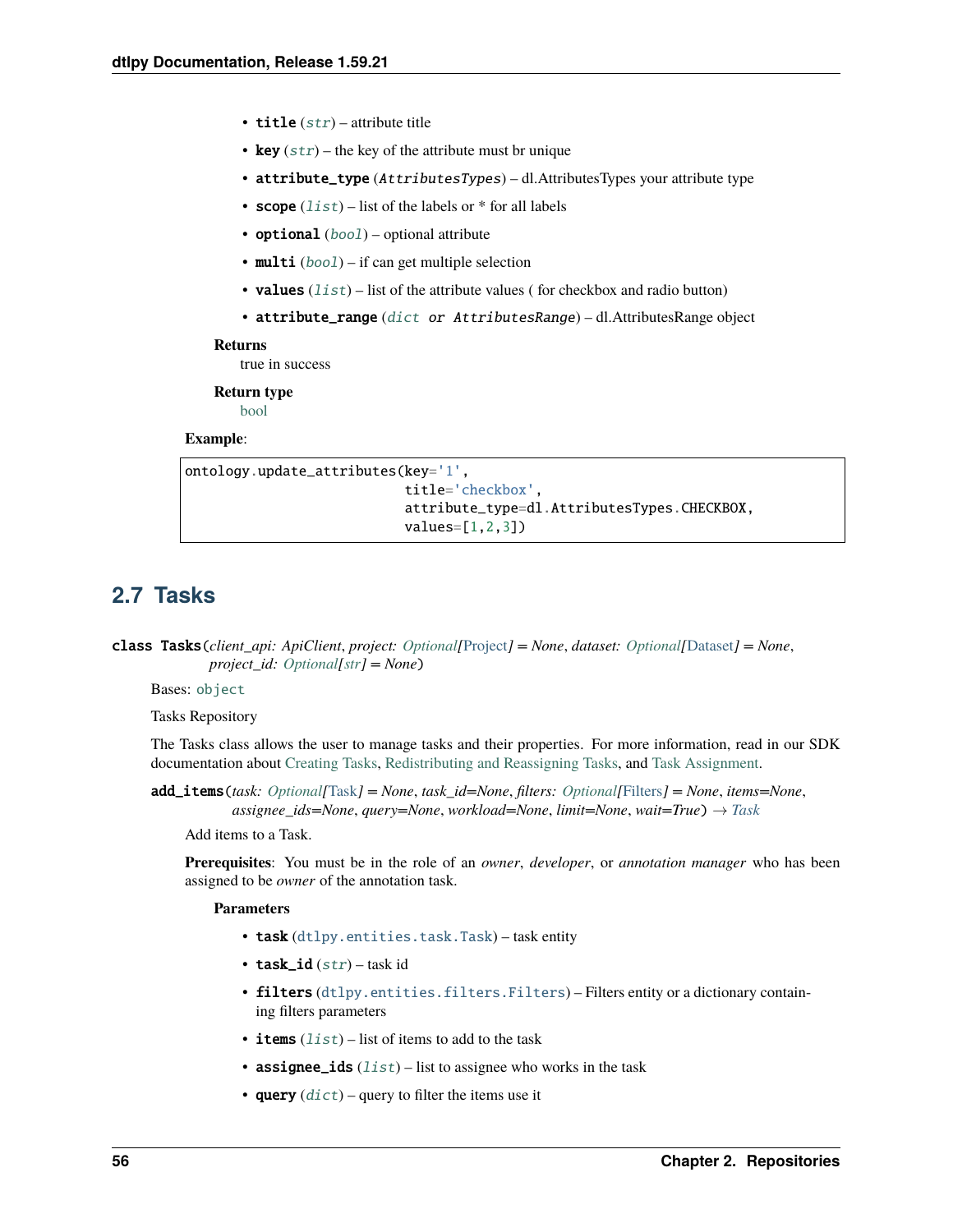- **title** (*str*) – attribute title
- **key** (*str*) – the key of the attribute must br unique
- **attribute_type** (*AttributesTypes*) – dl.AttributesTypes your attribute type
- **scope** (*list*) – list of the labels or * for all labels
- **optional** (*bool*) – optional attribute
- **multi** (*bool*) – if can get multiple selection
- **values** (*list*) – list of the attribute values ( for checkbox and radio button)
- **attribute_range** (*dict or AttributesRange*) – dl.AttributesRange object

**Returns**
true in success

**Return type**
bool

**Example**:

```
ontology.update_attributes(key='1',
                           title='checkbox',
                           attribute_type=dl.AttributesTypes.CHECKBOX,
                           values=[1,2,3])
```

## 2.7 Tasks

**class Tasks**(*client_api: ApiClient*, *project: Optional[Project] = None*, *dataset: Optional[Dataset] = None*, *project_id: Optional[str] = None*)

Bases: `object`

Tasks Repository

The Tasks class allows the user to manage tasks and their properties. For more information, read in our SDK documentation about Creating Tasks, Redistributing and Reassigning Tasks, and Task Assignment.

**add_items**(*task: Optional[Task] = None*, *task_id=None*, *filters: Optional[Filters] = None*, *items=None*, *assignee_ids=None*, *query=None*, *workload=None*, *limit=None*, *wait=True*) → *Task*

Add items to a Task.

**Prerequisites**: You must be in the role of an *owner*, *developer*, or *annotation manager* who has been assigned to be *owner* of the annotation task.

**Parameters**

- **task** (`dtlpy.entities.task.Task`) – task entity
- **task_id** (*str*) – task id
- **filters** (`dtlpy.entities.filters.Filters`) – Filters entity or a dictionary containing filters parameters
- **items** (*list*) – list of items to add to the task
- **assignee_ids** (*list*) – list to assignee who works in the task
- **query** (*dict*) – query to filter the items use it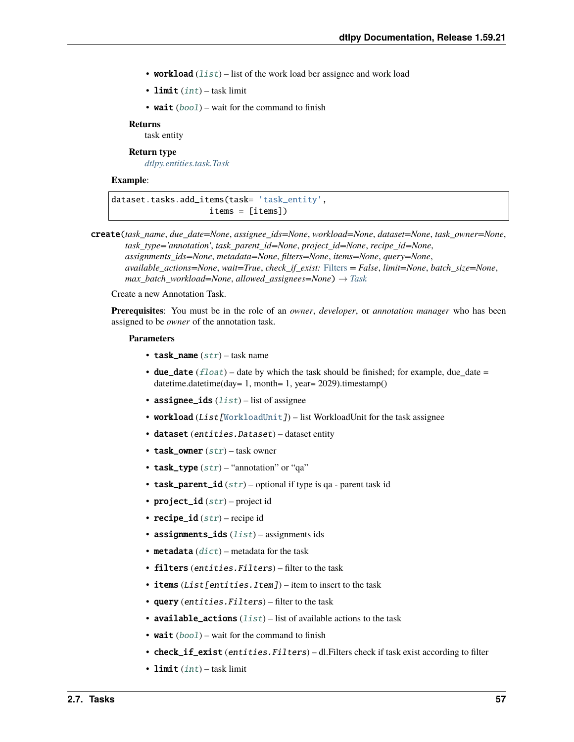- **workload** (*list*) – list of the work load ber assignee and work load
- **limit** (*int*) – task limit
- **wait** (*bool*) – wait for the command to finish

**Returns**
task entity

**Return type**
*dtlpy.entities.task.Task*

**Example**:

```
dataset.tasks.add_items(task= 'task_entity',
                    items = [items])
```

**create**(*task_name*, *due_date=None*, *assignee_ids=None*, *workload=None*, *dataset=None*, *task_owner=None*, *task_type='annotation'*, *task_parent_id=None*, *project_id=None*, *recipe_id=None*, *assignments_ids=None*, *metadata=None*, *filters=None*, *items=None*, *query=None*, *available_actions=None*, *wait=True*, *check_if_exist: Filters = False*, *limit=None*, *batch_size=None*, *max_batch_workload=None*, *allowed_assignees=None*) → *Task*

Create a new Annotation Task.

**Prerequisites**: You must be in the role of an *owner*, *developer*, or *annotation manager* who has been assigned to be *owner* of the annotation task.

**Parameters**

- **task_name** (*str*) – task name
- **due_date** (*float*) – date by which the task should be finished; for example, due_date = datetime.datetime(day= 1, month= 1, year= 2029).timestamp()
- **assignee_ids** (*list*) – list of assignee
- **workload** (*List[WorkloadUnit]*) – list WorkloadUnit for the task assignee
- **dataset** (*entities.Dataset*) – dataset entity
- **task_owner** (*str*) – task owner
- **task_type** (*str*) – "annotation" or "qa"
- **task_parent_id** (*str*) – optional if type is qa - parent task id
- **project_id** (*str*) – project id
- **recipe_id** (*str*) – recipe id
- **assignments_ids** (*list*) – assignments ids
- **metadata** (*dict*) – metadata for the task
- **filters** (*entities.Filters*) – filter to the task
- **items** (*List[entities.Item]*) – item to insert to the task
- **query** (*entities.Filters*) – filter to the task
- **available_actions** (*list*) – list of available actions to the task
- **wait** (*bool*) – wait for the command to finish
- **check_if_exist** (*entities.Filters*) – dl.Filters check if task exist according to filter
- **limit** (*int*) – task limit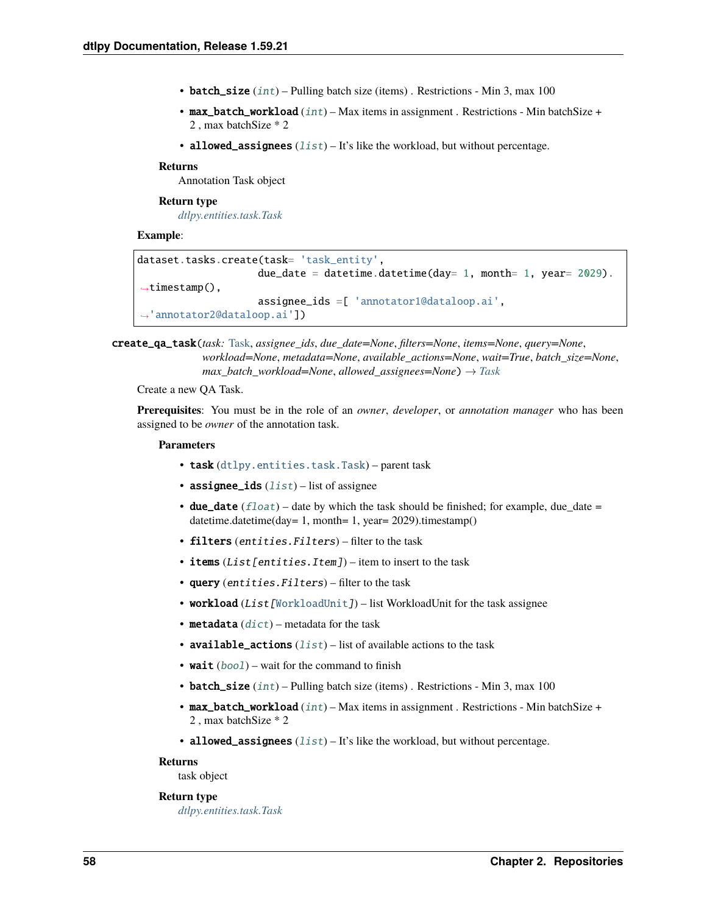- **batch_size** (*int*) – Pulling batch size (items) . Restrictions - Min 3, max 100
- **max_batch_workload** (*int*) – Max items in assignment . Restrictions - Min batchSize + 2 , max batchSize * 2
- **allowed_assignees** (*list*) – It's like the workload, but without percentage.

**Returns**
Annotation Task object

**Return type**
*dtlpy.entities.task.Task*

**Example**:

```
dataset.tasks.create(task= 'task_entity',
                    due_date = datetime.datetime(day= 1, month= 1, year= 2029).
→timestamp(),
                    assignee_ids =[ 'annotator1@dataloop.ai',
→'annotator2@dataloop.ai'])
```

**create_qa_task**(*task: Task*, *assignee_ids*, *due_date=None*, *filters=None*, *items=None*, *query=None*, *workload=None*, *metadata=None*, *available_actions=None*, *wait=True*, *batch_size=None*, *max_batch_workload=None*, *allowed_assignees=None*) → *Task*

Create a new QA Task.

**Prerequisites**: You must be in the role of an *owner*, *developer*, or *annotation manager* who has been assigned to be *owner* of the annotation task.

**Parameters**

- **task** (`dtlpy.entities.task.Task`) – parent task
- **assignee_ids** (*list*) – list of assignee
- **due_date** (*float*) – date by which the task should be finished; for example, due_date = datetime.datetime(day= 1, month= 1, year= 2029).timestamp()
- **filters** (*entities.Filters*) – filter to the task
- **items** (*List[entities.Item]*) – item to insert to the task
- **query** (*entities.Filters*) – filter to the task
- **workload** (*List[WorkloadUnit]*) – list WorkloadUnit for the task assignee
- **metadata** (*dict*) – metadata for the task
- **available_actions** (*list*) – list of available actions to the task
- **wait** (*bool*) – wait for the command to finish
- **batch_size** (*int*) – Pulling batch size (items) . Restrictions - Min 3, max 100
- **max_batch_workload** (*int*) – Max items in assignment . Restrictions - Min batchSize + 2 , max batchSize * 2
- **allowed_assignees** (*list*) – It's like the workload, but without percentage.

**Returns**
task object

**Return type**
*dtlpy.entities.task.Task*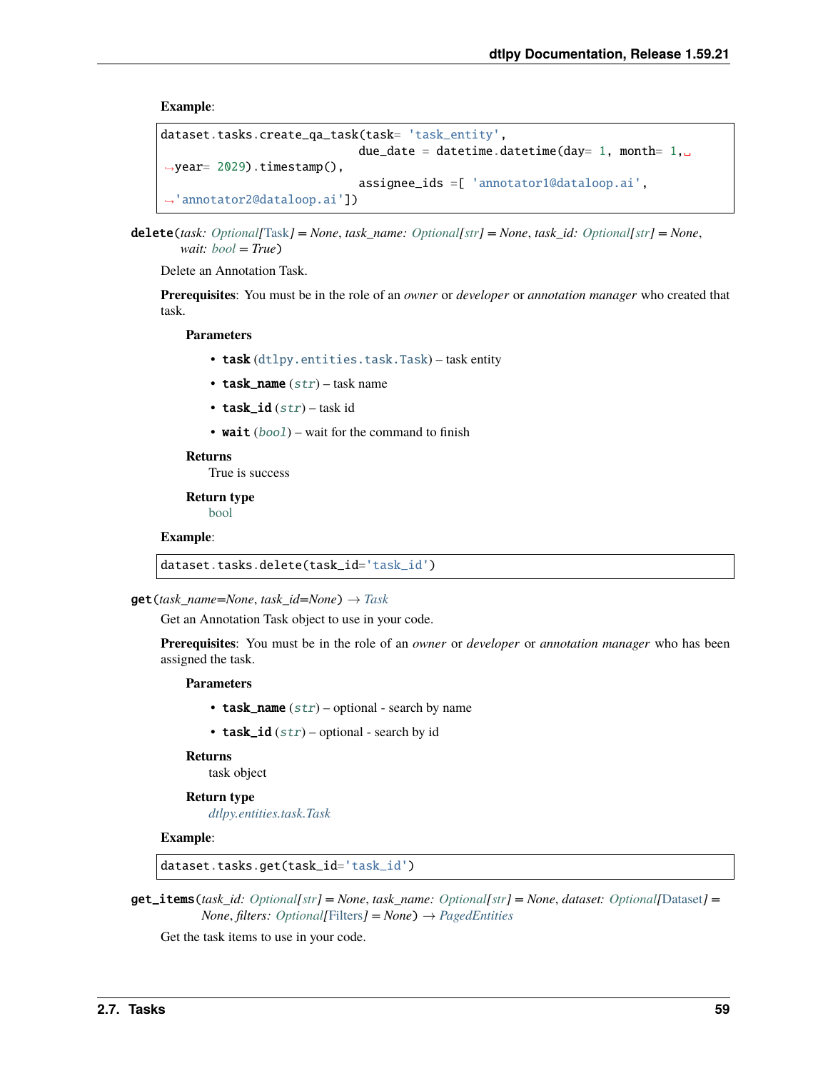**Example**:

```
dataset.tasks.create_qa_task(task= 'task_entity',
                            due_date = datetime.datetime(day= 1, month= 1,␣
↪year= 2029).timestamp(),
                            assignee_ids =[ 'annotator1@dataloop.ai',
↪'annotator2@dataloop.ai'])
```

**delete**(*task: Optional[Task] = None*, *task_name: Optional[str] = None*, *task_id: Optional[str] = None*, *wait: bool = True*)

Delete an Annotation Task.

**Prerequisites**: You must be in the role of an *owner* or *developer* or *annotation manager* who created that task.

**Parameters**

- **task** (`dtlpy.entities.task.Task`) – task entity
- **task_name** (*str*) – task name
- **task_id** (*str*) – task id
- **wait** (*bool*) – wait for the command to finish

**Returns**
True is success

**Return type**
bool

**Example**:

```
dataset.tasks.delete(task_id='task_id')
```

**get**(*task_name=None*, *task_id=None*) → *Task*

Get an Annotation Task object to use in your code.

**Prerequisites**: You must be in the role of an *owner* or *developer* or *annotation manager* who has been assigned the task.

**Parameters**

- **task_name** (*str*) – optional - search by name
- **task_id** (*str*) – optional - search by id

**Returns**
task object

**Return type**
*dtlpy.entities.task.Task*

**Example**:

```
dataset.tasks.get(task_id='task_id')
```

**get_items**(*task_id: Optional[str] = None*, *task_name: Optional[str] = None*, *dataset: Optional[Dataset] = None*, *filters: Optional[Filters] = None*) → *PagedEntities*

Get the task items to use in your code.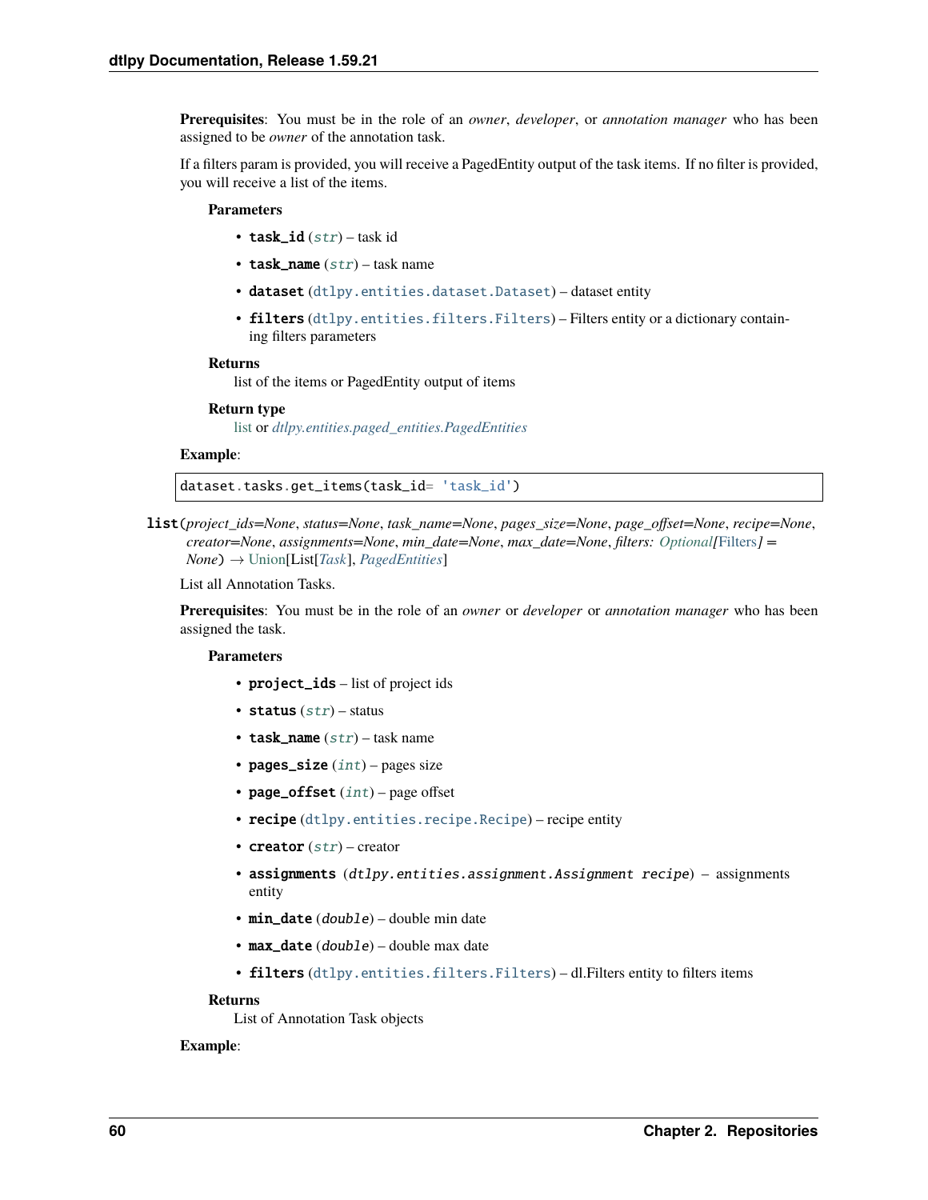**Prerequisites**: You must be in the role of an *owner*, *developer*, or *annotation manager* who has been assigned to be *owner* of the annotation task.

If a filters param is provided, you will receive a PagedEntity output of the task items. If no filter is provided, you will receive a list of the items.

**Parameters**

- **task_id** (*str*) – task id
- **task_name** (*str*) – task name
- **dataset** (dtlpy.entities.dataset.Dataset) – dataset entity
- **filters** (dtlpy.entities.filters.Filters) – Filters entity or a dictionary containing filters parameters

**Returns**

list of the items or PagedEntity output of items

**Return type**

list or *dtlpy.entities.paged_entities.PagedEntities*

**Example**:

```
dataset.tasks.get_items(task_id= 'task_id')
```

**list**(*project_ids=None*, *status=None*, *task_name=None*, *pages_size=None*, *page_offset=None*, *recipe=None*, *creator=None*, *assignments=None*, *min_date=None*, *max_date=None*, *filters: Optional[Filters] = None*) → Union[List[*Task*], *PagedEntities*]

List all Annotation Tasks.

**Prerequisites**: You must be in the role of an *owner* or *developer* or *annotation manager* who has been assigned the task.

**Parameters**

- **project_ids** – list of project ids
- **status** (*str*) – status
- **task_name** (*str*) – task name
- **pages_size** (*int*) – pages size
- **page_offset** (*int*) – page offset
- **recipe** (dtlpy.entities.recipe.Recipe) – recipe entity
- **creator** (*str*) – creator
- **assignments** (*dtlpy.entities.assignment.Assignment recipe*) – assignments entity
- **min_date** (*double*) – double min date
- **max_date** (*double*) – double max date
- **filters** (dtlpy.entities.filters.Filters) – dl.Filters entity to filters items

**Returns**

List of Annotation Task objects

**Example**: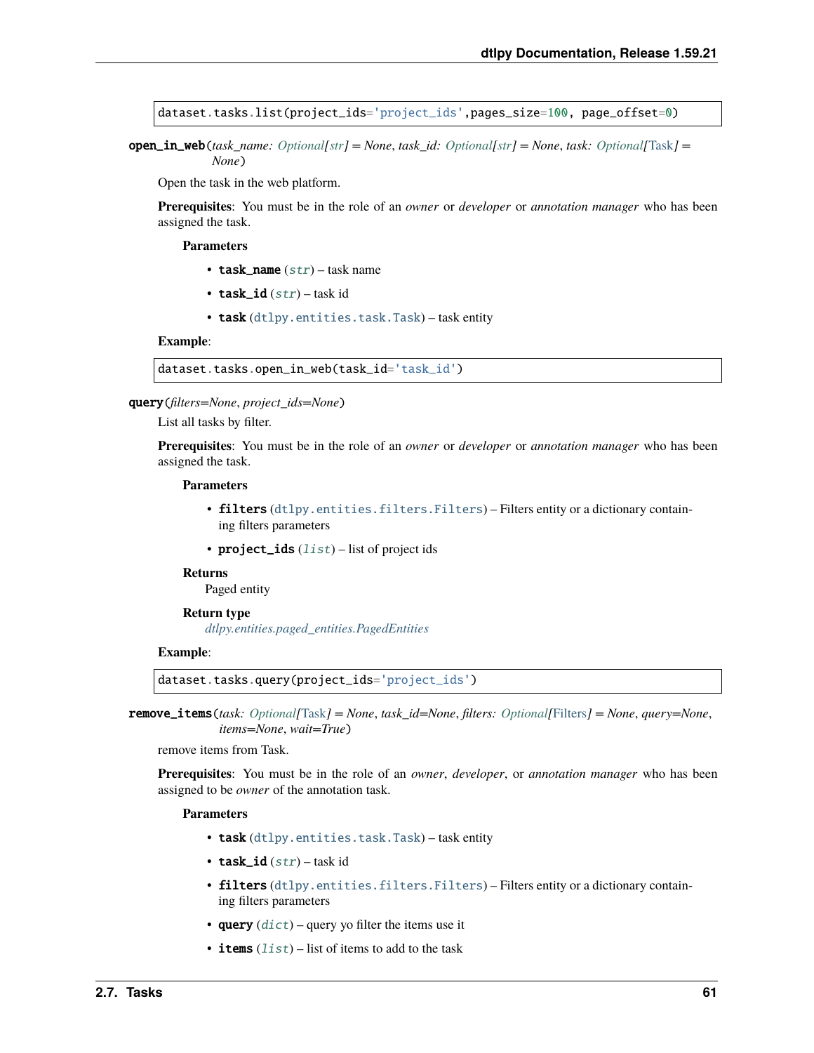```
dataset.tasks.list(project_ids='project_ids',pages_size=100, page_offset=0)
```

**open_in_web**(*task_name: Optional[str] = None*, *task_id: Optional[str] = None*, *task: Optional[Task] = None*)

Open the task in the web platform.

**Prerequisites**: You must be in the role of an *owner* or *developer* or *annotation manager* who has been assigned the task.

**Parameters**

- **task_name** (*str*) – task name
- **task_id** (*str*) – task id
- **task** (dtlpy.entities.task.Task) – task entity

**Example**:

```
dataset.tasks.open_in_web(task_id='task_id')
```

**query**(*filters=None*, *project_ids=None*)

List all tasks by filter.

**Prerequisites**: You must be in the role of an *owner* or *developer* or *annotation manager* who has been assigned the task.

**Parameters**

- **filters** (dtlpy.entities.filters.Filters) – Filters entity or a dictionary containing filters parameters
- **project_ids** (*list*) – list of project ids

**Returns**
Paged entity

**Return type**
*dtlpy.entities.paged_entities.PagedEntities*

**Example**:

```
dataset.tasks.query(project_ids='project_ids')
```

**remove_items**(*task: Optional[Task] = None*, *task_id=None*, *filters: Optional[Filters] = None*, *query=None*, *items=None*, *wait=True*)

remove items from Task.

**Prerequisites**: You must be in the role of an *owner*, *developer*, or *annotation manager* who has been assigned to be *owner* of the annotation task.

**Parameters**

- **task** (dtlpy.entities.task.Task) – task entity
- **task_id** (*str*) – task id
- **filters** (dtlpy.entities.filters.Filters) – Filters entity or a dictionary containing filters parameters
- **query** (*dict*) – query yo filter the items use it
- **items** (*list*) – list of items to add to the task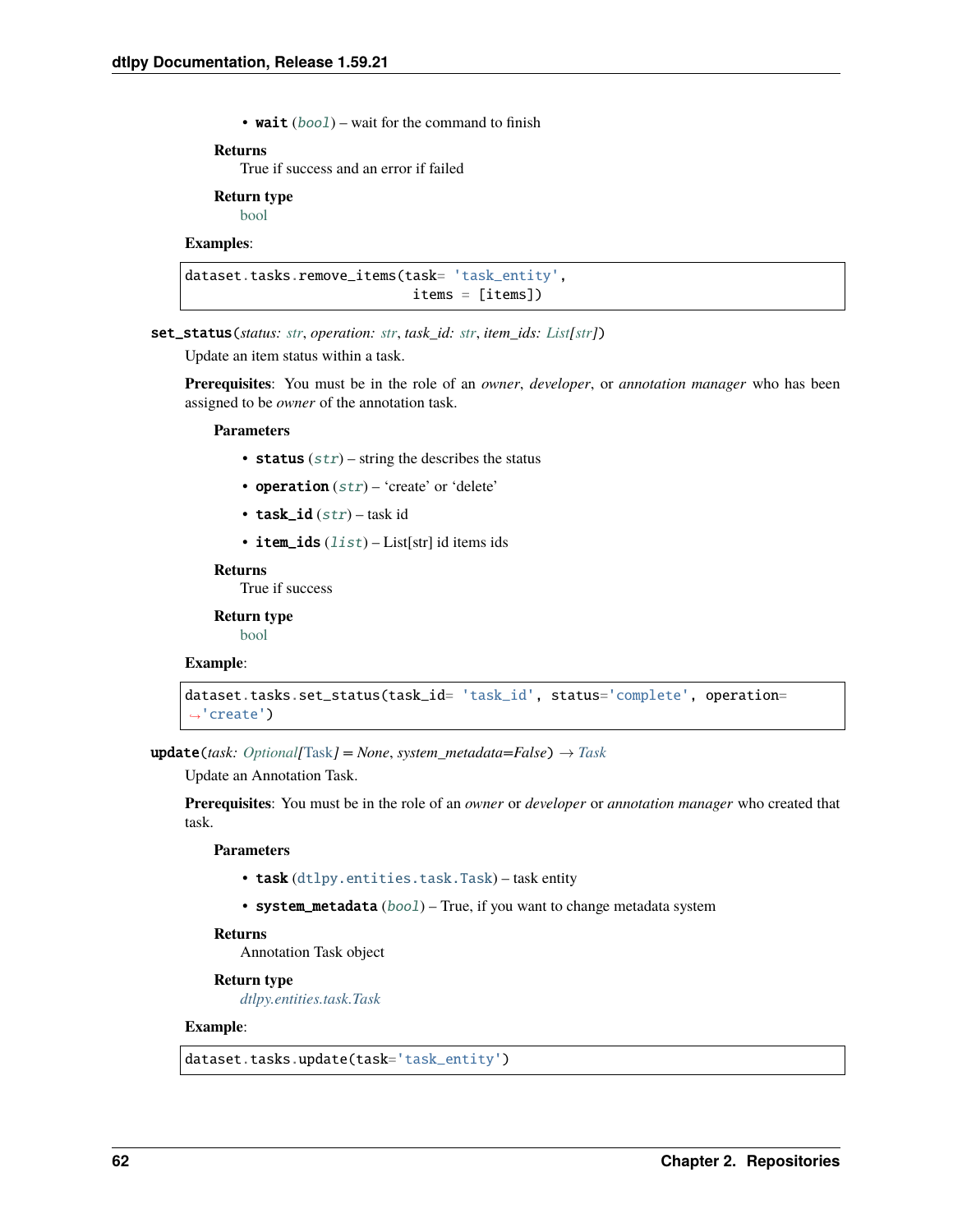- **wait** (*bool*) – wait for the command to finish

**Returns**
True if success and an error if failed

**Return type**
bool

**Examples**:

```
dataset.tasks.remove_items(task= 'task_entity',
                            items = [items])
```

**set_status**(*status: str, operation: str, task_id: str, item_ids: List[str]*)

Update an item status within a task.

**Prerequisites**: You must be in the role of an *owner*, *developer*, or *annotation manager* who has been assigned to be *owner* of the annotation task.

**Parameters**

- **status** (*str*) – string the describes the status
- **operation** (*str*) – 'create' or 'delete'
- **task_id** (*str*) – task id
- **item_ids** (*list*) – List[str] id items ids

**Returns**
True if success

**Return type**
bool

**Example**:

```
dataset.tasks.set_status(task_id= 'task_id', status='complete', operation=
↪'create')
```

**update**(*task: Optional[Task] = None, system_metadata=False*) → *Task*

Update an Annotation Task.

**Prerequisites**: You must be in the role of an *owner* or *developer* or *annotation manager* who created that task.

**Parameters**

- **task** (`dtlpy.entities.task.Task`) – task entity
- **system_metadata** (*bool*) – True, if you want to change metadata system

**Returns**
Annotation Task object

**Return type**
*dtlpy.entities.task.Task*

**Example**:

```
dataset.tasks.update(task='task_entity')
```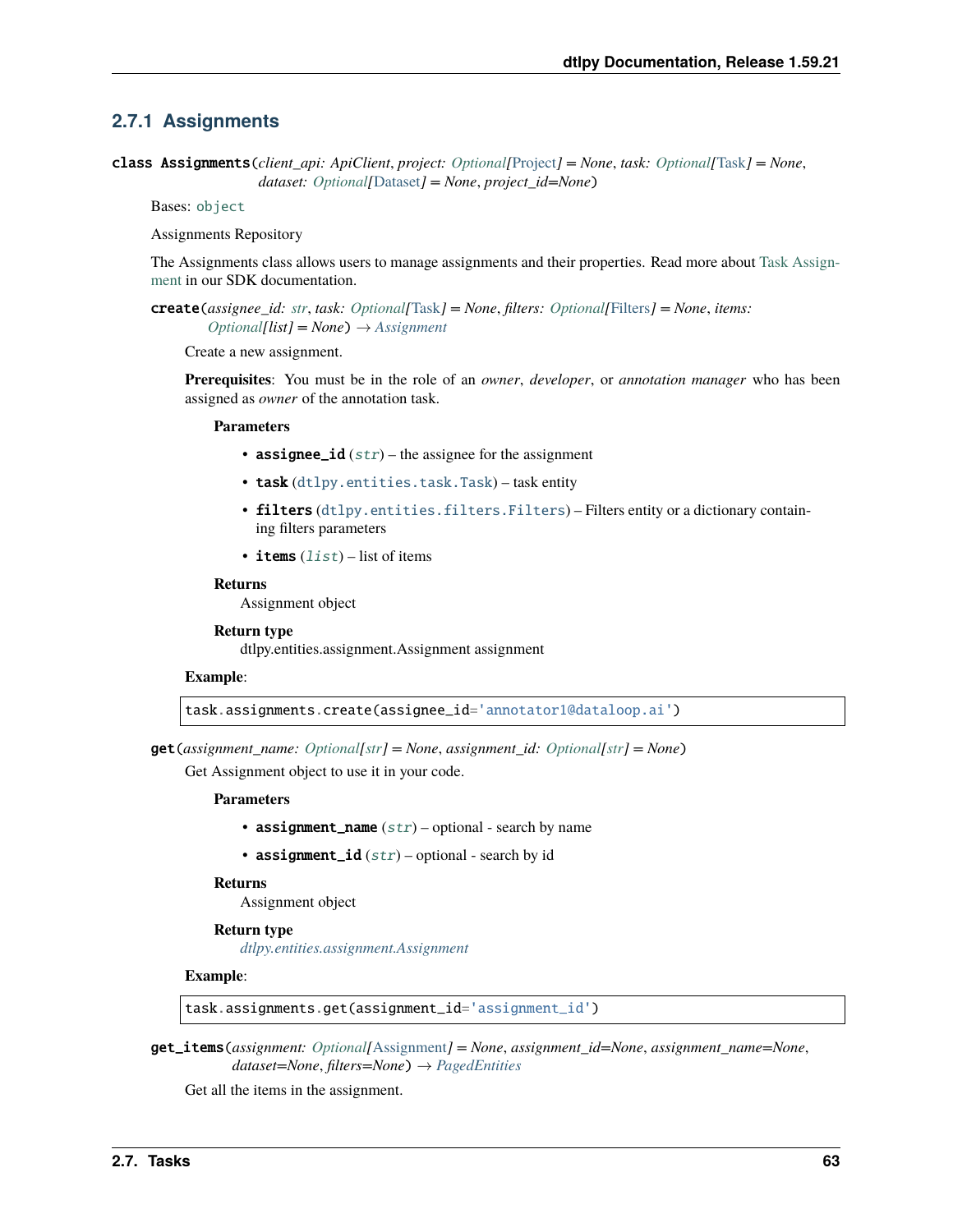### 2.7.1 Assignments

**class Assignments**(*client_api: ApiClient*, *project: Optional[Project] = None*, *task: Optional[Task] = None*, *dataset: Optional[Dataset] = None*, *project_id=None*)

Bases: `object`

Assignments Repository

The Assignments class allows users to manage assignments and their properties. Read more about Task Assignment in our SDK documentation.

**create**(*assignee_id: str*, *task: Optional[Task] = None*, *filters: Optional[Filters] = None*, *items: Optional[list] = None*) → *Assignment*

Create a new assignment.

**Prerequisites**: You must be in the role of an *owner*, *developer*, or *annotation manager* who has been assigned as *owner* of the annotation task.

**Parameters**

- **assignee_id** (*str*) – the assignee for the assignment
- **task** (`dtlpy.entities.task.Task`) – task entity
- **filters** (`dtlpy.entities.filters.Filters`) – Filters entity or a dictionary containing filters parameters
- **items** (*list*) – list of items

**Returns**

Assignment object

**Return type**

dtlpy.entities.assignment.Assignment assignment

**Example**:

```
task.assignments.create(assignee_id='annotator1@dataloop.ai')
```

**get**(*assignment_name: Optional[str] = None*, *assignment_id: Optional[str] = None*)

Get Assignment object to use it in your code.

**Parameters**

- **assignment_name** (*str*) – optional - search by name
- **assignment_id** (*str*) – optional - search by id

**Returns**

Assignment object

**Return type**

*dtlpy.entities.assignment.Assignment*

**Example**:

```
task.assignments.get(assignment_id='assignment_id')
```

**get_items**(*assignment: Optional[Assignment] = None*, *assignment_id=None*, *assignment_name=None*, *dataset=None*, *filters=None*) → *PagedEntities*

Get all the items in the assignment.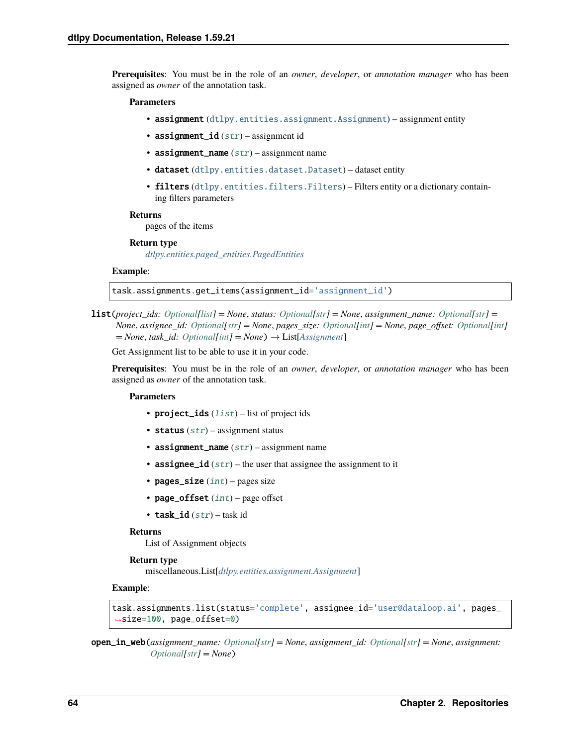**Prerequisites**: You must be in the role of an *owner*, *developer*, or *annotation manager* who has been assigned as *owner* of the annotation task.

**Parameters**

- **assignment** (dtlpy.entities.assignment.Assignment) – assignment entity
- **assignment_id** (*str*) – assignment id
- **assignment_name** (*str*) – assignment name
- **dataset** (dtlpy.entities.dataset.Dataset) – dataset entity
- **filters** (dtlpy.entities.filters.Filters) – Filters entity or a dictionary containing filters parameters

**Returns**
pages of the items

**Return type**
*dtlpy.entities.paged_entities.PagedEntities*

**Example**:

```
task.assignments.get_items(assignment_id='assignment_id')
```

**list**(*project_ids: Optional[list] = None*, *status: Optional[str] = None*, *assignment_name: Optional[str] = None*, *assignee_id: Optional[str] = None*, *pages_size: Optional[int] = None*, *page_offset: Optional[int] = None*, *task_id: Optional[int] = None*) → List[*Assignment*]

Get Assignment list to be able to use it in your code.

**Prerequisites**: You must be in the role of an *owner*, *developer*, or *annotation manager* who has been assigned as *owner* of the annotation task.

**Parameters**

- **project_ids** (*list*) – list of project ids
- **status** (*str*) – assignment status
- **assignment_name** (*str*) – assignment name
- **assignee_id** (*str*) – the user that assignee the assignment to it
- **pages_size** (*int*) – pages size
- **page_offset** (*int*) – page offset
- **task_id** (*str*) – task id

**Returns**
List of Assignment objects

**Return type**
miscellaneous.List[*dtlpy.entities.assignment.Assignment*]

**Example**:

```
task.assignments.list(status='complete', assignee_id='user@dataloop.ai', pages_size=100, page_offset=0)
```

**open_in_web**(*assignment_name: Optional[str] = None*, *assignment_id: Optional[str] = None*, *assignment: Optional[str] = None*)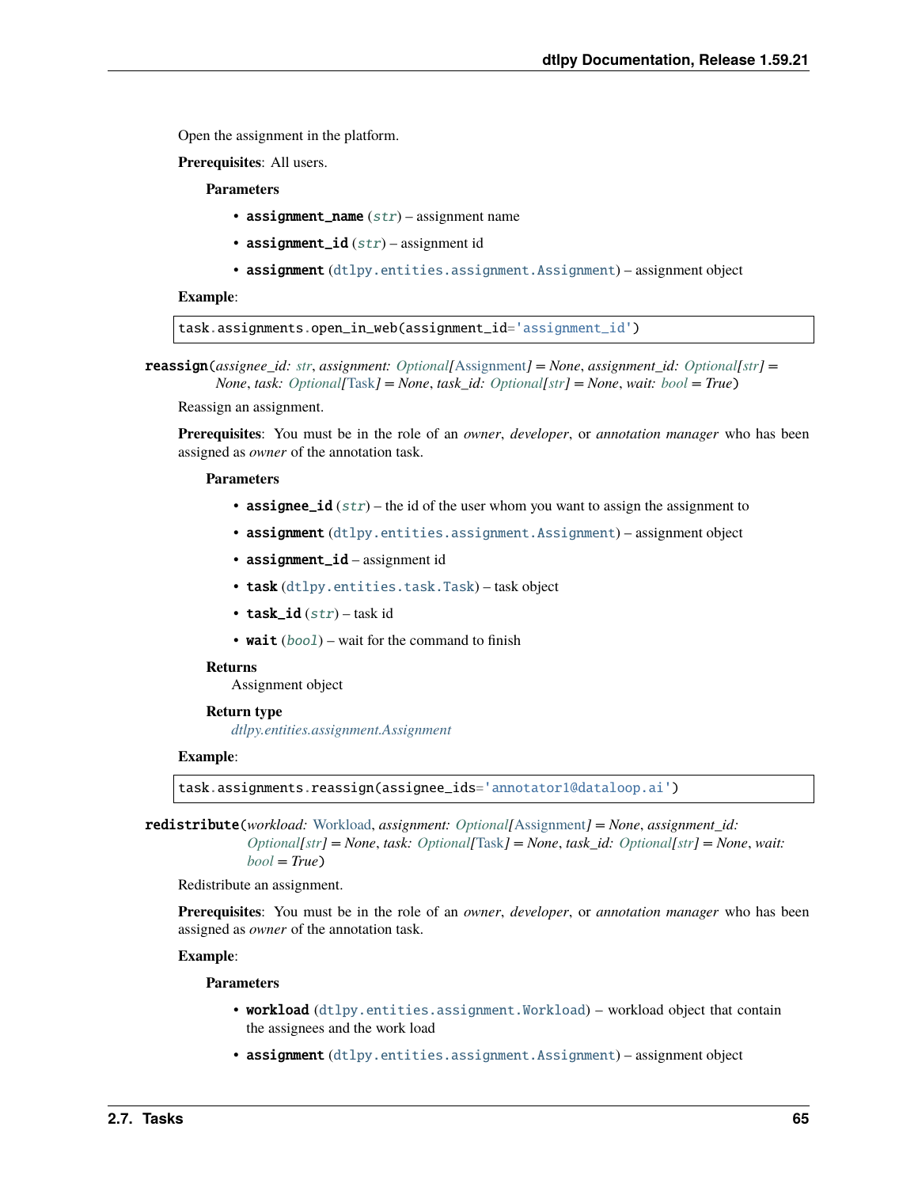Open the assignment in the platform.

**Prerequisites**: All users.

**Parameters**

- **assignment_name** (*str*) – assignment name
- **assignment_id** (*str*) – assignment id
- **assignment** (`dtlpy.entities.assignment.Assignment`) – assignment object

**Example**:

```
task.assignments.open_in_web(assignment_id='assignment_id')
```

**reassign**(*assignee_id: str*, *assignment: Optional[Assignment] = None*, *assignment_id: Optional[str] = None*, *task: Optional[Task] = None*, *task_id: Optional[str] = None*, *wait: bool = True*)

Reassign an assignment.

**Prerequisites**: You must be in the role of an *owner*, *developer*, or *annotation manager* who has been assigned as *owner* of the annotation task.

**Parameters**

- **assignee_id** (*str*) – the id of the user whom you want to assign the assignment to
- **assignment** (`dtlpy.entities.assignment.Assignment`) – assignment object
- **assignment_id** – assignment id
- **task** (`dtlpy.entities.task.Task`) – task object
- **task_id** (*str*) – task id
- **wait** (*bool*) – wait for the command to finish

**Returns**
Assignment object

**Return type**
*dtlpy.entities.assignment.Assignment*

**Example**:

```
task.assignments.reassign(assignee_ids='annotator1@dataloop.ai')
```

**redistribute**(*workload: Workload*, *assignment: Optional[Assignment] = None*, *assignment_id: Optional[str] = None*, *task: Optional[Task] = None*, *task_id: Optional[str] = None*, *wait: bool = True*)

Redistribute an assignment.

**Prerequisites**: You must be in the role of an *owner*, *developer*, or *annotation manager* who has been assigned as *owner* of the annotation task.

**Example**:

**Parameters**

- **workload** (`dtlpy.entities.assignment.Workload`) – workload object that contain the assignees and the work load
- **assignment** (`dtlpy.entities.assignment.Assignment`) – assignment object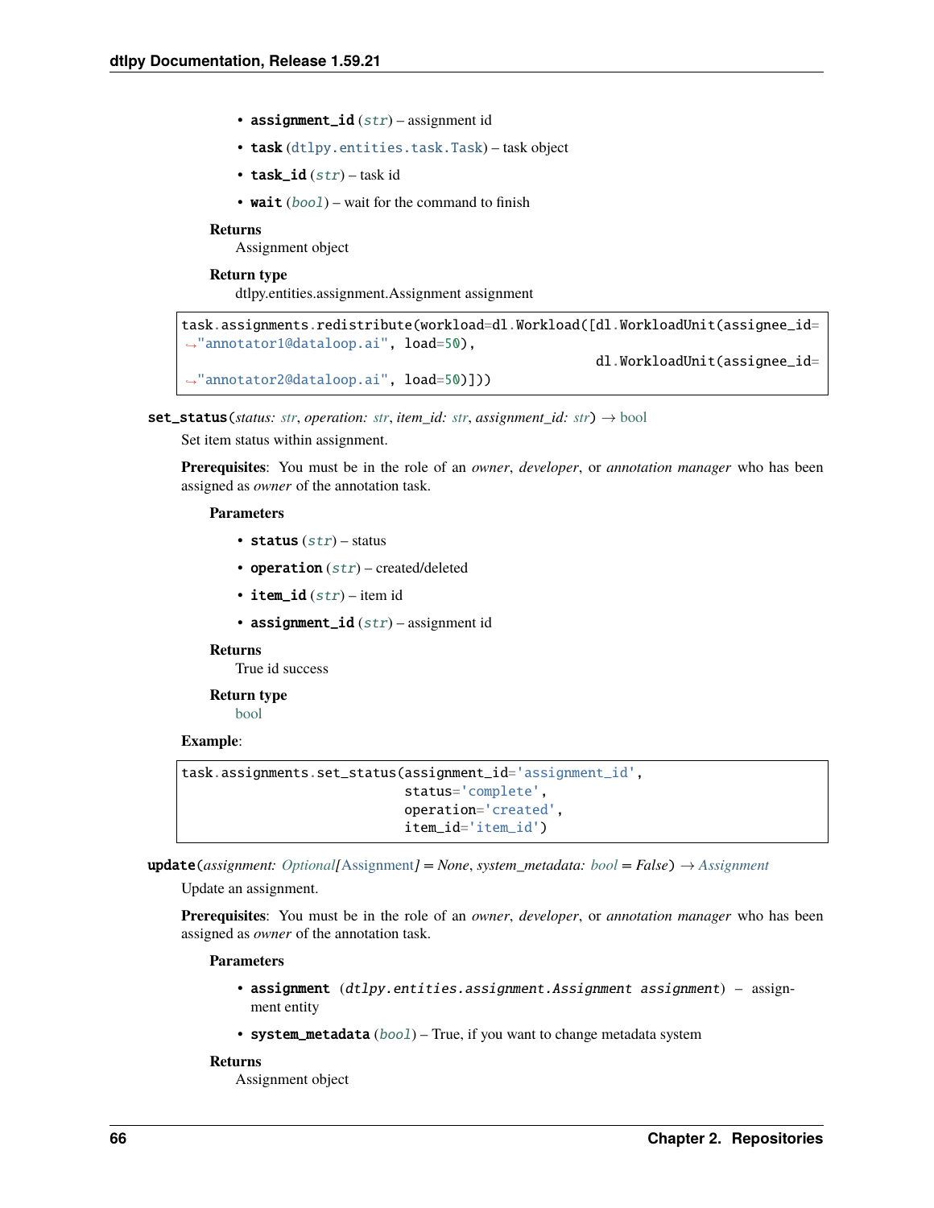- **assignment_id** (*str*) – assignment id
- **task** (dtlpy.entities.task.Task) – task object
- **task_id** (*str*) – task id
- **wait** (*bool*) – wait for the command to finish

**Returns**
Assignment object

**Return type**
dtlpy.entities.assignment.Assignment assignment

```
task.assignments.redistribute(workload=dl.Workload([dl.WorkloadUnit(assignee_id=
↪"annotator1@dataloop.ai", load=50),
                                                     dl.WorkloadUnit(assignee_id=
↪"annotator2@dataloop.ai", load=50)]))
```

**set_status**(*status: str*, *operation: str*, *item_id: str*, *assignment_id: str*) → bool

Set item status within assignment.

**Prerequisites**: You must be in the role of an *owner*, *developer*, or *annotation manager* who has been assigned as *owner* of the annotation task.

**Parameters**

- **status** (*str*) – status
- **operation** (*str*) – created/deleted
- **item_id** (*str*) – item id
- **assignment_id** (*str*) – assignment id

**Returns**
True id success

**Return type**
bool

**Example**:

```
task.assignments.set_status(assignment_id='assignment_id',
                            status='complete',
                            operation='created',
                            item_id='item_id')
```

**update**(*assignment: Optional[Assignment] = None*, *system_metadata: bool = False*) → *Assignment*

Update an assignment.

**Prerequisites**: You must be in the role of an *owner*, *developer*, or *annotation manager* who has been assigned as *owner* of the annotation task.

**Parameters**

- **assignment** (*dtlpy.entities.assignment.Assignment assignment*) – assignment entity
- **system_metadata** (*bool*) – True, if you want to change metadata system

**Returns**
Assignment object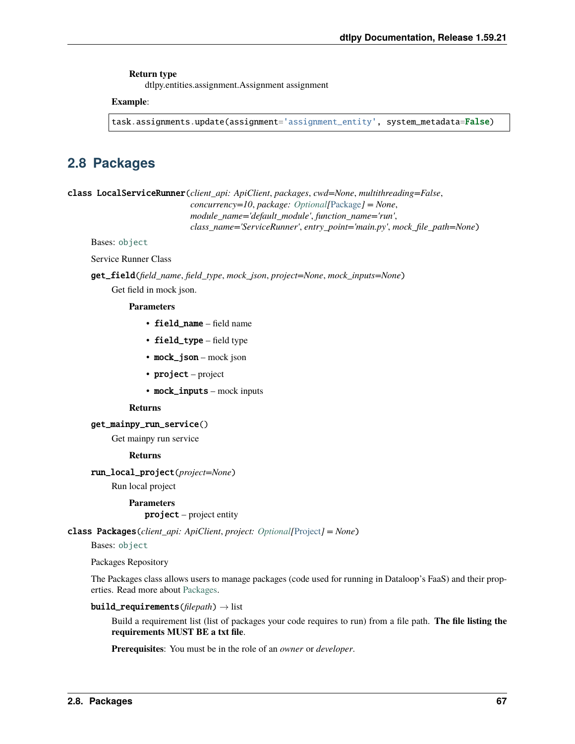**Return type**
dtlpy.entities.assignment.Assignment assignment

**Example**:

```
task.assignments.update(assignment='assignment_entity', system_metadata=False)
```

## 2.8 Packages

**class LocalServiceRunner**(*client_api: ApiClient*, *packages*, *cwd=None*, *multithreading=False*, *concurrency=10*, *package: Optional[Package] = None*, *module_name='default_module'*, *function_name='run'*, *class_name='ServiceRunner'*, *entry_point='main.py'*, *mock_file_path=None*)

Bases: `object`

Service Runner Class

**get_field**(*field_name*, *field_type*, *mock_json*, *project=None*, *mock_inputs=None*)

Get field in mock json.

**Parameters**

- **field_name** – field name
- **field_type** – field type
- **mock_json** – mock json
- **project** – project
- **mock_inputs** – mock inputs

**Returns**

**get_mainpy_run_service**()

Get mainpy run service

**Returns**

**run_local_project**(*project=None*)

Run local project

**Parameters**
**project** – project entity

**class Packages**(*client_api: ApiClient*, *project: Optional[Project] = None*)

Bases: `object`

Packages Repository

The Packages class allows users to manage packages (code used for running in Dataloop's FaaS) and their properties. Read more about Packages.

**build_requirements**(*filepath*) → list

Build a requirement list (list of packages your code requires to run) from a file path. **The file listing the requirements MUST BE a txt file**.

**Prerequisites**: You must be in the role of an *owner* or *developer*.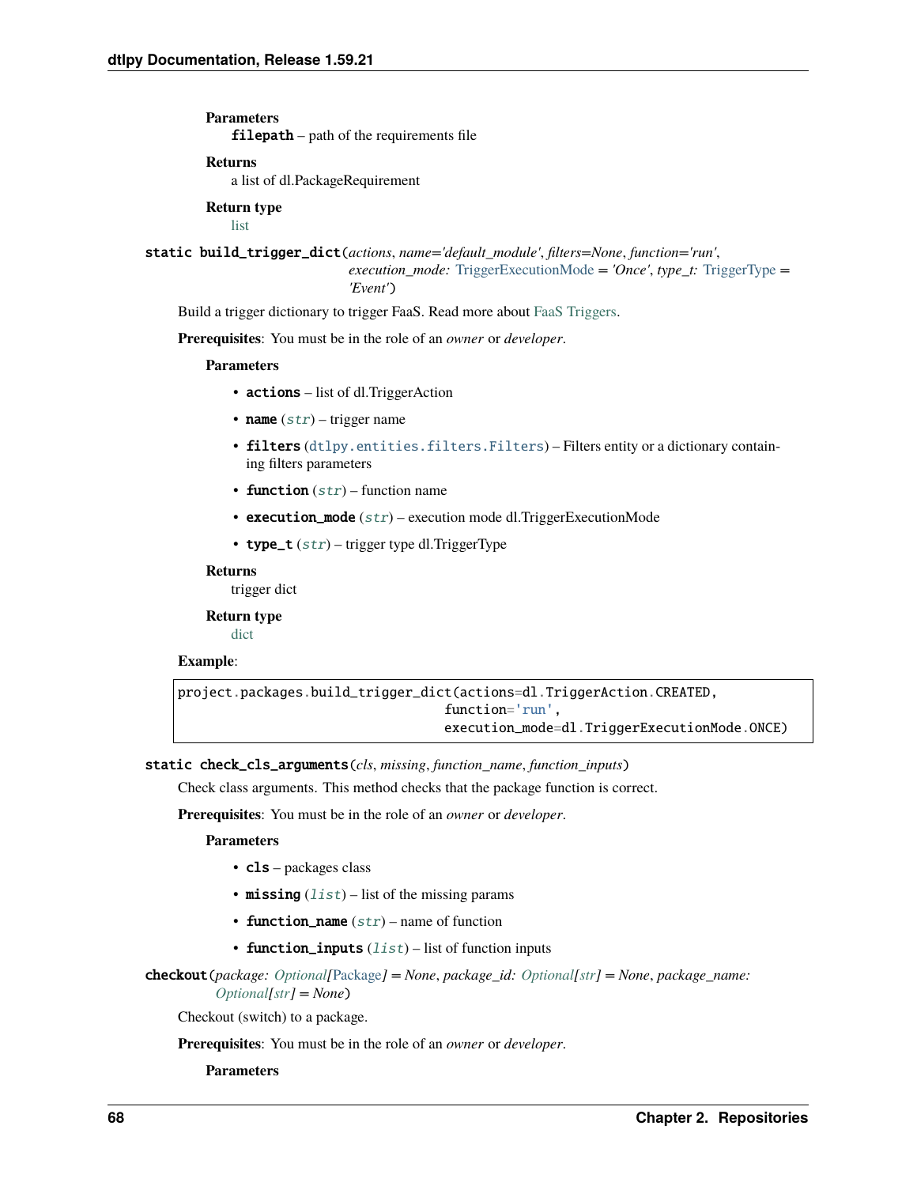**Parameters**
: **filepath** – path of the requirements file

**Returns**
: a list of dl.PackageRequirement

**Return type**
: list

**static build_trigger_dict**(*actions*, *name='default_module'*, *filters=None*, *function='run'*, *execution_mode: TriggerExecutionMode = 'Once'*, *type_t: TriggerType = 'Event'*)

Build a trigger dictionary to trigger FaaS. Read more about FaaS Triggers.

**Prerequisites**: You must be in the role of an *owner* or *developer*.

**Parameters**

- **actions** – list of dl.TriggerAction
- **name** (*str*) – trigger name
- **filters** (dtlpy.entities.filters.Filters) – Filters entity or a dictionary containing filters parameters
- **function** (*str*) – function name
- **execution_mode** (*str*) – execution mode dl.TriggerExecutionMode
- **type_t** (*str*) – trigger type dl.TriggerType

**Returns**
: trigger dict

**Return type**
: dict

**Example**:

```
project.packages.build_trigger_dict(actions=dl.TriggerAction.CREATED,
                                    function='run',
                                    execution_mode=dl.TriggerExecutionMode.ONCE)
```

**static check_cls_arguments**(*cls*, *missing*, *function_name*, *function_inputs*)

Check class arguments. This method checks that the package function is correct.

**Prerequisites**: You must be in the role of an *owner* or *developer*.

**Parameters**

- **cls** – packages class
- **missing** (*list*) – list of the missing params
- **function_name** (*str*) – name of function
- **function_inputs** (*list*) – list of function inputs

**checkout**(*package: Optional[Package] = None*, *package_id: Optional[str] = None*, *package_name: Optional[str] = None*)

Checkout (switch) to a package.

**Prerequisites**: You must be in the role of an *owner* or *developer*.

**Parameters**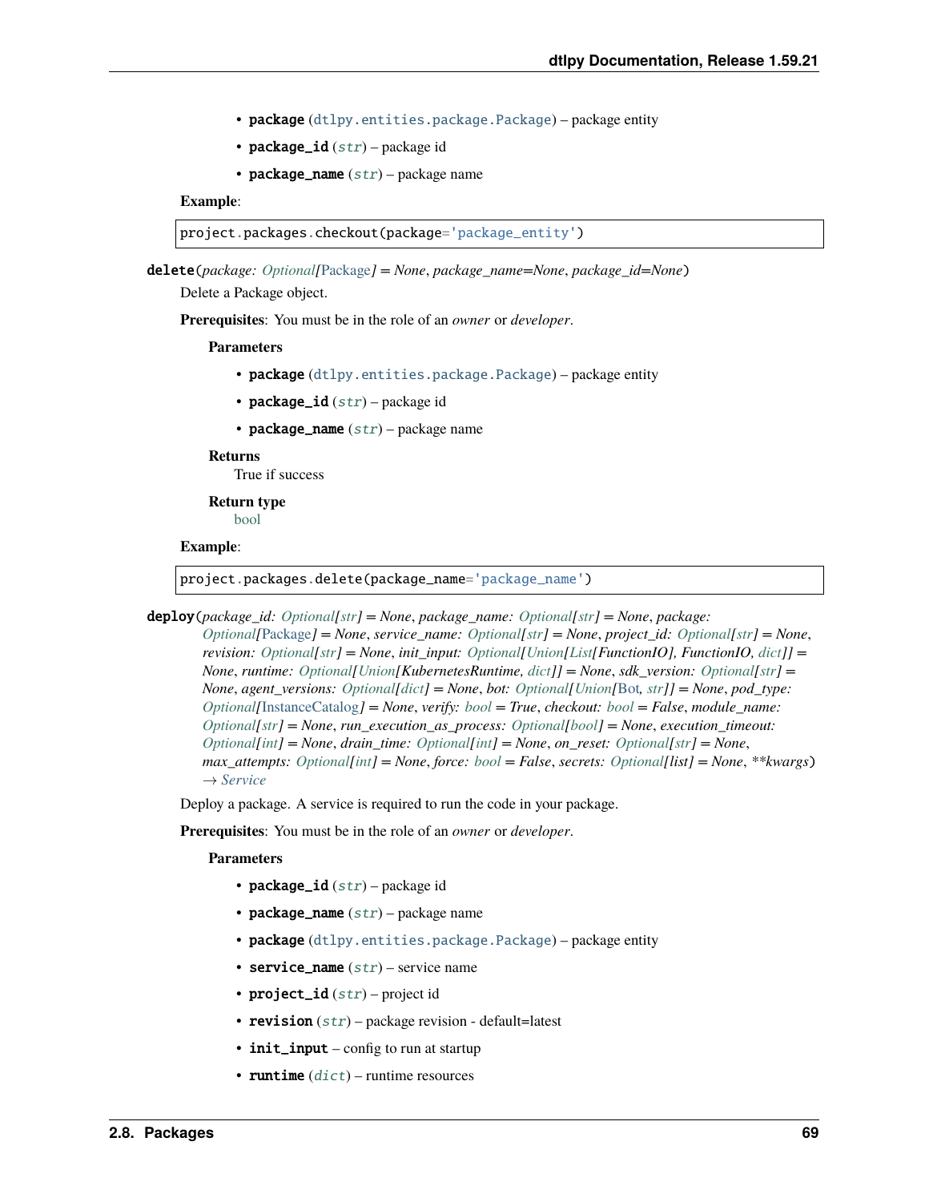- **package** (`dtlpy.entities.package.Package`) – package entity
- **package_id** (*str*) – package id
- **package_name** (*str*) – package name

**Example**:

```
project.packages.checkout(package='package_entity')
```

**delete**(*package: Optional[Package] = None*, *package_name=None*, *package_id=None*)

Delete a Package object.

**Prerequisites**: You must be in the role of an *owner* or *developer*.

**Parameters**

- **package** (`dtlpy.entities.package.Package`) – package entity
- **package_id** (*str*) – package id
- **package_name** (*str*) – package name

**Returns**

True if success

**Return type**

bool

**Example**:

```
project.packages.delete(package_name='package_name')
```

**deploy**(*package_id: Optional[str] = None*, *package_name: Optional[str] = None*, *package: Optional[Package] = None*, *service_name: Optional[str] = None*, *project_id: Optional[str] = None*, *revision: Optional[str] = None*, *init_input: Optional[Union[List[FunctionIO], FunctionIO, dict]] = None*, *runtime: Optional[Union[KubernetesRuntime, dict]] = None*, *sdk_version: Optional[str] = None*, *agent_versions: Optional[dict] = None*, *bot: Optional[Union[Bot, str]] = None*, *pod_type: Optional[InstanceCatalog] = None*, *verify: bool = True*, *checkout: bool = False*, *module_name: Optional[str] = None*, *run_execution_as_process: Optional[bool] = None*, *execution_timeout: Optional[int] = None*, *drain_time: Optional[int] = None*, *on_reset: Optional[str] = None*, *max_attempts: Optional[int] = None*, *force: bool = False*, *secrets: Optional[list] = None*, *\*\*kwargs*) → *Service*

Deploy a package. A service is required to run the code in your package.

**Prerequisites**: You must be in the role of an *owner* or *developer*.

**Parameters**

- **package_id** (*str*) – package id
- **package_name** (*str*) – package name
- **package** (`dtlpy.entities.package.Package`) – package entity
- **service_name** (*str*) – service name
- **project_id** (*str*) – project id
- **revision** (*str*) – package revision - default=latest
- **init_input** – config to run at startup
- **runtime** (*dict*) – runtime resources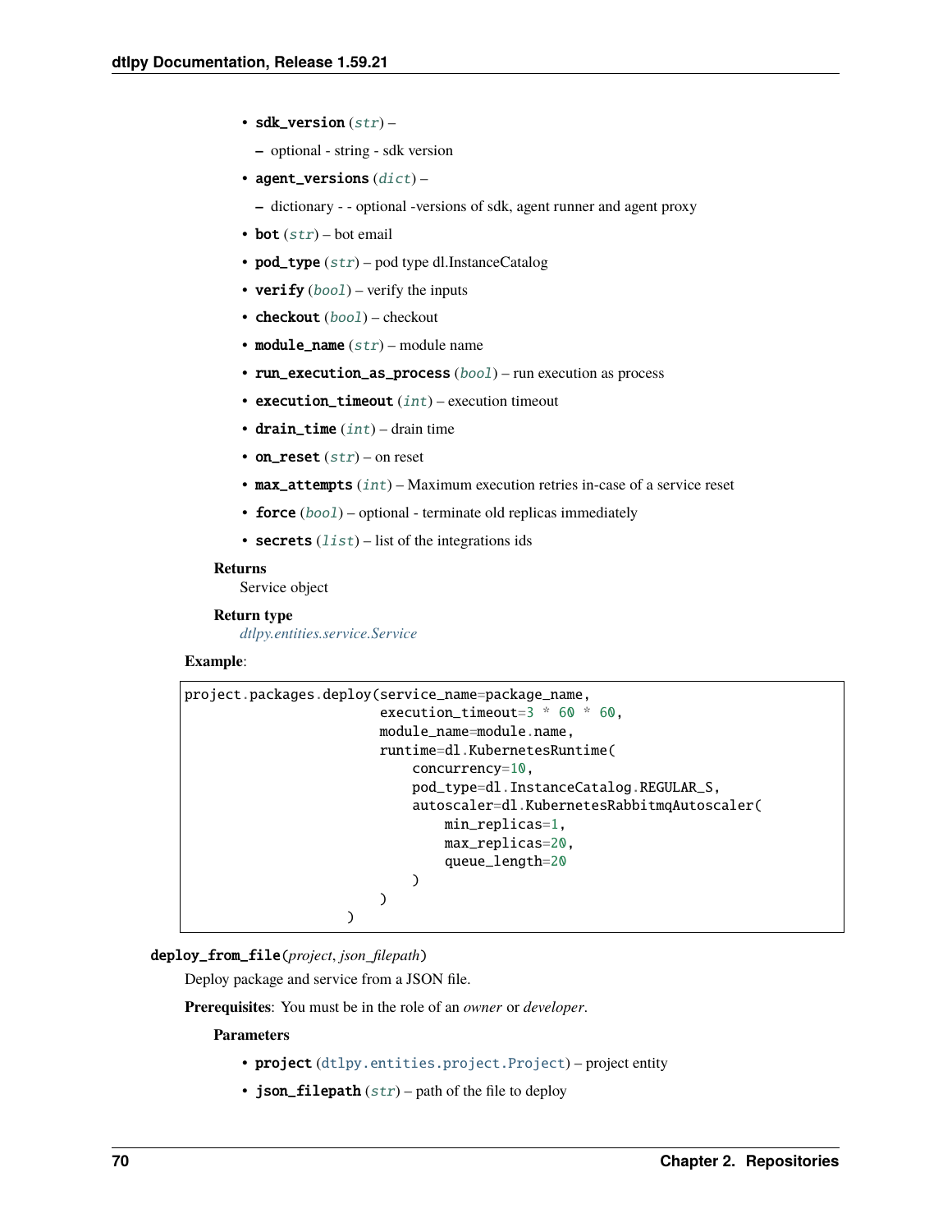- **sdk_version** (*str*) –
  - optional - string - sdk version
- **agent_versions** (*dict*) –
  - dictionary - - optional -versions of sdk, agent runner and agent proxy
- **bot** (*str*) – bot email
- **pod_type** (*str*) – pod type dl.InstanceCatalog
- **verify** (*bool*) – verify the inputs
- **checkout** (*bool*) – checkout
- **module_name** (*str*) – module name
- **run_execution_as_process** (*bool*) – run execution as process
- **execution_timeout** (*int*) – execution timeout
- **drain_time** (*int*) – drain time
- **on_reset** (*str*) – on reset
- **max_attempts** (*int*) – Maximum execution retries in-case of a service reset
- **force** (*bool*) – optional - terminate old replicas immediately
- **secrets** (*list*) – list of the integrations ids

**Returns**
Service object

**Return type**
*dtlpy.entities.service.Service*

**Example**:

```
project.packages.deploy(service_name=package_name,
                        execution_timeout=3 * 60 * 60,
                        module_name=module.name,
                        runtime=dl.KubernetesRuntime(
                            concurrency=10,
                            pod_type=dl.InstanceCatalog.REGULAR_S,
                            autoscaler=dl.KubernetesRabbitmqAutoscaler(
                                min_replicas=1,
                                max_replicas=20,
                                queue_length=20
                            )
                        )
                    )
```

**deploy_from_file**(*project*, *json_filepath*)

Deploy package and service from a JSON file.

**Prerequisites**: You must be in the role of an *owner* or *developer*.

**Parameters**

- **project** (dtlpy.entities.project.Project) – project entity
- **json_filepath** (*str*) – path of the file to deploy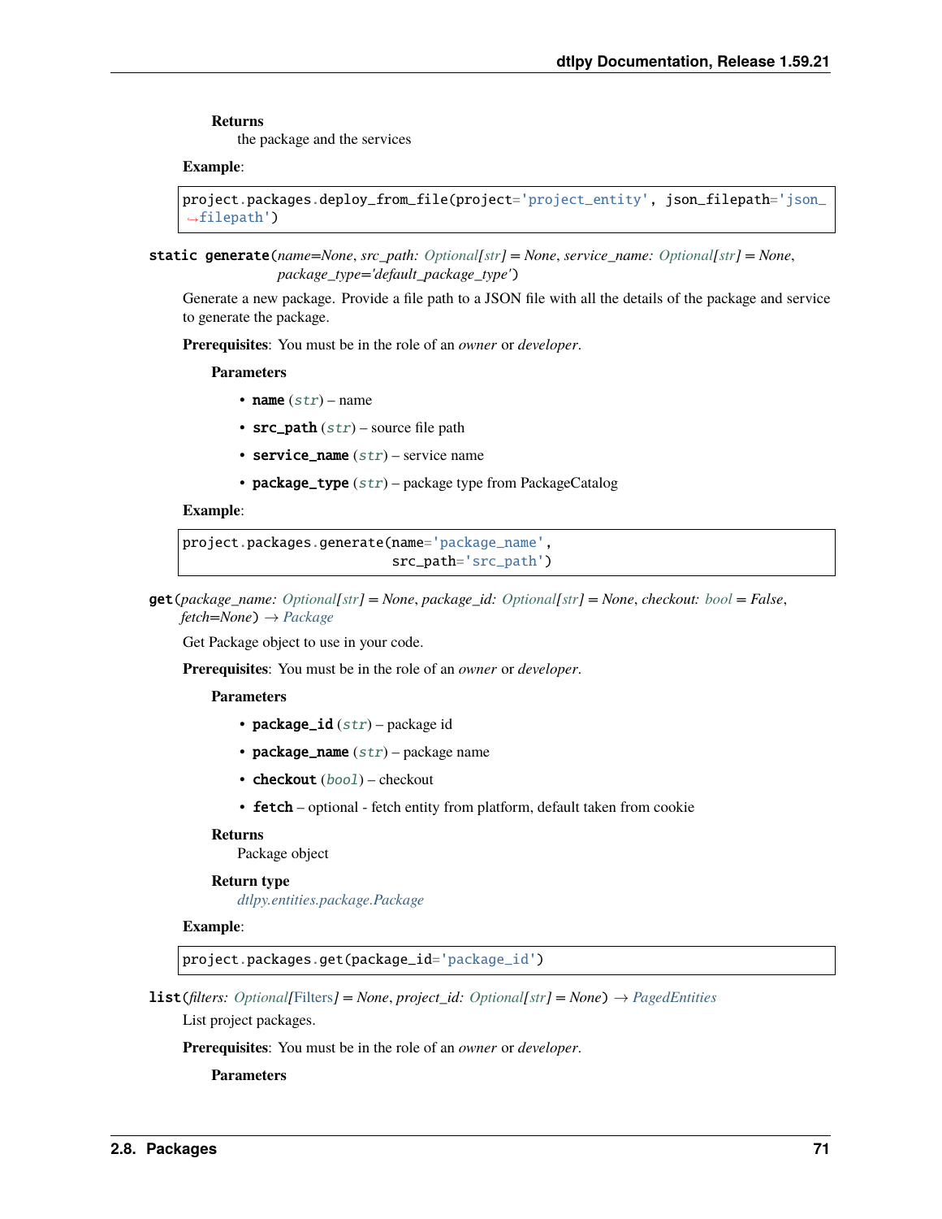**Returns**
the package and the services

**Example**:

```
project.packages.deploy_from_file(project='project_entity', json_filepath='json_filepath')
```

**static generate**(*name=None*, *src_path: Optional[str] = None*, *service_name: Optional[str] = None*, *package_type='default_package_type'*)

Generate a new package. Provide a file path to a JSON file with all the details of the package and service to generate the package.

**Prerequisites**: You must be in the role of an *owner* or *developer*.

**Parameters**

- **name** (*str*) – name
- **src_path** (*str*) – source file path
- **service_name** (*str*) – service name
- **package_type** (*str*) – package type from PackageCatalog

**Example**:

```
project.packages.generate(name='package_name',
                          src_path='src_path')
```

**get**(*package_name: Optional[str] = None*, *package_id: Optional[str] = None*, *checkout: bool = False*, *fetch=None*) → *Package*

Get Package object to use in your code.

**Prerequisites**: You must be in the role of an *owner* or *developer*.

**Parameters**

- **package_id** (*str*) – package id
- **package_name** (*str*) – package name
- **checkout** (*bool*) – checkout
- **fetch** – optional - fetch entity from platform, default taken from cookie

**Returns**
Package object

**Return type**
*dtlpy.entities.package.Package*

**Example**:

```
project.packages.get(package_id='package_id')
```

**list**(*filters: Optional[Filters] = None*, *project_id: Optional[str] = None*) → *PagedEntities*

List project packages.

**Prerequisites**: You must be in the role of an *owner* or *developer*.

**Parameters**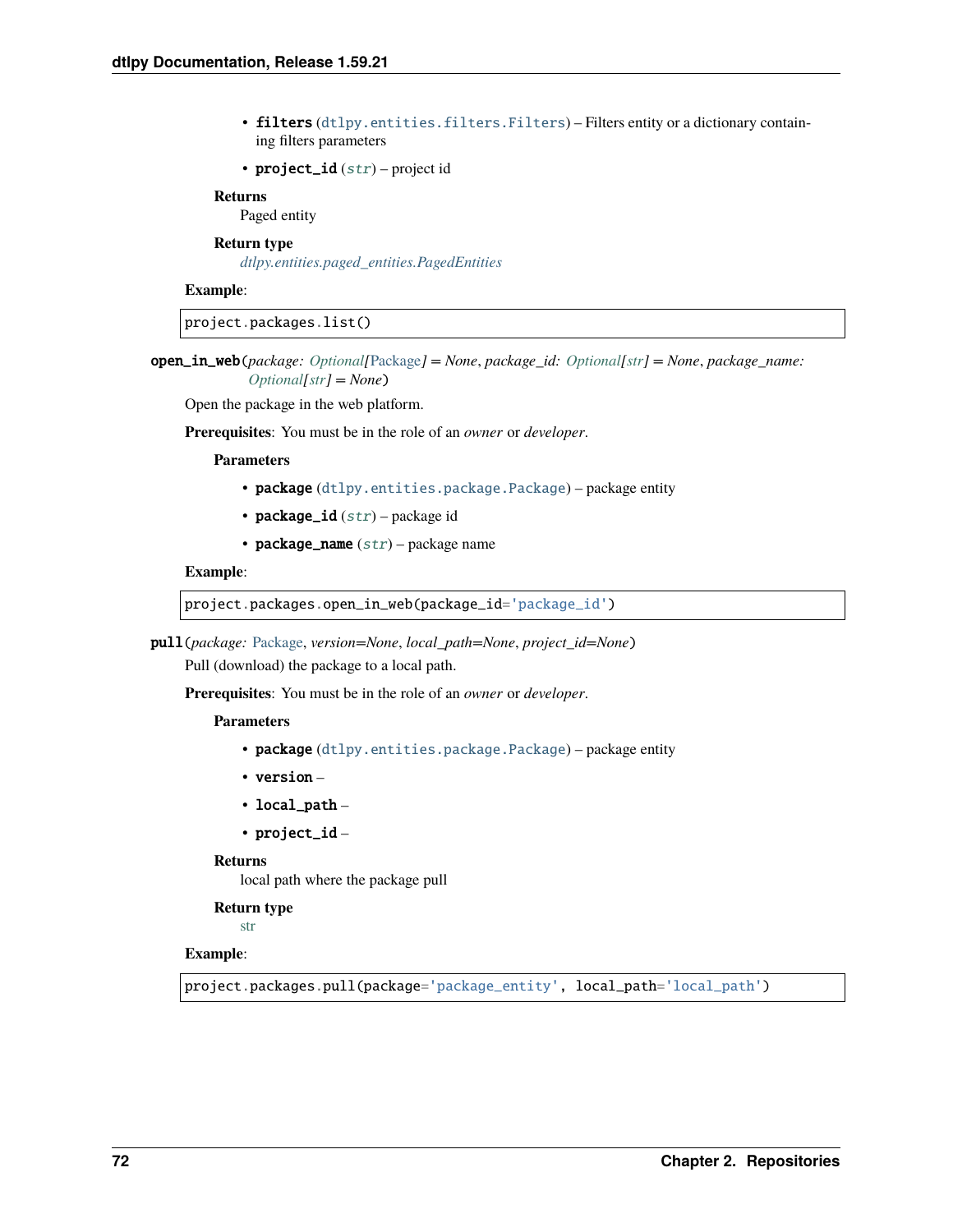- **filters** (dtlpy.entities.filters.Filters) – Filters entity or a dictionary containing filters parameters
- **project_id** (*str*) – project id

**Returns**
Paged entity

**Return type**
*dtlpy.entities.paged_entities.PagedEntities*

**Example**:

```
project.packages.list()
```

**open_in_web**(*package: Optional[Package] = None*, *package_id: Optional[str] = None*, *package_name: Optional[str] = None*)

Open the package in the web platform.

**Prerequisites**: You must be in the role of an *owner* or *developer*.

**Parameters**

- **package** (dtlpy.entities.package.Package) – package entity
- **package_id** (*str*) – package id
- **package_name** (*str*) – package name

**Example**:

```
project.packages.open_in_web(package_id='package_id')
```

**pull**(*package: Package*, *version=None*, *local_path=None*, *project_id=None*)

Pull (download) the package to a local path.

**Prerequisites**: You must be in the role of an *owner* or *developer*.

**Parameters**

- **package** (dtlpy.entities.package.Package) – package entity
- **version** –
- **local_path** –
- **project_id** –

**Returns**
local path where the package pull

**Return type**
str

**Example**:

```
project.packages.pull(package='package_entity', local_path='local_path')
```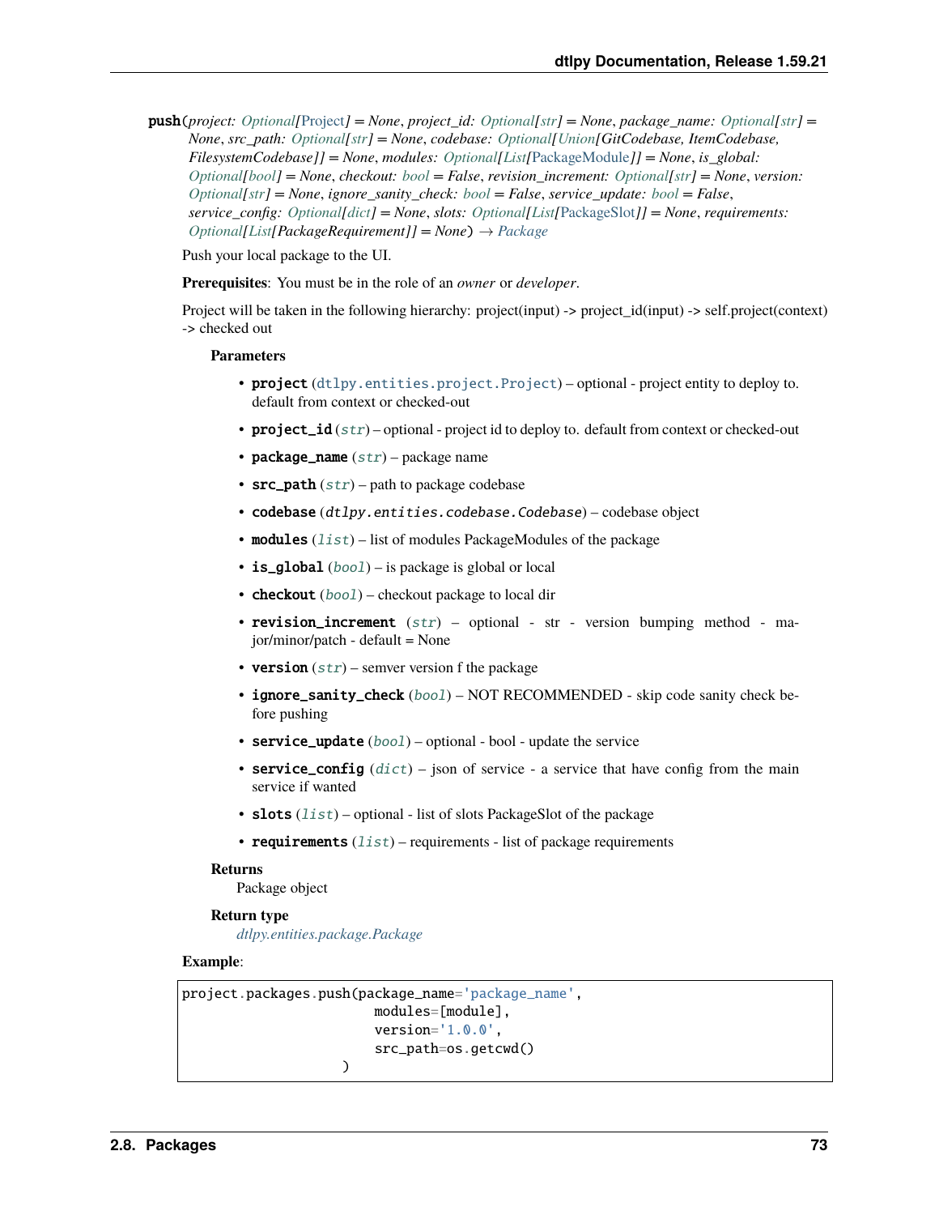**push**(*project: Optional[Project] = None*, *project_id: Optional[str] = None*, *package_name: Optional[str] = None*, *src_path: Optional[str] = None*, *codebase: Optional[Union[GitCodebase, ItemCodebase, FilesystemCodebase]] = None*, *modules: Optional[List[PackageModule]] = None*, *is_global: Optional[bool] = None*, *checkout: bool = False*, *revision_increment: Optional[str] = None*, *version: Optional[str] = None*, *ignore_sanity_check: bool = False*, *service_update: bool = False*, *service_config: Optional[dict] = None*, *slots: Optional[List[PackageSlot]] = None*, *requirements: Optional[List[PackageRequirement]] = None*) → *Package*

Push your local package to the UI.

**Prerequisites**: You must be in the role of an *owner* or *developer*.

Project will be taken in the following hierarchy: project(input) -> project_id(input) -> self.project(context) -> checked out

**Parameters**

- **project** (`dtlpy.entities.project.Project`) – optional - project entity to deploy to. default from context or checked-out
- **project_id** (*str*) – optional - project id to deploy to. default from context or checked-out
- **package_name** (*str*) – package name
- **src_path** (*str*) – path to package codebase
- **codebase** (*dtlpy.entities.codebase.Codebase*) – codebase object
- **modules** (*list*) – list of modules PackageModules of the package
- **is_global** (*bool*) – is package is global or local
- **checkout** (*bool*) – checkout package to local dir
- **revision_increment** (*str*) – optional - str - version bumping method - major/minor/patch - default = None
- **version** (*str*) – semver version f the package
- **ignore_sanity_check** (*bool*) – NOT RECOMMENDED - skip code sanity check before pushing
- **service_update** (*bool*) – optional - bool - update the service
- **service_config** (*dict*) – json of service - a service that have config from the main service if wanted
- **slots** (*list*) – optional - list of slots PackageSlot of the package
- **requirements** (*list*) – requirements - list of package requirements

**Returns**

Package object

**Return type**

*dtlpy.entities.package.Package*

**Example**:

```
project.packages.push(package_name='package_name',
                      modules=[module],
                      version='1.0.0',
                      src_path=os.getcwd()
                 )
```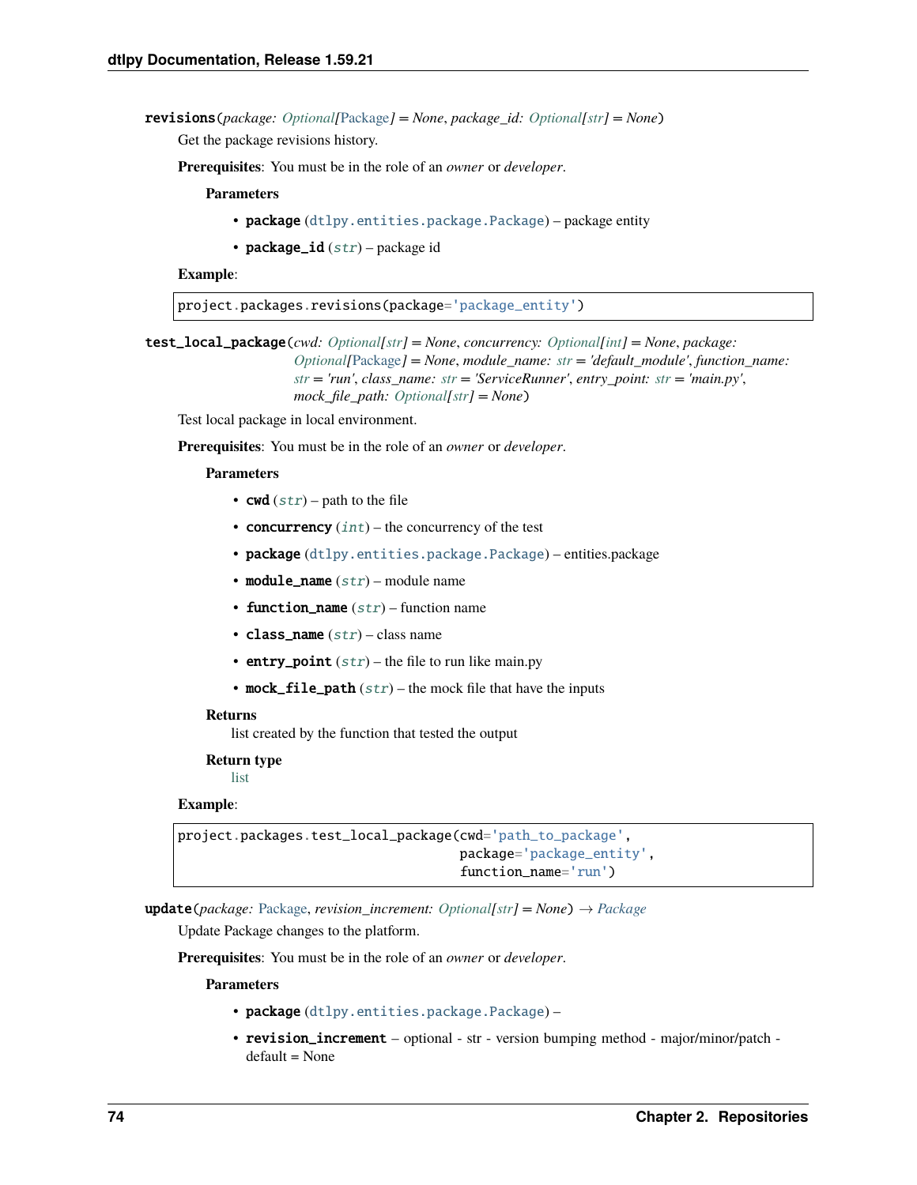**revisions**(*package: Optional[Package] = None*, *package_id: Optional[str] = None*)

Get the package revisions history.

**Prerequisites**: You must be in the role of an *owner* or *developer*.

**Parameters**

- **package** (dtlpy.entities.package.Package) – package entity
- **package_id** (*str*) – package id

**Example**:

```
project.packages.revisions(package='package_entity')
```

**test_local_package**(*cwd: Optional[str] = None*, *concurrency: Optional[int] = None*, *package: Optional[Package] = None*, *module_name: str = 'default_module'*, *function_name: str = 'run'*, *class_name: str = 'ServiceRunner'*, *entry_point: str = 'main.py'*, *mock_file_path: Optional[str] = None*)

Test local package in local environment.

**Prerequisites**: You must be in the role of an *owner* or *developer*.

**Parameters**

- **cwd** (*str*) – path to the file
- **concurrency** (*int*) – the concurrency of the test
- **package** (dtlpy.entities.package.Package) – entities.package
- **module_name** (*str*) – module name
- **function_name** (*str*) – function name
- **class_name** (*str*) – class name
- **entry_point** (*str*) – the file to run like main.py
- **mock_file_path** (*str*) – the mock file that have the inputs

**Returns**

list created by the function that tested the output

**Return type**

list

**Example**:

```
project.packages.test_local_package(cwd='path_to_package',
                                    package='package_entity',
                                    function_name='run')
```

**update**(*package: Package*, *revision_increment: Optional[str] = None*) → Package

Update Package changes to the platform.

**Prerequisites**: You must be in the role of an *owner* or *developer*.

**Parameters**

- **package** (dtlpy.entities.package.Package) –
- **revision_increment** – optional - str - version bumping method - major/minor/patch - default = None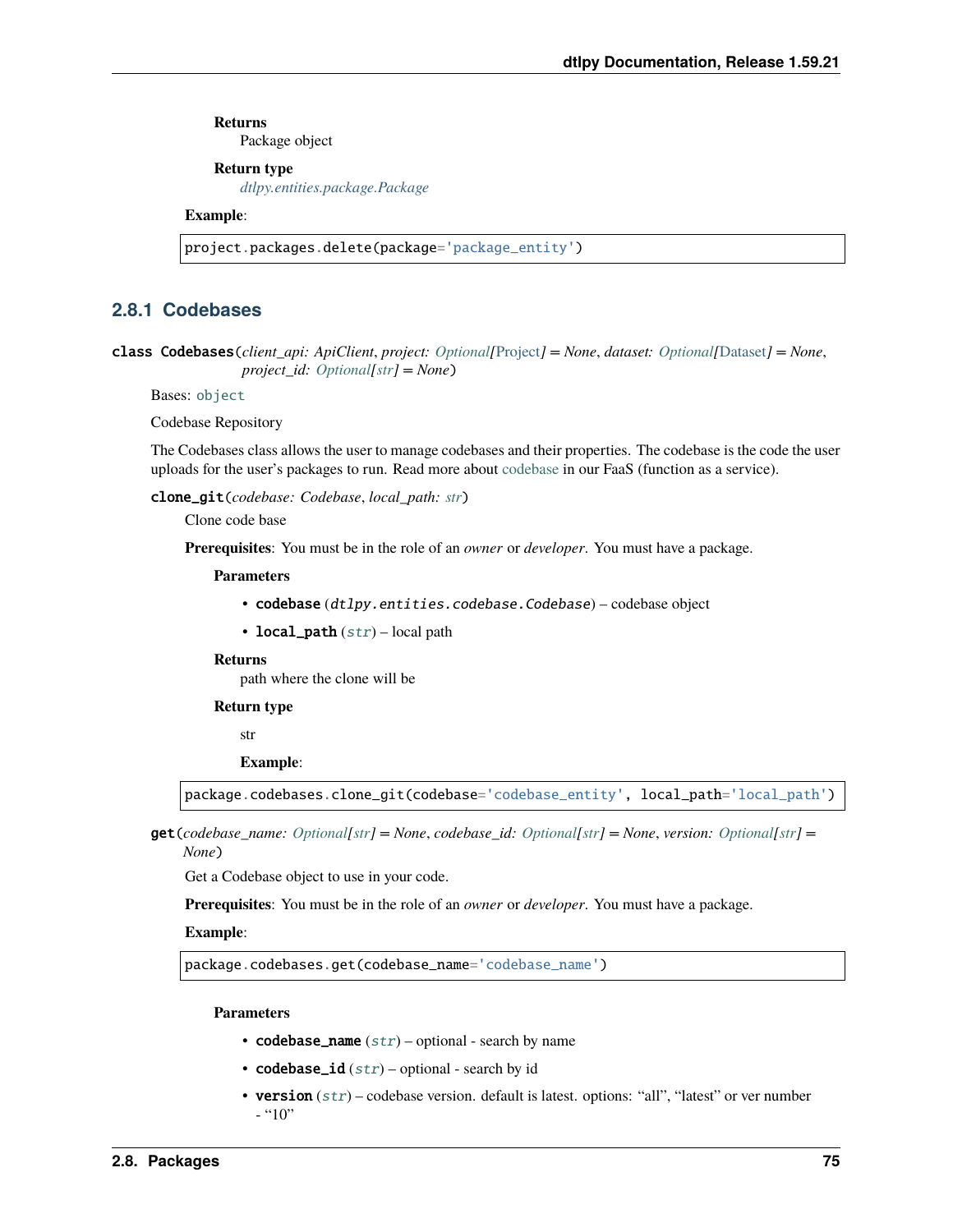**Returns**
Package object

**Return type**
*dtlpy.entities.package.Package*

**Example**:

```
project.packages.delete(package='package_entity')
```

### 2.8.1 Codebases

**class Codebases**(*client_api: ApiClient*, *project: Optional[Project] = None*, *dataset: Optional[Dataset] = None*, *project_id: Optional[str] = None*)

Bases: `object`

Codebase Repository

The Codebases class allows the user to manage codebases and their properties. The codebase is the code the user uploads for the user's packages to run. Read more about codebase in our FaaS (function as a service).

**clone_git**(*codebase: Codebase*, *local_path: str*)

Clone code base

**Prerequisites**: You must be in the role of an *owner* or *developer*. You must have a package.

**Parameters**

- **codebase** (*dtlpy.entities.codebase.Codebase*) – codebase object
- **local_path** (*str*) – local path

**Returns**
path where the clone will be

**Return type**
str

**Example**:

```
package.codebases.clone_git(codebase='codebase_entity', local_path='local_path')
```

**get**(*codebase_name: Optional[str] = None*, *codebase_id: Optional[str] = None*, *version: Optional[str] = None*)

Get a Codebase object to use in your code.

**Prerequisites**: You must be in the role of an *owner* or *developer*. You must have a package.

**Example**:

```
package.codebases.get(codebase_name='codebase_name')
```

**Parameters**

- **codebase_name** (*str*) – optional - search by name
- **codebase_id** (*str*) – optional - search by id
- **version** (*str*) – codebase version. default is latest. options: "all", "latest" or ver number - "10"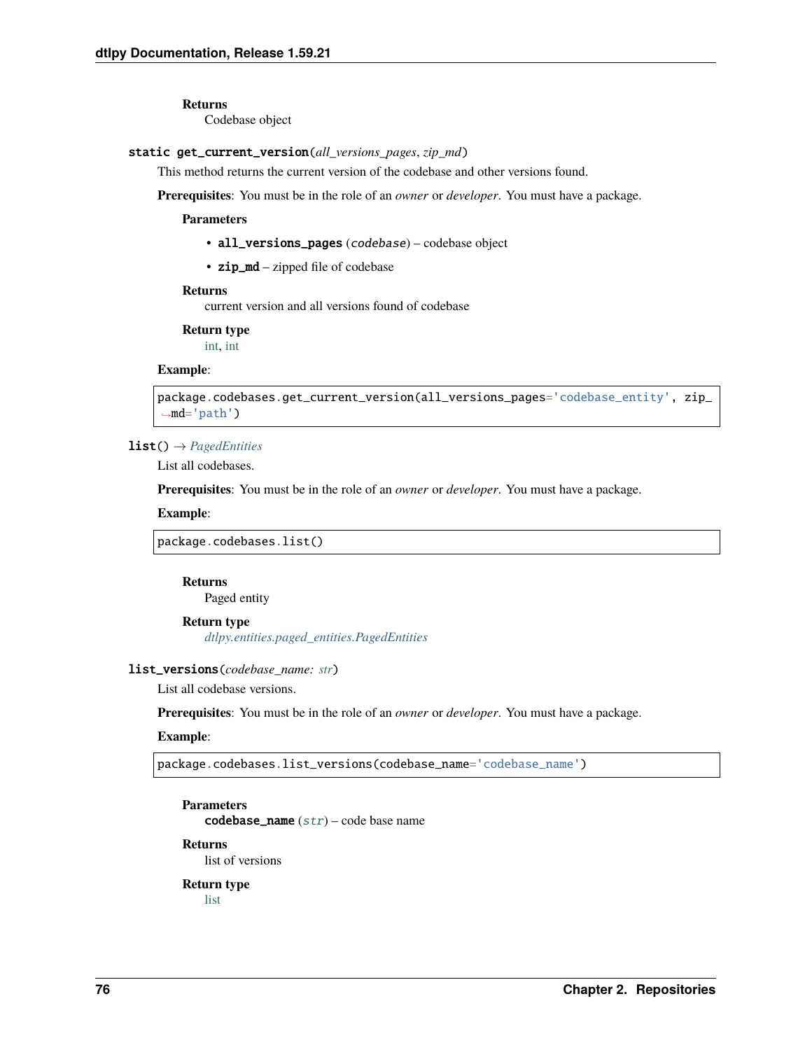**Returns**
Codebase object

**static get_current_version**(*all_versions_pages*, *zip_md*)

This method returns the current version of the codebase and other versions found.

**Prerequisites**: You must be in the role of an *owner* or *developer*. You must have a package.

**Parameters**

- **all_versions_pages** (*codebase*) – codebase object
- **zip_md** – zipped file of codebase

**Returns**
current version and all versions found of codebase

**Return type**
int, int

**Example**:

```
package.codebases.get_current_version(all_versions_pages='codebase_entity', zip_md='path')
```

**list**() → *PagedEntities*

List all codebases.

**Prerequisites**: You must be in the role of an *owner* or *developer*. You must have a package.

**Example**:

```
package.codebases.list()
```

**Returns**
Paged entity

**Return type**
*dtlpy.entities.paged_entities.PagedEntities*

**list_versions**(*codebase_name: str*)

List all codebase versions.

**Prerequisites**: You must be in the role of an *owner* or *developer*. You must have a package.

**Example**:

```
package.codebases.list_versions(codebase_name='codebase_name')
```

**Parameters**
**codebase_name** (*str*) – code base name

**Returns**
list of versions

**Return type**
list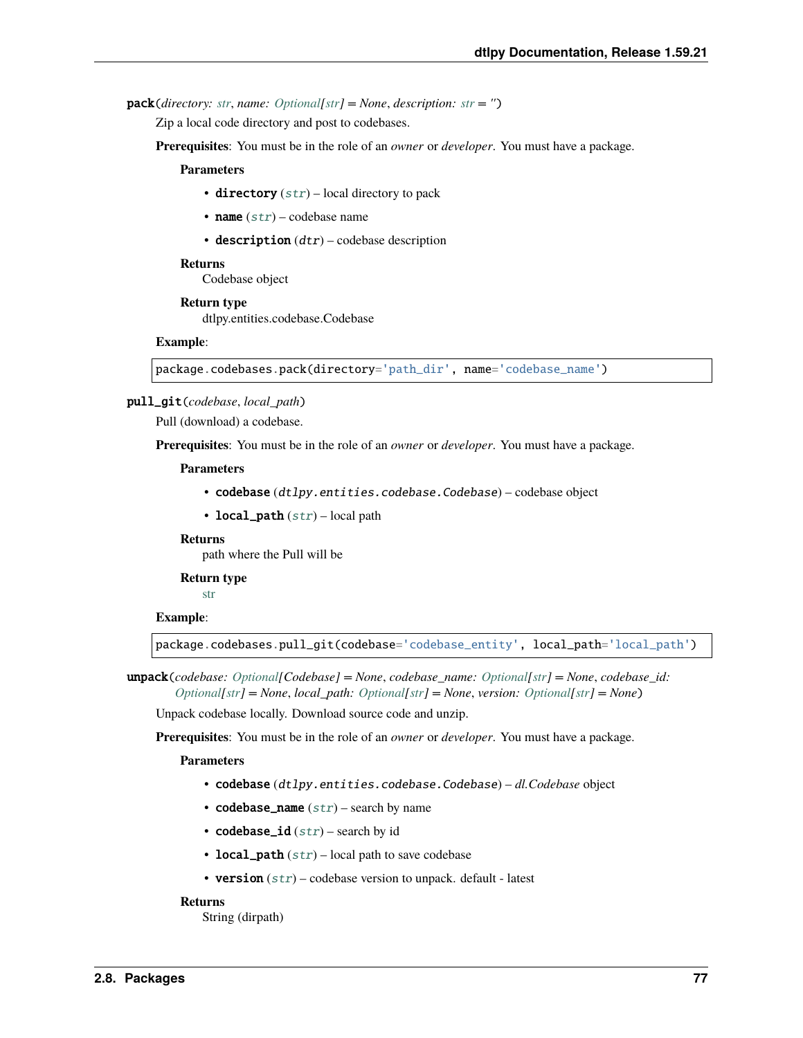**pack**(*directory: str*, *name: Optional[str] = None*, *description: str = ''*)

Zip a local code directory and post to codebases.

**Prerequisites**: You must be in the role of an *owner* or *developer*. You must have a package.

**Parameters**

- **directory** (*str*) – local directory to pack
- **name** (*str*) – codebase name
- **description** (*dtr*) – codebase description

**Returns**

Codebase object

**Return type**

dtlpy.entities.codebase.Codebase

**Example**:

```
package.codebases.pack(directory='path_dir', name='codebase_name')
```

**pull_git**(*codebase*, *local_path*)

Pull (download) a codebase.

**Prerequisites**: You must be in the role of an *owner* or *developer*. You must have a package.

**Parameters**

- **codebase** (*dtlpy.entities.codebase.Codebase*) – codebase object
- **local_path** (*str*) – local path

**Returns**

path where the Pull will be

**Return type**

str

**Example**:

```
package.codebases.pull_git(codebase='codebase_entity', local_path='local_path')
```

**unpack**(*codebase: Optional[Codebase] = None*, *codebase_name: Optional[str] = None*, *codebase_id: Optional[str] = None*, *local_path: Optional[str] = None*, *version: Optional[str] = None*)

Unpack codebase locally. Download source code and unzip.

**Prerequisites**: You must be in the role of an *owner* or *developer*. You must have a package.

**Parameters**

- **codebase** (*dtlpy.entities.codebase.Codebase*) – *dl.Codebase* object
- **codebase_name** (*str*) – search by name
- **codebase_id** (*str*) – search by id
- **local_path** (*str*) – local path to save codebase
- **version** (*str*) – codebase version to unpack. default - latest

**Returns**

String (dirpath)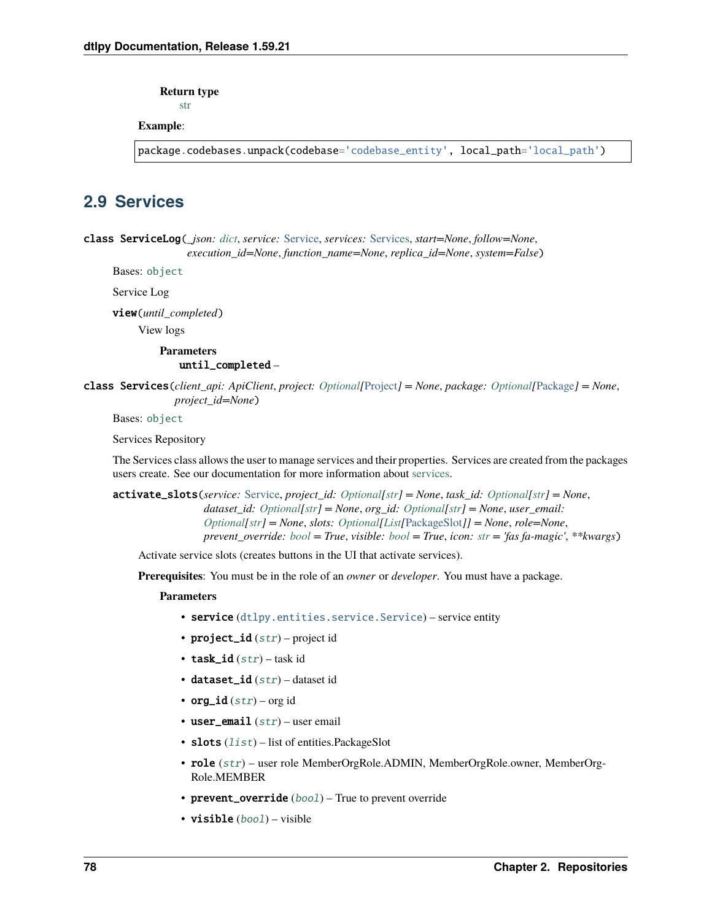**Return type**
str

**Example**:

```
package.codebases.unpack(codebase='codebase_entity', local_path='local_path')
```

## 2.9 Services

**class ServiceLog**(*_json: dict, service: Service, services: Services, start=None, follow=None, execution_id=None, function_name=None, replica_id=None, system=False*)

Bases: `object`

Service Log

**view**(*until_completed*)

View logs

**Parameters**

**until_completed** –

**class Services**(*client_api: ApiClient, project: Optional[Project] = None, package: Optional[Package] = None, project_id=None*)

Bases: `object`

Services Repository

The Services class allows the user to manage services and their properties. Services are created from the packages users create. See our documentation for more information about services.

**activate_slots**(*service: Service, project_id: Optional[str] = None, task_id: Optional[str] = None, dataset_id: Optional[str] = None, org_id: Optional[str] = None, user_email: Optional[str] = None, slots: Optional[List[PackageSlot]] = None, role=None, prevent_override: bool = True, visible: bool = True, icon: str = 'fas fa-magic', **kwargs*)

Activate service slots (creates buttons in the UI that activate services).

**Prerequisites**: You must be in the role of an *owner* or *developer*. You must have a package.

**Parameters**

- **service** (`dtlpy.entities.service.Service`) – service entity
- **project_id** (*str*) – project id
- **task_id** (*str*) – task id
- **dataset_id** (*str*) – dataset id
- **org_id** (*str*) – org id
- **user_email** (*str*) – user email
- **slots** (*list*) – list of entities.PackageSlot
- **role** (*str*) – user role MemberOrgRole.ADMIN, MemberOrgRole.owner, MemberOrgRole.MEMBER
- **prevent_override** (*bool*) – True to prevent override
- **visible** (*bool*) – visible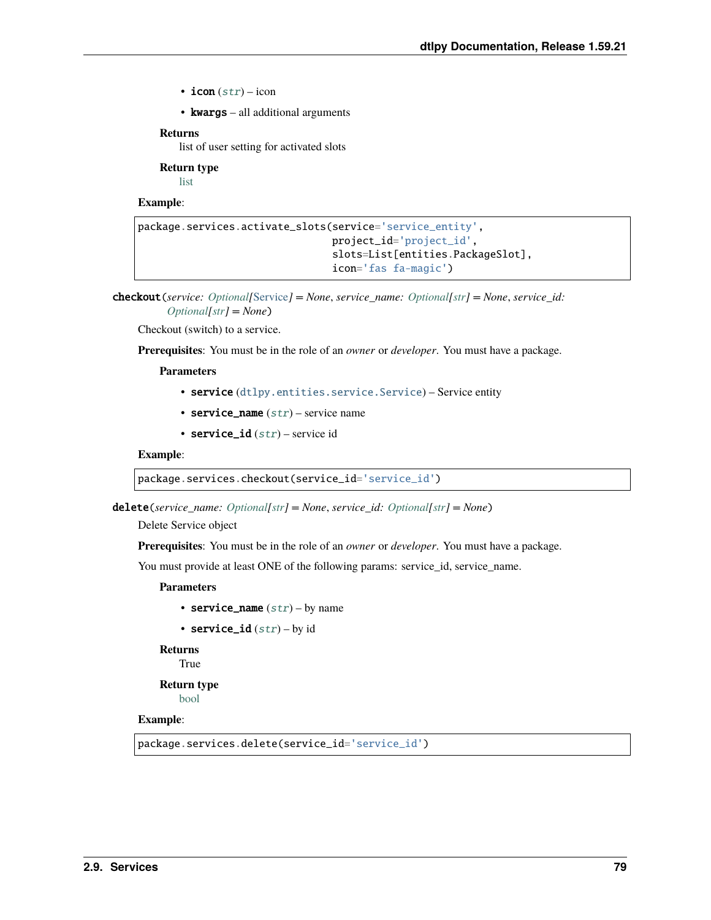- **icon** (*str*) – icon
- **kwargs** – all additional arguments

**Returns**
list of user setting for activated slots

**Return type**
list

**Example**:

```
package.services.activate_slots(service='service_entity',
                                project_id='project_id',
                                slots=List[entities.PackageSlot],
                                icon='fas fa-magic')
```

**checkout**(*service: Optional[Service] = None, service_name: Optional[str] = None, service_id: Optional[str] = None*)

Checkout (switch) to a service.

**Prerequisites**: You must be in the role of an *owner* or *developer*. You must have a package.

**Parameters**

- **service** (`dtlpy.entities.service.Service`) – Service entity
- **service_name** (*str*) – service name
- **service_id** (*str*) – service id

**Example**:

```
package.services.checkout(service_id='service_id')
```

**delete**(*service_name: Optional[str] = None, service_id: Optional[str] = None*)

Delete Service object

**Prerequisites**: You must be in the role of an *owner* or *developer*. You must have a package.

You must provide at least ONE of the following params: service_id, service_name.

**Parameters**

- **service_name** (*str*) – by name
- **service_id** (*str*) – by id

**Returns**
True

**Return type**
bool

**Example**:

```
package.services.delete(service_id='service_id')
```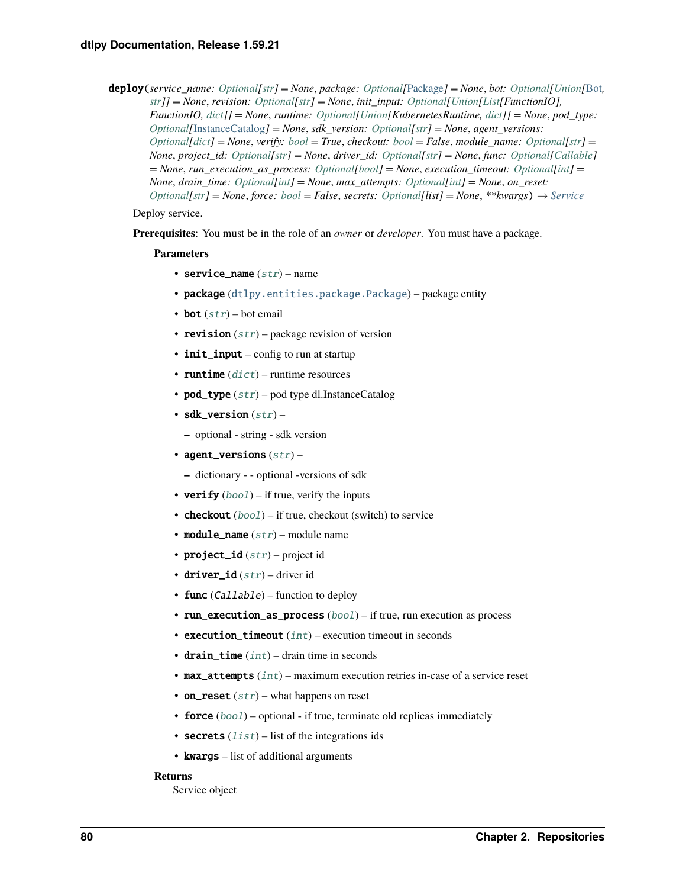**deploy**(*service_name: Optional[str] = None*, *package: Optional[Package] = None*, *bot: Optional[Union[Bot, str]] = None*, *revision: Optional[str] = None*, *init_input: Optional[Union[List[FunctionIO], FunctionIO, dict]] = None*, *runtime: Optional[Union[KubernetesRuntime, dict]] = None*, *pod_type: Optional[InstanceCatalog] = None*, *sdk_version: Optional[str] = None*, *agent_versions: Optional[dict] = None*, *verify: bool = True*, *checkout: bool = False*, *module_name: Optional[str] = None*, *project_id: Optional[str] = None*, *driver_id: Optional[str] = None*, *func: Optional[Callable] = None*, *run_execution_as_process: Optional[bool] = None*, *execution_timeout: Optional[int] = None*, *drain_time: Optional[int] = None*, *max_attempts: Optional[int] = None*, *on_reset: Optional[str] = None*, *force: bool = False*, *secrets: Optional[list] = None*, *\*\*kwargs*) → Service

Deploy service.

**Prerequisites**: You must be in the role of an *owner* or *developer*. You must have a package.

**Parameters**

- **service_name** (*str*) – name
- **package** (`dtlpy.entities.package.Package`) – package entity
- **bot** (*str*) – bot email
- **revision** (*str*) – package revision of version
- **init_input** – config to run at startup
- **runtime** (*dict*) – runtime resources
- **pod_type** (*str*) – pod type dl.InstanceCatalog
- **sdk_version** (*str*) –
  - optional - string - sdk version
- **agent_versions** (*str*) –
  - dictionary - - optional -versions of sdk
- **verify** (*bool*) – if true, verify the inputs
- **checkout** (*bool*) – if true, checkout (switch) to service
- **module_name** (*str*) – module name
- **project_id** (*str*) – project id
- **driver_id** (*str*) – driver id
- **func** (*Callable*) – function to deploy
- **run_execution_as_process** (*bool*) – if true, run execution as process
- **execution_timeout** (*int*) – execution timeout in seconds
- **drain_time** (*int*) – drain time in seconds
- **max_attempts** (*int*) – maximum execution retries in-case of a service reset
- **on_reset** (*str*) – what happens on reset
- **force** (*bool*) – optional - if true, terminate old replicas immediately
- **secrets** (*list*) – list of the integrations ids
- **kwargs** – list of additional arguments

**Returns**

Service object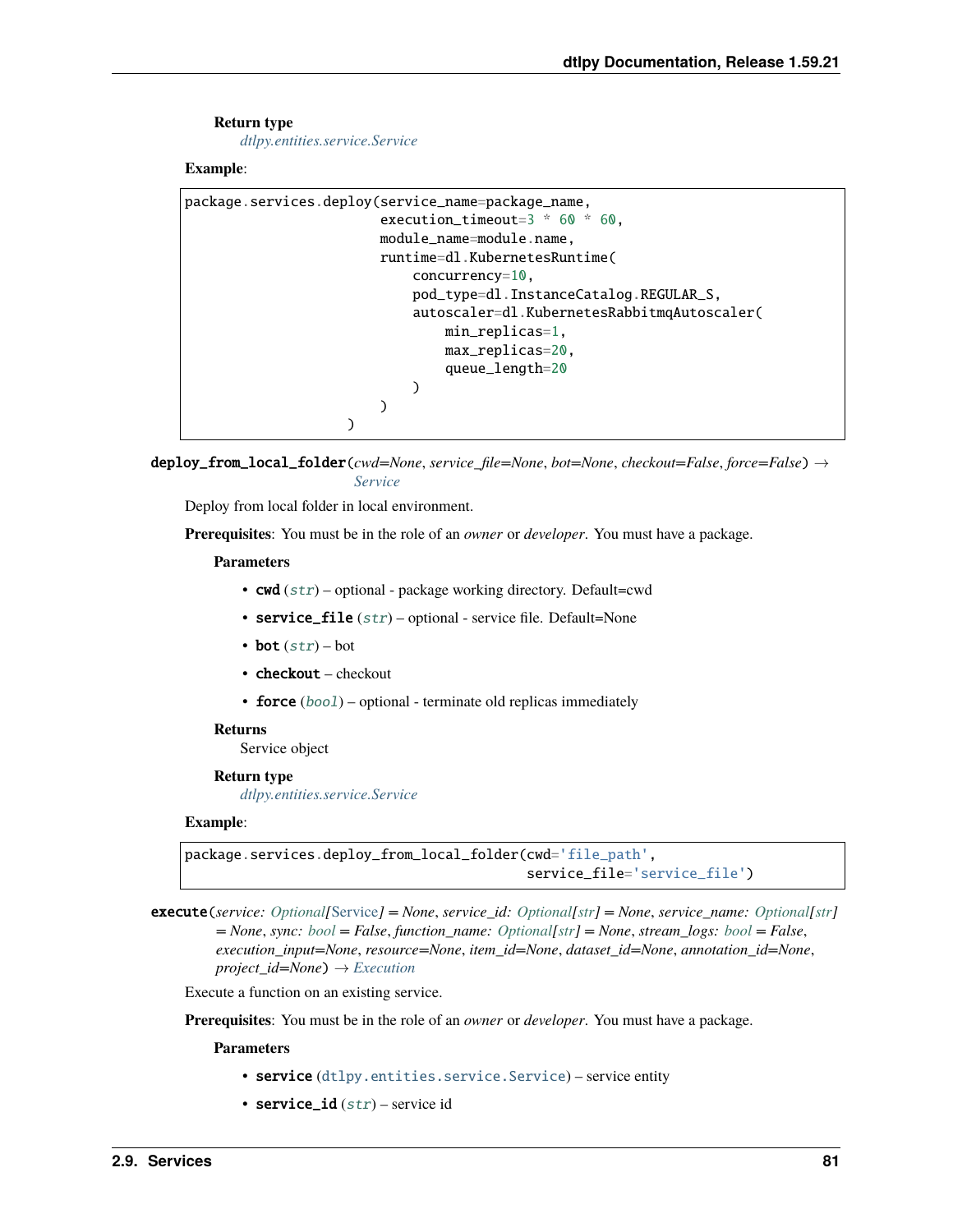**Return type**

*dtlpy.entities.service.Service*

**Example**:

```
package.services.deploy(service_name=package_name,
                        execution_timeout=3 * 60 * 60,
                        module_name=module.name,
                        runtime=dl.KubernetesRuntime(
                            concurrency=10,
                            pod_type=dl.InstanceCatalog.REGULAR_S,
                            autoscaler=dl.KubernetesRabbitmqAutoscaler(
                                min_replicas=1,
                                max_replicas=20,
                                queue_length=20
                            )
                        )
                    )
```

**deploy_from_local_folder**(*cwd=None*, *service_file=None*, *bot=None*, *checkout=False*, *force=False*) → *Service*

Deploy from local folder in local environment.

**Prerequisites**: You must be in the role of an *owner* or *developer*. You must have a package.

**Parameters**

- **cwd** (*str*) – optional - package working directory. Default=cwd
- **service_file** (*str*) – optional - service file. Default=None
- **bot** (*str*) – bot
- **checkout** – checkout
- **force** (*bool*) – optional - terminate old replicas immediately

**Returns**

Service object

**Return type**

*dtlpy.entities.service.Service*

**Example**:

```
package.services.deploy_from_local_folder(cwd='file_path',
                                          service_file='service_file')
```

**execute**(*service: Optional[Service] = None*, *service_id: Optional[str] = None*, *service_name: Optional[str] = None*, *sync: bool = False*, *function_name: Optional[str] = None*, *stream_logs: bool = False*, *execution_input=None*, *resource=None*, *item_id=None*, *dataset_id=None*, *annotation_id=None*, *project_id=None*) → *Execution*

Execute a function on an existing service.

**Prerequisites**: You must be in the role of an *owner* or *developer*. You must have a package.

**Parameters**

- **service** (`dtlpy.entities.service.Service`) – service entity
- **service_id** (*str*) – service id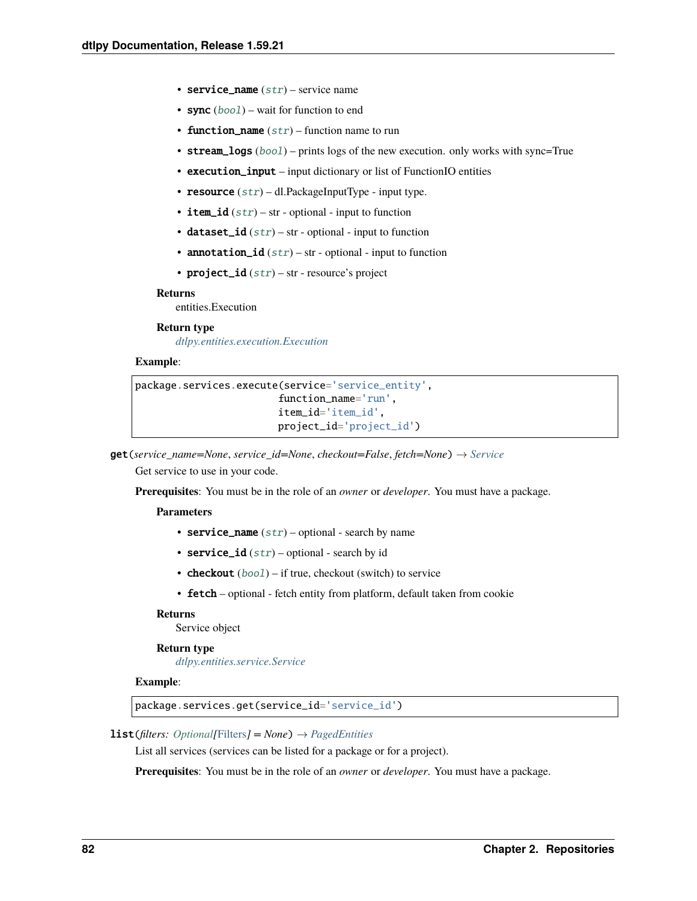- **service_name** (*str*) – service name
- **sync** (*bool*) – wait for function to end
- **function_name** (*str*) – function name to run
- **stream_logs** (*bool*) – prints logs of the new execution. only works with sync=True
- **execution_input** – input dictionary or list of FunctionIO entities
- **resource** (*str*) – dl.PackageInputType - input type.
- **item_id** (*str*) – str - optional - input to function
- **dataset_id** (*str*) – str - optional - input to function
- **annotation_id** (*str*) – str - optional - input to function
- **project_id** (*str*) – str - resource's project

**Returns**
entities.Execution

**Return type**
*dtlpy.entities.execution.Execution*

**Example**:

```
package.services.execute(service='service_entity',
                         function_name='run',
                         item_id='item_id',
                         project_id='project_id')
```

**get**(*service_name=None*, *service_id=None*, *checkout=False*, *fetch=None*) → *Service*

Get service to use in your code.

**Prerequisites**: You must be in the role of an *owner* or *developer*. You must have a package.

**Parameters**

- **service_name** (*str*) – optional - search by name
- **service_id** (*str*) – optional - search by id
- **checkout** (*bool*) – if true, checkout (switch) to service
- **fetch** – optional - fetch entity from platform, default taken from cookie

**Returns**
Service object

**Return type**
*dtlpy.entities.service.Service*

**Example**:

```
package.services.get(service_id='service_id')
```

**list**(*filters: Optional[Filters] = None*) → *PagedEntities*

List all services (services can be listed for a package or for a project).

**Prerequisites**: You must be in the role of an *owner* or *developer*. You must have a package.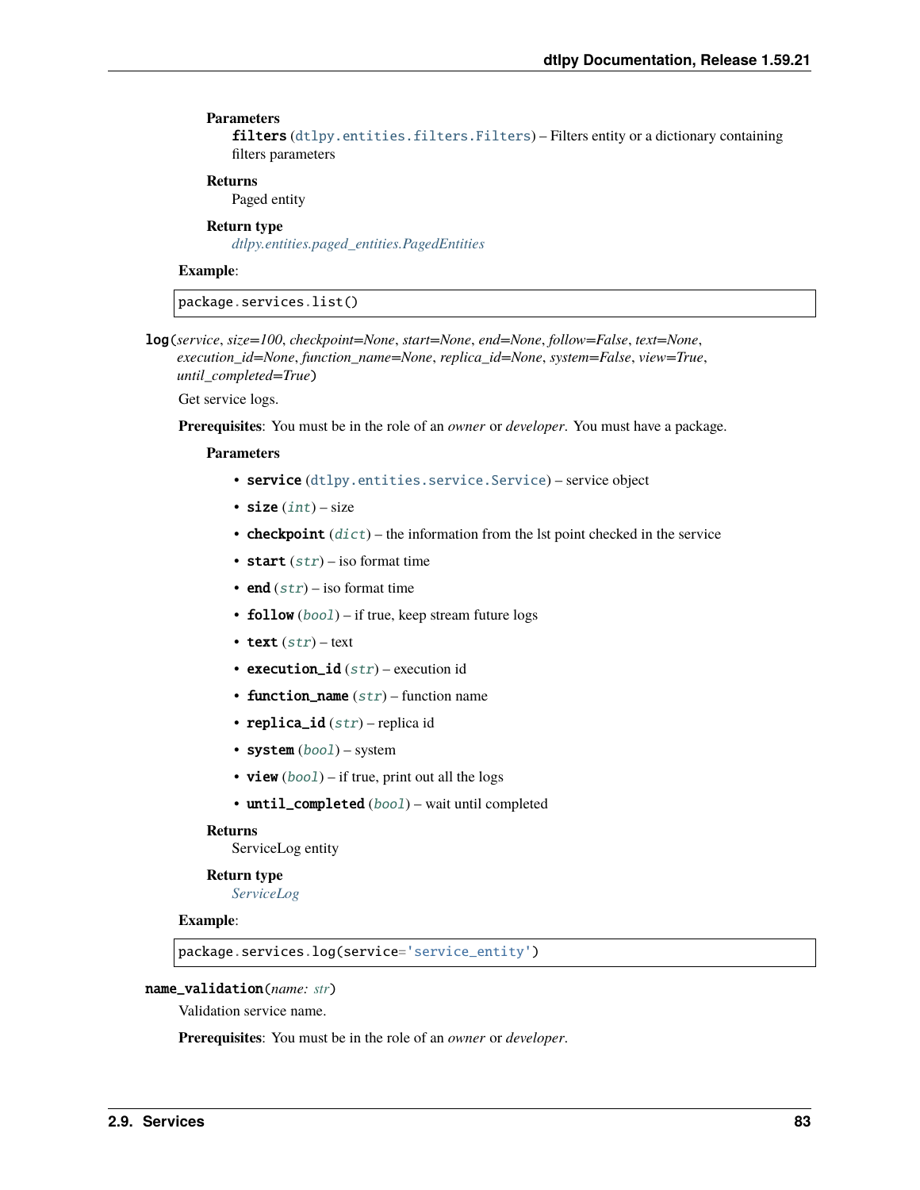**Parameters**

**filters** (dtlpy.entities.filters.Filters) – Filters entity or a dictionary containing filters parameters

**Returns**

Paged entity

**Return type**

*dtlpy.entities.paged_entities.PagedEntities*

**Example**:

```
package.services.list()
```

**log**(*service*, *size=100*, *checkpoint=None*, *start=None*, *end=None*, *follow=False*, *text=None*, *execution_id=None*, *function_name=None*, *replica_id=None*, *system=False*, *view=True*, *until_completed=True*)

Get service logs.

**Prerequisites**: You must be in the role of an *owner* or *developer*. You must have a package.

**Parameters**

- **service** (dtlpy.entities.service.Service) – service object
- **size** (*int*) – size
- **checkpoint** (*dict*) – the information from the lst point checked in the service
- **start** (*str*) – iso format time
- **end** (*str*) – iso format time
- **follow** (*bool*) – if true, keep stream future logs
- **text** (*str*) – text
- **execution_id** (*str*) – execution id
- **function_name** (*str*) – function name
- **replica_id** (*str*) – replica id
- **system** (*bool*) – system
- **view** (*bool*) – if true, print out all the logs
- **until_completed** (*bool*) – wait until completed

**Returns**

ServiceLog entity

**Return type**

*ServiceLog*

**Example**:

```
package.services.log(service='service_entity')
```

**name_validation**(*name: str*)

Validation service name.

**Prerequisites**: You must be in the role of an *owner* or *developer*.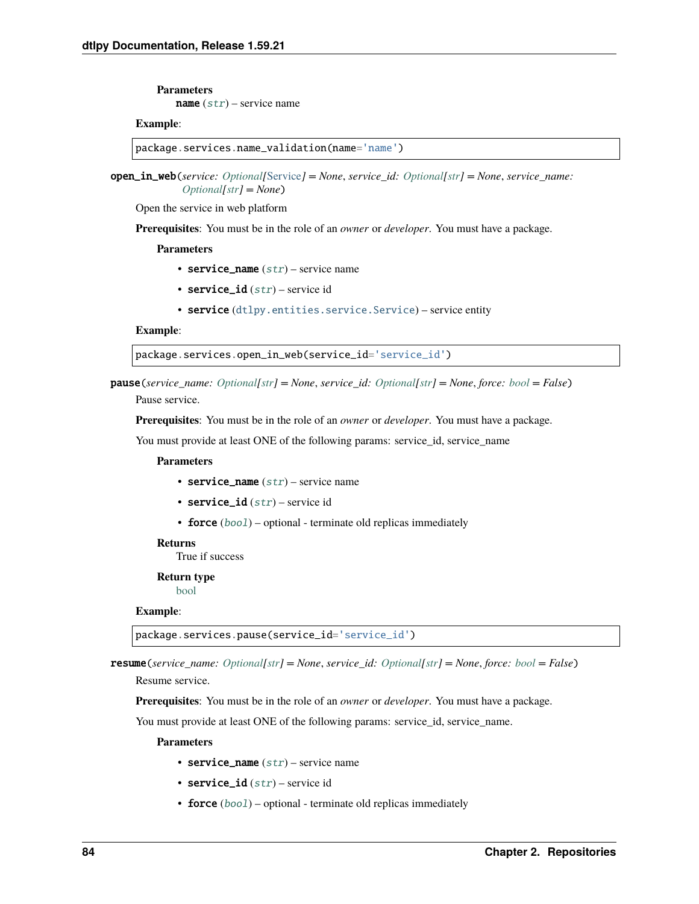**Parameters**

**name** (*str*) – service name

**Example**:

```
package.services.name_validation(name='name')
```

**open_in_web**(*service: Optional[Service] = None*, *service_id: Optional[str] = None*, *service_name: Optional[str] = None*)

Open the service in web platform

**Prerequisites**: You must be in the role of an *owner* or *developer*. You must have a package.

**Parameters**

- **service_name** (*str*) – service name
- **service_id** (*str*) – service id
- **service** (dtlpy.entities.service.Service) – service entity

**Example**:

```
package.services.open_in_web(service_id='service_id')
```

**pause**(*service_name: Optional[str] = None*, *service_id: Optional[str] = None*, *force: bool = False*)

Pause service.

**Prerequisites**: You must be in the role of an *owner* or *developer*. You must have a package.

You must provide at least ONE of the following params: service_id, service_name

**Parameters**

- **service_name** (*str*) – service name
- **service_id** (*str*) – service id
- **force** (*bool*) – optional - terminate old replicas immediately

**Returns**

True if success

**Return type**

bool

**Example**:

```
package.services.pause(service_id='service_id')
```

**resume**(*service_name: Optional[str] = None*, *service_id: Optional[str] = None*, *force: bool = False*)

Resume service.

**Prerequisites**: You must be in the role of an *owner* or *developer*. You must have a package.

You must provide at least ONE of the following params: service_id, service_name.

**Parameters**

- **service_name** (*str*) – service name
- **service_id** (*str*) – service id
- **force** (*bool*) – optional - terminate old replicas immediately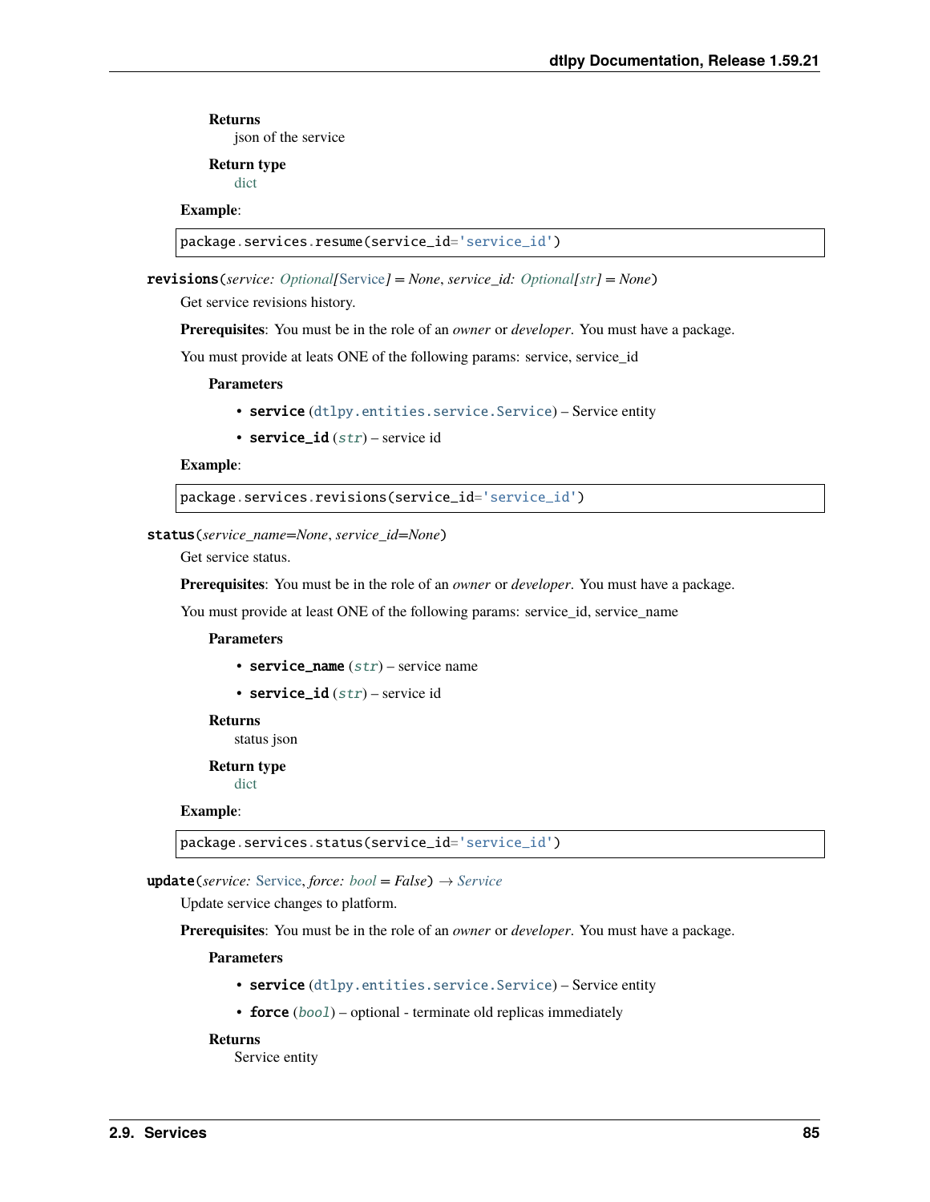**Returns**
json of the service

**Return type**
dict

**Example**:

```
package.services.resume(service_id='service_id')
```

**revisions**(*service: Optional[Service] = None*, *service_id: Optional[str] = None*)

Get service revisions history.

**Prerequisites**: You must be in the role of an *owner* or *developer*. You must have a package.

You must provide at leats ONE of the following params: service, service_id

**Parameters**

- **service** (dtlpy.entities.service.Service) – Service entity
- **service_id** (*str*) – service id

**Example**:

```
package.services.revisions(service_id='service_id')
```

**status**(*service_name=None*, *service_id=None*)

Get service status.

**Prerequisites**: You must be in the role of an *owner* or *developer*. You must have a package.

You must provide at least ONE of the following params: service_id, service_name

**Parameters**

- **service_name** (*str*) – service name
- **service_id** (*str*) – service id

**Returns**
status json

**Return type**
dict

**Example**:

```
package.services.status(service_id='service_id')
```

**update**(*service: Service*, *force: bool = False*) → *Service*

Update service changes to platform.

**Prerequisites**: You must be in the role of an *owner* or *developer*. You must have a package.

**Parameters**

- **service** (dtlpy.entities.service.Service) – Service entity
- **force** (*bool*) – optional - terminate old replicas immediately

**Returns**
Service entity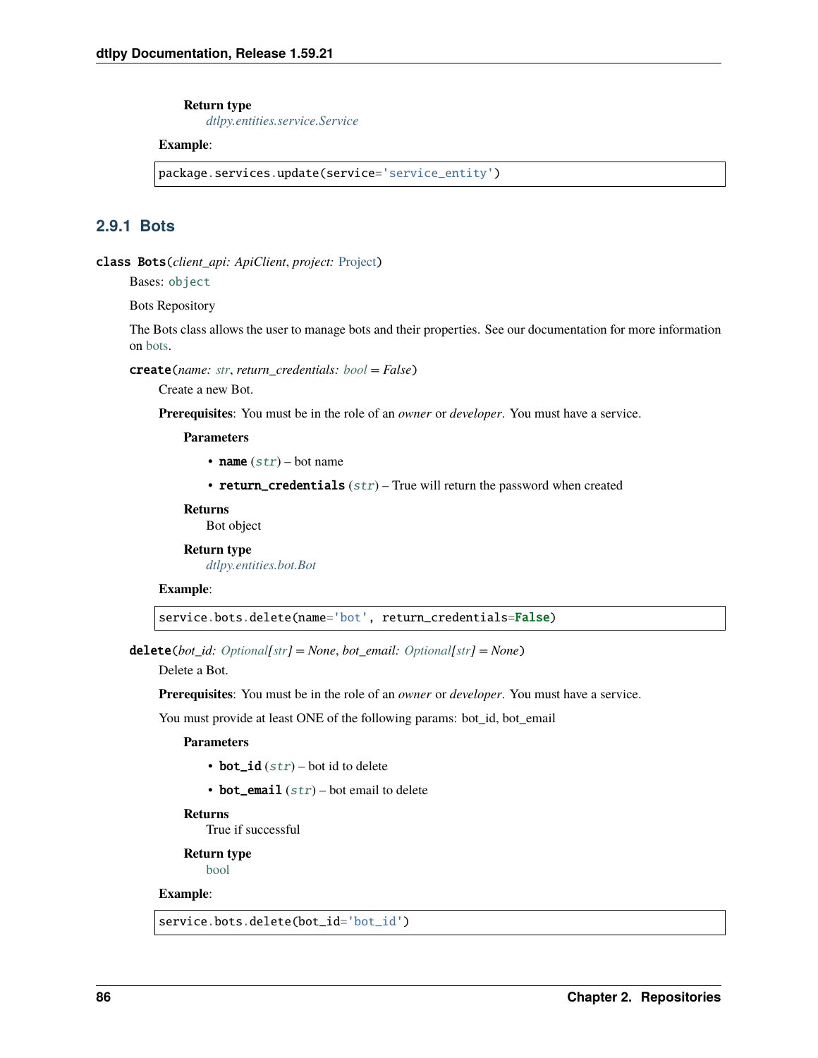**Return type**
*dtlpy.entities.service.Service*

**Example**:

```
package.services.update(service='service_entity')
```

### 2.9.1 Bots

**class Bots**(*client_api: ApiClient*, *project: Project*)

Bases: `object`

Bots Repository

The Bots class allows the user to manage bots and their properties. See our documentation for more information on bots.

**create**(*name: str*, *return_credentials: bool = False*)

Create a new Bot.

**Prerequisites**: You must be in the role of an *owner* or *developer*. You must have a service.

**Parameters**

- **name** (*str*) – bot name
- **return_credentials** (*str*) – True will return the password when created

**Returns**
Bot object

**Return type**
*dtlpy.entities.bot.Bot*

**Example**:

```
service.bots.delete(name='bot', return_credentials=False)
```

**delete**(*bot_id: Optional[str] = None*, *bot_email: Optional[str] = None*)

Delete a Bot.

**Prerequisites**: You must be in the role of an *owner* or *developer*. You must have a service.

You must provide at least ONE of the following params: bot_id, bot_email

**Parameters**

- **bot_id** (*str*) – bot id to delete
- **bot_email** (*str*) – bot email to delete

**Returns**
True if successful

**Return type**
bool

**Example**:

```
service.bots.delete(bot_id='bot_id')
```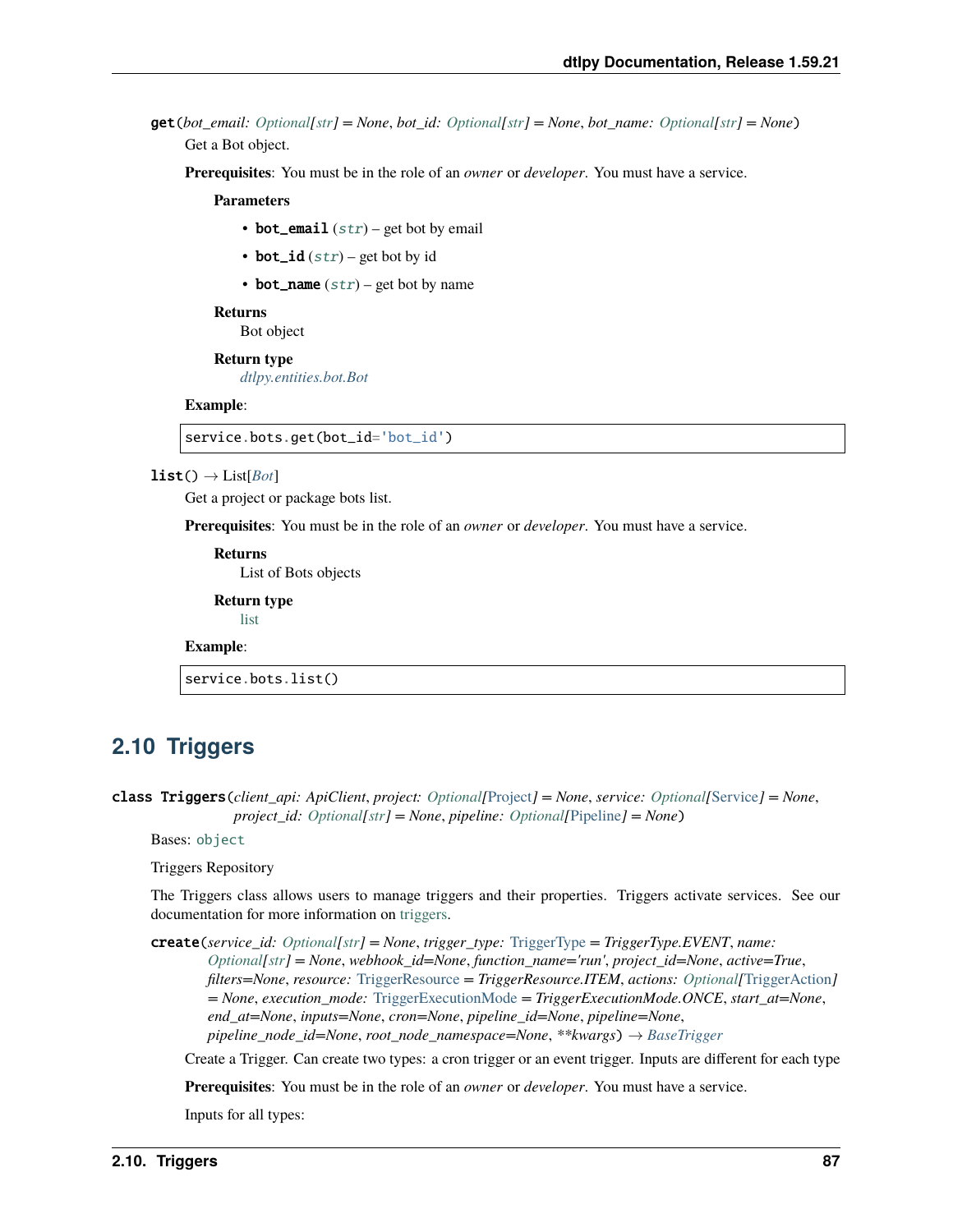**get**(*bot_email: Optional[str] = None*, *bot_id: Optional[str] = None*, *bot_name: Optional[str] = None*)

Get a Bot object.

**Prerequisites**: You must be in the role of an *owner* or *developer*. You must have a service.

**Parameters**

- **bot_email** (*str*) – get bot by email
- **bot_id** (*str*) – get bot by id
- **bot_name** (*str*) – get bot by name

**Returns**

Bot object

**Return type**

*dtlpy.entities.bot.Bot*

**Example**:

```
service.bots.get(bot_id='bot_id')
```

**list**() → List[*Bot*]

Get a project or package bots list.

**Prerequisites**: You must be in the role of an *owner* or *developer*. You must have a service.

**Returns**

List of Bots objects

**Return type**

list

**Example**:

```
service.bots.list()
```

## 2.10 Triggers

**class Triggers**(*client_api: ApiClient*, *project: Optional[Project] = None*, *service: Optional[Service] = None*, *project_id: Optional[str] = None*, *pipeline: Optional[Pipeline] = None*)

Bases: `object`

Triggers Repository

The Triggers class allows users to manage triggers and their properties. Triggers activate services. See our documentation for more information on triggers.

**create**(*service_id: Optional[str] = None*, *trigger_type: TriggerType = TriggerType.EVENT*, *name: Optional[str] = None*, *webhook_id=None*, *function_name='run'*, *project_id=None*, *active=True*, *filters=None*, *resource: TriggerResource = TriggerResource.ITEM*, *actions: Optional[TriggerAction] = None*, *execution_mode: TriggerExecutionMode = TriggerExecutionMode.ONCE*, *start_at=None*, *end_at=None*, *inputs=None*, *cron=None*, *pipeline_id=None*, *pipeline=None*, *pipeline_node_id=None*, *root_node_namespace=None*, *\*\*kwargs*) → *BaseTrigger*

Create a Trigger. Can create two types: a cron trigger or an event trigger. Inputs are different for each type

**Prerequisites**: You must be in the role of an *owner* or *developer*. You must have a service.

Inputs for all types: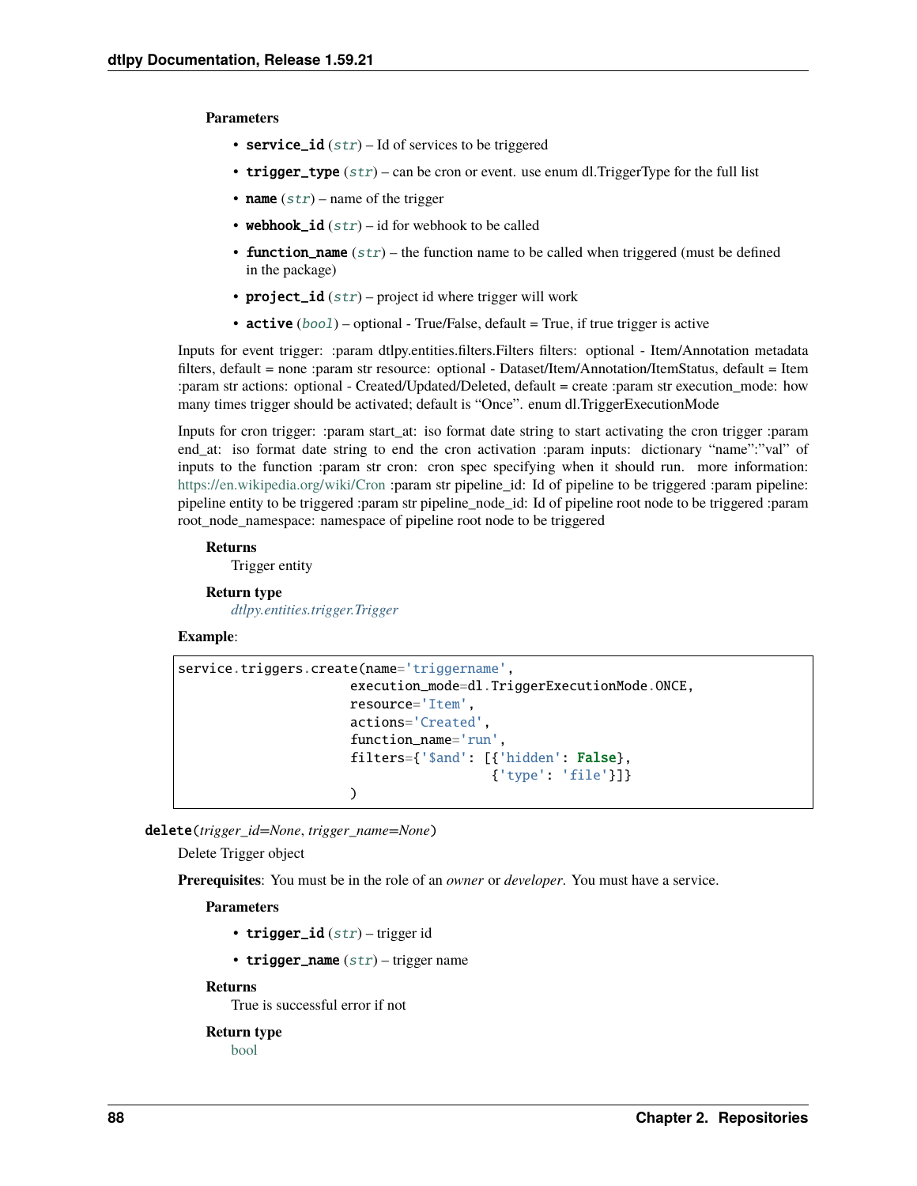**Parameters**

- **service_id** (*str*) – Id of services to be triggered
- **trigger_type** (*str*) – can be cron or event. use enum dl.TriggerType for the full list
- **name** (*str*) – name of the trigger
- **webhook_id** (*str*) – id for webhook to be called
- **function_name** (*str*) – the function name to be called when triggered (must be defined in the package)
- **project_id** (*str*) – project id where trigger will work
- **active** (*bool*) – optional - True/False, default = True, if true trigger is active

Inputs for event trigger: :param dtlpy.entities.filters.Filters filters: optional - Item/Annotation metadata filters, default = none :param str resource: optional - Dataset/Item/Annotation/ItemStatus, default = Item :param str actions: optional - Created/Updated/Deleted, default = create :param str execution_mode: how many times trigger should be activated; default is "Once". enum dl.TriggerExecutionMode

Inputs for cron trigger: :param start_at: iso format date string to start activating the cron trigger :param end_at: iso format date string to end the cron activation :param inputs: dictionary "name":"val" of inputs to the function :param str cron: cron spec specifying when it should run. more information: https://en.wikipedia.org/wiki/Cron :param str pipeline_id: Id of pipeline to be triggered :param pipeline: pipeline entity to be triggered :param str pipeline_node_id: Id of pipeline root node to be triggered :param root_node_namespace: namespace of pipeline root node to be triggered

**Returns**
Trigger entity

**Return type**
*dtlpy.entities.trigger.Trigger*

**Example**:

```
service.triggers.create(name='triggername',
                        execution_mode=dl.TriggerExecutionMode.ONCE,
                        resource='Item',
                        actions='Created',
                        function_name='run',
                        filters={'$and': [{'hidden': False},
                                          {'type': 'file'}]}
                        )
```

**delete**(*trigger_id=None*, *trigger_name=None*)

Delete Trigger object

**Prerequisites**: You must be in the role of an *owner* or *developer*. You must have a service.

**Parameters**

- **trigger_id** (*str*) – trigger id
- **trigger_name** (*str*) – trigger name

**Returns**
True is successful error if not

**Return type**
bool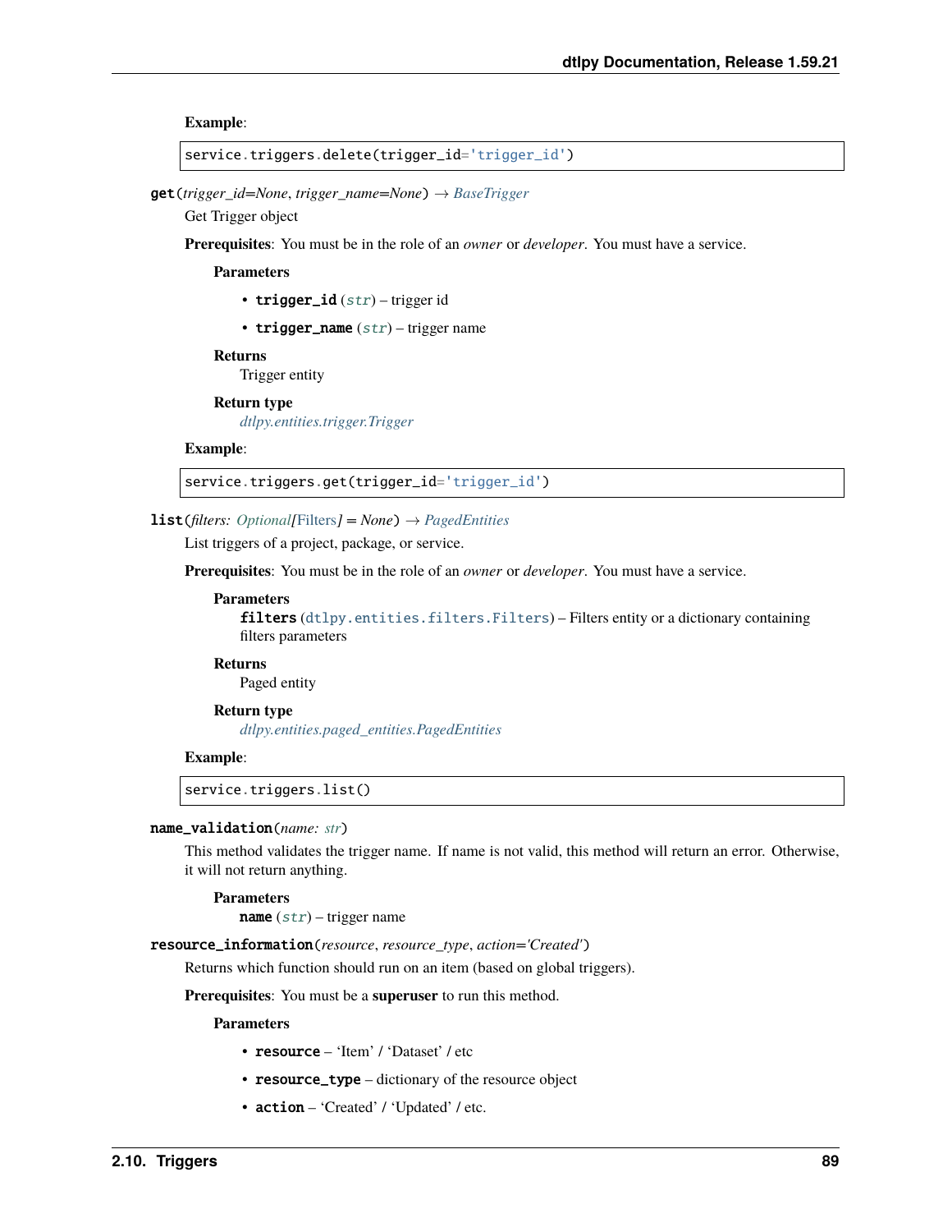**Example**:

```
service.triggers.delete(trigger_id='trigger_id')
```

**get**(*trigger_id=None*, *trigger_name=None*) → *BaseTrigger*

Get Trigger object

**Prerequisites**: You must be in the role of an *owner* or *developer*. You must have a service.

**Parameters**

- **trigger_id** (*str*) – trigger id
- **trigger_name** (*str*) – trigger name

**Returns**

Trigger entity

**Return type**

*dtlpy.entities.trigger.Trigger*

**Example**:

```
service.triggers.get(trigger_id='trigger_id')
```

**list**(*filters: Optional[Filters] = None*) → *PagedEntities*

List triggers of a project, package, or service.

**Prerequisites**: You must be in the role of an *owner* or *developer*. You must have a service.

**Parameters**

**filters** (`dtlpy.entities.filters.Filters`) – Filters entity or a dictionary containing filters parameters

**Returns**

Paged entity

**Return type**

*dtlpy.entities.paged_entities.PagedEntities*

**Example**:

```
service.triggers.list()
```

**name_validation**(*name: str*)

This method validates the trigger name. If name is not valid, this method will return an error. Otherwise, it will not return anything.

**Parameters**

**name** (*str*) – trigger name

**resource_information**(*resource*, *resource_type*, *action='Created'*)

Returns which function should run on an item (based on global triggers).

**Prerequisites**: You must be a **superuser** to run this method.

**Parameters**

- **resource** – 'Item' / 'Dataset' / etc
- **resource_type** – dictionary of the resource object
- **action** – 'Created' / 'Updated' / etc.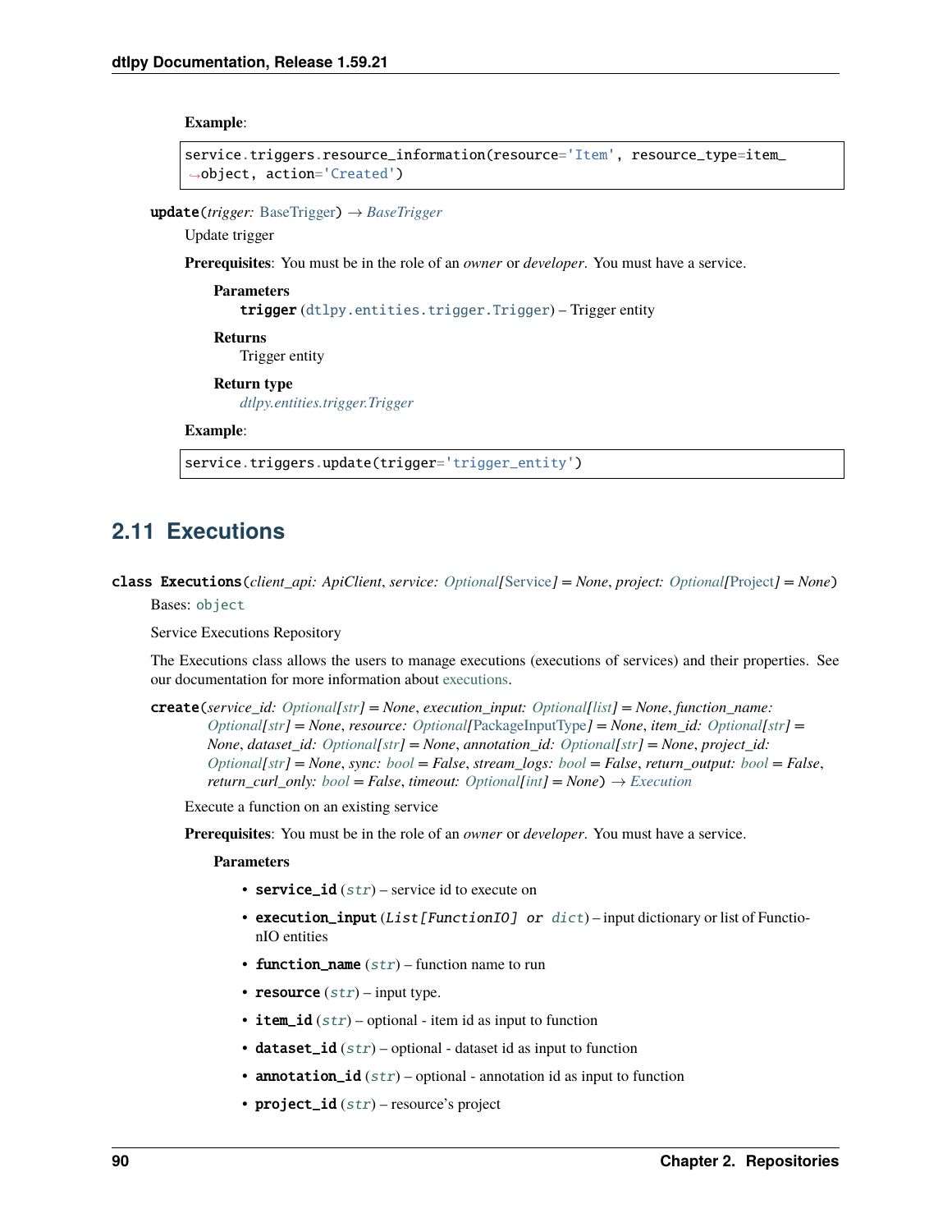**Example**:

```
service.triggers.resource_information(resource='Item', resource_type=item_
→object, action='Created')
```

**update**(*trigger: BaseTrigger*) → *BaseTrigger*

Update trigger

**Prerequisites**: You must be in the role of an *owner* or *developer*. You must have a service.

**Parameters**

**trigger** (`dtlpy.entities.trigger.Trigger`) – Trigger entity

**Returns**

Trigger entity

**Return type**

*dtlpy.entities.trigger.Trigger*

**Example**:

```
service.triggers.update(trigger='trigger_entity')
```

## 2.11 Executions

**class Executions**(*client_api: ApiClient*, *service: Optional[Service] = None*, *project: Optional[Project] = None*)

Bases: `object`

Service Executions Repository

The Executions class allows the users to manage executions (executions of services) and their properties. See our documentation for more information about executions.

**create**(*service_id: Optional[str] = None*, *execution_input: Optional[list] = None*, *function_name: Optional[str] = None*, *resource: Optional[PackageInputType] = None*, *item_id: Optional[str] = None*, *dataset_id: Optional[str] = None*, *annotation_id: Optional[str] = None*, *project_id: Optional[str] = None*, *sync: bool = False*, *stream_logs: bool = False*, *return_output: bool = False*, *return_curl_only: bool = False*, *timeout: Optional[int] = None*) → *Execution*

Execute a function on an existing service

**Prerequisites**: You must be in the role of an *owner* or *developer*. You must have a service.

**Parameters**

- **service_id** (*str*) – service id to execute on
- **execution_input** (*List[FunctionIO] or dict*) – input dictionary or list of FunctionIO entities
- **function_name** (*str*) – function name to run
- **resource** (*str*) – input type.
- **item_id** (*str*) – optional - item id as input to function
- **dataset_id** (*str*) – optional - dataset id as input to function
- **annotation_id** (*str*) – optional - annotation id as input to function
- **project_id** (*str*) – resource's project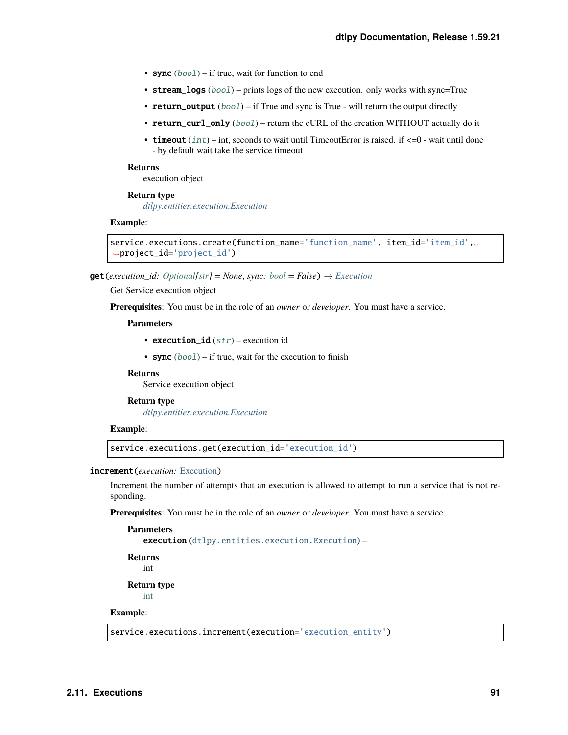- **sync** (*bool*) – if true, wait for function to end
- **stream_logs** (*bool*) – prints logs of the new execution. only works with sync=True
- **return_output** (*bool*) – if True and sync is True - will return the output directly
- **return_curl_only** (*bool*) – return the cURL of the creation WITHOUT actually do it
- **timeout** (*int*) – int, seconds to wait until TimeoutError is raised. if <=0 - wait until done - by default wait take the service timeout

**Returns**
execution object

**Return type**
*dtlpy.entities.execution.Execution*

**Example**:

```
service.executions.create(function_name='function_name', item_id='item_id',
project_id='project_id')
```

**get**(*execution_id: Optional[str] = None*, *sync: bool = False*) → *Execution*

Get Service execution object

**Prerequisites**: You must be in the role of an *owner* or *developer*. You must have a service.

**Parameters**

- **execution_id** (*str*) – execution id
- **sync** (*bool*) – if true, wait for the execution to finish

**Returns**
Service execution object

**Return type**
*dtlpy.entities.execution.Execution*

**Example**:

```
service.executions.get(execution_id='execution_id')
```

**increment**(*execution: Execution*)

Increment the number of attempts that an execution is allowed to attempt to run a service that is not responding.

**Prerequisites**: You must be in the role of an *owner* or *developer*. You must have a service.

**Parameters**
**execution** (`dtlpy.entities.execution.Execution`) –

**Returns**
int

**Return type**
int

**Example**:

```
service.executions.increment(execution='execution_entity')
```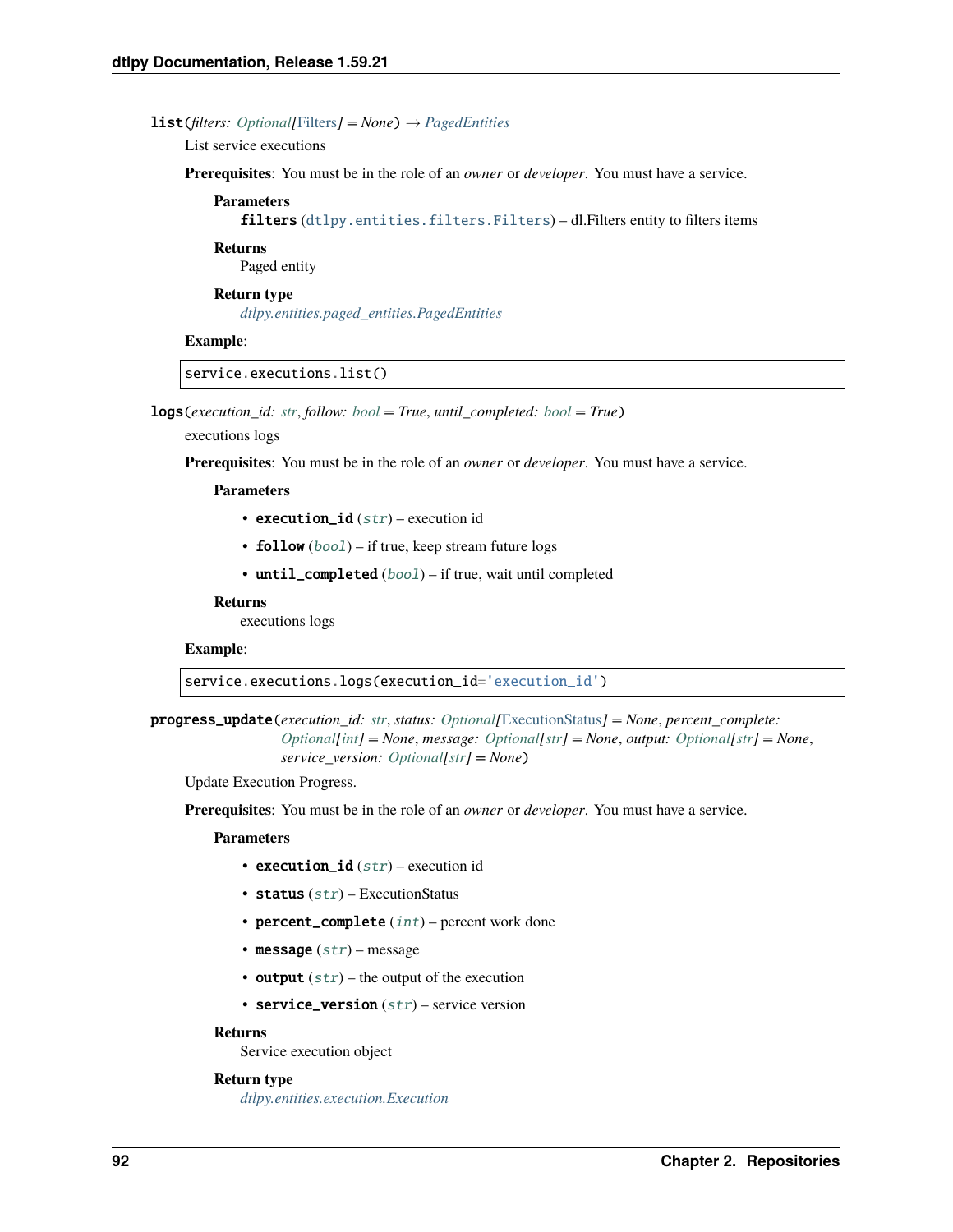**list**(*filters: Optional[Filters] = None*) → *PagedEntities*

List service executions

**Prerequisites**: You must be in the role of an *owner* or *developer*. You must have a service.

**Parameters**

**filters** (dtlpy.entities.filters.Filters) – dl.Filters entity to filters items

**Returns**

Paged entity

**Return type**

*dtlpy.entities.paged_entities.PagedEntities*

**Example**:

```
service.executions.list()
```

**logs**(*execution_id: str, follow: bool = True, until_completed: bool = True*)

executions logs

**Prerequisites**: You must be in the role of an *owner* or *developer*. You must have a service.

**Parameters**

- **execution_id** (*str*) – execution id
- **follow** (*bool*) – if true, keep stream future logs
- **until_completed** (*bool*) – if true, wait until completed

**Returns**

executions logs

**Example**:

```
service.executions.logs(execution_id='execution_id')
```

**progress_update**(*execution_id: str, status: Optional[ExecutionStatus] = None, percent_complete: Optional[int] = None, message: Optional[str] = None, output: Optional[str] = None, service_version: Optional[str] = None*)

Update Execution Progress.

**Prerequisites**: You must be in the role of an *owner* or *developer*. You must have a service.

**Parameters**

- **execution_id** (*str*) – execution id
- **status** (*str*) – ExecutionStatus
- **percent_complete** (*int*) – percent work done
- **message** (*str*) – message
- **output** (*str*) – the output of the execution
- **service_version** (*str*) – service version

**Returns**

Service execution object

**Return type**

*dtlpy.entities.execution.Execution*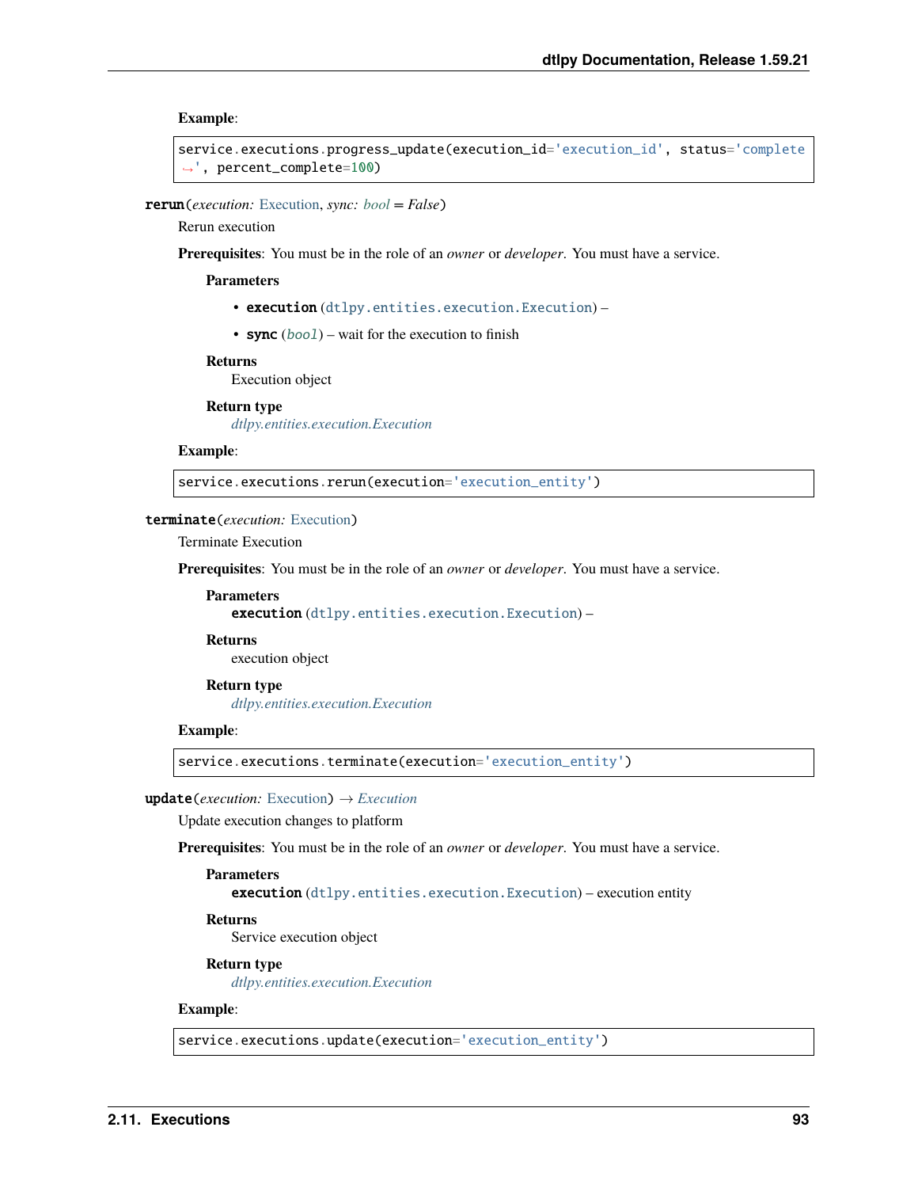**Example**:

```
service.executions.progress_update(execution_id='execution_id', status='complete', percent_complete=100)
```

**rerun**(*execution: Execution*, *sync: bool = False*)

Rerun execution

**Prerequisites**: You must be in the role of an *owner* or *developer*. You must have a service.

**Parameters**

- **execution** (`dtlpy.entities.execution.Execution`) –
- **sync** (*bool*) – wait for the execution to finish

**Returns**
Execution object

**Return type**
*dtlpy.entities.execution.Execution*

**Example**:

```
service.executions.rerun(execution='execution_entity')
```

**terminate**(*execution: Execution*)

Terminate Execution

**Prerequisites**: You must be in the role of an *owner* or *developer*. You must have a service.

**Parameters**
**execution** (`dtlpy.entities.execution.Execution`) –

**Returns**
execution object

**Return type**
*dtlpy.entities.execution.Execution*

**Example**:

```
service.executions.terminate(execution='execution_entity')
```

**update**(*execution: Execution*) → *Execution*

Update execution changes to platform

**Prerequisites**: You must be in the role of an *owner* or *developer*. You must have a service.

**Parameters**
**execution** (`dtlpy.entities.execution.Execution`) – execution entity

**Returns**
Service execution object

**Return type**
*dtlpy.entities.execution.Execution*

**Example**:

```
service.executions.update(execution='execution_entity')
```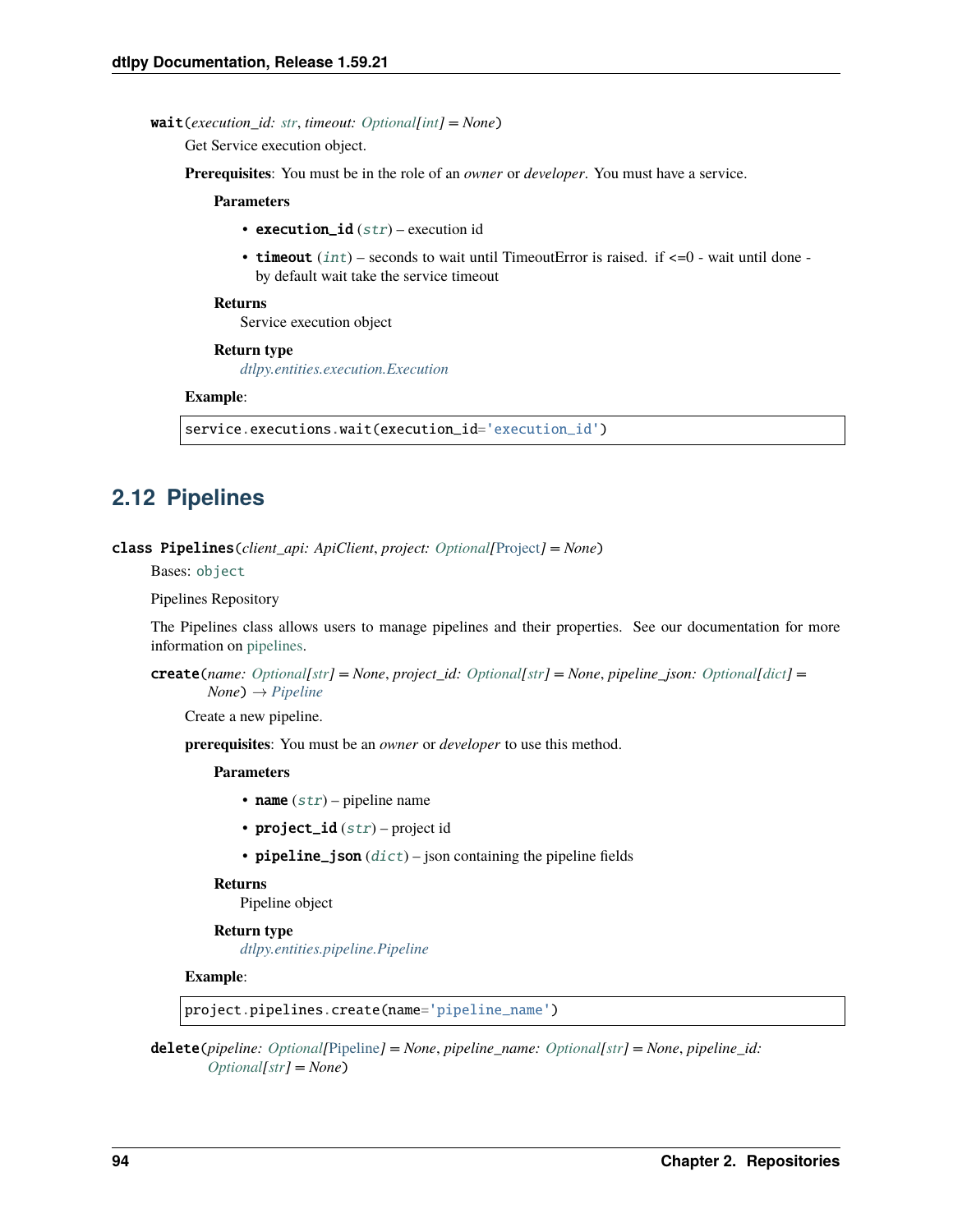**wait**(*execution_id: str*, *timeout: Optional[int] = None*)

Get Service execution object.

**Prerequisites**: You must be in the role of an *owner* or *developer*. You must have a service.

**Parameters**

- **execution_id** (*str*) – execution id
- **timeout** (*int*) – seconds to wait until TimeoutError is raised. if <=0 - wait until done - by default wait take the service timeout

**Returns**

Service execution object

**Return type**

*dtlpy.entities.execution.Execution*

**Example**:

```
service.executions.wait(execution_id='execution_id')
```

## 2.12 Pipelines

**class Pipelines**(*client_api: ApiClient*, *project: Optional[Project] = None*)

Bases: `object`

Pipelines Repository

The Pipelines class allows users to manage pipelines and their properties. See our documentation for more information on pipelines.

**create**(*name: Optional[str] = None*, *project_id: Optional[str] = None*, *pipeline_json: Optional[dict] = None*) → *Pipeline*

Create a new pipeline.

**prerequisites**: You must be an *owner* or *developer* to use this method.

**Parameters**

- **name** (*str*) – pipeline name
- **project_id** (*str*) – project id
- **pipeline_json** (*dict*) – json containing the pipeline fields

**Returns**

Pipeline object

**Return type**

*dtlpy.entities.pipeline.Pipeline*

**Example**:

```
project.pipelines.create(name='pipeline_name')
```

**delete**(*pipeline: Optional[Pipeline] = None*, *pipeline_name: Optional[str] = None*, *pipeline_id: Optional[str] = None*)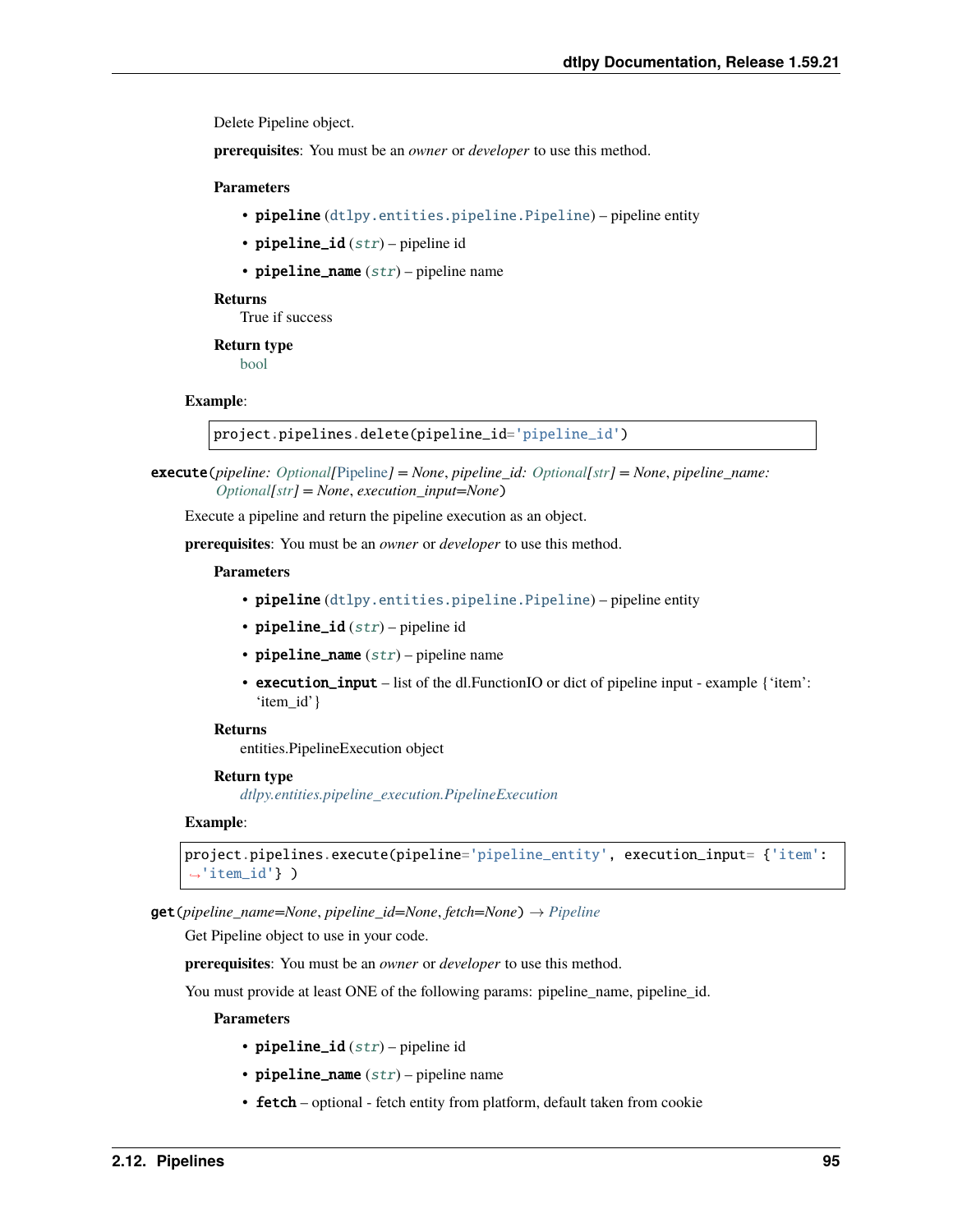Delete Pipeline object.

**prerequisites**: You must be an *owner* or *developer* to use this method.

**Parameters**

- **pipeline** (dtlpy.entities.pipeline.Pipeline) – pipeline entity
- **pipeline_id** (*str*) – pipeline id
- **pipeline_name** (*str*) – pipeline name

**Returns**
True if success

**Return type**
bool

**Example**:

```
project.pipelines.delete(pipeline_id='pipeline_id')
```

**execute**(*pipeline: Optional[Pipeline] = None*, *pipeline_id: Optional[str] = None*, *pipeline_name: Optional[str] = None*, *execution_input=None*)

Execute a pipeline and return the pipeline execution as an object.

**prerequisites**: You must be an *owner* or *developer* to use this method.

**Parameters**

- **pipeline** (dtlpy.entities.pipeline.Pipeline) – pipeline entity
- **pipeline_id** (*str*) – pipeline id
- **pipeline_name** (*str*) – pipeline name
- **execution_input** – list of the dl.FunctionIO or dict of pipeline input - example {'item': 'item_id'}

**Returns**
entities.PipelineExecution object

**Return type**
*dtlpy.entities.pipeline_execution.PipelineExecution*

**Example**:

```
project.pipelines.execute(pipeline='pipeline_entity', execution_input= {'item':
↪'item_id'} )
```

**get**(*pipeline_name=None*, *pipeline_id=None*, *fetch=None*) → *Pipeline*

Get Pipeline object to use in your code.

**prerequisites**: You must be an *owner* or *developer* to use this method.

You must provide at least ONE of the following params: pipeline_name, pipeline_id.

**Parameters**

- **pipeline_id** (*str*) – pipeline id
- **pipeline_name** (*str*) – pipeline name
- **fetch** – optional - fetch entity from platform, default taken from cookie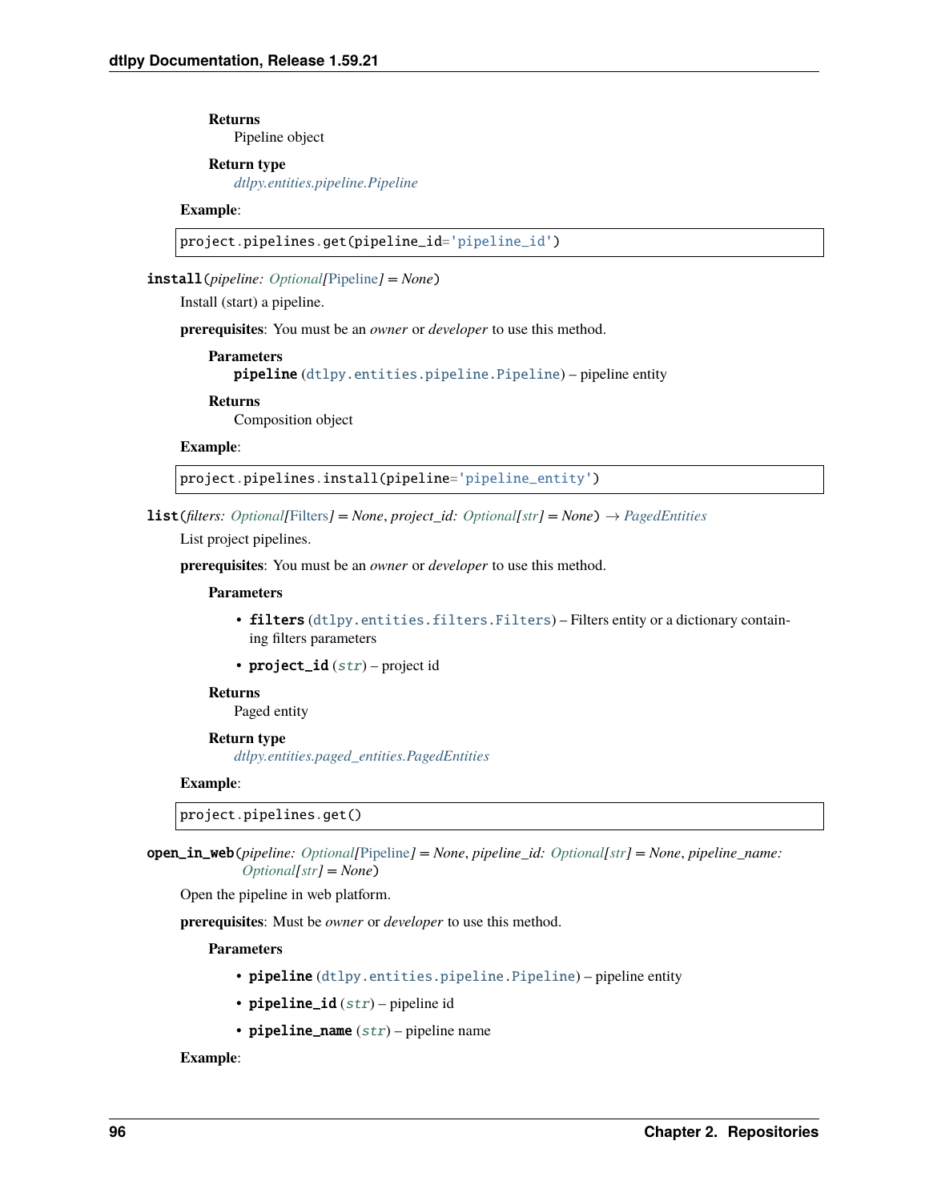**Returns**
Pipeline object

**Return type**
*dtlpy.entities.pipeline.Pipeline*

**Example**:

```
project.pipelines.get(pipeline_id='pipeline_id')
```

**install**(*pipeline: Optional[Pipeline] = None*)

Install (start) a pipeline.

**prerequisites**: You must be an *owner* or *developer* to use this method.

**Parameters**
**pipeline** (`dtlpy.entities.pipeline.Pipeline`) – pipeline entity

**Returns**
Composition object

**Example**:

```
project.pipelines.install(pipeline='pipeline_entity')
```

**list**(*filters: Optional[Filters] = None*, *project_id: Optional[str] = None*) → *PagedEntities*

List project pipelines.

**prerequisites**: You must be an *owner* or *developer* to use this method.

**Parameters**

- **filters** (`dtlpy.entities.filters.Filters`) – Filters entity or a dictionary containing filters parameters
- **project_id** (*str*) – project id

**Returns**
Paged entity

**Return type**
*dtlpy.entities.paged_entities.PagedEntities*

**Example**:

```
project.pipelines.get()
```

**open_in_web**(*pipeline: Optional[Pipeline] = None*, *pipeline_id: Optional[str] = None*, *pipeline_name: Optional[str] = None*)

Open the pipeline in web platform.

**prerequisites**: Must be *owner* or *developer* to use this method.

**Parameters**

- **pipeline** (`dtlpy.entities.pipeline.Pipeline`) – pipeline entity
- **pipeline_id** (*str*) – pipeline id
- **pipeline_name** (*str*) – pipeline name

**Example**: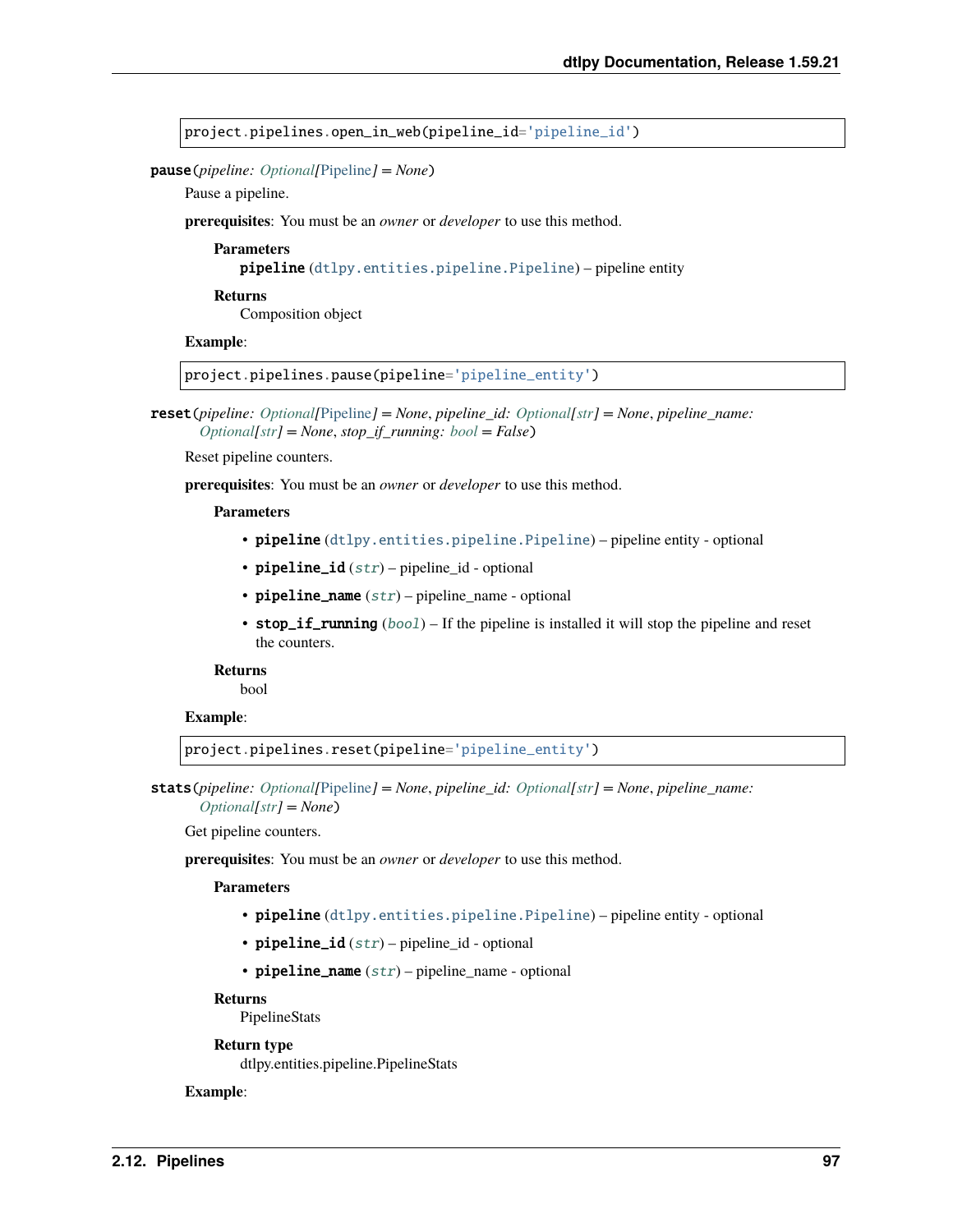```
project.pipelines.open_in_web(pipeline_id='pipeline_id')
```

**pause**(*pipeline: Optional[Pipeline] = None*)

Pause a pipeline.

**prerequisites**: You must be an *owner* or *developer* to use this method.

**Parameters**
: **pipeline** (dtlpy.entities.pipeline.Pipeline) – pipeline entity

**Returns**
: Composition object

**Example**:

```
project.pipelines.pause(pipeline='pipeline_entity')
```

**reset**(*pipeline: Optional[Pipeline] = None, pipeline_id: Optional[str] = None, pipeline_name: Optional[str] = None, stop_if_running: bool = False*)

Reset pipeline counters.

**prerequisites**: You must be an *owner* or *developer* to use this method.

**Parameters**

- **pipeline** (dtlpy.entities.pipeline.Pipeline) – pipeline entity - optional
- **pipeline_id** (*str*) – pipeline_id - optional
- **pipeline_name** (*str*) – pipeline_name - optional
- **stop_if_running** (*bool*) – If the pipeline is installed it will stop the pipeline and reset the counters.

**Returns**
: bool

**Example**:

```
project.pipelines.reset(pipeline='pipeline_entity')
```

**stats**(*pipeline: Optional[Pipeline] = None, pipeline_id: Optional[str] = None, pipeline_name: Optional[str] = None*)

Get pipeline counters.

**prerequisites**: You must be an *owner* or *developer* to use this method.

**Parameters**

- **pipeline** (dtlpy.entities.pipeline.Pipeline) – pipeline entity - optional
- **pipeline_id** (*str*) – pipeline_id - optional
- **pipeline_name** (*str*) – pipeline_name - optional

**Returns**
: PipelineStats

**Return type**
: dtlpy.entities.pipeline.PipelineStats

**Example**: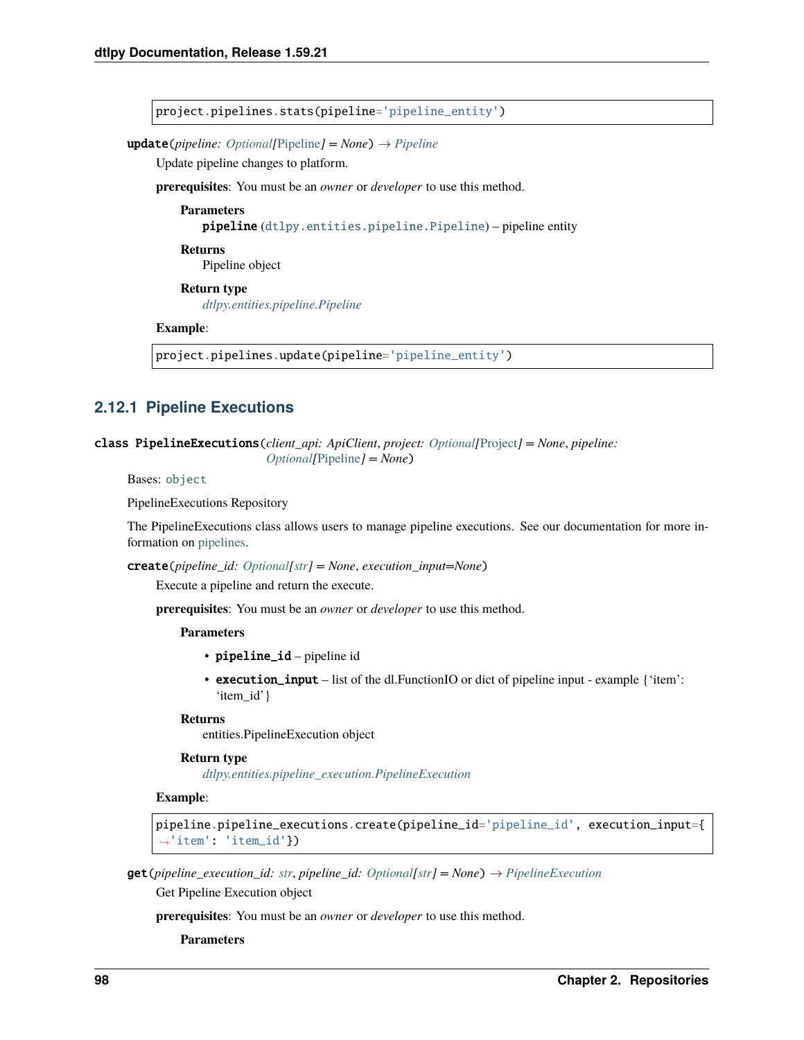```
project.pipelines.stats(pipeline='pipeline_entity')
```

**update**(*pipeline: Optional[Pipeline] = None*) → *Pipeline*

Update pipeline changes to platform.

**prerequisites**: You must be an *owner* or *developer* to use this method.

**Parameters**
**pipeline** (dtlpy.entities.pipeline.Pipeline) – pipeline entity

**Returns**
Pipeline object

**Return type**
*dtlpy.entities.pipeline.Pipeline*

**Example**:

```
project.pipelines.update(pipeline='pipeline_entity')
```

### 2.12.1 Pipeline Executions

**class PipelineExecutions**(*client_api: ApiClient, project: Optional[Project] = None, pipeline: Optional[Pipeline] = None*)

Bases: object

PipelineExecutions Repository

The PipelineExecutions class allows users to manage pipeline executions. See our documentation for more information on pipelines.

**create**(*pipeline_id: Optional[str] = None, execution_input=None*)

Execute a pipeline and return the execute.

**prerequisites**: You must be an *owner* or *developer* to use this method.

**Parameters**

- **pipeline_id** – pipeline id
- **execution_input** – list of the dl.FunctionIO or dict of pipeline input - example {'item': 'item_id'}

**Returns**
entities.PipelineExecution object

**Return type**
*dtlpy.entities.pipeline_execution.PipelineExecution*

**Example**:

```
pipeline.pipeline_executions.create(pipeline_id='pipeline_id', execution_input={'item': 'item_id'})
```

**get**(*pipeline_execution_id: str, pipeline_id: Optional[str] = None*) → *PipelineExecution*

Get Pipeline Execution object

**prerequisites**: You must be an *owner* or *developer* to use this method.

**Parameters**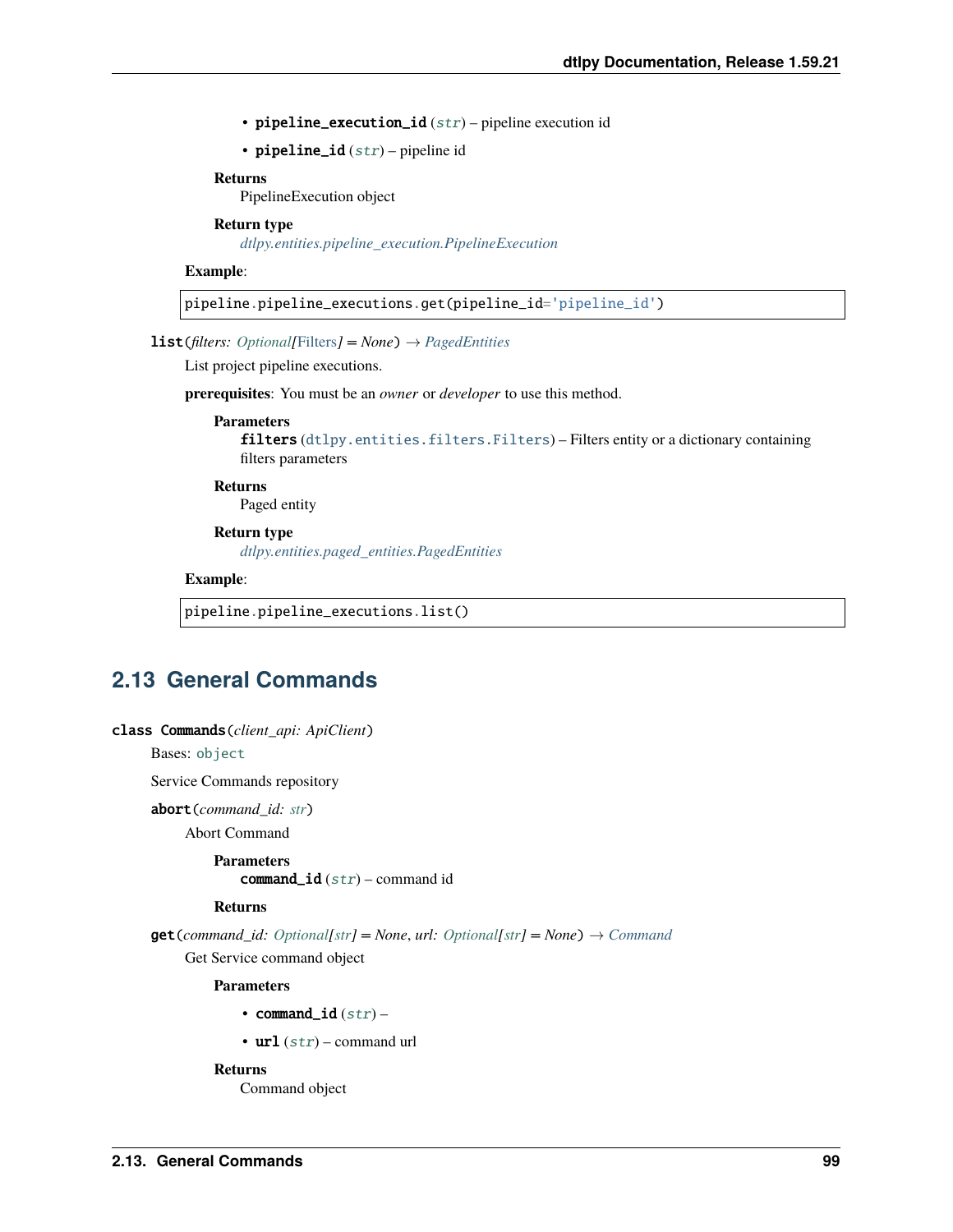- **pipeline_execution_id** (*str*) – pipeline execution id
- **pipeline_id** (*str*) – pipeline id

**Returns**
PipelineExecution object

**Return type**
*dtlpy.entities.pipeline_execution.PipelineExecution*

**Example**:

```
pipeline.pipeline_executions.get(pipeline_id='pipeline_id')
```

**list**(*filters: Optional[Filters] = None*) → *PagedEntities*

List project pipeline executions.

**prerequisites**: You must be an *owner* or *developer* to use this method.

**Parameters**
**filters** (dtlpy.entities.filters.Filters) – Filters entity or a dictionary containing filters parameters

**Returns**
Paged entity

**Return type**
*dtlpy.entities.paged_entities.PagedEntities*

**Example**:

```
pipeline.pipeline_executions.list()
```

## 2.13 General Commands

**class Commands**(*client_api: ApiClient*)

Bases: object

Service Commands repository

**abort**(*command_id: str*)

Abort Command

**Parameters**
**command_id** (*str*) – command id

**Returns**

**get**(*command_id: Optional[str] = None*, *url: Optional[str] = None*) → *Command*

Get Service command object

**Parameters**

- **command_id** (*str*) –
- **url** (*str*) – command url

**Returns**
Command object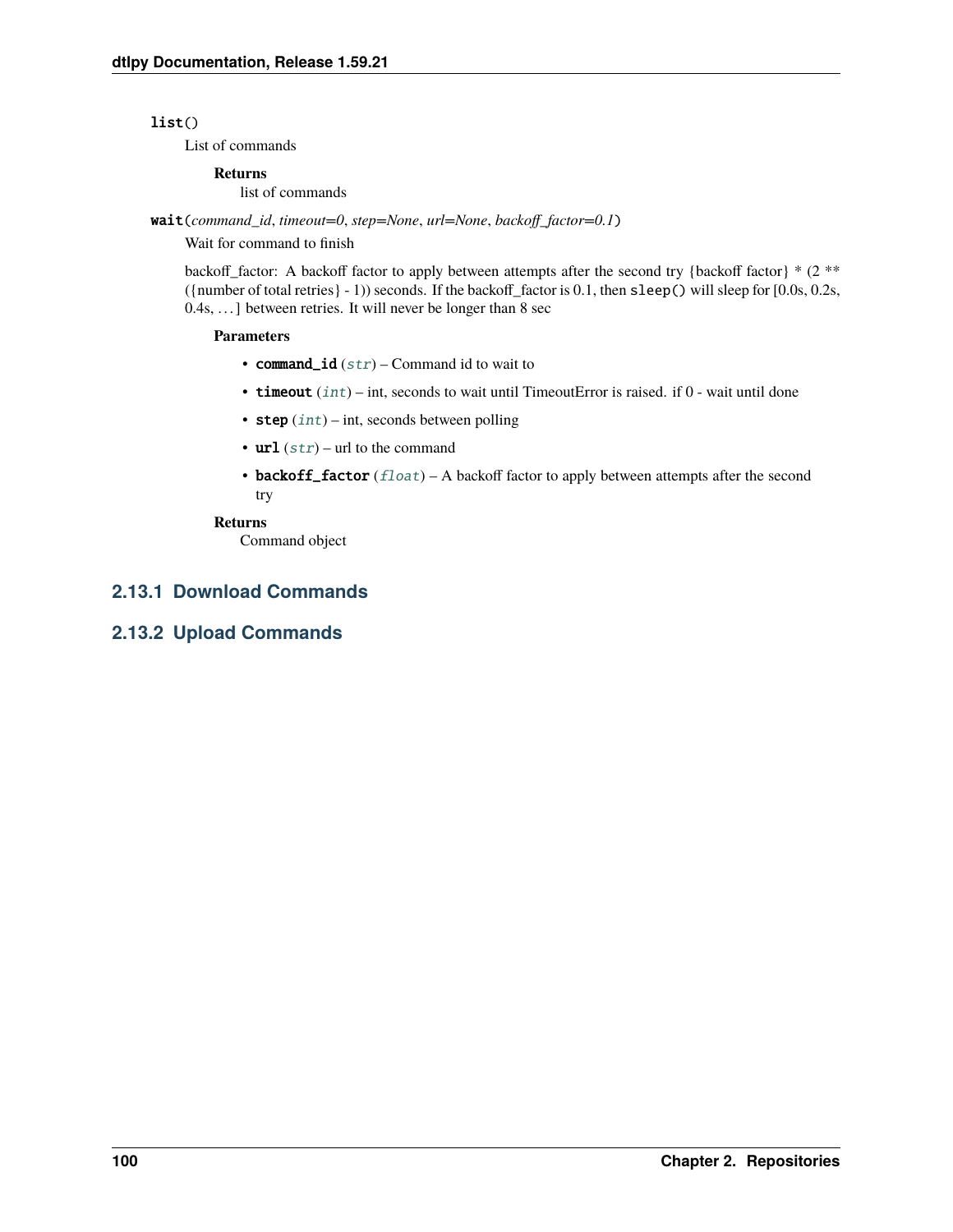**list**()

List of commands

**Returns**
list of commands

**wait**(*command_id*, *timeout=0*, *step=None*, *url=None*, *backoff_factor=0.1*)

Wait for command to finish

backoff_factor: A backoff factor to apply between attempts after the second try {backoff factor} * (2 ** ({number of total retries} - 1)) seconds. If the backoff_factor is 0.1, then `sleep()` will sleep for [0.0s, 0.2s, 0.4s, …] between retries. It will never be longer than 8 sec

**Parameters**

- **command_id** (*str*) – Command id to wait to
- **timeout** (*int*) – int, seconds to wait until TimeoutError is raised. if 0 - wait until done
- **step** (*int*) – int, seconds between polling
- **url** (*str*) – url to the command
- **backoff_factor** (*float*) – A backoff factor to apply between attempts after the second try

**Returns**
Command object

### 2.13.1 Download Commands

### 2.13.2 Upload Commands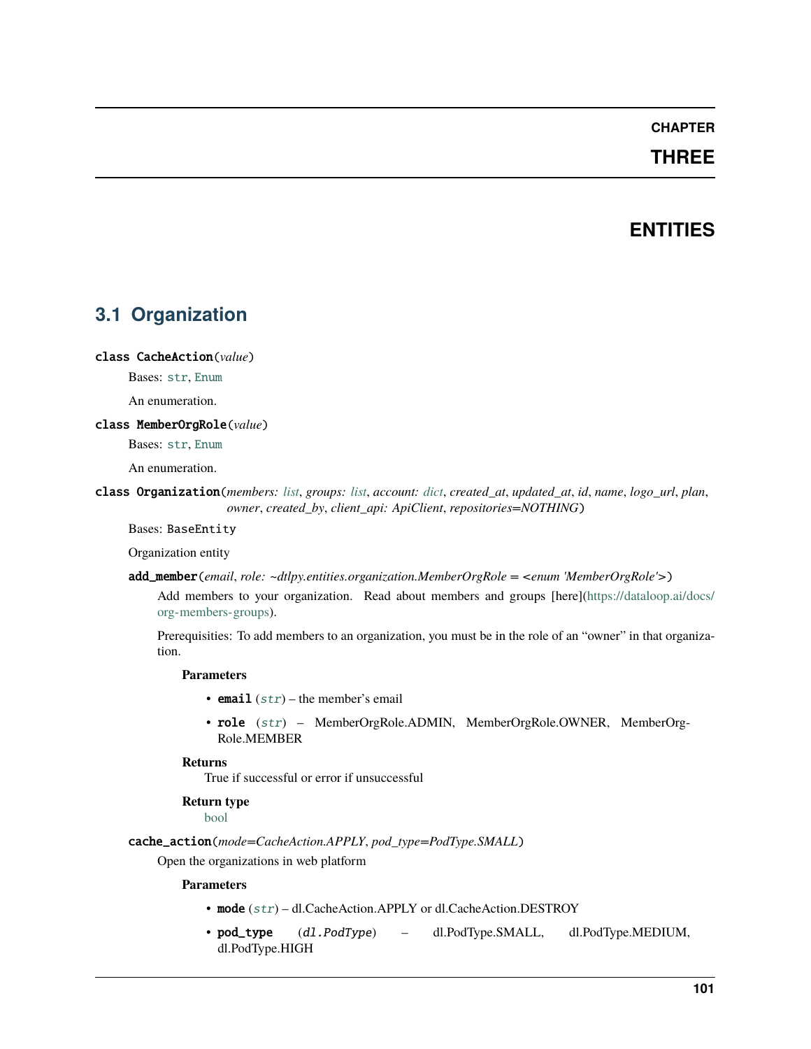# CHAPTER THREE

# ENTITIES

## 3.1 Organization

**class CacheAction**(*value*)

Bases: `str`, `Enum`

An enumeration.

**class MemberOrgRole**(*value*)

Bases: `str`, `Enum`

An enumeration.

**class Organization**(*members: list*, *groups: list*, *account: dict*, *created_at*, *updated_at*, *id*, *name*, *logo_url*, *plan*, *owner*, *created_by*, *client_api: ApiClient*, *repositories=NOTHING*)

Bases: `BaseEntity`

Organization entity

**add_member**(*email*, *role: ~dtlpy.entities.organization.MemberOrgRole = <enum 'MemberOrgRole'>*)

Add members to your organization. Read about members and groups [here](https://dataloop.ai/docs/org-members-groups).

Prerequisities: To add members to an organization, you must be in the role of an "owner" in that organization.

**Parameters**

- **email** (*str*) – the member's email
- **role** (*str*) – MemberOrgRole.ADMIN, MemberOrgRole.OWNER, MemberOrgRole.MEMBER

**Returns**

True if successful or error if unsuccessful

**Return type**

bool

**cache_action**(*mode=CacheAction.APPLY*, *pod_type=PodType.SMALL*)

Open the organizations in web platform

**Parameters**

- **mode** (*str*) – dl.CacheAction.APPLY or dl.CacheAction.DESTROY
- **pod_type** (*dl.PodType*) – dl.PodType.SMALL, dl.PodType.MEDIUM, dl.PodType.HIGH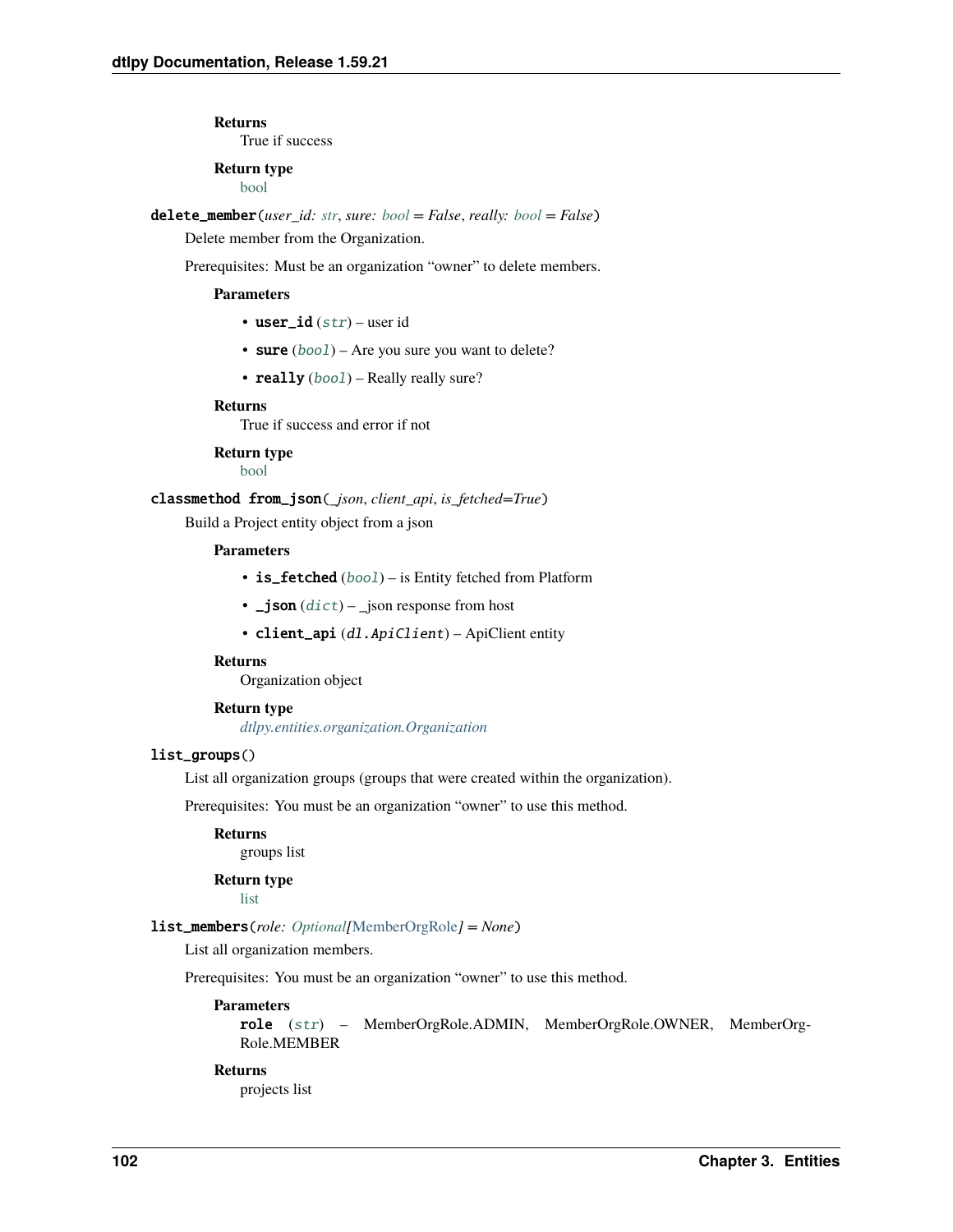**Returns**
True if success

**Return type**
bool

**delete_member**(*user_id: str*, *sure: bool = False*, *really: bool = False*)

Delete member from the Organization.

Prerequisites: Must be an organization "owner" to delete members.

**Parameters**

- **user_id** (*str*) – user id
- **sure** (*bool*) – Are you sure you want to delete?
- **really** (*bool*) – Really really sure?

**Returns**
True if success and error if not

**Return type**
bool

**classmethod from_json**(*_json*, *client_api*, *is_fetched=True*)

Build a Project entity object from a json

**Parameters**

- **is_fetched** (*bool*) – is Entity fetched from Platform
- **_json** (*dict*) – _json response from host
- **client_api** (*dl.ApiClient*) – ApiClient entity

**Returns**
Organization object

**Return type**
*dtlpy.entities.organization.Organization*

**list_groups**()

List all organization groups (groups that were created within the organization).

Prerequisites: You must be an organization "owner" to use this method.

**Returns**
groups list

**Return type**
list

**list_members**(*role: Optional[MemberOrgRole] = None*)

List all organization members.

Prerequisites: You must be an organization "owner" to use this method.

**Parameters**
**role** (*str*) – MemberOrgRole.ADMIN, MemberOrgRole.OWNER, MemberOrgRole.MEMBER

**Returns**
projects list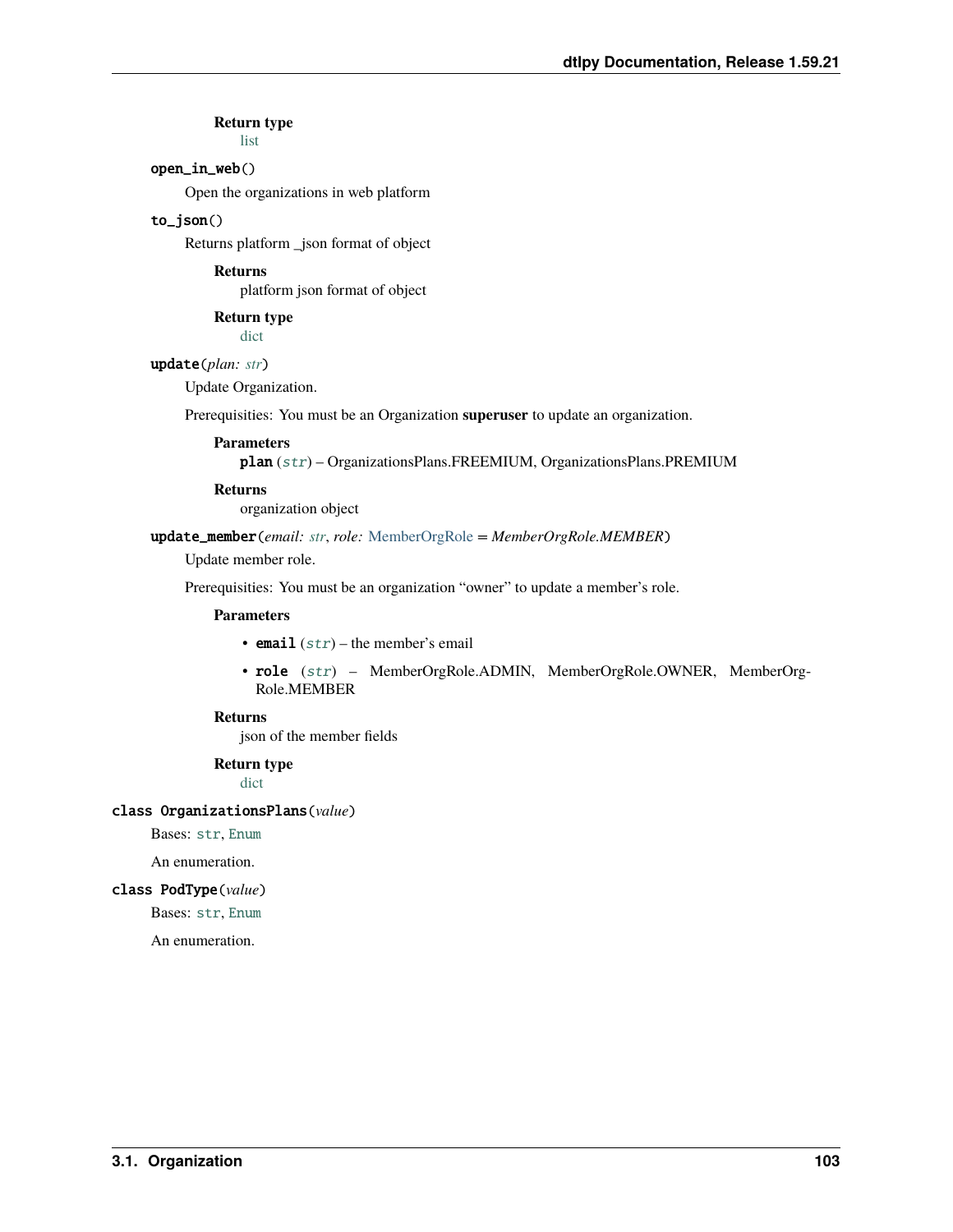**Return type**
list

`open_in_web()`

Open the organizations in web platform

`to_json()`

Returns platform _json format of object

**Returns**
platform json format of object

**Return type**
dict

`update`(*plan: str*)

Update Organization.

Prerequisities: You must be an Organization **superuser** to update an organization.

**Parameters**
**plan** (*str*) – OrganizationsPlans.FREEMIUM, OrganizationsPlans.PREMIUM

**Returns**
organization object

`update_member`(*email: str*, *role: MemberOrgRole = MemberOrgRole.MEMBER*)

Update member role.

Prerequisities: You must be an organization "owner" to update a member's role.

**Parameters**

- **email** (*str*) – the member's email
- **role** (*str*) – MemberOrgRole.ADMIN, MemberOrgRole.OWNER, MemberOrgRole.MEMBER

**Returns**
json of the member fields

**Return type**
dict

`class OrganizationsPlans`(*value*)

Bases: `str`, `Enum`

An enumeration.

`class PodType`(*value*)

Bases: `str`, `Enum`

An enumeration.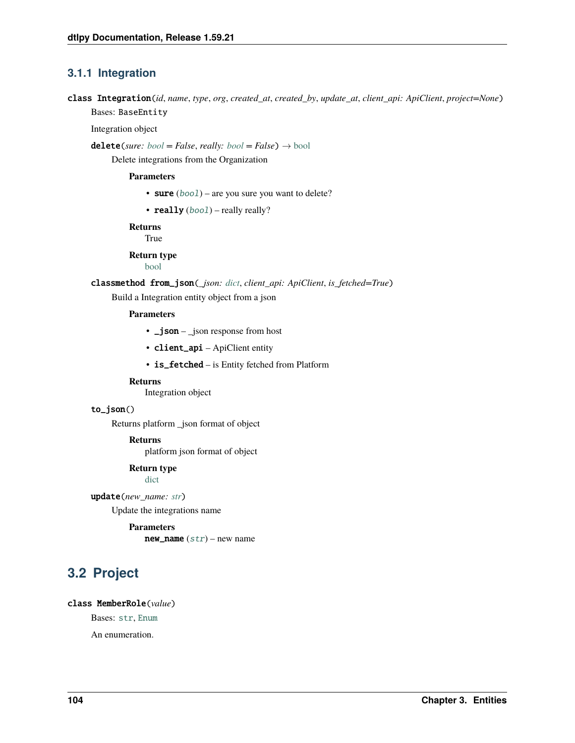### 3.1.1 Integration

**class Integration**(*id*, *name*, *type*, *org*, *created_at*, *created_by*, *update_at*, *client_api: ApiClient*, *project=None*)

Bases: `BaseEntity`

Integration object

**delete**(*sure: bool = False*, *really: bool = False*) → bool

Delete integrations from the Organization

**Parameters**

- **sure** (*bool*) – are you sure you want to delete?
- **really** (*bool*) – really really?

**Returns**
True

**Return type**
bool

**classmethod from_json**(*_json: dict*, *client_api: ApiClient*, *is_fetched=True*)

Build a Integration entity object from a json

**Parameters**

- **_json** – _json response from host
- **client_api** – ApiClient entity
- **is_fetched** – is Entity fetched from Platform

**Returns**
Integration object

**to_json**()

Returns platform _json format of object

**Returns**
platform json format of object

**Return type**
dict

**update**(*new_name: str*)

Update the integrations name

**Parameters**
**new_name** (*str*) – new name

## 3.2 Project

**class MemberRole**(*value*)

Bases: `str`, `Enum`

An enumeration.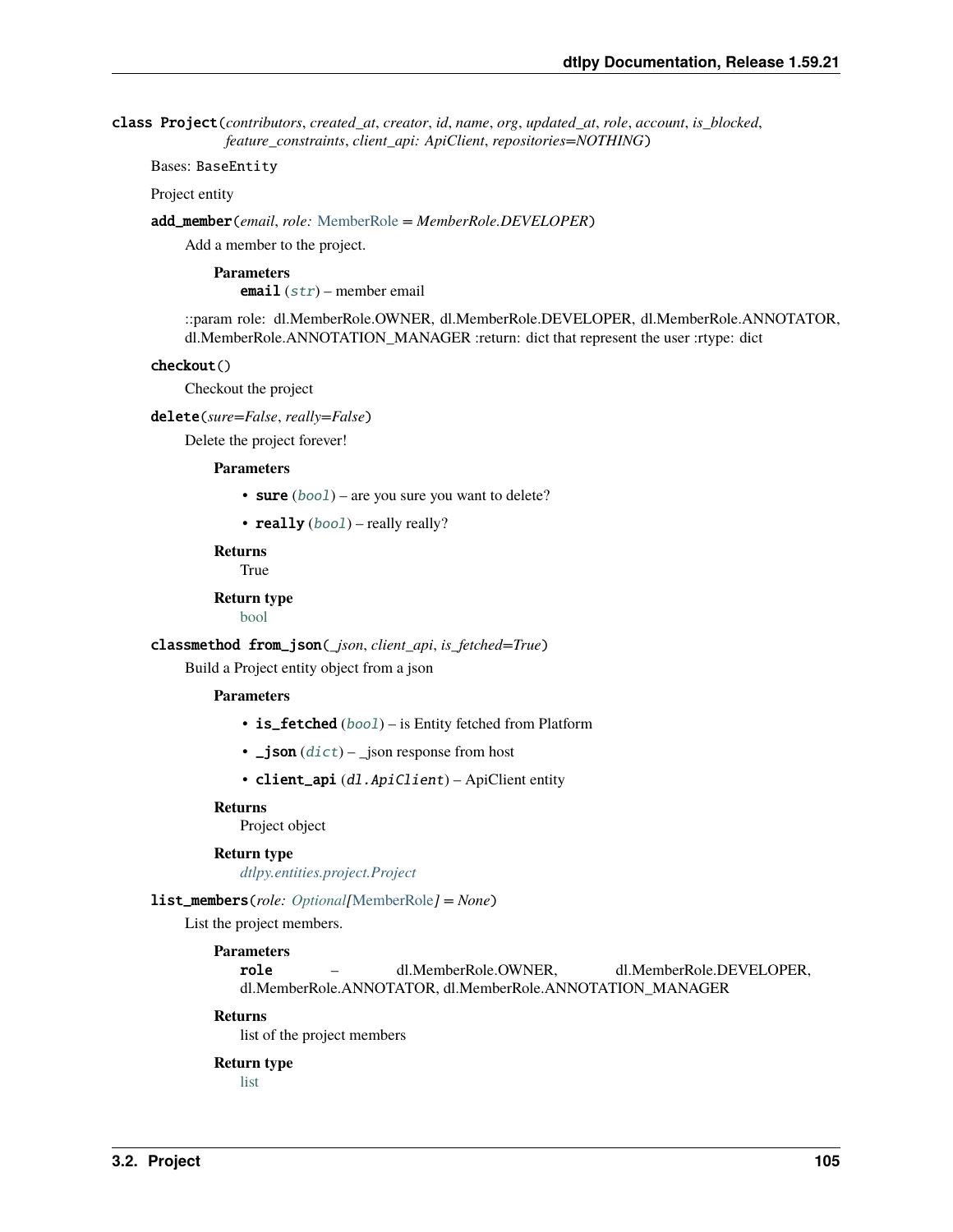**class Project**(*contributors*, *created_at*, *creator*, *id*, *name*, *org*, *updated_at*, *role*, *account*, *is_blocked*, *feature_constraints*, *client_api: ApiClient*, *repositories=NOTHING*)

Bases: `BaseEntity`

Project entity

**add_member**(*email*, *role: MemberRole = MemberRole.DEVELOPER*)

Add a member to the project.

**Parameters**
**email** (*str*) – member email

::param role: dl.MemberRole.OWNER, dl.MemberRole.DEVELOPER, dl.MemberRole.ANNOTATOR, dl.MemberRole.ANNOTATION_MANAGER :return: dict that represent the user :rtype: dict

**checkout**()

Checkout the project

**delete**(*sure=False*, *really=False*)

Delete the project forever!

**Parameters**

- **sure** (*bool*) – are you sure you want to delete?
- **really** (*bool*) – really really?

**Returns**
True

**Return type**
bool

**classmethod from_json**(*_json*, *client_api*, *is_fetched=True*)

Build a Project entity object from a json

**Parameters**

- **is_fetched** (*bool*) – is Entity fetched from Platform
- **_json** (*dict*) – _json response from host
- **client_api** (*dl.ApiClient*) – ApiClient entity

**Returns**
Project object

**Return type**
*dtlpy.entities.project.Project*

**list_members**(*role: Optional[MemberRole] = None*)

List the project members.

**Parameters**
**role** – dl.MemberRole.OWNER, dl.MemberRole.DEVELOPER, dl.MemberRole.ANNOTATOR, dl.MemberRole.ANNOTATION_MANAGER

**Returns**
list of the project members

**Return type**
list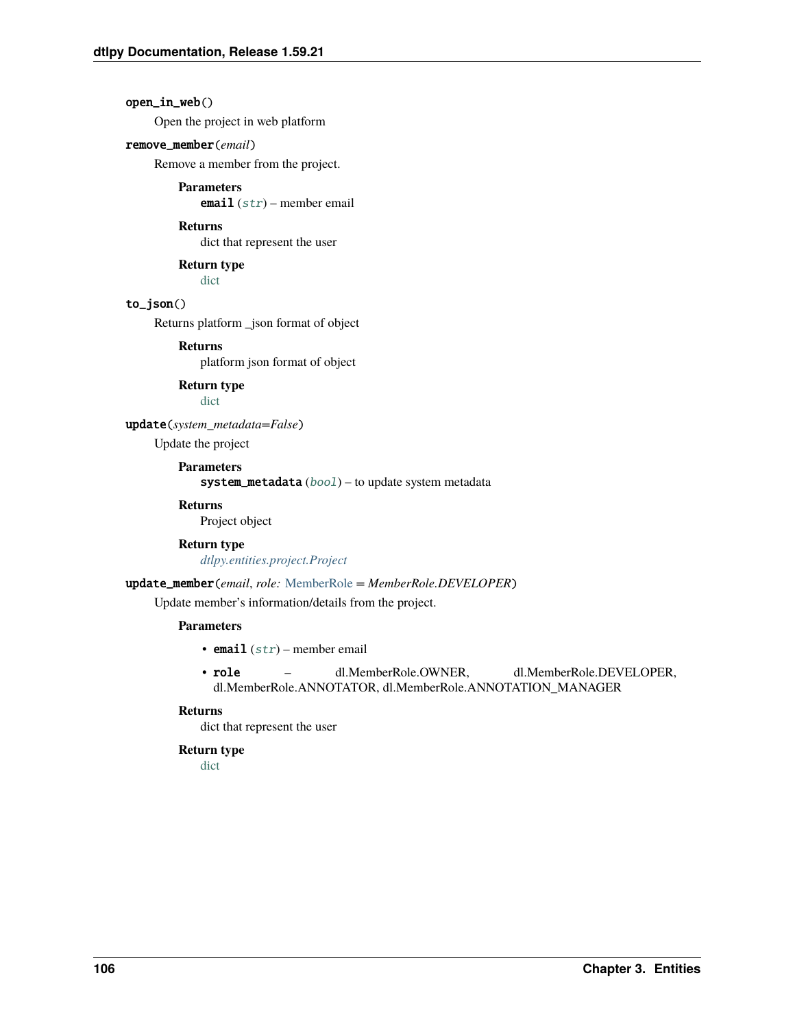**open_in_web()**

Open the project in web platform

**remove_member**(*email*)

Remove a member from the project.

**Parameters**
: **email** (*str*) – member email

**Returns**
: dict that represent the user

**Return type**
: dict

**to_json()**

Returns platform _json format of object

**Returns**
: platform json format of object

**Return type**
: dict

**update**(*system_metadata=False*)

Update the project

**Parameters**
: **system_metadata** (*bool*) – to update system metadata

**Returns**
: Project object

**Return type**
: *dtlpy.entities.project.Project*

**update_member**(*email*, *role: MemberRole = MemberRole.DEVELOPER*)

Update member's information/details from the project.

**Parameters**

- **email** (*str*) – member email
- **role** – dl.MemberRole.OWNER, dl.MemberRole.DEVELOPER, dl.MemberRole.ANNOTATOR, dl.MemberRole.ANNOTATION_MANAGER

**Returns**
: dict that represent the user

**Return type**
: dict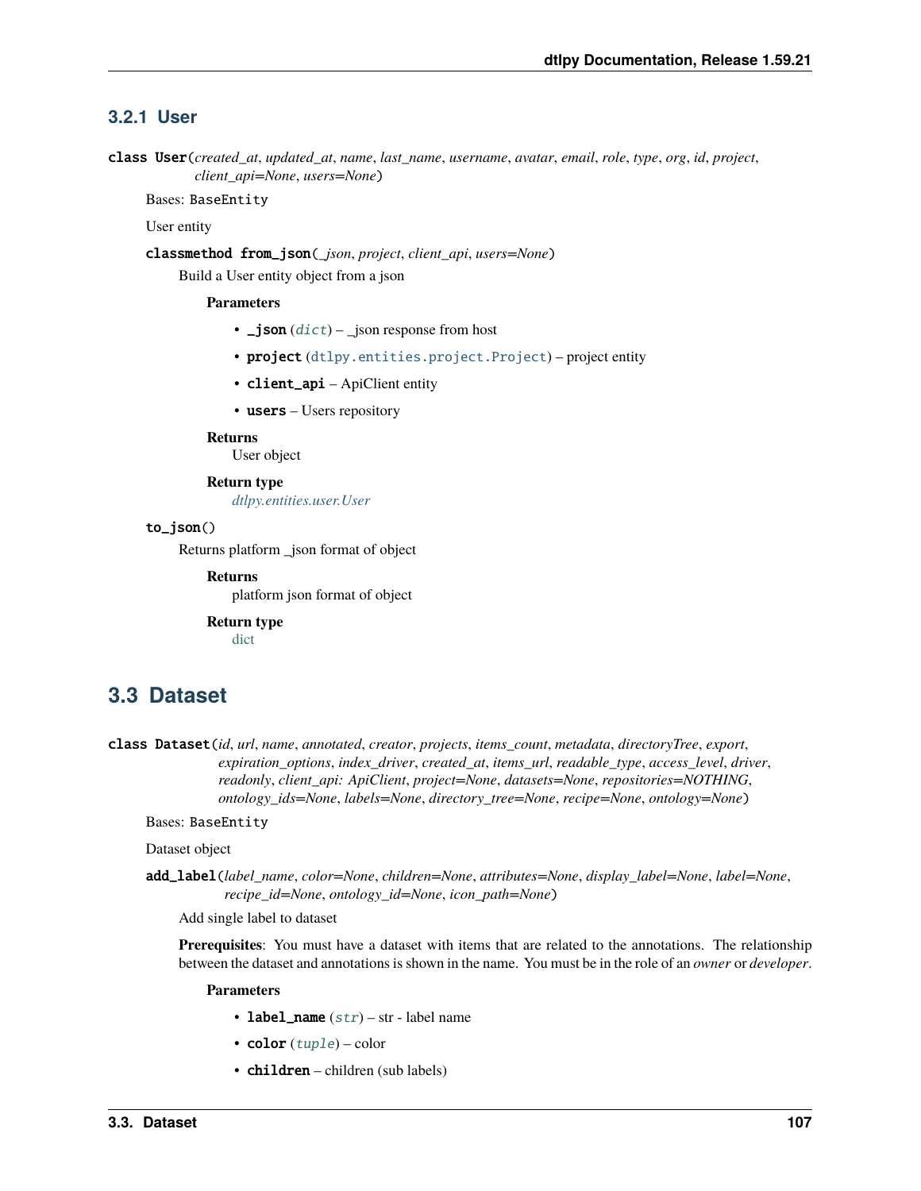### 3.2.1 User

**class User**(*created_at*, *updated_at*, *name*, *last_name*, *username*, *avatar*, *email*, *role*, *type*, *org*, *id*, *project*, *client_api=None*, *users=None*)

Bases: `BaseEntity`

User entity

**classmethod from_json**(*_json*, *project*, *client_api*, *users=None*)

Build a User entity object from a json

**Parameters**

- **_json** (*dict*) – _json response from host
- **project** (`dtlpy.entities.project.Project`) – project entity
- **client_api** – ApiClient entity
- **users** – Users repository

**Returns**
User object

**Return type**
*dtlpy.entities.user.User*

**to_json**()

Returns platform _json format of object

**Returns**
platform json format of object

**Return type**
dict

## 3.3 Dataset

**class Dataset**(*id*, *url*, *name*, *annotated*, *creator*, *projects*, *items_count*, *metadata*, *directoryTree*, *export*, *expiration_options*, *index_driver*, *created_at*, *items_url*, *readable_type*, *access_level*, *driver*, *readonly*, *client_api: ApiClient*, *project=None*, *datasets=None*, *repositories=NOTHING*, *ontology_ids=None*, *labels=None*, *directory_tree=None*, *recipe=None*, *ontology=None*)

Bases: `BaseEntity`

Dataset object

**add_label**(*label_name*, *color=None*, *children=None*, *attributes=None*, *display_label=None*, *label=None*, *recipe_id=None*, *ontology_id=None*, *icon_path=None*)

Add single label to dataset

**Prerequisites**: You must have a dataset with items that are related to the annotations. The relationship between the dataset and annotations is shown in the name. You must be in the role of an *owner* or *developer*.

**Parameters**

- **label_name** (*str*) – str - label name
- **color** (*tuple*) – color
- **children** – children (sub labels)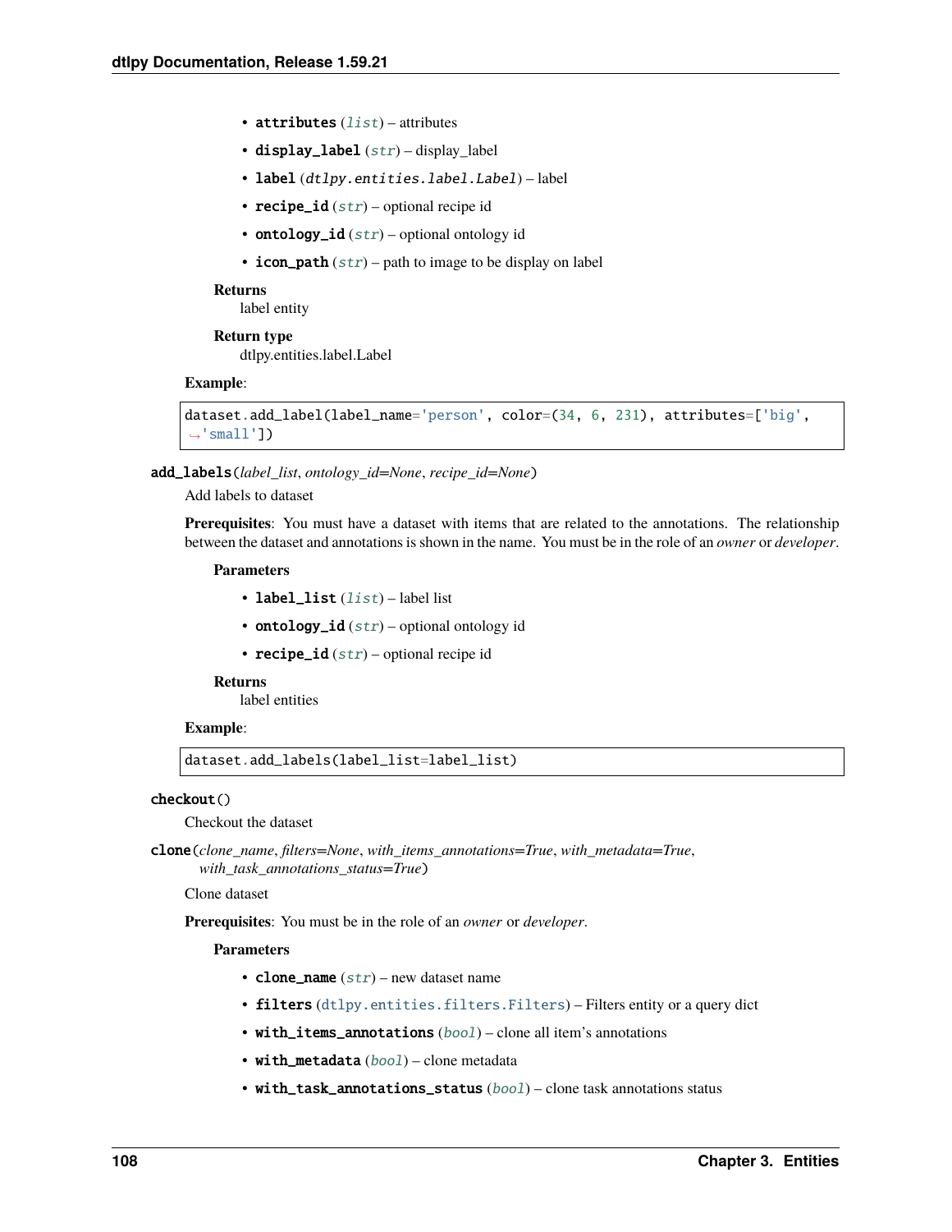- **attributes** (*list*) – attributes
- **display_label** (*str*) – display_label
- **label** (*dtlpy.entities.label.Label*) – label
- **recipe_id** (*str*) – optional recipe id
- **ontology_id** (*str*) – optional ontology id
- **icon_path** (*str*) – path to image to be display on label

**Returns**
label entity

**Return type**
dtlpy.entities.label.Label

**Example**:

```
dataset.add_label(label_name='person', color=(34, 6, 231), attributes=['big',
→'small'])
```

**add_labels**(*label_list*, *ontology_id=None*, *recipe_id=None*)

Add labels to dataset

**Prerequisites**: You must have a dataset with items that are related to the annotations. The relationship between the dataset and annotations is shown in the name. You must be in the role of an *owner* or *developer*.

**Parameters**

- **label_list** (*list*) – label list
- **ontology_id** (*str*) – optional ontology id
- **recipe_id** (*str*) – optional recipe id

**Returns**
label entities

**Example**:

```
dataset.add_labels(label_list=label_list)
```

**checkout**()

Checkout the dataset

**clone**(*clone_name*, *filters=None*, *with_items_annotations=True*, *with_metadata=True*, *with_task_annotations_status=True*)

Clone dataset

**Prerequisites**: You must be in the role of an *owner* or *developer*.

**Parameters**

- **clone_name** (*str*) – new dataset name
- **filters** (*dtlpy.entities.filters.Filters*) – Filters entity or a query dict
- **with_items_annotations** (*bool*) – clone all item's annotations
- **with_metadata** (*bool*) – clone metadata
- **with_task_annotations_status** (*bool*) – clone task annotations status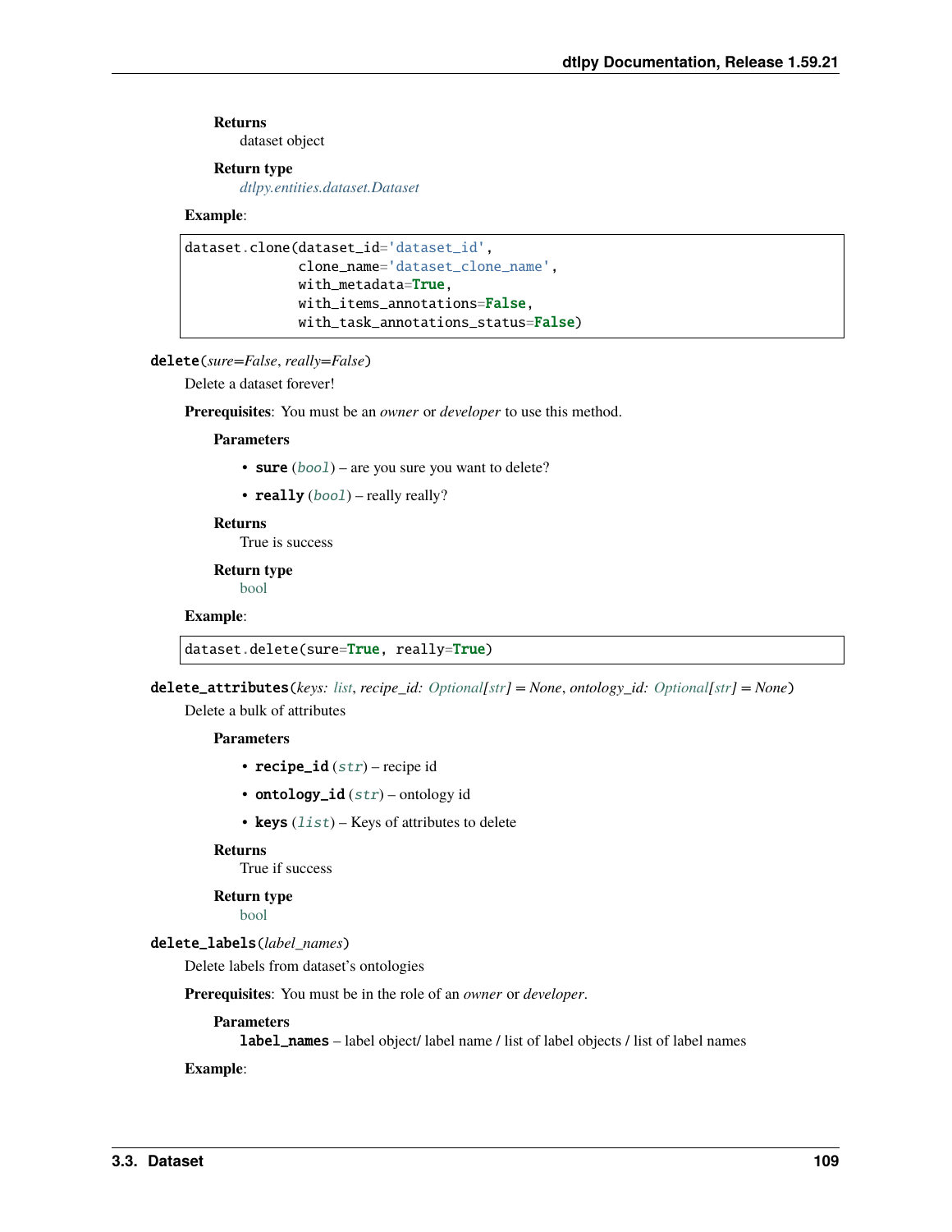**Returns**
dataset object

**Return type**
*dtlpy.entities.dataset.Dataset*

**Example**:

```
dataset.clone(dataset_id='dataset_id',
              clone_name='dataset_clone_name',
              with_metadata=True,
              with_items_annotations=False,
              with_task_annotations_status=False)
```

**delete**(*sure=False*, *really=False*)

Delete a dataset forever!

**Prerequisites**: You must be an *owner* or *developer* to use this method.

**Parameters**

- **sure** (*bool*) – are you sure you want to delete?
- **really** (*bool*) – really really?

**Returns**
True is success

**Return type**
bool

**Example**:

```
dataset.delete(sure=True, really=True)
```

**delete_attributes**(*keys: list*, *recipe_id: Optional[str] = None*, *ontology_id: Optional[str] = None*)

Delete a bulk of attributes

**Parameters**

- **recipe_id** (*str*) – recipe id
- **ontology_id** (*str*) – ontology id
- **keys** (*list*) – Keys of attributes to delete

**Returns**
True if success

**Return type**
bool

**delete_labels**(*label_names*)

Delete labels from dataset's ontologies

**Prerequisites**: You must be in the role of an *owner* or *developer*.

**Parameters**
**label_names** – label object/ label name / list of label objects / list of label names

**Example**: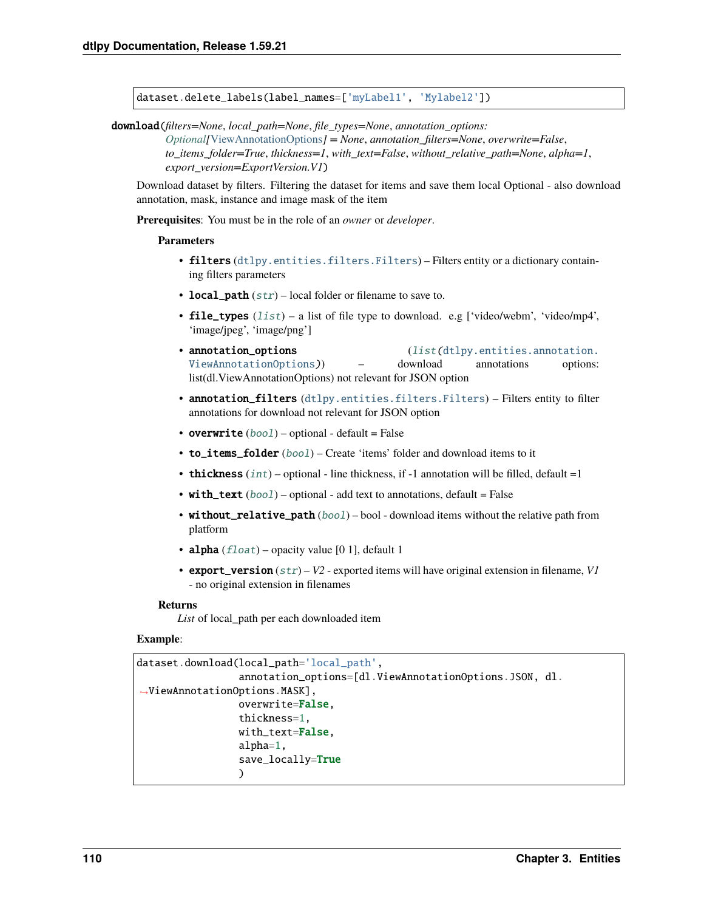```
dataset.delete_labels(label_names=['myLabel1', 'Mylabel2'])
```

**download**(*filters=None*, *local_path=None*, *file_types=None*, *annotation_options: Optional[ViewAnnotationOptions] = None*, *annotation_filters=None*, *overwrite=False*, *to_items_folder=True*, *thickness=1*, *with_text=False*, *without_relative_path=None*, *alpha=1*, *export_version=ExportVersion.V1*)

Download dataset by filters. Filtering the dataset for items and save them local Optional - also download annotation, mask, instance and image mask of the item

**Prerequisites**: You must be in the role of an *owner* or *developer*.

**Parameters**

- **filters** (dtlpy.entities.filters.Filters) – Filters entity or a dictionary containing filters parameters
- **local_path** (*str*) – local folder or filename to save to.
- **file_types** (*list*) – a list of file type to download. e.g ['video/webm', 'video/mp4', 'image/jpeg', 'image/png']
- **annotation_options** (*list*(dtlpy.entities.annotation.ViewAnnotationOptions)) – download annotations options: list(dl.ViewAnnotationOptions) not relevant for JSON option
- **annotation_filters** (dtlpy.entities.filters.Filters) – Filters entity to filter annotations for download not relevant for JSON option
- **overwrite** (*bool*) – optional - default = False
- **to_items_folder** (*bool*) – Create 'items' folder and download items to it
- **thickness** (*int*) – optional - line thickness, if -1 annotation will be filled, default =1
- **with_text** (*bool*) – optional - add text to annotations, default = False
- **without_relative_path** (*bool*) – bool - download items without the relative path from platform
- **alpha** (*float*) – opacity value [0 1], default 1
- **export_version** (*str*) – *V2* - exported items will have original extension in filename, *V1* - no original extension in filenames

**Returns**

*List* of local_path per each downloaded item

**Example**:

```
dataset.download(local_path='local_path',
                 annotation_options=[dl.ViewAnnotationOptions.JSON, dl.
↪ViewAnnotationOptions.MASK],
                 overwrite=False,
                 thickness=1,
                 with_text=False,
                 alpha=1,
                 save_locally=True
                 )
```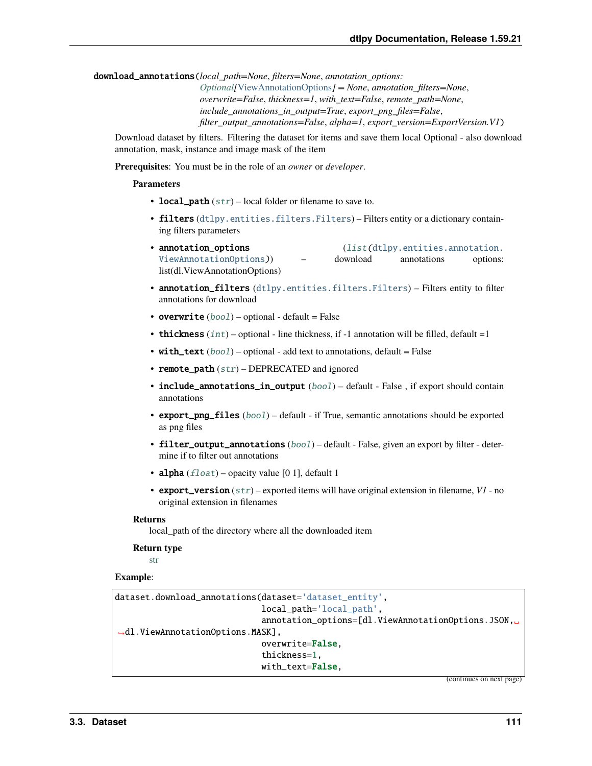**download_annotations**(*local_path=None*, *filters=None*, *annotation_options: Optional[ViewAnnotationOptions] = None*, *annotation_filters=None*, *overwrite=False*, *thickness=1*, *with_text=False*, *remote_path=None*, *include_annotations_in_output=True*, *export_png_files=False*, *filter_output_annotations=False*, *alpha=1*, *export_version=ExportVersion.V1*)

Download dataset by filters. Filtering the dataset for items and save them local Optional - also download annotation, mask, instance and image mask of the item

**Prerequisites**: You must be in the role of an *owner* or *developer*.

**Parameters**

- **local_path** (*str*) – local folder or filename to save to.
- **filters** (dtlpy.entities.filters.Filters) – Filters entity or a dictionary containing filters parameters
- **annotation_options** (*list*(dtlpy.entities.annotation.ViewAnnotationOptions)) – download annotations options: list(dl.ViewAnnotationOptions)
- **annotation_filters** (dtlpy.entities.filters.Filters) – Filters entity to filter annotations for download
- **overwrite** (*bool*) – optional - default = False
- **thickness** (*int*) – optional - line thickness, if -1 annotation will be filled, default =1
- **with_text** (*bool*) – optional - add text to annotations, default = False
- **remote_path** (*str*) – DEPRECATED and ignored
- **include_annotations_in_output** (*bool*) – default - False , if export should contain annotations
- **export_png_files** (*bool*) – default - if True, semantic annotations should be exported as png files
- **filter_output_annotations** (*bool*) – default - False, given an export by filter - determine if to filter out annotations
- **alpha** (*float*) – opacity value [0 1], default 1
- **export_version** (*str*) – exported items will have original extension in filename, *V1* - no original extension in filenames

**Returns**

local_path of the directory where all the downloaded item

**Return type**

str

**Example**:

```
dataset.download_annotations(dataset='dataset_entity',
                             local_path='local_path',
                             annotation_options=[dl.ViewAnnotationOptions.JSON,
↪dl.ViewAnnotationOptions.MASK],
                             overwrite=False,
                             thickness=1,
                             with_text=False,
```

(continues on next page)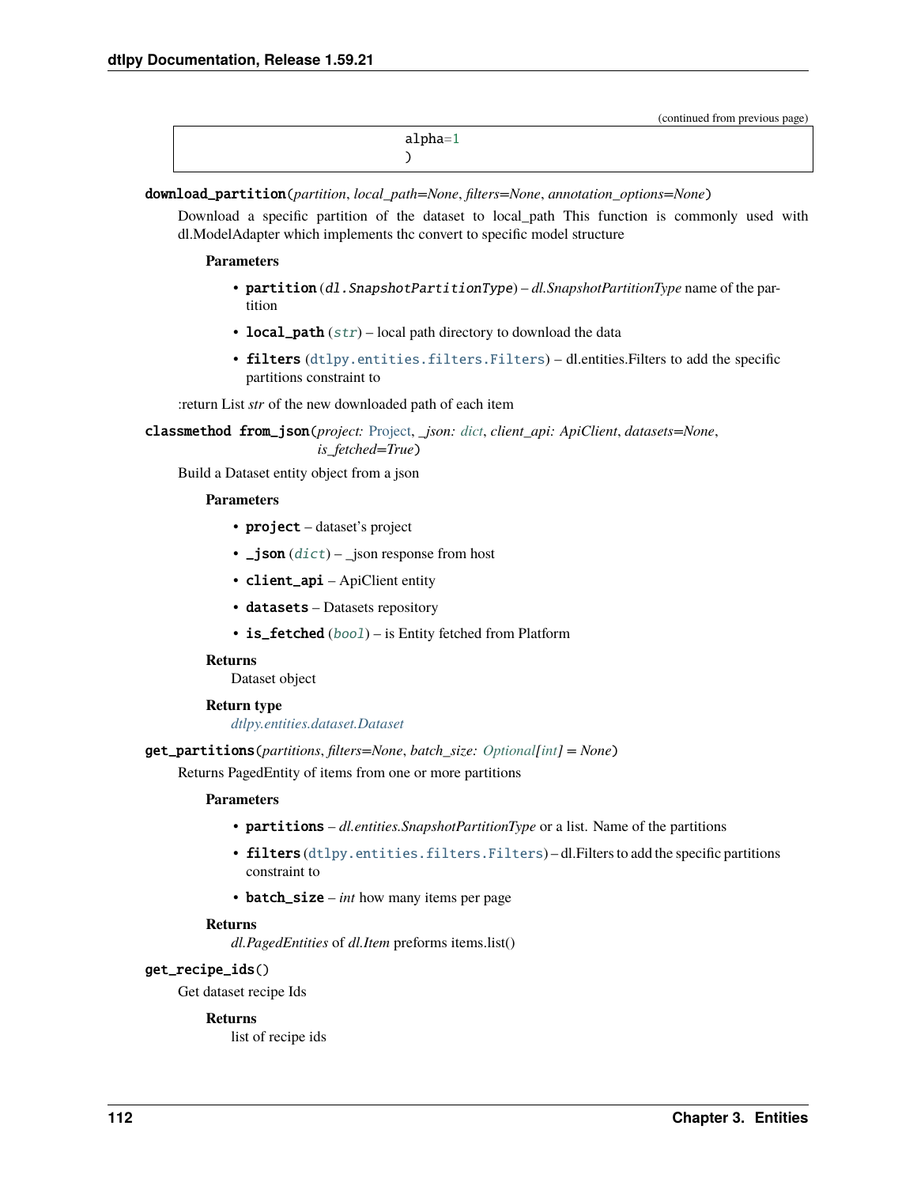(continued from previous page)

```
                              alpha=1
                              )
```

**download_partition**(*partition*, *local_path=None*, *filters=None*, *annotation_options=None*)

Download a specific partition of the dataset to local_path This function is commonly used with dl.ModelAdapter which implements thc convert to specific model structure

**Parameters**

- **partition** (*dl.SnapshotPartitionType*) – *dl.SnapshotPartitionType* name of the partition
- **local_path** (*str*) – local path directory to download the data
- **filters** (`dtlpy.entities.filters.Filters`) – dl.entities.Filters to add the specific partitions constraint to

:return List *str* of the new downloaded path of each item

**classmethod from_json**(*project: Project*, *_json: dict*, *client_api: ApiClient*, *datasets=None*, *is_fetched=True*)

Build a Dataset entity object from a json

**Parameters**

- **project** – dataset's project
- **_json** (*dict*) – _json response from host
- **client_api** – ApiClient entity
- **datasets** – Datasets repository
- **is_fetched** (*bool*) – is Entity fetched from Platform

**Returns**

Dataset object

**Return type**

*dtlpy.entities.dataset.Dataset*

**get_partitions**(*partitions*, *filters=None*, *batch_size: Optional[int] = None*)

Returns PagedEntity of items from one or more partitions

**Parameters**

- **partitions** – *dl.entities.SnapshotPartitionType* or a list. Name of the partitions
- **filters** (`dtlpy.entities.filters.Filters`) – dl.Filters to add the specific partitions constraint to
- **batch_size** – *int* how many items per page

**Returns**

*dl.PagedEntities* of *dl.Item* preforms items.list()

**get_recipe_ids**()

Get dataset recipe Ids

**Returns**

list of recipe ids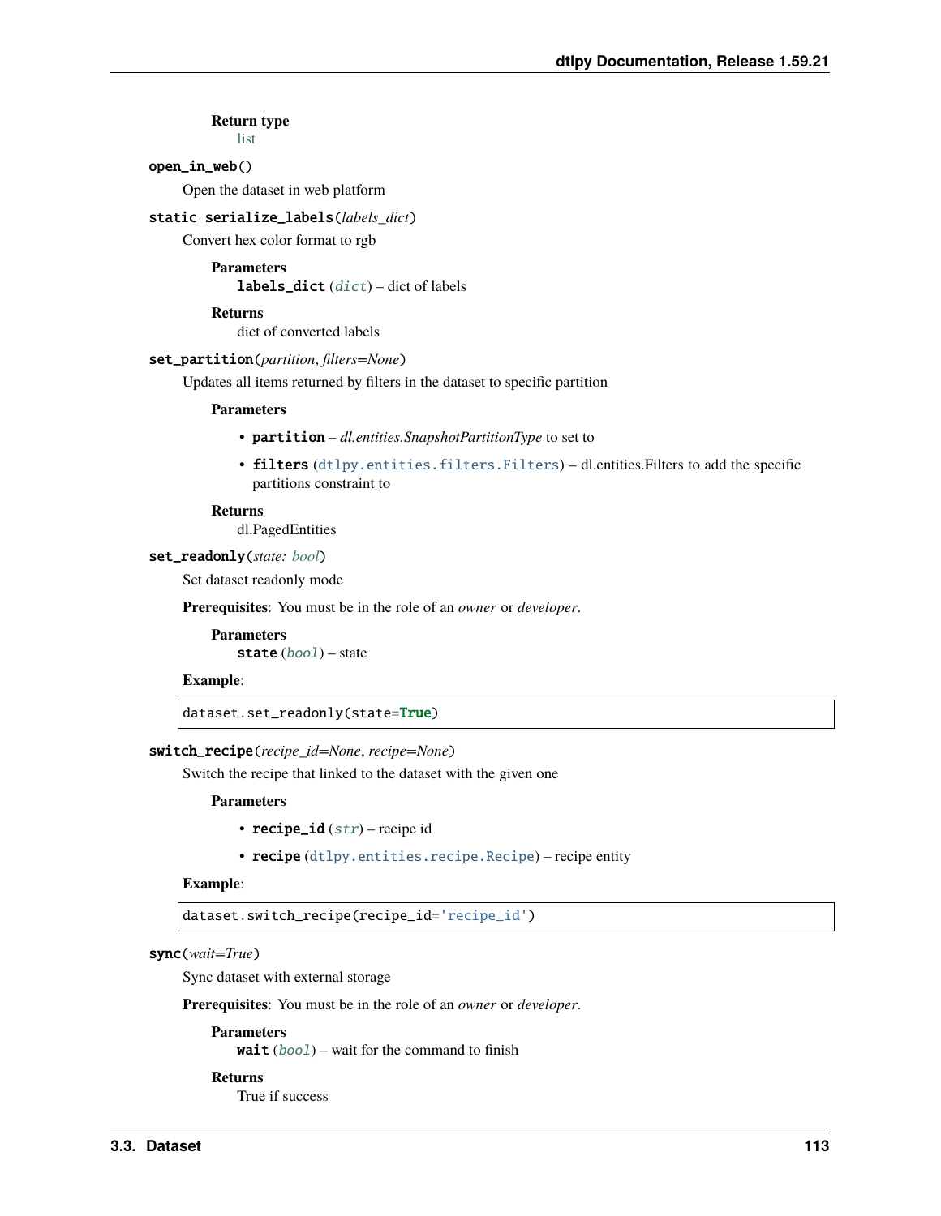**Return type**
list

`open_in_web()`

Open the dataset in web platform

`static serialize_labels(labels_dict)`

Convert hex color format to rgb

**Parameters**
**labels_dict** (*dict*) – dict of labels

**Returns**
dict of converted labels

`set_partition(partition, filters=None)`

Updates all items returned by filters in the dataset to specific partition

**Parameters**

- **partition** – *dl.entities.SnapshotPartitionType* to set to
- **filters** (`dtlpy.entities.filters.Filters`) – dl.entities.Filters to add the specific partitions constraint to

**Returns**
dl.PagedEntities

`set_readonly(state: bool)`

Set dataset readonly mode

**Prerequisites**: You must be in the role of an *owner* or *developer*.

**Parameters**
**state** (*bool*) – state

**Example**:

```
dataset.set_readonly(state=True)
```

`switch_recipe(recipe_id=None, recipe=None)`

Switch the recipe that linked to the dataset with the given one

**Parameters**

- **recipe_id** (*str*) – recipe id
- **recipe** (`dtlpy.entities.recipe.Recipe`) – recipe entity

**Example**:

```
dataset.switch_recipe(recipe_id='recipe_id')
```

`sync(wait=True)`

Sync dataset with external storage

**Prerequisites**: You must be in the role of an *owner* or *developer*.

**Parameters**
**wait** (*bool*) – wait for the command to finish

**Returns**
True if success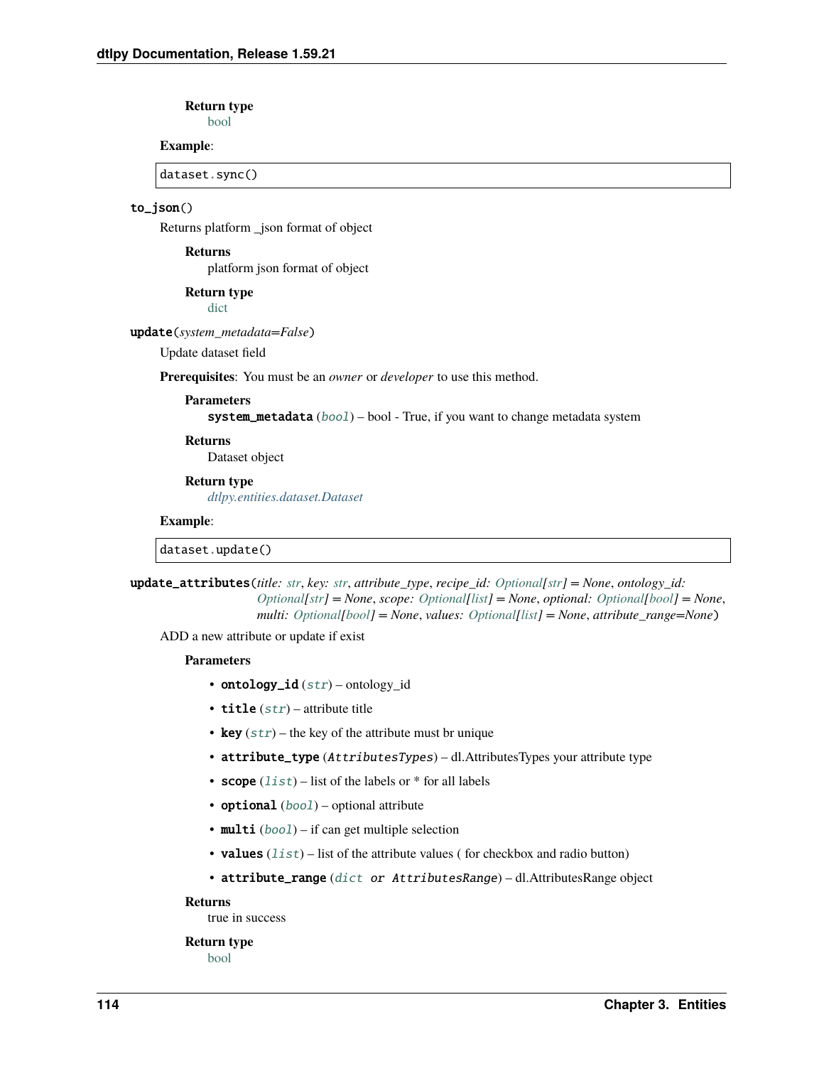**Return type**
bool

**Example**:

```
dataset.sync()
```

**to_json()**

Returns platform _json format of object

**Returns**
platform json format of object

**Return type**
dict

**update**(*system_metadata=False*)

Update dataset field

**Prerequisites**: You must be an *owner* or *developer* to use this method.

**Parameters**
**system_metadata** (*bool*) – bool - True, if you want to change metadata system

**Returns**
Dataset object

**Return type**
*dtlpy.entities.dataset.Dataset*

**Example**:

```
dataset.update()
```

**update_attributes**(*title: str, key: str, attribute_type, recipe_id: Optional[str] = None, ontology_id: Optional[str] = None, scope: Optional[list] = None, optional: Optional[bool] = None, multi: Optional[bool] = None, values: Optional[list] = None, attribute_range=None*)

ADD a new attribute or update if exist

**Parameters**

- **ontology_id** (*str*) – ontology_id
- **title** (*str*) – attribute title
- **key** (*str*) – the key of the attribute must br unique
- **attribute_type** (*AttributesTypes*) – dl.AttributesTypes your attribute type
- **scope** (*list*) – list of the labels or * for all labels
- **optional** (*bool*) – optional attribute
- **multi** (*bool*) – if can get multiple selection
- **values** (*list*) – list of the attribute values ( for checkbox and radio button)
- **attribute_range** (*dict or AttributesRange*) – dl.AttributesRange object

**Returns**
true in success

**Return type**
bool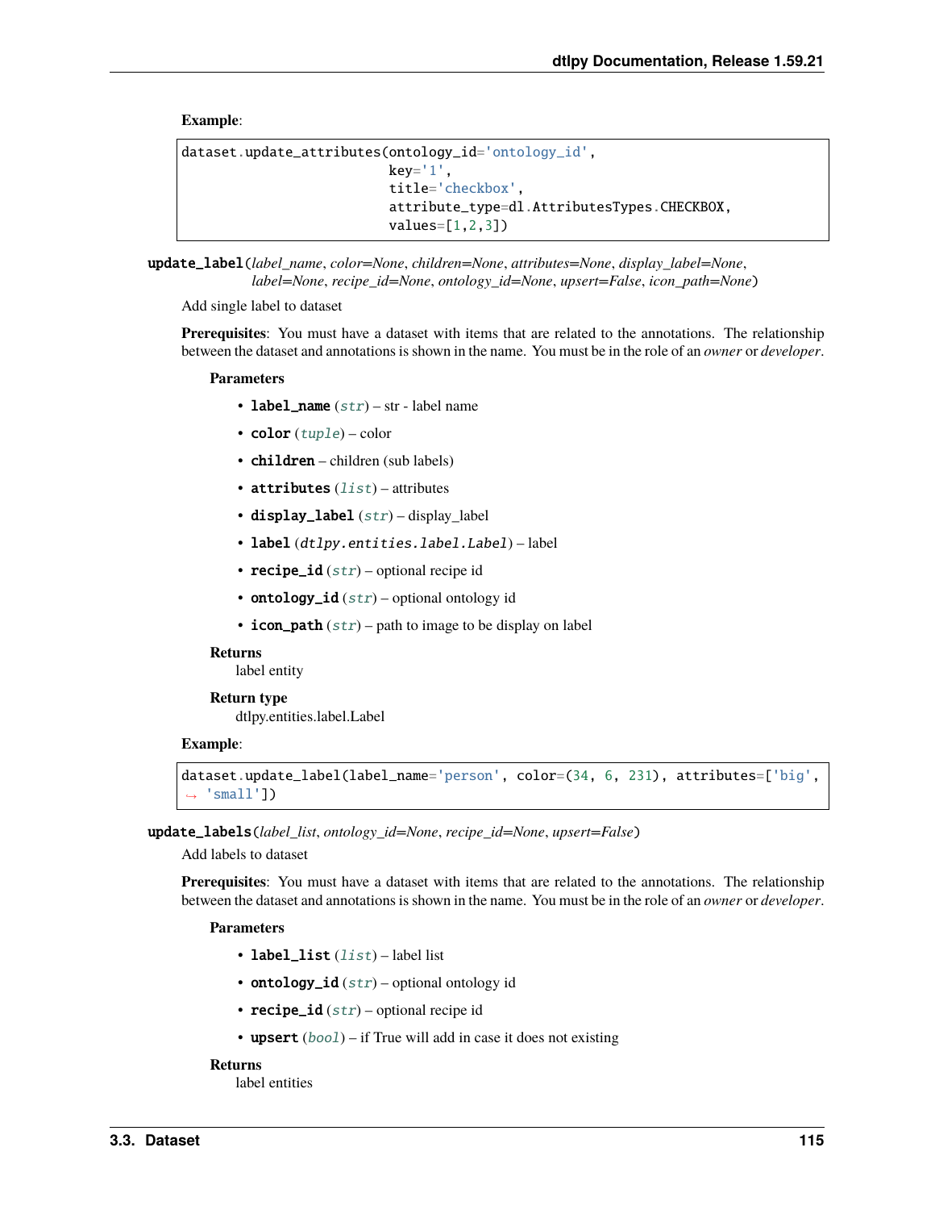**Example**:

```
dataset.update_attributes(ontology_id='ontology_id',
                          key='1',
                          title='checkbox',
                          attribute_type=dl.AttributesTypes.CHECKBOX,
                          values=[1,2,3])
```

**update_label**(*label_name*, *color=None*, *children=None*, *attributes=None*, *display_label=None*, *label=None*, *recipe_id=None*, *ontology_id=None*, *upsert=False*, *icon_path=None*)

Add single label to dataset

**Prerequisites**: You must have a dataset with items that are related to the annotations. The relationship between the dataset and annotations is shown in the name. You must be in the role of an *owner* or *developer*.

**Parameters**

- **label_name** (*str*) – str - label name
- **color** (*tuple*) – color
- **children** – children (sub labels)
- **attributes** (*list*) – attributes
- **display_label** (*str*) – display_label
- **label** (*dtlpy.entities.label.Label*) – label
- **recipe_id** (*str*) – optional recipe id
- **ontology_id** (*str*) – optional ontology id
- **icon_path** (*str*) – path to image to be display on label

**Returns**
label entity

**Return type**
dtlpy.entities.label.Label

**Example**:

```
dataset.update_label(label_name='person', color=(34, 6, 231), attributes=['big',
 'small'])
```

**update_labels**(*label_list*, *ontology_id=None*, *recipe_id=None*, *upsert=False*)

Add labels to dataset

**Prerequisites**: You must have a dataset with items that are related to the annotations. The relationship between the dataset and annotations is shown in the name. You must be in the role of an *owner* or *developer*.

**Parameters**

- **label_list** (*list*) – label list
- **ontology_id** (*str*) – optional ontology id
- **recipe_id** (*str*) – optional recipe id
- **upsert** (*bool*) – if True will add in case it does not existing

**Returns**
label entities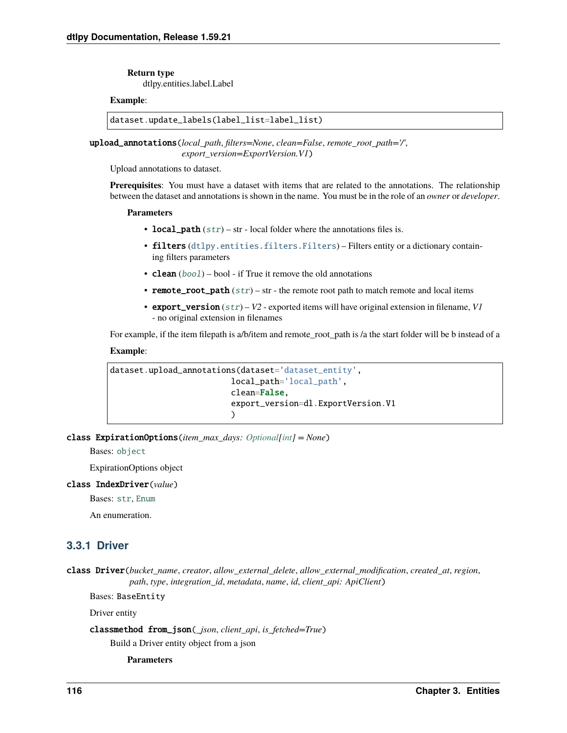**Return type**
dtlpy.entities.label.Label

**Example**:

```
dataset.update_labels(label_list=label_list)
```

**upload_annotations**(*local_path*, *filters=None*, *clean=False*, *remote_root_path='/'*, *export_version=ExportVersion.V1*)

Upload annotations to dataset.

**Prerequisites**: You must have a dataset with items that are related to the annotations. The relationship between the dataset and annotations is shown in the name. You must be in the role of an *owner* or *developer*.

**Parameters**

- **local_path** (*str*) – str - local folder where the annotations files is.
- **filters** (`dtlpy.entities.filters.Filters`) – Filters entity or a dictionary containing filters parameters
- **clean** (*bool*) – bool - if True it remove the old annotations
- **remote_root_path** (*str*) – str - the remote root path to match remote and local items
- **export_version** (*str*) – *V2* - exported items will have original extension in filename, *V1* - no original extension in filenames

For example, if the item filepath is a/b/item and remote_root_path is /a the start folder will be b instead of a

**Example**:

```
dataset.upload_annotations(dataset='dataset_entity',
                           local_path='local_path',
                           clean=False,
                           export_version=dl.ExportVersion.V1
                           )
```

**class ExpirationOptions**(*item_max_days: Optional[int] = None*)

Bases: `object`

ExpirationOptions object

**class IndexDriver**(*value*)

Bases: `str`, `Enum`

An enumeration.

### 3.3.1 Driver

**class Driver**(*bucket_name*, *creator*, *allow_external_delete*, *allow_external_modification*, *created_at*, *region*, *path*, *type*, *integration_id*, *metadata*, *name*, *id*, *client_api: ApiClient*)

Bases: `BaseEntity`

Driver entity

**classmethod from_json**(*_json*, *client_api*, *is_fetched=True*)

Build a Driver entity object from a json

**Parameters**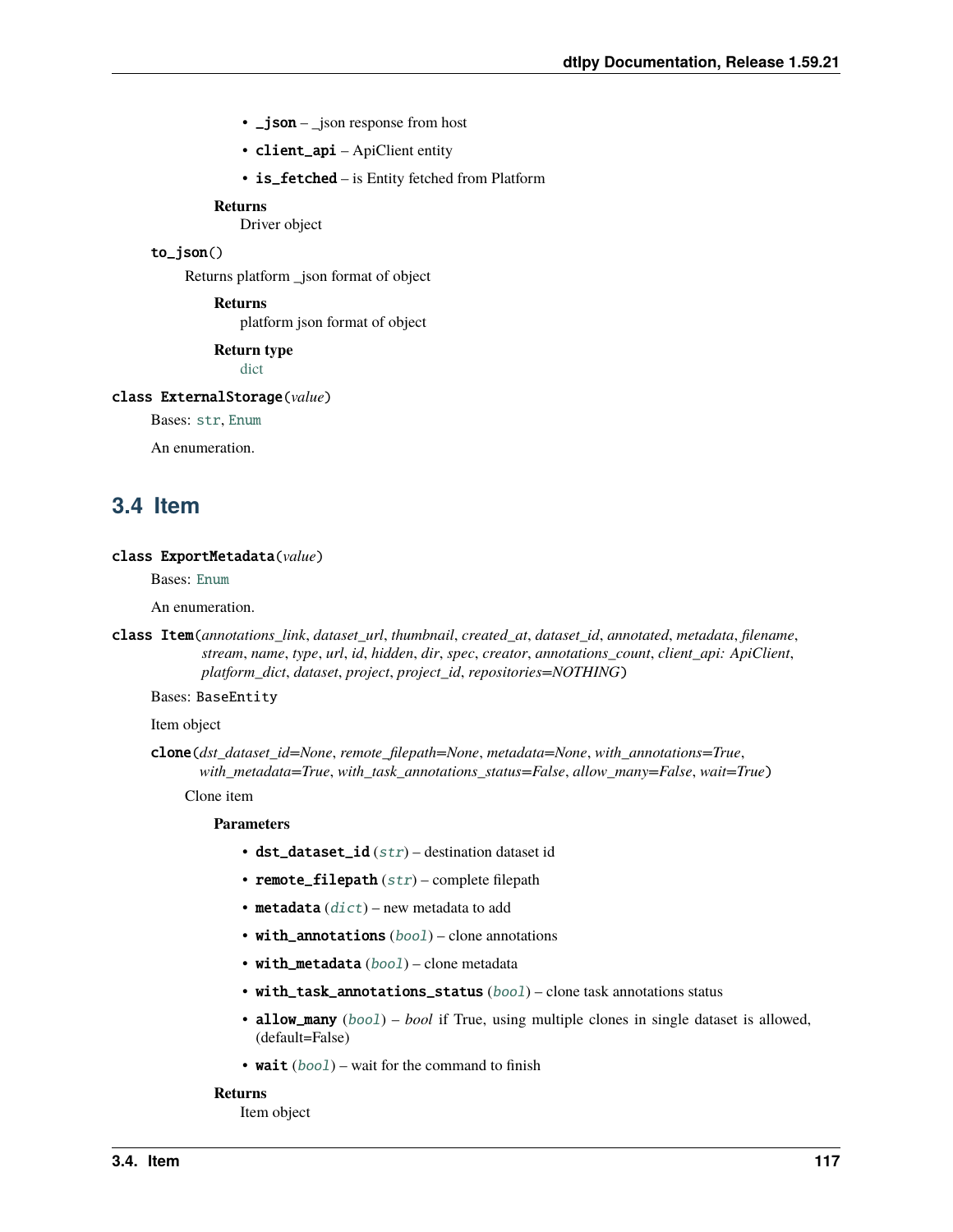- **_json** – _json response from host
- **client_api** – ApiClient entity
- **is_fetched** – is Entity fetched from Platform

**Returns**
Driver object

**to_json()**

Returns platform _json format of object

**Returns**
platform json format of object

**Return type**
dict

**class ExternalStorage**(*value*)

Bases: `str`, `Enum`

An enumeration.

## 3.4 Item

**class ExportMetadata**(*value*)

Bases: `Enum`

An enumeration.

**class Item**(*annotations_link, dataset_url, thumbnail, created_at, dataset_id, annotated, metadata, filename, stream, name, type, url, id, hidden, dir, spec, creator, annotations_count, client_api: ApiClient, platform_dict, dataset, project, project_id, repositories=NOTHING*)

Bases: `BaseEntity`

Item object

**clone**(*dst_dataset_id=None, remote_filepath=None, metadata=None, with_annotations=True, with_metadata=True, with_task_annotations_status=False, allow_many=False, wait=True*)

Clone item

**Parameters**

- **dst_dataset_id** (*str*) – destination dataset id
- **remote_filepath** (*str*) – complete filepath
- **metadata** (*dict*) – new metadata to add
- **with_annotations** (*bool*) – clone annotations
- **with_metadata** (*bool*) – clone metadata
- **with_task_annotations_status** (*bool*) – clone task annotations status
- **allow_many** (*bool*) – *bool* if True, using multiple clones in single dataset is allowed, (default=False)
- **wait** (*bool*) – wait for the command to finish

**Returns**
Item object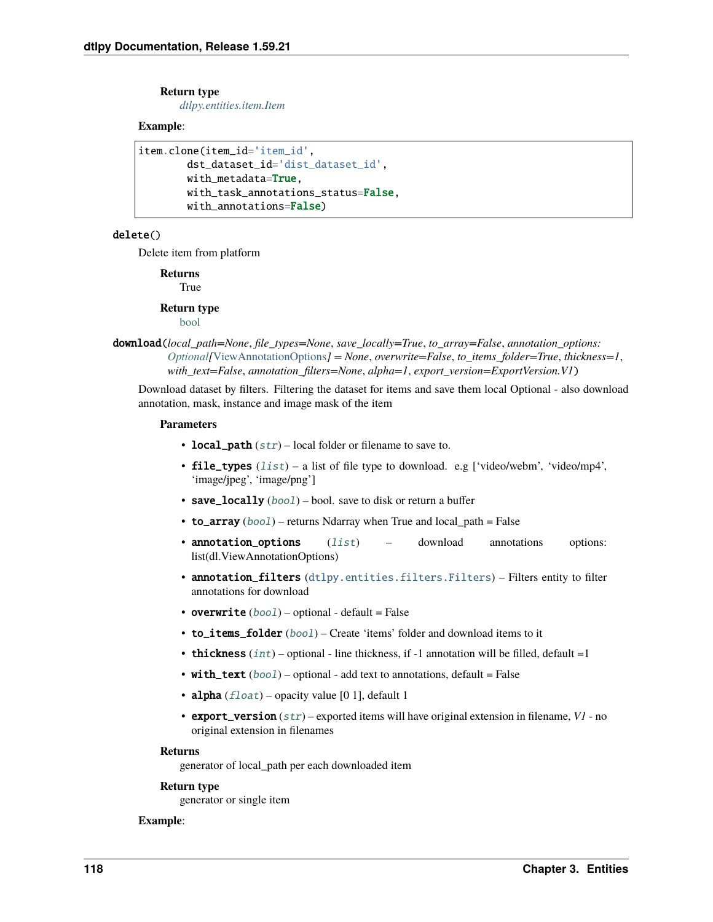**Return type**
*dtlpy.entities.item.Item*

**Example**:

```
item.clone(item_id='item_id',
        dst_dataset_id='dist_dataset_id',
        with_metadata=True,
        with_task_annotations_status=False,
        with_annotations=False)
```

**delete**()

Delete item from platform

**Returns**
True

**Return type**
bool

**download**(*local_path=None*, *file_types=None*, *save_locally=True*, *to_array=False*, *annotation_options: Optional[ViewAnnotationOptions] = None*, *overwrite=False*, *to_items_folder=True*, *thickness=1*, *with_text=False*, *annotation_filters=None*, *alpha=1*, *export_version=ExportVersion.V1*)

Download dataset by filters. Filtering the dataset for items and save them local Optional - also download annotation, mask, instance and image mask of the item

**Parameters**

- **local_path** (*str*) – local folder or filename to save to.
- **file_types** (*list*) – a list of file type to download. e.g ['video/webm', 'video/mp4', 'image/jpeg', 'image/png']
- **save_locally** (*bool*) – bool. save to disk or return a buffer
- **to_array** (*bool*) – returns Ndarray when True and local_path = False
- **annotation_options** (*list*) – download annotations options: list(dl.ViewAnnotationOptions)
- **annotation_filters** (`dtlpy.entities.filters.Filters`) – Filters entity to filter annotations for download
- **overwrite** (*bool*) – optional - default = False
- **to_items_folder** (*bool*) – Create 'items' folder and download items to it
- **thickness** (*int*) – optional - line thickness, if -1 annotation will be filled, default =1
- **with_text** (*bool*) – optional - add text to annotations, default = False
- **alpha** (*float*) – opacity value [0 1], default 1
- **export_version** (*str*) – exported items will have original extension in filename, *V1* - no original extension in filenames

**Returns**
generator of local_path per each downloaded item

**Return type**
generator or single item

**Example**: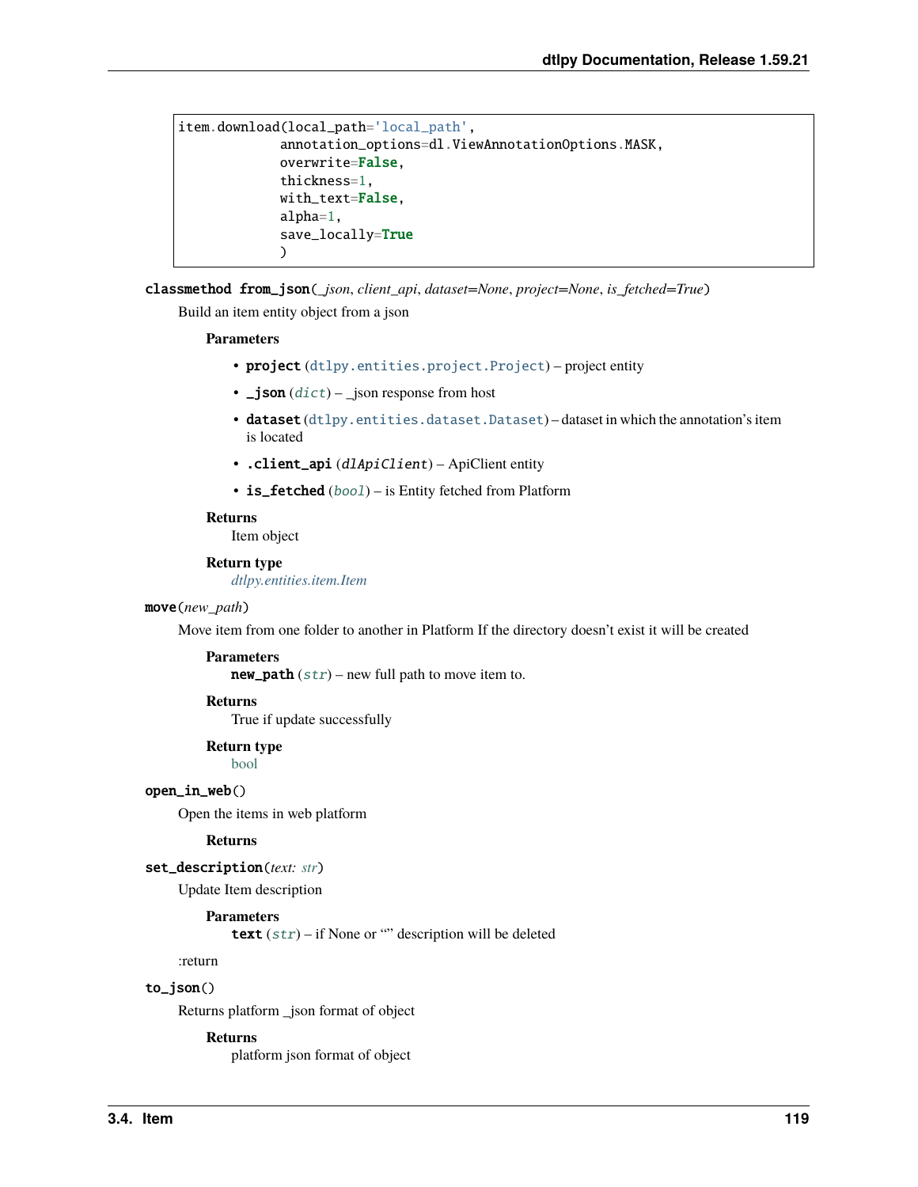```
item.download(local_path='local_path',
             annotation_options=dl.ViewAnnotationOptions.MASK,
             overwrite=False,
             thickness=1,
             with_text=False,
             alpha=1,
             save_locally=True
             )
```

**classmethod from_json**(*_json*, *client_api*, *dataset=None*, *project=None*, *is_fetched=True*)

Build an item entity object from a json

**Parameters**

- **project** (`dtlpy.entities.project.Project`) – project entity
- **_json** (*dict*) – _json response from host
- **dataset** (`dtlpy.entities.dataset.Dataset`) – dataset in which the annotation's item is located
- **.client_api** (*dlApiClient*) – ApiClient entity
- **is_fetched** (*bool*) – is Entity fetched from Platform

**Returns**

Item object

**Return type**

*dtlpy.entities.item.Item*

**move**(*new_path*)

Move item from one folder to another in Platform If the directory doesn't exist it will be created

**Parameters**

**new_path** (*str*) – new full path to move item to.

**Returns**

True if update successfully

**Return type**

bool

**open_in_web**()

Open the items in web platform

**Returns**

**set_description**(*text: str*)

Update Item description

**Parameters**

**text** (*str*) – if None or "" description will be deleted

:return

**to_json**()

Returns platform _json format of object

**Returns**

platform json format of object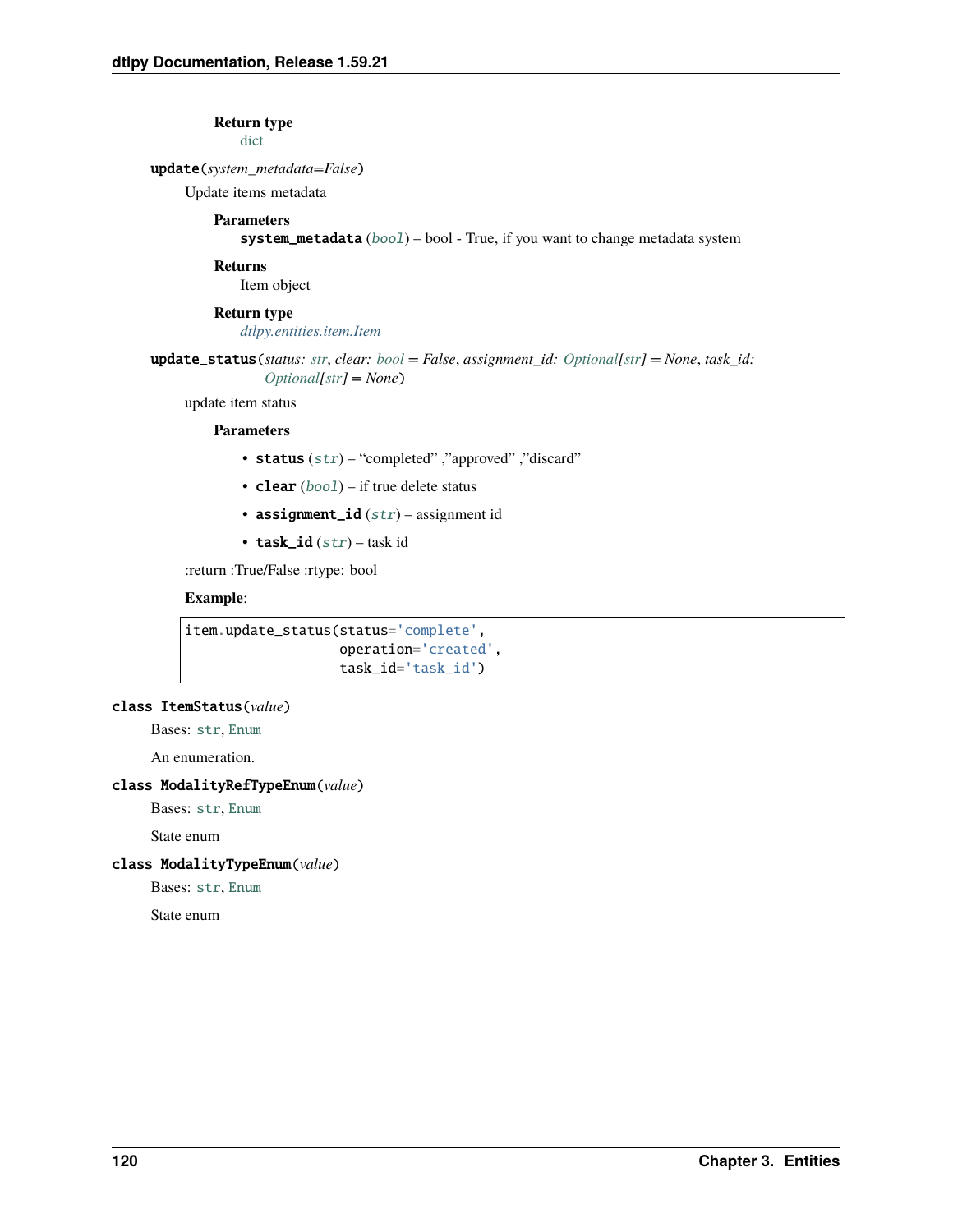**Return type**
dict

`update(system_metadata=False)`

Update items metadata

**Parameters**
**system_metadata** (*bool*) – bool - True, if you want to change metadata system

**Returns**
Item object

**Return type**
*dtlpy.entities.item.Item*

`update_status(status: str, clear: bool = False, assignment_id: Optional[str] = None, task_id: Optional[str] = None)`

update item status

**Parameters**

- **status** (*str*) – "completed" ,"approved" ,"discard"
- **clear** (*bool*) – if true delete status
- **assignment_id** (*str*) – assignment id
- **task_id** (*str*) – task id

:return :True/False :rtype: bool

**Example**:

```
item.update_status(status='complete',
                   operation='created',
                   task_id='task_id')
```

`class ItemStatus(value)`

Bases: `str`, `Enum`

An enumeration.

`class ModalityRefTypeEnum(value)`

Bases: `str`, `Enum`

State enum

`class ModalityTypeEnum(value)`

Bases: `str`, `Enum`

State enum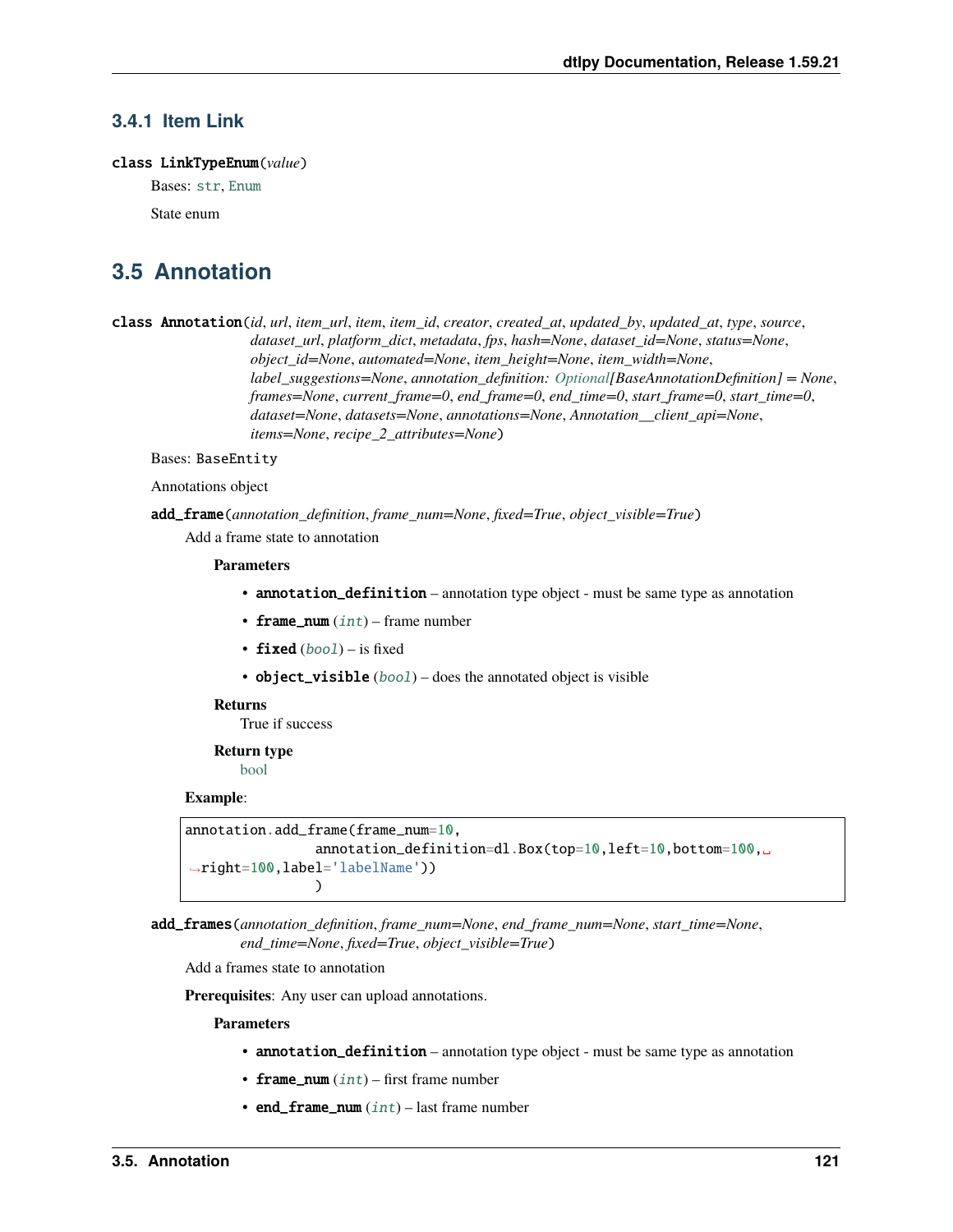### 3.4.1 Item Link

**class LinkTypeEnum**(*value*)

Bases: str, Enum

State enum

## 3.5 Annotation

**class Annotation**(*id, url, item_url, item, item_id, creator, created_at, updated_by, updated_at, type, source, dataset_url, platform_dict, metadata, fps, hash=None, dataset_id=None, status=None, object_id=None, automated=None, item_height=None, item_width=None, label_suggestions=None, annotation_definition: Optional[BaseAnnotationDefinition] = None, frames=None, current_frame=0, end_frame=0, end_time=0, start_frame=0, start_time=0, dataset=None, datasets=None, annotations=None, Annotation__client_api=None, items=None, recipe_2_attributes=None*)

Bases: BaseEntity

Annotations object

**add_frame**(*annotation_definition, frame_num=None, fixed=True, object_visible=True*)

Add a frame state to annotation

**Parameters**

- **annotation_definition** – annotation type object - must be same type as annotation
- **frame_num** (*int*) – frame number
- **fixed** (*bool*) – is fixed
- **object_visible** (*bool*) – does the annotated object is visible

**Returns**

True if success

**Return type**

bool

**Example**:

```
annotation.add_frame(frame_num=10,
                annotation_definition=dl.Box(top=10,left=10,bottom=100,␣
↪right=100,label='labelName'))
                )
```

**add_frames**(*annotation_definition, frame_num=None, end_frame_num=None, start_time=None, end_time=None, fixed=True, object_visible=True*)

Add a frames state to annotation

**Prerequisites**: Any user can upload annotations.

**Parameters**

- **annotation_definition** – annotation type object - must be same type as annotation
- **frame_num** (*int*) – first frame number
- **end_frame_num** (*int*) – last frame number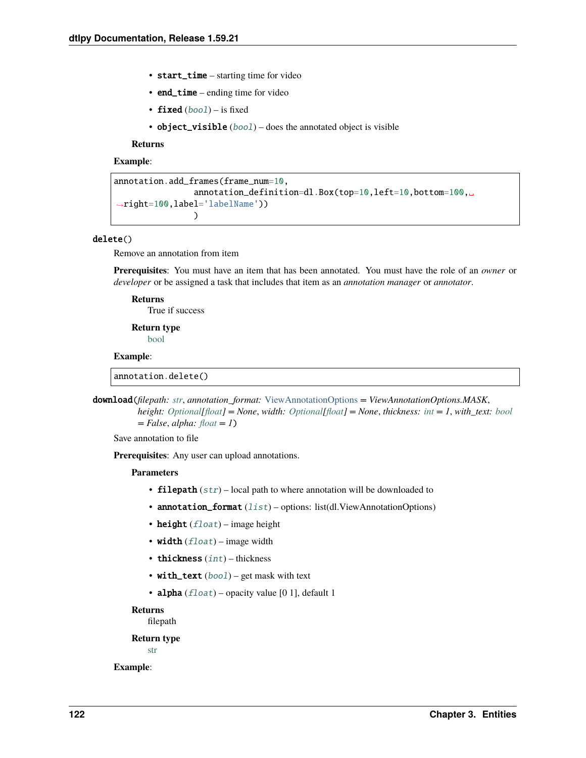- **start_time** – starting time for video
- **end_time** – ending time for video
- **fixed** (*bool*) – is fixed
- **object_visible** (*bool*) – does the annotated object is visible

**Returns**

**Example**:

```
annotation.add_frames(frame_num=10,
                annotation_definition=dl.Box(top=10,left=10,bottom=100,
↪right=100,label='labelName'))
                )
```

**delete()**

Remove an annotation from item

**Prerequisites**: You must have an item that has been annotated. You must have the role of an *owner* or *developer* or be assigned a task that includes that item as an *annotation manager* or *annotator*.

**Returns**
True if success

**Return type**
bool

**Example**:

```
annotation.delete()
```

**download**(*filepath: str*, *annotation_format: ViewAnnotationOptions = ViewAnnotationOptions.MASK*, *height: Optional[float] = None*, *width: Optional[float] = None*, *thickness: int = 1*, *with_text: bool = False*, *alpha: float = 1*)

Save annotation to file

**Prerequisites**: Any user can upload annotations.

**Parameters**

- **filepath** (*str*) – local path to where annotation will be downloaded to
- **annotation_format** (*list*) – options: list(dl.ViewAnnotationOptions)
- **height** (*float*) – image height
- **width** (*float*) – image width
- **thickness** (*int*) – thickness
- **with_text** (*bool*) – get mask with text
- **alpha** (*float*) – opacity value [0 1], default 1

**Returns**
filepath

**Return type**
str

**Example**: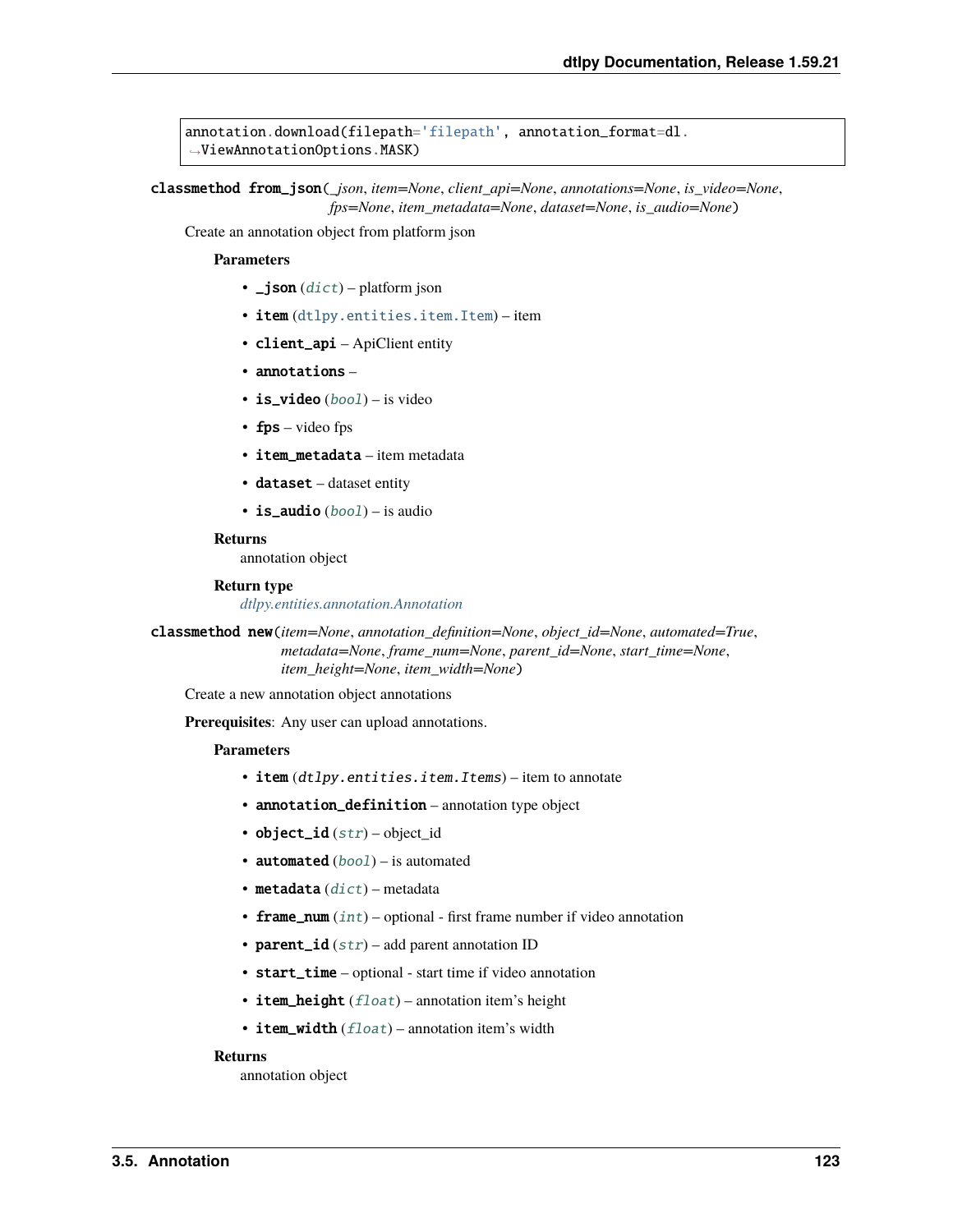```
annotation.download(filepath='filepath', annotation_format=dl.ViewAnnotationOptions.MASK)
```

**classmethod from_json**(*_json*, *item=None*, *client_api=None*, *annotations=None*, *is_video=None*, *fps=None*, *item_metadata=None*, *dataset=None*, *is_audio=None*)

Create an annotation object from platform json

**Parameters**

- **_json** (*dict*) – platform json
- **item** (dtlpy.entities.item.Item) – item
- **client_api** – ApiClient entity
- **annotations** –
- **is_video** (*bool*) – is video
- **fps** – video fps
- **item_metadata** – item metadata
- **dataset** – dataset entity
- **is_audio** (*bool*) – is audio

**Returns**
annotation object

**Return type**
*dtlpy.entities.annotation.Annotation*

**classmethod new**(*item=None*, *annotation_definition=None*, *object_id=None*, *automated=True*, *metadata=None*, *frame_num=None*, *parent_id=None*, *start_time=None*, *item_height=None*, *item_width=None*)

Create a new annotation object annotations

**Prerequisites**: Any user can upload annotations.

**Parameters**

- **item** (*dtlpy.entities.item.Items*) – item to annotate
- **annotation_definition** – annotation type object
- **object_id** (*str*) – object_id
- **automated** (*bool*) – is automated
- **metadata** (*dict*) – metadata
- **frame_num** (*int*) – optional - first frame number if video annotation
- **parent_id** (*str*) – add parent annotation ID
- **start_time** – optional - start time if video annotation
- **item_height** (*float*) – annotation item's height
- **item_width** (*float*) – annotation item's width

**Returns**
annotation object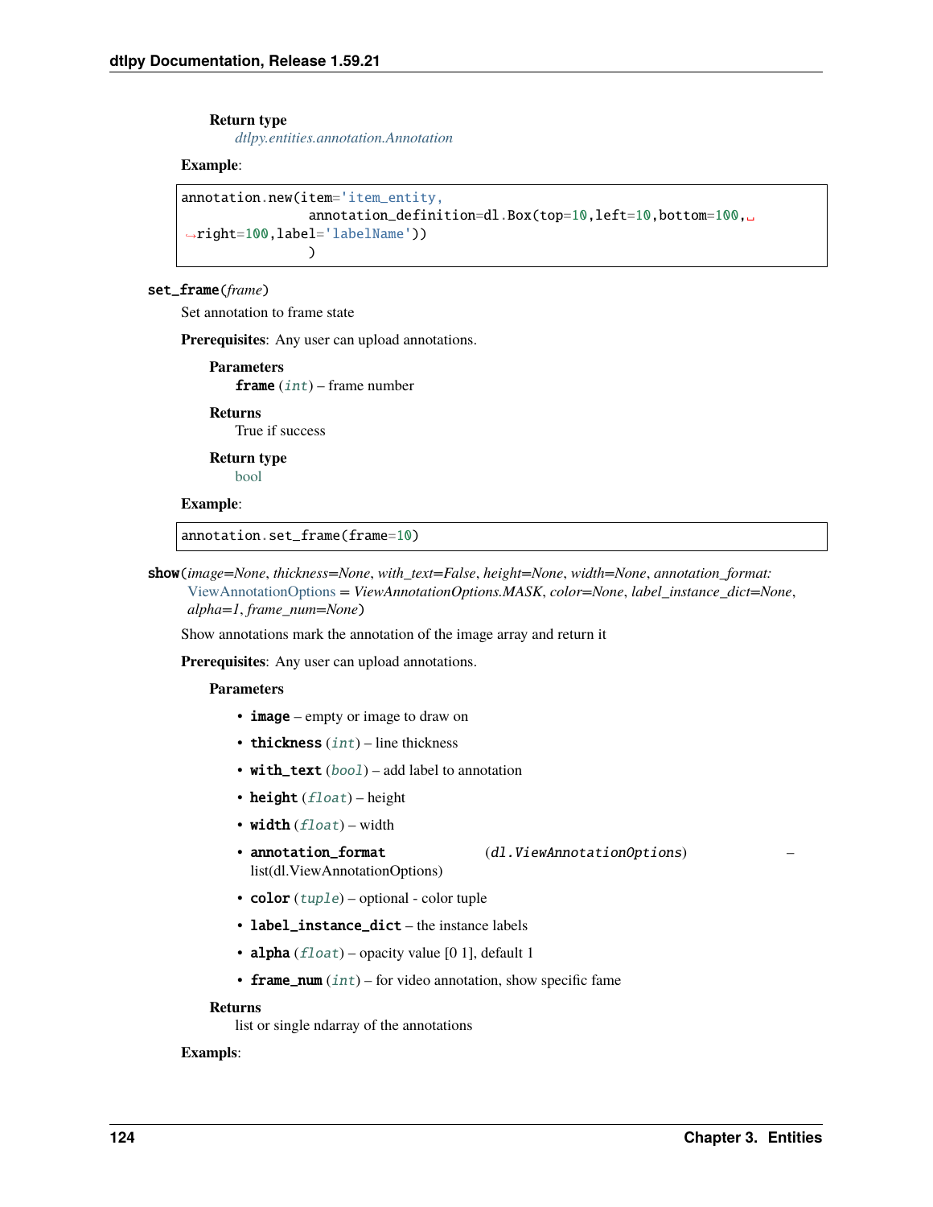**Return type**

*dtlpy.entities.annotation.Annotation*

**Example**:

```
annotation.new(item='item_entity,
               annotation_definition=dl.Box(top=10,left=10,bottom=100,
↪right=100,label='labelName'))
               )
```

**set_frame**(*frame*)

Set annotation to frame state

**Prerequisites**: Any user can upload annotations.

**Parameters**

**frame** (*int*) – frame number

**Returns**

True if success

**Return type**

bool

**Example**:

```
annotation.set_frame(frame=10)
```

**show**(*image=None*, *thickness=None*, *with_text=False*, *height=None*, *width=None*, *annotation_format: ViewAnnotationOptions = ViewAnnotationOptions.MASK*, *color=None*, *label_instance_dict=None*, *alpha=1*, *frame_num=None*)

Show annotations mark the annotation of the image array and return it

**Prerequisites**: Any user can upload annotations.

**Parameters**

- **image** – empty or image to draw on
- **thickness** (*int*) – line thickness
- **with_text** (*bool*) – add label to annotation
- **height** (*float*) – height
- **width** (*float*) – width
- **annotation_format** (*dl.ViewAnnotationOptions*) – list(dl.ViewAnnotationOptions)
- **color** (*tuple*) – optional - color tuple
- **label_instance_dict** – the instance labels
- **alpha** (*float*) – opacity value [0 1], default 1
- **frame_num** (*int*) – for video annotation, show specific fame

**Returns**

list or single ndarray of the annotations

**Exampls**: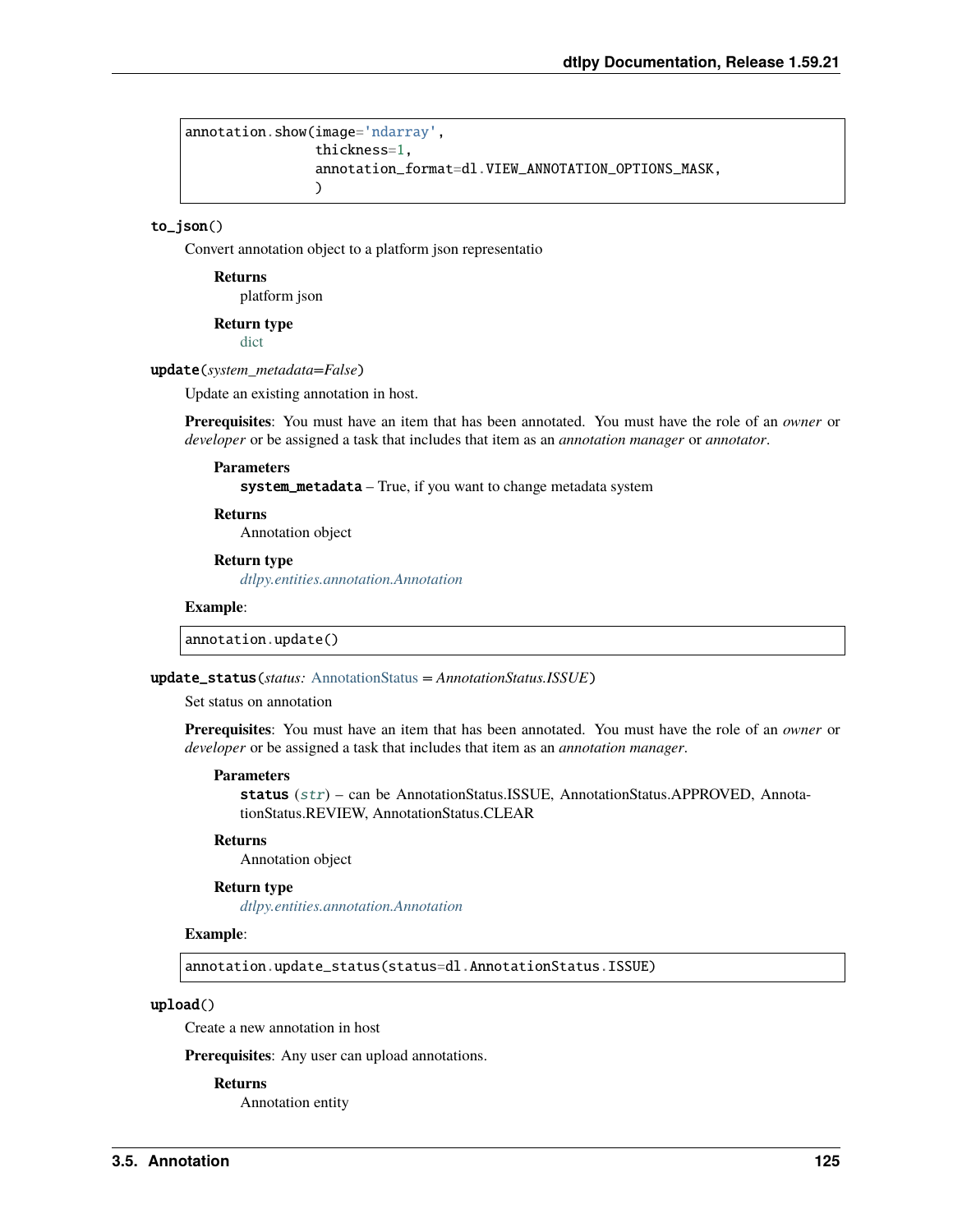```
annotation.show(image='ndarray',
                thickness=1,
                annotation_format=dl.VIEW_ANNOTATION_OPTIONS_MASK,
                )
```

**to_json()**

Convert annotation object to a platform json representatio

**Returns**
platform json

**Return type**
dict

**update**(*system_metadata=False*)

Update an existing annotation in host.

**Prerequisites**: You must have an item that has been annotated. You must have the role of an *owner* or *developer* or be assigned a task that includes that item as an *annotation manager* or *annotator*.

**Parameters**
**system_metadata** – True, if you want to change metadata system

**Returns**
Annotation object

**Return type**
*dtlpy.entities.annotation.Annotation*

**Example**:

```
annotation.update()
```

**update_status**(*status: AnnotationStatus = AnnotationStatus.ISSUE*)

Set status on annotation

**Prerequisites**: You must have an item that has been annotated. You must have the role of an *owner* or *developer* or be assigned a task that includes that item as an *annotation manager*.

**Parameters**
**status** (*str*) – can be AnnotationStatus.ISSUE, AnnotationStatus.APPROVED, AnnotationStatus.REVIEW, AnnotationStatus.CLEAR

**Returns**
Annotation object

**Return type**
*dtlpy.entities.annotation.Annotation*

**Example**:

```
annotation.update_status(status=dl.AnnotationStatus.ISSUE)
```

**upload()**

Create a new annotation in host

**Prerequisites**: Any user can upload annotations.

**Returns**
Annotation entity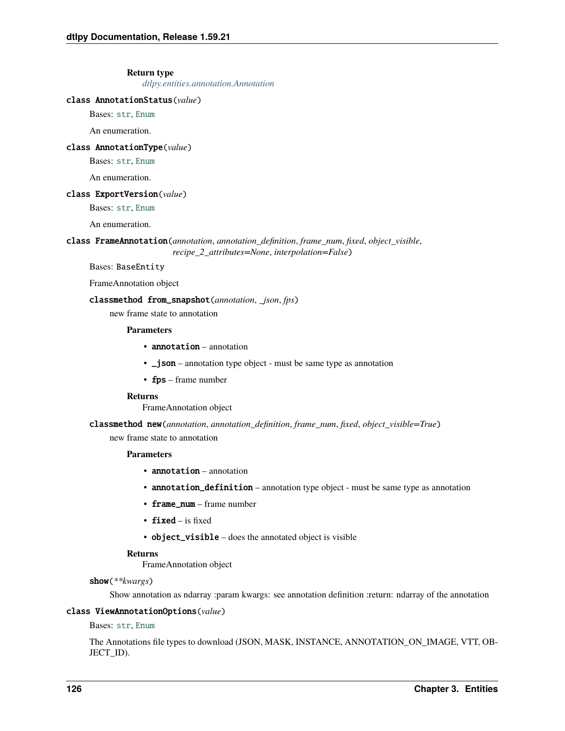**Return type**
*dtlpy.entities.annotation.Annotation*

**class AnnotationStatus**(*value*)

Bases: `str`, `Enum`

An enumeration.

**class AnnotationType**(*value*)

Bases: `str`, `Enum`

An enumeration.

**class ExportVersion**(*value*)

Bases: `str`, `Enum`

An enumeration.

**class FrameAnnotation**(*annotation*, *annotation_definition*, *frame_num*, *fixed*, *object_visible*, *recipe_2_attributes=None*, *interpolation=False*)

Bases: `BaseEntity`

FrameAnnotation object

**classmethod from_snapshot**(*annotation*, *_json*, *fps*)

new frame state to annotation

**Parameters**

- **annotation** – annotation
- **_json** – annotation type object - must be same type as annotation
- **fps** – frame number

**Returns**
FrameAnnotation object

**classmethod new**(*annotation*, *annotation_definition*, *frame_num*, *fixed*, *object_visible=True*)

new frame state to annotation

**Parameters**

- **annotation** – annotation
- **annotation_definition** – annotation type object - must be same type as annotation
- **frame_num** – frame number
- **fixed** – is fixed
- **object_visible** – does the annotated object is visible

**Returns**
FrameAnnotation object

**show**(*\*\*kwargs*)

Show annotation as ndarray :param kwargs: see annotation definition :return: ndarray of the annotation

**class ViewAnnotationOptions**(*value*)

Bases: `str`, `Enum`

The Annotations file types to download (JSON, MASK, INSTANCE, ANNOTATION_ON_IMAGE, VTT, OBJECT_ID).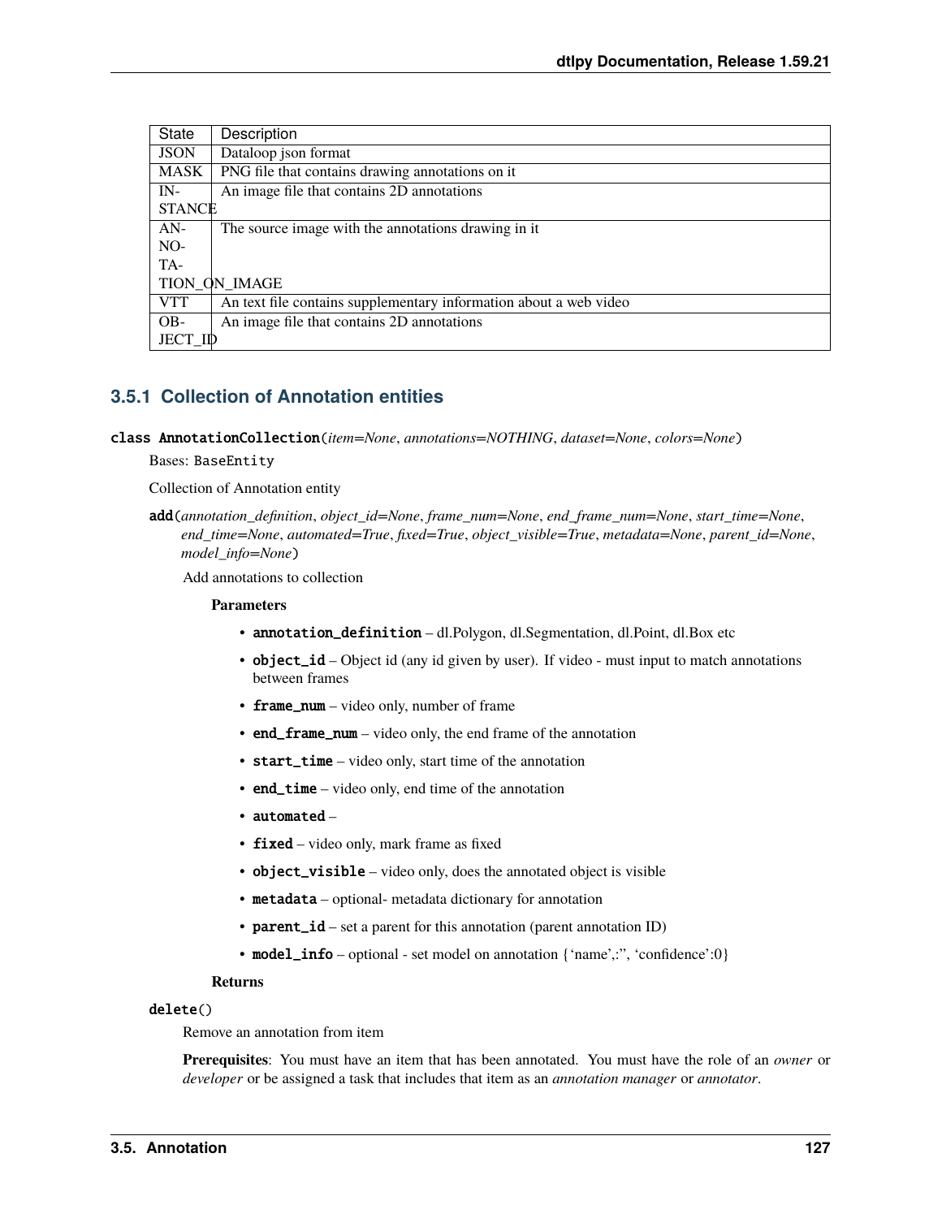| State | Description |
| --- | --- |
| JSON | Dataloop json format |
| MASK | PNG file that contains drawing annotations on it |
| INSTANCE | An image file that contains 2D annotations |
| ANNOTATION_ON_IMAGE | The source image with the annotations drawing in it |
| VTT | An text file contains supplementary information about a web video |
| OBJECT_ID | An image file that contains 2D annotations |

### 3.5.1 Collection of Annotation entities

**class AnnotationCollection**(*item=None*, *annotations=NOTHING*, *dataset=None*, *colors=None*)

Bases: `BaseEntity`

Collection of Annotation entity

**add**(*annotation_definition*, *object_id=None*, *frame_num=None*, *end_frame_num=None*, *start_time=None*, *end_time=None*, *automated=True*, *fixed=True*, *object_visible=True*, *metadata=None*, *parent_id=None*, *model_info=None*)

Add annotations to collection

**Parameters**

- **annotation_definition** – dl.Polygon, dl.Segmentation, dl.Point, dl.Box etc
- **object_id** – Object id (any id given by user). If video - must input to match annotations between frames
- **frame_num** – video only, number of frame
- **end_frame_num** – video only, the end frame of the annotation
- **start_time** – video only, start time of the annotation
- **end_time** – video only, end time of the annotation
- **automated** –
- **fixed** – video only, mark frame as fixed
- **object_visible** – video only, does the annotated object is visible
- **metadata** – optional- metadata dictionary for annotation
- **parent_id** – set a parent for this annotation (parent annotation ID)
- **model_info** – optional - set model on annotation {'name',:'', 'confidence':0}

**Returns**

**delete**()

Remove an annotation from item

**Prerequisites**: You must have an item that has been annotated. You must have the role of an *owner* or *developer* or be assigned a task that includes that item as an *annotation manager* or *annotator*.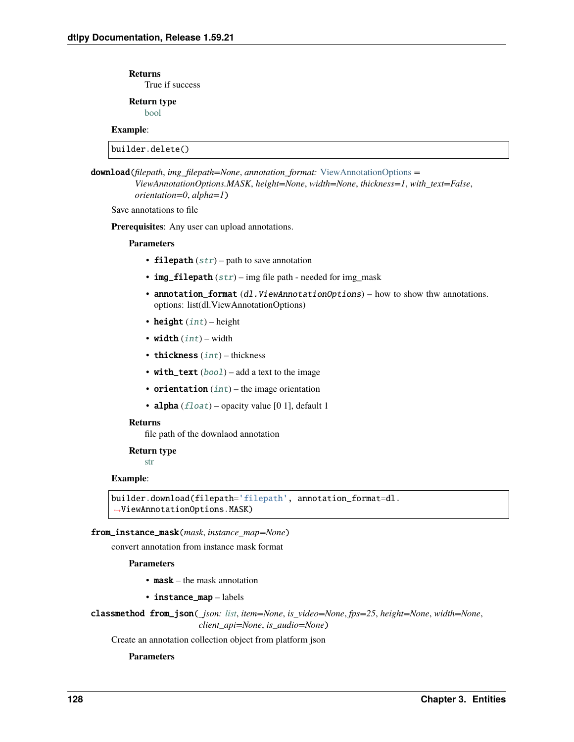**Returns**
True if success

**Return type**
bool

**Example**:

```
builder.delete()
```

**download**(*filepath*, *img_filepath=None*, *annotation_format: ViewAnnotationOptions = ViewAnnotationOptions.MASK*, *height=None*, *width=None*, *thickness=1*, *with_text=False*, *orientation=0*, *alpha=1*)

Save annotations to file

**Prerequisites**: Any user can upload annotations.

**Parameters**

- **filepath** (*str*) – path to save annotation
- **img_filepath** (*str*) – img file path - needed for img_mask
- **annotation_format** (*dl.ViewAnnotationOptions*) – how to show thw annotations. options: list(dl.ViewAnnotationOptions)
- **height** (*int*) – height
- **width** (*int*) – width
- **thickness** (*int*) – thickness
- **with_text** (*bool*) – add a text to the image
- **orientation** (*int*) – the image orientation
- **alpha** (*float*) – opacity value [0 1], default 1

**Returns**
file path of the downlaod annotation

**Return type**
str

**Example**:

```
builder.download(filepath='filepath', annotation_format=dl.
→ViewAnnotationOptions.MASK)
```

**from_instance_mask**(*mask*, *instance_map=None*)

convert annotation from instance mask format

**Parameters**

- **mask** – the mask annotation
- **instance_map** – labels

**classmethod from_json**(*_json: list*, *item=None*, *is_video=None*, *fps=25*, *height=None*, *width=None*, *client_api=None*, *is_audio=None*)

Create an annotation collection object from platform json

**Parameters**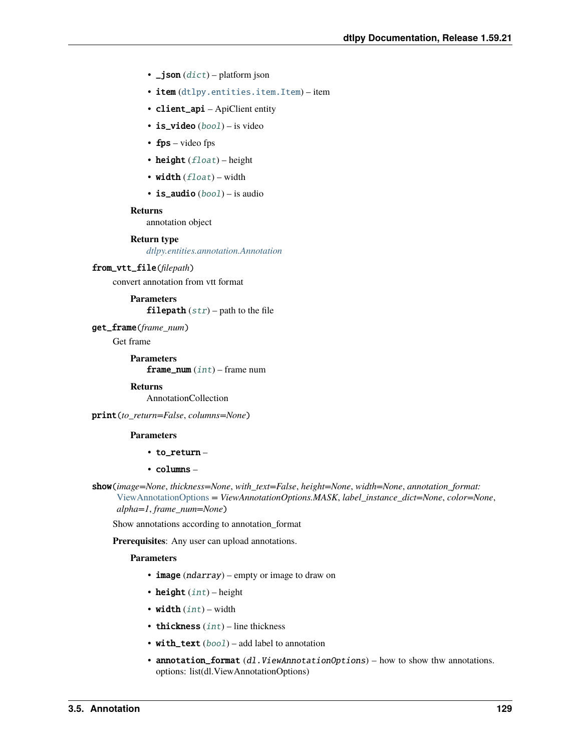- **_json** (*dict*) – platform json
- **item** (dtlpy.entities.item.Item) – item
- **client_api** – ApiClient entity
- **is_video** (*bool*) – is video
- **fps** – video fps
- **height** (*float*) – height
- **width** (*float*) – width
- **is_audio** (*bool*) – is audio

**Returns**
annotation object

**Return type**
*dtlpy.entities.annotation.Annotation*

**from_vtt_file**(*filepath*)

convert annotation from vtt format

**Parameters**
**filepath** (*str*) – path to the file

**get_frame**(*frame_num*)

Get frame

**Parameters**
**frame_num** (*int*) – frame num

**Returns**
AnnotationCollection

**print**(*to_return=False*, *columns=None*)

**Parameters**

- **to_return** –
- **columns** –

**show**(*image=None*, *thickness=None*, *with_text=False*, *height=None*, *width=None*, *annotation_format: ViewAnnotationOptions = ViewAnnotationOptions.MASK*, *label_instance_dict=None*, *color=None*, *alpha=1*, *frame_num=None*)

Show annotations according to annotation_format

**Prerequisites**: Any user can upload annotations.

**Parameters**

- **image** (*ndarray*) – empty or image to draw on
- **height** (*int*) – height
- **width** (*int*) – width
- **thickness** (*int*) – line thickness
- **with_text** (*bool*) – add label to annotation
- **annotation_format** (*dl.ViewAnnotationOptions*) – how to show thw annotations. options: list(dl.ViewAnnotationOptions)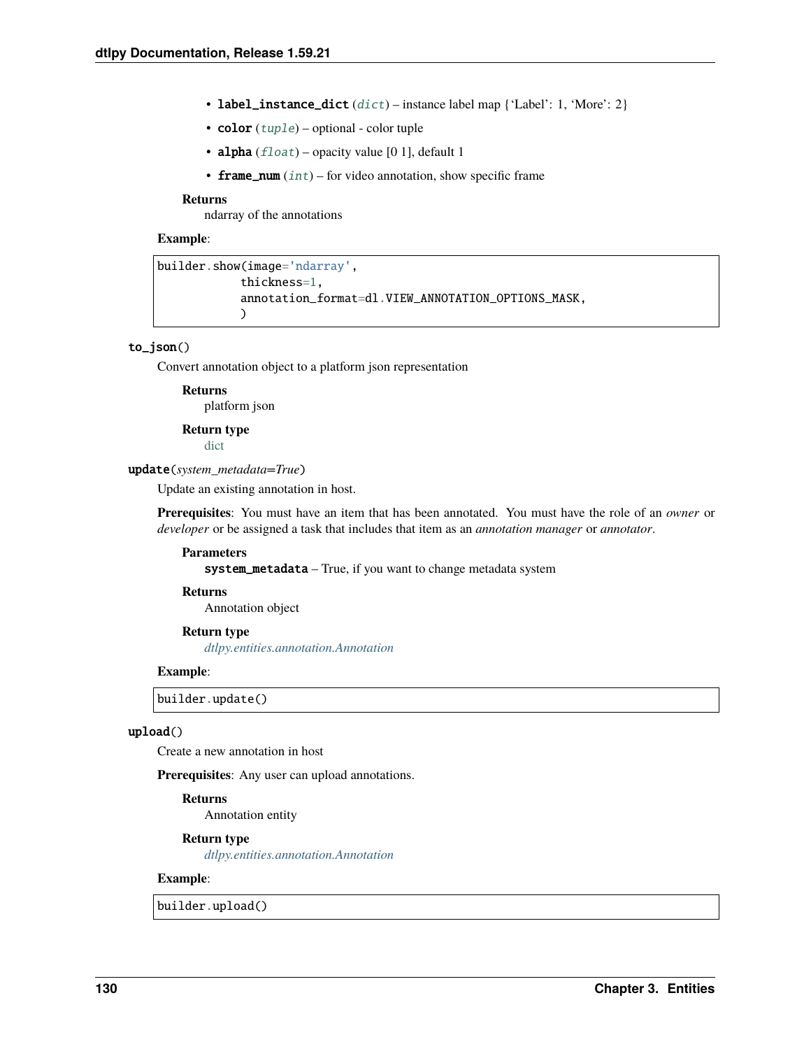- **label_instance_dict** (*dict*) – instance label map {'Label': 1, 'More': 2}
- **color** (*tuple*) – optional - color tuple
- **alpha** (*float*) – opacity value [0 1], default 1
- **frame_num** (*int*) – for video annotation, show specific frame

**Returns**
ndarray of the annotations

**Example**:

```
builder.show(image='ndarray',
            thickness=1,
            annotation_format=dl.VIEW_ANNOTATION_OPTIONS_MASK,
            )
```

**to_json()**

Convert annotation object to a platform json representation

**Returns**
platform json

**Return type**
dict

**update**(*system_metadata=True*)

Update an existing annotation in host.

**Prerequisites**: You must have an item that has been annotated. You must have the role of an *owner* or *developer* or be assigned a task that includes that item as an *annotation manager* or *annotator*.

**Parameters**
**system_metadata** – True, if you want to change metadata system

**Returns**
Annotation object

**Return type**
*dtlpy.entities.annotation.Annotation*

**Example**:

```
builder.update()
```

**upload()**

Create a new annotation in host

**Prerequisites**: Any user can upload annotations.

**Returns**
Annotation entity

**Return type**
*dtlpy.entities.annotation.Annotation*

**Example**:

```
builder.upload()
```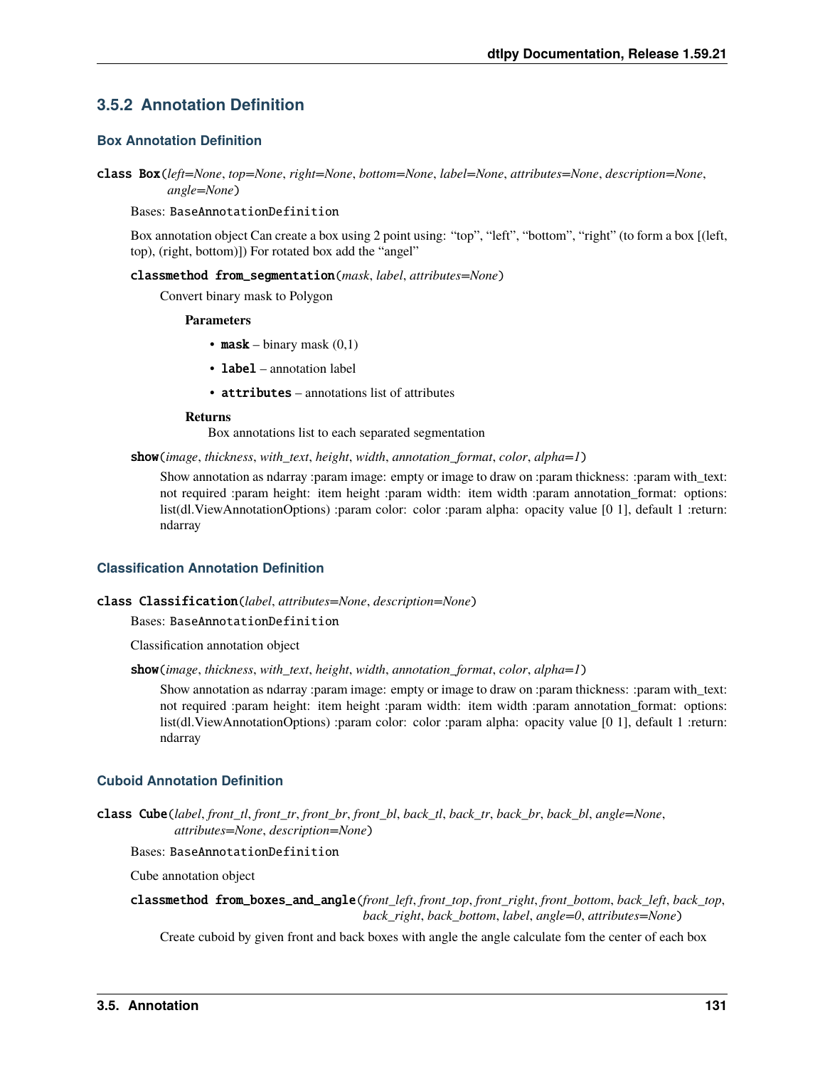### 3.5.2 Annotation Definition

#### Box Annotation Definition

**class Box**(*left=None*, *top=None*, *right=None*, *bottom=None*, *label=None*, *attributes=None*, *description=None*, *angle=None*)

Bases: `BaseAnnotationDefinition`

Box annotation object Can create a box using 2 point using: "top", "left", "bottom", "right" (to form a box [(left, top), (right, bottom)]) For rotated box add the "angel"

**classmethod from_segmentation**(*mask*, *label*, *attributes=None*)

Convert binary mask to Polygon

**Parameters**

- **mask** – binary mask (0,1)
- **label** – annotation label
- **attributes** – annotations list of attributes

**Returns**

Box annotations list to each separated segmentation

**show**(*image*, *thickness*, *with_text*, *height*, *width*, *annotation_format*, *color*, *alpha=1*)

Show annotation as ndarray :param image: empty or image to draw on :param thickness: :param with_text: not required :param height: item height :param width: item width :param annotation_format: options: list(dl.ViewAnnotationOptions) :param color: color :param alpha: opacity value [0 1], default 1 :return: ndarray

#### Classification Annotation Definition

**class Classification**(*label*, *attributes=None*, *description=None*)

Bases: `BaseAnnotationDefinition`

Classification annotation object

**show**(*image*, *thickness*, *with_text*, *height*, *width*, *annotation_format*, *color*, *alpha=1*)

Show annotation as ndarray :param image: empty or image to draw on :param thickness: :param with_text: not required :param height: item height :param width: item width :param annotation_format: options: list(dl.ViewAnnotationOptions) :param color: color :param alpha: opacity value [0 1], default 1 :return: ndarray

#### Cuboid Annotation Definition

**class Cube**(*label*, *front_tl*, *front_tr*, *front_br*, *front_bl*, *back_tl*, *back_tr*, *back_br*, *back_bl*, *angle=None*, *attributes=None*, *description=None*)

Bases: `BaseAnnotationDefinition`

Cube annotation object

**classmethod from_boxes_and_angle**(*front_left*, *front_top*, *front_right*, *front_bottom*, *back_left*, *back_top*, *back_right*, *back_bottom*, *label*, *angle=0*, *attributes=None*)

Create cuboid by given front and back boxes with angle the angle calculate fom the center of each box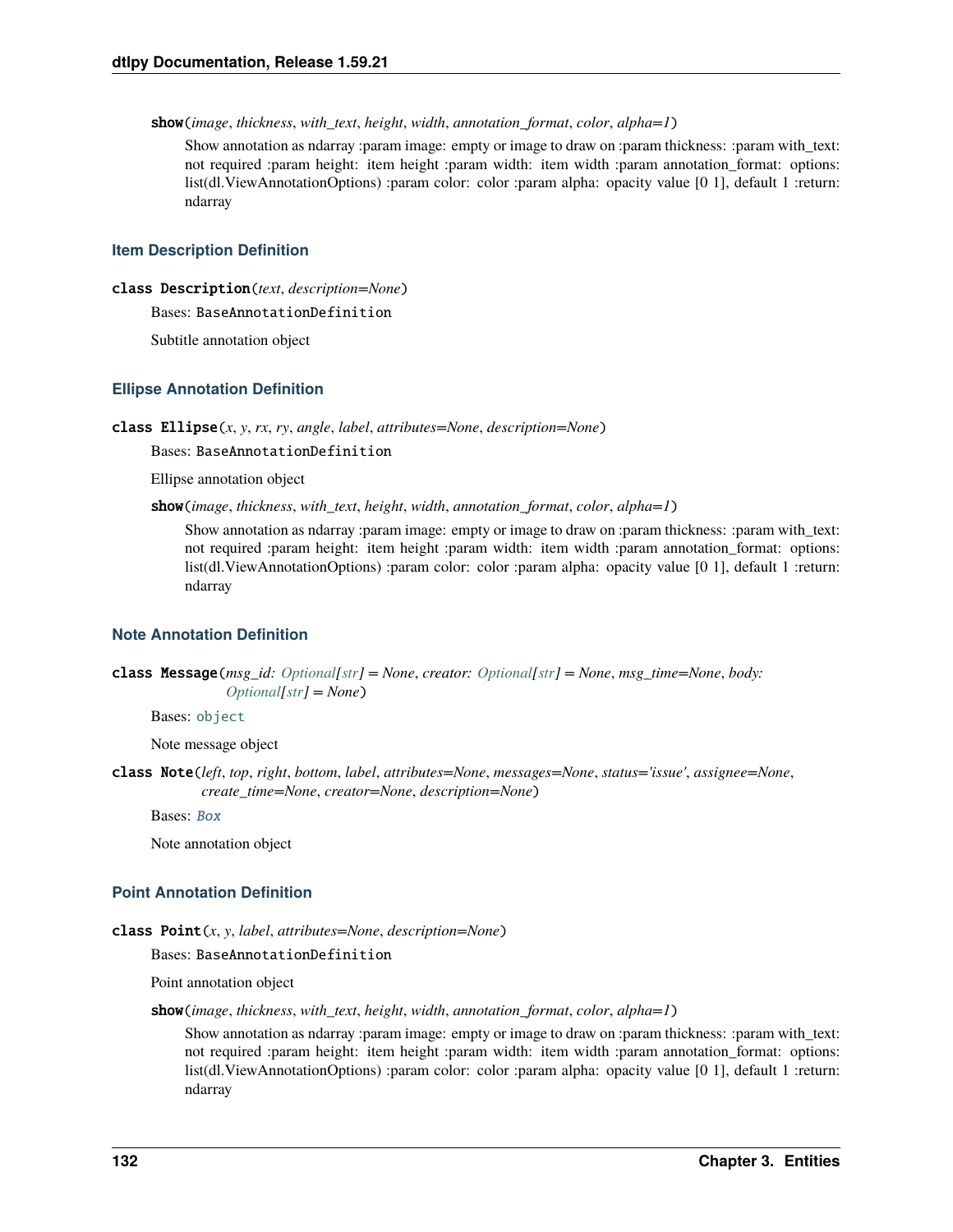**show**(*image*, *thickness*, *with_text*, *height*, *width*, *annotation_format*, *color*, *alpha=1*)

Show annotation as ndarray :param image: empty or image to draw on :param thickness: :param with_text: not required :param height: item height :param width: item width :param annotation_format: options: list(dl.ViewAnnotationOptions) :param color: color :param alpha: opacity value [0 1], default 1 :return: ndarray

### Item Description Definition

**class Description**(*text*, *description=None*)

Bases: `BaseAnnotationDefinition`

Subtitle annotation object

### Ellipse Annotation Definition

**class Ellipse**(*x*, *y*, *rx*, *ry*, *angle*, *label*, *attributes=None*, *description=None*)

Bases: `BaseAnnotationDefinition`

Ellipse annotation object

**show**(*image*, *thickness*, *with_text*, *height*, *width*, *annotation_format*, *color*, *alpha=1*)

Show annotation as ndarray :param image: empty or image to draw on :param thickness: :param with_text: not required :param height: item height :param width: item width :param annotation_format: options: list(dl.ViewAnnotationOptions) :param color: color :param alpha: opacity value [0 1], default 1 :return: ndarray

### Note Annotation Definition

**class Message**(*msg_id: Optional[str] = None*, *creator: Optional[str] = None*, *msg_time=None*, *body: Optional[str] = None*)

Bases: `object`

Note message object

**class Note**(*left*, *top*, *right*, *bottom*, *label*, *attributes=None*, *messages=None*, *status='issue'*, *assignee=None*, *create_time=None*, *creator=None*, *description=None*)

Bases: `Box`

Note annotation object

### Point Annotation Definition

**class Point**(*x*, *y*, *label*, *attributes=None*, *description=None*)

Bases: `BaseAnnotationDefinition`

Point annotation object

**show**(*image*, *thickness*, *with_text*, *height*, *width*, *annotation_format*, *color*, *alpha=1*)

Show annotation as ndarray :param image: empty or image to draw on :param thickness: :param with_text: not required :param height: item height :param width: item width :param annotation_format: options: list(dl.ViewAnnotationOptions) :param color: color :param alpha: opacity value [0 1], default 1 :return: ndarray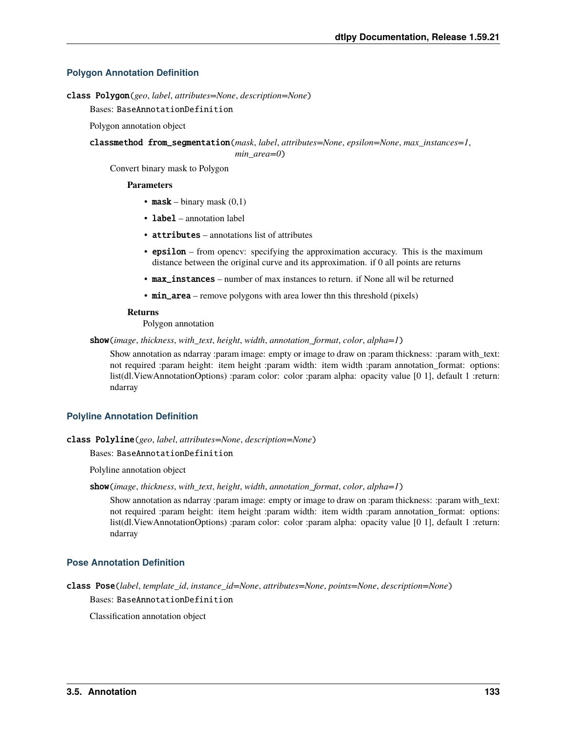### Polygon Annotation Definition

**class Polygon**(*geo*, *label*, *attributes=None*, *description=None*)

Bases: `BaseAnnotationDefinition`

Polygon annotation object

**classmethod from_segmentation**(*mask*, *label*, *attributes=None*, *epsilon=None*, *max_instances=1*, *min_area=0*)

Convert binary mask to Polygon

**Parameters**

- **mask** – binary mask (0,1)
- **label** – annotation label
- **attributes** – annotations list of attributes
- **epsilon** – from opencv: specifying the approximation accuracy. This is the maximum distance between the original curve and its approximation. if 0 all points are returns
- **max_instances** – number of max instances to return. if None all wil be returned
- **min_area** – remove polygons with area lower thn this threshold (pixels)

**Returns**

Polygon annotation

**show**(*image*, *thickness*, *with_text*, *height*, *width*, *annotation_format*, *color*, *alpha=1*)

Show annotation as ndarray :param image: empty or image to draw on :param thickness: :param with_text: not required :param height: item height :param width: item width :param annotation_format: options: list(dl.ViewAnnotationOptions) :param color: color :param alpha: opacity value [0 1], default 1 :return: ndarray

### Polyline Annotation Definition

**class Polyline**(*geo*, *label*, *attributes=None*, *description=None*)

Bases: `BaseAnnotationDefinition`

Polyline annotation object

**show**(*image*, *thickness*, *with_text*, *height*, *width*, *annotation_format*, *color*, *alpha=1*)

Show annotation as ndarray :param image: empty or image to draw on :param thickness: :param with_text: not required :param height: item height :param width: item width :param annotation_format: options: list(dl.ViewAnnotationOptions) :param color: color :param alpha: opacity value [0 1], default 1 :return: ndarray

### Pose Annotation Definition

**class Pose**(*label*, *template_id*, *instance_id=None*, *attributes=None*, *points=None*, *description=None*)

Bases: `BaseAnnotationDefinition`

Classification annotation object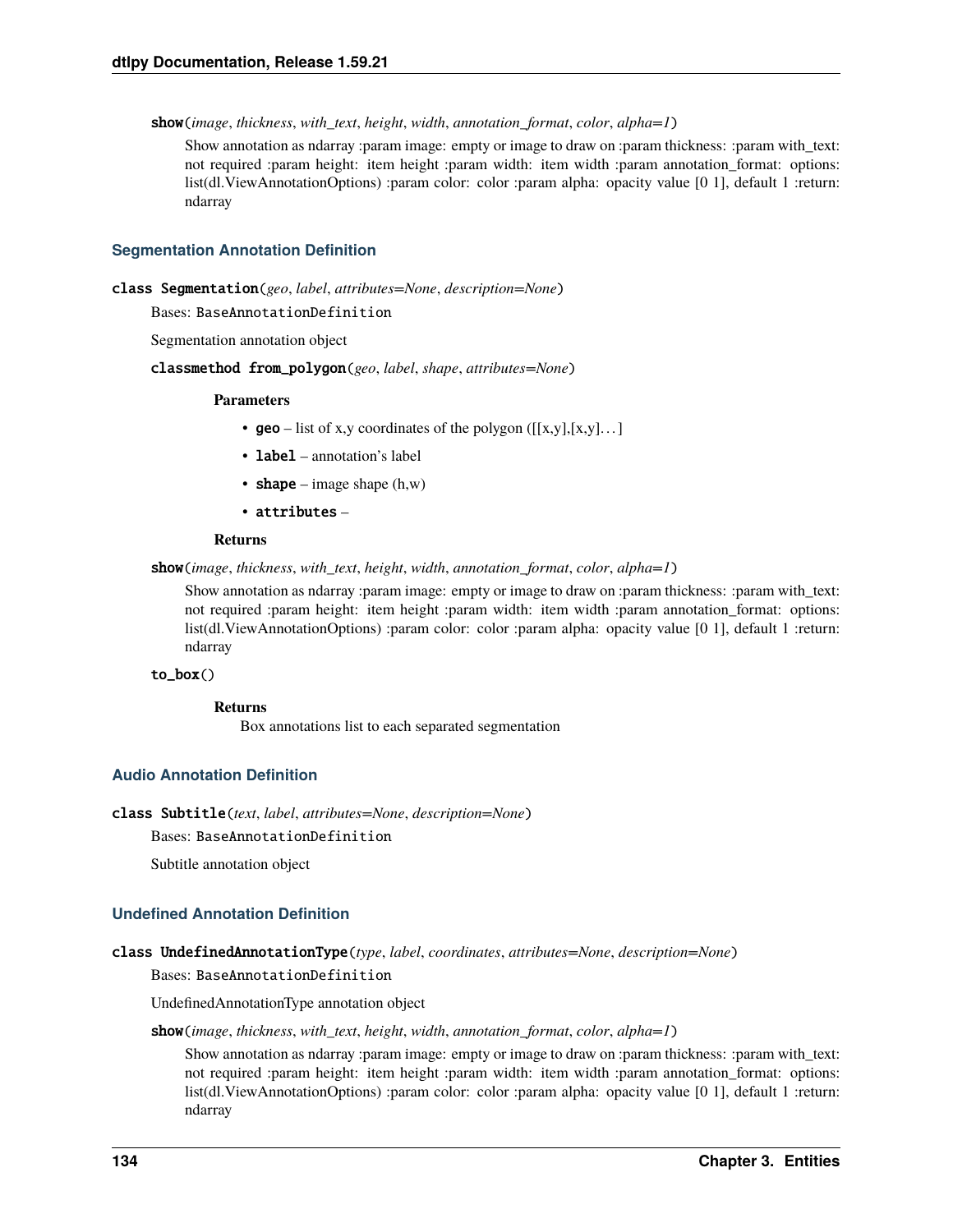**show**(*image*, *thickness*, *with_text*, *height*, *width*, *annotation_format*, *color*, *alpha=1*)

Show annotation as ndarray :param image: empty or image to draw on :param thickness: :param with_text: not required :param height: item height :param width: item width :param annotation_format: options: list(dl.ViewAnnotationOptions) :param color: color :param alpha: opacity value [0 1], default 1 :return: ndarray

### Segmentation Annotation Definition

**class Segmentation**(*geo*, *label*, *attributes=None*, *description=None*)

Bases: `BaseAnnotationDefinition`

Segmentation annotation object

**classmethod from_polygon**(*geo*, *label*, *shape*, *attributes=None*)

**Parameters**

- **geo** – list of x,y coordinates of the polygon ([[x,y],[x,y]…]
- **label** – annotation's label
- **shape** – image shape (h,w)
- **attributes** –

**Returns**

**show**(*image*, *thickness*, *with_text*, *height*, *width*, *annotation_format*, *color*, *alpha=1*)

Show annotation as ndarray :param image: empty or image to draw on :param thickness: :param with_text: not required :param height: item height :param width: item width :param annotation_format: options: list(dl.ViewAnnotationOptions) :param color: color :param alpha: opacity value [0 1], default 1 :return: ndarray

**to_box**()

**Returns**
Box annotations list to each separated segmentation

### Audio Annotation Definition

**class Subtitle**(*text*, *label*, *attributes=None*, *description=None*)

Bases: `BaseAnnotationDefinition`

Subtitle annotation object

### Undefined Annotation Definition

**class UndefinedAnnotationType**(*type*, *label*, *coordinates*, *attributes=None*, *description=None*)

Bases: `BaseAnnotationDefinition`

UndefinedAnnotationType annotation object

**show**(*image*, *thickness*, *with_text*, *height*, *width*, *annotation_format*, *color*, *alpha=1*)

Show annotation as ndarray :param image: empty or image to draw on :param thickness: :param with_text: not required :param height: item height :param width: item width :param annotation_format: options: list(dl.ViewAnnotationOptions) :param color: color :param alpha: opacity value [0 1], default 1 :return: ndarray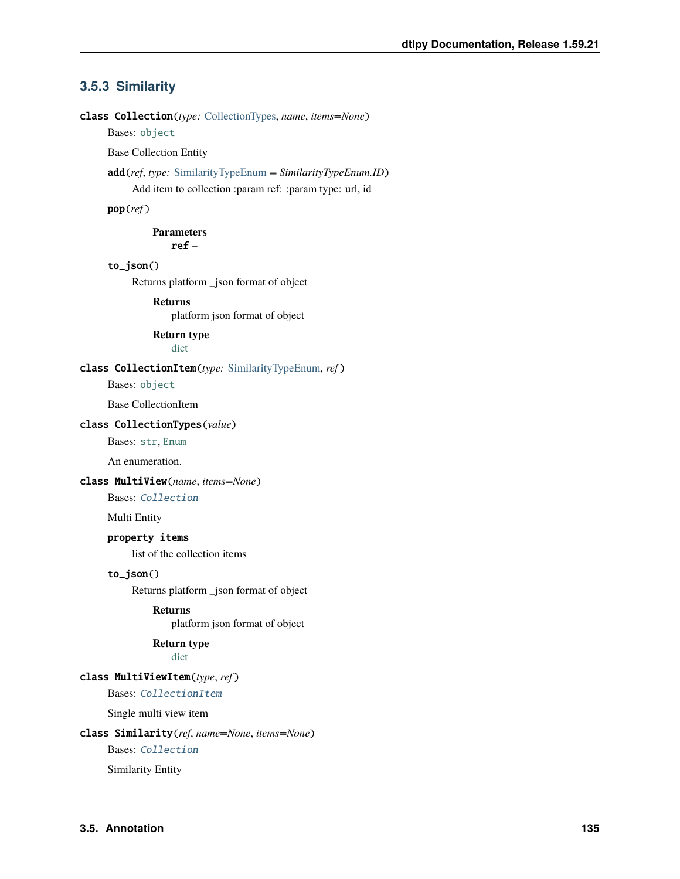### 3.5.3 Similarity

**class Collection**(*type: CollectionTypes*, *name*, *items=None*)

Bases: `object`

Base Collection Entity

**add**(*ref*, *type: SimilarityTypeEnum = SimilarityTypeEnum.ID*)

Add item to collection :param ref: :param type: url, id

**pop**(*ref*)

**Parameters**

**ref** –

**to_json**()

Returns platform _json format of object

**Returns**

platform json format of object

**Return type**

dict

**class CollectionItem**(*type: SimilarityTypeEnum*, *ref*)

Bases: `object`

Base CollectionItem

**class CollectionTypes**(*value*)

Bases: `str`, `Enum`

An enumeration.

**class MultiView**(*name*, *items=None*)

Bases: *Collection*

Multi Entity

**property items**

list of the collection items

**to_json**()

Returns platform _json format of object

**Returns**

platform json format of object

**Return type**

dict

**class MultiViewItem**(*type*, *ref*)

Bases: *CollectionItem*

Single multi view item

**class Similarity**(*ref*, *name=None*, *items=None*)

Bases: *Collection*

Similarity Entity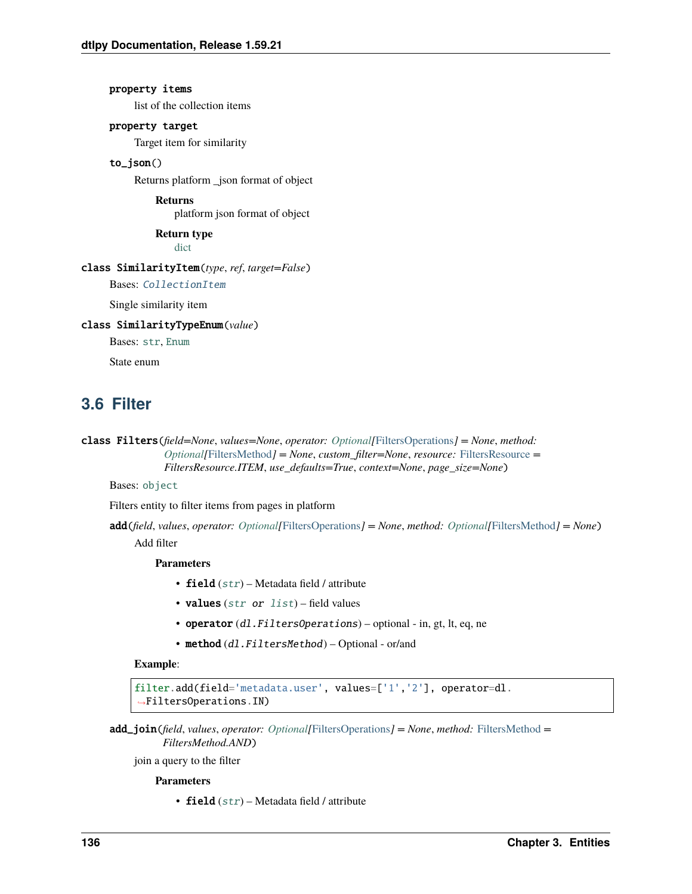**property items**

list of the collection items

**property target**

Target item for similarity

**to_json()**

Returns platform _json format of object

**Returns**
platform json format of object

**Return type**
dict

**class SimilarityItem**(*type*, *ref*, *target=False*)

Bases: `CollectionItem`

Single similarity item

**class SimilarityTypeEnum**(*value*)

Bases: `str`, `Enum`

State enum

## 3.6 Filter

**class Filters**(*field=None*, *values=None*, *operator: Optional[FiltersOperations] = None*, *method: Optional[FiltersMethod] = None*, *custom_filter=None*, *resource: FiltersResource = FiltersResource.ITEM*, *use_defaults=True*, *context=None*, *page_size=None*)

Bases: `object`

Filters entity to filter items from pages in platform

**add**(*field*, *values*, *operator: Optional[FiltersOperations] = None*, *method: Optional[FiltersMethod] = None*)

Add filter

**Parameters**

- **field** (*str*) – Metadata field / attribute
- **values** (*str or list*) – field values
- **operator** (*dl.FiltersOperations*) – optional - in, gt, lt, eq, ne
- **method** (*dl.FiltersMethod*) – Optional - or/and

**Example**:

```
filter.add(field='metadata.user', values=['1','2'], operator=dl.
→FiltersOperations.IN)
```

**add_join**(*field*, *values*, *operator: Optional[FiltersOperations] = None*, *method: FiltersMethod = FiltersMethod.AND*)

join a query to the filter

**Parameters**

- **field** (*str*) – Metadata field / attribute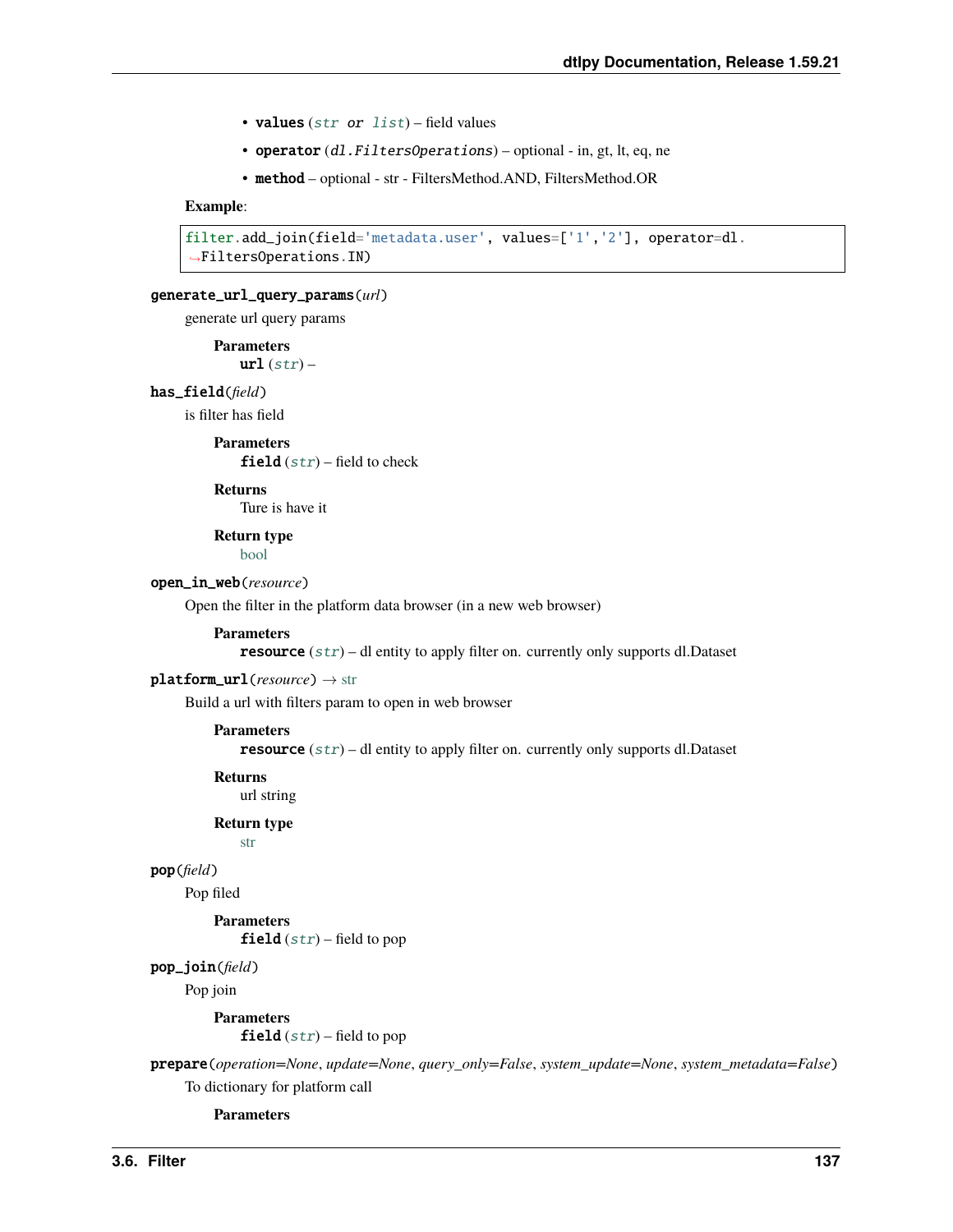- **values** (*str or list*) – field values
- **operator** (*dl.FiltersOperations*) – optional - in, gt, lt, eq, ne
- **method** – optional - str - FiltersMethod.AND, FiltersMethod.OR

**Example**:

```
filter.add_join(field='metadata.user', values=['1','2'], operator=dl.
↪FiltersOperations.IN)
```

**generate_url_query_params**(*url*)

generate url query params

**Parameters**
**url** (*str*) –

**has_field**(*field*)

is filter has field

**Parameters**
**field** (*str*) – field to check

**Returns**
Ture is have it

**Return type**
bool

**open_in_web**(*resource*)

Open the filter in the platform data browser (in a new web browser)

**Parameters**
**resource** (*str*) – dl entity to apply filter on. currently only supports dl.Dataset

**platform_url**(*resource*) → str

Build a url with filters param to open in web browser

**Parameters**
**resource** (*str*) – dl entity to apply filter on. currently only supports dl.Dataset

**Returns**
url string

**Return type**
str

**pop**(*field*)

Pop filed

**Parameters**
**field** (*str*) – field to pop

**pop_join**(*field*)

Pop join

**Parameters**
**field** (*str*) – field to pop

**prepare**(*operation=None*, *update=None*, *query_only=False*, *system_update=None*, *system_metadata=False*)

To dictionary for platform call

**Parameters**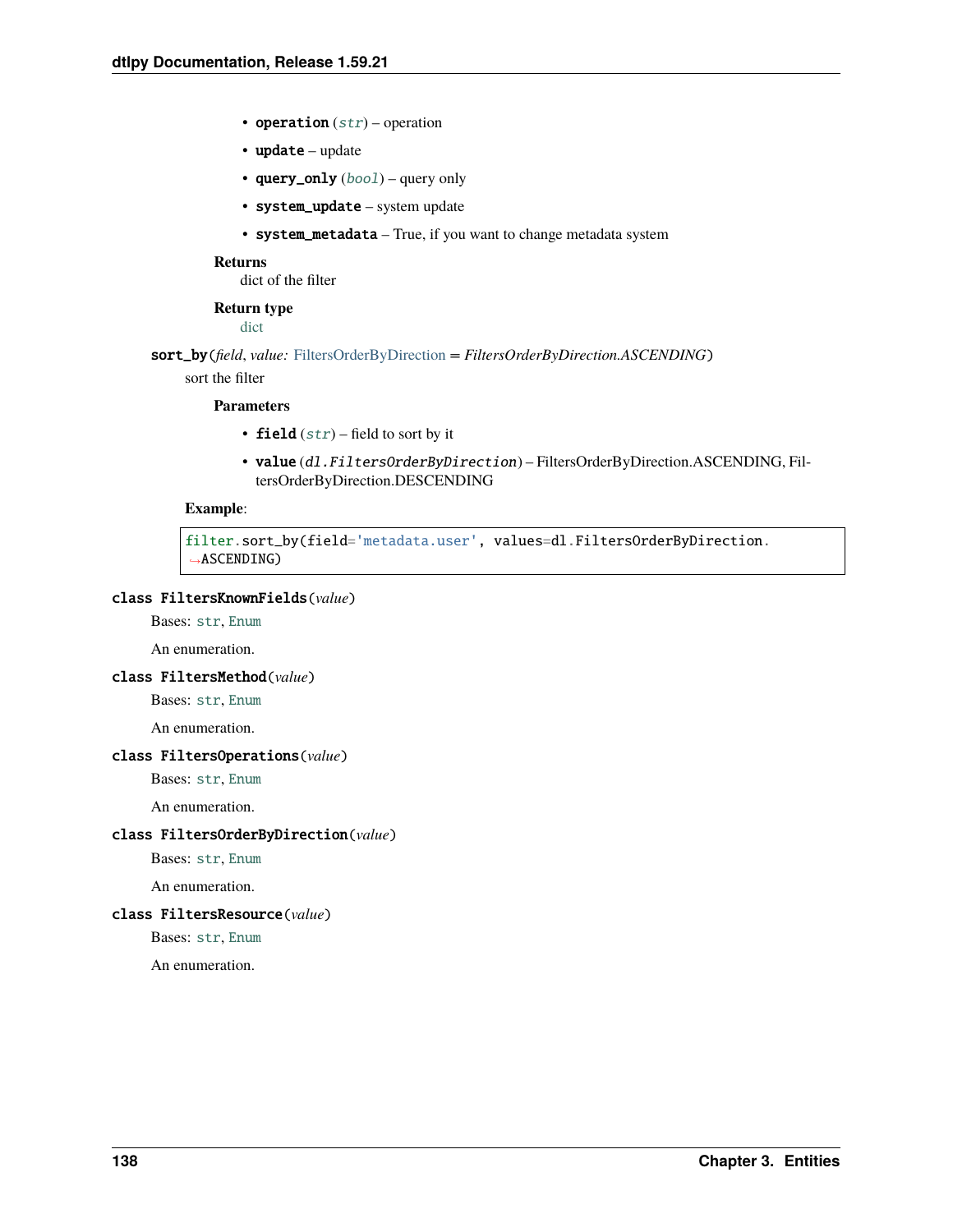- **operation** (*str*) – operation
- **update** – update
- **query_only** (*bool*) – query only
- **system_update** – system update
- **system_metadata** – True, if you want to change metadata system

**Returns**
dict of the filter

**Return type**
dict

**sort_by**(*field*, *value: FiltersOrderByDirection = FiltersOrderByDirection.ASCENDING*)

sort the filter

**Parameters**

- **field** (*str*) – field to sort by it
- **value** (*dl.FiltersOrderByDirection*) – FiltersOrderByDirection.ASCENDING, FiltersOrderByDirection.DESCENDING

**Example**:

```
filter.sort_by(field='metadata.user', values=dl.FiltersOrderByDirection.
→ASCENDING)
```

**class FiltersKnownFields**(*value*)

Bases: str, Enum

An enumeration.

**class FiltersMethod**(*value*)

Bases: str, Enum

An enumeration.

**class FiltersOperations**(*value*)

Bases: str, Enum

An enumeration.

**class FiltersOrderByDirection**(*value*)

Bases: str, Enum

An enumeration.

**class FiltersResource**(*value*)

Bases: str, Enum

An enumeration.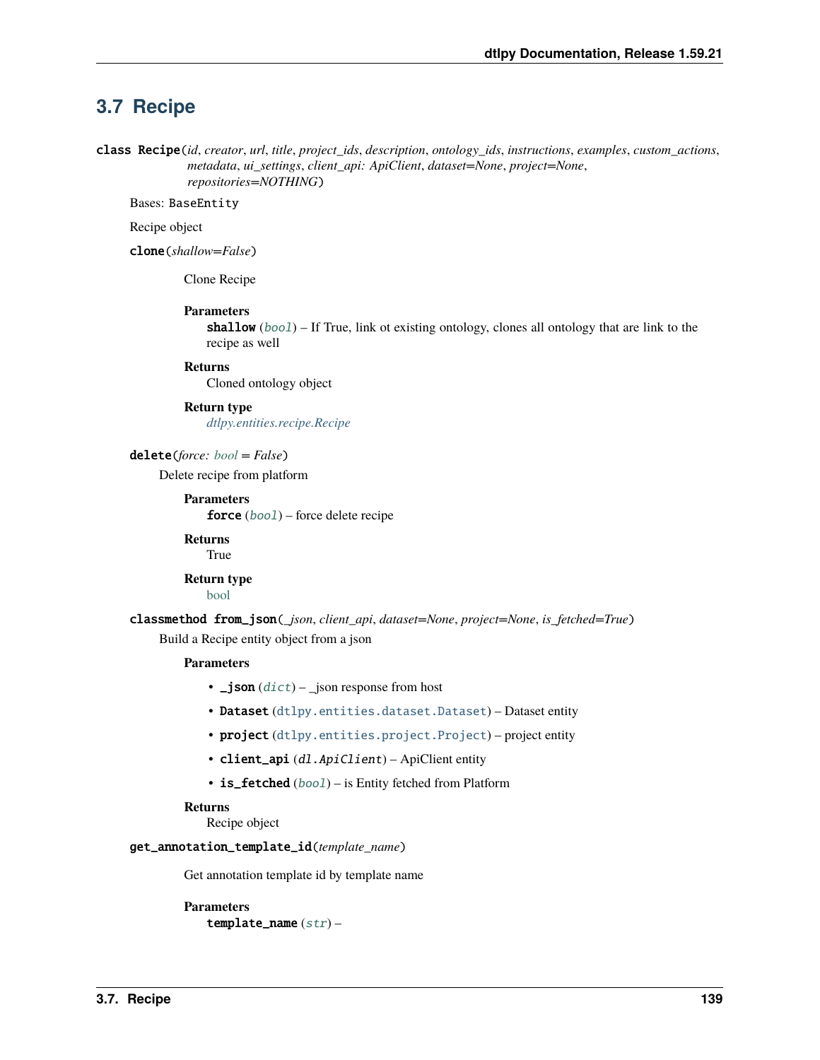## 3.7 Recipe

**class Recipe**(*id*, *creator*, *url*, *title*, *project_ids*, *description*, *ontology_ids*, *instructions*, *examples*, *custom_actions*, *metadata*, *ui_settings*, *client_api: ApiClient*, *dataset=None*, *project=None*, *repositories=NOTHING*)

Bases: `BaseEntity`

Recipe object

**clone**(*shallow=False*)

Clone Recipe

**Parameters**

**shallow** (*bool*) – If True, link ot existing ontology, clones all ontology that are link to the recipe as well

**Returns**

Cloned ontology object

**Return type**

*dtlpy.entities.recipe.Recipe*

**delete**(*force: bool = False*)

Delete recipe from platform

**Parameters**

**force** (*bool*) – force delete recipe

**Returns**

True

**Return type**

bool

**classmethod from_json**(*_json*, *client_api*, *dataset=None*, *project=None*, *is_fetched=True*)

Build a Recipe entity object from a json

**Parameters**

- **_json** (*dict*) – _json response from host
- **Dataset** (`dtlpy.entities.dataset.Dataset`) – Dataset entity
- **project** (`dtlpy.entities.project.Project`) – project entity
- **client_api** (*dl.ApiClient*) – ApiClient entity
- **is_fetched** (*bool*) – is Entity fetched from Platform

**Returns**

Recipe object

**get_annotation_template_id**(*template_name*)

Get annotation template id by template name

**Parameters**

**template_name** (*str*) –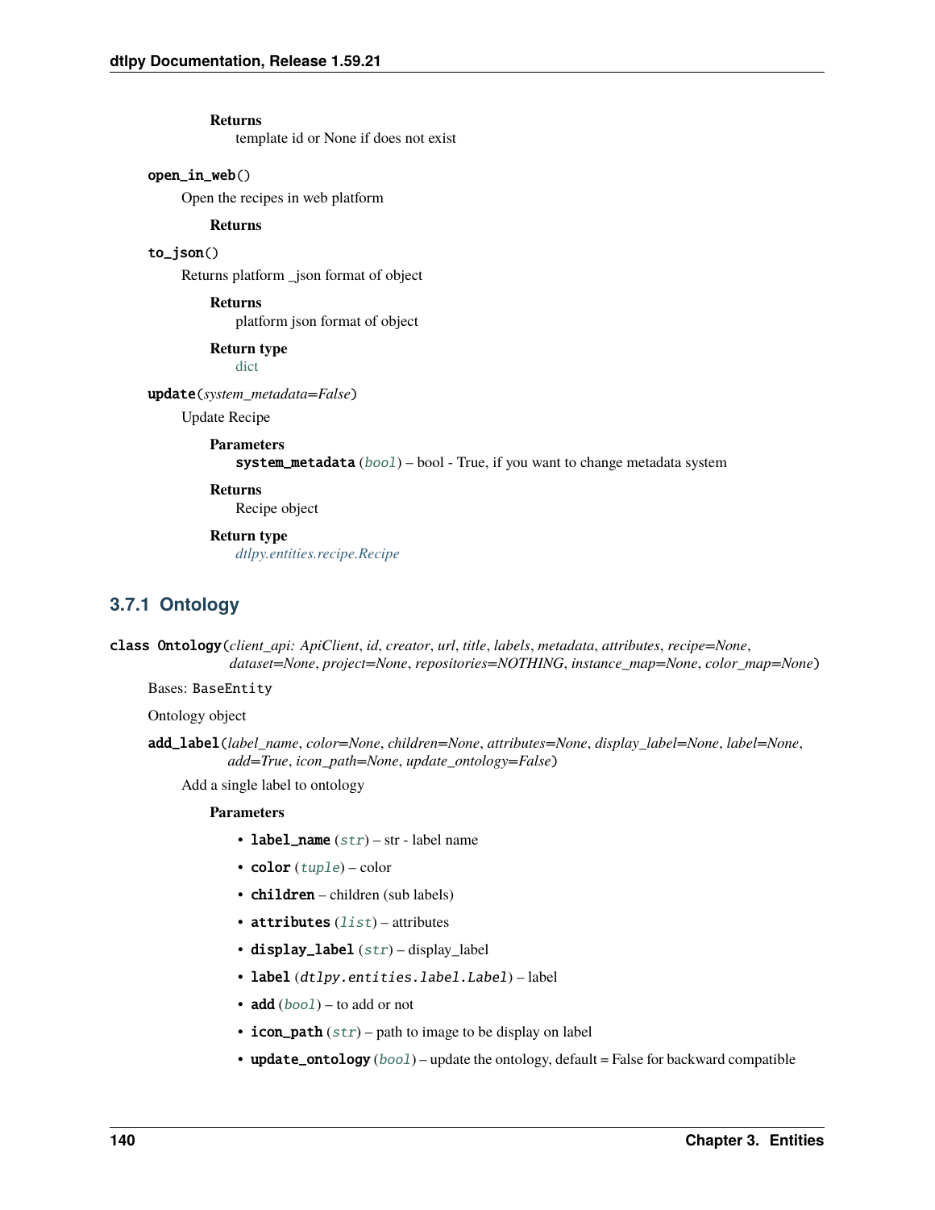**Returns**
template id or None if does not exist

**open_in_web()**

Open the recipes in web platform

**Returns**

**to_json()**

Returns platform _json format of object

**Returns**
platform json format of object

**Return type**
dict

**update**(*system_metadata=False*)

Update Recipe

**Parameters**
**system_metadata** (*bool*) – bool - True, if you want to change metadata system

**Returns**
Recipe object

**Return type**
*dtlpy.entities.recipe.Recipe*

### 3.7.1 Ontology

**class Ontology**(*client_api: ApiClient*, *id*, *creator*, *url*, *title*, *labels*, *metadata*, *attributes*, *recipe=None*, *dataset=None*, *project=None*, *repositories=NOTHING*, *instance_map=None*, *color_map=None*)

Bases: `BaseEntity`

Ontology object

**add_label**(*label_name*, *color=None*, *children=None*, *attributes=None*, *display_label=None*, *label=None*, *add=True*, *icon_path=None*, *update_ontology=False*)

Add a single label to ontology

**Parameters**

- **label_name** (*str*) – str - label name
- **color** (*tuple*) – color
- **children** – children (sub labels)
- **attributes** (*list*) – attributes
- **display_label** (*str*) – display_label
- **label** (`dtlpy.entities.label.Label`) – label
- **add** (*bool*) – to add or not
- **icon_path** (*str*) – path to image to be display on label
- **update_ontology** (*bool*) – update the ontology, default = False for backward compatible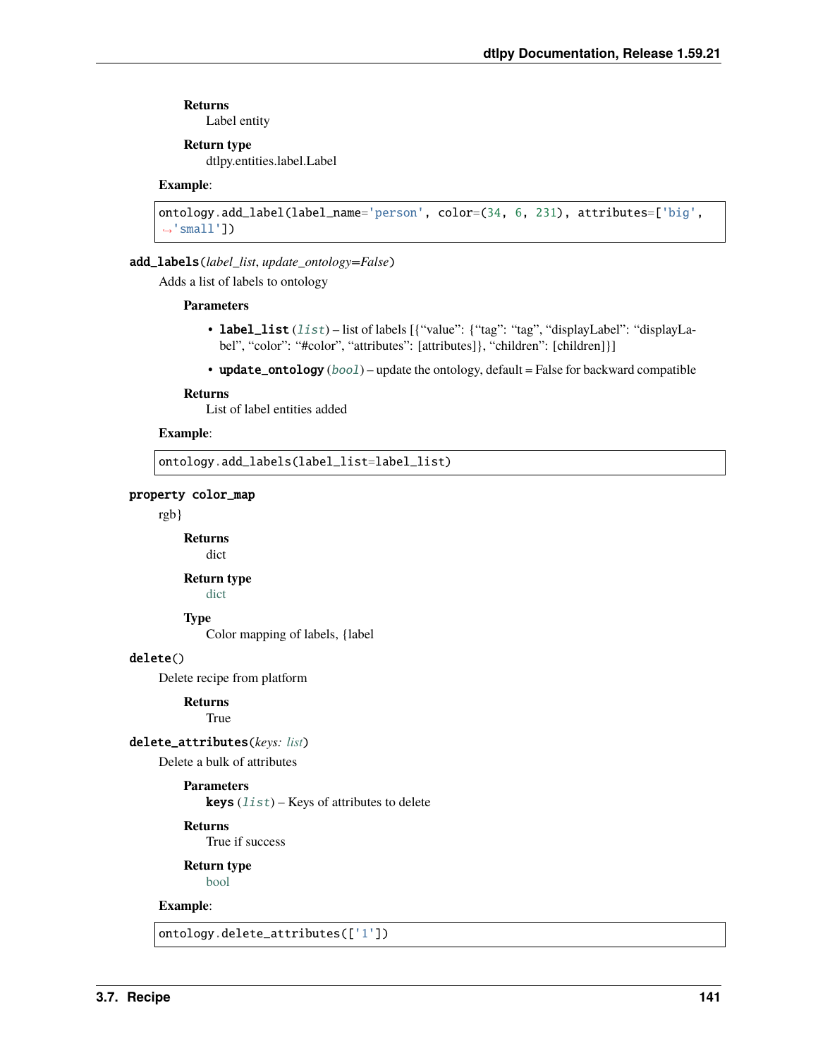**Returns**
Label entity

**Return type**
dtlpy.entities.label.Label

**Example**:

```
ontology.add_label(label_name='person', color=(34, 6, 231), attributes=['big',
→'small'])
```

`add_labels`(*label_list*, *update_ontology=False*)

Adds a list of labels to ontology

**Parameters**

- **label_list** (*list*) – list of labels [{"value": {"tag": "tag", "displayLabel": "displayLabel", "color": "#color", "attributes": [attributes]}, "children": [children]}]
- **update_ontology** (*bool*) – update the ontology, default = False for backward compatible

**Returns**
List of label entities added

**Example**:

```
ontology.add_labels(label_list=label_list)
```

`property color_map`

rgb}

**Returns**
dict

**Return type**
dict

**Type**
Color mapping of labels, {label

`delete`()

Delete recipe from platform

**Returns**
True

`delete_attributes`(*keys: list*)

Delete a bulk of attributes

**Parameters**
**keys** (*list*) – Keys of attributes to delete

**Returns**
True if success

**Return type**
bool

**Example**:

```
ontology.delete_attributes(['1'])
```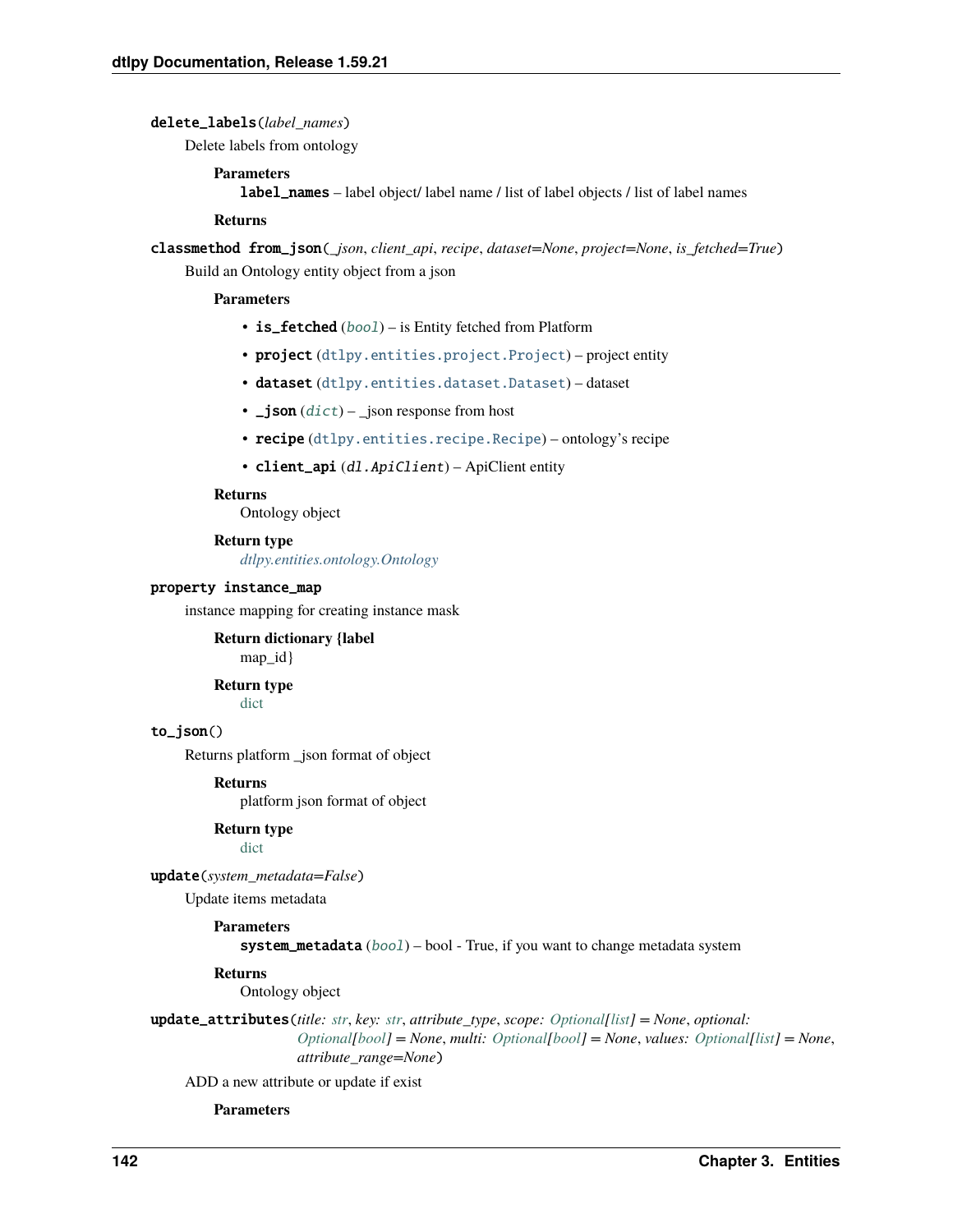`delete_labels`(*label_names*)

Delete labels from ontology

**Parameters**

**label_names** – label object/ label name / list of label objects / list of label names

**Returns**

`classmethod from_json`(*_json*, *client_api*, *recipe*, *dataset=None*, *project=None*, *is_fetched=True*)

Build an Ontology entity object from a json

**Parameters**

- **is_fetched** (*bool*) – is Entity fetched from Platform
- **project** (`dtlpy.entities.project.Project`) – project entity
- **dataset** (`dtlpy.entities.dataset.Dataset`) – dataset
- **_json** (*dict*) – _json response from host
- **recipe** (`dtlpy.entities.recipe.Recipe`) – ontology's recipe
- **client_api** (*dl.ApiClient*) – ApiClient entity

**Returns**

Ontology object

**Return type**

*dtlpy.entities.ontology.Ontology*

`property instance_map`

instance mapping for creating instance mask

**Return dictionary {label**

map_id}

**Return type**

dict

`to_json()`

Returns platform _json format of object

**Returns**

platform json format of object

**Return type**

dict

`update`(*system_metadata=False*)

Update items metadata

**Parameters**

**system_metadata** (*bool*) – bool - True, if you want to change metadata system

**Returns**

Ontology object

`update_attributes`(*title: str*, *key: str*, *attribute_type*, *scope: Optional[list] = None*, *optional: Optional[bool] = None*, *multi: Optional[bool] = None*, *values: Optional[list] = None*, *attribute_range=None*)

ADD a new attribute or update if exist

**Parameters**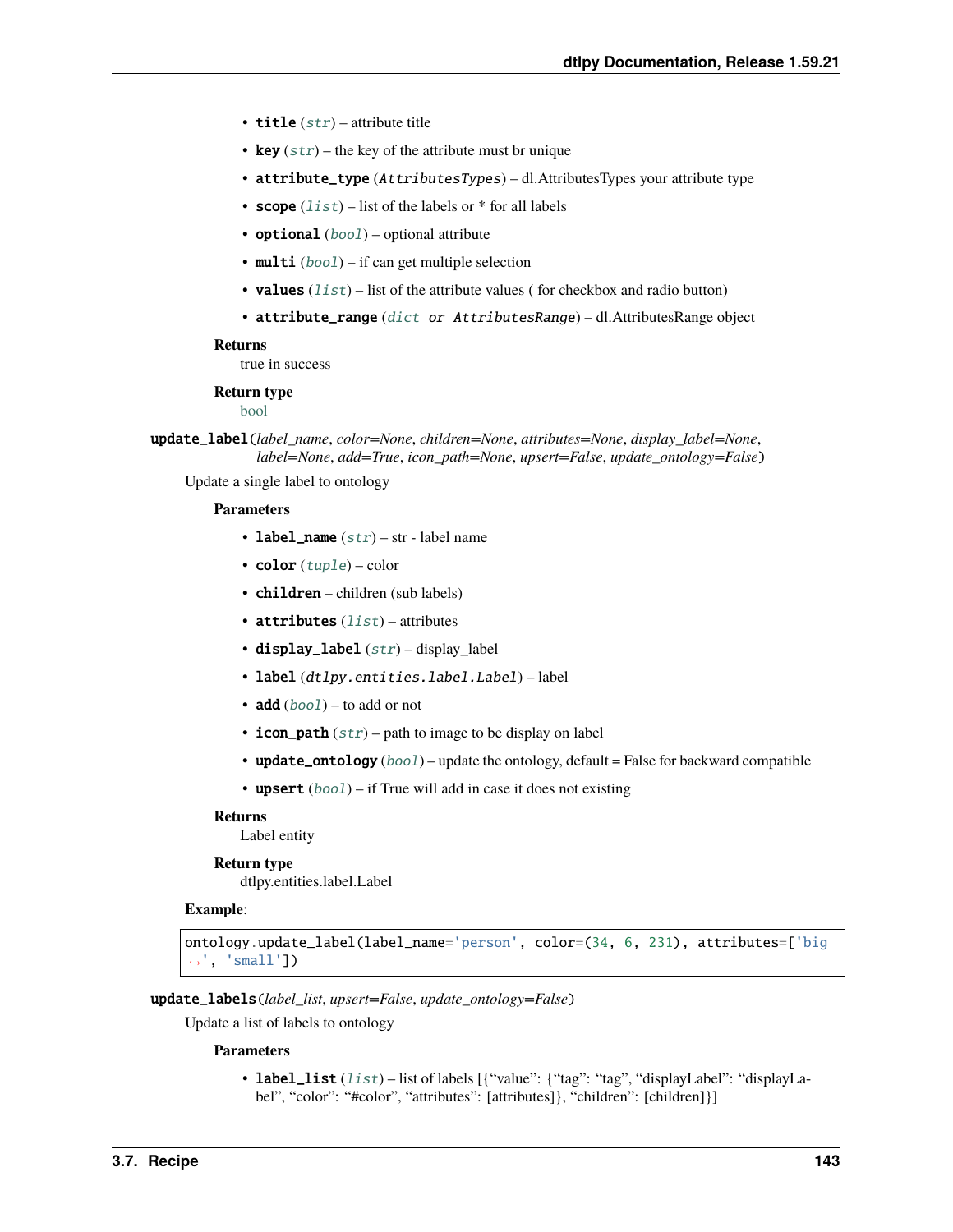- **title** (*str*) – attribute title
- **key** (*str*) – the key of the attribute must br unique
- **attribute_type** (*AttributesTypes*) – dl.AttributesTypes your attribute type
- **scope** (*list*) – list of the labels or * for all labels
- **optional** (*bool*) – optional attribute
- **multi** (*bool*) – if can get multiple selection
- **values** (*list*) – list of the attribute values ( for checkbox and radio button)
- **attribute_range** (*dict or AttributesRange*) – dl.AttributesRange object

**Returns**
true in success

**Return type**
bool

**update_label**(*label_name*, *color=None*, *children=None*, *attributes=None*, *display_label=None*, *label=None*, *add=True*, *icon_path=None*, *upsert=False*, *update_ontology=False*)

Update a single label to ontology

**Parameters**

- **label_name** (*str*) – str - label name
- **color** (*tuple*) – color
- **children** – children (sub labels)
- **attributes** (*list*) – attributes
- **display_label** (*str*) – display_label
- **label** (*dtlpy.entities.label.Label*) – label
- **add** (*bool*) – to add or not
- **icon_path** (*str*) – path to image to be display on label
- **update_ontology** (*bool*) – update the ontology, default = False for backward compatible
- **upsert** (*bool*) – if True will add in case it does not existing

**Returns**
Label entity

**Return type**
dtlpy.entities.label.Label

**Example**:

```
ontology.update_label(label_name='person', color=(34, 6, 231), attributes=['big', 'small'])
```

**update_labels**(*label_list*, *upsert=False*, *update_ontology=False*)

Update a list of labels to ontology

**Parameters**

- **label_list** (*list*) – list of labels [{"value": {"tag": "tag", "displayLabel": "displayLabel", "color": "#color", "attributes": [attributes]}, "children": [children]}]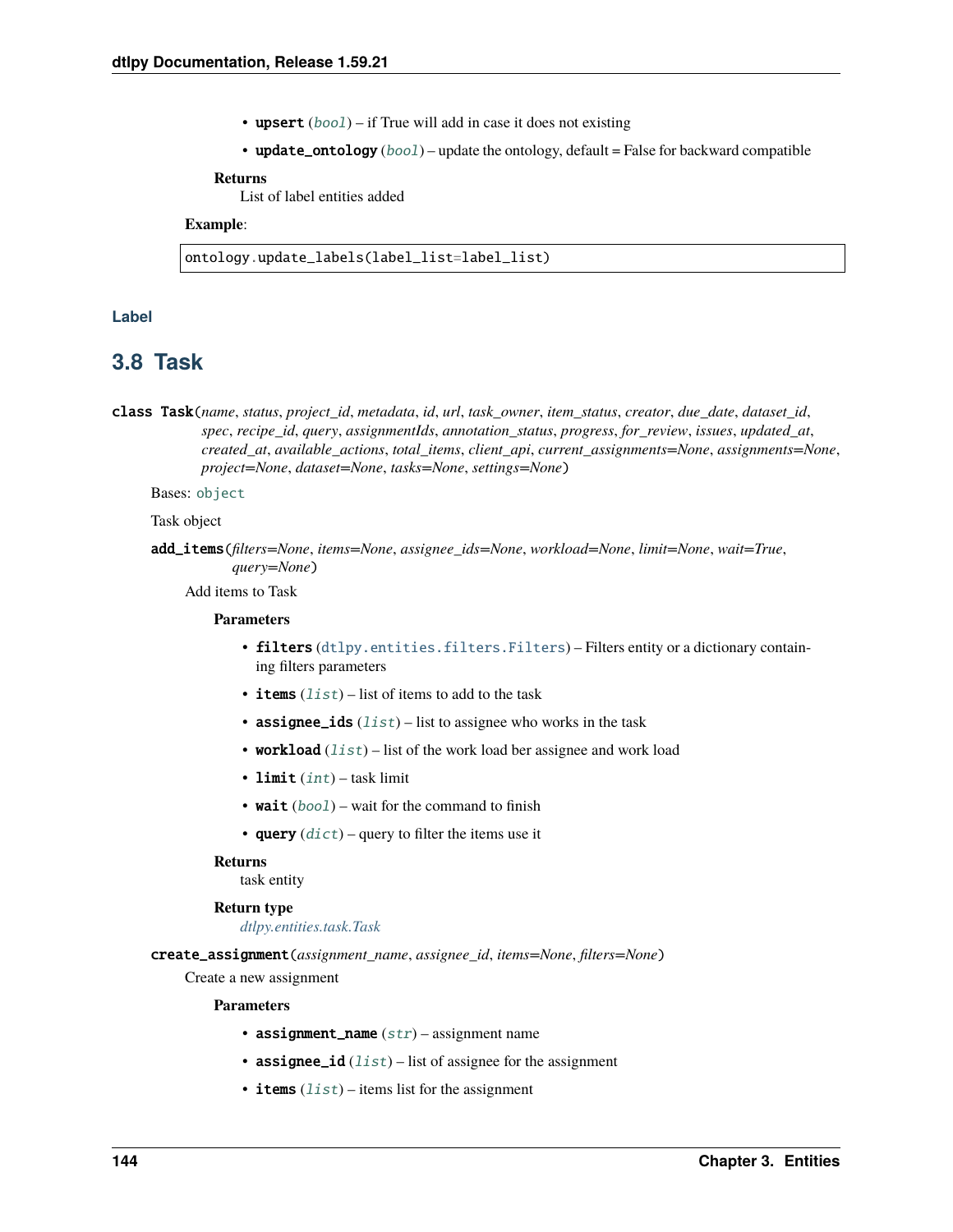- **upsert** (*bool*) – if True will add in case it does not existing
- **update_ontology** (*bool*) – update the ontology, default = False for backward compatible

**Returns**
List of label entities added

**Example**:

```
ontology.update_labels(label_list=label_list)
```

### Label

## 3.8 Task

**class Task**(*name, status, project_id, metadata, id, url, task_owner, item_status, creator, due_date, dataset_id, spec, recipe_id, query, assignmentIds, annotation_status, progress, for_review, issues, updated_at, created_at, available_actions, total_items, client_api, current_assignments=None, assignments=None, project=None, dataset=None, tasks=None, settings=None*)

Bases: `object`

Task object

**add_items**(*filters=None, items=None, assignee_ids=None, workload=None, limit=None, wait=True, query=None*)

Add items to Task

**Parameters**

- **filters** (`dtlpy.entities.filters.Filters`) – Filters entity or a dictionary containing filters parameters
- **items** (*list*) – list of items to add to the task
- **assignee_ids** (*list*) – list to assignee who works in the task
- **workload** (*list*) – list of the work load ber assignee and work load
- **limit** (*int*) – task limit
- **wait** (*bool*) – wait for the command to finish
- **query** (*dict*) – query to filter the items use it

**Returns**
task entity

**Return type**
*dtlpy.entities.task.Task*

**create_assignment**(*assignment_name, assignee_id, items=None, filters=None*)

Create a new assignment

**Parameters**

- **assignment_name** (*str*) – assignment name
- **assignee_id** (*list*) – list of assignee for the assignment
- **items** (*list*) – items list for the assignment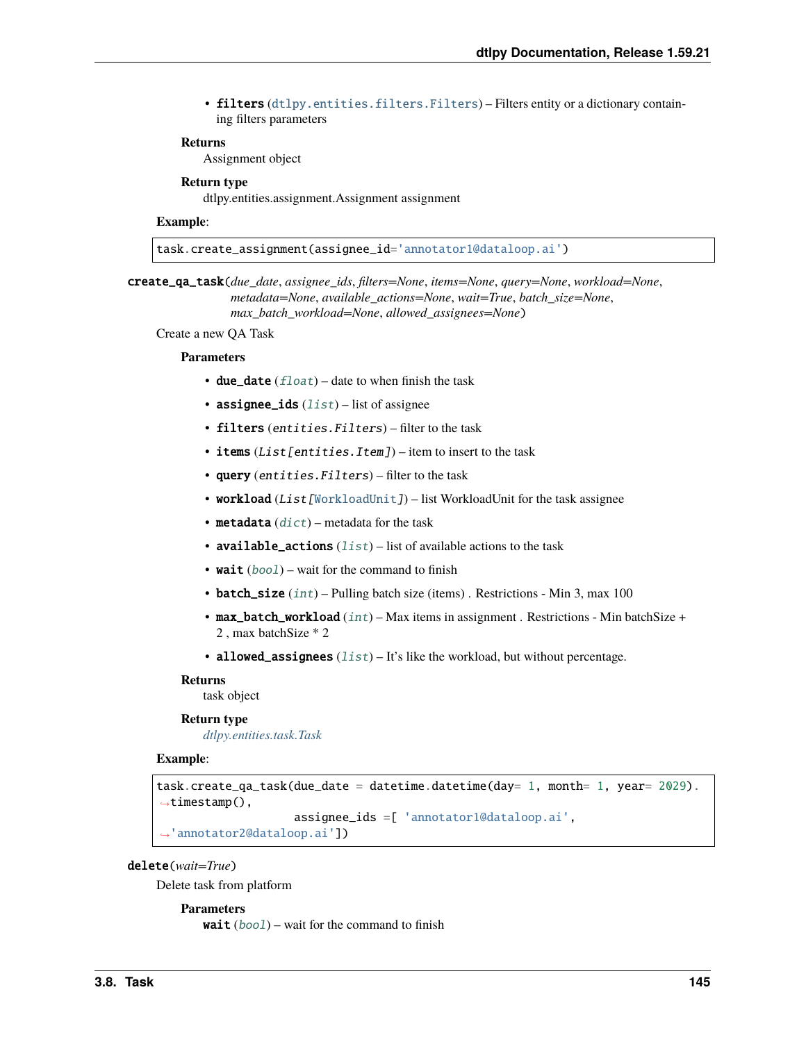- **filters** (`dtlpy.entities.filters.Filters`) – Filters entity or a dictionary containing filters parameters

**Returns**
Assignment object

**Return type**
dtlpy.entities.assignment.Assignment assignment

**Example**:

```
task.create_assignment(assignee_id='annotator1@dataloop.ai')
```

**create_qa_task**(*due_date*, *assignee_ids*, *filters=None*, *items=None*, *query=None*, *workload=None*, *metadata=None*, *available_actions=None*, *wait=True*, *batch_size=None*, *max_batch_workload=None*, *allowed_assignees=None*)

Create a new QA Task

**Parameters**

- **due_date** (*float*) – date to when finish the task
- **assignee_ids** (*list*) – list of assignee
- **filters** (*entities.Filters*) – filter to the task
- **items** (*List[entities.Item]*) – item to insert to the task
- **query** (*entities.Filters*) – filter to the task
- **workload** (*List[WorkloadUnit]*) – list WorkloadUnit for the task assignee
- **metadata** (*dict*) – metadata for the task
- **available_actions** (*list*) – list of available actions to the task
- **wait** (*bool*) – wait for the command to finish
- **batch_size** (*int*) – Pulling batch size (items) . Restrictions - Min 3, max 100
- **max_batch_workload** (*int*) – Max items in assignment . Restrictions - Min batchSize + 2 , max batchSize * 2
- **allowed_assignees** (*list*) – It's like the workload, but without percentage.

**Returns**
task object

**Return type**
*dtlpy.entities.task.Task*

**Example**:

```
task.create_qa_task(due_date = datetime.datetime(day= 1, month= 1, year= 2029).timestamp(),
                    assignee_ids =[ 'annotator1@dataloop.ai', 'annotator2@dataloop.ai'])
```

**delete**(*wait=True*)

Delete task from platform

**Parameters**
**wait** (*bool*) – wait for the command to finish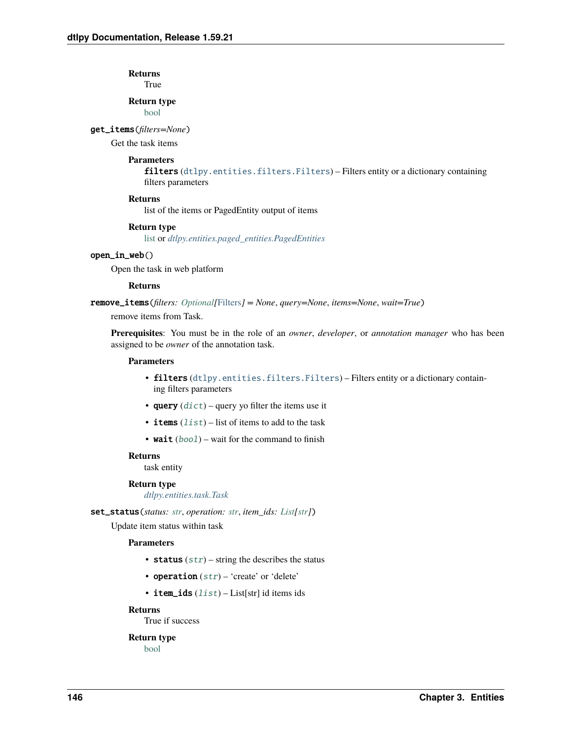**Returns**
True

**Return type**
bool

**get_items**(*filters=None*)

Get the task items

**Parameters**
**filters** (`dtlpy.entities.filters.Filters`) – Filters entity or a dictionary containing filters parameters

**Returns**
list of the items or PagedEntity output of items

**Return type**
list or *dtlpy.entities.paged_entities.PagedEntities*

**open_in_web**()

Open the task in web platform

**Returns**

**remove_items**(*filters: Optional[Filters] = None*, *query=None*, *items=None*, *wait=True*)

remove items from Task.

**Prerequisites**: You must be in the role of an *owner*, *developer*, or *annotation manager* who has been assigned to be *owner* of the annotation task.

**Parameters**

- **filters** (`dtlpy.entities.filters.Filters`) – Filters entity or a dictionary containing filters parameters
- **query** (*dict*) – query yo filter the items use it
- **items** (*list*) – list of items to add to the task
- **wait** (*bool*) – wait for the command to finish

**Returns**
task entity

**Return type**
*dtlpy.entities.task.Task*

**set_status**(*status: str*, *operation: str*, *item_ids: List[str]*)

Update item status within task

**Parameters**

- **status** (*str*) – string the describes the status
- **operation** (*str*) – 'create' or 'delete'
- **item_ids** (*list*) – List[str] id items ids

**Returns**
True if success

**Return type**
bool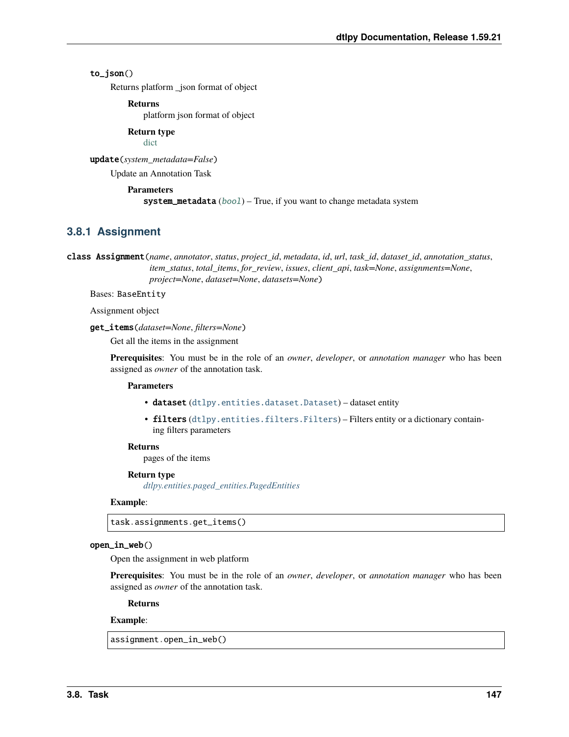**to_json()**

Returns platform _json format of object

**Returns**
platform json format of object

**Return type**
dict

**update**(*system_metadata=False*)

Update an Annotation Task

**Parameters**
**system_metadata** (*bool*) – True, if you want to change metadata system

### 3.8.1 Assignment

**class Assignment**(*name, annotator, status, project_id, metadata, id, url, task_id, dataset_id, annotation_status, item_status, total_items, for_review, issues, client_api, task=None, assignments=None, project=None, dataset=None, datasets=None*)

Bases: BaseEntity

Assignment object

**get_items**(*dataset=None, filters=None*)

Get all the items in the assignment

**Prerequisites**: You must be in the role of an *owner*, *developer*, or *annotation manager* who has been assigned as *owner* of the annotation task.

**Parameters**

- **dataset** (dtlpy.entities.dataset.Dataset) – dataset entity
- **filters** (dtlpy.entities.filters.Filters) – Filters entity or a dictionary containing filters parameters

**Returns**
pages of the items

**Return type**
*dtlpy.entities.paged_entities.PagedEntities*

**Example**:

```
task.assignments.get_items()
```

**open_in_web()**

Open the assignment in web platform

**Prerequisites**: You must be in the role of an *owner*, *developer*, or *annotation manager* who has been assigned as *owner* of the annotation task.

**Returns**

**Example**:

```
assignment.open_in_web()
```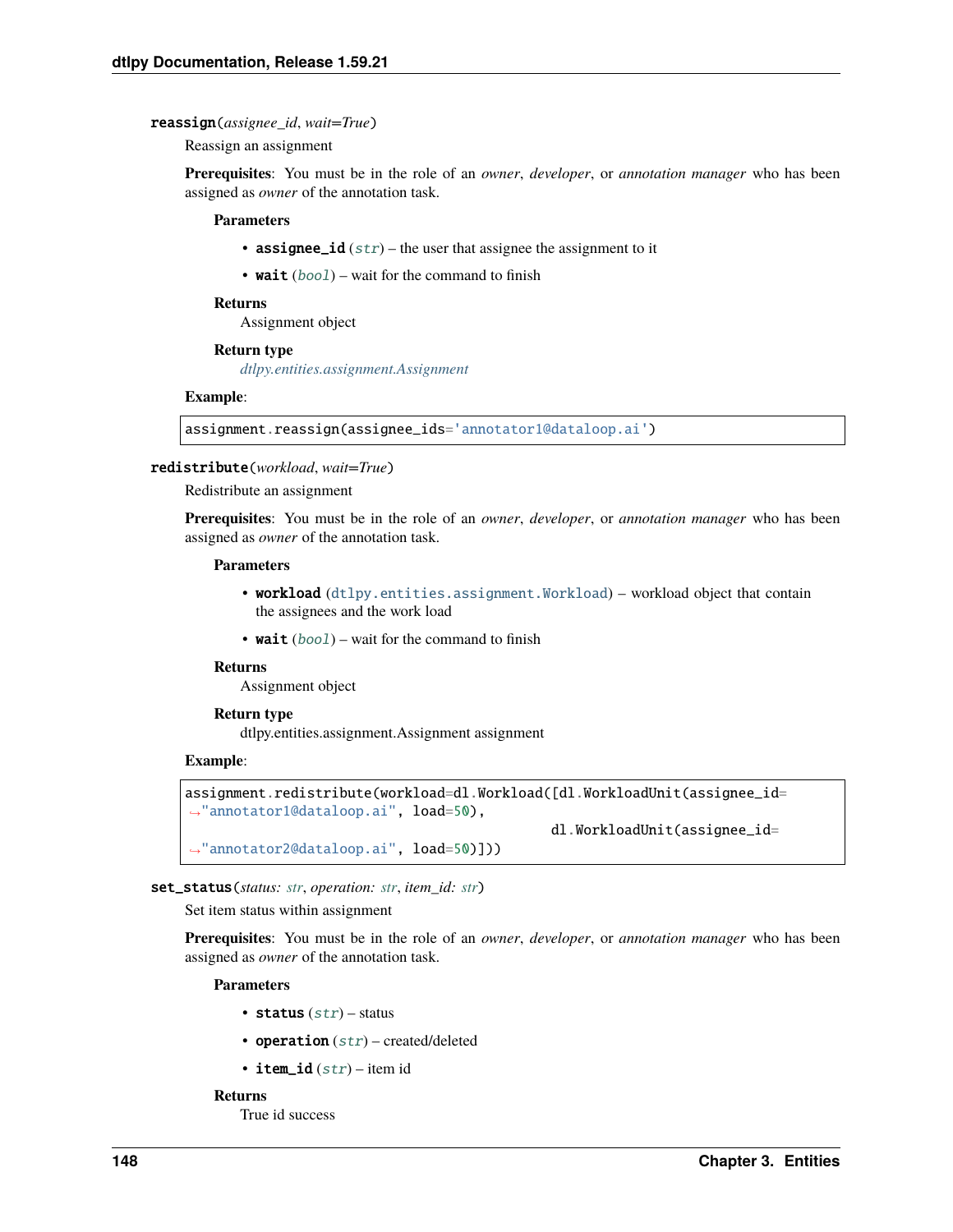**reassign**(*assignee_id*, *wait=True*)

Reassign an assignment

**Prerequisites**: You must be in the role of an *owner*, *developer*, or *annotation manager* who has been assigned as *owner* of the annotation task.

**Parameters**

- **assignee_id** (*str*) – the user that assignee the assignment to it
- **wait** (*bool*) – wait for the command to finish

**Returns**
Assignment object

**Return type**
*dtlpy.entities.assignment.Assignment*

**Example**:

```
assignment.reassign(assignee_ids='annotator1@dataloop.ai')
```

**redistribute**(*workload*, *wait=True*)

Redistribute an assignment

**Prerequisites**: You must be in the role of an *owner*, *developer*, or *annotation manager* who has been assigned as *owner* of the annotation task.

**Parameters**

- **workload** (`dtlpy.entities.assignment.Workload`) – workload object that contain the assignees and the work load
- **wait** (*bool*) – wait for the command to finish

**Returns**
Assignment object

**Return type**
dtlpy.entities.assignment.Assignment assignment

**Example**:

```
assignment.redistribute(workload=dl.Workload([dl.WorkloadUnit(assignee_id=
→"annotator1@dataloop.ai", load=50),
                                                dl.WorkloadUnit(assignee_id=
→"annotator2@dataloop.ai", load=50)]))
```

**set_status**(*status: str*, *operation: str*, *item_id: str*)

Set item status within assignment

**Prerequisites**: You must be in the role of an *owner*, *developer*, or *annotation manager* who has been assigned as *owner* of the annotation task.

**Parameters**

- **status** (*str*) – status
- **operation** (*str*) – created/deleted
- **item_id** (*str*) – item id

**Returns**
True id success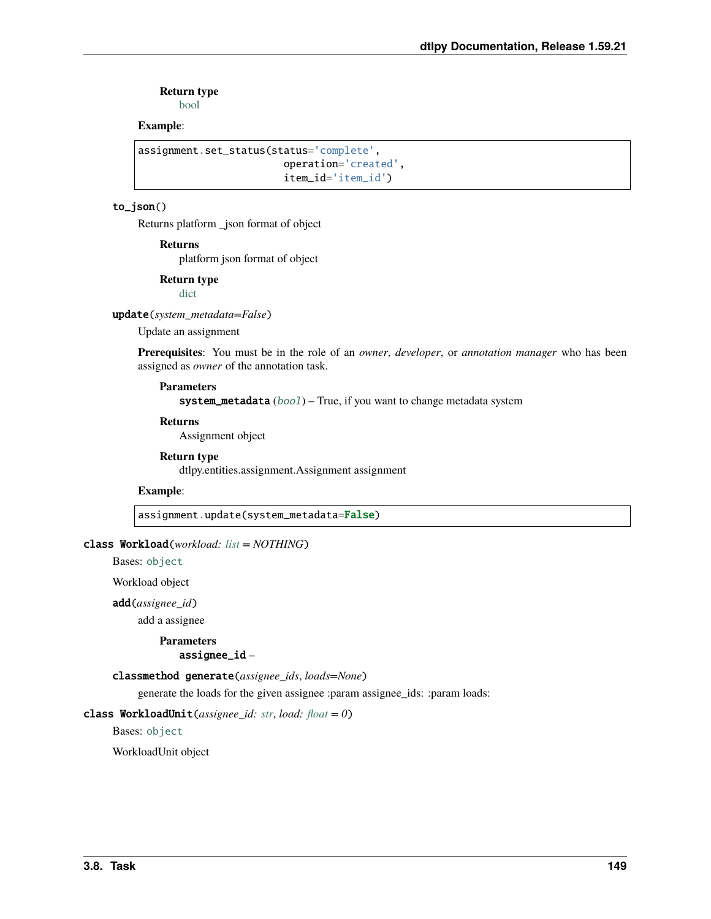**Return type**
bool

**Example**:

```
assignment.set_status(status='complete',
                      operation='created',
                      item_id='item_id')
```

`to_json()`

Returns platform _json format of object

**Returns**
platform json format of object

**Return type**
dict

`update(system_metadata=False)`

Update an assignment

**Prerequisites**: You must be in the role of an *owner*, *developer*, or *annotation manager* who has been assigned as *owner* of the annotation task.

**Parameters**
**system_metadata** (*bool*) – True, if you want to change metadata system

**Returns**
Assignment object

**Return type**
dtlpy.entities.assignment.Assignment assignment

**Example**:

```
assignment.update(system_metadata=False)
```

`class Workload(workload: list = NOTHING)`

Bases: `object`

Workload object

`add(assignee_id)`

add a assignee

**Parameters**
**assignee_id** –

`classmethod generate(assignee_ids, loads=None)`

generate the loads for the given assignee :param assignee_ids: :param loads:

`class WorkloadUnit(assignee_id: str, load: float = 0)`

Bases: `object`

WorkloadUnit object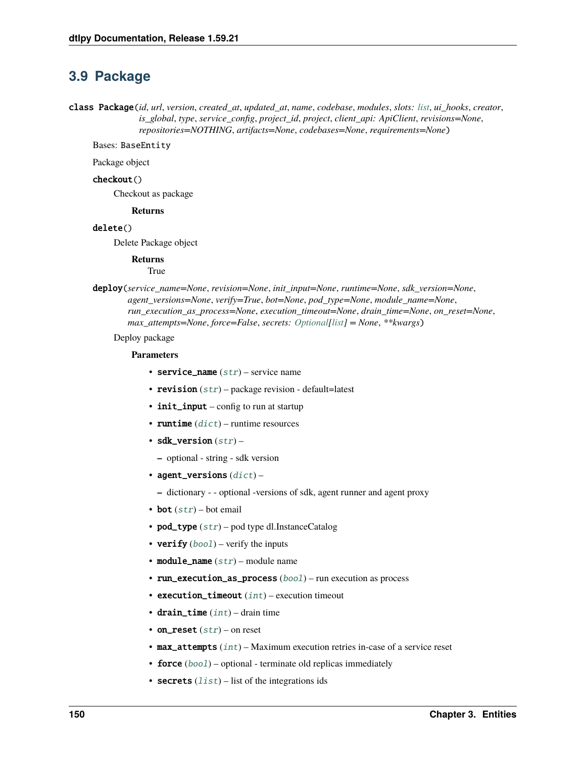## 3.9 Package

**class Package**(*id*, *url*, *version*, *created_at*, *updated_at*, *name*, *codebase*, *modules*, *slots: list*, *ui_hooks*, *creator*, *is_global*, *type*, *service_config*, *project_id*, *project*, *client_api: ApiClient*, *revisions=None*, *repositories=NOTHING*, *artifacts=None*, *codebases=None*, *requirements=None*)

Bases: `BaseEntity`

Package object

**checkout**()

Checkout as package

**Returns**

**delete**()

Delete Package object

**Returns**
True

**deploy**(*service_name=None*, *revision=None*, *init_input=None*, *runtime=None*, *sdk_version=None*, *agent_versions=None*, *verify=True*, *bot=None*, *pod_type=None*, *module_name=None*, *run_execution_as_process=None*, *execution_timeout=None*, *drain_time=None*, *on_reset=None*, *max_attempts=None*, *force=False*, *secrets: Optional[list] = None*, *\*\*kwargs*)

Deploy package

**Parameters**

- **service_name** (*str*) – service name
- **revision** (*str*) – package revision - default=latest
- **init_input** – config to run at startup
- **runtime** (*dict*) – runtime resources
- **sdk_version** (*str*) –
  - optional - string - sdk version
- **agent_versions** (*dict*) –
  - dictionary - - optional -versions of sdk, agent runner and agent proxy
- **bot** (*str*) – bot email
- **pod_type** (*str*) – pod type dl.InstanceCatalog
- **verify** (*bool*) – verify the inputs
- **module_name** (*str*) – module name
- **run_execution_as_process** (*bool*) – run execution as process
- **execution_timeout** (*int*) – execution timeout
- **drain_time** (*int*) – drain time
- **on_reset** (*str*) – on reset
- **max_attempts** (*int*) – Maximum execution retries in-case of a service reset
- **force** (*bool*) – optional - terminate old replicas immediately
- **secrets** (*list*) – list of the integrations ids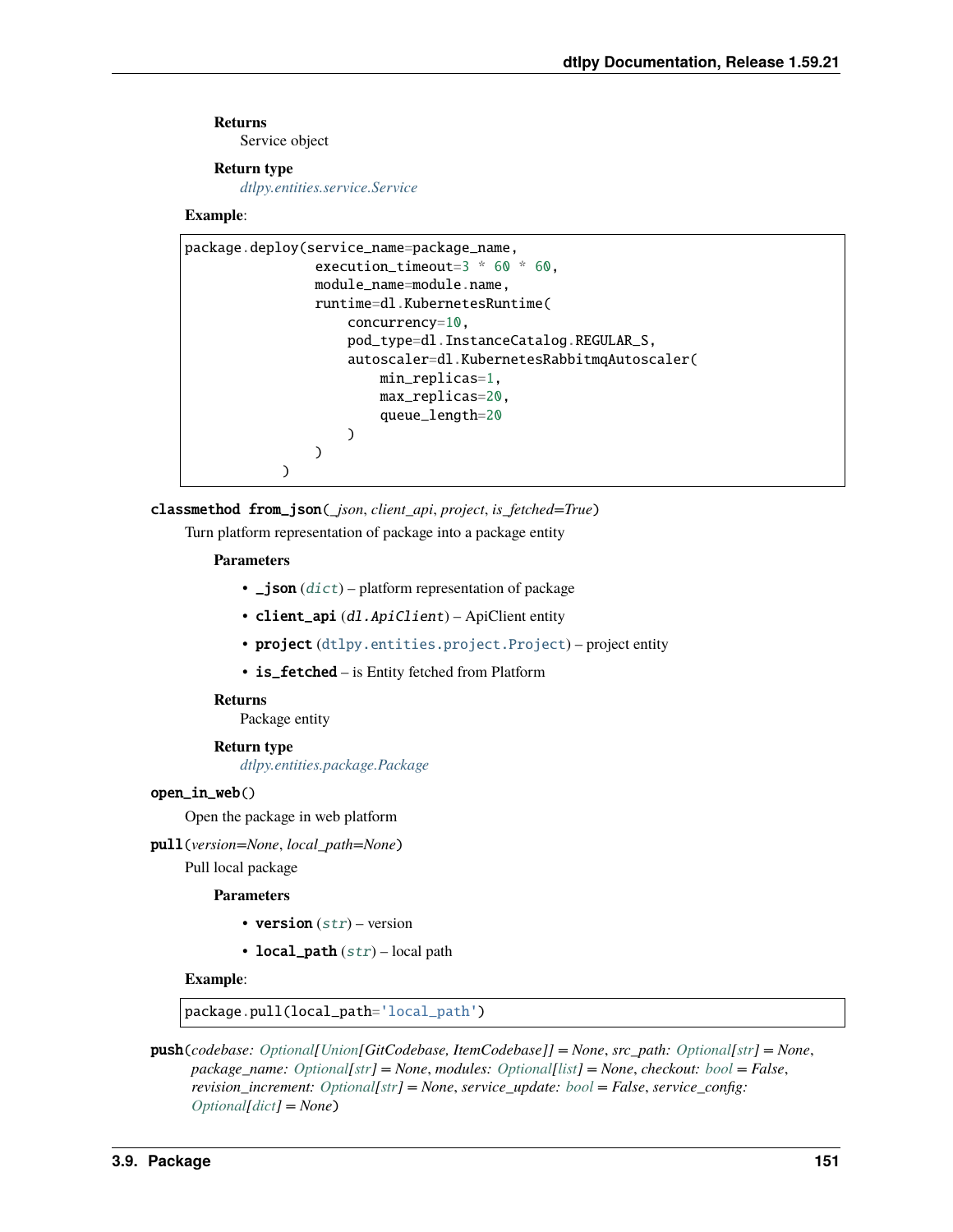**Returns**
Service object

**Return type**
*dtlpy.entities.service.Service*

**Example**:

```
package.deploy(service_name=package_name,
               execution_timeout=3 * 60 * 60,
               module_name=module.name,
               runtime=dl.KubernetesRuntime(
                   concurrency=10,
                   pod_type=dl.InstanceCatalog.REGULAR_S,
                   autoscaler=dl.KubernetesRabbitmqAutoscaler(
                       min_replicas=1,
                       max_replicas=20,
                       queue_length=20
                   )
               )
           )
```

**classmethod from_json**(*_json*, *client_api*, *project*, *is_fetched=True*)

Turn platform representation of package into a package entity

**Parameters**

- **_json** (*dict*) – platform representation of package
- **client_api** (*dl.ApiClient*) – ApiClient entity
- **project** (dtlpy.entities.project.Project) – project entity
- **is_fetched** – is Entity fetched from Platform

**Returns**
Package entity

**Return type**
*dtlpy.entities.package.Package*

**open_in_web**()

Open the package in web platform

**pull**(*version=None*, *local_path=None*)

Pull local package

**Parameters**

- **version** (*str*) – version
- **local_path** (*str*) – local path

**Example**:

```
package.pull(local_path='local_path')
```

**push**(*codebase: Optional[Union[GitCodebase, ItemCodebase]] = None*, *src_path: Optional[str] = None*, *package_name: Optional[str] = None*, *modules: Optional[list] = None*, *checkout: bool = False*, *revision_increment: Optional[str] = None*, *service_update: bool = False*, *service_config: Optional[dict] = None*)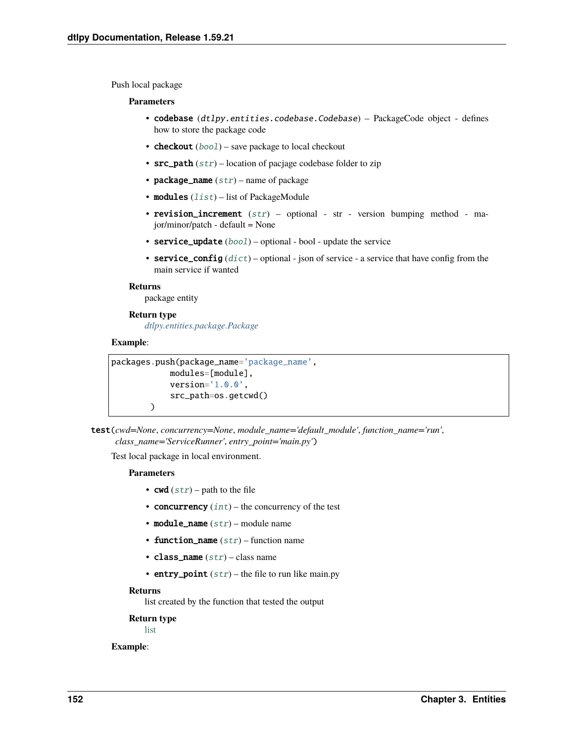Push local package

**Parameters**

- **codebase** (*dtlpy.entities.codebase.Codebase*) – PackageCode object - defines how to store the package code
- **checkout** (*bool*) – save package to local checkout
- **src_path** (*str*) – location of pacjage codebase folder to zip
- **package_name** (*str*) – name of package
- **modules** (*list*) – list of PackageModule
- **revision_increment** (*str*) – optional - str - version bumping method - major/minor/patch - default = None
- **service_update** (*bool*) – optional - bool - update the service
- **service_config** (*dict*) – optional - json of service - a service that have config from the main service if wanted

**Returns**
package entity

**Return type**
*dtlpy.entities.package.Package*

**Example**:

```
packages.push(package_name='package_name',
            modules=[module],
            version='1.0.0',
            src_path=os.getcwd()
        )
```

**test**(*cwd=None*, *concurrency=None*, *module_name='default_module'*, *function_name='run'*, *class_name='ServiceRunner'*, *entry_point='main.py'*)

Test local package in local environment.

**Parameters**

- **cwd** (*str*) – path to the file
- **concurrency** (*int*) – the concurrency of the test
- **module_name** (*str*) – module name
- **function_name** (*str*) – function name
- **class_name** (*str*) – class name
- **entry_point** (*str*) – the file to run like main.py

**Returns**
list created by the function that tested the output

**Return type**
list

**Example**: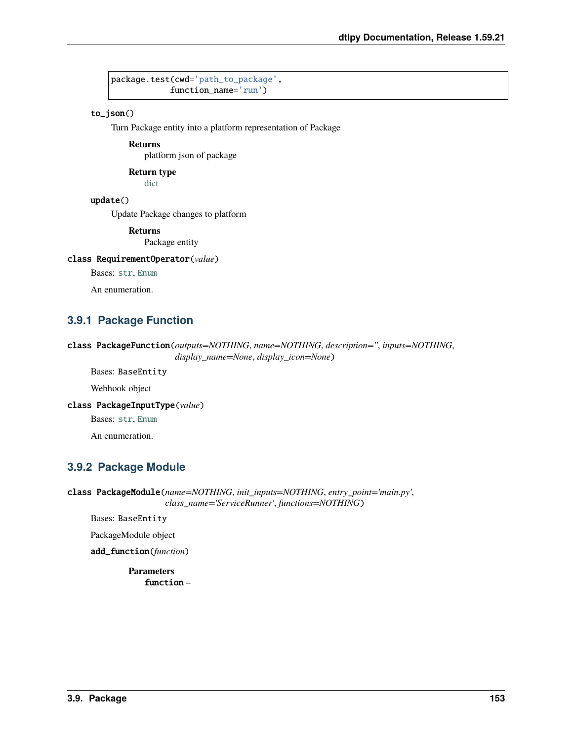```
package.test(cwd='path_to_package',
             function_name='run')
```

**to_json**()

Turn Package entity into a platform representation of Package

**Returns**
platform json of package

**Return type**
dict

**update**()

Update Package changes to platform

**Returns**
Package entity

**class RequirementOperator**(*value*)

Bases: `str`, `Enum`

An enumeration.

### 3.9.1 Package Function

**class PackageFunction**(*outputs=NOTHING*, *name=NOTHING*, *description=''*, *inputs=NOTHING*, *display_name=None*, *display_icon=None*)

Bases: `BaseEntity`

Webhook object

**class PackageInputType**(*value*)

Bases: `str`, `Enum`

An enumeration.

### 3.9.2 Package Module

**class PackageModule**(*name=NOTHING*, *init_inputs=NOTHING*, *entry_point='main.py'*, *class_name='ServiceRunner'*, *functions=NOTHING*)

Bases: `BaseEntity`

PackageModule object

**add_function**(*function*)

**Parameters**
**function** –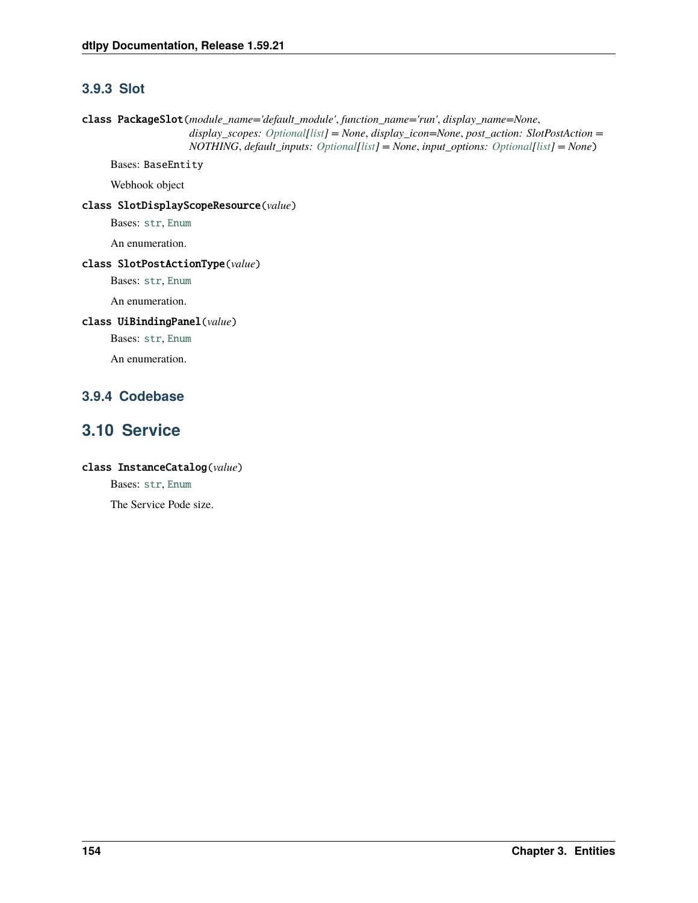### 3.9.3 Slot

**class PackageSlot**(*module_name='default_module'*, *function_name='run'*, *display_name=None*, *display_scopes: Optional[list] = None*, *display_icon=None*, *post_action: SlotPostAction = NOTHING*, *default_inputs: Optional[list] = None*, *input_options: Optional[list] = None*)

Bases: `BaseEntity`

Webhook object

**class SlotDisplayScopeResource**(*value*)

Bases: `str`, `Enum`

An enumeration.

**class SlotPostActionType**(*value*)

Bases: `str`, `Enum`

An enumeration.

**class UiBindingPanel**(*value*)

Bases: `str`, `Enum`

An enumeration.

### 3.9.4 Codebase

## 3.10 Service

**class InstanceCatalog**(*value*)

Bases: `str`, `Enum`

The Service Pode size.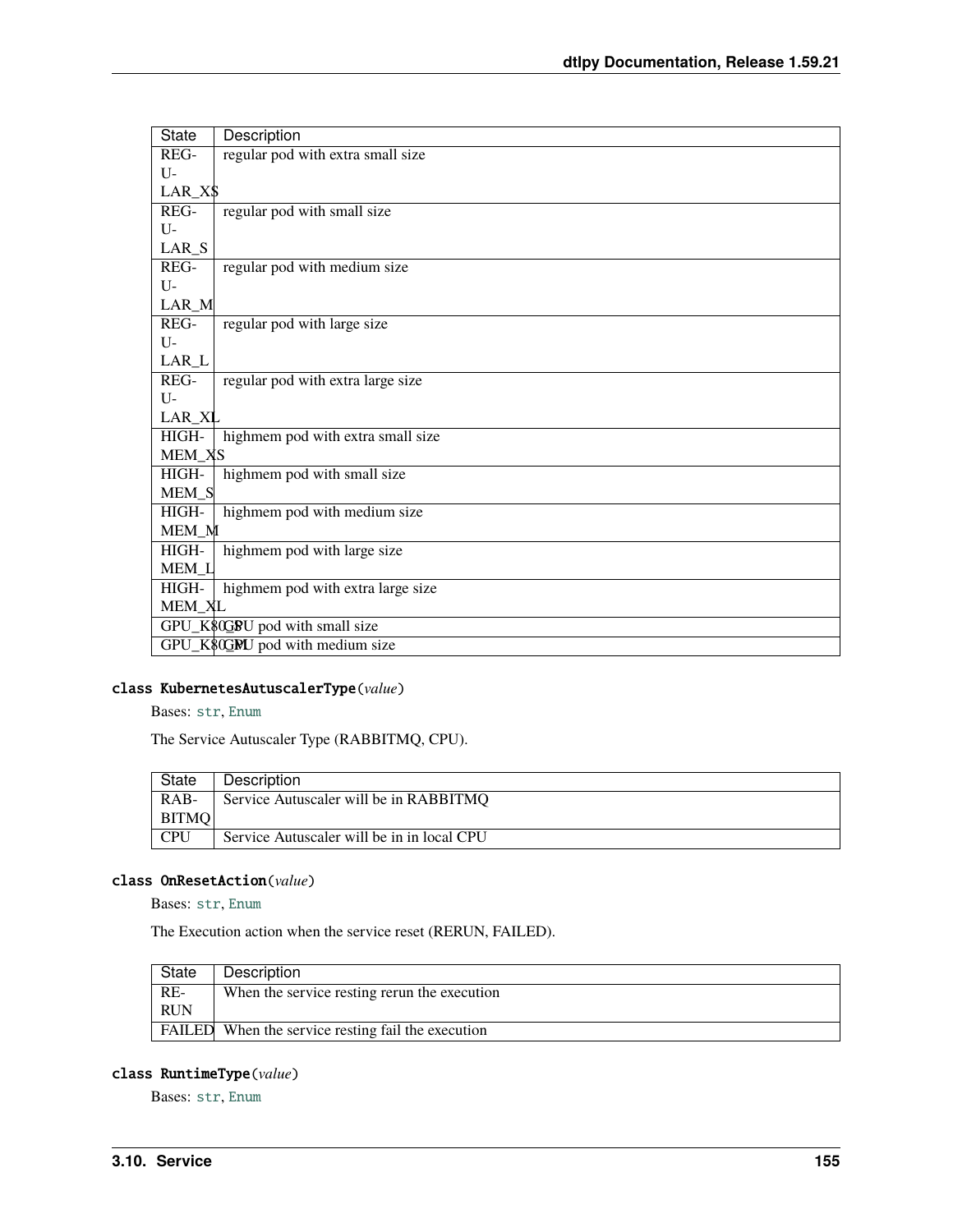| State | Description |
|---|---|
| REGULAR_XS | regular pod with extra small size |
| REGULAR_S | regular pod with small size |
| REGULAR_M | regular pod with medium size |
| REGULAR_L | regular pod with large size |
| REGULAR_XL | regular pod with extra large size |
| HIGHMEM_XS | highmem pod with extra small size |
| HIGHMEM_S | highmem pod with small size |
| HIGHMEM_M | highmem pod with medium size |
| HIGHMEM_L | highmem pod with large size |
| HIGHMEM_XL | highmem pod with extra large size |
| GPU_K80_S | GPU pod with small size |
| GPU_K80_M | GPU pod with medium size |

### class KubernetesAutuscalerType(*value*)

Bases: str, Enum

The Service Autuscaler Type (RABBITMQ, CPU).

| State | Description |
|---|---|
| RABBITMQ | Service Autuscaler will be in RABBITMQ |
| CPU | Service Autuscaler will be in in local CPU |

### class OnResetAction(*value*)

Bases: str, Enum

The Execution action when the service reset (RERUN, FAILED).

| State | Description |
|---|---|
| RERUN | When the service resting rerun the execution |
| FAILED | When the service resting fail the execution |

### class RuntimeType(*value*)

Bases: str, Enum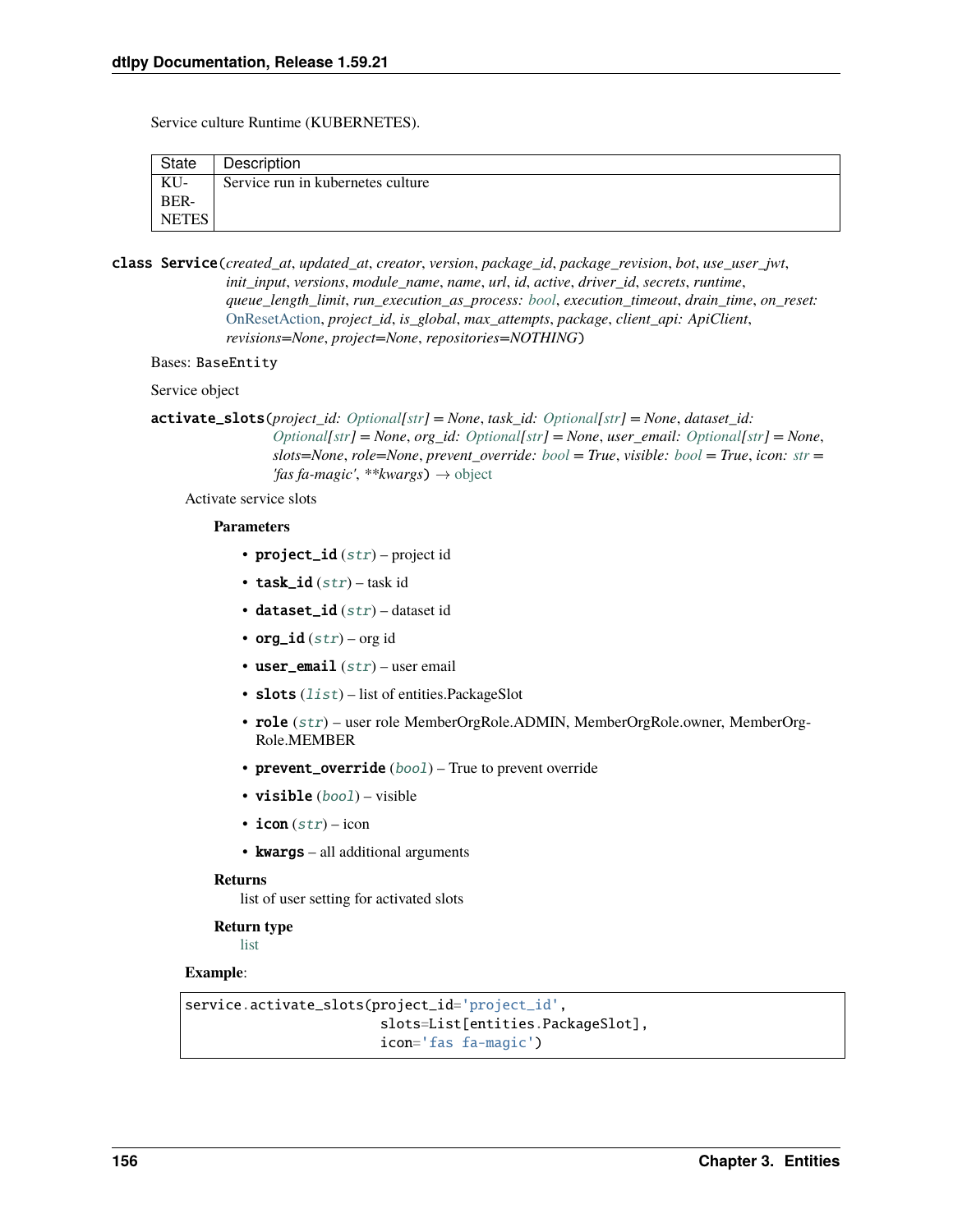Service culture Runtime (KUBERNETES).

| State | Description |
| --- | --- |
| KUBERNETES | Service run in kubernetes culture |

**class Service**(*created_at*, *updated_at*, *creator*, *version*, *package_id*, *package_revision*, *bot*, *use_user_jwt*, *init_input*, *versions*, *module_name*, *name*, *url*, *id*, *active*, *driver_id*, *secrets*, *runtime*, *queue_length_limit*, *run_execution_as_process: bool*, *execution_timeout*, *drain_time*, *on_reset: OnResetAction*, *project_id*, *is_global*, *max_attempts*, *package*, *client_api: ApiClient*, *revisions=None*, *project=None*, *repositories=NOTHING*)

Bases: `BaseEntity`

Service object

**activate_slots**(*project_id: Optional[str] = None*, *task_id: Optional[str] = None*, *dataset_id: Optional[str] = None*, *org_id: Optional[str] = None*, *user_email: Optional[str] = None*, *slots=None*, *role=None*, *prevent_override: bool = True*, *visible: bool = True*, *icon: str = 'fas fa-magic'*, *\*\*kwargs*) → object

Activate service slots

**Parameters**

- **project_id** (*str*) – project id
- **task_id** (*str*) – task id
- **dataset_id** (*str*) – dataset id
- **org_id** (*str*) – org id
- **user_email** (*str*) – user email
- **slots** (*list*) – list of entities.PackageSlot
- **role** (*str*) – user role MemberOrgRole.ADMIN, MemberOrgRole.owner, MemberOrgRole.MEMBER
- **prevent_override** (*bool*) – True to prevent override
- **visible** (*bool*) – visible
- **icon** (*str*) – icon
- **kwargs** – all additional arguments

**Returns**

list of user setting for activated slots

**Return type**

list

**Example**:

```
service.activate_slots(project_id='project_id',
                       slots=List[entities.PackageSlot],
                       icon='fas fa-magic')
```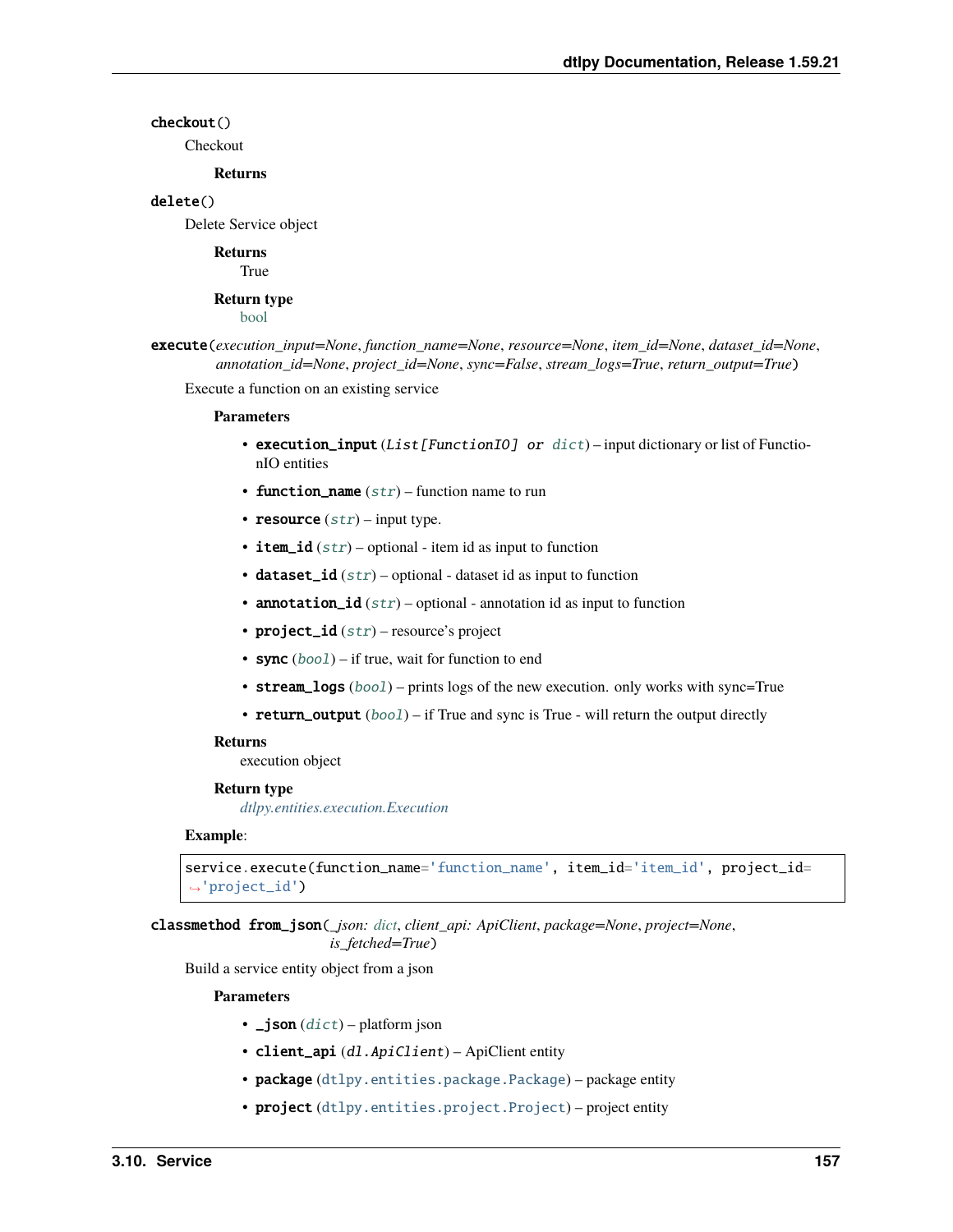**checkout()**

Checkout

**Returns**

**delete()**

Delete Service object

**Returns**
True

**Return type**
bool

**execute**(*execution_input=None*, *function_name=None*, *resource=None*, *item_id=None*, *dataset_id=None*, *annotation_id=None*, *project_id=None*, *sync=False*, *stream_logs=True*, *return_output=True*)

Execute a function on an existing service

**Parameters**

- **execution_input** (*List[FunctionIO] or dict*) – input dictionary or list of FunctionIO entities
- **function_name** (*str*) – function name to run
- **resource** (*str*) – input type.
- **item_id** (*str*) – optional - item id as input to function
- **dataset_id** (*str*) – optional - dataset id as input to function
- **annotation_id** (*str*) – optional - annotation id as input to function
- **project_id** (*str*) – resource's project
- **sync** (*bool*) – if true, wait for function to end
- **stream_logs** (*bool*) – prints logs of the new execution. only works with sync=True
- **return_output** (*bool*) – if True and sync is True - will return the output directly

**Returns**
execution object

**Return type**
*dtlpy.entities.execution.Execution*

**Example**:

```
service.execute(function_name='function_name', item_id='item_id', project_id=
→'project_id')
```

**classmethod from_json**(*_json: dict*, *client_api: ApiClient*, *package=None*, *project=None*, *is_fetched=True*)

Build a service entity object from a json

**Parameters**

- **_json** (*dict*) – platform json
- **client_api** (*dl.ApiClient*) – ApiClient entity
- **package** (dtlpy.entities.package.Package) – package entity
- **project** (dtlpy.entities.project.Project) – project entity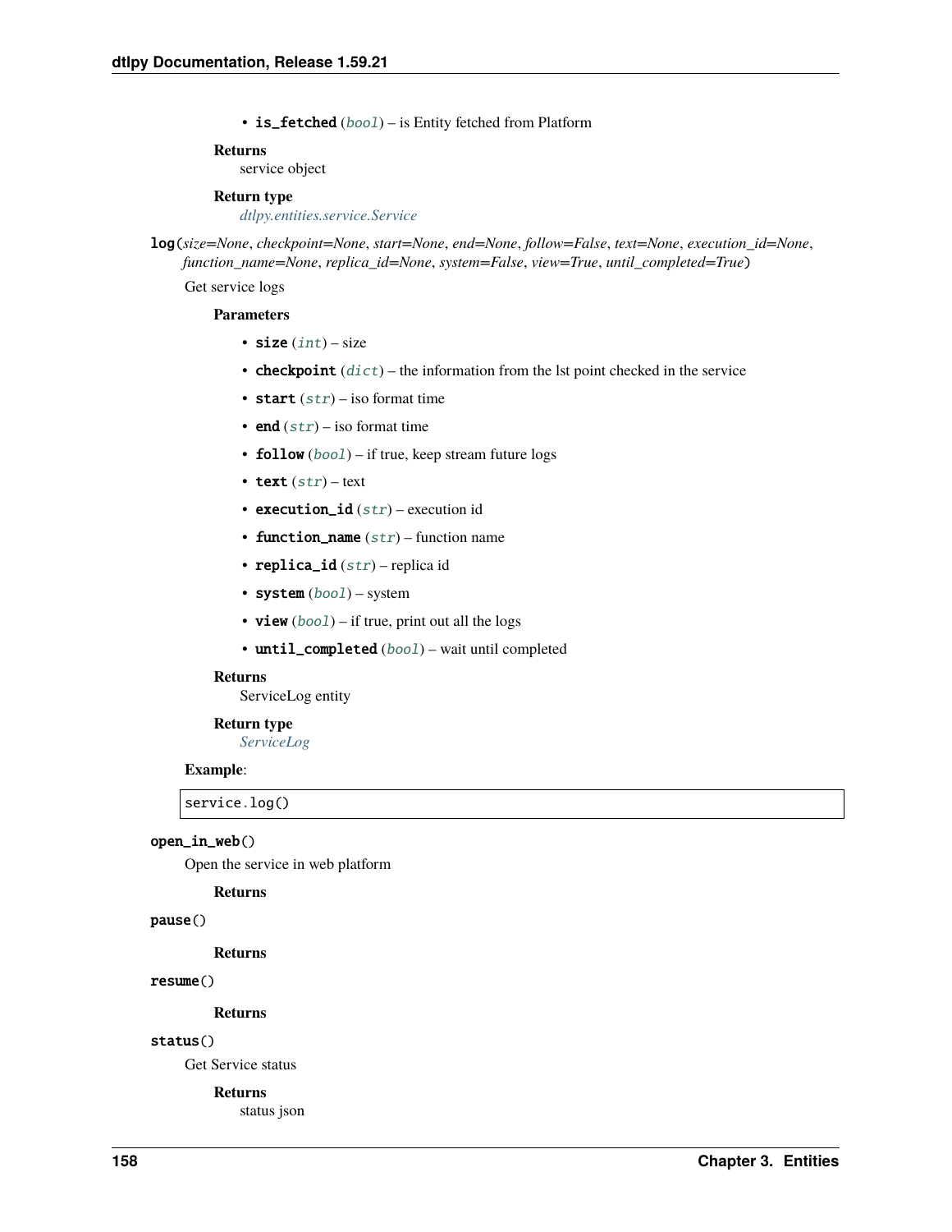- **is_fetched** (*bool*) – is Entity fetched from Platform

**Returns**
service object

**Return type**
*dtlpy.entities.service.Service*

**log**(*size=None*, *checkpoint=None*, *start=None*, *end=None*, *follow=False*, *text=None*, *execution_id=None*, *function_name=None*, *replica_id=None*, *system=False*, *view=True*, *until_completed=True*)

Get service logs

**Parameters**

- **size** (*int*) – size
- **checkpoint** (*dict*) – the information from the lst point checked in the service
- **start** (*str*) – iso format time
- **end** (*str*) – iso format time
- **follow** (*bool*) – if true, keep stream future logs
- **text** (*str*) – text
- **execution_id** (*str*) – execution id
- **function_name** (*str*) – function name
- **replica_id** (*str*) – replica id
- **system** (*bool*) – system
- **view** (*bool*) – if true, print out all the logs
- **until_completed** (*bool*) – wait until completed

**Returns**
ServiceLog entity

**Return type**
*ServiceLog*

**Example**:

```
service.log()
```

**open_in_web**()

Open the service in web platform

**Returns**

**pause**()

**Returns**

**resume**()

**Returns**

**status**()

Get Service status

**Returns**
status json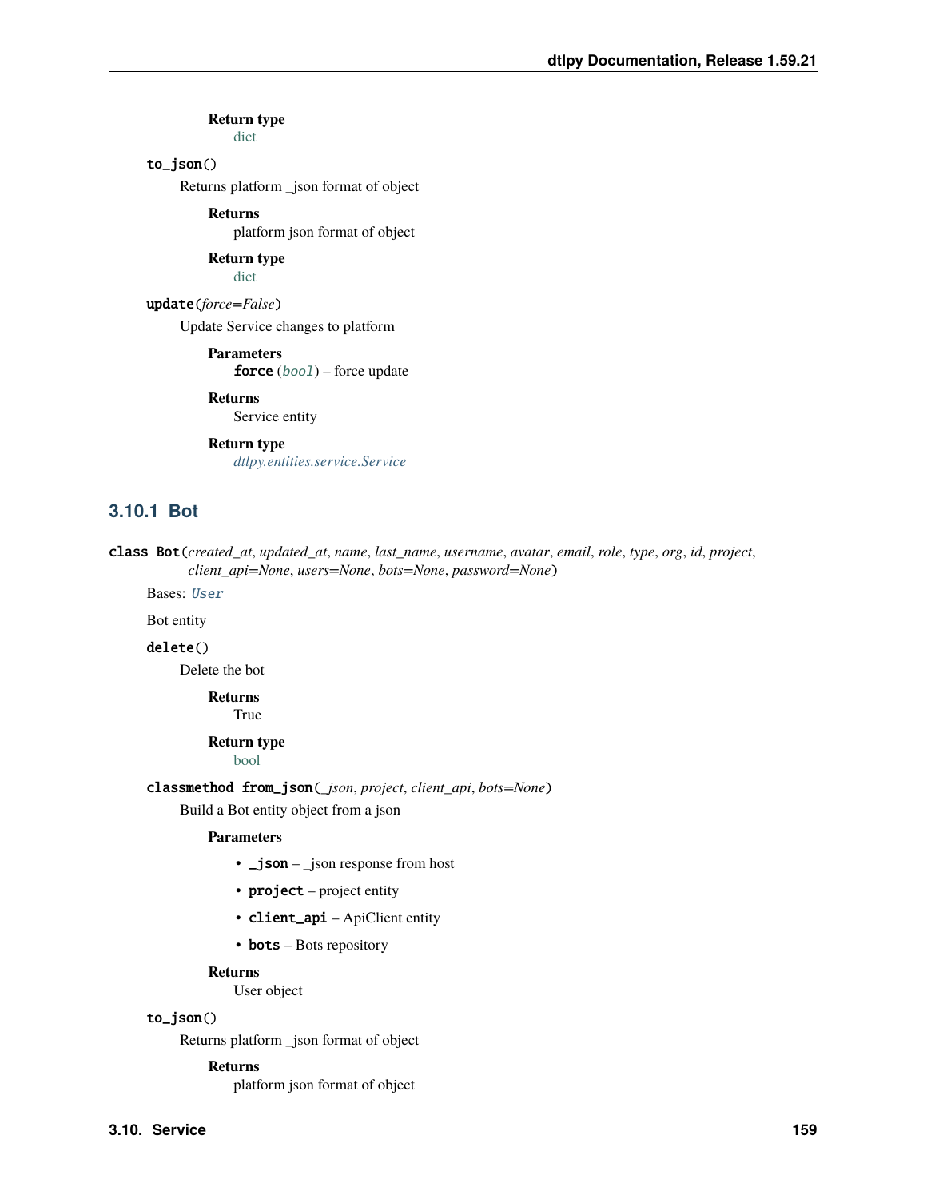**Return type**
dict

`to_json()`

Returns platform _json format of object

**Returns**
platform json format of object

**Return type**
dict

`update(force=False)`

Update Service changes to platform

**Parameters**
**force** (*bool*) – force update

**Returns**
Service entity

**Return type**
*dtlpy.entities.service.Service*

### 3.10.1 Bot

`class Bot(created_at, updated_at, name, last_name, username, avatar, email, role, type, org, id, project, client_api=None, users=None, bots=None, password=None)`

Bases: `User`

Bot entity

`delete()`

Delete the bot

**Returns**
True

**Return type**
bool

`classmethod from_json(_json, project, client_api, bots=None)`

Build a Bot entity object from a json

**Parameters**

- **_json** – _json response from host
- **project** – project entity
- **client_api** – ApiClient entity
- **bots** – Bots repository

**Returns**
User object

`to_json()`

Returns platform _json format of object

**Returns**
platform json format of object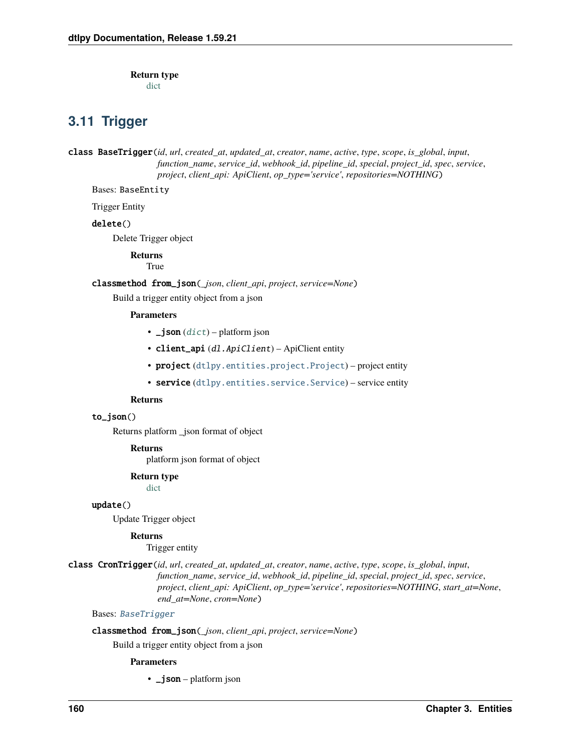**Return type**
dict

## 3.11 Trigger

**class BaseTrigger**(*id*, *url*, *created_at*, *updated_at*, *creator*, *name*, *active*, *type*, *scope*, *is_global*, *input*, *function_name*, *service_id*, *webhook_id*, *pipeline_id*, *special*, *project_id*, *spec*, *service*, *project*, *client_api: ApiClient*, *op_type='service'*, *repositories=NOTHING*)

Bases: `BaseEntity`

Trigger Entity

**delete**()

Delete Trigger object

**Returns**
True

**classmethod from_json**(*_json*, *client_api*, *project*, *service=None*)

Build a trigger entity object from a json

**Parameters**

- **_json** (*dict*) – platform json
- **client_api** (*dl.ApiClient*) – ApiClient entity
- **project** (`dtlpy.entities.project.Project`) – project entity
- **service** (`dtlpy.entities.service.Service`) – service entity

**Returns**

**to_json**()

Returns platform _json format of object

**Returns**
platform json format of object

**Return type**
dict

**update**()

Update Trigger object

**Returns**
Trigger entity

**class CronTrigger**(*id*, *url*, *created_at*, *updated_at*, *creator*, *name*, *active*, *type*, *scope*, *is_global*, *input*, *function_name*, *service_id*, *webhook_id*, *pipeline_id*, *special*, *project_id*, *spec*, *service*, *project*, *client_api: ApiClient*, *op_type='service'*, *repositories=NOTHING*, *start_at=None*, *end_at=None*, *cron=None*)

Bases: *BaseTrigger*

**classmethod from_json**(*_json*, *client_api*, *project*, *service=None*)

Build a trigger entity object from a json

**Parameters**

- **_json** – platform json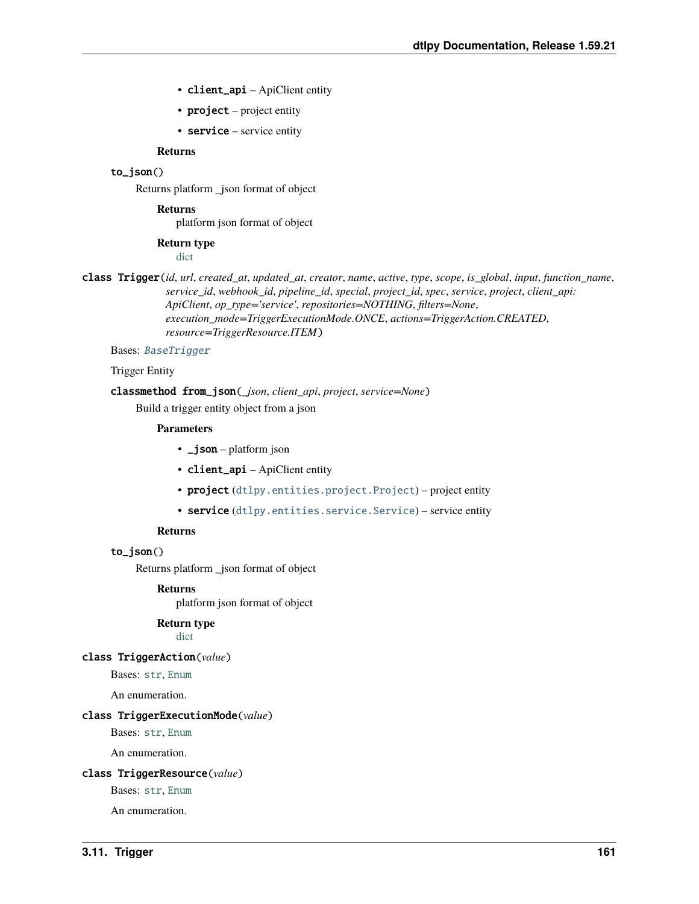- **client_api** – ApiClient entity
- **project** – project entity
- **service** – service entity

**Returns**

`to_json()`

Returns platform _json format of object

**Returns**
platform json format of object

**Return type**
dict

**class Trigger**(*id*, *url*, *created_at*, *updated_at*, *creator*, *name*, *active*, *type*, *scope*, *is_global*, *input*, *function_name*, *service_id*, *webhook_id*, *pipeline_id*, *special*, *project_id*, *spec*, *service*, *project*, *client_api: ApiClient*, *op_type='service'*, *repositories=NOTHING*, *filters=None*, *execution_mode=TriggerExecutionMode.ONCE*, *actions=TriggerAction.CREATED*, *resource=TriggerResource.ITEM*)

Bases: *BaseTrigger*

Trigger Entity

**classmethod from_json**(*_json*, *client_api*, *project*, *service=None*)

Build a trigger entity object from a json

**Parameters**

- **_json** – platform json
- **client_api** – ApiClient entity
- **project** (`dtlpy.entities.project.Project`) – project entity
- **service** (`dtlpy.entities.service.Service`) – service entity

**Returns**

`to_json()`

Returns platform _json format of object

**Returns**
platform json format of object

**Return type**
dict

**class TriggerAction**(*value*)

Bases: `str`, `Enum`

An enumeration.

**class TriggerExecutionMode**(*value*)

Bases: `str`, `Enum`

An enumeration.

**class TriggerResource**(*value*)

Bases: `str`, `Enum`

An enumeration.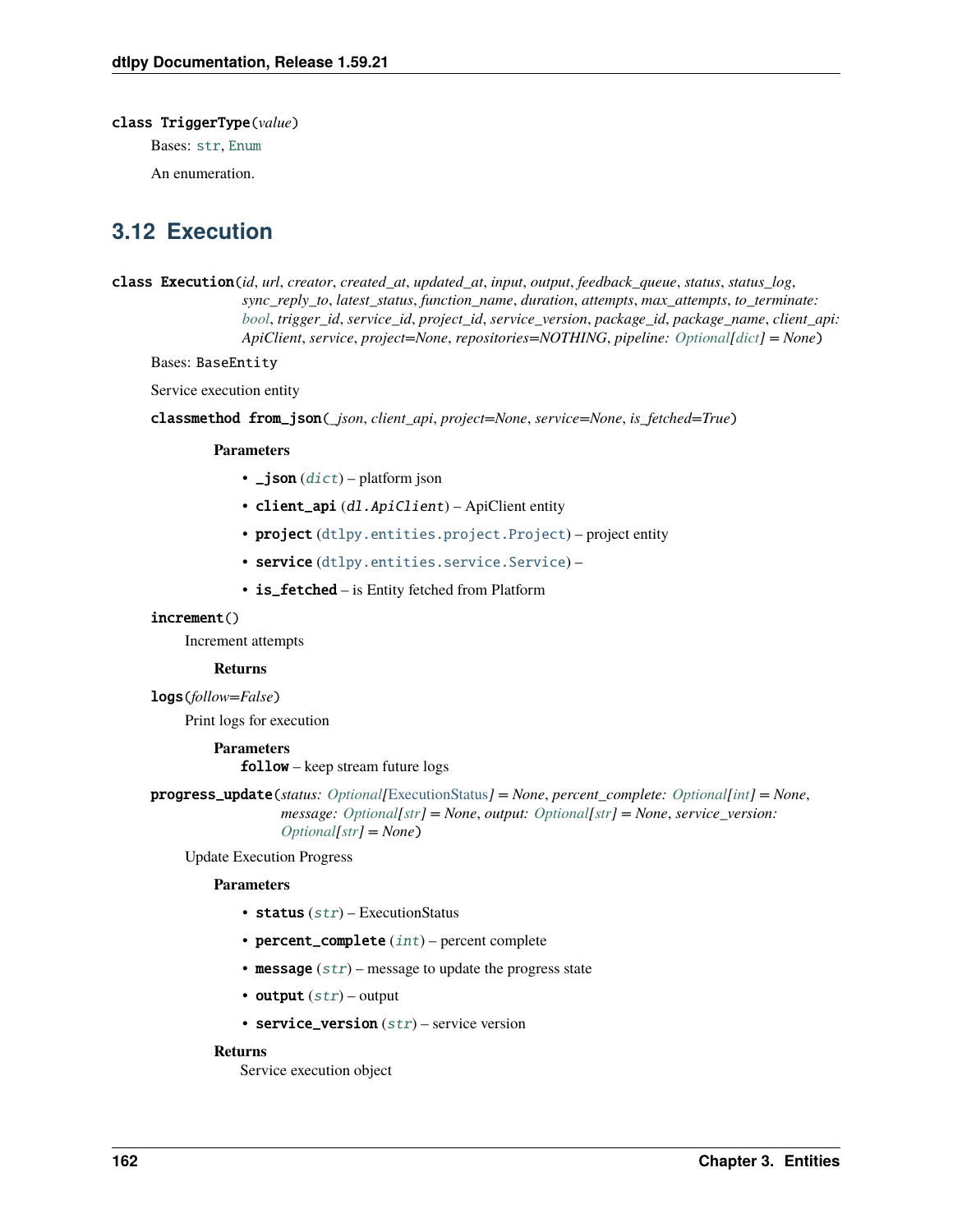**class TriggerType**(*value*)

Bases: str, Enum

An enumeration.

## 3.12 Execution

**class Execution**(*id, url, creator, created_at, updated_at, input, output, feedback_queue, status, status_log, sync_reply_to, latest_status, function_name, duration, attempts, max_attempts, to_terminate: bool, trigger_id, service_id, project_id, service_version, package_id, package_name, client_api: ApiClient, service, project=None, repositories=NOTHING, pipeline: Optional[dict] = None*)

Bases: BaseEntity

Service execution entity

**classmethod from_json**(*_json, client_api, project=None, service=None, is_fetched=True*)

**Parameters**

- **_json** (*dict*) – platform json
- **client_api** (*dl.ApiClient*) – ApiClient entity
- **project** (dtlpy.entities.project.Project) – project entity
- **service** (dtlpy.entities.service.Service) –
- **is_fetched** – is Entity fetched from Platform

**increment**()

Increment attempts

**Returns**

**logs**(*follow=False*)

Print logs for execution

**Parameters**

**follow** – keep stream future logs

**progress_update**(*status: Optional[ExecutionStatus] = None, percent_complete: Optional[int] = None, message: Optional[str] = None, output: Optional[str] = None, service_version: Optional[str] = None*)

Update Execution Progress

**Parameters**

- **status** (*str*) – ExecutionStatus
- **percent_complete** (*int*) – percent complete
- **message** (*str*) – message to update the progress state
- **output** (*str*) – output
- **service_version** (*str*) – service version

**Returns**

Service execution object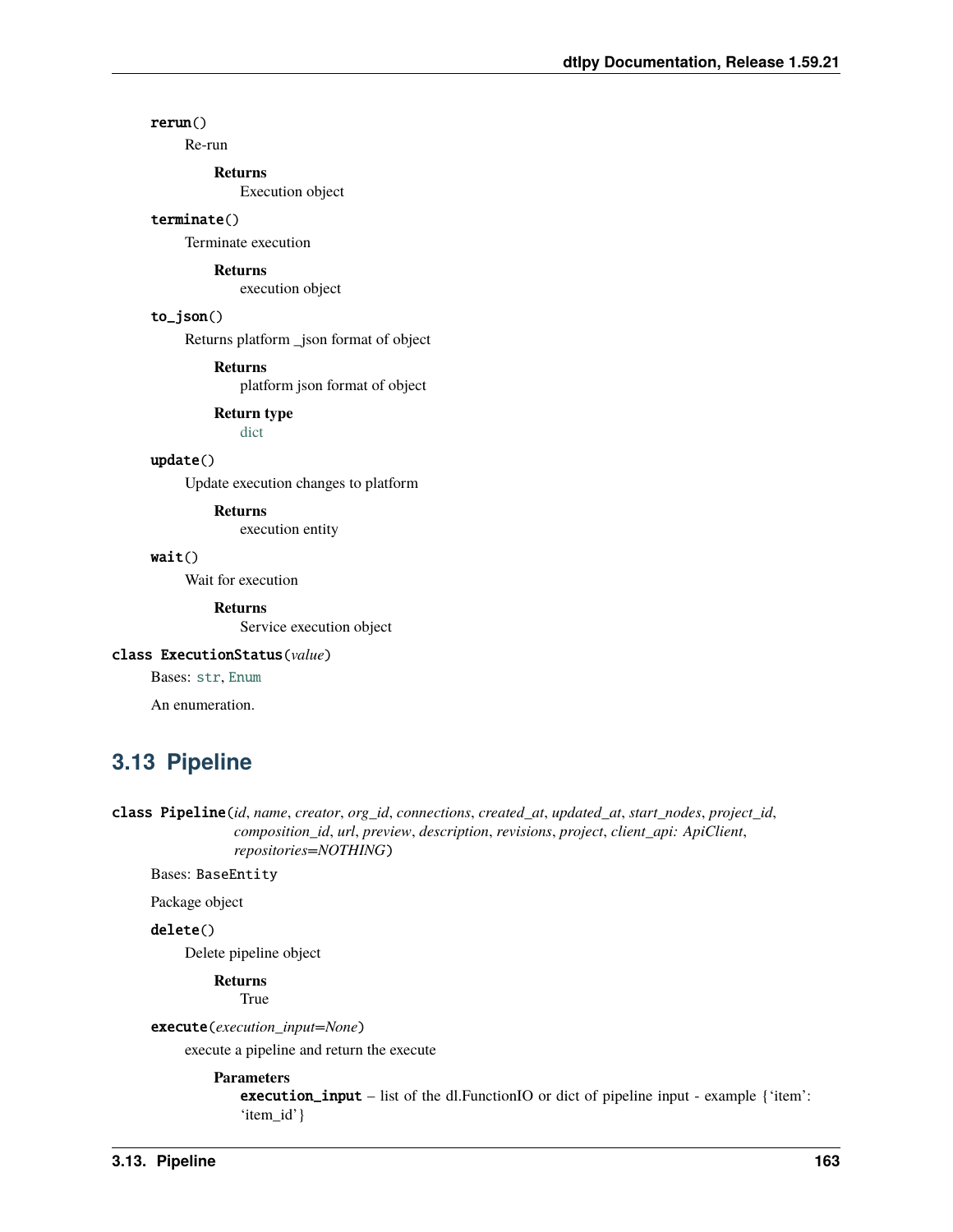**rerun()**

Re-run

**Returns**
Execution object

**terminate()**

Terminate execution

**Returns**
execution object

**to_json()**

Returns platform _json format of object

**Returns**
platform json format of object

**Return type**
dict

**update()**

Update execution changes to platform

**Returns**
execution entity

**wait()**

Wait for execution

**Returns**
Service execution object

**class ExecutionStatus**(*value*)

Bases: `str`, `Enum`

An enumeration.

## 3.13 Pipeline

**class Pipeline**(*id*, *name*, *creator*, *org_id*, *connections*, *created_at*, *updated_at*, *start_nodes*, *project_id*, *composition_id*, *url*, *preview*, *description*, *revisions*, *project*, *client_api: ApiClient*, *repositories=NOTHING*)

Bases: `BaseEntity`

Package object

**delete()**

Delete pipeline object

**Returns**
True

**execute**(*execution_input=None*)

execute a pipeline and return the execute

**Parameters**
**execution_input** – list of the dl.FunctionIO or dict of pipeline input - example {'item': 'item_id'}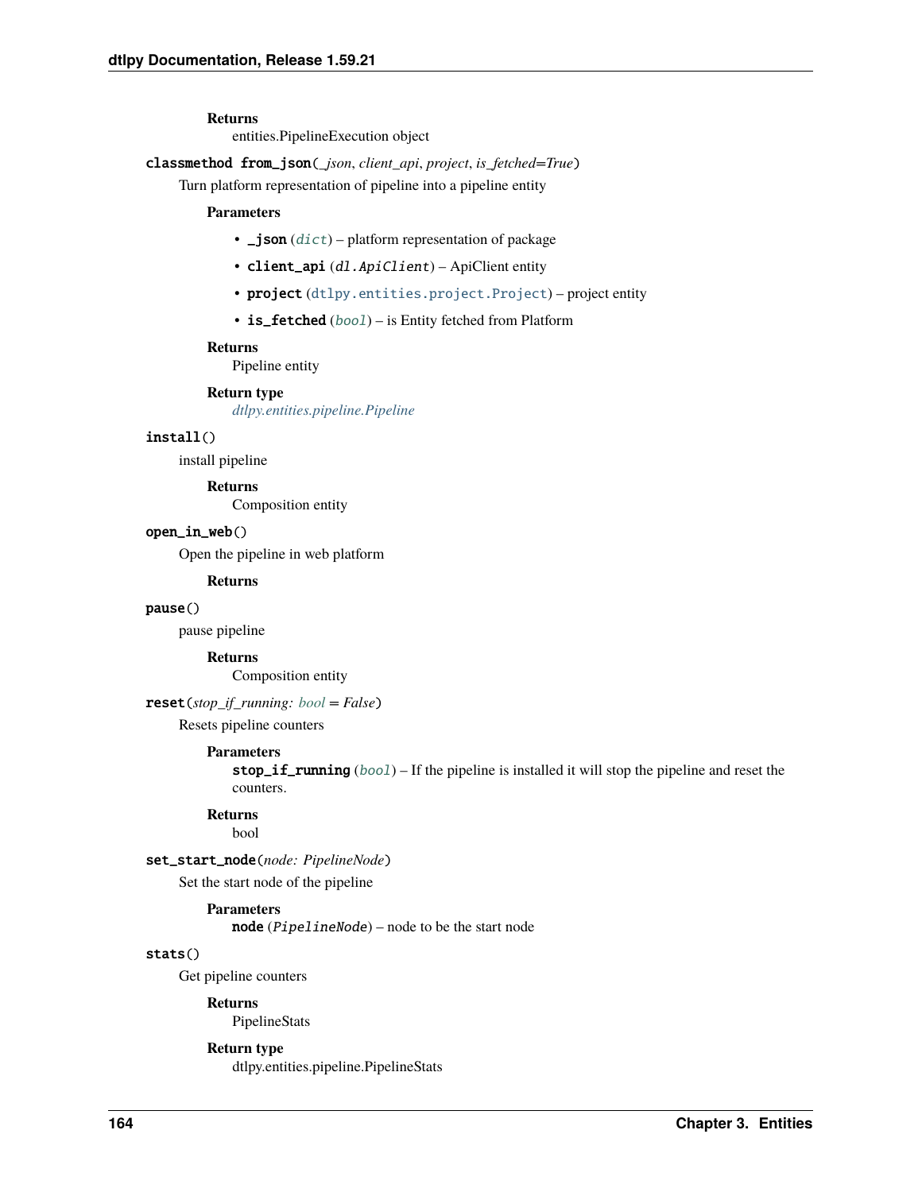**Returns**
entities.PipelineExecution object

**classmethod from_json**(*_json*, *client_api*, *project*, *is_fetched=True*)

Turn platform representation of pipeline into a pipeline entity

**Parameters**

- **_json** (*dict*) – platform representation of package
- **client_api** (*dl.ApiClient*) – ApiClient entity
- **project** (dtlpy.entities.project.Project) – project entity
- **is_fetched** (*bool*) – is Entity fetched from Platform

**Returns**
Pipeline entity

**Return type**
*dtlpy.entities.pipeline.Pipeline*

**install**()

install pipeline

**Returns**
Composition entity

**open_in_web**()

Open the pipeline in web platform

**Returns**

**pause**()

pause pipeline

**Returns**
Composition entity

**reset**(*stop_if_running: bool = False*)

Resets pipeline counters

**Parameters**
**stop_if_running** (*bool*) – If the pipeline is installed it will stop the pipeline and reset the counters.

**Returns**
bool

**set_start_node**(*node: PipelineNode*)

Set the start node of the pipeline

**Parameters**
**node** (*PipelineNode*) – node to be the start node

**stats**()

Get pipeline counters

**Returns**
PipelineStats

**Return type**
dtlpy.entities.pipeline.PipelineStats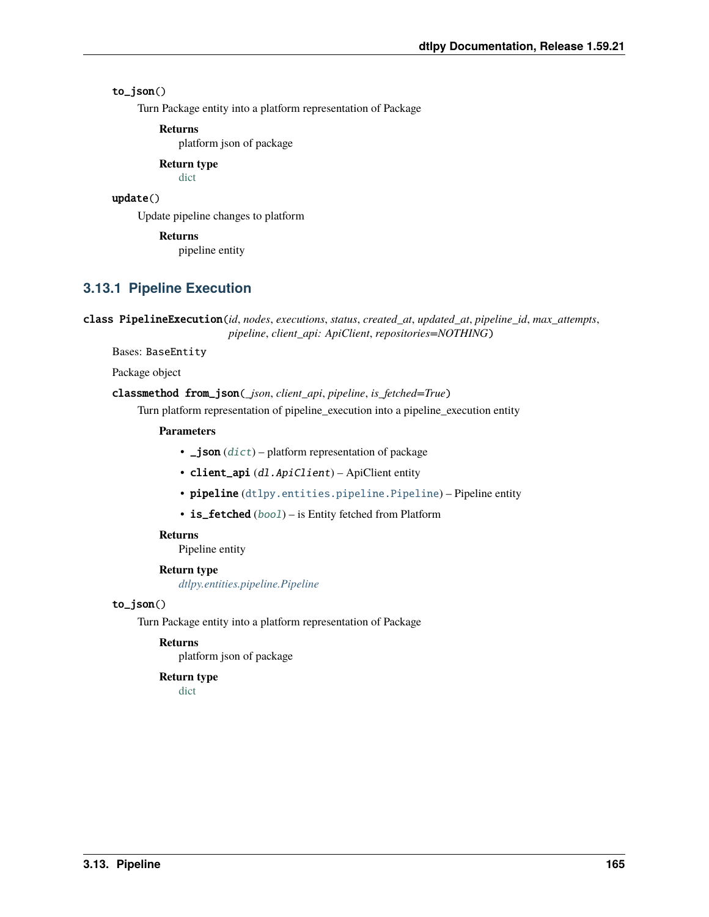**to_json()**

Turn Package entity into a platform representation of Package

**Returns**
platform json of package

**Return type**
dict

**update()**

Update pipeline changes to platform

**Returns**
pipeline entity

### 3.13.1 Pipeline Execution

**class PipelineExecution**(*id, nodes, executions, status, created_at, updated_at, pipeline_id, max_attempts, pipeline, client_api: ApiClient, repositories=NOTHING*)

Bases: `BaseEntity`

Package object

**classmethod from_json**(*_json, client_api, pipeline, is_fetched=True*)

Turn platform representation of pipeline_execution into a pipeline_execution entity

**Parameters**

- **_json** (*dict*) – platform representation of package
- **client_api** (*dl.ApiClient*) – ApiClient entity
- **pipeline** (`dtlpy.entities.pipeline.Pipeline`) – Pipeline entity
- **is_fetched** (*bool*) – is Entity fetched from Platform

**Returns**
Pipeline entity

**Return type**
*dtlpy.entities.pipeline.Pipeline*

**to_json()**

Turn Package entity into a platform representation of Package

**Returns**
platform json of package

**Return type**
dict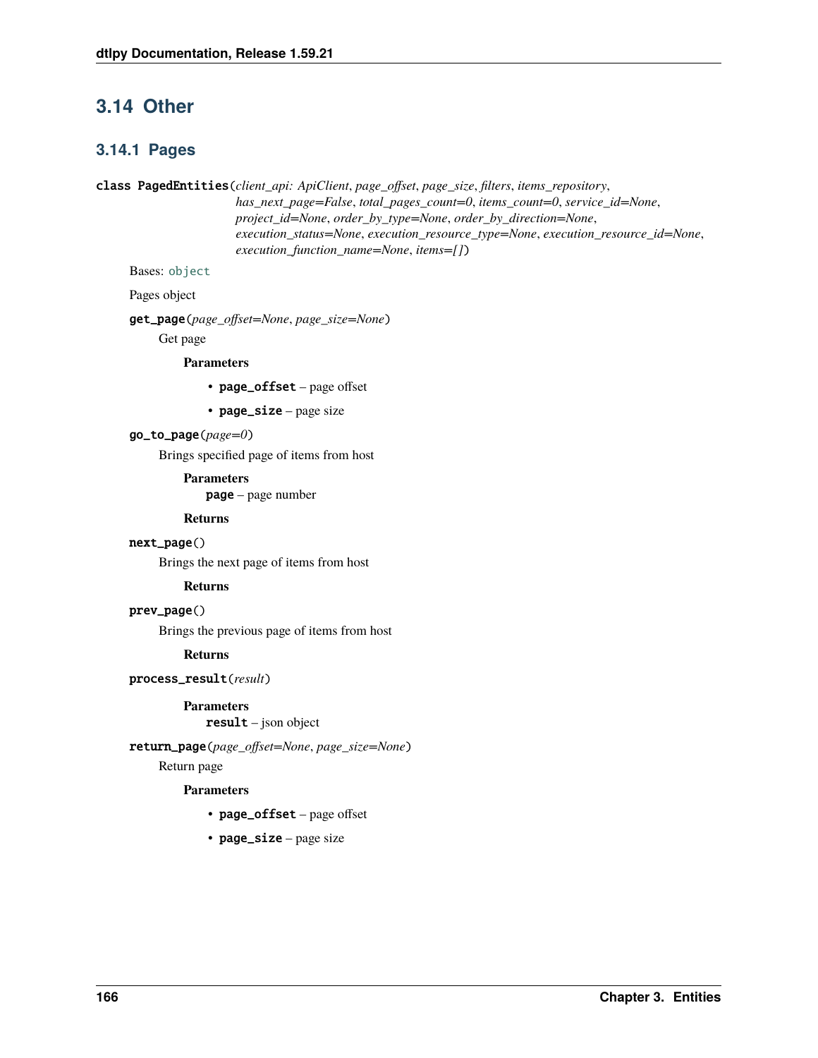## 3.14 Other

### 3.14.1 Pages

**class PagedEntities**(*client_api: ApiClient*, *page_offset*, *page_size*, *filters*, *items_repository*, *has_next_page=False*, *total_pages_count=0*, *items_count=0*, *service_id=None*, *project_id=None*, *order_by_type=None*, *order_by_direction=None*, *execution_status=None*, *execution_resource_type=None*, *execution_resource_id=None*, *execution_function_name=None*, *items=[]*)

Bases: `object`

Pages object

**get_page**(*page_offset=None*, *page_size=None*)

Get page

**Parameters**

- **page_offset** – page offset
- **page_size** – page size

**go_to_page**(*page=0*)

Brings specified page of items from host

**Parameters**

**page** – page number

**Returns**

**next_page**()

Brings the next page of items from host

**Returns**

**prev_page**()

Brings the previous page of items from host

**Returns**

**process_result**(*result*)

**Parameters**

**result** – json object

**return_page**(*page_offset=None*, *page_size=None*)

Return page

**Parameters**

- **page_offset** – page offset
- **page_size** – page size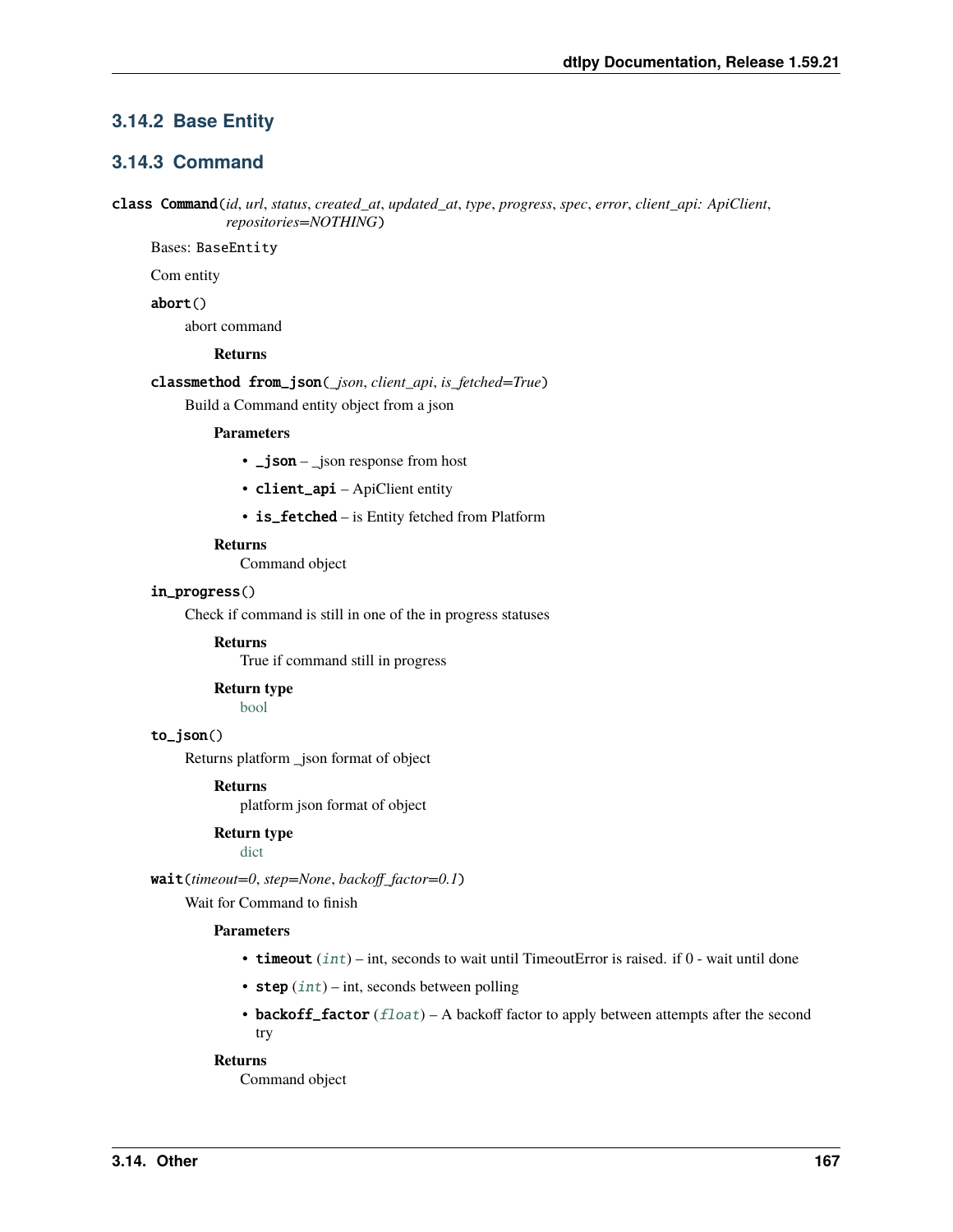### 3.14.2 Base Entity

### 3.14.3 Command

**class Command**(*id*, *url*, *status*, *created_at*, *updated_at*, *type*, *progress*, *spec*, *error*, *client_api: ApiClient*, *repositories=NOTHING*)

Bases: `BaseEntity`

Com entity

**abort**()

abort command

**Returns**

**classmethod from_json**(*_json*, *client_api*, *is_fetched=True*)

Build a Command entity object from a json

**Parameters**

- **_json** – _json response from host
- **client_api** – ApiClient entity
- **is_fetched** – is Entity fetched from Platform

**Returns**

Command object

**in_progress**()

Check if command is still in one of the in progress statuses

**Returns**

True if command still in progress

**Return type**

bool

**to_json**()

Returns platform _json format of object

**Returns**

platform json format of object

**Return type**

dict

**wait**(*timeout=0*, *step=None*, *backoff_factor=0.1*)

Wait for Command to finish

**Parameters**

- **timeout** (*int*) – int, seconds to wait until TimeoutError is raised. if 0 - wait until done
- **step** (*int*) – int, seconds between polling
- **backoff_factor** (*float*) – A backoff factor to apply between attempts after the second try

**Returns**

Command object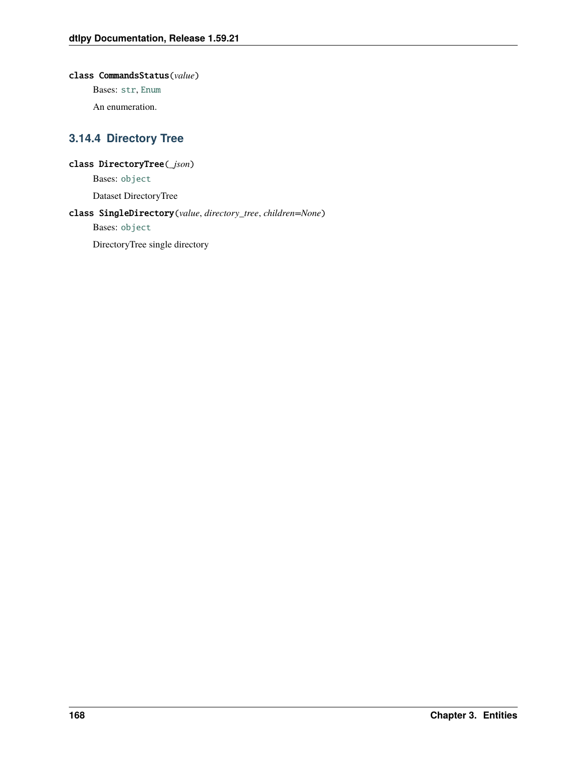class CommandsStatus(*value*)

Bases: `str`, `Enum`

An enumeration.

### 3.14.4 Directory Tree

class DirectoryTree(*_json*)

Bases: `object`

Dataset DirectoryTree

class SingleDirectory(*value*, *directory_tree*, *children=None*)

Bases: `object`

DirectoryTree single directory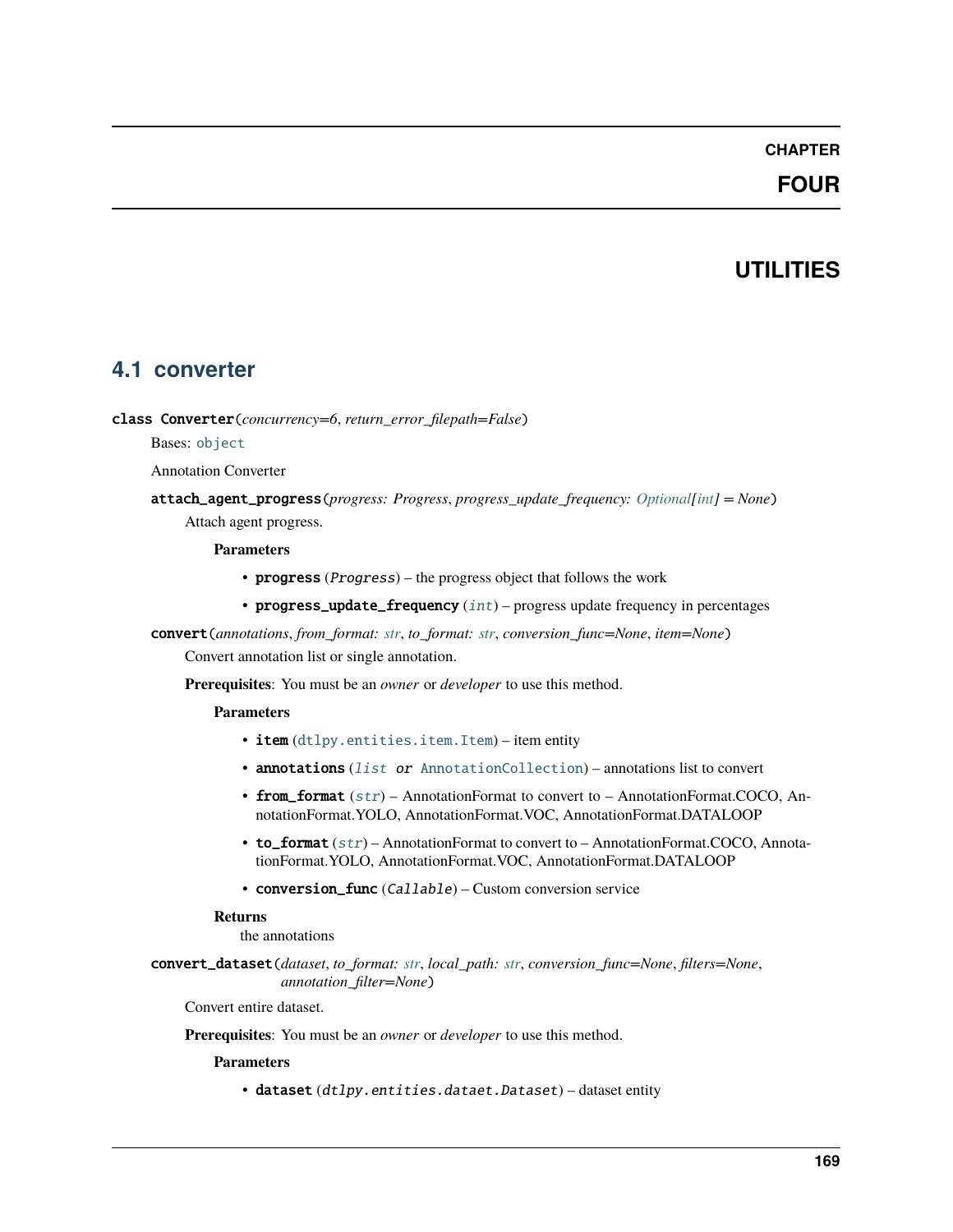# CHAPTER FOUR

# UTILITIES

## 4.1 converter

**class Converter**(*concurrency=6*, *return_error_filepath=False*)

Bases: `object`

Annotation Converter

**attach_agent_progress**(*progress: Progress*, *progress_update_frequency: Optional[int] = None*)

Attach agent progress.

**Parameters**

- **progress** (*Progress*) – the progress object that follows the work
- **progress_update_frequency** (*int*) – progress update frequency in percentages

**convert**(*annotations*, *from_format: str*, *to_format: str*, *conversion_func=None*, *item=None*)

Convert annotation list or single annotation.

**Prerequisites**: You must be an *owner* or *developer* to use this method.

**Parameters**

- **item** (`dtlpy.entities.item.Item`) – item entity
- **annotations** (*list or* `AnnotationCollection`) – annotations list to convert
- **from_format** (*str*) – AnnotationFormat to convert to – AnnotationFormat.COCO, AnnotationFormat.YOLO, AnnotationFormat.VOC, AnnotationFormat.DATALOOP
- **to_format** (*str*) – AnnotationFormat to convert to – AnnotationFormat.COCO, AnnotationFormat.YOLO, AnnotationFormat.VOC, AnnotationFormat.DATALOOP
- **conversion_func** (*Callable*) – Custom conversion service

**Returns**

the annotations

**convert_dataset**(*dataset*, *to_format: str*, *local_path: str*, *conversion_func=None*, *filters=None*, *annotation_filter=None*)

Convert entire dataset.

**Prerequisites**: You must be an *owner* or *developer* to use this method.

**Parameters**

- **dataset** (*dtlpy.entities.dataet.Dataset*) – dataset entity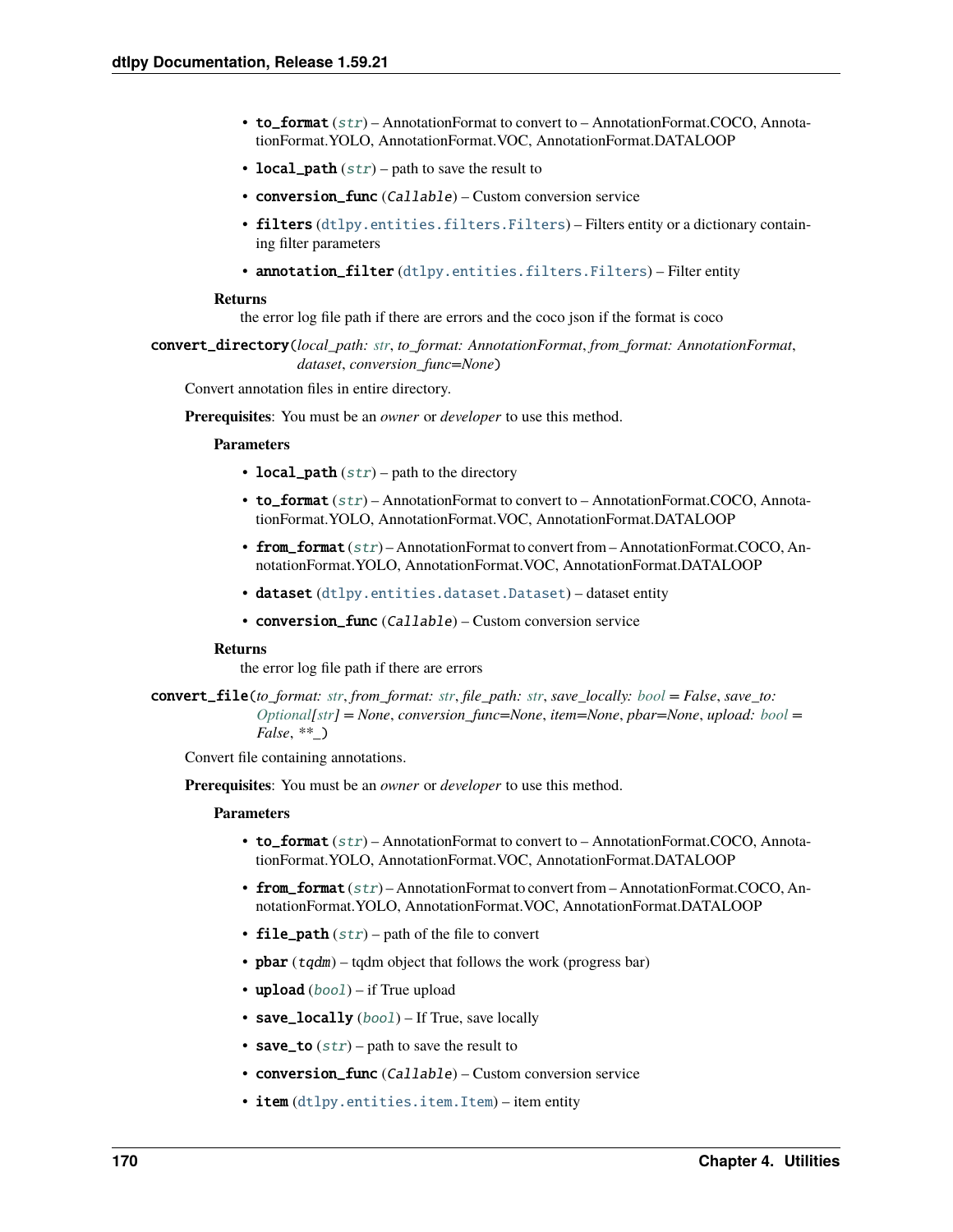- **to_format** (*str*) – AnnotationFormat to convert to – AnnotationFormat.COCO, AnnotationFormat.YOLO, AnnotationFormat.VOC, AnnotationFormat.DATALOOP
- **local_path** (*str*) – path to save the result to
- **conversion_func** (*Callable*) – Custom conversion service
- **filters** (`dtlpy.entities.filters.Filters`) – Filters entity or a dictionary containing filter parameters
- **annotation_filter** (`dtlpy.entities.filters.Filters`) – Filter entity

**Returns**
the error log file path if there are errors and the coco json if the format is coco

**convert_directory**(*local_path: str, to_format: AnnotationFormat, from_format: AnnotationFormat, dataset, conversion_func=None*)

Convert annotation files in entire directory.

**Prerequisites**: You must be an *owner* or *developer* to use this method.

**Parameters**

- **local_path** (*str*) – path to the directory
- **to_format** (*str*) – AnnotationFormat to convert to – AnnotationFormat.COCO, AnnotationFormat.YOLO, AnnotationFormat.VOC, AnnotationFormat.DATALOOP
- **from_format** (*str*) – AnnotationFormat to convert from – AnnotationFormat.COCO, AnnotationFormat.YOLO, AnnotationFormat.VOC, AnnotationFormat.DATALOOP
- **dataset** (`dtlpy.entities.dataset.Dataset`) – dataset entity
- **conversion_func** (*Callable*) – Custom conversion service

**Returns**
the error log file path if there are errors

**convert_file**(*to_format: str, from_format: str, file_path: str, save_locally: bool = False, save_to: Optional[str] = None, conversion_func=None, item=None, pbar=None, upload: bool = False, **_*)

Convert file containing annotations.

**Prerequisites**: You must be an *owner* or *developer* to use this method.

**Parameters**

- **to_format** (*str*) – AnnotationFormat to convert to – AnnotationFormat.COCO, AnnotationFormat.YOLO, AnnotationFormat.VOC, AnnotationFormat.DATALOOP
- **from_format** (*str*) – AnnotationFormat to convert from – AnnotationFormat.COCO, AnnotationFormat.YOLO, AnnotationFormat.VOC, AnnotationFormat.DATALOOP
- **file_path** (*str*) – path of the file to convert
- **pbar** (*tqdm*) – tqdm object that follows the work (progress bar)
- **upload** (*bool*) – if True upload
- **save_locally** (*bool*) – If True, save locally
- **save_to** (*str*) – path to save the result to
- **conversion_func** (*Callable*) – Custom conversion service
- **item** (`dtlpy.entities.item.Item`) – item entity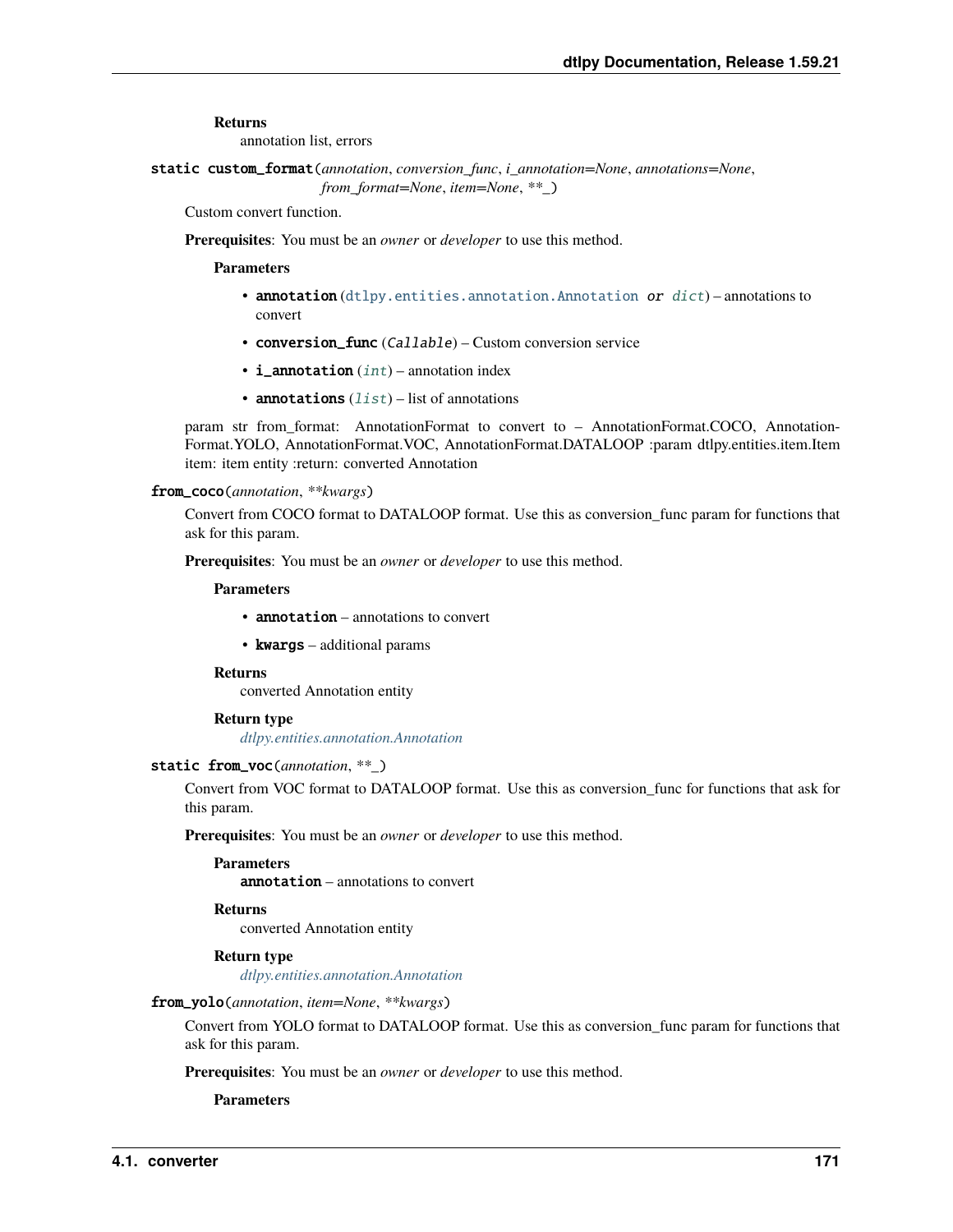**Returns**
annotation list, errors

**static custom_format**(*annotation*, *conversion_func*, *i_annotation=None*, *annotations=None*, *from_format=None*, *item=None*, *\*\*_*)

Custom convert function.

**Prerequisites**: You must be an *owner* or *developer* to use this method.

**Parameters**

- **annotation** (dtlpy.entities.annotation.Annotation *or* dict) – annotations to convert
- **conversion_func** (Callable) – Custom conversion service
- **i_annotation** (int) – annotation index
- **annotations** (list) – list of annotations

param str from_format: AnnotationFormat to convert to – AnnotationFormat.COCO, AnnotationFormat.YOLO, AnnotationFormat.VOC, AnnotationFormat.DATALOOP :param dtlpy.entities.item.Item item: item entity :return: converted Annotation

**from_coco**(*annotation*, *\*\*kwargs*)

Convert from COCO format to DATALOOP format. Use this as conversion_func param for functions that ask for this param.

**Prerequisites**: You must be an *owner* or *developer* to use this method.

**Parameters**

- **annotation** – annotations to convert
- **kwargs** – additional params

**Returns**
converted Annotation entity

**Return type**
*dtlpy.entities.annotation.Annotation*

**static from_voc**(*annotation*, *\*\*_*)

Convert from VOC format to DATALOOP format. Use this as conversion_func for functions that ask for this param.

**Prerequisites**: You must be an *owner* or *developer* to use this method.

**Parameters**
**annotation** – annotations to convert

**Returns**
converted Annotation entity

**Return type**
*dtlpy.entities.annotation.Annotation*

**from_yolo**(*annotation*, *item=None*, *\*\*kwargs*)

Convert from YOLO format to DATALOOP format. Use this as conversion_func param for functions that ask for this param.

**Prerequisites**: You must be an *owner* or *developer* to use this method.

**Parameters**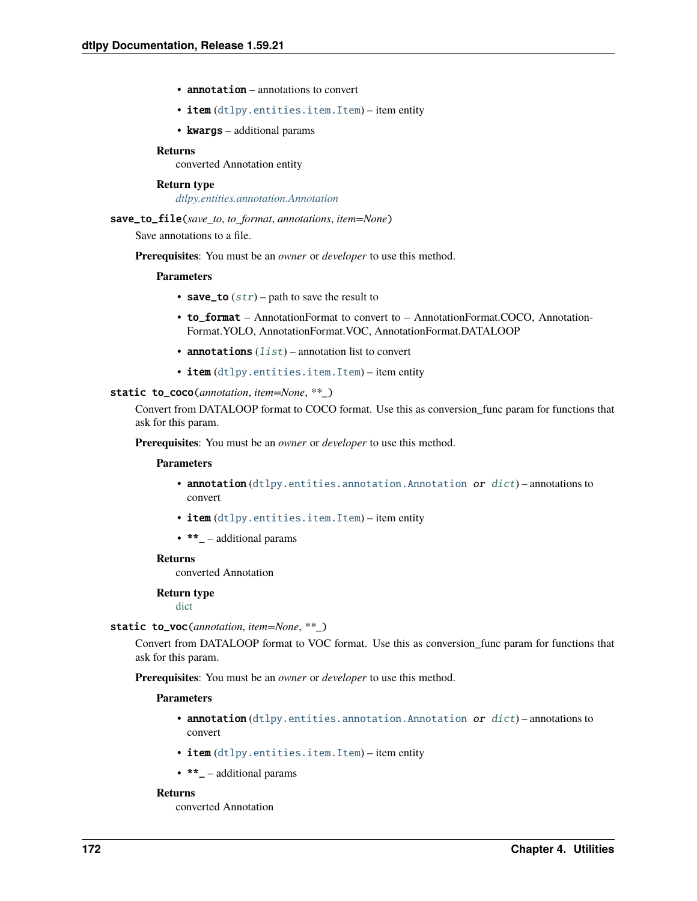- **annotation** – annotations to convert
- **item** (`dtlpy.entities.item.Item`) – item entity
- **kwargs** – additional params

**Returns**
converted Annotation entity

**Return type**
*dtlpy.entities.annotation.Annotation*

**save_to_file**(*save_to*, *to_format*, *annotations*, *item=None*)

Save annotations to a file.

**Prerequisites**: You must be an *owner* or *developer* to use this method.

**Parameters**

- **save_to** (*str*) – path to save the result to
- **to_format** – AnnotationFormat to convert to – AnnotationFormat.COCO, AnnotationFormat.YOLO, AnnotationFormat.VOC, AnnotationFormat.DATALOOP
- **annotations** (*list*) – annotation list to convert
- **item** (`dtlpy.entities.item.Item`) – item entity

**static to_coco**(*annotation*, *item=None*, *\*\*_*)

Convert from DATALOOP format to COCO format. Use this as conversion_func param for functions that ask for this param.

**Prerequisites**: You must be an *owner* or *developer* to use this method.

**Parameters**

- **annotation** (`dtlpy.entities.annotation.Annotation` *or* *dict*) – annotations to convert
- **item** (`dtlpy.entities.item.Item`) – item entity
- **\*\*_** – additional params

**Returns**
converted Annotation

**Return type**
dict

**static to_voc**(*annotation*, *item=None*, *\*\*_*)

Convert from DATALOOP format to VOC format. Use this as conversion_func param for functions that ask for this param.

**Prerequisites**: You must be an *owner* or *developer* to use this method.

**Parameters**

- **annotation** (`dtlpy.entities.annotation.Annotation` *or* *dict*) – annotations to convert
- **item** (`dtlpy.entities.item.Item`) – item entity
- **\*\*_** – additional params

**Returns**
converted Annotation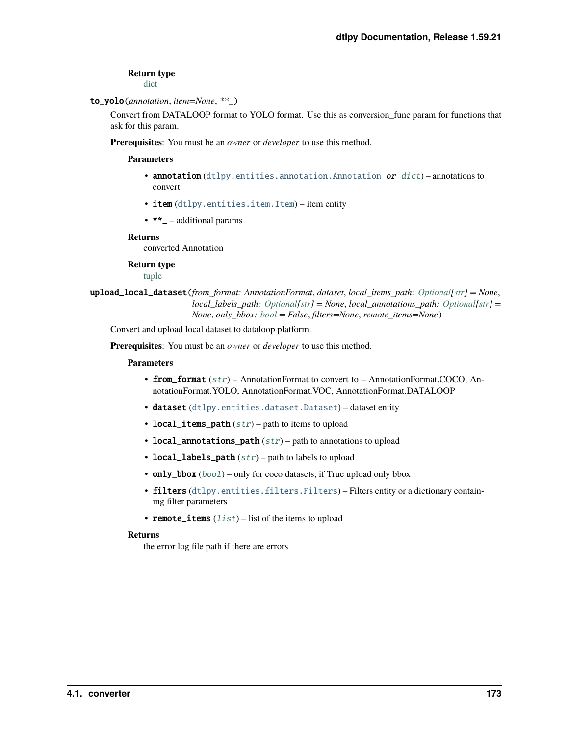**Return type**
dict

`to_yolo`(*annotation*, *item=None*, *\*\*_*)

Convert from DATALOOP format to YOLO format. Use this as conversion_func param for functions that ask for this param.

**Prerequisites**: You must be an *owner* or *developer* to use this method.

**Parameters**

- **annotation** (`dtlpy.entities.annotation.Annotation` *or* `dict`) – annotations to convert
- **item** (`dtlpy.entities.item.Item`) – item entity
- **\*\*_** – additional params

**Returns**
converted Annotation

**Return type**
tuple

`upload_local_dataset`(*from_format: AnnotationFormat*, *dataset*, *local_items_path: Optional[str] = None*, *local_labels_path: Optional[str] = None*, *local_annotations_path: Optional[str] = None*, *only_bbox: bool = False*, *filters=None*, *remote_items=None*)

Convert and upload local dataset to dataloop platform.

**Prerequisites**: You must be an *owner* or *developer* to use this method.

**Parameters**

- **from_format** (*str*) – AnnotationFormat to convert to – AnnotationFormat.COCO, AnnotationFormat.YOLO, AnnotationFormat.VOC, AnnotationFormat.DATALOOP
- **dataset** (`dtlpy.entities.dataset.Dataset`) – dataset entity
- **local_items_path** (*str*) – path to items to upload
- **local_annotations_path** (*str*) – path to annotations to upload
- **local_labels_path** (*str*) – path to labels to upload
- **only_bbox** (*bool*) – only for coco datasets, if True upload only bbox
- **filters** (`dtlpy.entities.filters.Filters`) – Filters entity or a dictionary containing filter parameters
- **remote_items** (*list*) – list of the items to upload

**Returns**
the error log file path if there are errors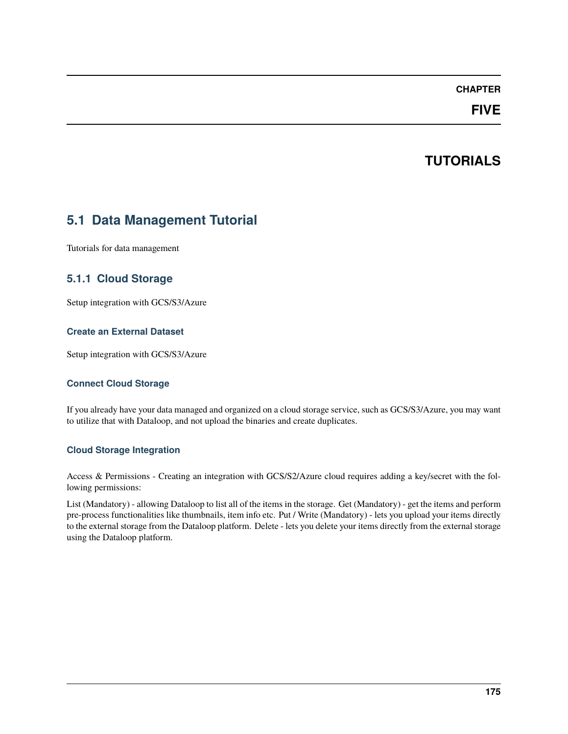# CHAPTER FIVE

# TUTORIALS

## 5.1 Data Management Tutorial

Tutorials for data management

### 5.1.1 Cloud Storage

Setup integration with GCS/S3/Azure

#### Create an External Dataset

Setup integration with GCS/S3/Azure

#### Connect Cloud Storage

If you already have your data managed and organized on a cloud storage service, such as GCS/S3/Azure, you may want to utilize that with Dataloop, and not upload the binaries and create duplicates.

#### Cloud Storage Integration

Access & Permissions - Creating an integration with GCS/S2/Azure cloud requires adding a key/secret with the following permissions:

List (Mandatory) - allowing Dataloop to list all of the items in the storage. Get (Mandatory) - get the items and perform pre-process functionalities like thumbnails, item info etc. Put / Write (Mandatory) - lets you upload your items directly to the external storage from the Dataloop platform. Delete - lets you delete your items directly from the external storage using the Dataloop platform.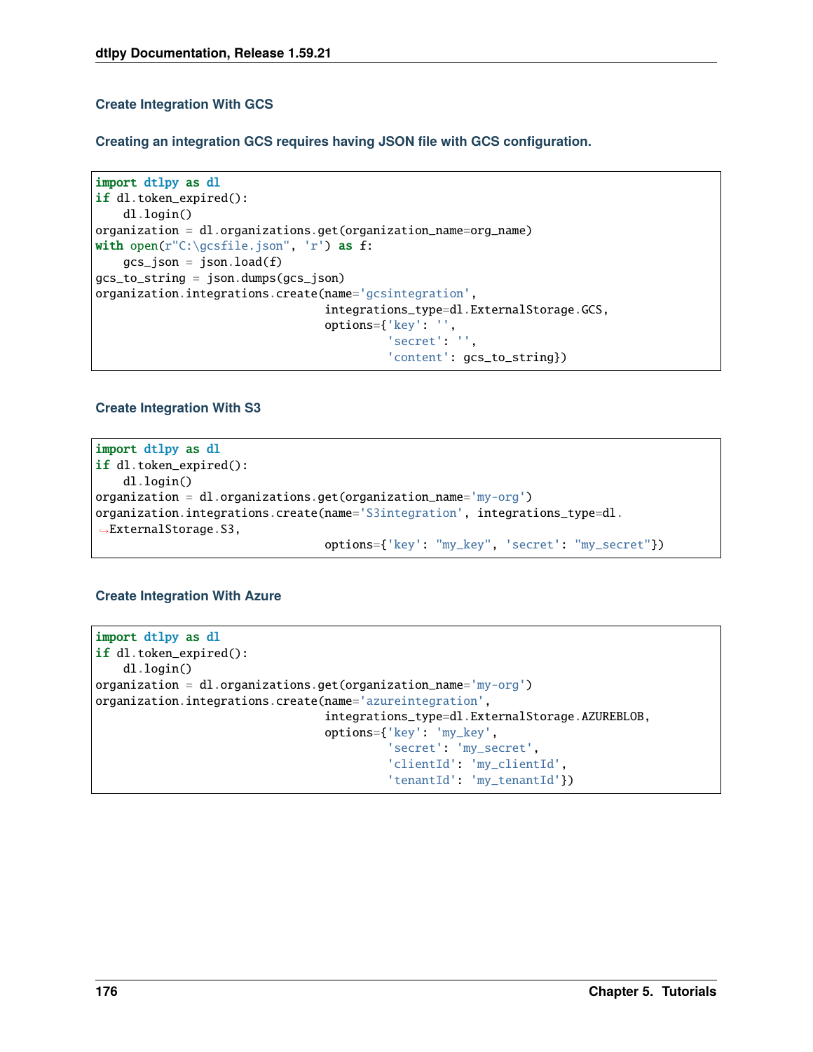### Create Integration With GCS

#### Creating an integration GCS requires having JSON file with GCS configuration.

```
import dtlpy as dl
if dl.token_expired():
    dl.login()
organization = dl.organizations.get(organization_name=org_name)
with open(r"C:\gcsfile.json", 'r') as f:
    gcs_json = json.load(f)
gcs_to_string = json.dumps(gcs_json)
organization.integrations.create(name='gcsintegration',
                                 integrations_type=dl.ExternalStorage.GCS,
                                 options={'key': '',
                                          'secret': '',
                                          'content': gcs_to_string})
```

### Create Integration With S3

```
import dtlpy as dl
if dl.token_expired():
    dl.login()
organization = dl.organizations.get(organization_name='my-org')
organization.integrations.create(name='S3integration', integrations_type=dl.
→ExternalStorage.S3,
                                 options={'key': "my_key", 'secret': "my_secret"})
```

### Create Integration With Azure

```
import dtlpy as dl
if dl.token_expired():
    dl.login()
organization = dl.organizations.get(organization_name='my-org')
organization.integrations.create(name='azureintegration',
                                 integrations_type=dl.ExternalStorage.AZUREBLOB,
                                 options={'key': 'my_key',
                                          'secret': 'my_secret',
                                          'clientId': 'my_clientId',
                                          'tenantId': 'my_tenantId'})
```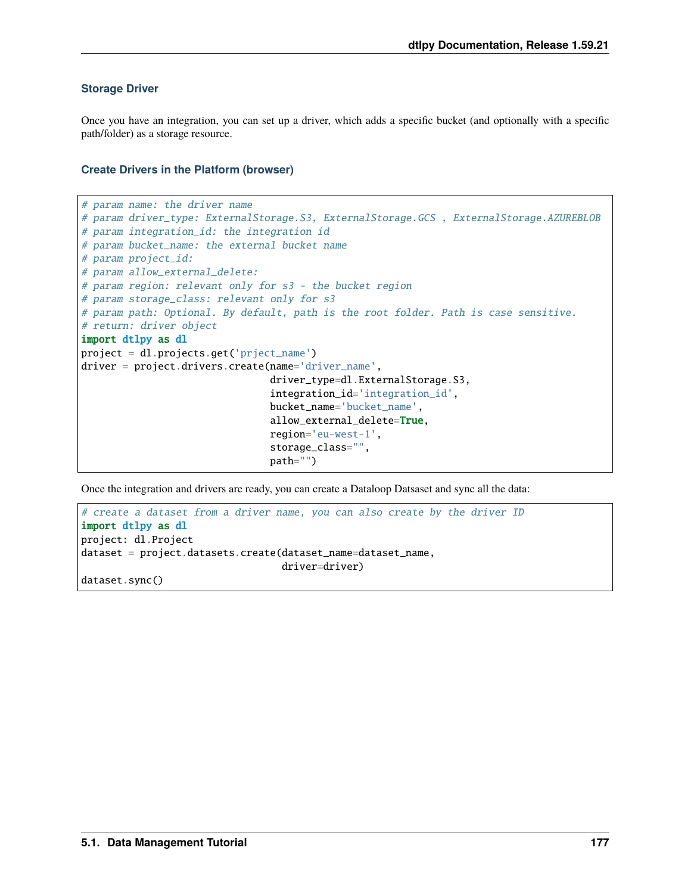### Storage Driver

Once you have an integration, you can set up a driver, which adds a specific bucket (and optionally with a specific path/folder) as a storage resource.

### Create Drivers in the Platform (browser)

```
# param name: the driver name
# param driver_type: ExternalStorage.S3, ExternalStorage.GCS , ExternalStorage.AZUREBLOB
# param integration_id: the integration id
# param bucket_name: the external bucket name
# param project_id:
# param allow_external_delete:
# param region: relevant only for s3 - the bucket region
# param storage_class: relevant only for s3
# param path: Optional. By default, path is the root folder. Path is case sensitive.
# return: driver object
import dtlpy as dl
project = dl.projects.get('prject_name')
driver = project.drivers.create(name='driver_name',
                                driver_type=dl.ExternalStorage.S3,
                                integration_id='integration_id',
                                bucket_name='bucket_name',
                                allow_external_delete=True,
                                region='eu-west-1',
                                storage_class="",
                                path="")
```

Once the integration and drivers are ready, you can create a Dataloop Datsaset and sync all the data:

```
# create a dataset from a driver name, you can also create by the driver ID
import dtlpy as dl
project: dl.Project
dataset = project.datasets.create(dataset_name=dataset_name,
                                  driver=driver)
dataset.sync()
```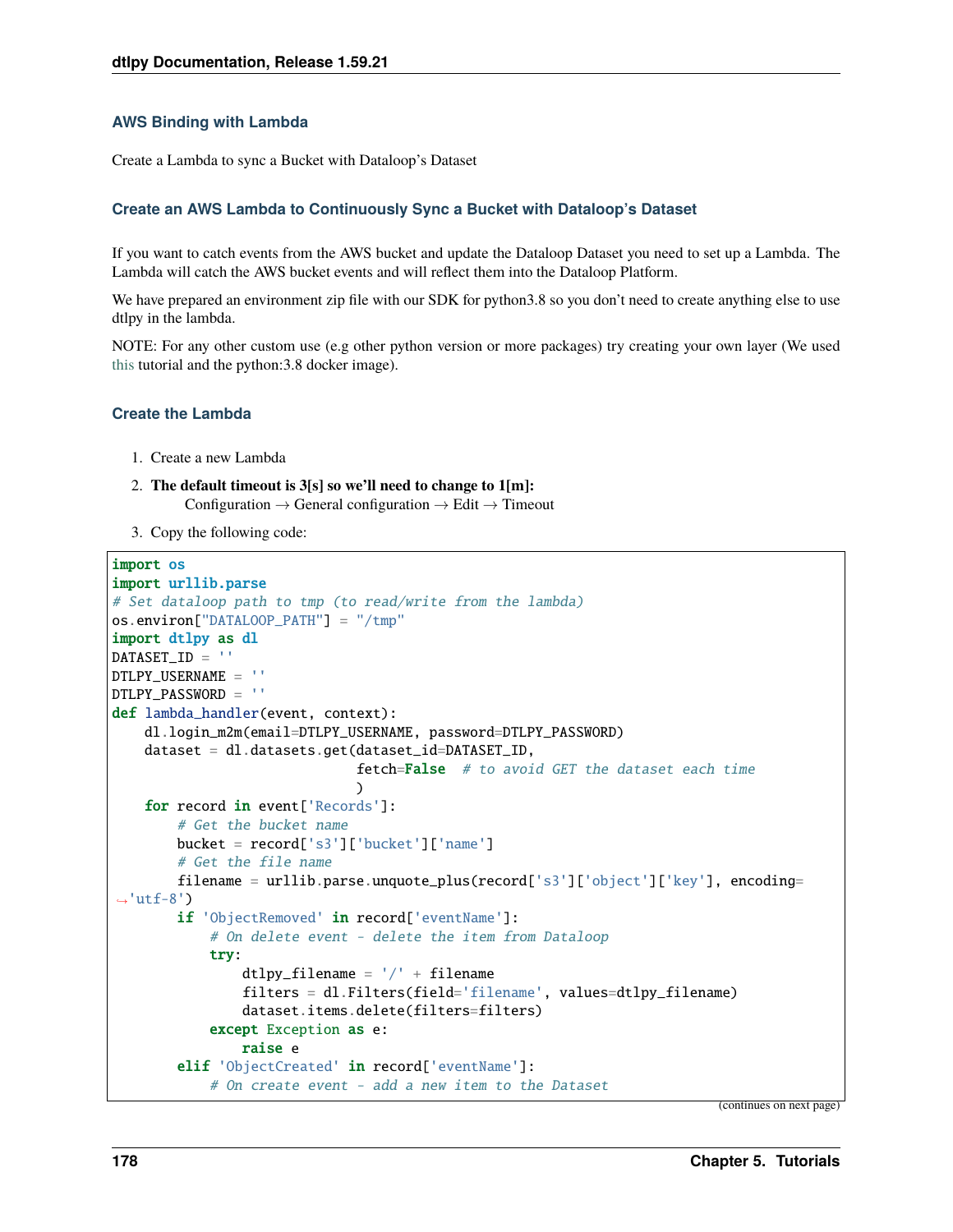### AWS Binding with Lambda

Create a Lambda to sync a Bucket with Dataloop's Dataset

#### Create an AWS Lambda to Continuously Sync a Bucket with Dataloop's Dataset

If you want to catch events from the AWS bucket and update the Dataloop Dataset you need to set up a Lambda. The Lambda will catch the AWS bucket events and will reflect them into the Dataloop Platform.

We have prepared an environment zip file with our SDK for python3.8 so you don't need to create anything else to use dtlpy in the lambda.

NOTE: For any other custom use (e.g other python version or more packages) try creating your own layer (We used this tutorial and the python:3.8 docker image).

#### Create the Lambda

1. Create a new Lambda
2. **The default timeout is 3[s] so we'll need to change to 1[m]:**
   Configuration → General configuration → Edit → Timeout
3. Copy the following code:

```
import os
import urllib.parse
# Set dataloop path to tmp (to read/write from the lambda)
os.environ["DATALOOP_PATH"] = "/tmp"
import dtlpy as dl
DATASET_ID = ''
DTLPY_USERNAME = ''
DTLPY_PASSWORD = ''
def lambda_handler(event, context):
    dl.login_m2m(email=DTLPY_USERNAME, password=DTLPY_PASSWORD)
    dataset = dl.datasets.get(dataset_id=DATASET_ID,
                              fetch=False  # to avoid GET the dataset each time
                              )
    for record in event['Records']:
        # Get the bucket name
        bucket = record['s3']['bucket']['name']
        # Get the file name
        filename = urllib.parse.unquote_plus(record['s3']['object']['key'], encoding=
→'utf-8')
        if 'ObjectRemoved' in record['eventName']:
            # On delete event - delete the item from Dataloop
            try:
                dtlpy_filename = '/' + filename
                filters = dl.Filters(field='filename', values=dtlpy_filename)
                dataset.items.delete(filters=filters)
            except Exception as e:
                raise e
        elif 'ObjectCreated' in record['eventName']:
            # On create event - add a new item to the Dataset
```

(continues on next page)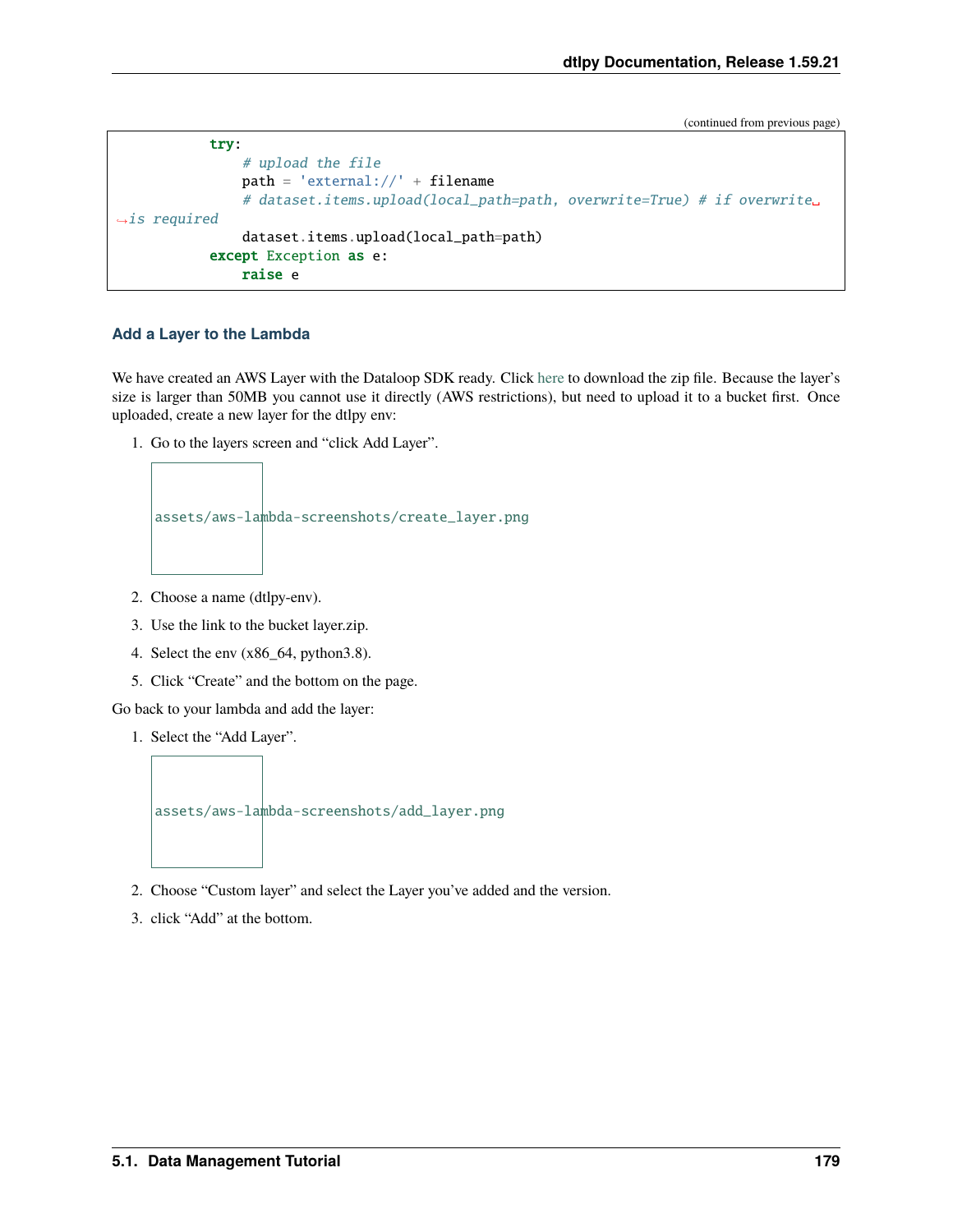(continued from previous page)

```
        try:
            # upload the file
            path = 'external://' + filename
            # dataset.items.upload(local_path=path, overwrite=True) # if overwrite is required
            dataset.items.upload(local_path=path)
        except Exception as e:
            raise e
```

#### Add a Layer to the Lambda

We have created an AWS Layer with the Dataloop SDK ready. Click here to download the zip file. Because the layer's size is larger than 50MB you cannot use it directly (AWS restrictions), but need to upload it to a bucket first. Once uploaded, create a new layer for the dtlpy env:

1. Go to the layers screen and "click Add Layer".

   assets/aws-lambda-screenshots/create_layer.png

2. Choose a name (dtlpy-env).
3. Use the link to the bucket layer.zip.
4. Select the env (x86_64, python3.8).
5. Click "Create" and the bottom on the page.

Go back to your lambda and add the layer:

1. Select the "Add Layer".

   assets/aws-lambda-screenshots/add_layer.png

2. Choose "Custom layer" and select the Layer you've added and the version.
3. click "Add" at the bottom.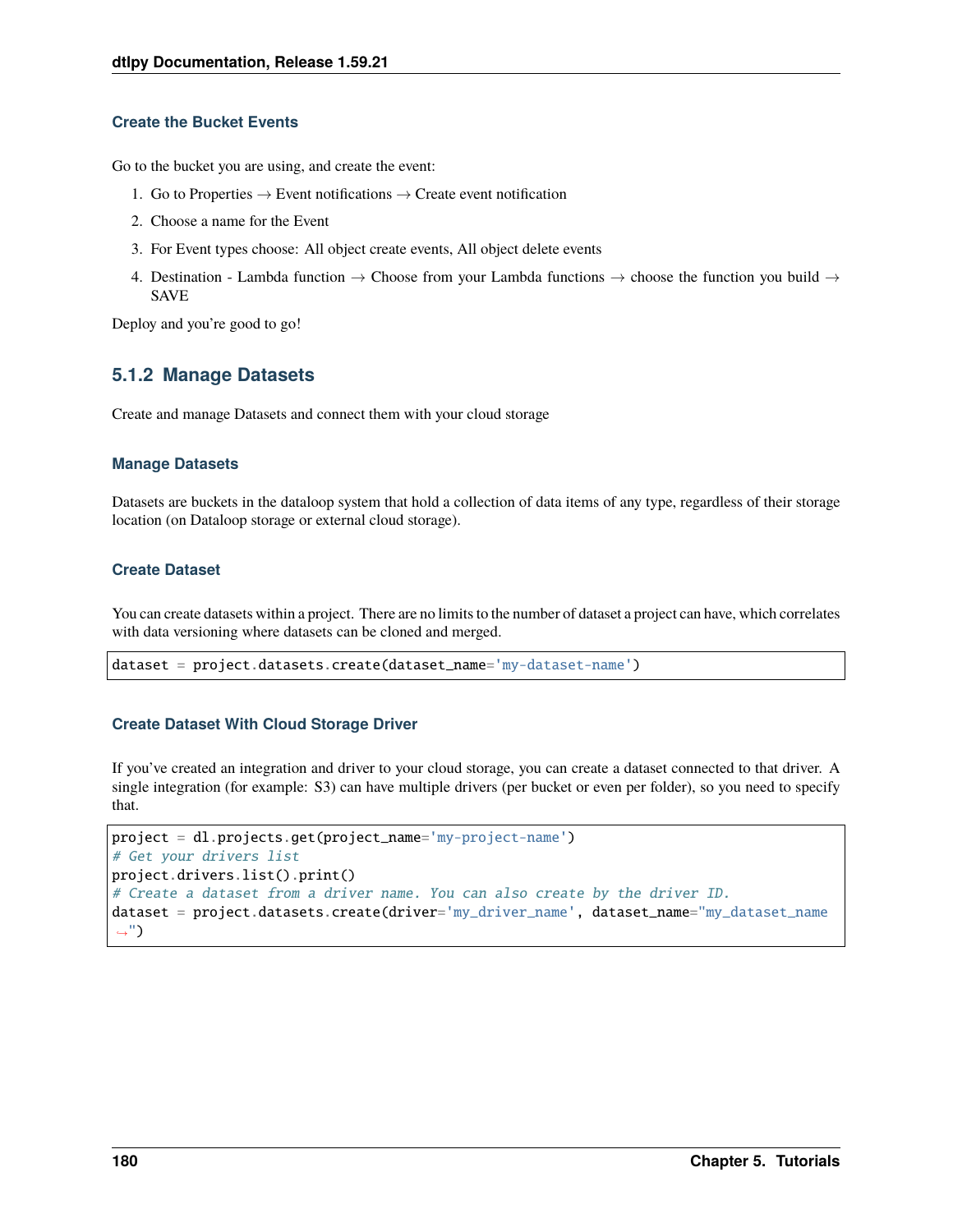#### Create the Bucket Events

Go to the bucket you are using, and create the event:

1. Go to Properties → Event notifications → Create event notification
2. Choose a name for the Event
3. For Event types choose: All object create events, All object delete events
4. Destination - Lambda function → Choose from your Lambda functions → choose the function you build → SAVE

Deploy and you're good to go!

### 5.1.2 Manage Datasets

Create and manage Datasets and connect them with your cloud storage

#### Manage Datasets

Datasets are buckets in the dataloop system that hold a collection of data items of any type, regardless of their storage location (on Dataloop storage or external cloud storage).

#### Create Dataset

You can create datasets within a project. There are no limits to the number of dataset a project can have, which correlates with data versioning where datasets can be cloned and merged.

```
dataset = project.datasets.create(dataset_name='my-dataset-name')
```

#### Create Dataset With Cloud Storage Driver

If you've created an integration and driver to your cloud storage, you can create a dataset connected to that driver. A single integration (for example: S3) can have multiple drivers (per bucket or even per folder), so you need to specify that.

```
project = dl.projects.get(project_name='my-project-name')
# Get your drivers list
project.drivers.list().print()
# Create a dataset from a driver name. You can also create by the driver ID.
dataset = project.datasets.create(driver='my_driver_name', dataset_name="my_dataset_name
→")
```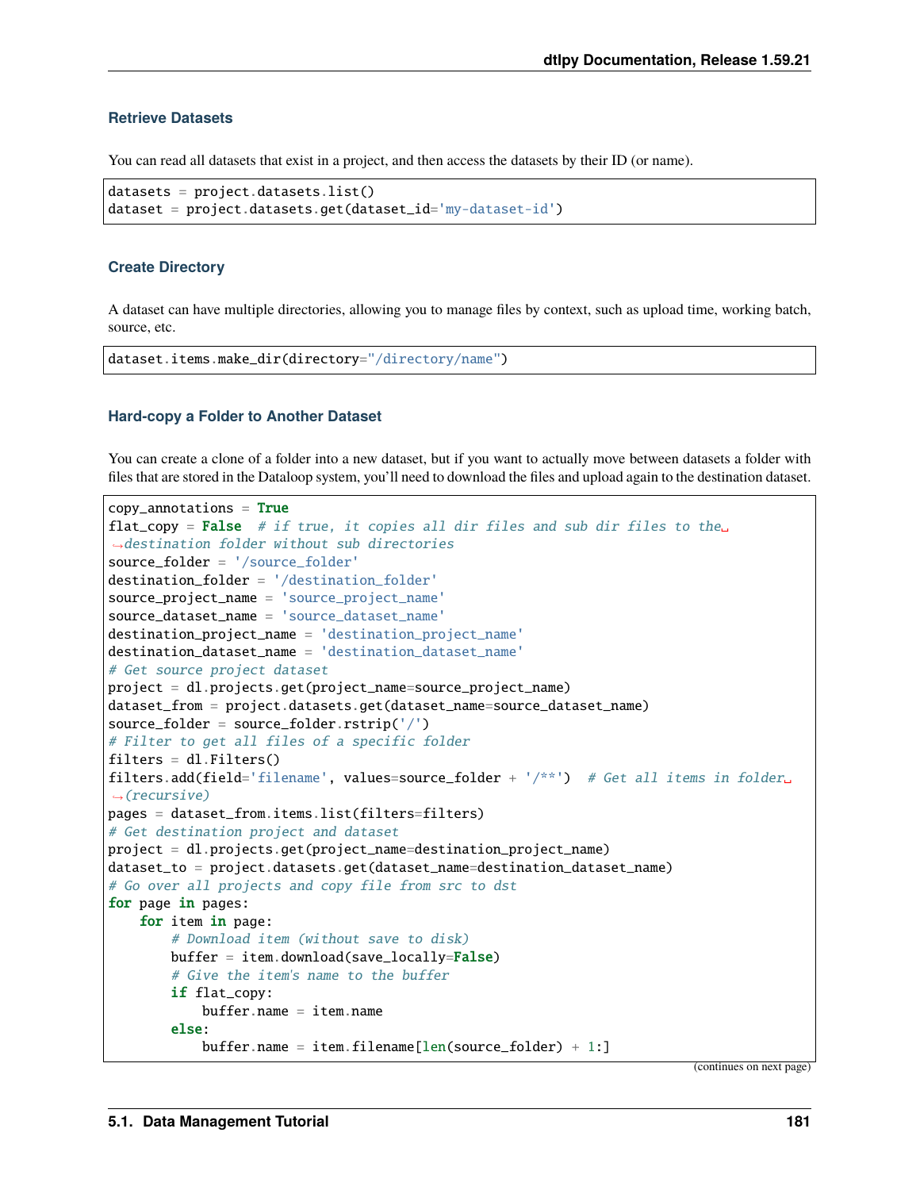### Retrieve Datasets

You can read all datasets that exist in a project, and then access the datasets by their ID (or name).

```
datasets = project.datasets.list()
dataset = project.datasets.get(dataset_id='my-dataset-id')
```

### Create Directory

A dataset can have multiple directories, allowing you to manage files by context, such as upload time, working batch, source, etc.

```
dataset.items.make_dir(directory="/directory/name")
```

### Hard-copy a Folder to Another Dataset

You can create a clone of a folder into a new dataset, but if you want to actually move between datasets a folder with files that are stored in the Dataloop system, you'll need to download the files and upload again to the destination dataset.

```
copy_annotations = True
flat_copy = False  # if true, it copies all dir files and sub dir files to the destination folder without sub directories
source_folder = '/source_folder'
destination_folder = '/destination_folder'
source_project_name = 'source_project_name'
source_dataset_name = 'source_dataset_name'
destination_project_name = 'destination_project_name'
destination_dataset_name = 'destination_dataset_name'
# Get source project dataset
project = dl.projects.get(project_name=source_project_name)
dataset_from = project.datasets.get(dataset_name=source_dataset_name)
source_folder = source_folder.rstrip('/')
# Filter to get all files of a specific folder
filters = dl.Filters()
filters.add(field='filename', values=source_folder + '/**')  # Get all items in folder (recursive)
pages = dataset_from.items.list(filters=filters)
# Get destination project and dataset
project = dl.projects.get(project_name=destination_project_name)
dataset_to = project.datasets.get(dataset_name=destination_dataset_name)
# Go over all projects and copy file from src to dst
for page in pages:
    for item in page:
        # Download item (without save to disk)
        buffer = item.download(save_locally=False)
        # Give the item's name to the buffer
        if flat_copy:
            buffer.name = item.name
        else:
            buffer.name = item.filename[len(source_folder) + 1:]
```

(continues on next page)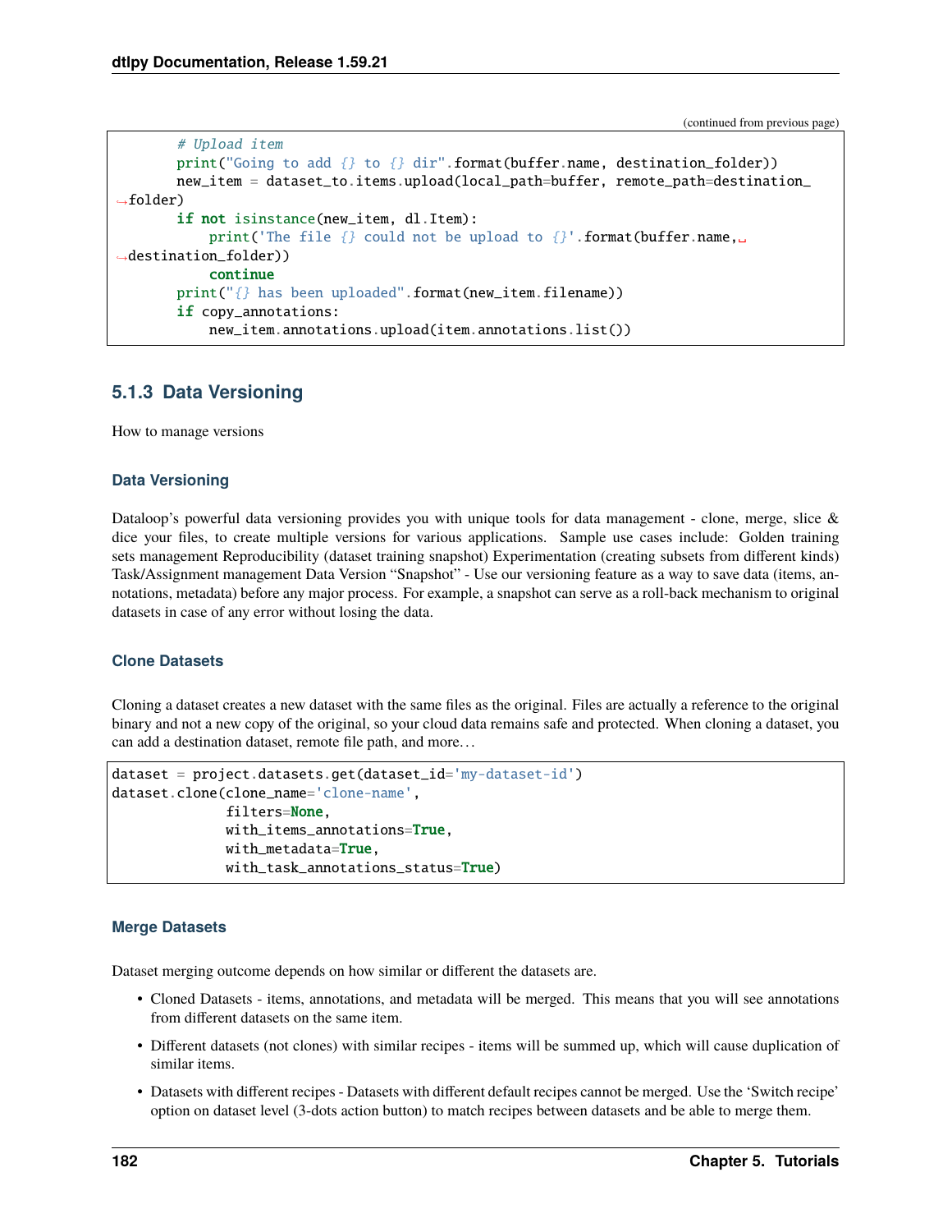(continued from previous page)

```
        # Upload item
        print("Going to add {} to {} dir".format(buffer.name, destination_folder))
        new_item = dataset_to.items.upload(local_path=buffer, remote_path=destination_folder)
        if not isinstance(new_item, dl.Item):
            print('The file {} could not be upload to {}'.format(buffer.name, destination_folder))
            continue
        print("{} has been uploaded".format(new_item.filename))
        if copy_annotations:
            new_item.annotations.upload(item.annotations.list())
```

### 5.1.3 Data Versioning

How to manage versions

#### Data Versioning

Dataloop's powerful data versioning provides you with unique tools for data management - clone, merge, slice & dice your files, to create multiple versions for various applications. Sample use cases include: Golden training sets management Reproducibility (dataset training snapshot) Experimentation (creating subsets from different kinds) Task/Assignment management Data Version "Snapshot" - Use our versioning feature as a way to save data (items, annotations, metadata) before any major process. For example, a snapshot can serve as a roll-back mechanism to original datasets in case of any error without losing the data.

#### Clone Datasets

Cloning a dataset creates a new dataset with the same files as the original. Files are actually a reference to the original binary and not a new copy of the original, so your cloud data remains safe and protected. When cloning a dataset, you can add a destination dataset, remote file path, and more…

```
dataset = project.datasets.get(dataset_id='my-dataset-id')
dataset.clone(clone_name='clone-name',
              filters=None,
              with_items_annotations=True,
              with_metadata=True,
              with_task_annotations_status=True)
```

#### Merge Datasets

Dataset merging outcome depends on how similar or different the datasets are.

- Cloned Datasets - items, annotations, and metadata will be merged. This means that you will see annotations from different datasets on the same item.
- Different datasets (not clones) with similar recipes - items will be summed up, which will cause duplication of similar items.
- Datasets with different recipes - Datasets with different default recipes cannot be merged. Use the 'Switch recipe' option on dataset level (3-dots action button) to match recipes between datasets and be able to merge them.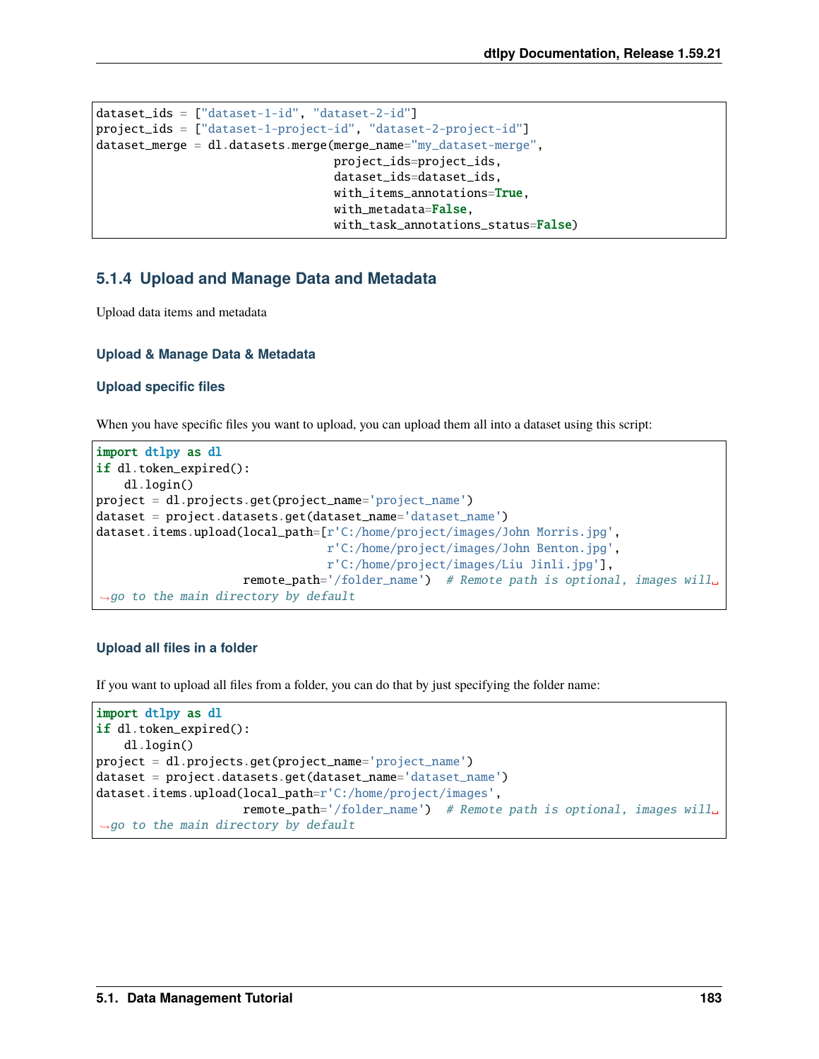```
dataset_ids = ["dataset-1-id", "dataset-2-id"]
project_ids = ["dataset-1-project-id", "dataset-2-project-id"]
dataset_merge = dl.datasets.merge(merge_name="my_dataset-merge",
                                  project_ids=project_ids,
                                  dataset_ids=dataset_ids,
                                  with_items_annotations=True,
                                  with_metadata=False,
                                  with_task_annotations_status=False)
```

### 5.1.4 Upload and Manage Data and Metadata

Upload data items and metadata

#### Upload & Manage Data & Metadata

#### Upload specific files

When you have specific files you want to upload, you can upload them all into a dataset using this script:

```
import dtlpy as dl
if dl.token_expired():
    dl.login()
project = dl.projects.get(project_name='project_name')
dataset = project.datasets.get(dataset_name='dataset_name')
dataset.items.upload(local_path=[r'C:/home/project/images/John Morris.jpg',
                                 r'C:/home/project/images/John Benton.jpg',
                                 r'C:/home/project/images/Liu Jinli.jpg'],
                     remote_path='/folder_name')  # Remote path is optional, images will go to the main directory by default
```

#### Upload all files in a folder

If you want to upload all files from a folder, you can do that by just specifying the folder name:

```
import dtlpy as dl
if dl.token_expired():
    dl.login()
project = dl.projects.get(project_name='project_name')
dataset = project.datasets.get(dataset_name='dataset_name')
dataset.items.upload(local_path=r'C:/home/project/images',
                     remote_path='/folder_name')  # Remote path is optional, images will go to the main directory by default
```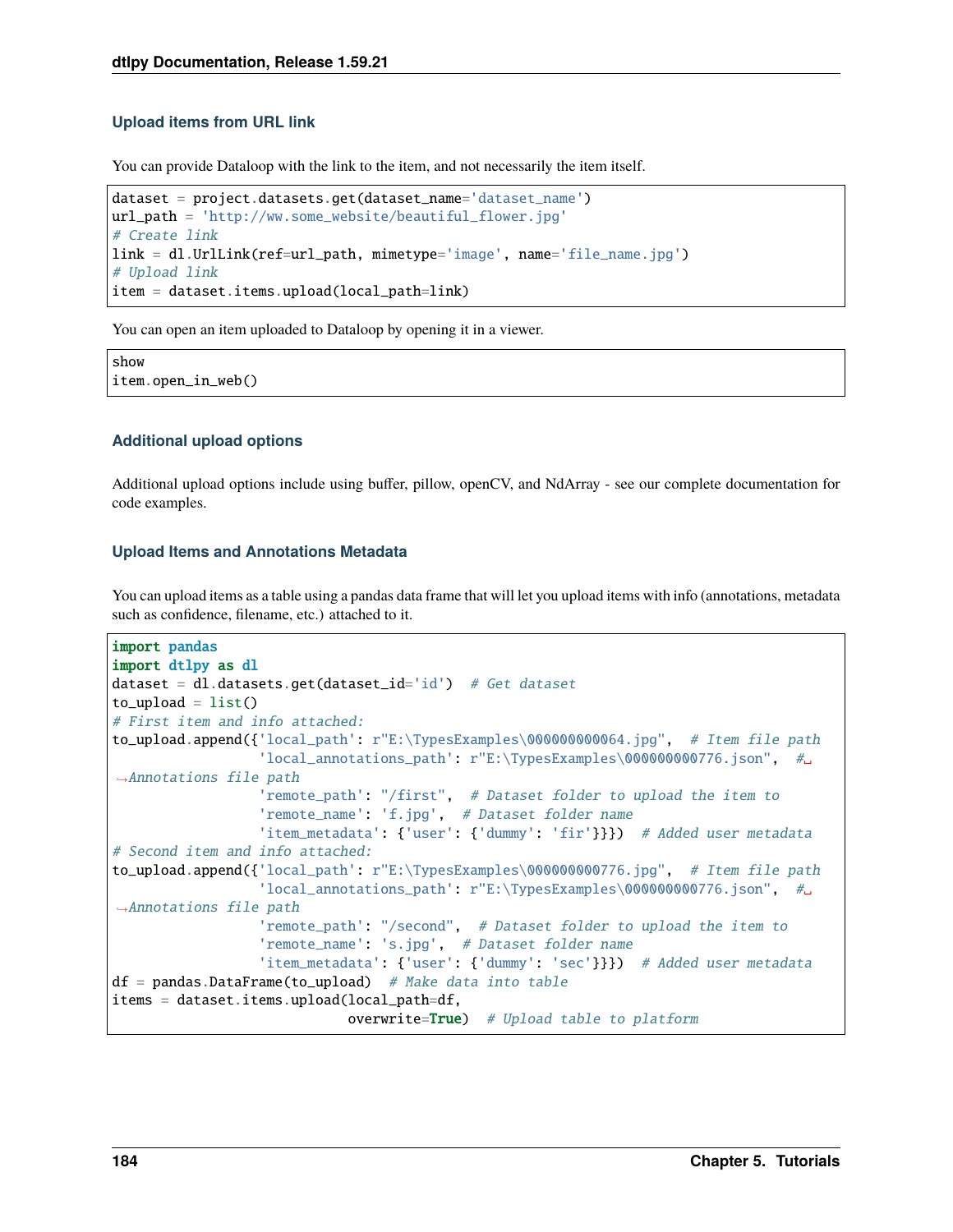### Upload items from URL link

You can provide Dataloop with the link to the item, and not necessarily the item itself.

```
dataset = project.datasets.get(dataset_name='dataset_name')
url_path = 'http://ww.some_website/beautiful_flower.jpg'
# Create link
link = dl.UrlLink(ref=url_path, mimetype='image', name='file_name.jpg')
# Upload link
item = dataset.items.upload(local_path=link)
```

You can open an item uploaded to Dataloop by opening it in a viewer.

```
show
item.open_in_web()
```

### Additional upload options

Additional upload options include using buffer, pillow, openCV, and NdArray - see our complete documentation for code examples.

### Upload Items and Annotations Metadata

You can upload items as a table using a pandas data frame that will let you upload items with info (annotations, metadata such as confidence, filename, etc.) attached to it.

```
import pandas
import dtlpy as dl
dataset = dl.datasets.get(dataset_id='id')  # Get dataset
to_upload = list()
# First item and info attached:
to_upload.append({'local_path': r"E:\TypesExamples\000000000064.jpg",  # Item file path
                  'local_annotations_path': r"E:\TypesExamples\000000000776.json",  #␣
↪Annotations file path
                  'remote_path': "/first",  # Dataset folder to upload the item to
                  'remote_name': 'f.jpg',  # Dataset folder name
                  'item_metadata': {'user': {'dummy': 'fir'}}})  # Added user metadata
# Second item and info attached:
to_upload.append({'local_path': r"E:\TypesExamples\000000000776.jpg",  # Item file path
                  'local_annotations_path': r"E:\TypesExamples\000000000776.json",  #␣
↪Annotations file path
                  'remote_path': "/second",  # Dataset folder to upload the item to
                  'remote_name': 's.jpg',  # Dataset folder name
                  'item_metadata': {'user': {'dummy': 'sec'}}})  # Added user metadata
df = pandas.DataFrame(to_upload)  # Make data into table
items = dataset.items.upload(local_path=df,
                             overwrite=True)  # Upload table to platform
```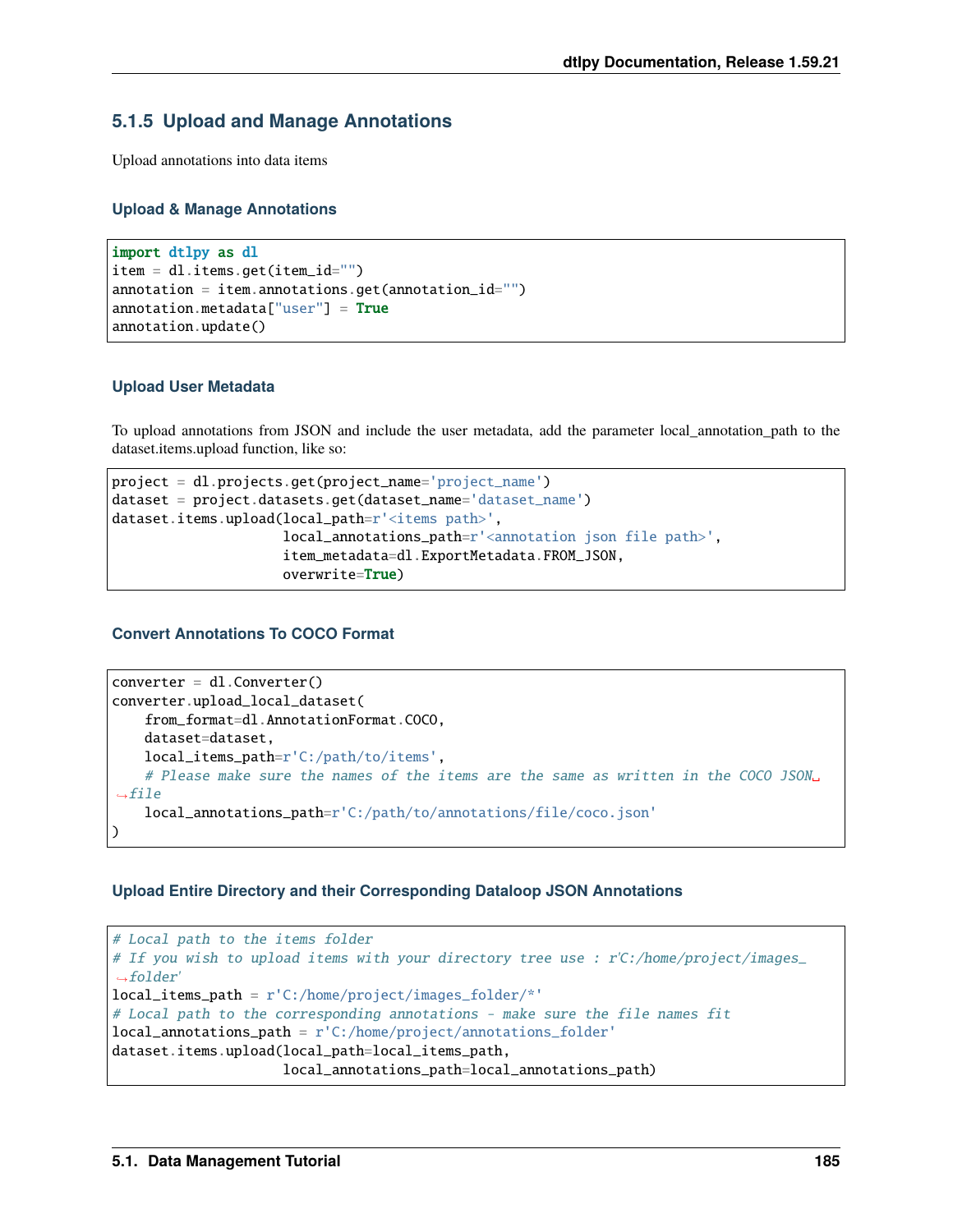### 5.1.5 Upload and Manage Annotations

Upload annotations into data items

#### Upload & Manage Annotations

```
import dtlpy as dl
item = dl.items.get(item_id="")
annotation = item.annotations.get(annotation_id="")
annotation.metadata["user"] = True
annotation.update()
```

#### Upload User Metadata

To upload annotations from JSON and include the user metadata, add the parameter local_annotation_path to the dataset.items.upload function, like so:

```
project = dl.projects.get(project_name='project_name')
dataset = project.datasets.get(dataset_name='dataset_name')
dataset.items.upload(local_path=r'<items path>',
                     local_annotations_path=r'<annotation json file path>',
                     item_metadata=dl.ExportMetadata.FROM_JSON,
                     overwrite=True)
```

#### Convert Annotations To COCO Format

```
converter = dl.Converter()
converter.upload_local_dataset(
    from_format=dl.AnnotationFormat.COCO,
    dataset=dataset,
    local_items_path=r'C:/path/to/items',
    # Please make sure the names of the items are the same as written in the COCO JSON file
    local_annotations_path=r'C:/path/to/annotations/file/coco.json'
)
```

#### Upload Entire Directory and their Corresponding Dataloop JSON Annotations

```
# Local path to the items folder
# If you wish to upload items with your directory tree use : r'C:/home/project/images_folder'
local_items_path = r'C:/home/project/images_folder/*'
# Local path to the corresponding annotations - make sure the file names fit
local_annotations_path = r'C:/home/project/annotations_folder'
dataset.items.upload(local_path=local_items_path,
                     local_annotations_path=local_annotations_path)
```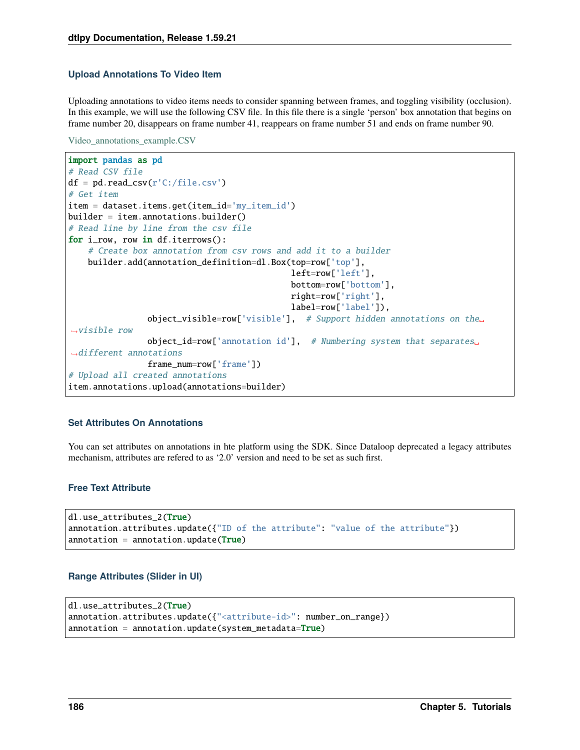### Upload Annotations To Video Item

Uploading annotations to video items needs to consider spanning between frames, and toggling visibility (occlusion). In this example, we will use the following CSV file. In this file there is a single 'person' box annotation that begins on frame number 20, disappears on frame number 41, reappears on frame number 51 and ends on frame number 90.

Video_annotations_example.CSV

```
import pandas as pd
# Read CSV file
df = pd.read_csv(r'C:/file.csv')
# Get item
item = dataset.items.get(item_id='my_item_id')
builder = item.annotations.builder()
# Read line by line from the csv file
for i_row, row in df.iterrows():
    # Create box annotation from csv rows and add it to a builder
    builder.add(annotation_definition=dl.Box(top=row['top'],
                                             left=row['left'],
                                             bottom=row['bottom'],
                                             right=row['right'],
                                             label=row['label']),
                object_visible=row['visible'],  # Support hidden annotations on the visible row
                object_id=row['annotation id'],  # Numbering system that separates different annotations
                frame_num=row['frame'])
# Upload all created annotations
item.annotations.upload(annotations=builder)
```

### Set Attributes On Annotations

You can set attributes on annotations in hte platform using the SDK. Since Dataloop deprecated a legacy attributes mechanism, attributes are refered to as '2.0' version and need to be set as such first.

#### Free Text Attribute

```
dl.use_attributes_2(True)
annotation.attributes.update({"ID of the attribute": "value of the attribute"})
annotation = annotation.update(True)
```

#### Range Attributes (Slider in UI)

```
dl.use_attributes_2(True)
annotation.attributes.update({"<attribute-id>": number_on_range})
annotation = annotation.update(system_metadata=True)
```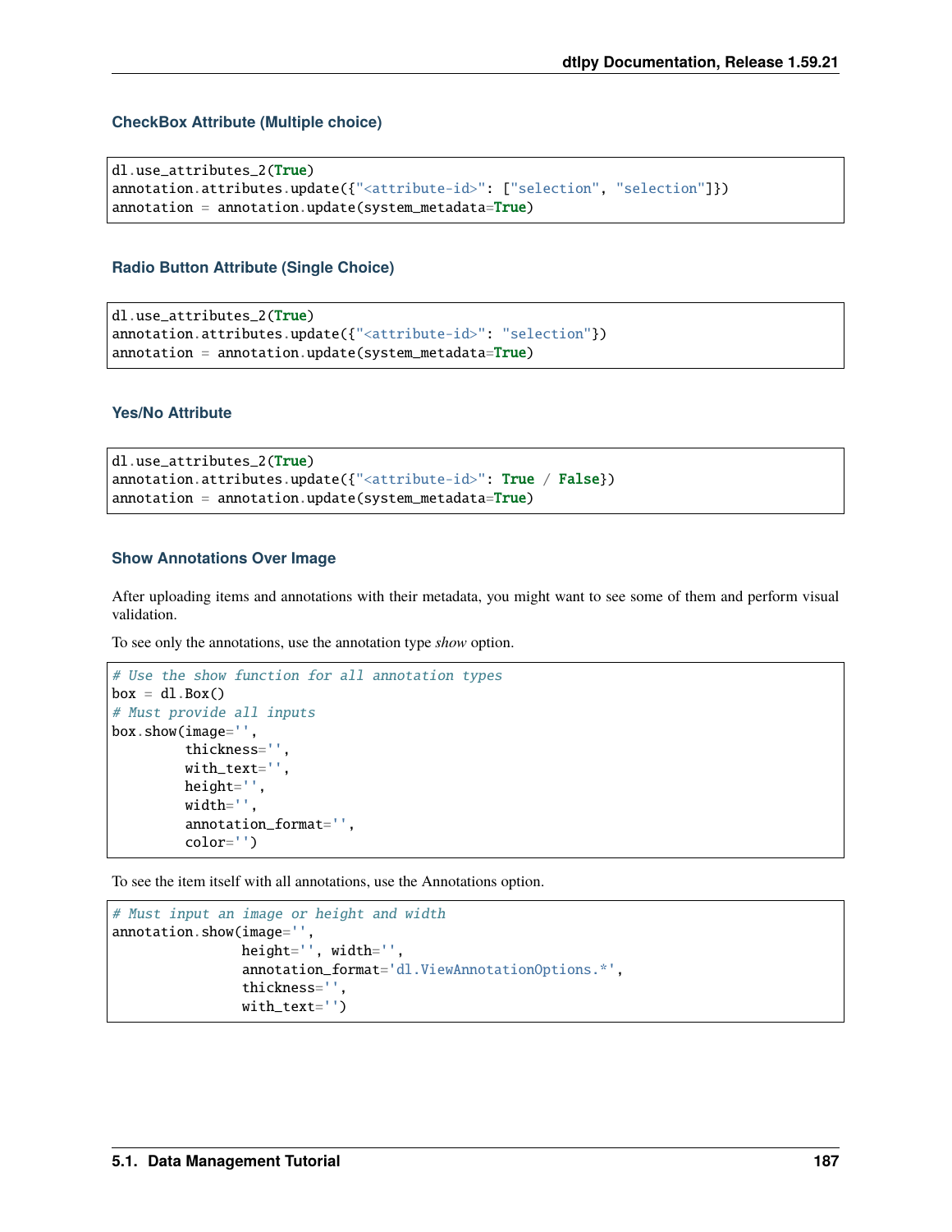#### CheckBox Attribute (Multiple choice)

```
dl.use_attributes_2(True)
annotation.attributes.update({"<attribute-id>": ["selection", "selection"]})
annotation = annotation.update(system_metadata=True)
```

#### Radio Button Attribute (Single Choice)

```
dl.use_attributes_2(True)
annotation.attributes.update({"<attribute-id>": "selection"})
annotation = annotation.update(system_metadata=True)
```

#### Yes/No Attribute

```
dl.use_attributes_2(True)
annotation.attributes.update({"<attribute-id>": True / False})
annotation = annotation.update(system_metadata=True)
```

#### Show Annotations Over Image

After uploading items and annotations with their metadata, you might want to see some of them and perform visual validation.

To see only the annotations, use the annotation type *show* option.

```
# Use the show function for all annotation types
box = dl.Box()
# Must provide all inputs
box.show(image='',
         thickness='',
         with_text='',
         height='',
         width='',
         annotation_format='',
         color='')
```

To see the item itself with all annotations, use the Annotations option.

```
# Must input an image or height and width
annotation.show(image='',
                height='', width='',
                annotation_format='dl.ViewAnnotationOptions.*',
                thickness='',
                with_text='')
```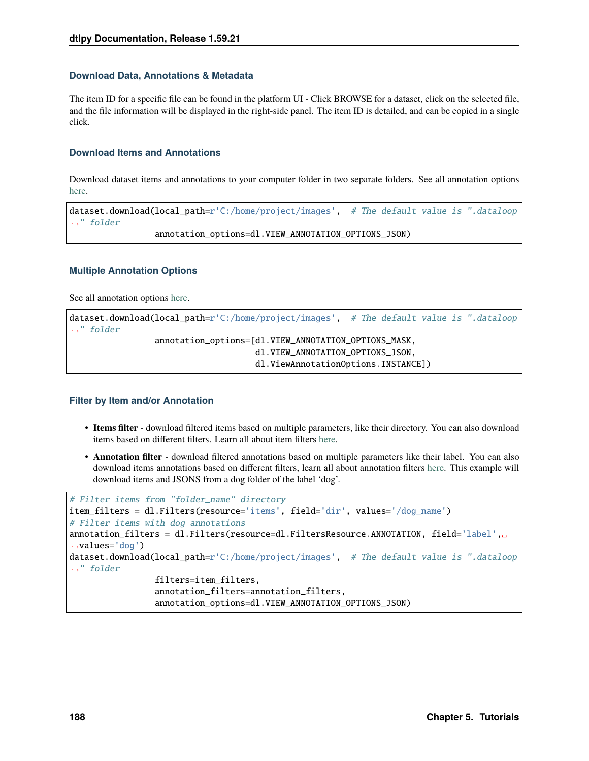### Download Data, Annotations & Metadata

The item ID for a specific file can be found in the platform UI - Click BROWSE for a dataset, click on the selected file, and the file information will be displayed in the right-side panel. The item ID is detailed, and can be copied in a single click.

#### Download Items and Annotations

Download dataset items and annotations to your computer folder in two separate folders. See all annotation options here.

```
dataset.download(local_path=r'C:/home/project/images',  # The default value is ".dataloop" folder
                 annotation_options=dl.VIEW_ANNOTATION_OPTIONS_JSON)
```

#### Multiple Annotation Options

See all annotation options here.

```
dataset.download(local_path=r'C:/home/project/images',  # The default value is ".dataloop" folder
                 annotation_options=[dl.VIEW_ANNOTATION_OPTIONS_MASK,
                                     dl.VIEW_ANNOTATION_OPTIONS_JSON,
                                     dl.ViewAnnotationOptions.INSTANCE])
```

#### Filter by Item and/or Annotation

- **Items filter** - download filtered items based on multiple parameters, like their directory. You can also download items based on different filters. Learn all about item filters here.
- **Annotation filter** - download filtered annotations based on multiple parameters like their label. You can also download items annotations based on different filters, learn all about annotation filters here. This example will download items and JSONS from a dog folder of the label 'dog'.

```
# Filter items from "folder_name" directory
item_filters = dl.Filters(resource='items', field='dir', values='/dog_name')
# Filter items with dog annotations
annotation_filters = dl.Filters(resource=dl.FiltersResource.ANNOTATION, field='label', values='dog')
dataset.download(local_path=r'C:/home/project/images',  # The default value is ".dataloop" folder
                 filters=item_filters,
                 annotation_filters=annotation_filters,
                 annotation_options=dl.VIEW_ANNOTATION_OPTIONS_JSON)
```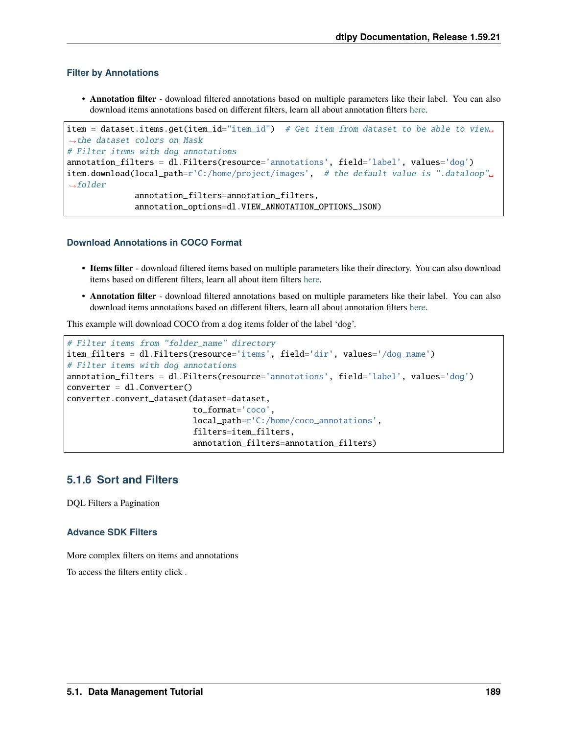#### Filter by Annotations

- **Annotation filter** - download filtered annotations based on multiple parameters like their label. You can also download items annotations based on different filters, learn all about annotation filters here.

```
item = dataset.items.get(item_id="item_id")  # Get item from dataset to be able to view the dataset colors on Mask
# Filter items with dog annotations
annotation_filters = dl.Filters(resource='annotations', field='label', values='dog')
item.download(local_path=r'C:/home/project/images',  # the default value is ".dataloop" folder
              annotation_filters=annotation_filters,
              annotation_options=dl.VIEW_ANNOTATION_OPTIONS_JSON)
```

#### Download Annotations in COCO Format

- **Items filter** - download filtered items based on multiple parameters like their directory. You can also download items based on different filters, learn all about item filters here.
- **Annotation filter** - download filtered annotations based on multiple parameters like their label. You can also download items annotations based on different filters, learn all about annotation filters here.

This example will download COCO from a dog items folder of the label 'dog'.

```
# Filter items from "folder_name" directory
item_filters = dl.Filters(resource='items', field='dir', values='/dog_name')
# Filter items with dog annotations
annotation_filters = dl.Filters(resource='annotations', field='label', values='dog')
converter = dl.Converter()
converter.convert_dataset(dataset=dataset,
                          to_format='coco',
                          local_path=r'C:/home/coco_annotations',
                          filters=item_filters,
                          annotation_filters=annotation_filters)
```

### 5.1.6 Sort and Filters

DQL Filters a Pagination

#### Advance SDK Filters

More complex filters on items and annotations

To access the filters entity click .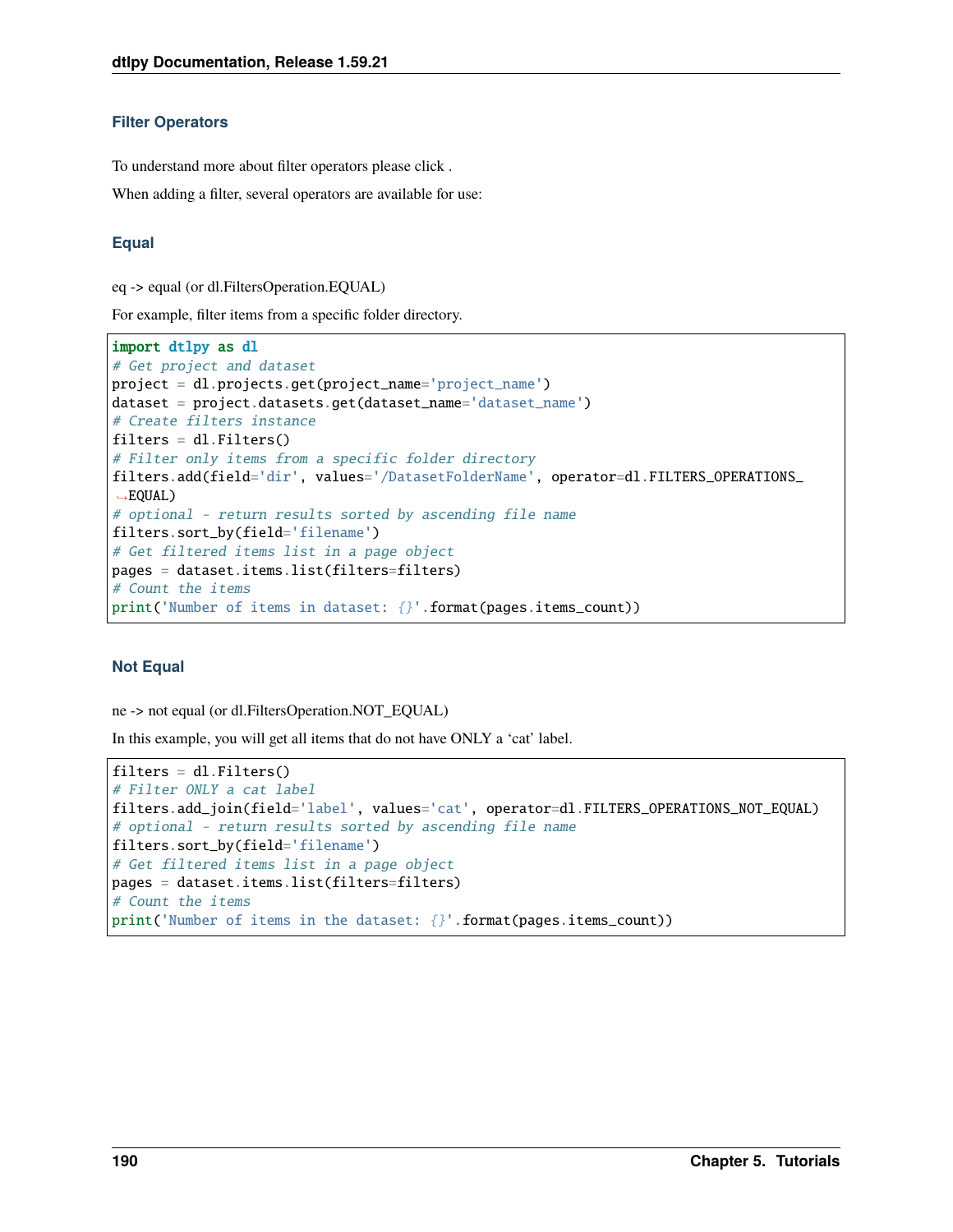### Filter Operators

To understand more about filter operators please click .

When adding a filter, several operators are available for use:

#### Equal

eq -> equal (or dl.FiltersOperation.EQUAL)

For example, filter items from a specific folder directory.

```
import dtlpy as dl
# Get project and dataset
project = dl.projects.get(project_name='project_name')
dataset = project.datasets.get(dataset_name='dataset_name')
# Create filters instance
filters = dl.Filters()
# Filter only items from a specific folder directory
filters.add(field='dir', values='/DatasetFolderName', operator=dl.FILTERS_OPERATIONS_EQUAL)
# optional - return results sorted by ascending file name
filters.sort_by(field='filename')
# Get filtered items list in a page object
pages = dataset.items.list(filters=filters)
# Count the items
print('Number of items in dataset: {}'.format(pages.items_count))
```

#### Not Equal

ne -> not equal (or dl.FiltersOperation.NOT_EQUAL)

In this example, you will get all items that do not have ONLY a 'cat' label.

```
filters = dl.Filters()
# Filter ONLY a cat label
filters.add_join(field='label', values='cat', operator=dl.FILTERS_OPERATIONS_NOT_EQUAL)
# optional - return results sorted by ascending file name
filters.sort_by(field='filename')
# Get filtered items list in a page object
pages = dataset.items.list(filters=filters)
# Count the items
print('Number of items in the dataset: {}'.format(pages.items_count))
```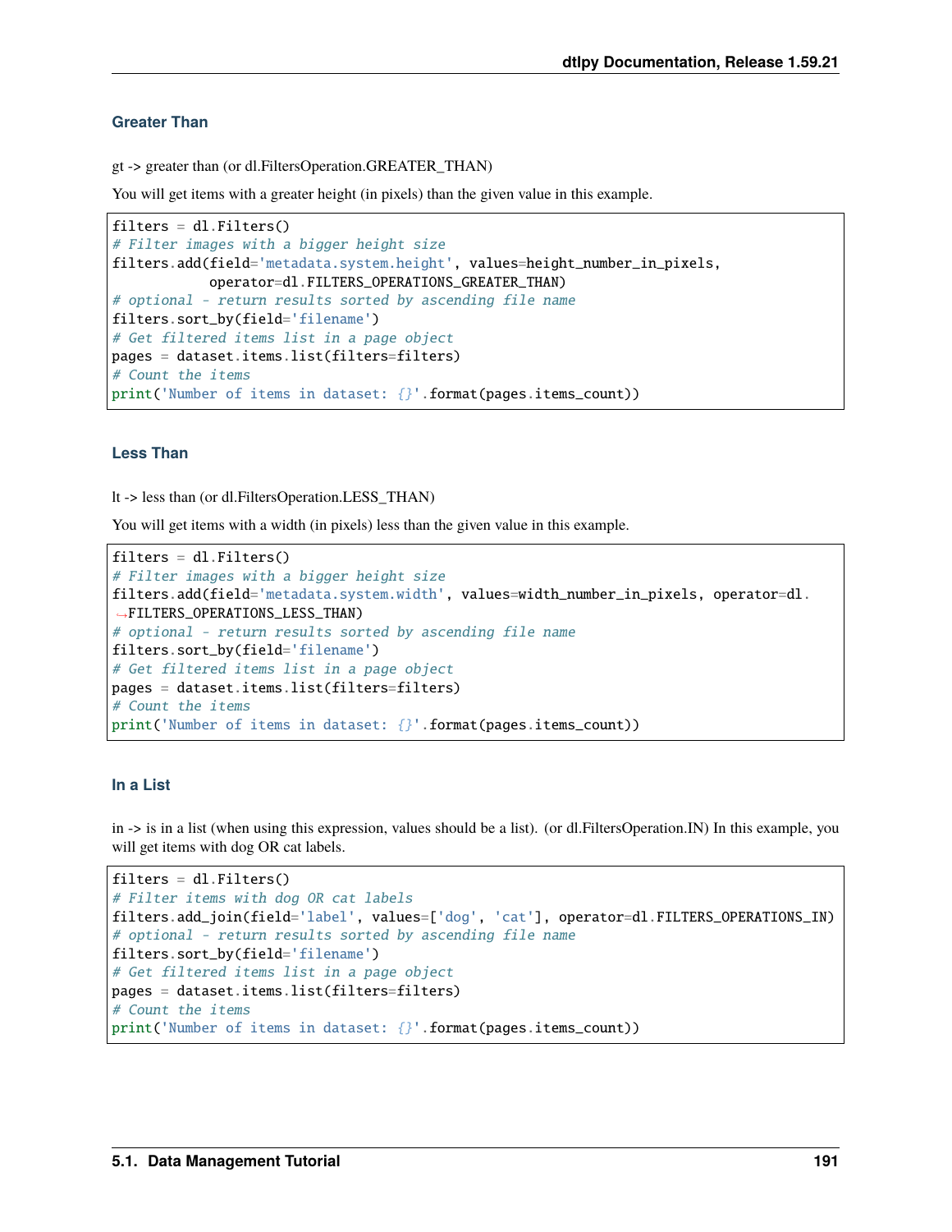### Greater Than

gt -> greater than (or dl.FiltersOperation.GREATER_THAN)

You will get items with a greater height (in pixels) than the given value in this example.

```
filters = dl.Filters()
# Filter images with a bigger height size
filters.add(field='metadata.system.height', values=height_number_in_pixels,
            operator=dl.FILTERS_OPERATIONS_GREATER_THAN)
# optional - return results sorted by ascending file name
filters.sort_by(field='filename')
# Get filtered items list in a page object
pages = dataset.items.list(filters=filters)
# Count the items
print('Number of items in dataset: {}'.format(pages.items_count))
```

### Less Than

lt -> less than (or dl.FiltersOperation.LESS_THAN)

You will get items with a width (in pixels) less than the given value in this example.

```
filters = dl.Filters()
# Filter images with a bigger height size
filters.add(field='metadata.system.width', values=width_number_in_pixels, operator=dl.
→FILTERS_OPERATIONS_LESS_THAN)
# optional - return results sorted by ascending file name
filters.sort_by(field='filename')
# Get filtered items list in a page object
pages = dataset.items.list(filters=filters)
# Count the items
print('Number of items in dataset: {}'.format(pages.items_count))
```

### In a List

in -> is in a list (when using this expression, values should be a list). (or dl.FiltersOperation.IN) In this example, you will get items with dog OR cat labels.

```
filters = dl.Filters()
# Filter items with dog OR cat labels
filters.add_join(field='label', values=['dog', 'cat'], operator=dl.FILTERS_OPERATIONS_IN)
# optional - return results sorted by ascending file name
filters.sort_by(field='filename')
# Get filtered items list in a page object
pages = dataset.items.list(filters=filters)
# Count the items
print('Number of items in dataset: {}'.format(pages.items_count))
```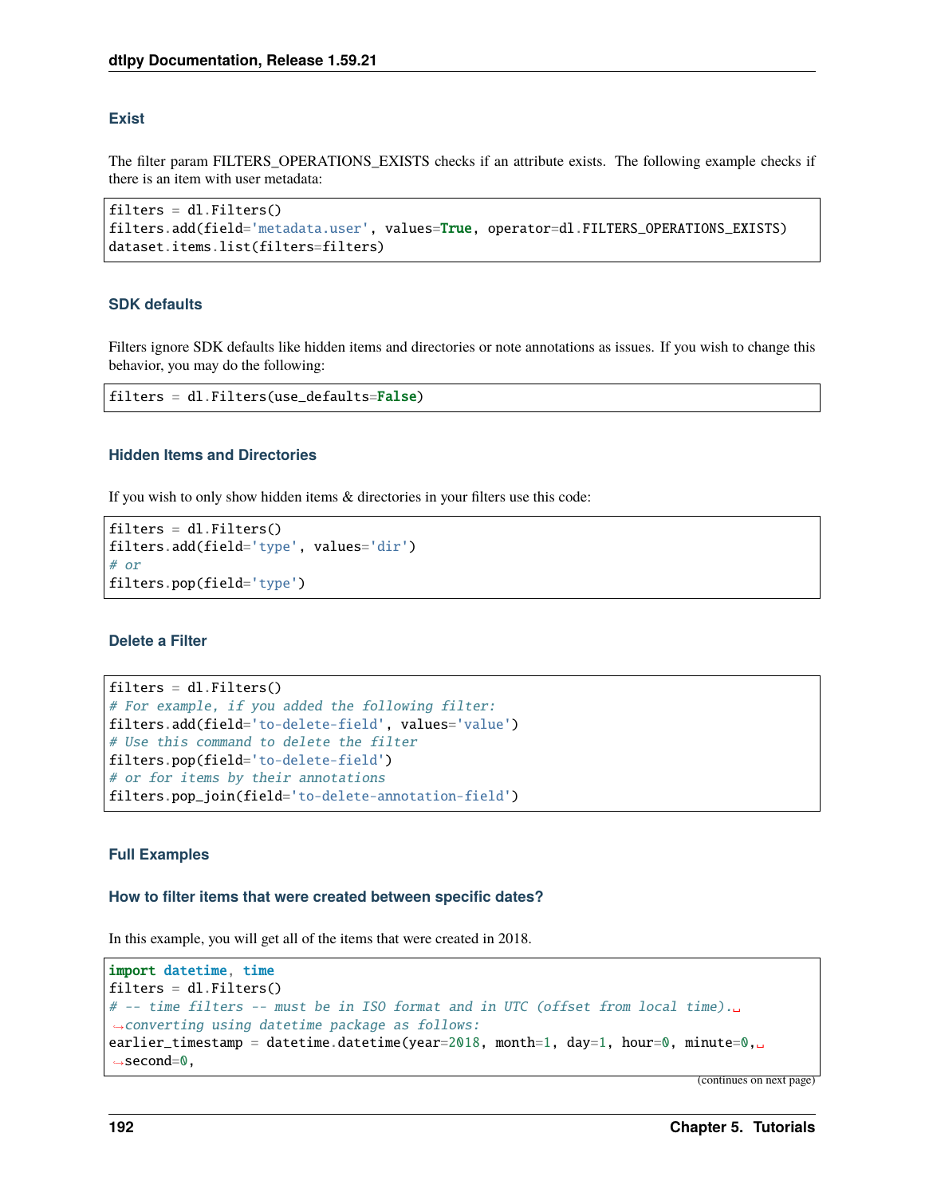### Exist

The filter param FILTERS_OPERATIONS_EXISTS checks if an attribute exists. The following example checks if there is an item with user metadata:

```
filters = dl.Filters()
filters.add(field='metadata.user', values=True, operator=dl.FILTERS_OPERATIONS_EXISTS)
dataset.items.list(filters=filters)
```

### SDK defaults

Filters ignore SDK defaults like hidden items and directories or note annotations as issues. If you wish to change this behavior, you may do the following:

```
filters = dl.Filters(use_defaults=False)
```

### Hidden Items and Directories

If you wish to only show hidden items & directories in your filters use this code:

```
filters = dl.Filters()
filters.add(field='type', values='dir')
# or
filters.pop(field='type')
```

### Delete a Filter

```
filters = dl.Filters()
# For example, if you added the following filter:
filters.add(field='to-delete-field', values='value')
# Use this command to delete the filter
filters.pop(field='to-delete-field')
# or for items by their annotations
filters.pop_join(field='to-delete-annotation-field')
```

### Full Examples

#### How to filter items that were created between specific dates?

In this example, you will get all of the items that were created in 2018.

```
import datetime, time
filters = dl.Filters()
# -- time filters -- must be in ISO format and in UTC (offset from local time). converting using datetime package as follows:
earlier_timestamp = datetime.datetime(year=2018, month=1, day=1, hour=0, minute=0, second=0,
```

(continues on next page)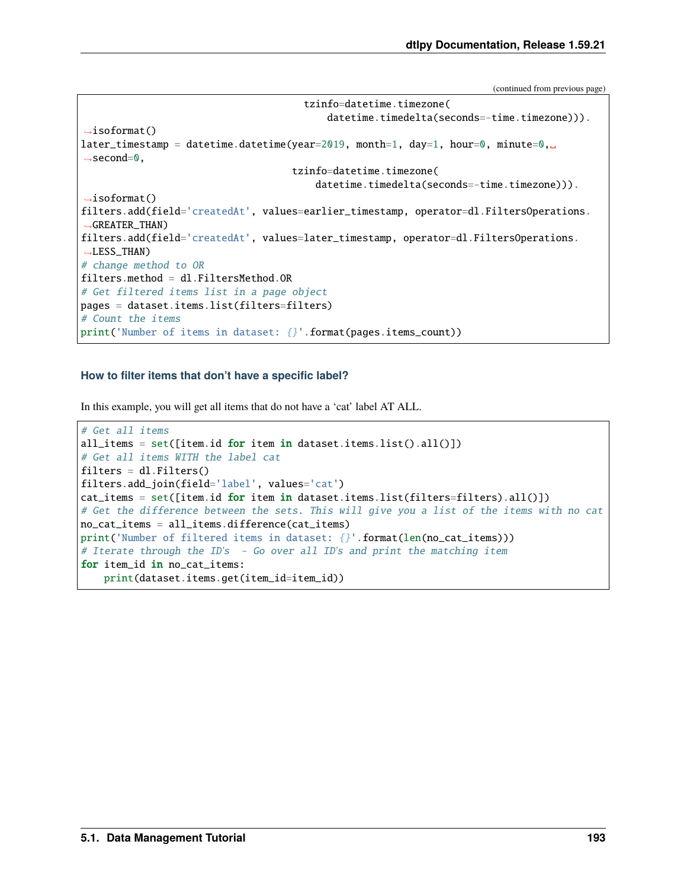(continued from previous page)

```
                                      tzinfo=datetime.timezone(
                                          datetime.timedelta(seconds=-time.timezone))).
↪isoformat()
later_timestamp = datetime.datetime(year=2019, month=1, day=1, hour=0, minute=0,␣
↪second=0,
                                    tzinfo=datetime.timezone(
                                        datetime.timedelta(seconds=-time.timezone))).
↪isoformat()
filters.add(field='createdAt', values=earlier_timestamp, operator=dl.FiltersOperations.
↪GREATER_THAN)
filters.add(field='createdAt', values=later_timestamp, operator=dl.FiltersOperations.
↪LESS_THAN)
# change method to OR
filters.method = dl.FiltersMethod.OR
# Get filtered items list in a page object
pages = dataset.items.list(filters=filters)
# Count the items
print('Number of items in dataset: {}'.format(pages.items_count))
```

### How to filter items that don't have a specific label?

In this example, you will get all items that do not have a 'cat' label AT ALL.

```
# Get all items
all_items = set([item.id for item in dataset.items.list().all()])
# Get all items WITH the label cat
filters = dl.Filters()
filters.add_join(field='label', values='cat')
cat_items = set([item.id for item in dataset.items.list(filters=filters).all()])
# Get the difference between the sets. This will give you a list of the items with no cat
no_cat_items = all_items.difference(cat_items)
print('Number of filtered items in dataset: {}'.format(len(no_cat_items)))
# Iterate through the ID's  - Go over all ID's and print the matching item
for item_id in no_cat_items:
    print(dataset.items.get(item_id=item_id))
```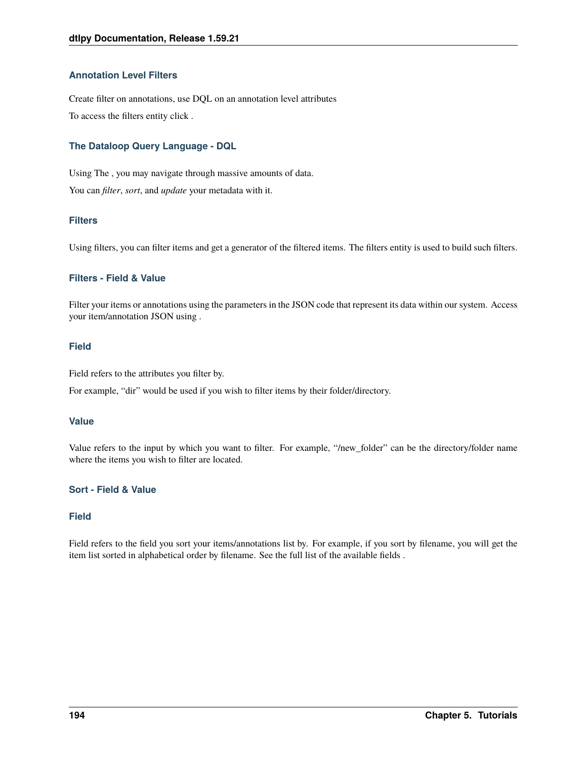### Annotation Level Filters

Create filter on annotations, use DQL on an annotation level attributes

To access the filters entity click .

### The Dataloop Query Language - DQL

Using The , you may navigate through massive amounts of data.

You can *filter*, *sort*, and *update* your metadata with it.

### Filters

Using filters, you can filter items and get a generator of the filtered items. The filters entity is used to build such filters.

### Filters - Field & Value

Filter your items or annotations using the parameters in the JSON code that represent its data within our system. Access your item/annotation JSON using .

### Field

Field refers to the attributes you filter by.

For example, "dir" would be used if you wish to filter items by their folder/directory.

### Value

Value refers to the input by which you want to filter. For example, "/new_folder" can be the directory/folder name where the items you wish to filter are located.

### Sort - Field & Value

### Field

Field refers to the field you sort your items/annotations list by. For example, if you sort by filename, you will get the item list sorted in alphabetical order by filename. See the full list of the available fields .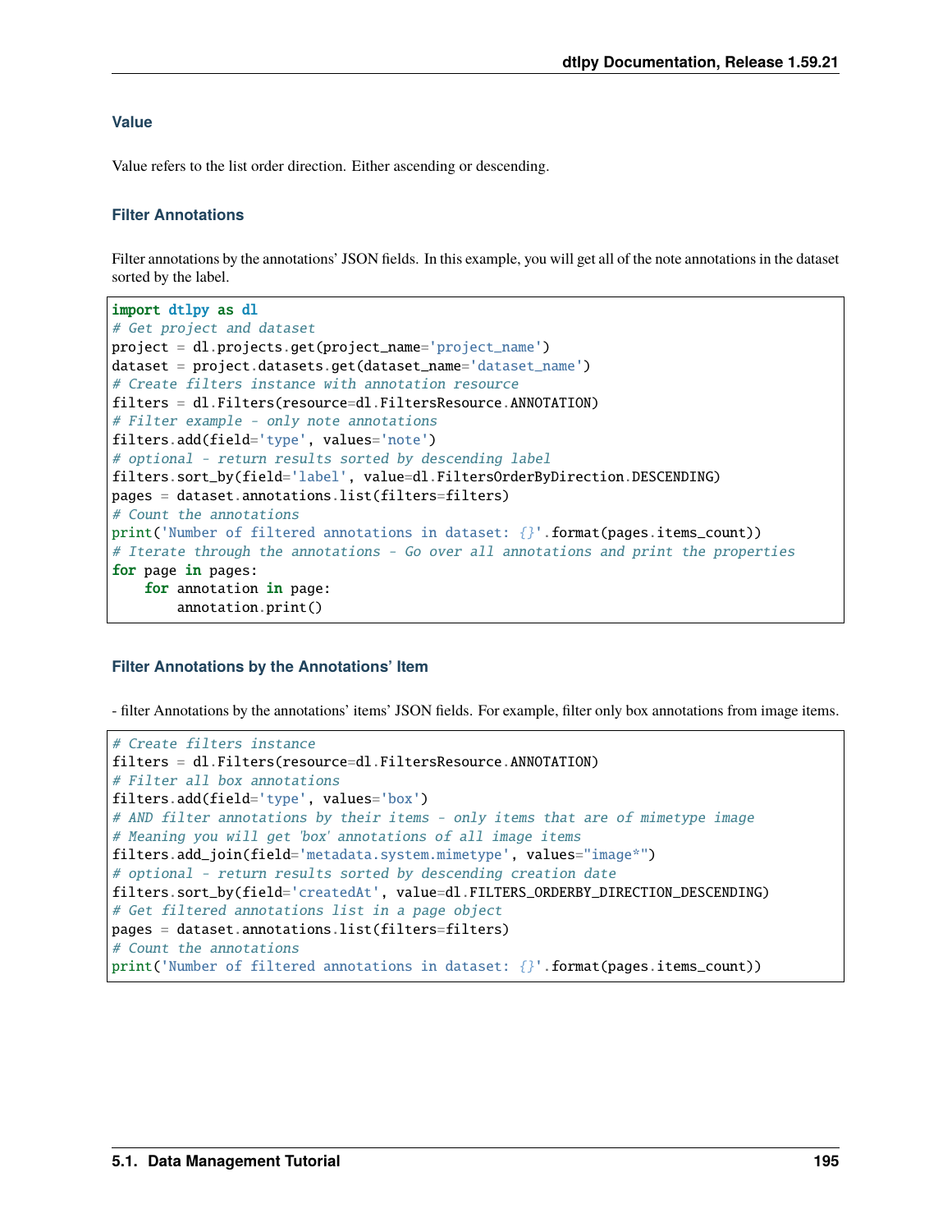#### Value

Value refers to the list order direction. Either ascending or descending.

#### Filter Annotations

Filter annotations by the annotations' JSON fields. In this example, you will get all of the note annotations in the dataset sorted by the label.

```
import dtlpy as dl
# Get project and dataset
project = dl.projects.get(project_name='project_name')
dataset = project.datasets.get(dataset_name='dataset_name')
# Create filters instance with annotation resource
filters = dl.Filters(resource=dl.FiltersResource.ANNOTATION)
# Filter example - only note annotations
filters.add(field='type', values='note')
# optional - return results sorted by descending label
filters.sort_by(field='label', value=dl.FiltersOrderByDirection.DESCENDING)
pages = dataset.annotations.list(filters=filters)
# Count the annotations
print('Number of filtered annotations in dataset: {}'.format(pages.items_count))
# Iterate through the annotations - Go over all annotations and print the properties
for page in pages:
    for annotation in page:
        annotation.print()
```

#### Filter Annotations by the Annotations' Item

- filter Annotations by the annotations' items' JSON fields. For example, filter only box annotations from image items.

```
# Create filters instance
filters = dl.Filters(resource=dl.FiltersResource.ANNOTATION)
# Filter all box annotations
filters.add(field='type', values='box')
# AND filter annotations by their items - only items that are of mimetype image
# Meaning you will get 'box' annotations of all image items
filters.add_join(field='metadata.system.mimetype', values="image*")
# optional - return results sorted by descending creation date
filters.sort_by(field='createdAt', value=dl.FILTERS_ORDERBY_DIRECTION_DESCENDING)
# Get filtered annotations list in a page object
pages = dataset.annotations.list(filters=filters)
# Count the annotations
print('Number of filtered annotations in dataset: {}'.format(pages.items_count))
```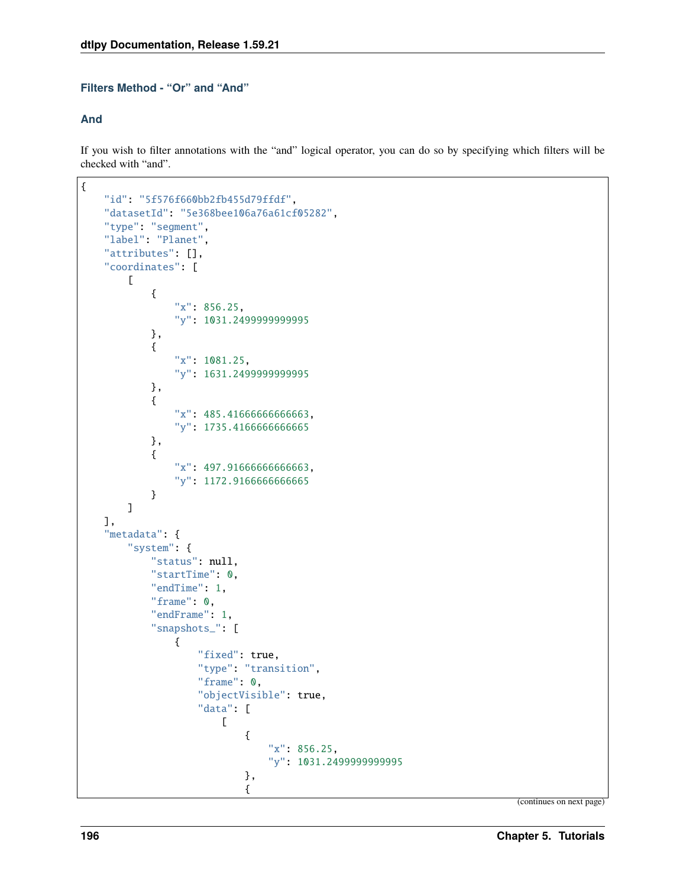#### Filters Method - "Or" and "And"

##### And

If you wish to filter annotations with the "and" logical operator, you can do so by specifying which filters will be checked with "and".

```
{
    "id": "5f576f660bb2fb455d79ffdf",
    "datasetId": "5e368bee106a76a61cf05282",
    "type": "segment",
    "label": "Planet",
    "attributes": [],
    "coordinates": [
        [
            {
                "x": 856.25,
                "y": 1031.2499999999995
            },
            {
                "x": 1081.25,
                "y": 1631.2499999999995
            },
            {
                "x": 485.41666666666663,
                "y": 1735.4166666666665
            },
            {
                "x": 497.91666666666663,
                "y": 1172.9166666666665
            }
        ]
    ],
    "metadata": {
        "system": {
            "status": null,
            "startTime": 0,
            "endTime": 1,
            "frame": 0,
            "endFrame": 1,
            "snapshots_": [
                {
                    "fixed": true,
                    "type": "transition",
                    "frame": 0,
                    "objectVisible": true,
                    "data": [
                        [
                            {
                                "x": 856.25,
                                "y": 1031.2499999999995
                            },
                            {
```

(continues on next page)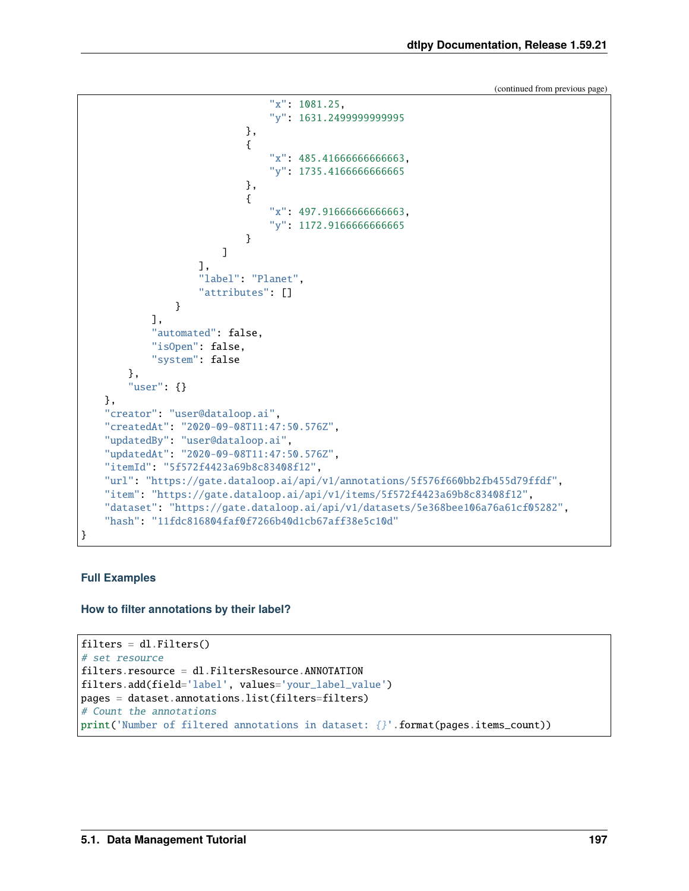(continued from previous page)

```
                                "x": 1081.25,
                                "y": 1631.2499999999995
                            },
                            {
                                "x": 485.41666666666663,
                                "y": 1735.4166666666665
                            },
                            {
                                "x": 497.91666666666663,
                                "y": 1172.9166666666665
                            }
                        ]
                    ],
                    "label": "Planet",
                    "attributes": []
                }
            ],
            "automated": false,
            "isOpen": false,
            "system": false
        },
        "user": {}
    },
    "creator": "user@dataloop.ai",
    "createdAt": "2020-09-08T11:47:50.576Z",
    "updatedBy": "user@dataloop.ai",
    "updatedAt": "2020-09-08T11:47:50.576Z",
    "itemId": "5f572f4423a69b8c83408f12",
    "url": "https://gate.dataloop.ai/api/v1/annotations/5f576f660bb2fb455d79ffdf",
    "item": "https://gate.dataloop.ai/api/v1/items/5f572f4423a69b8c83408f12",
    "dataset": "https://gate.dataloop.ai/api/v1/datasets/5e368bee106a76a61cf05282",
    "hash": "11fdc816804faf0f7266b40d1cb67aff38e5c10d"
}
```

#### Full Examples

##### How to filter annotations by their label?

```
filters = dl.Filters()
# set resource
filters.resource = dl.FiltersResource.ANNOTATION
filters.add(field='label', values='your_label_value')
pages = dataset.annotations.list(filters=filters)
# Count the annotations
print('Number of filtered annotations in dataset: {}'.format(pages.items_count))
```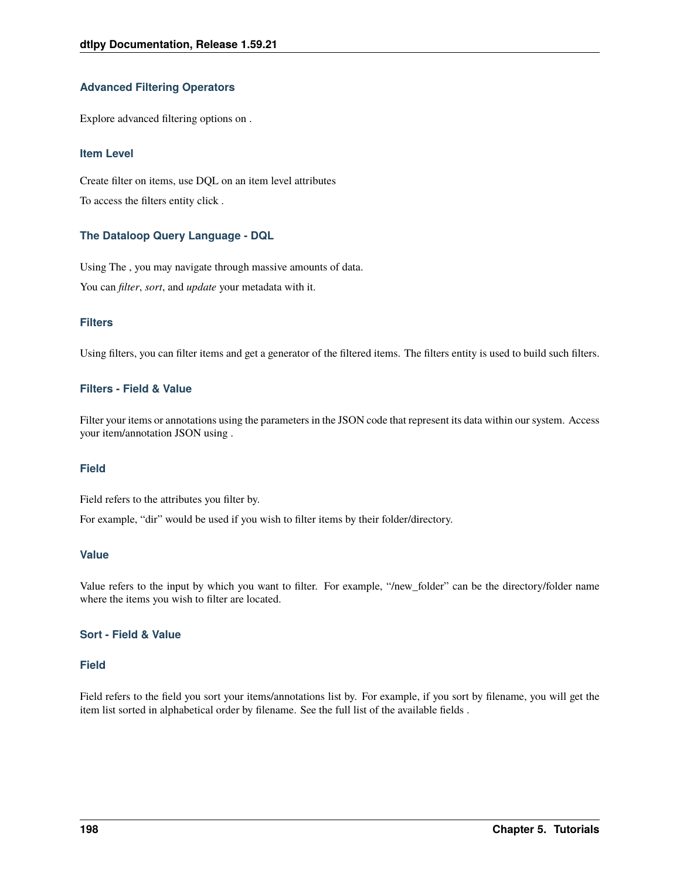### Advanced Filtering Operators

Explore advanced filtering options on .

### Item Level

Create filter on items, use DQL on an item level attributes

To access the filters entity click .

### The Dataloop Query Language - DQL

Using The , you may navigate through massive amounts of data.

You can *filter*, *sort*, and *update* your metadata with it.

### Filters

Using filters, you can filter items and get a generator of the filtered items. The filters entity is used to build such filters.

### Filters - Field & Value

Filter your items or annotations using the parameters in the JSON code that represent its data within our system. Access your item/annotation JSON using .

### Field

Field refers to the attributes you filter by.

For example, "dir" would be used if you wish to filter items by their folder/directory.

### Value

Value refers to the input by which you want to filter. For example, "/new_folder" can be the directory/folder name where the items you wish to filter are located.

### Sort - Field & Value

### Field

Field refers to the field you sort your items/annotations list by. For example, if you sort by filename, you will get the item list sorted in alphabetical order by filename. See the full list of the available fields .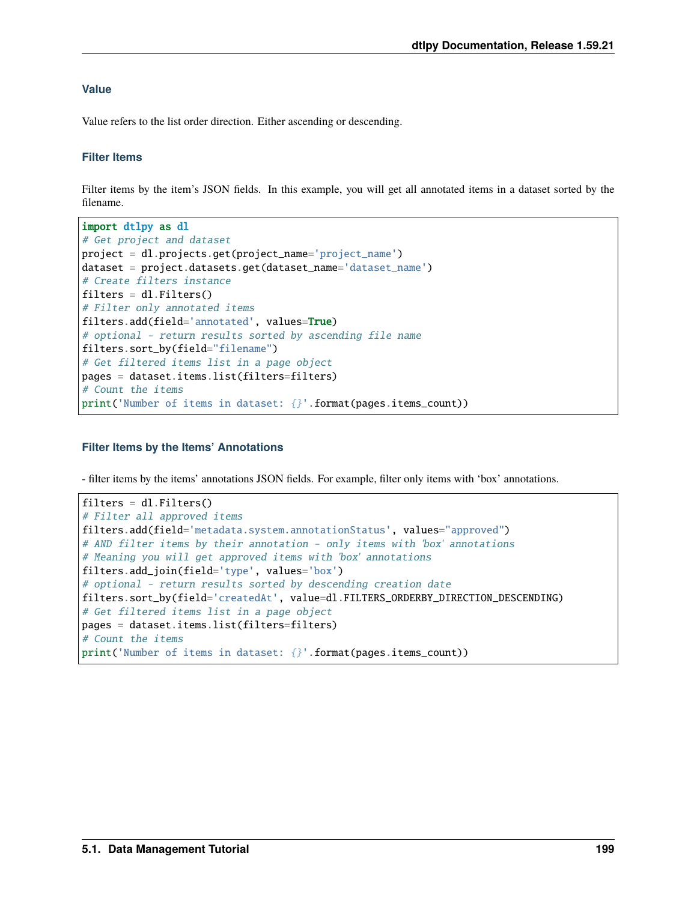#### Value

Value refers to the list order direction. Either ascending or descending.

#### Filter Items

Filter items by the item's JSON fields. In this example, you will get all annotated items in a dataset sorted by the filename.

```
import dtlpy as dl
# Get project and dataset
project = dl.projects.get(project_name='project_name')
dataset = project.datasets.get(dataset_name='dataset_name')
# Create filters instance
filters = dl.Filters()
# Filter only annotated items
filters.add(field='annotated', values=True)
# optional - return results sorted by ascending file name
filters.sort_by(field="filename")
# Get filtered items list in a page object
pages = dataset.items.list(filters=filters)
# Count the items
print('Number of items in dataset: {}'.format(pages.items_count))
```

#### Filter Items by the Items' Annotations

- filter items by the items' annotations JSON fields. For example, filter only items with 'box' annotations.

```
filters = dl.Filters()
# Filter all approved items
filters.add(field='metadata.system.annotationStatus', values="approved")
# AND filter items by their annotation - only items with 'box' annotations
# Meaning you will get approved items with 'box' annotations
filters.add_join(field='type', values='box')
# optional - return results sorted by descending creation date
filters.sort_by(field='createdAt', value=dl.FILTERS_ORDERBY_DIRECTION_DESCENDING)
# Get filtered items list in a page object
pages = dataset.items.list(filters=filters)
# Count the items
print('Number of items in dataset: {}'.format(pages.items_count))
```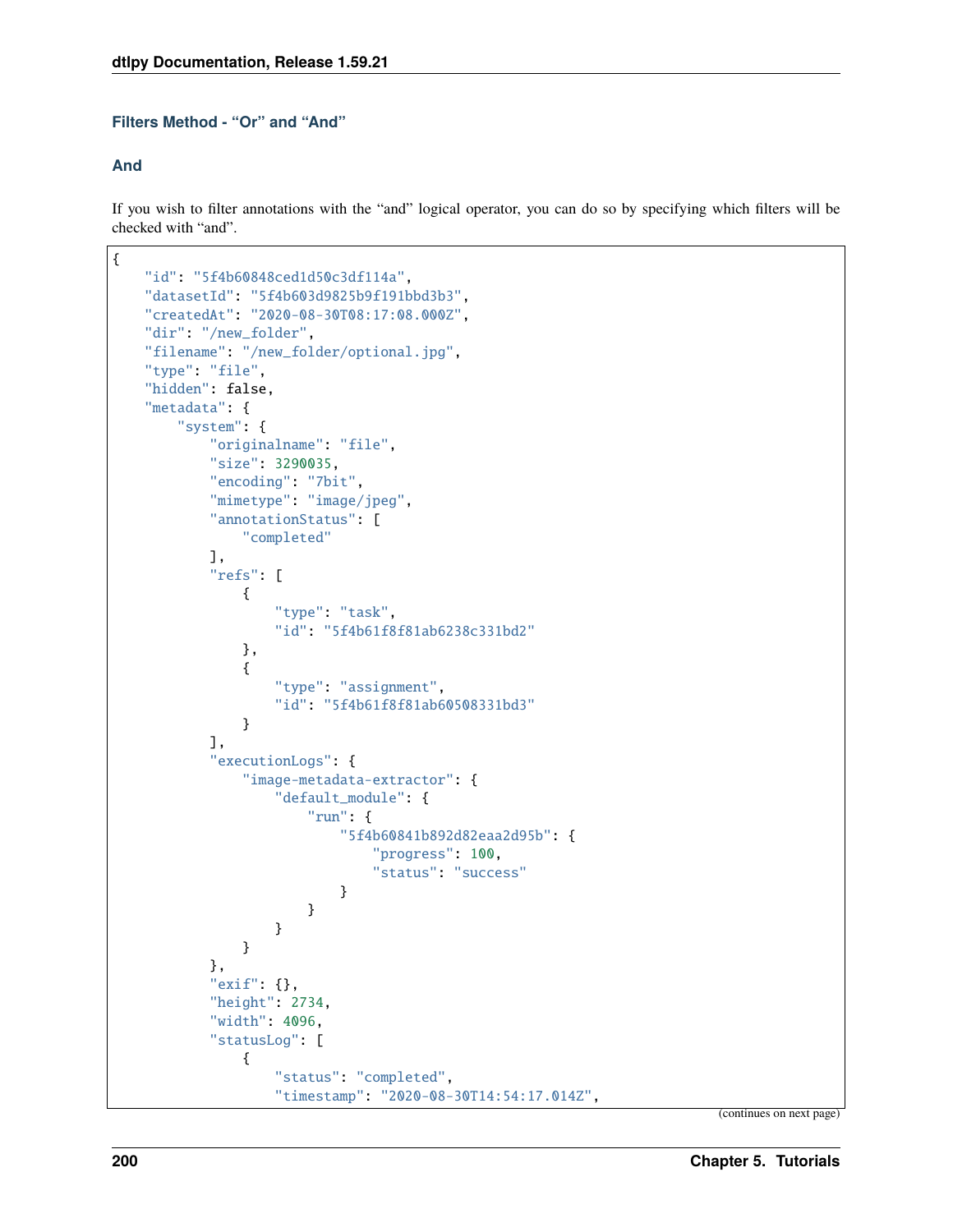#### Filters Method - "Or" and "And"

##### And

If you wish to filter annotations with the "and" logical operator, you can do so by specifying which filters will be checked with "and".

```
{
    "id": "5f4b60848ced1d50c3df114a",
    "datasetId": "5f4b603d9825b9f191bbd3b3",
    "createdAt": "2020-08-30T08:17:08.000Z",
    "dir": "/new_folder",
    "filename": "/new_folder/optional.jpg",
    "type": "file",
    "hidden": false,
    "metadata": {
        "system": {
            "originalname": "file",
            "size": 3290035,
            "encoding": "7bit",
            "mimetype": "image/jpeg",
            "annotationStatus": [
                "completed"
            ],
            "refs": [
                {
                    "type": "task",
                    "id": "5f4b61f8f81ab6238c331bd2"
                },
                {
                    "type": "assignment",
                    "id": "5f4b61f8f81ab60508331bd3"
                }
            ],
            "executionLogs": {
                "image-metadata-extractor": {
                    "default_module": {
                        "run": {
                            "5f4b60841b892d82eaa2d95b": {
                                "progress": 100,
                                "status": "success"
                            }
                        }
                    }
                }
            },
            "exif": {},
            "height": 2734,
            "width": 4096,
            "statusLog": [
                {
                    "status": "completed",
                    "timestamp": "2020-08-30T14:54:17.014Z",
```

(continues on next page)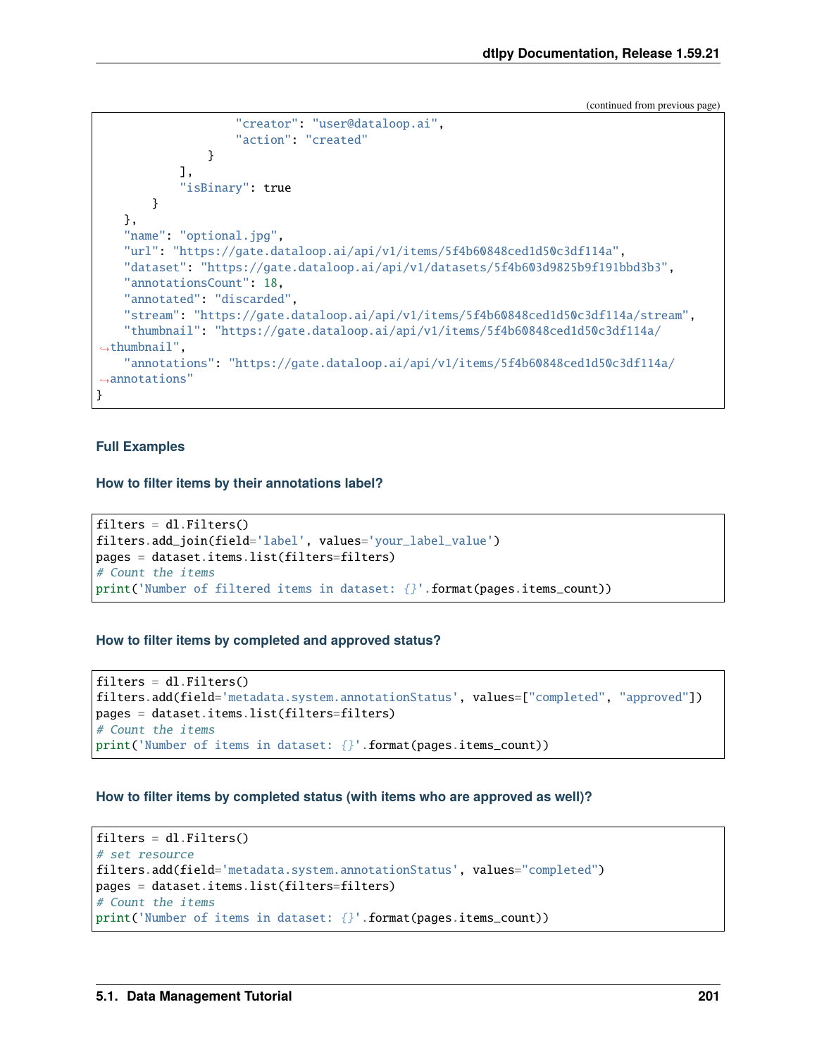(continued from previous page)

```
                    "creator": "user@dataloop.ai",
                    "action": "created"
                }
            ],
            "isBinary": true
        }
    },
    "name": "optional.jpg",
    "url": "https://gate.dataloop.ai/api/v1/items/5f4b60848ced1d50c3df114a",
    "dataset": "https://gate.dataloop.ai/api/v1/datasets/5f4b603d9825b9f191bbd3b3",
    "annotationsCount": 18,
    "annotated": "discarded",
    "stream": "https://gate.dataloop.ai/api/v1/items/5f4b60848ced1d50c3df114a/stream",
    "thumbnail": "https://gate.dataloop.ai/api/v1/items/5f4b60848ced1d50c3df114a/
→thumbnail",
    "annotations": "https://gate.dataloop.ai/api/v1/items/5f4b60848ced1d50c3df114a/
→annotations"
}
```

#### Full Examples

##### How to filter items by their annotations label?

```
filters = dl.Filters()
filters.add_join(field='label', values='your_label_value')
pages = dataset.items.list(filters=filters)
# Count the items
print('Number of filtered items in dataset: {}'.format(pages.items_count))
```

##### How to filter items by completed and approved status?

```
filters = dl.Filters()
filters.add(field='metadata.system.annotationStatus', values=["completed", "approved"])
pages = dataset.items.list(filters=filters)
# Count the items
print('Number of items in dataset: {}'.format(pages.items_count))
```

##### How to filter items by completed status (with items who are approved as well)?

```
filters = dl.Filters()
# set resource
filters.add(field='metadata.system.annotationStatus', values="completed")
pages = dataset.items.list(filters=filters)
# Count the items
print('Number of items in dataset: {}'.format(pages.items_count))
```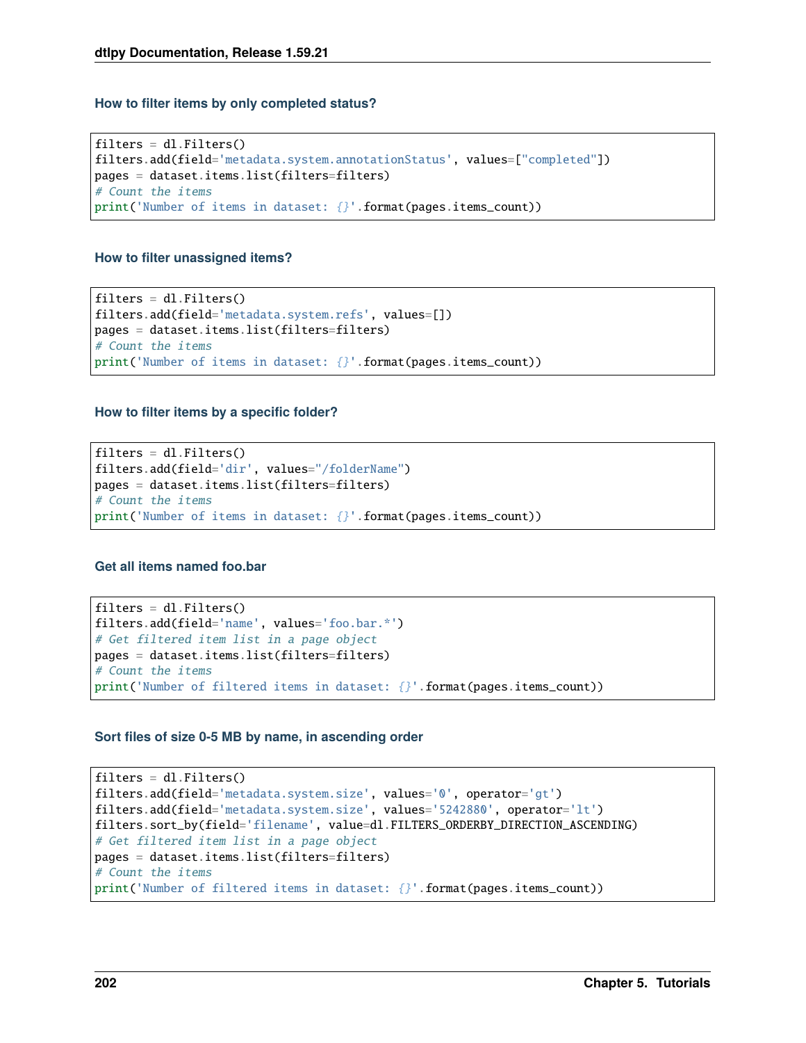#### How to filter items by only completed status?

```
filters = dl.Filters()
filters.add(field='metadata.system.annotationStatus', values=["completed"])
pages = dataset.items.list(filters=filters)
# Count the items
print('Number of items in dataset: {}'.format(pages.items_count))
```

#### How to filter unassigned items?

```
filters = dl.Filters()
filters.add(field='metadata.system.refs', values=[])
pages = dataset.items.list(filters=filters)
# Count the items
print('Number of items in dataset: {}'.format(pages.items_count))
```

#### How to filter items by a specific folder?

```
filters = dl.Filters()
filters.add(field='dir', values="/folderName")
pages = dataset.items.list(filters=filters)
# Count the items
print('Number of items in dataset: {}'.format(pages.items_count))
```

#### Get all items named foo.bar

```
filters = dl.Filters()
filters.add(field='name', values='foo.bar.*')
# Get filtered item list in a page object
pages = dataset.items.list(filters=filters)
# Count the items
print('Number of filtered items in dataset: {}'.format(pages.items_count))
```

#### Sort files of size 0-5 MB by name, in ascending order

```
filters = dl.Filters()
filters.add(field='metadata.system.size', values='0', operator='gt')
filters.add(field='metadata.system.size', values='5242880', operator='lt')
filters.sort_by(field='filename', value=dl.FILTERS_ORDERBY_DIRECTION_ASCENDING)
# Get filtered item list in a page object
pages = dataset.items.list(filters=filters)
# Count the items
print('Number of filtered items in dataset: {}'.format(pages.items_count))
```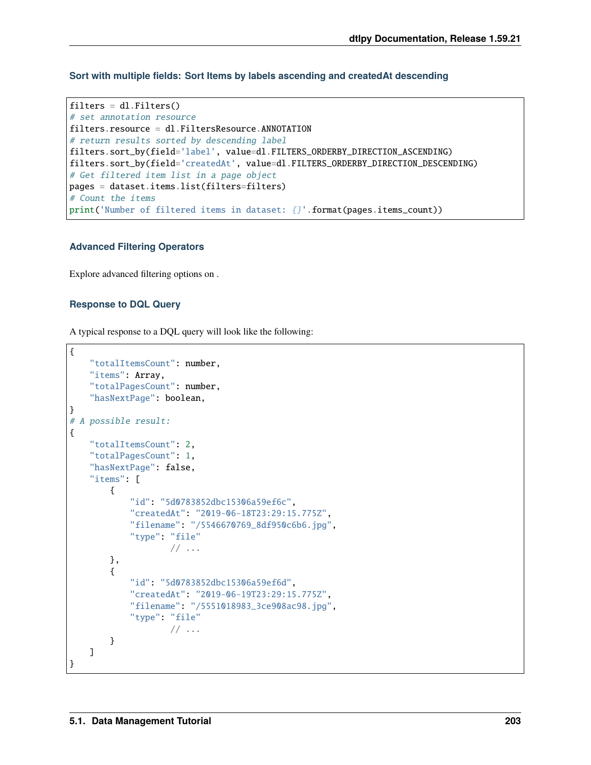#### Sort with multiple fields: Sort Items by labels ascending and createdAt descending

```
filters = dl.Filters()
# set annotation resource
filters.resource = dl.FiltersResource.ANNOTATION
# return results sorted by descending label
filters.sort_by(field='label', value=dl.FILTERS_ORDERBY_DIRECTION_ASCENDING)
filters.sort_by(field='createdAt', value=dl.FILTERS_ORDERBY_DIRECTION_DESCENDING)
# Get filtered item list in a page object
pages = dataset.items.list(filters=filters)
# Count the items
print('Number of filtered items in dataset: {}'.format(pages.items_count))
```

#### Advanced Filtering Operators

Explore advanced filtering options on .

#### Response to DQL Query

A typical response to a DQL query will look like the following:

```
{
    "totalItemsCount": number,
    "items": Array,
    "totalPagesCount": number,
    "hasNextPage": boolean,
}
# A possible result:
{
    "totalItemsCount": 2,
    "totalPagesCount": 1,
    "hasNextPage": false,
    "items": [
        {
            "id": "5d0783852dbc15306a59ef6c",
            "createdAt": "2019-06-18T23:29:15.775Z",
            "filename": "/5546670769_8df950c6b6.jpg",
            "type": "file"
                    // ...
        },
        {
            "id": "5d0783852dbc15306a59ef6d",
            "createdAt": "2019-06-19T23:29:15.775Z",
            "filename": "/5551018983_3ce908ac98.jpg",
            "type": "file"
                    // ...
        }
    ]
}
```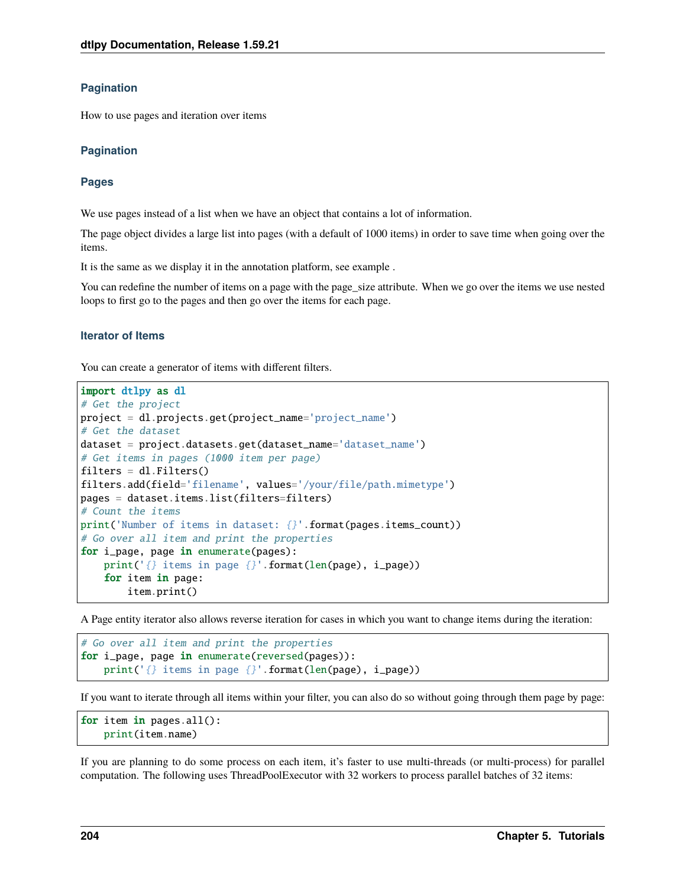## Pagination

How to use pages and iteration over items

### Pagination

#### Pages

We use pages instead of a list when we have an object that contains a lot of information.

The page object divides a large list into pages (with a default of 1000 items) in order to save time when going over the items.

It is the same as we display it in the annotation platform, see example .

You can redefine the number of items on a page with the page_size attribute. When we go over the items we use nested loops to first go to the pages and then go over the items for each page.

#### Iterator of Items

You can create a generator of items with different filters.

```python
import dtlpy as dl
# Get the project
project = dl.projects.get(project_name='project_name')
# Get the dataset
dataset = project.datasets.get(dataset_name='dataset_name')
# Get items in pages (1000 item per page)
filters = dl.Filters()
filters.add(field='filename', values='/your/file/path.mimetype')
pages = dataset.items.list(filters=filters)
# Count the items
print('Number of items in dataset: {}'.format(pages.items_count))
# Go over all item and print the properties
for i_page, page in enumerate(pages):
    print('{} items in page {}'.format(len(page), i_page))
    for item in page:
        item.print()
```

A Page entity iterator also allows reverse iteration for cases in which you want to change items during the iteration:

```python
# Go over all item and print the properties
for i_page, page in enumerate(reversed(pages)):
    print('{} items in page {}'.format(len(page), i_page))
```

If you want to iterate through all items within your filter, you can also do so without going through them page by page:

```python
for item in pages.all():
    print(item.name)
```

If you are planning to do some process on each item, it's faster to use multi-threads (or multi-process) for parallel computation. The following uses ThreadPoolExecutor with 32 workers to process parallel batches of 32 items: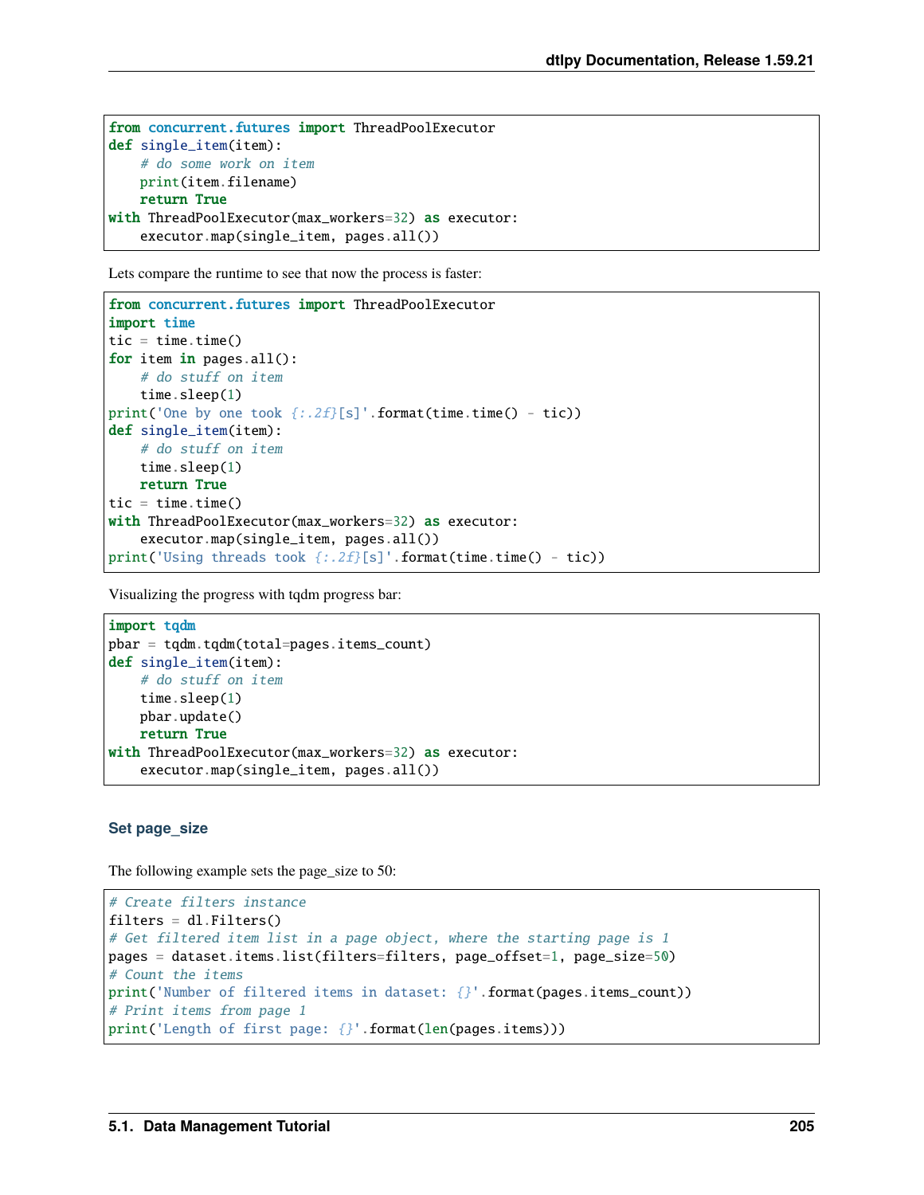```python
from concurrent.futures import ThreadPoolExecutor
def single_item(item):
    # do some work on item
    print(item.filename)
    return True
with ThreadPoolExecutor(max_workers=32) as executor:
    executor.map(single_item, pages.all())
```

Lets compare the runtime to see that now the process is faster:

```python
from concurrent.futures import ThreadPoolExecutor
import time
tic = time.time()
for item in pages.all():
    # do stuff on item
    time.sleep(1)
print('One by one took {:.2f}[s]'.format(time.time() - tic))
def single_item(item):
    # do stuff on item
    time.sleep(1)
    return True
tic = time.time()
with ThreadPoolExecutor(max_workers=32) as executor:
    executor.map(single_item, pages.all())
print('Using threads took {:.2f}[s]'.format(time.time() - tic))
```

Visualizing the progress with tqdm progress bar:

```python
import tqdm
pbar = tqdm.tqdm(total=pages.items_count)
def single_item(item):
    # do stuff on item
    time.sleep(1)
    pbar.update()
    return True
with ThreadPoolExecutor(max_workers=32) as executor:
    executor.map(single_item, pages.all())
```

### Set page_size

The following example sets the page_size to 50:

```python
# Create filters instance
filters = dl.Filters()
# Get filtered item list in a page object, where the starting page is 1
pages = dataset.items.list(filters=filters, page_offset=1, page_size=50)
# Count the items
print('Number of filtered items in dataset: {}'.format(pages.items_count))
# Print items from page 1
print('Length of first page: {}'.format(len(pages.items)))
```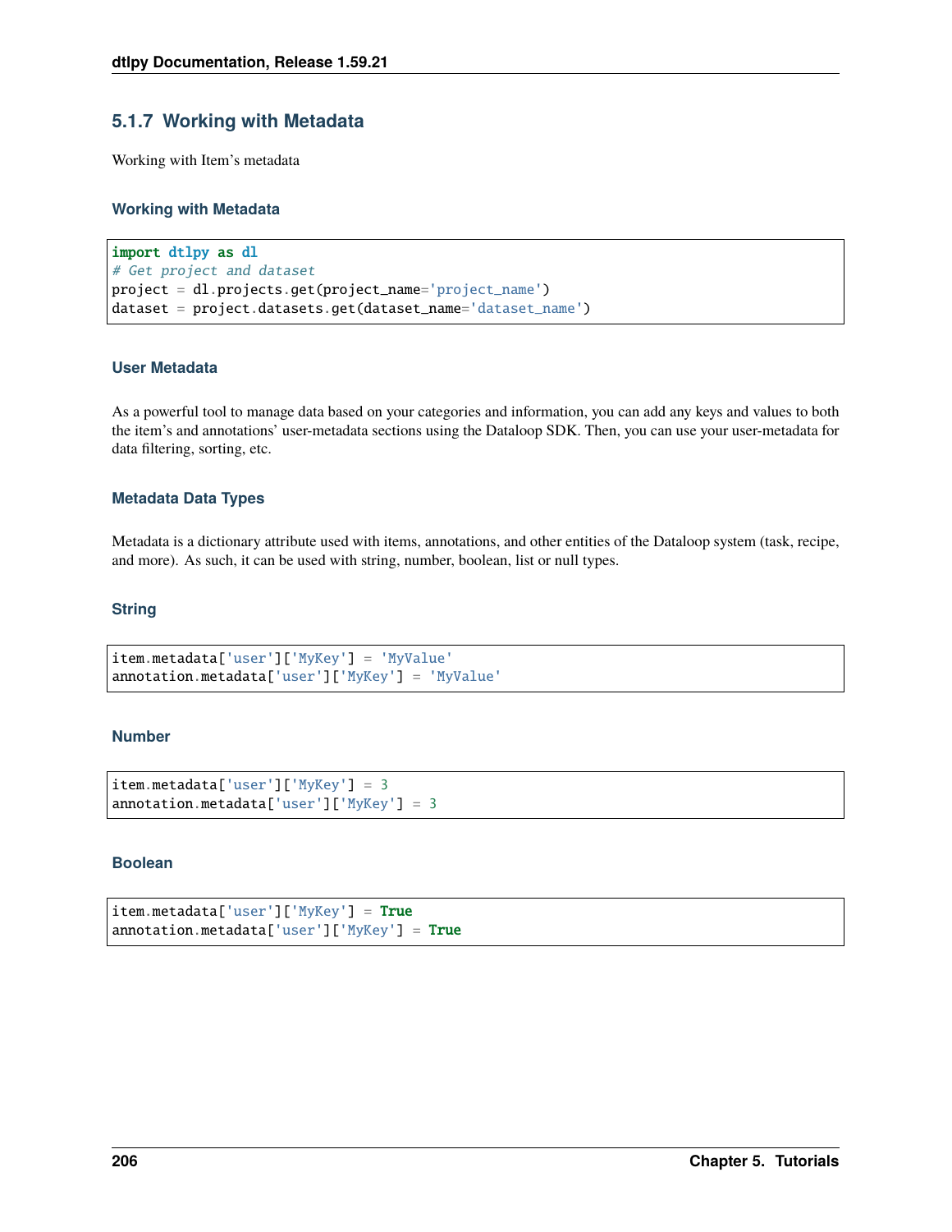### 5.1.7 Working with Metadata

Working with Item's metadata

#### Working with Metadata

```
import dtlpy as dl
# Get project and dataset
project = dl.projects.get(project_name='project_name')
dataset = project.datasets.get(dataset_name='dataset_name')
```

#### User Metadata

As a powerful tool to manage data based on your categories and information, you can add any keys and values to both the item's and annotations' user-metadata sections using the Dataloop SDK. Then, you can use your user-metadata for data filtering, sorting, etc.

#### Metadata Data Types

Metadata is a dictionary attribute used with items, annotations, and other entities of the Dataloop system (task, recipe, and more). As such, it can be used with string, number, boolean, list or null types.

#### String

```
item.metadata['user']['MyKey'] = 'MyValue'
annotation.metadata['user']['MyKey'] = 'MyValue'
```

#### Number

```
item.metadata['user']['MyKey'] = 3
annotation.metadata['user']['MyKey'] = 3
```

#### Boolean

```
item.metadata['user']['MyKey'] = True
annotation.metadata['user']['MyKey'] = True
```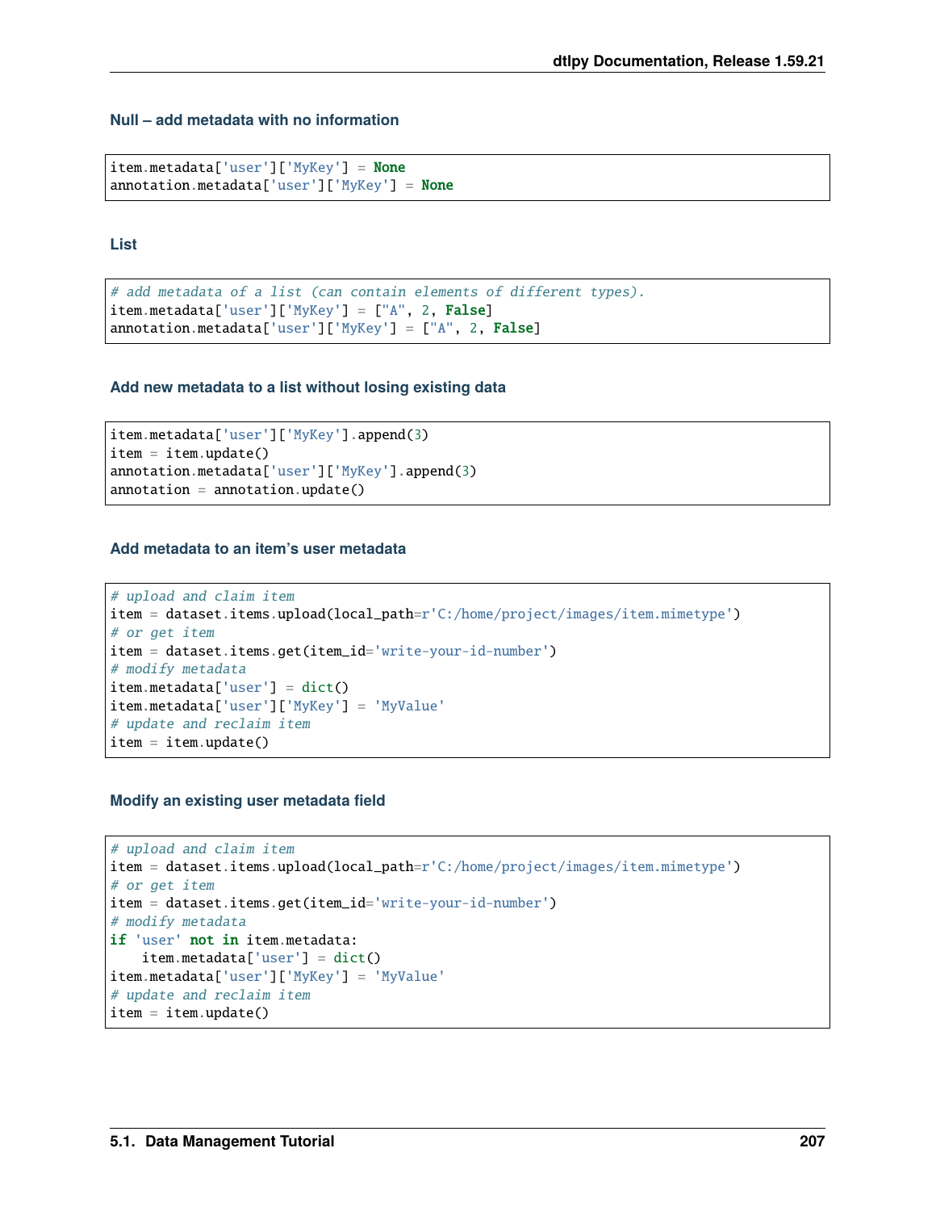#### Null – add metadata with no information

```
item.metadata['user']['MyKey'] = None
annotation.metadata['user']['MyKey'] = None
```

#### List

```
# add metadata of a list (can contain elements of different types).
item.metadata['user']['MyKey'] = ["A", 2, False]
annotation.metadata['user']['MyKey'] = ["A", 2, False]
```

#### Add new metadata to a list without losing existing data

```
item.metadata['user']['MyKey'].append(3)
item = item.update()
annotation.metadata['user']['MyKey'].append(3)
annotation = annotation.update()
```

#### Add metadata to an item's user metadata

```
# upload and claim item
item = dataset.items.upload(local_path=r'C:/home/project/images/item.mimetype')
# or get item
item = dataset.items.get(item_id='write-your-id-number')
# modify metadata
item.metadata['user'] = dict()
item.metadata['user']['MyKey'] = 'MyValue'
# update and reclaim item
item = item.update()
```

#### Modify an existing user metadata field

```
# upload and claim item
item = dataset.items.upload(local_path=r'C:/home/project/images/item.mimetype')
# or get item
item = dataset.items.get(item_id='write-your-id-number')
# modify metadata
if 'user' not in item.metadata:
    item.metadata['user'] = dict()
item.metadata['user']['MyKey'] = 'MyValue'
# update and reclaim item
item = item.update()
```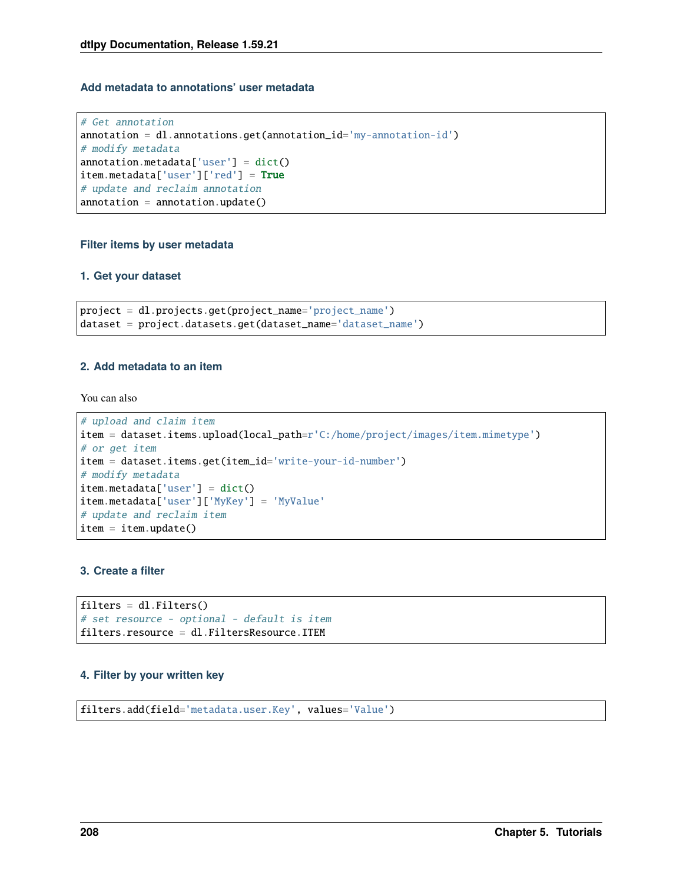#### Add metadata to annotations' user metadata

```
# Get annotation
annotation = dl.annotations.get(annotation_id='my-annotation-id')
# modify metadata
annotation.metadata['user'] = dict()
item.metadata['user']['red'] = True
# update and reclaim annotation
annotation = annotation.update()
```

#### Filter items by user metadata

#### 1. Get your dataset

```
project = dl.projects.get(project_name='project_name')
dataset = project.datasets.get(dataset_name='dataset_name')
```

#### 2. Add metadata to an item

You can also

```
# upload and claim item
item = dataset.items.upload(local_path=r'C:/home/project/images/item.mimetype')
# or get item
item = dataset.items.get(item_id='write-your-id-number')
# modify metadata
item.metadata['user'] = dict()
item.metadata['user']['MyKey'] = 'MyValue'
# update and reclaim item
item = item.update()
```

#### 3. Create a filter

```
filters = dl.Filters()
# set resource - optional - default is item
filters.resource = dl.FiltersResource.ITEM
```

#### 4. Filter by your written key

```
filters.add(field='metadata.user.Key', values='Value')
```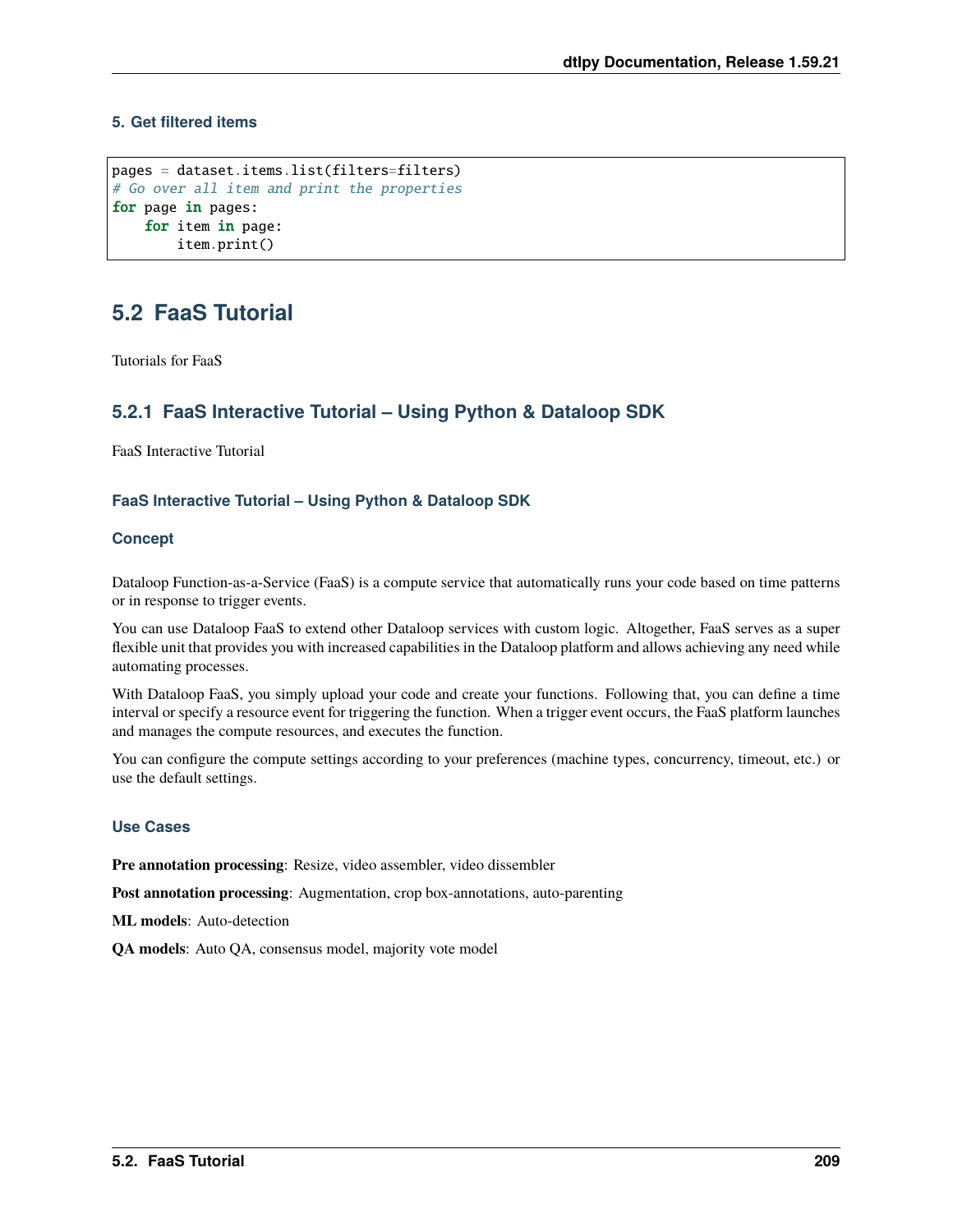#### 5. Get filtered items

```
pages = dataset.items.list(filters=filters)
# Go over all item and print the properties
for page in pages:
    for item in page:
        item.print()
```

## 5.2 FaaS Tutorial

Tutorials for FaaS

### 5.2.1 FaaS Interactive Tutorial – Using Python & Dataloop SDK

FaaS Interactive Tutorial

#### FaaS Interactive Tutorial – Using Python & Dataloop SDK

#### Concept

Dataloop Function-as-a-Service (FaaS) is a compute service that automatically runs your code based on time patterns or in response to trigger events.

You can use Dataloop FaaS to extend other Dataloop services with custom logic. Altogether, FaaS serves as a super flexible unit that provides you with increased capabilities in the Dataloop platform and allows achieving any need while automating processes.

With Dataloop FaaS, you simply upload your code and create your functions. Following that, you can define a time interval or specify a resource event for triggering the function. When a trigger event occurs, the FaaS platform launches and manages the compute resources, and executes the function.

You can configure the compute settings according to your preferences (machine types, concurrency, timeout, etc.) or use the default settings.

#### Use Cases

**Pre annotation processing**: Resize, video assembler, video dissembler

**Post annotation processing**: Augmentation, crop box-annotations, auto-parenting

**ML models**: Auto-detection

**QA models**: Auto QA, consensus model, majority vote model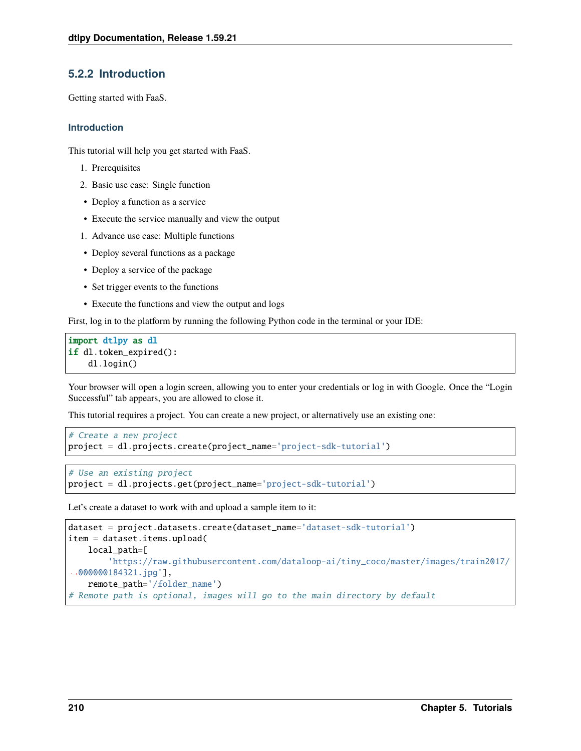### 5.2.2 Introduction

Getting started with FaaS.

#### Introduction

This tutorial will help you get started with FaaS.

1. Prerequisites
2. Basic use case: Single function

- Deploy a function as a service
- Execute the service manually and view the output

1. Advance use case: Multiple functions

- Deploy several functions as a package
- Deploy a service of the package
- Set trigger events to the functions
- Execute the functions and view the output and logs

First, log in to the platform by running the following Python code in the terminal or your IDE:

```
import dtlpy as dl
if dl.token_expired():
    dl.login()
```

Your browser will open a login screen, allowing you to enter your credentials or log in with Google. Once the "Login Successful" tab appears, you are allowed to close it.

This tutorial requires a project. You can create a new project, or alternatively use an existing one:

```
# Create a new project
project = dl.projects.create(project_name='project-sdk-tutorial')
```

```
# Use an existing project
project = dl.projects.get(project_name='project-sdk-tutorial')
```

Let's create a dataset to work with and upload a sample item to it:

```
dataset = project.datasets.create(dataset_name='dataset-sdk-tutorial')
item = dataset.items.upload(
    local_path=[
        'https://raw.githubusercontent.com/dataloop-ai/tiny_coco/master/images/train2017/
↪000000184321.jpg'],
    remote_path='/folder_name')
# Remote path is optional, images will go to the main directory by default
```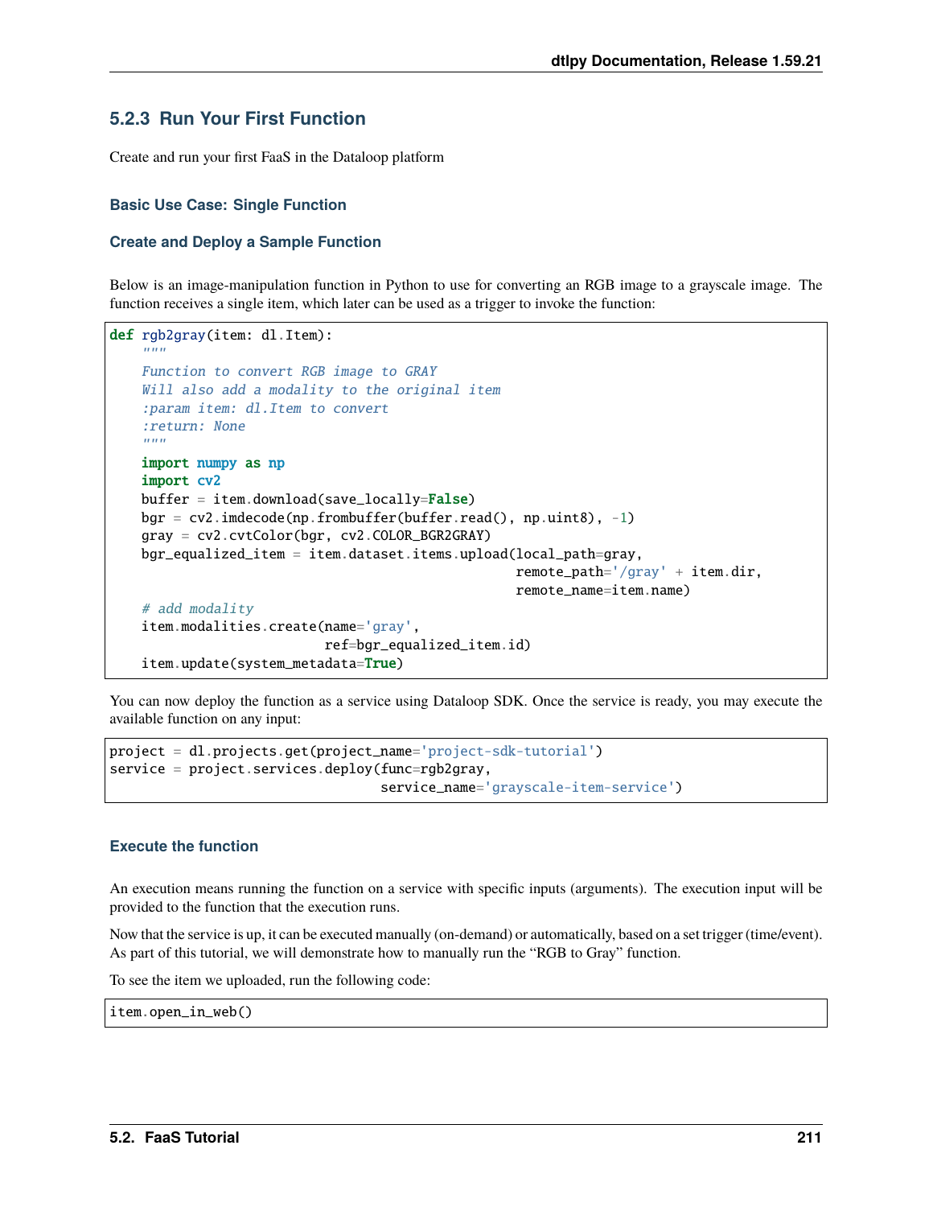### 5.2.3 Run Your First Function

Create and run your first FaaS in the Dataloop platform

#### Basic Use Case: Single Function

#### Create and Deploy a Sample Function

Below is an image-manipulation function in Python to use for converting an RGB image to a grayscale image. The function receives a single item, which later can be used as a trigger to invoke the function:

```
def rgb2gray(item: dl.Item):
    """
    Function to convert RGB image to GRAY
    Will also add a modality to the original item
    :param item: dl.Item to convert
    :return: None
    """
    import numpy as np
    import cv2
    buffer = item.download(save_locally=False)
    bgr = cv2.imdecode(np.frombuffer(buffer.read(), np.uint8), -1)
    gray = cv2.cvtColor(bgr, cv2.COLOR_BGR2GRAY)
    bgr_equalized_item = item.dataset.items.upload(local_path=gray,
                                                   remote_path='/gray' + item.dir,
                                                   remote_name=item.name)
    # add modality
    item.modalities.create(name='gray',
                           ref=bgr_equalized_item.id)
    item.update(system_metadata=True)
```

You can now deploy the function as a service using Dataloop SDK. Once the service is ready, you may execute the available function on any input:

```
project = dl.projects.get(project_name='project-sdk-tutorial')
service = project.services.deploy(func=rgb2gray,
                                  service_name='grayscale-item-service')
```

#### Execute the function

An execution means running the function on a service with specific inputs (arguments). The execution input will be provided to the function that the execution runs.

Now that the service is up, it can be executed manually (on-demand) or automatically, based on a set trigger (time/event). As part of this tutorial, we will demonstrate how to manually run the "RGB to Gray" function.

To see the item we uploaded, run the following code:

```
item.open_in_web()
```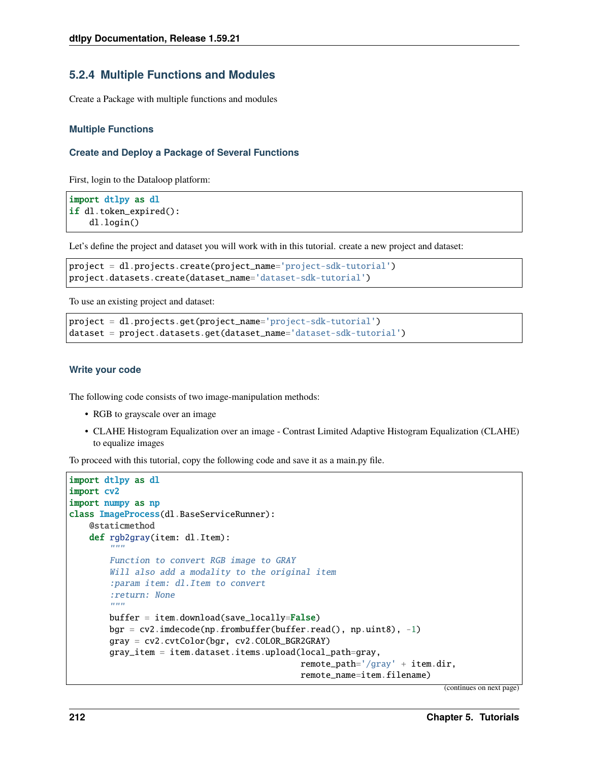### 5.2.4 Multiple Functions and Modules

Create a Package with multiple functions and modules

#### Multiple Functions

##### Create and Deploy a Package of Several Functions

First, login to the Dataloop platform:

```
import dtlpy as dl
if dl.token_expired():
    dl.login()
```

Let's define the project and dataset you will work with in this tutorial. create a new project and dataset:

```
project = dl.projects.create(project_name='project-sdk-tutorial')
project.datasets.create(dataset_name='dataset-sdk-tutorial')
```

To use an existing project and dataset:

```
project = dl.projects.get(project_name='project-sdk-tutorial')
dataset = project.datasets.get(dataset_name='dataset-sdk-tutorial')
```

##### Write your code

The following code consists of two image-manipulation methods:

- RGB to grayscale over an image
- CLAHE Histogram Equalization over an image - Contrast Limited Adaptive Histogram Equalization (CLAHE) to equalize images

To proceed with this tutorial, copy the following code and save it as a main.py file.

```
import dtlpy as dl
import cv2
import numpy as np
class ImageProcess(dl.BaseServiceRunner):
    @staticmethod
    def rgb2gray(item: dl.Item):
        """
        Function to convert RGB image to GRAY
        Will also add a modality to the original item
        :param item: dl.Item to convert
        :return: None
        """
        buffer = item.download(save_locally=False)
        bgr = cv2.imdecode(np.frombuffer(buffer.read(), np.uint8), -1)
        gray = cv2.cvtColor(bgr, cv2.COLOR_BGR2GRAY)
        gray_item = item.dataset.items.upload(local_path=gray,
                                              remote_path='/gray' + item.dir,
                                              remote_name=item.filename)
```

(continues on next page)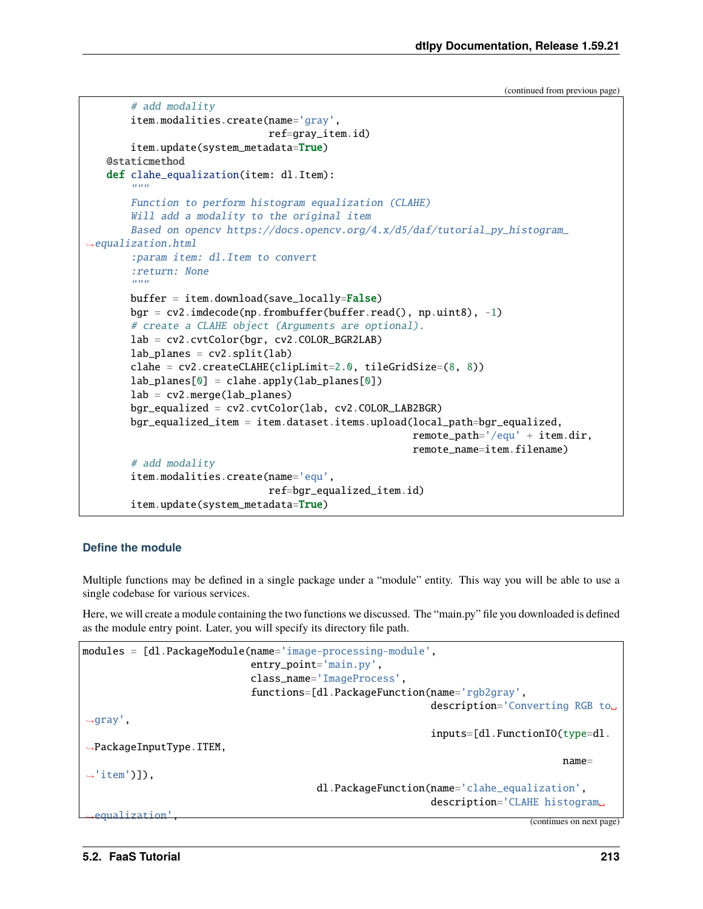(continued from previous page)

```
        # add modality
        item.modalities.create(name='gray',
                               ref=gray_item.id)
        item.update(system_metadata=True)
    @staticmethod
    def clahe_equalization(item: dl.Item):
        """
        Function to perform histogram equalization (CLAHE)
        Will add a modality to the original item
        Based on opencv https://docs.opencv.org/4.x/d5/daf/tutorial_py_histogram_
↪equalization.html
        :param item: dl.Item to convert
        :return: None
        """
        buffer = item.download(save_locally=False)
        bgr = cv2.imdecode(np.frombuffer(buffer.read(), np.uint8), -1)
        # create a CLAHE object (Arguments are optional).
        lab = cv2.cvtColor(bgr, cv2.COLOR_BGR2LAB)
        lab_planes = cv2.split(lab)
        clahe = cv2.createCLAHE(clipLimit=2.0, tileGridSize=(8, 8))
        lab_planes[0] = clahe.apply(lab_planes[0])
        lab = cv2.merge(lab_planes)
        bgr_equalized = cv2.cvtColor(lab, cv2.COLOR_LAB2BGR)
        bgr_equalized_item = item.dataset.items.upload(local_path=bgr_equalized,
                                                       remote_path='/equ' + item.dir,
                                                       remote_name=item.filename)
        # add modality
        item.modalities.create(name='equ',
                               ref=bgr_equalized_item.id)
        item.update(system_metadata=True)
```

### Define the module

Multiple functions may be defined in a single package under a "module" entity. This way you will be able to use a single codebase for various services.

Here, we will create a module containing the two functions we discussed. The "main.py" file you downloaded is defined as the module entry point. Later, you will specify its directory file path.

```
modules = [dl.PackageModule(name='image-processing-module',
                            entry_point='main.py',
                            class_name='ImageProcess',
                            functions=[dl.PackageFunction(name='rgb2gray',
                                                          description='Converting RGB to␣
↪gray',
                                                          inputs=[dl.FunctionIO(type=dl.
↪PackageInputType.ITEM,
                                                                                name=
↪'item')]),
                                       dl.PackageFunction(name='clahe_equalization',
                                                          description='CLAHE histogram␣
↪equalization',
```

(continues on next page)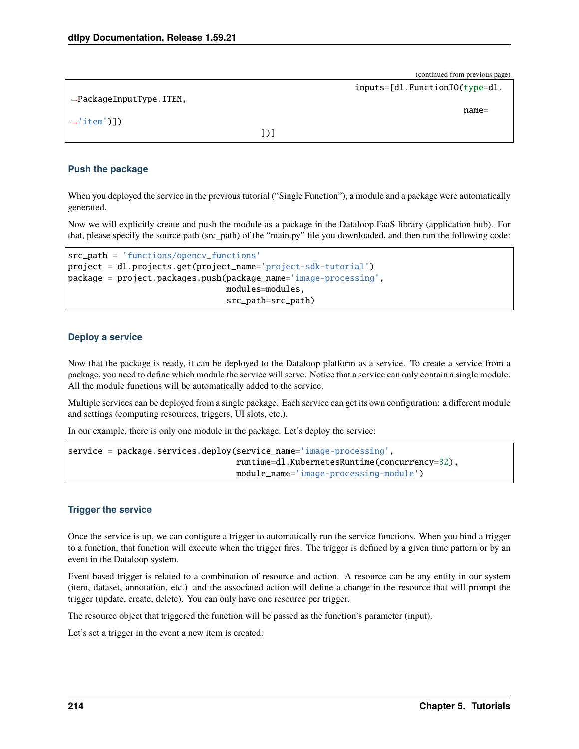```
                                                    inputs=[dl.FunctionIO(type=dl.
↪PackageInputType.ITEM,
                                                                          name=
↪'item')])
                                      ])]
```

### Push the package

When you deployed the service in the previous tutorial ("Single Function"), a module and a package were automatically generated.

Now we will explicitly create and push the module as a package in the Dataloop FaaS library (application hub). For that, please specify the source path (src_path) of the "main.py" file you downloaded, and then run the following code:

```
src_path = 'functions/opencv_functions'
project = dl.projects.get(project_name='project-sdk-tutorial')
package = project.packages.push(package_name='image-processing',
                                modules=modules,
                                src_path=src_path)
```

### Deploy a service

Now that the package is ready, it can be deployed to the Dataloop platform as a service. To create a service from a package, you need to define which module the service will serve. Notice that a service can only contain a single module. All the module functions will be automatically added to the service.

Multiple services can be deployed from a single package. Each service can get its own configuration: a different module and settings (computing resources, triggers, UI slots, etc.).

In our example, there is only one module in the package. Let's deploy the service:

```
service = package.services.deploy(service_name='image-processing',
                                  runtime=dl.KubernetesRuntime(concurrency=32),
                                  module_name='image-processing-module')
```

### Trigger the service

Once the service is up, we can configure a trigger to automatically run the service functions. When you bind a trigger to a function, that function will execute when the trigger fires. The trigger is defined by a given time pattern or by an event in the Dataloop system.

Event based trigger is related to a combination of resource and action. A resource can be any entity in our system (item, dataset, annotation, etc.) and the associated action will define a change in the resource that will prompt the trigger (update, create, delete). You can only have one resource per trigger.

The resource object that triggered the function will be passed as the function's parameter (input).

Let's set a trigger in the event a new item is created: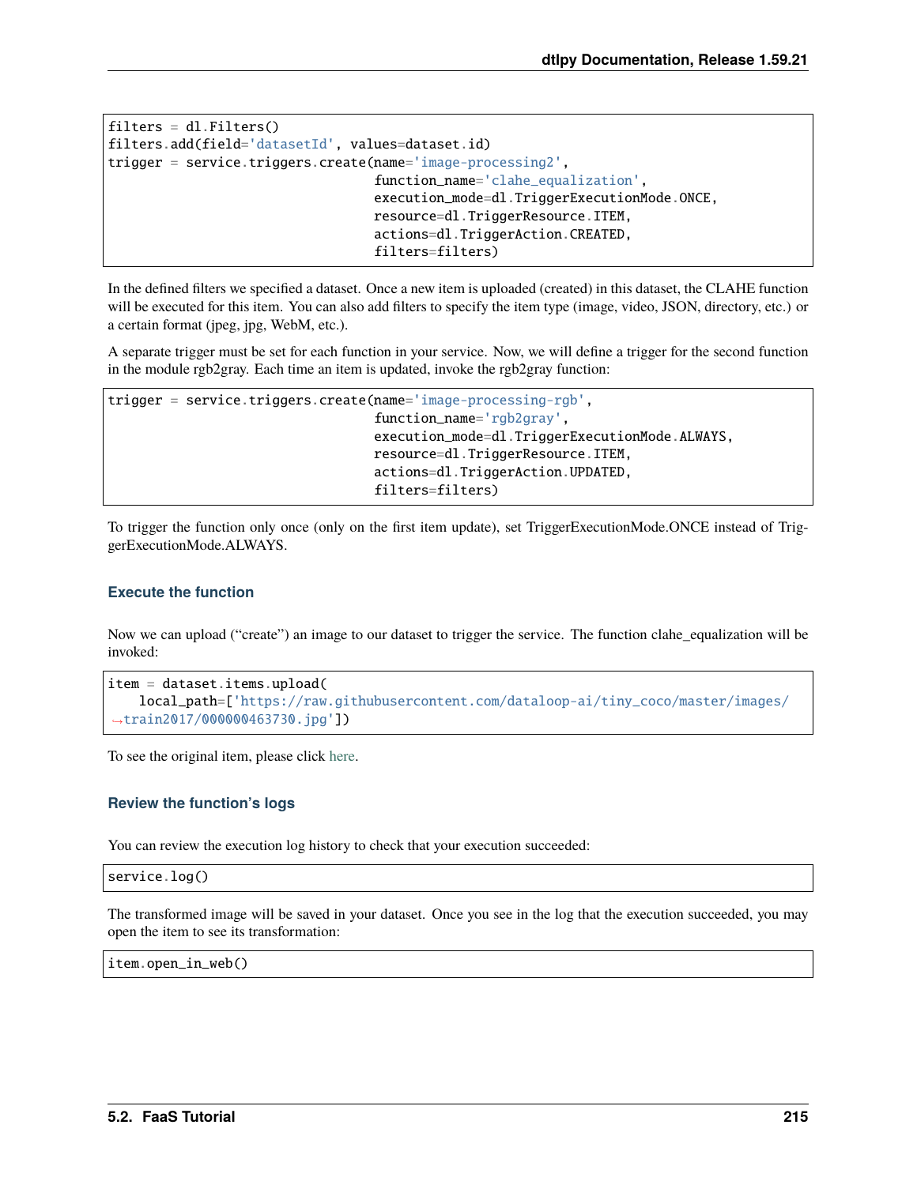```python
filters = dl.Filters()
filters.add(field='datasetId', values=dataset.id)
trigger = service.triggers.create(name='image-processing2',
                                  function_name='clahe_equalization',
                                  execution_mode=dl.TriggerExecutionMode.ONCE,
                                  resource=dl.TriggerResource.ITEM,
                                  actions=dl.TriggerAction.CREATED,
                                  filters=filters)
```

In the defined filters we specified a dataset. Once a new item is uploaded (created) in this dataset, the CLAHE function will be executed for this item. You can also add filters to specify the item type (image, video, JSON, directory, etc.) or a certain format (jpeg, jpg, WebM, etc.).

A separate trigger must be set for each function in your service. Now, we will define a trigger for the second function in the module rgb2gray. Each time an item is updated, invoke the rgb2gray function:

```python
trigger = service.triggers.create(name='image-processing-rgb',
                                  function_name='rgb2gray',
                                  execution_mode=dl.TriggerExecutionMode.ALWAYS,
                                  resource=dl.TriggerResource.ITEM,
                                  actions=dl.TriggerAction.UPDATED,
                                  filters=filters)
```

To trigger the function only once (only on the first item update), set TriggerExecutionMode.ONCE instead of TriggerExecutionMode.ALWAYS.

### Execute the function

Now we can upload ("create") an image to our dataset to trigger the service. The function clahe_equalization will be invoked:

```python
item = dataset.items.upload(
    local_path=['https://raw.githubusercontent.com/dataloop-ai/tiny_coco/master/images/train2017/000000463730.jpg'])
```

To see the original item, please click here.

### Review the function's logs

You can review the execution log history to check that your execution succeeded:

```python
service.log()
```

The transformed image will be saved in your dataset. Once you see in the log that the execution succeeded, you may open the item to see its transformation:

```python
item.open_in_web()
```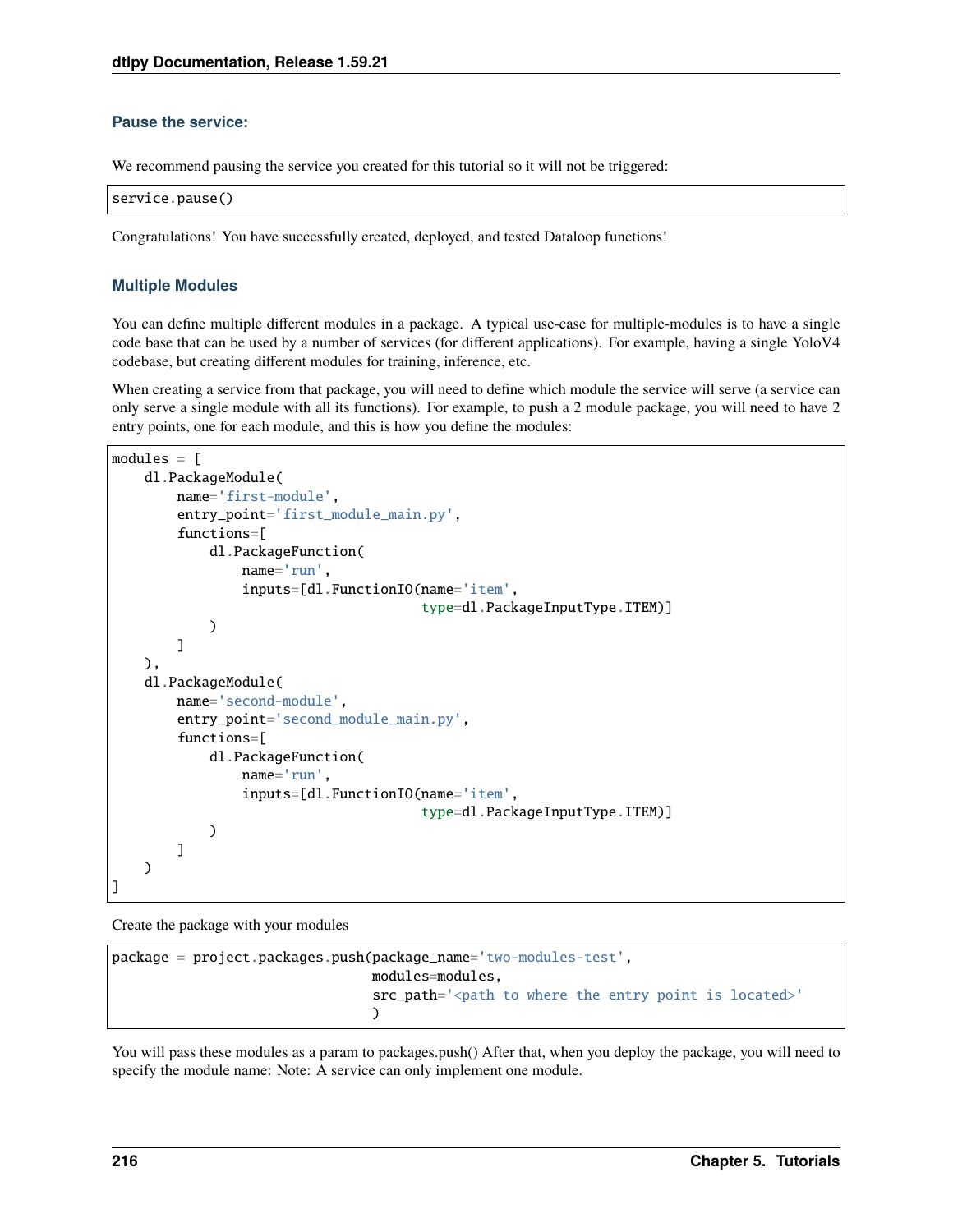### Pause the service:

We recommend pausing the service you created for this tutorial so it will not be triggered:

```
service.pause()
```

Congratulations! You have successfully created, deployed, and tested Dataloop functions!

### Multiple Modules

You can define multiple different modules in a package. A typical use-case for multiple-modules is to have a single code base that can be used by a number of services (for different applications). For example, having a single YoloV4 codebase, but creating different modules for training, inference, etc.

When creating a service from that package, you will need to define which module the service will serve (a service can only serve a single module with all its functions). For example, to push a 2 module package, you will need to have 2 entry points, one for each module, and this is how you define the modules:

```
modules = [
    dl.PackageModule(
        name='first-module',
        entry_point='first_module_main.py',
        functions=[
            dl.PackageFunction(
                name='run',
                inputs=[dl.FunctionIO(name='item',
                                      type=dl.PackageInputType.ITEM)]
            )
        ]
    ),
    dl.PackageModule(
        name='second-module',
        entry_point='second_module_main.py',
        functions=[
            dl.PackageFunction(
                name='run',
                inputs=[dl.FunctionIO(name='item',
                                      type=dl.PackageInputType.ITEM)]
            )
        ]
    )
]
```

Create the package with your modules

```
package = project.packages.push(package_name='two-modules-test',
                                modules=modules,
                                src_path='<path to where the entry point is located>'
                                )
```

You will pass these modules as a param to packages.push() After that, when you deploy the package, you will need to specify the module name: Note: A service can only implement one module.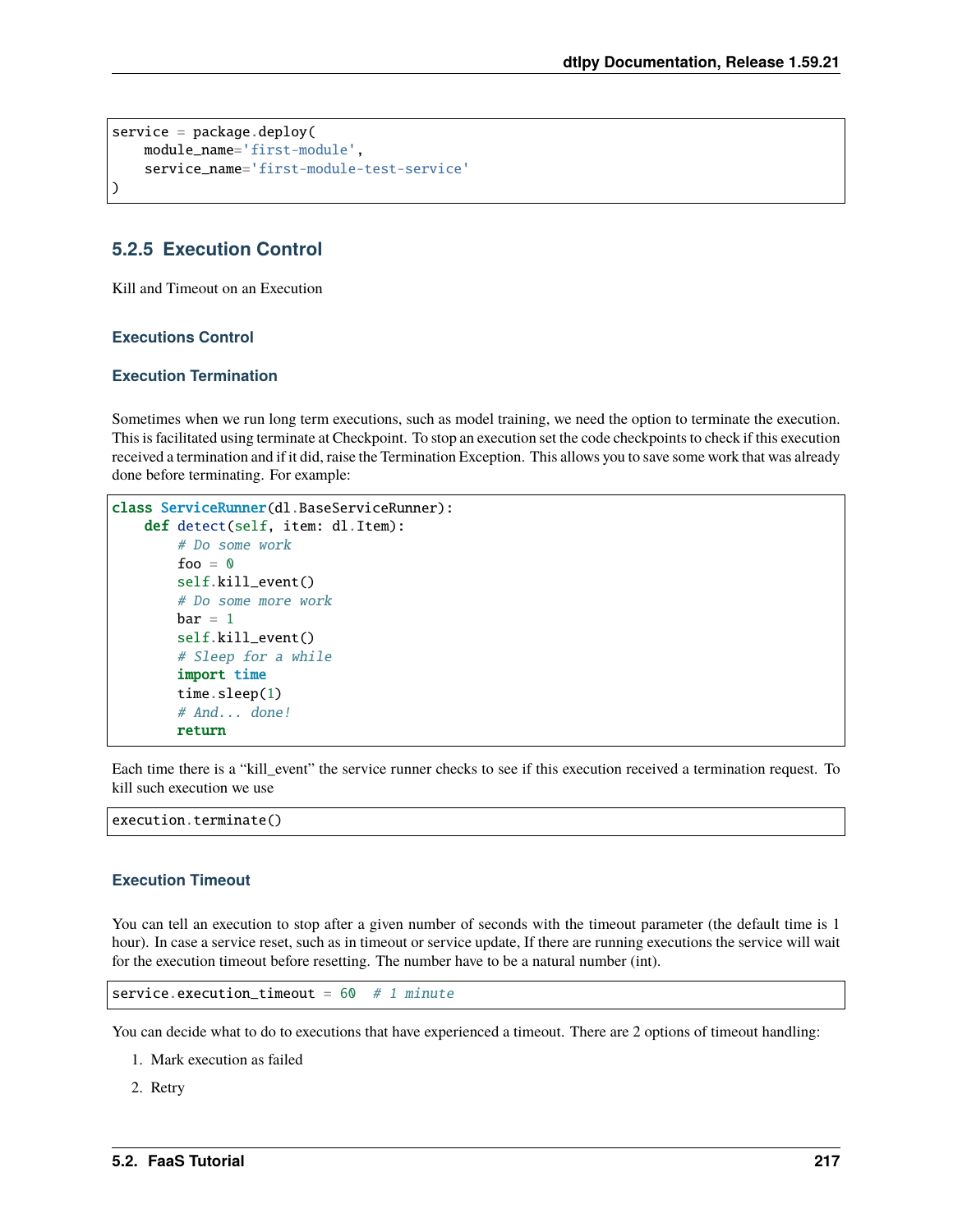```
service = package.deploy(
    module_name='first-module',
    service_name='first-module-test-service'
)
```

### 5.2.5 Execution Control

Kill and Timeout on an Execution

#### Executions Control

#### Execution Termination

Sometimes when we run long term executions, such as model training, we need the option to terminate the execution. This is facilitated using terminate at Checkpoint. To stop an execution set the code checkpoints to check if this execution received a termination and if it did, raise the Termination Exception. This allows you to save some work that was already done before terminating. For example:

```
class ServiceRunner(dl.BaseServiceRunner):
    def detect(self, item: dl.Item):
        # Do some work
        foo = 0
        self.kill_event()
        # Do some more work
        bar = 1
        self.kill_event()
        # Sleep for a while
        import time
        time.sleep(1)
        # And... done!
        return
```

Each time there is a "kill_event" the service runner checks to see if this execution received a termination request. To kill such execution we use

```
execution.terminate()
```

#### Execution Timeout

You can tell an execution to stop after a given number of seconds with the timeout parameter (the default time is 1 hour). In case a service reset, such as in timeout or service update, If there are running executions the service will wait for the execution timeout before resetting. The number have to be a natural number (int).

```
service.execution_timeout = 60  # 1 minute
```

You can decide what to do to executions that have experienced a timeout. There are 2 options of timeout handling:

1. Mark execution as failed
2. Retry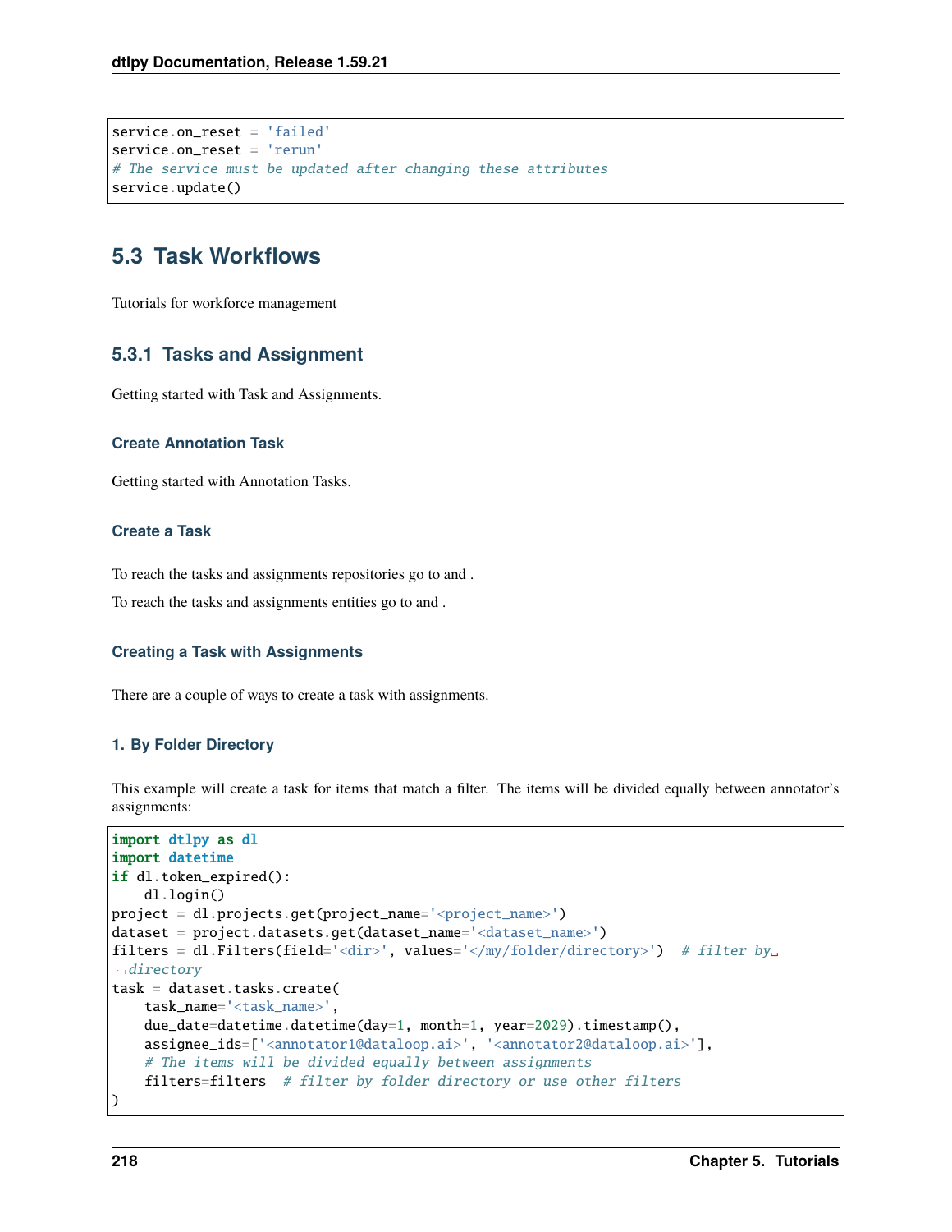```
service.on_reset = 'failed'
service.on_reset = 'rerun'
# The service must be updated after changing these attributes
service.update()
```

## 5.3 Task Workflows

Tutorials for workforce management

### 5.3.1 Tasks and Assignment

Getting started with Task and Assignments.

#### Create Annotation Task

Getting started with Annotation Tasks.

#### Create a Task

To reach the tasks and assignments repositories go to and .

To reach the tasks and assignments entities go to and .

#### Creating a Task with Assignments

There are a couple of ways to create a task with assignments.

#### 1. By Folder Directory

This example will create a task for items that match a filter. The items will be divided equally between annotator's assignments:

```
import dtlpy as dl
import datetime
if dl.token_expired():
    dl.login()
project = dl.projects.get(project_name='<project_name>')
dataset = project.datasets.get(dataset_name='<dataset_name>')
filters = dl.Filters(field='<dir>', values='</my/folder/directory>')  # filter by directory
task = dataset.tasks.create(
    task_name='<task_name>',
    due_date=datetime.datetime(day=1, month=1, year=2029).timestamp(),
    assignee_ids=['<annotator1@dataloop.ai>', '<annotator2@dataloop.ai>'],
    # The items will be divided equally between assignments
    filters=filters  # filter by folder directory or use other filters
)
```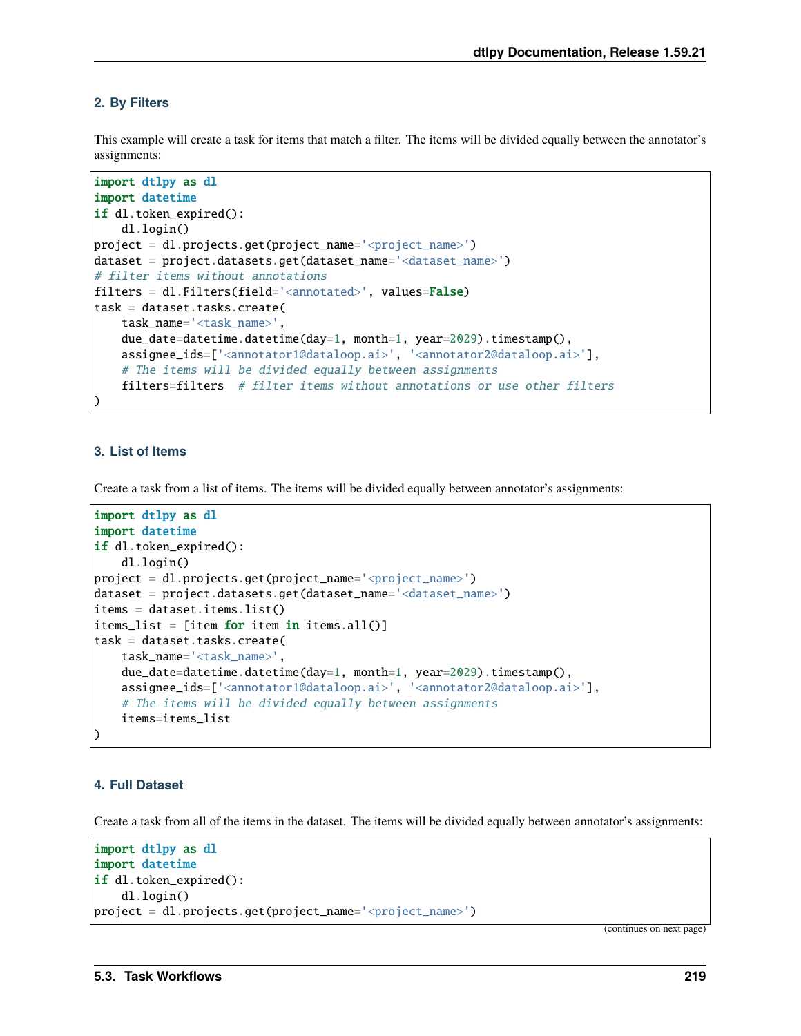#### 2. By Filters

This example will create a task for items that match a filter. The items will be divided equally between the annotator's assignments:

```
import dtlpy as dl
import datetime
if dl.token_expired():
    dl.login()
project = dl.projects.get(project_name='<project_name>')
dataset = project.datasets.get(dataset_name='<dataset_name>')
# filter items without annotations
filters = dl.Filters(field='<annotated>', values=False)
task = dataset.tasks.create(
    task_name='<task_name>',
    due_date=datetime.datetime(day=1, month=1, year=2029).timestamp(),
    assignee_ids=['<annotator1@dataloop.ai>', '<annotator2@dataloop.ai>'],
    # The items will be divided equally between assignments
    filters=filters  # filter items without annotations or use other filters
)
```

#### 3. List of Items

Create a task from a list of items. The items will be divided equally between annotator's assignments:

```
import dtlpy as dl
import datetime
if dl.token_expired():
    dl.login()
project = dl.projects.get(project_name='<project_name>')
dataset = project.datasets.get(dataset_name='<dataset_name>')
items = dataset.items.list()
items_list = [item for item in items.all()]
task = dataset.tasks.create(
    task_name='<task_name>',
    due_date=datetime.datetime(day=1, month=1, year=2029).timestamp(),
    assignee_ids=['<annotator1@dataloop.ai>', '<annotator2@dataloop.ai>'],
    # The items will be divided equally between assignments
    items=items_list
)
```

#### 4. Full Dataset

Create a task from all of the items in the dataset. The items will be divided equally between annotator's assignments:

```
import dtlpy as dl
import datetime
if dl.token_expired():
    dl.login()
project = dl.projects.get(project_name='<project_name>')
```

(continues on next page)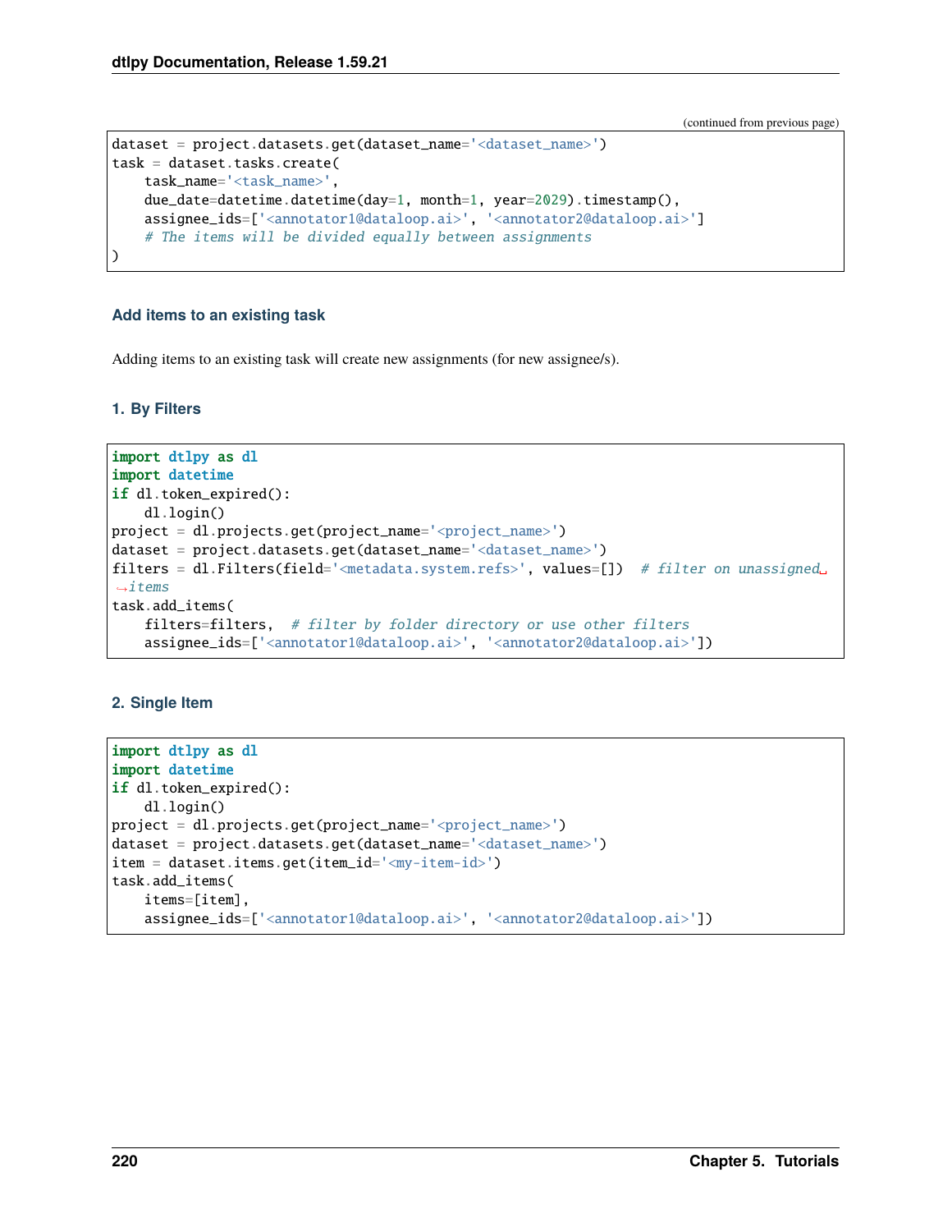(continued from previous page)

```
dataset = project.datasets.get(dataset_name='<dataset_name>')
task = dataset.tasks.create(
    task_name='<task_name>',
    due_date=datetime.datetime(day=1, month=1, year=2029).timestamp(),
    assignee_ids=['<annotator1@dataloop.ai>', '<annotator2@dataloop.ai>']
    # The items will be divided equally between assignments
)
```

#### Add items to an existing task

Adding items to an existing task will create new assignments (for new assignee/s).

##### 1. By Filters

```
import dtlpy as dl
import datetime
if dl.token_expired():
    dl.login()
project = dl.projects.get(project_name='<project_name>')
dataset = project.datasets.get(dataset_name='<dataset_name>')
filters = dl.Filters(field='<metadata.system.refs>', values=[])  # filter on unassigned␣
↪items
task.add_items(
    filters=filters,  # filter by folder directory or use other filters
    assignee_ids=['<annotator1@dataloop.ai>', '<annotator2@dataloop.ai>'])
```

##### 2. Single Item

```
import dtlpy as dl
import datetime
if dl.token_expired():
    dl.login()
project = dl.projects.get(project_name='<project_name>')
dataset = project.datasets.get(dataset_name='<dataset_name>')
item = dataset.items.get(item_id='<my-item-id>')
task.add_items(
    items=[item],
    assignee_ids=['<annotator1@dataloop.ai>', '<annotator2@dataloop.ai>'])
```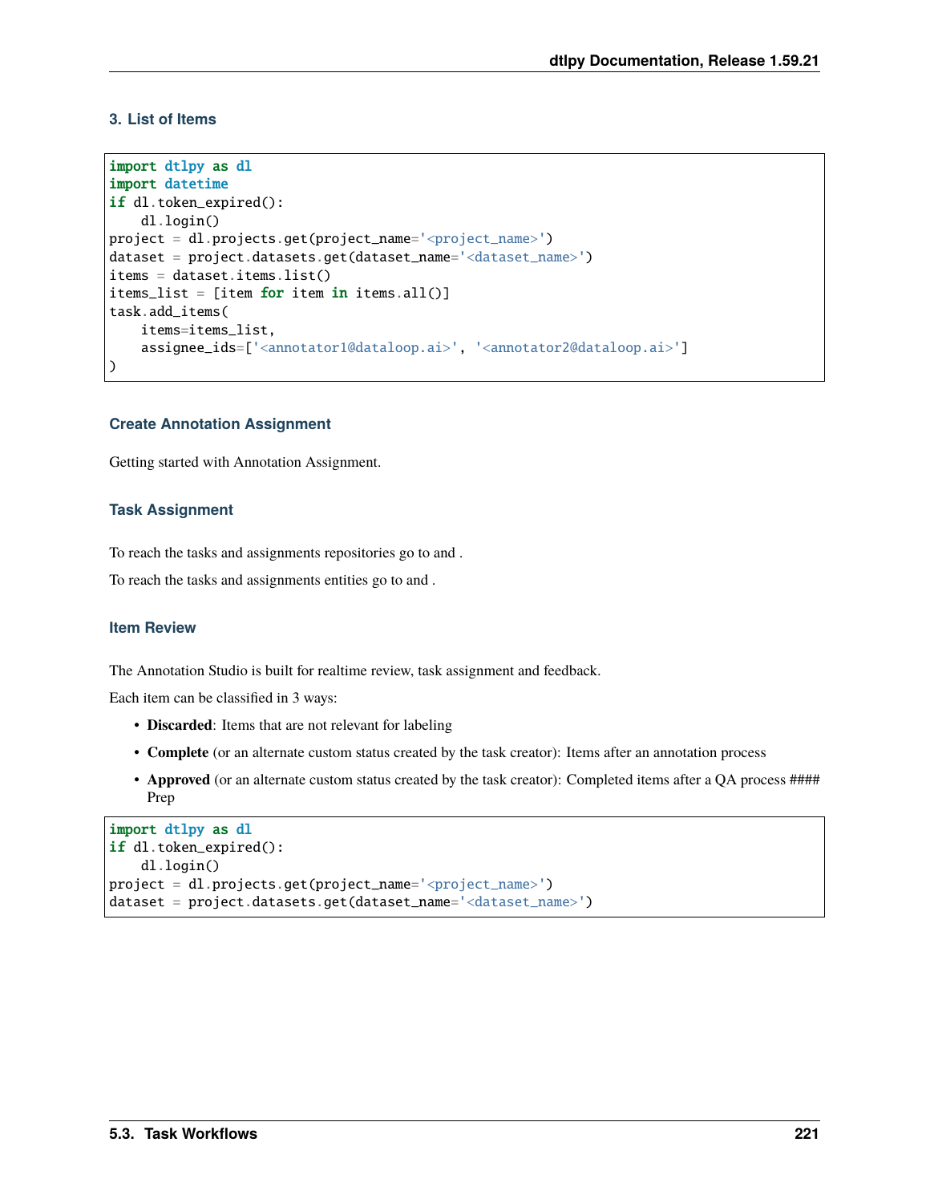#### 3. List of Items

```
import dtlpy as dl
import datetime
if dl.token_expired():
    dl.login()
project = dl.projects.get(project_name='<project_name>')
dataset = project.datasets.get(dataset_name='<dataset_name>')
items = dataset.items.list()
items_list = [item for item in items.all()]
task.add_items(
    items=items_list,
    assignee_ids=['<annotator1@dataloop.ai>', '<annotator2@dataloop.ai>']
)
```

### Create Annotation Assignment

Getting started with Annotation Assignment.

### Task Assignment

To reach the tasks and assignments repositories go to and .

To reach the tasks and assignments entities go to and .

### Item Review

The Annotation Studio is built for realtime review, task assignment and feedback.

Each item can be classified in 3 ways:

- **Discarded**: Items that are not relevant for labeling
- **Complete** (or an alternate custom status created by the task creator): Items after an annotation process
- **Approved** (or an alternate custom status created by the task creator): Completed items after a QA process #### Prep

```
import dtlpy as dl
if dl.token_expired():
    dl.login()
project = dl.projects.get(project_name='<project_name>')
dataset = project.datasets.get(dataset_name='<dataset_name>')
```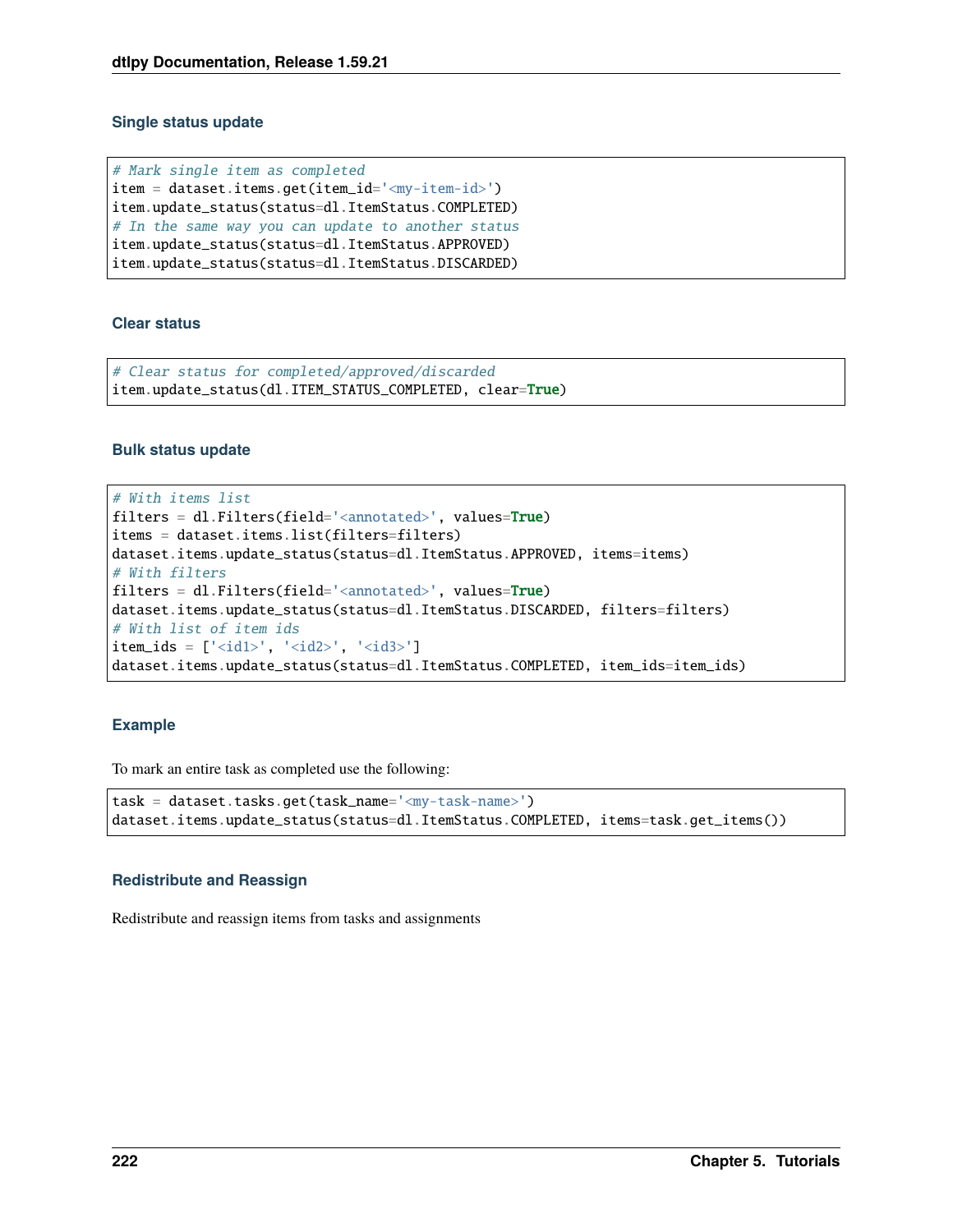### Single status update

```
# Mark single item as completed
item = dataset.items.get(item_id='<my-item-id>')
item.update_status(status=dl.ItemStatus.COMPLETED)
# In the same way you can update to another status
item.update_status(status=dl.ItemStatus.APPROVED)
item.update_status(status=dl.ItemStatus.DISCARDED)
```

### Clear status

```
# Clear status for completed/approved/discarded
item.update_status(dl.ITEM_STATUS_COMPLETED, clear=True)
```

### Bulk status update

```
# With items list
filters = dl.Filters(field='<annotated>', values=True)
items = dataset.items.list(filters=filters)
dataset.items.update_status(status=dl.ItemStatus.APPROVED, items=items)
# With filters
filters = dl.Filters(field='<annotated>', values=True)
dataset.items.update_status(status=dl.ItemStatus.DISCARDED, filters=filters)
# With list of item ids
item_ids = ['<id1>', '<id2>', '<id3>']
dataset.items.update_status(status=dl.ItemStatus.COMPLETED, item_ids=item_ids)
```

### Example

To mark an entire task as completed use the following:

```
task = dataset.tasks.get(task_name='<my-task-name>')
dataset.items.update_status(status=dl.ItemStatus.COMPLETED, items=task.get_items())
```

### Redistribute and Reassign

Redistribute and reassign items from tasks and assignments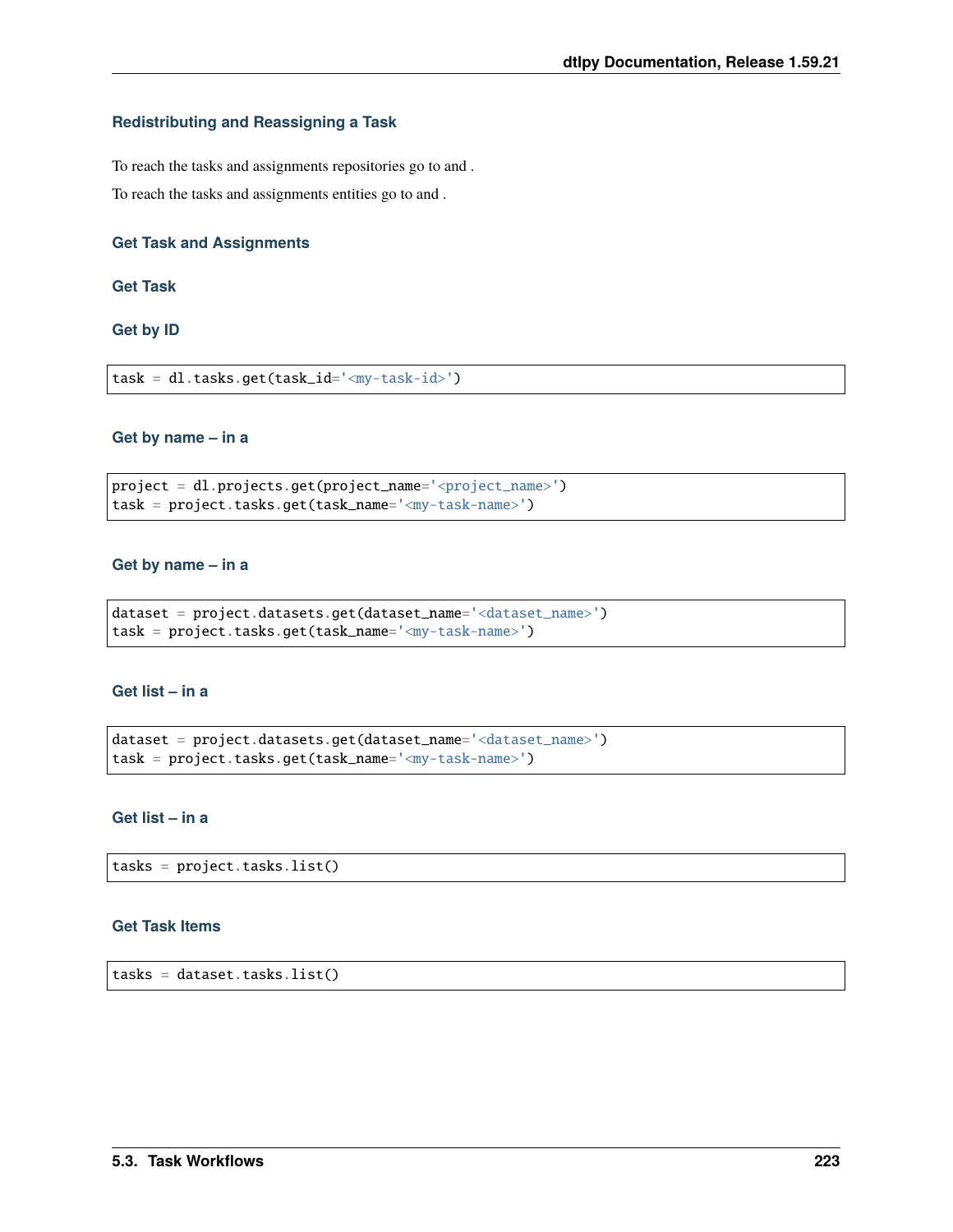## Redistributing and Reassigning a Task

To reach the tasks and assignments repositories go to and .

To reach the tasks and assignments entities go to and .

### Get Task and Assignments

#### Get Task

##### Get by ID

```
task = dl.tasks.get(task_id='<my-task-id>')
```

##### Get by name – in a

```
project = dl.projects.get(project_name='<project_name>')
task = project.tasks.get(task_name='<my-task-name>')
```

##### Get by name – in a

```
dataset = project.datasets.get(dataset_name='<dataset_name>')
task = project.tasks.get(task_name='<my-task-name>')
```

##### Get list – in a

```
dataset = project.datasets.get(dataset_name='<dataset_name>')
task = project.tasks.get(task_name='<my-task-name>')
```

##### Get list – in a

```
tasks = project.tasks.list()
```

#### Get Task Items

```
tasks = dataset.tasks.list()
```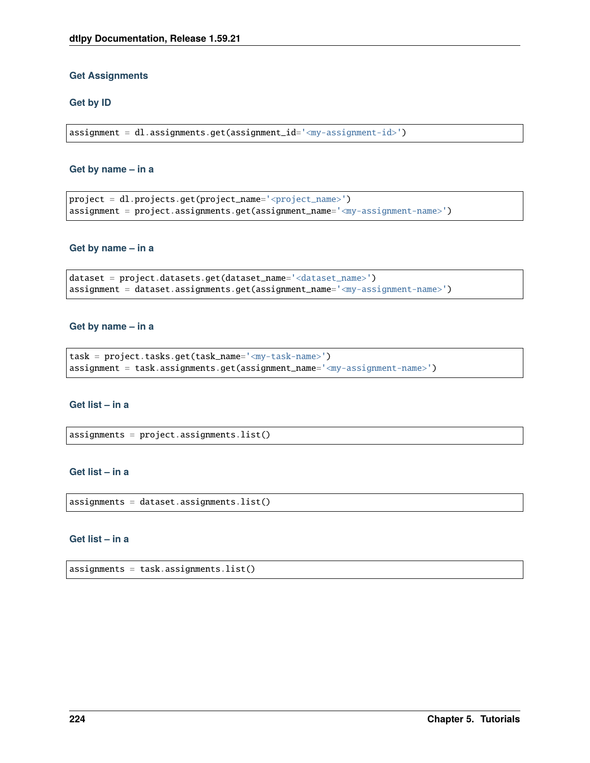## Get Assignments

### Get by ID

```
assignment = dl.assignments.get(assignment_id='<my-assignment-id>')
```

### Get by name – in a

```
project = dl.projects.get(project_name='<project_name>')
assignment = project.assignments.get(assignment_name='<my-assignment-name>')
```

### Get by name – in a

```
dataset = project.datasets.get(dataset_name='<dataset_name>')
assignment = dataset.assignments.get(assignment_name='<my-assignment-name>')
```

### Get by name – in a

```
task = project.tasks.get(task_name='<my-task-name>')
assignment = task.assignments.get(assignment_name='<my-assignment-name>')
```

### Get list – in a

```
assignments = project.assignments.list()
```

### Get list – in a

```
assignments = dataset.assignments.list()
```

### Get list – in a

```
assignments = task.assignments.list()
```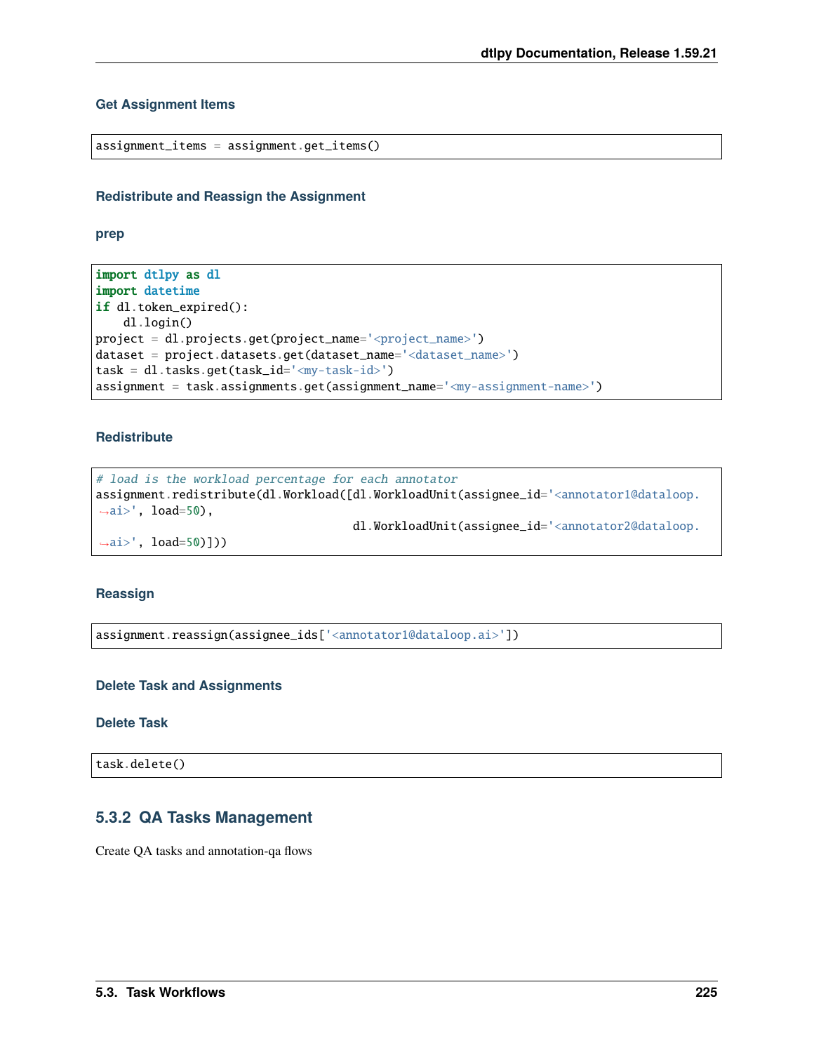#### Get Assignment Items

```
assignment_items = assignment.get_items()
```

#### Redistribute and Reassign the Assignment

##### prep

```
import dtlpy as dl
import datetime
if dl.token_expired():
    dl.login()
project = dl.projects.get(project_name='<project_name>')
dataset = project.datasets.get(dataset_name='<dataset_name>')
task = dl.tasks.get(task_id='<my-task-id>')
assignment = task.assignments.get(assignment_name='<my-assignment-name>')
```

##### Redistribute

```
# load is the workload percentage for each annotator
assignment.redistribute(dl.Workload([dl.WorkloadUnit(assignee_id='<annotator1@dataloop.ai>', load=50),
                                     dl.WorkloadUnit(assignee_id='<annotator2@dataloop.ai>', load=50)]))
```

##### Reassign

```
assignment.reassign(assignee_ids['<annotator1@dataloop.ai>'])
```

#### Delete Task and Assignments

##### Delete Task

```
task.delete()
```

### 5.3.2 QA Tasks Management

Create QA tasks and annotation-qa flows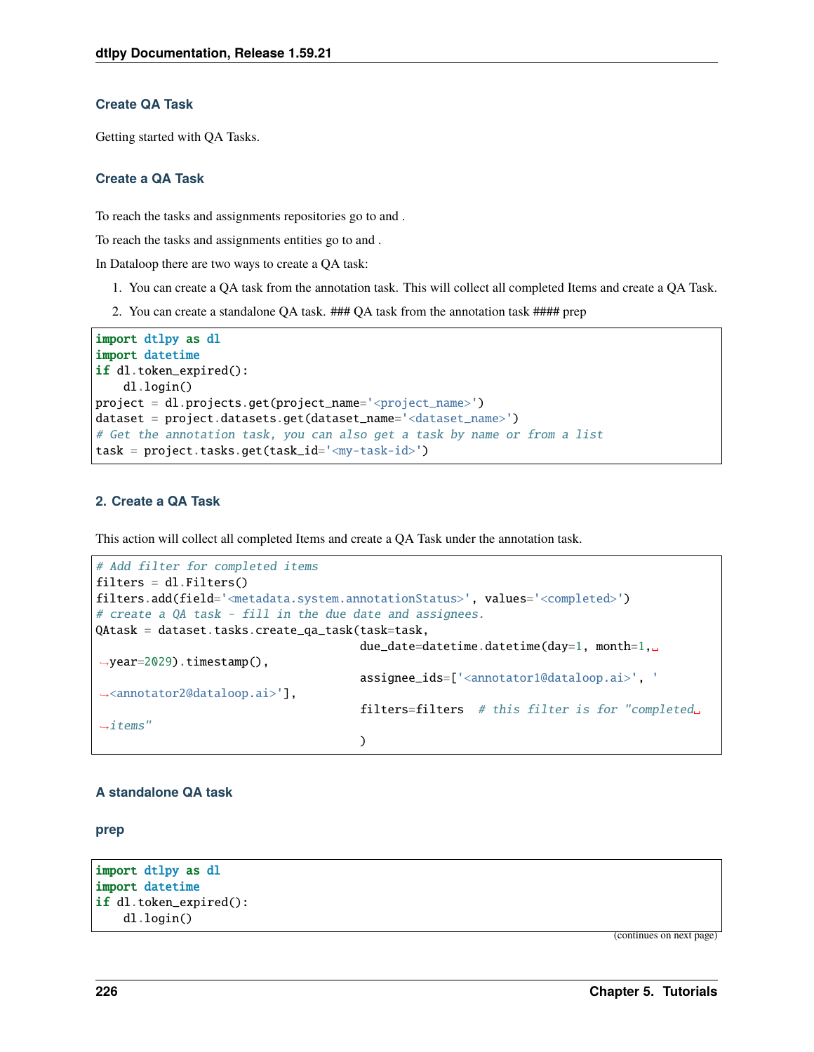### Create QA Task

Getting started with QA Tasks.

#### Create a QA Task

To reach the tasks and assignments repositories go to and .

To reach the tasks and assignments entities go to and .

In Dataloop there are two ways to create a QA task:

1. You can create a QA task from the annotation task. This will collect all completed Items and create a QA Task.
2. You can create a standalone QA task. ### QA task from the annotation task #### prep

```
import dtlpy as dl
import datetime
if dl.token_expired():
    dl.login()
project = dl.projects.get(project_name='<project_name>')
dataset = project.datasets.get(dataset_name='<dataset_name>')
# Get the annotation task, you can also get a task by name or from a list
task = project.tasks.get(task_id='<my-task-id>')
```

#### 2. Create a QA Task

This action will collect all completed Items and create a QA Task under the annotation task.

```
# Add filter for completed items
filters = dl.Filters()
filters.add(field='<metadata.system.annotationStatus>', values='<completed>')
# create a QA task - fill in the due date and assignees.
QAtask = dataset.tasks.create_qa_task(task=task,
                                      due_date=datetime.datetime(day=1, month=1,
↪year=2029).timestamp(),
                                      assignee_ids=['<annotator1@dataloop.ai>', '
↪<annotator2@dataloop.ai>'],
                                      filters=filters  # this filter is for "completed
↪items"
                                      )
```

#### A standalone QA task

##### prep

```
import dtlpy as dl
import datetime
if dl.token_expired():
    dl.login()
```

(continues on next page)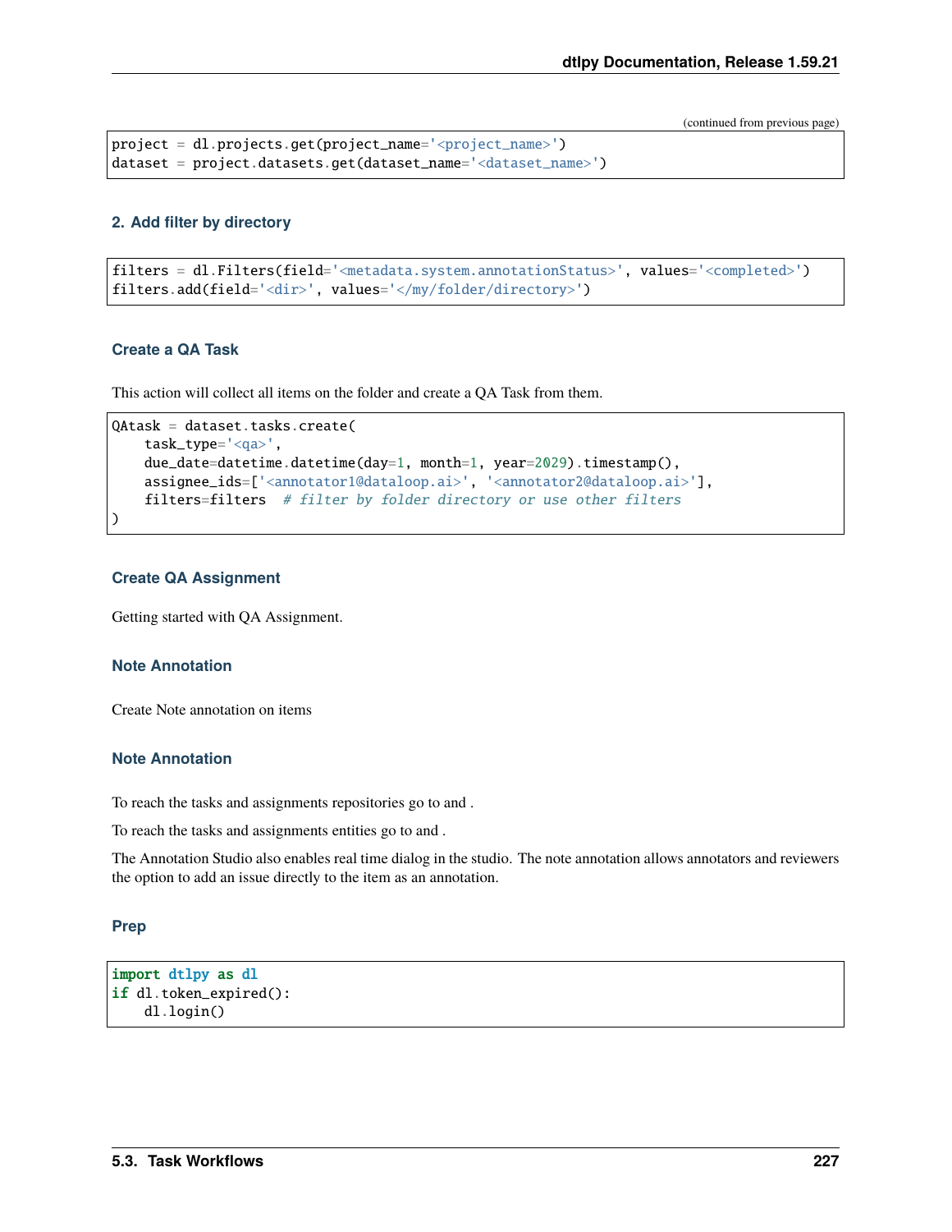```
project = dl.projects.get(project_name='<project_name>')
dataset = project.datasets.get(dataset_name='<dataset_name>')
```

#### 2. Add filter by directory

```
filters = dl.Filters(field='<metadata.system.annotationStatus>', values='<completed>')
filters.add(field='<dir>', values='</my/folder/directory>')
```

### Create a QA Task

This action will collect all items on the folder and create a QA Task from them.

```
QAtask = dataset.tasks.create(
    task_type='<qa>',
    due_date=datetime.datetime(day=1, month=1, year=2029).timestamp(),
    assignee_ids=['<annotator1@dataloop.ai>', '<annotator2@dataloop.ai>'],
    filters=filters  # filter by folder directory or use other filters
)
```

### Create QA Assignment

Getting started with QA Assignment.

### Note Annotation

Create Note annotation on items

### Note Annotation

To reach the tasks and assignments repositories go to and .

To reach the tasks and assignments entities go to and .

The Annotation Studio also enables real time dialog in the studio. The note annotation allows annotators and reviewers the option to add an issue directly to the item as an annotation.

### Prep

```
import dtlpy as dl
if dl.token_expired():
    dl.login()
```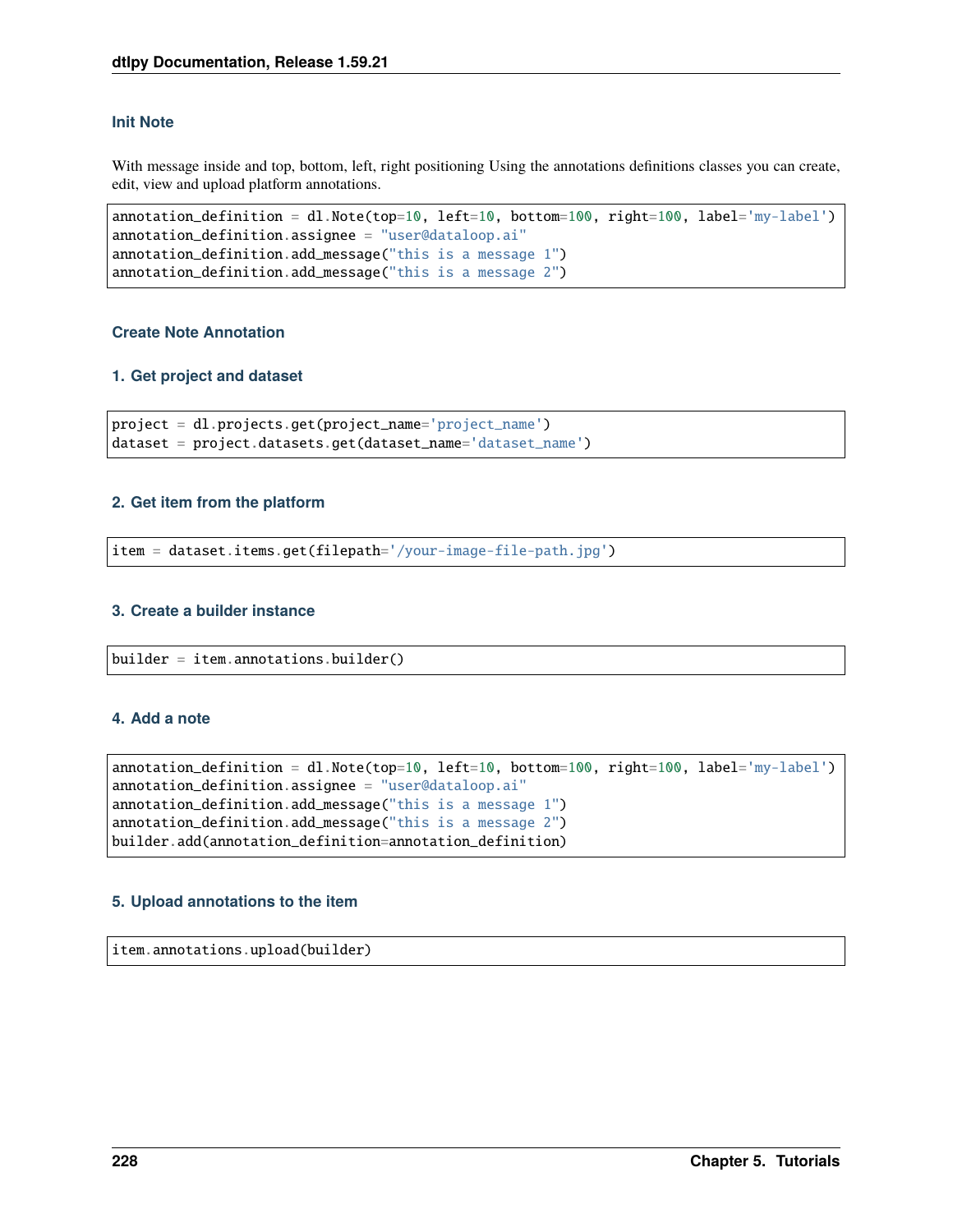#### Init Note

With message inside and top, bottom, left, right positioning Using the annotations definitions classes you can create, edit, view and upload platform annotations.

```
annotation_definition = dl.Note(top=10, left=10, bottom=100, right=100, label='my-label')
annotation_definition.assignee = "user@dataloop.ai"
annotation_definition.add_message("this is a message 1")
annotation_definition.add_message("this is a message 2")
```

#### Create Note Annotation

#### 1. Get project and dataset

```
project = dl.projects.get(project_name='project_name')
dataset = project.datasets.get(dataset_name='dataset_name')
```

#### 2. Get item from the platform

```
item = dataset.items.get(filepath='/your-image-file-path.jpg')
```

#### 3. Create a builder instance

```
builder = item.annotations.builder()
```

#### 4. Add a note

```
annotation_definition = dl.Note(top=10, left=10, bottom=100, right=100, label='my-label')
annotation_definition.assignee = "user@dataloop.ai"
annotation_definition.add_message("this is a message 1")
annotation_definition.add_message("this is a message 2")
builder.add(annotation_definition=annotation_definition)
```

#### 5. Upload annotations to the item

```
item.annotations.upload(builder)
```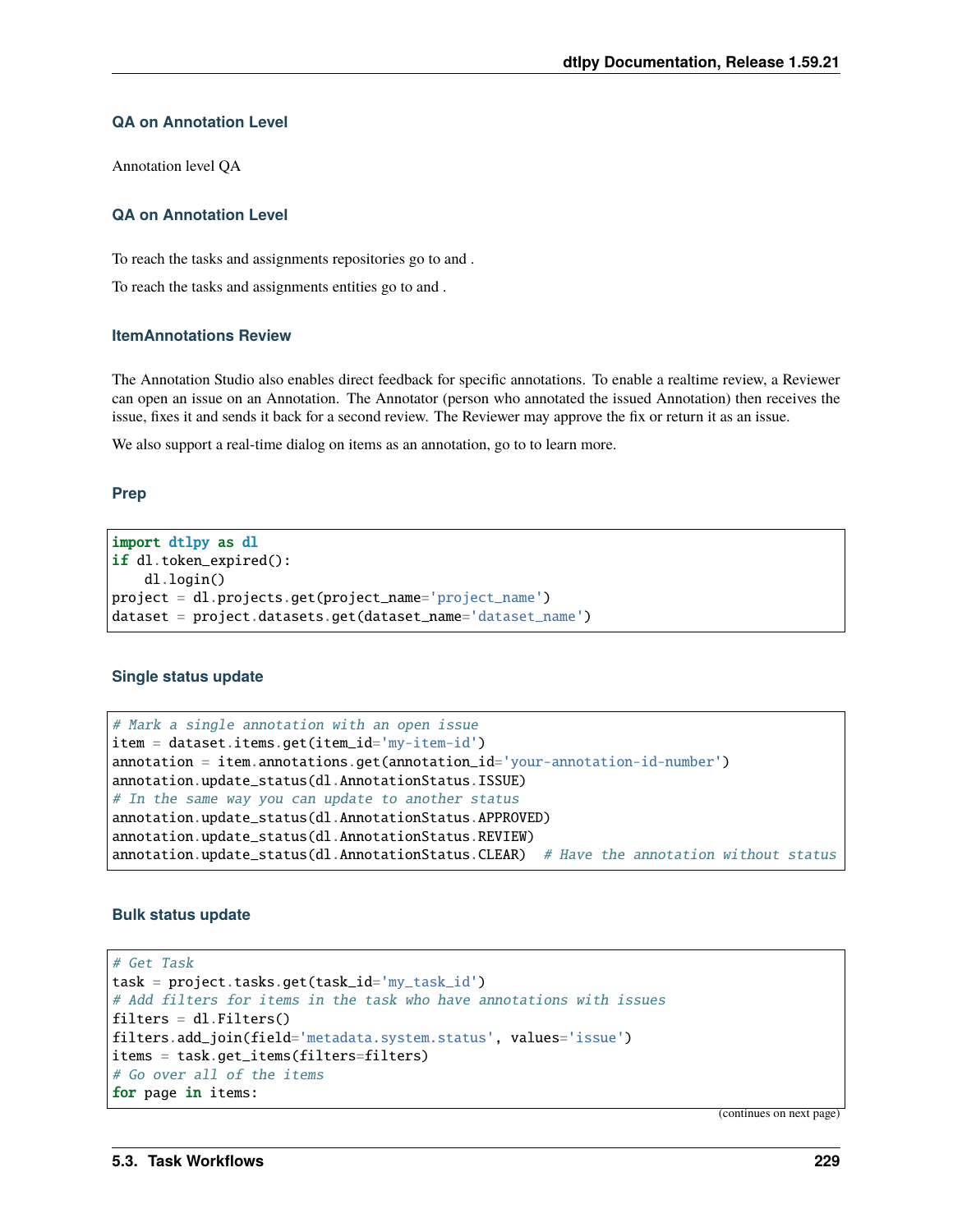### QA on Annotation Level

Annotation level QA

### QA on Annotation Level

To reach the tasks and assignments repositories go to and .

To reach the tasks and assignments entities go to and .

#### ItemAnnotations Review

The Annotation Studio also enables direct feedback for specific annotations. To enable a realtime review, a Reviewer can open an issue on an Annotation. The Annotator (person who annotated the issued Annotation) then receives the issue, fixes it and sends it back for a second review. The Reviewer may approve the fix or return it as an issue.

We also support a real-time dialog on items as an annotation, go to to learn more.

#### Prep

```
import dtlpy as dl
if dl.token_expired():
    dl.login()
project = dl.projects.get(project_name='project_name')
dataset = project.datasets.get(dataset_name='dataset_name')
```

#### Single status update

```
# Mark a single annotation with an open issue
item = dataset.items.get(item_id='my-item-id')
annotation = item.annotations.get(annotation_id='your-annotation-id-number')
annotation.update_status(dl.AnnotationStatus.ISSUE)
# In the same way you can update to another status
annotation.update_status(dl.AnnotationStatus.APPROVED)
annotation.update_status(dl.AnnotationStatus.REVIEW)
annotation.update_status(dl.AnnotationStatus.CLEAR)  # Have the annotation without status
```

#### Bulk status update

```
# Get Task
task = project.tasks.get(task_id='my_task_id')
# Add filters for items in the task who have annotations with issues
filters = dl.Filters()
filters.add_join(field='metadata.system.status', values='issue')
items = task.get_items(filters=filters)
# Go over all of the items
for page in items:
```

(continues on next page)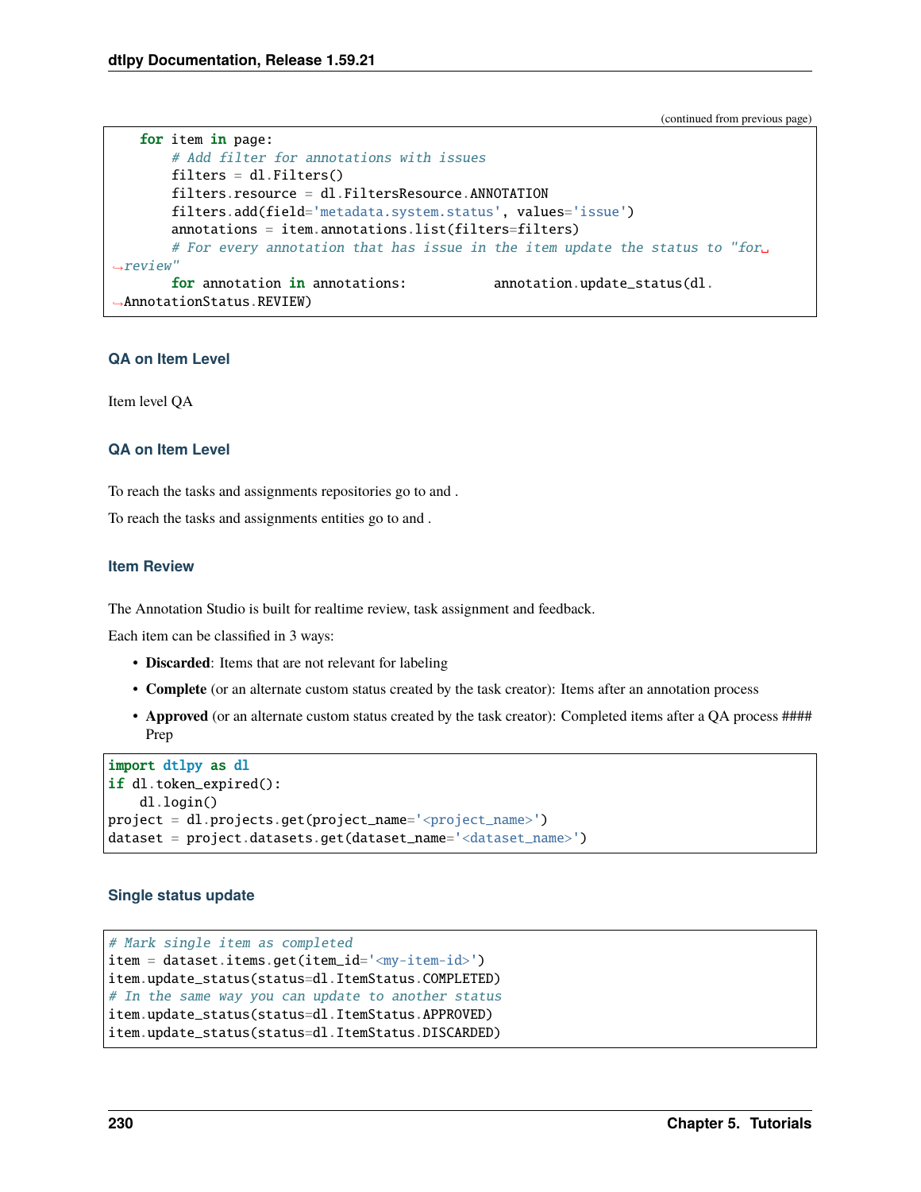(continued from previous page)

```
    for item in page:
        # Add filter for annotations with issues
        filters = dl.Filters()
        filters.resource = dl.FiltersResource.ANNOTATION
        filters.add(field='metadata.system.status', values='issue')
        annotations = item.annotations.list(filters=filters)
        # For every annotation that has issue in the item update the status to "for␣
↪review"
        for annotation in annotations:           annotation.update_status(dl.
↪AnnotationStatus.REVIEW)
```

#### QA on Item Level

Item level QA

#### QA on Item Level

To reach the tasks and assignments repositories go to and .

To reach the tasks and assignments entities go to and .

#### Item Review

The Annotation Studio is built for realtime review, task assignment and feedback.

Each item can be classified in 3 ways:

- **Discarded**: Items that are not relevant for labeling
- **Complete** (or an alternate custom status created by the task creator): Items after an annotation process
- **Approved** (or an alternate custom status created by the task creator): Completed items after a QA process #### Prep

```
import dtlpy as dl
if dl.token_expired():
    dl.login()
project = dl.projects.get(project_name='<project_name>')
dataset = project.datasets.get(dataset_name='<dataset_name>')
```

#### Single status update

```
# Mark single item as completed
item = dataset.items.get(item_id='<my-item-id>')
item.update_status(status=dl.ItemStatus.COMPLETED)
# In the same way you can update to another status
item.update_status(status=dl.ItemStatus.APPROVED)
item.update_status(status=dl.ItemStatus.DISCARDED)
```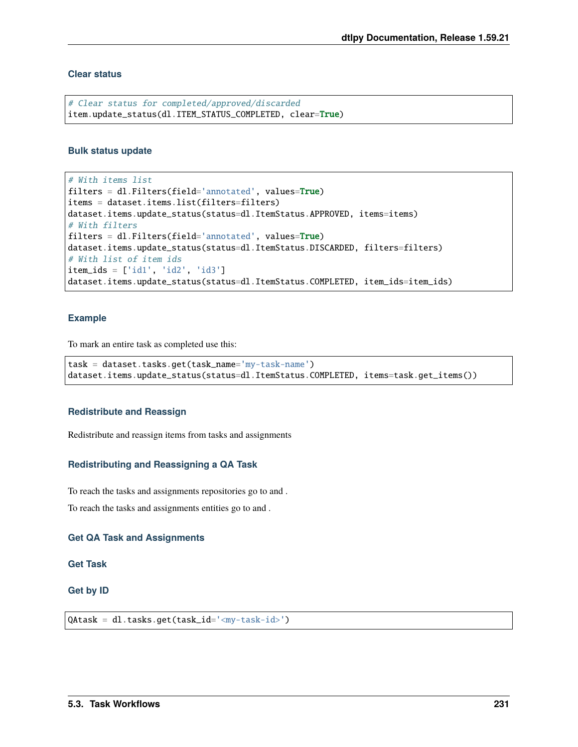#### Clear status

```
# Clear status for completed/approved/discarded
item.update_status(dl.ITEM_STATUS_COMPLETED, clear=True)
```

#### Bulk status update

```
# With items list
filters = dl.Filters(field='annotated', values=True)
items = dataset.items.list(filters=filters)
dataset.items.update_status(status=dl.ItemStatus.APPROVED, items=items)
# With filters
filters = dl.Filters(field='annotated', values=True)
dataset.items.update_status(status=dl.ItemStatus.DISCARDED, filters=filters)
# With list of item ids
item_ids = ['id1', 'id2', 'id3']
dataset.items.update_status(status=dl.ItemStatus.COMPLETED, item_ids=item_ids)
```

#### Example

To mark an entire task as completed use this:

```
task = dataset.tasks.get(task_name='my-task-name')
dataset.items.update_status(status=dl.ItemStatus.COMPLETED, items=task.get_items())
```

### Redistribute and Reassign

Redistribute and reassign items from tasks and assignments

#### Redistributing and Reassigning a QA Task

To reach the tasks and assignments repositories go to and .

To reach the tasks and assignments entities go to and .

#### Get QA Task and Assignments

#### Get Task

#### Get by ID

```
QAtask = dl.tasks.get(task_id='<my-task-id>')
```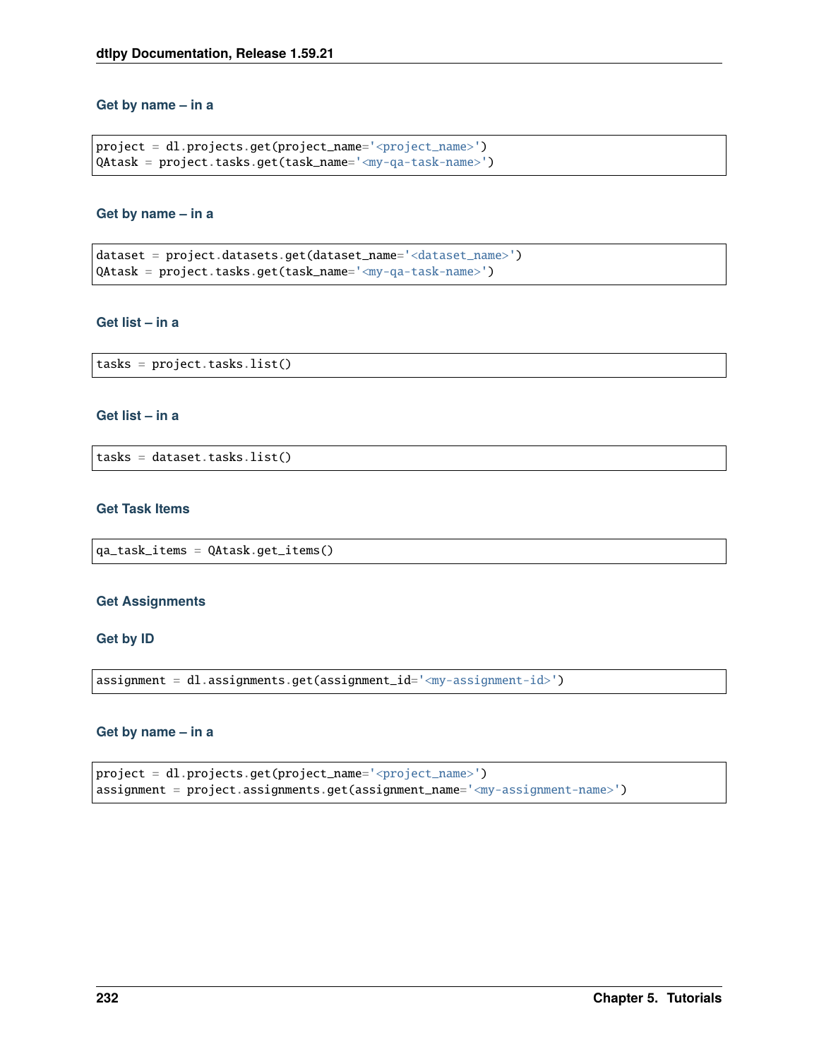#### Get by name – in a

```
project = dl.projects.get(project_name='<project_name>')
QAtask = project.tasks.get(task_name='<my-qa-task-name>')
```

#### Get by name – in a

```
dataset = project.datasets.get(dataset_name='<dataset_name>')
QAtask = project.tasks.get(task_name='<my-qa-task-name>')
```

#### Get list – in a

```
tasks = project.tasks.list()
```

#### Get list – in a

```
tasks = dataset.tasks.list()
```

#### Get Task Items

```
qa_task_items = QAtask.get_items()
```

### Get Assignments

#### Get by ID

```
assignment = dl.assignments.get(assignment_id='<my-assignment-id>')
```

#### Get by name – in a

```
project = dl.projects.get(project_name='<project_name>')
assignment = project.assignments.get(assignment_name='<my-assignment-name>')
```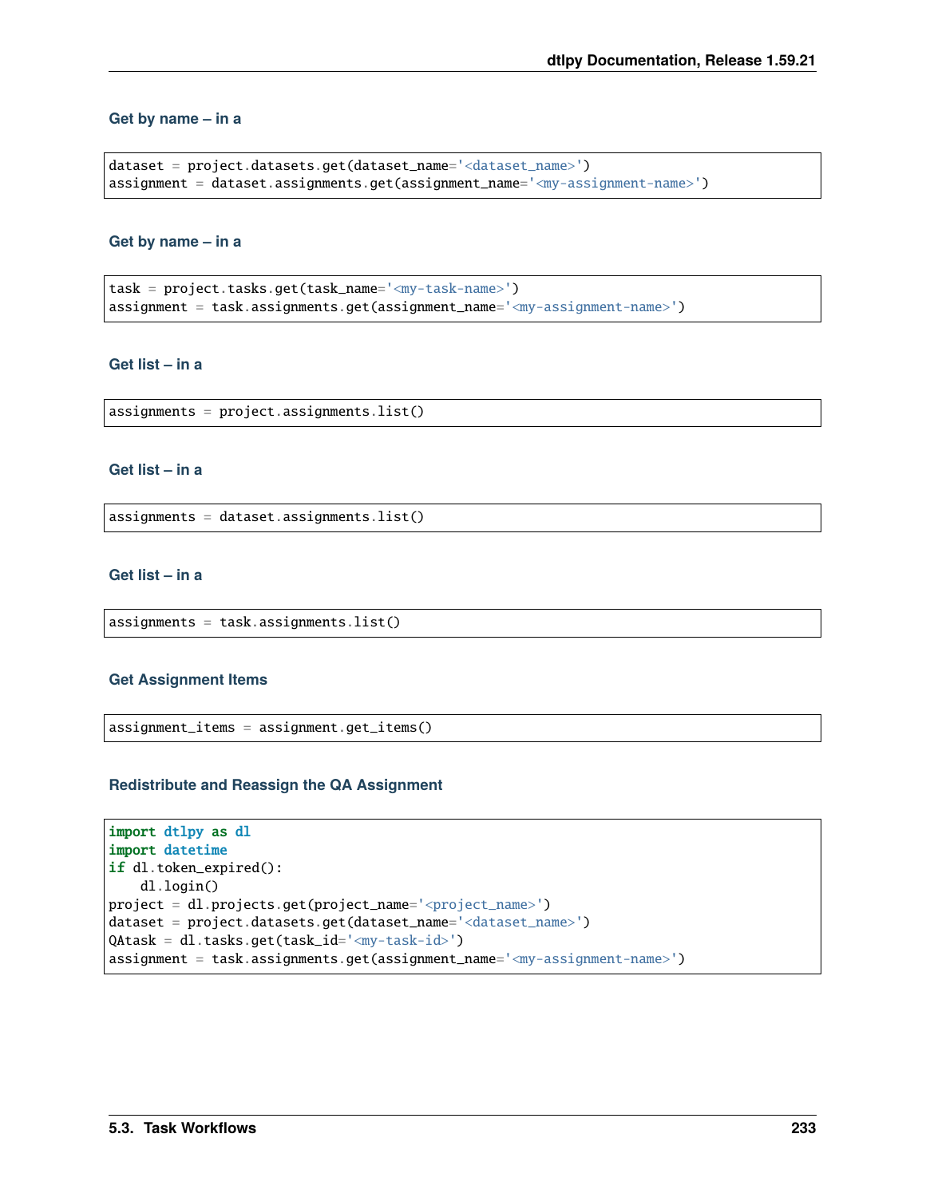#### Get by name – in a

```
dataset = project.datasets.get(dataset_name='<dataset_name>')
assignment = dataset.assignments.get(assignment_name='<my-assignment-name>')
```

#### Get by name – in a

```
task = project.tasks.get(task_name='<my-task-name>')
assignment = task.assignments.get(assignment_name='<my-assignment-name>')
```

#### Get list – in a

```
assignments = project.assignments.list()
```

#### Get list – in a

```
assignments = dataset.assignments.list()
```

#### Get list – in a

```
assignments = task.assignments.list()
```

#### Get Assignment Items

```
assignment_items = assignment.get_items()
```

#### Redistribute and Reassign the QA Assignment

```
import dtlpy as dl
import datetime
if dl.token_expired():
    dl.login()
project = dl.projects.get(project_name='<project_name>')
dataset = project.datasets.get(dataset_name='<dataset_name>')
QAtask = dl.tasks.get(task_id='<my-task-id>')
assignment = task.assignments.get(assignment_name='<my-assignment-name>')
```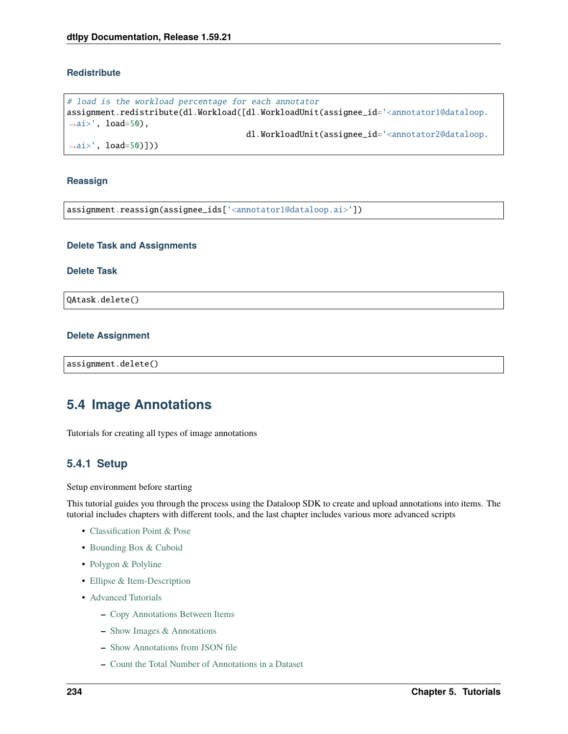#### Redistribute

```
# load is the workload percentage for each annotator
assignment.redistribute(dl.Workload([dl.WorkloadUnit(assignee_id='<annotator1@dataloop.ai>', load=50),
                                     dl.WorkloadUnit(assignee_id='<annotator2@dataloop.ai>', load=50)]))
```

#### Reassign

```
assignment.reassign(assignee_ids['<annotator1@dataloop.ai>'])
```

#### Delete Task and Assignments

#### Delete Task

```
QAtask.delete()
```

#### Delete Assignment

```
assignment.delete()
```

## 5.4 Image Annotations

Tutorials for creating all types of image annotations

### 5.4.1 Setup

Setup environment before starting

This tutorial guides you through the process using the Dataloop SDK to create and upload annotations into items. The tutorial includes chapters with different tools, and the last chapter includes various more advanced scripts

- Classification Point & Pose
- Bounding Box & Cuboid
- Polygon & Polyline
- Ellipse & Item-Description
- Advanced Tutorials
  - Copy Annotations Between Items
  - Show Images & Annotations
  - Show Annotations from JSON file
  - Count the Total Number of Annotations in a Dataset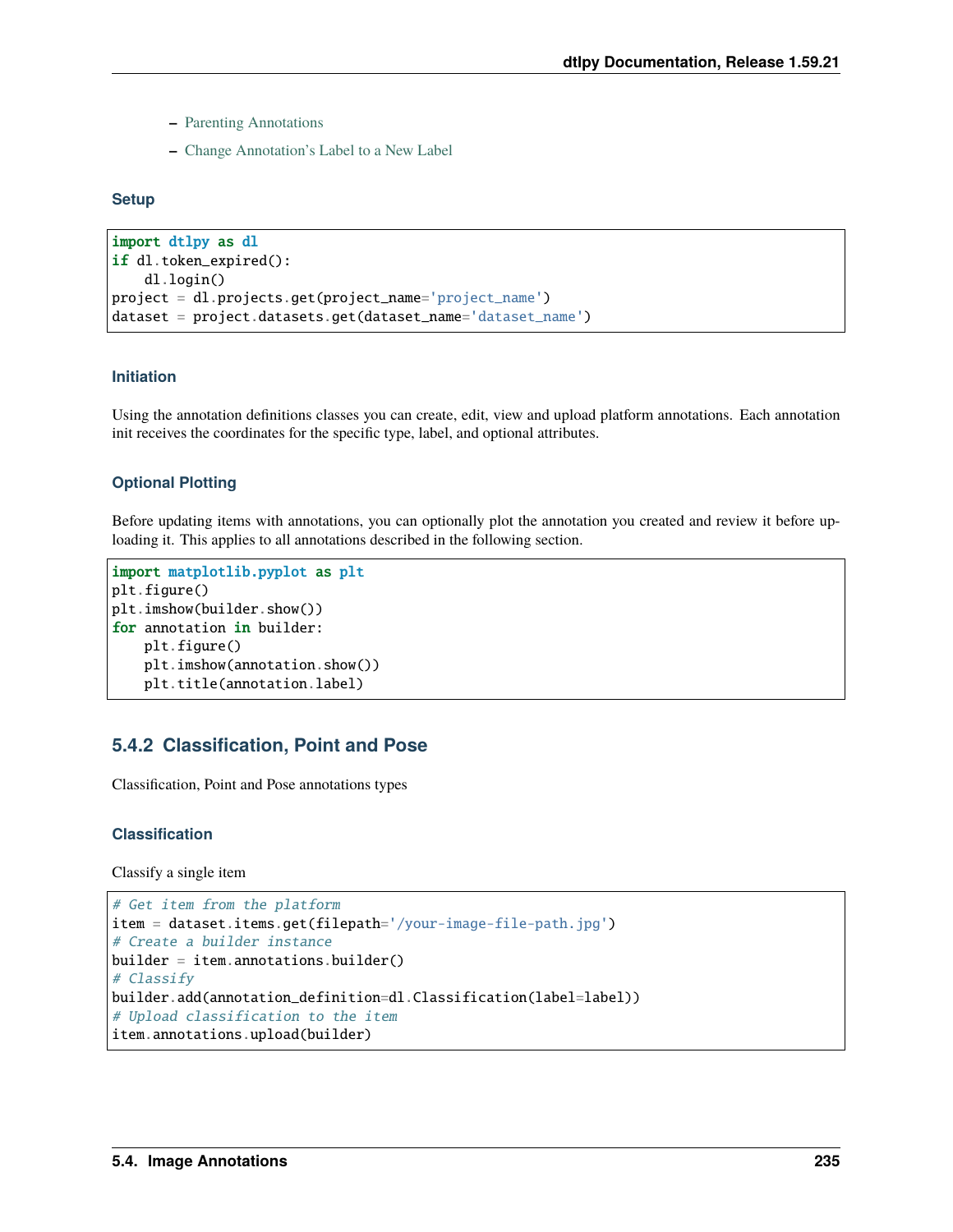- Parenting Annotations
- Change Annotation's Label to a New Label

#### Setup

```
import dtlpy as dl
if dl.token_expired():
    dl.login()
project = dl.projects.get(project_name='project_name')
dataset = project.datasets.get(dataset_name='dataset_name')
```

#### Initiation

Using the annotation definitions classes you can create, edit, view and upload platform annotations. Each annotation init receives the coordinates for the specific type, label, and optional attributes.

#### Optional Plotting

Before updating items with annotations, you can optionally plot the annotation you created and review it before uploading it. This applies to all annotations described in the following section.

```
import matplotlib.pyplot as plt
plt.figure()
plt.imshow(builder.show())
for annotation in builder:
    plt.figure()
    plt.imshow(annotation.show())
    plt.title(annotation.label)
```

### 5.4.2 Classification, Point and Pose

Classification, Point and Pose annotations types

#### Classification

Classify a single item

```
# Get item from the platform
item = dataset.items.get(filepath='/your-image-file-path.jpg')
# Create a builder instance
builder = item.annotations.builder()
# Classify
builder.add(annotation_definition=dl.Classification(label=label))
# Upload classification to the item
item.annotations.upload(builder)
```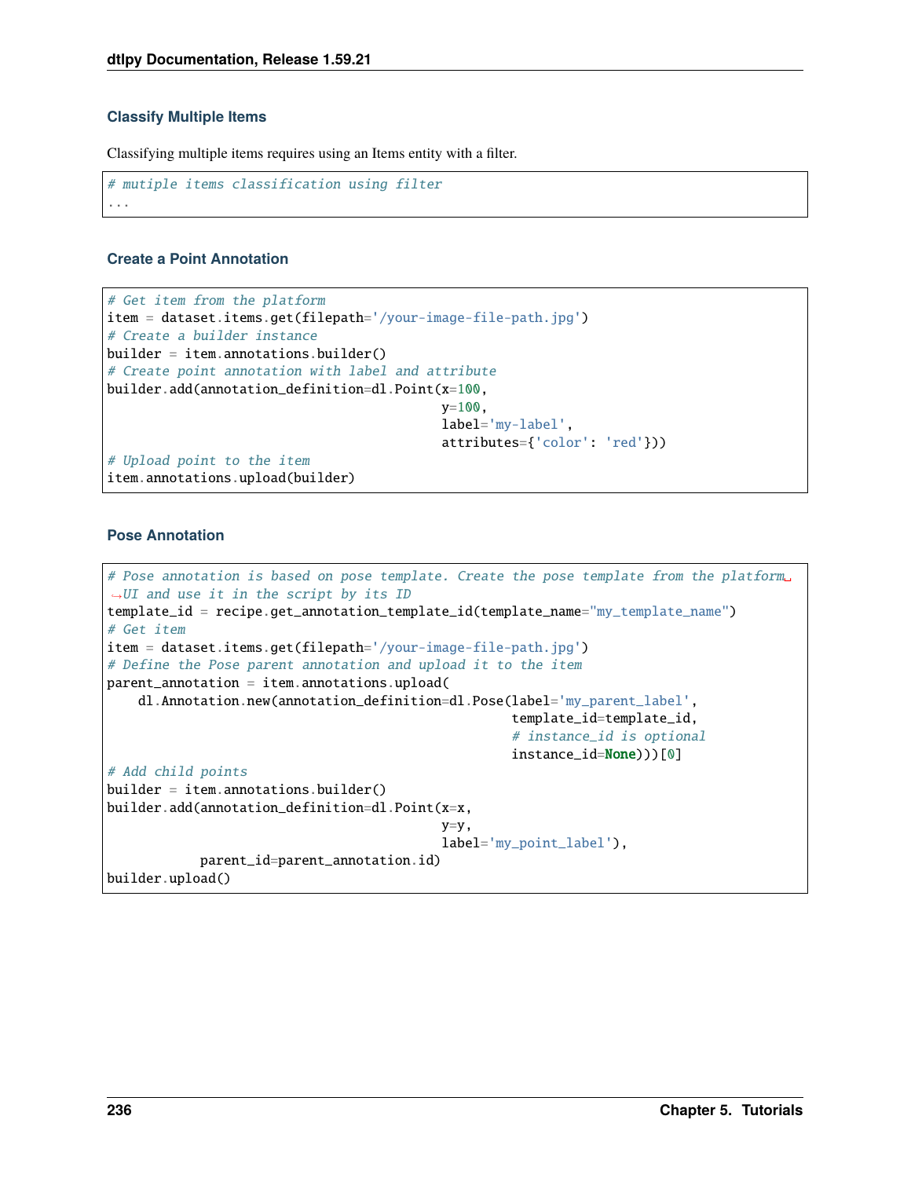### Classify Multiple Items

Classifying multiple items requires using an Items entity with a filter.

```
# mutiple items classification using filter
...
```

### Create a Point Annotation

```
# Get item from the platform
item = dataset.items.get(filepath='/your-image-file-path.jpg')
# Create a builder instance
builder = item.annotations.builder()
# Create point annotation with label and attribute
builder.add(annotation_definition=dl.Point(x=100,
                                           y=100,
                                           label='my-label',
                                           attributes={'color': 'red'}))
# Upload point to the item
item.annotations.upload(builder)
```

### Pose Annotation

```
# Pose annotation is based on pose template. Create the pose template from the platform UI and use it in the script by its ID
template_id = recipe.get_annotation_template_id(template_name="my_template_name")
# Get item
item = dataset.items.get(filepath='/your-image-file-path.jpg')
# Define the Pose parent annotation and upload it to the item
parent_annotation = item.annotations.upload(
    dl.Annotation.new(annotation_definition=dl.Pose(label='my_parent_label',
                                                    template_id=template_id,
                                                    # instance_id is optional
                                                    instance_id=None)))[0]
# Add child points
builder = item.annotations.builder()
builder.add(annotation_definition=dl.Point(x=x,
                                           y=y,
                                           label='my_point_label'),
            parent_id=parent_annotation.id)
builder.upload()
```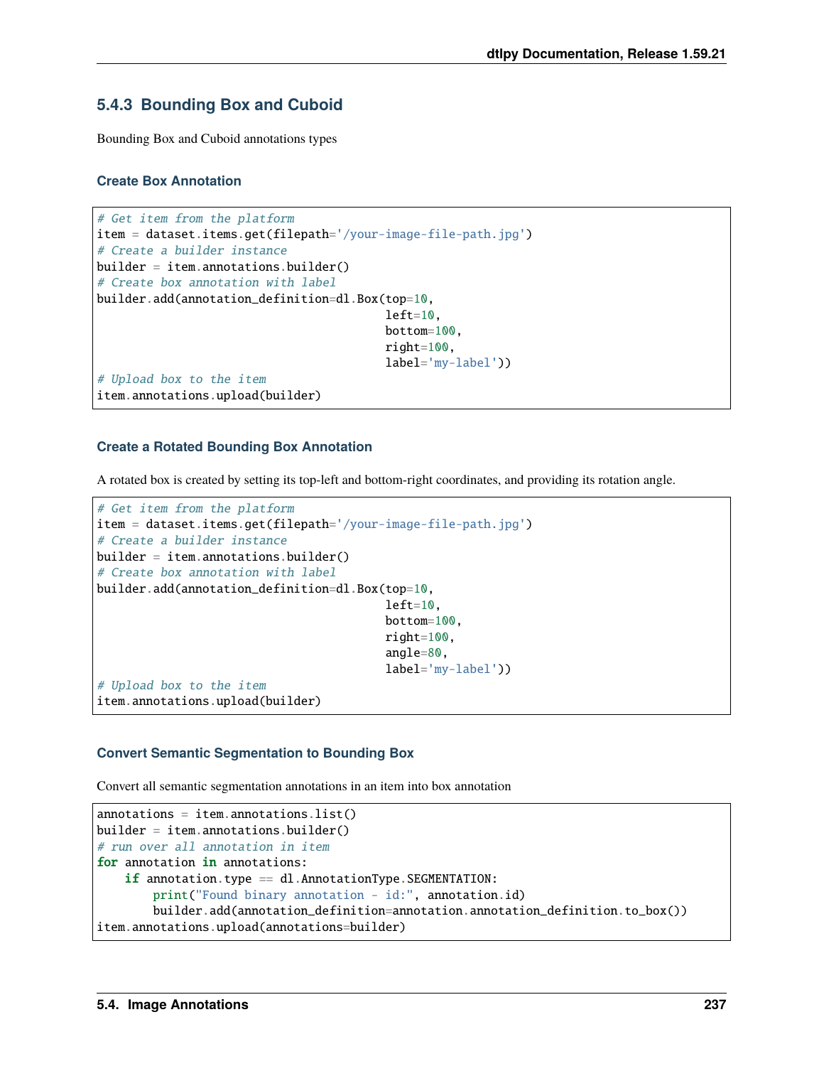### 5.4.3 Bounding Box and Cuboid

Bounding Box and Cuboid annotations types

#### Create Box Annotation

```
# Get item from the platform
item = dataset.items.get(filepath='/your-image-file-path.jpg')
# Create a builder instance
builder = item.annotations.builder()
# Create box annotation with label
builder.add(annotation_definition=dl.Box(top=10,
                                         left=10,
                                         bottom=100,
                                         right=100,
                                         label='my-label'))
# Upload box to the item
item.annotations.upload(builder)
```

#### Create a Rotated Bounding Box Annotation

A rotated box is created by setting its top-left and bottom-right coordinates, and providing its rotation angle.

```
# Get item from the platform
item = dataset.items.get(filepath='/your-image-file-path.jpg')
# Create a builder instance
builder = item.annotations.builder()
# Create box annotation with label
builder.add(annotation_definition=dl.Box(top=10,
                                         left=10,
                                         bottom=100,
                                         right=100,
                                         angle=80,
                                         label='my-label'))
# Upload box to the item
item.annotations.upload(builder)
```

#### Convert Semantic Segmentation to Bounding Box

Convert all semantic segmentation annotations in an item into box annotation

```
annotations = item.annotations.list()
builder = item.annotations.builder()
# run over all annotation in item
for annotation in annotations:
    if annotation.type == dl.AnnotationType.SEGMENTATION:
        print("Found binary annotation - id:", annotation.id)
        builder.add(annotation_definition=annotation.annotation_definition.to_box())
item.annotations.upload(annotations=builder)
```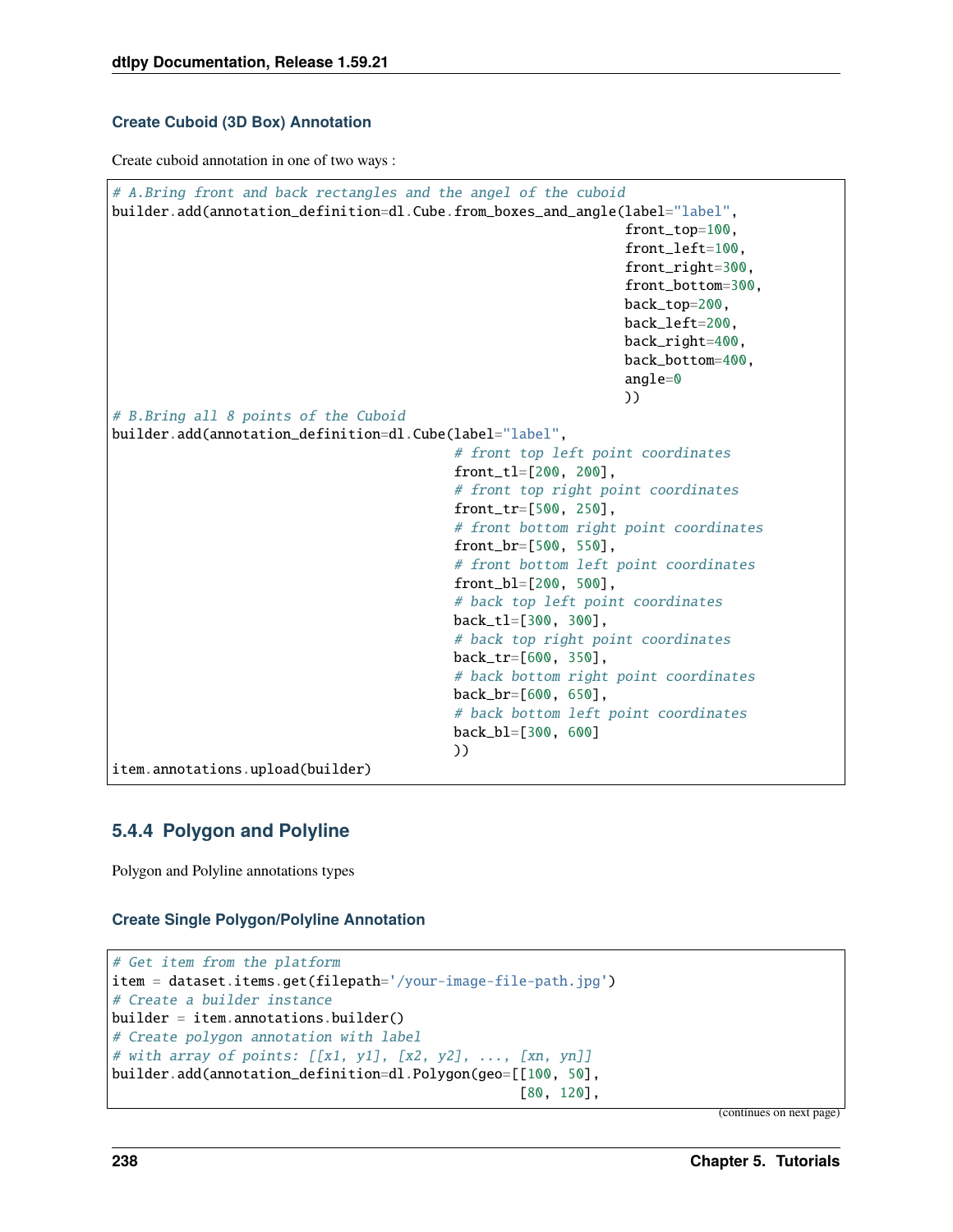#### Create Cuboid (3D Box) Annotation

Create cuboid annotation in one of two ways :

```
# A.Bring front and back rectangles and the angel of the cuboid
builder.add(annotation_definition=dl.Cube.from_boxes_and_angle(label="label",
                                                               front_top=100,
                                                               front_left=100,
                                                               front_right=300,
                                                               front_bottom=300,
                                                               back_top=200,
                                                               back_left=200,
                                                               back_right=400,
                                                               back_bottom=400,
                                                               angle=0
                                                               ))
# B.Bring all 8 points of the Cuboid
builder.add(annotation_definition=dl.Cube(label="label",
                                          # front top left point coordinates
                                          front_tl=[200, 200],
                                          # front top right point coordinates
                                          front_tr=[500, 250],
                                          # front bottom right point coordinates
                                          front_br=[500, 550],
                                          # front bottom left point coordinates
                                          front_bl=[200, 500],
                                          # back top left point coordinates
                                          back_tl=[300, 300],
                                          # back top right point coordinates
                                          back_tr=[600, 350],
                                          # back bottom right point coordinates
                                          back_br=[600, 650],
                                          # back bottom left point coordinates
                                          back_bl=[300, 600]
                                          ))
item.annotations.upload(builder)
```

### 5.4.4 Polygon and Polyline

Polygon and Polyline annotations types

#### Create Single Polygon/Polyline Annotation

```
# Get item from the platform
item = dataset.items.get(filepath='/your-image-file-path.jpg')
# Create a builder instance
builder = item.annotations.builder()
# Create polygon annotation with label
# with array of points: [[x1, y1], [x2, y2], ..., [xn, yn]]
builder.add(annotation_definition=dl.Polygon(geo=[[100, 50],
                                                  [80, 120],
```

(continues on next page)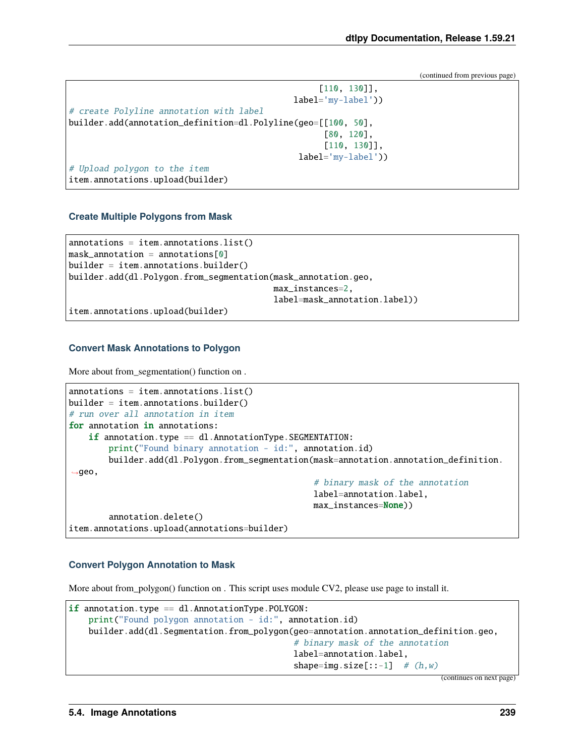```
[110, 130]],
                                            label='my-label'))
# create Polyline annotation with label
builder.add(annotation_definition=dl.Polyline(geo=[[100, 50],
                                                   [80, 120],
                                                   [110, 130]],
                                               label='my-label'))
# Upload polygon to the item
item.annotations.upload(builder)
```

### Create Multiple Polygons from Mask

```
annotations = item.annotations.list()
mask_annotation = annotations[0]
builder = item.annotations.builder()
builder.add(dl.Polygon.from_segmentation(mask_annotation.geo,
                                         max_instances=2,
                                         label=mask_annotation.label))
item.annotations.upload(builder)
```

### Convert Mask Annotations to Polygon

More about from_segmentation() function on .

```
annotations = item.annotations.list()
builder = item.annotations.builder()
# run over all annotation in item
for annotation in annotations:
    if annotation.type == dl.AnnotationType.SEGMENTATION:
        print("Found binary annotation - id:", annotation.id)
        builder.add(dl.Polygon.from_segmentation(mask=annotation.annotation_definition.
→geo,
                                                  # binary mask of the annotation
                                                  label=annotation.label,
                                                  max_instances=None))
        annotation.delete()
item.annotations.upload(annotations=builder)
```

### Convert Polygon Annotation to Mask

More about from_polygon() function on . This script uses module CV2, please use page to install it.

```
if annotation.type == dl.AnnotationType.POLYGON:
    print("Found polygon annotation - id:", annotation.id)
    builder.add(dl.Segmentation.from_polygon(geo=annotation.annotation_definition.geo,
                                             # binary mask of the annotation
                                             label=annotation.label,
                                             shape=img.size[::-1]  # (h,w)
```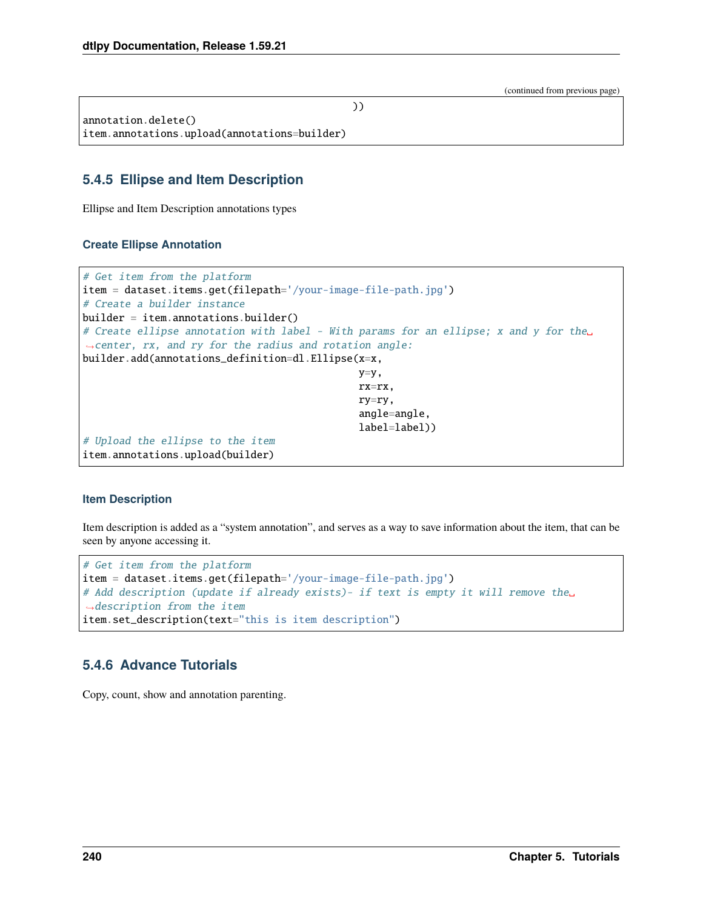(continued from previous page)

```
                                                ))
annotation.delete()
item.annotations.upload(annotations=builder)
```

### 5.4.5 Ellipse and Item Description

Ellipse and Item Description annotations types

#### Create Ellipse Annotation

```
# Get item from the platform
item = dataset.items.get(filepath='/your-image-file-path.jpg')
# Create a builder instance
builder = item.annotations.builder()
# Create ellipse annotation with label - With params for an ellipse; x and y for the center, rx, and ry for the radius and rotation angle:
builder.add(annotations_definition=dl.Ellipse(x=x,
                                              y=y,
                                              rx=rx,
                                              ry=ry,
                                              angle=angle,
                                              label=label))
# Upload the ellipse to the item
item.annotations.upload(builder)
```

#### Item Description

Item description is added as a "system annotation", and serves as a way to save information about the item, that can be seen by anyone accessing it.

```
# Get item from the platform
item = dataset.items.get(filepath='/your-image-file-path.jpg')
# Add description (update if already exists)- if text is empty it will remove the description from the item
item.set_description(text="this is item description")
```

### 5.4.6 Advance Tutorials

Copy, count, show and annotation parenting.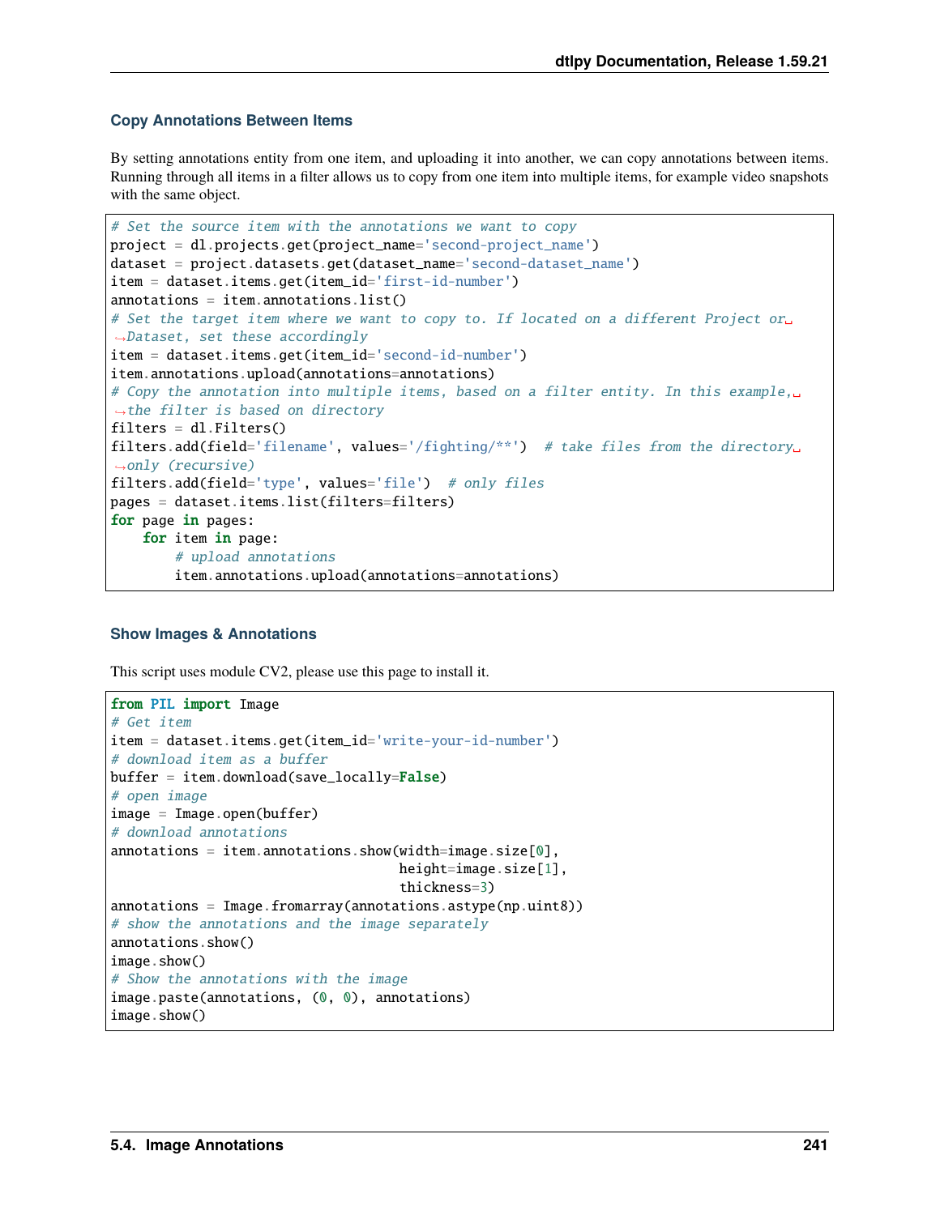### Copy Annotations Between Items

By setting annotations entity from one item, and uploading it into another, we can copy annotations between items. Running through all items in a filter allows us to copy from one item into multiple items, for example video snapshots with the same object.

```
# Set the source item with the annotations we want to copy
project = dl.projects.get(project_name='second-project_name')
dataset = project.datasets.get(dataset_name='second-dataset_name')
item = dataset.items.get(item_id='first-id-number')
annotations = item.annotations.list()
# Set the target item where we want to copy to. If located on a different Project or Dataset, set these accordingly
item = dataset.items.get(item_id='second-id-number')
item.annotations.upload(annotations=annotations)
# Copy the annotation into multiple items, based on a filter entity. In this example, the filter is based on directory
filters = dl.Filters()
filters.add(field='filename', values='/fighting/**')  # take files from the directory only (recursive)
filters.add(field='type', values='file')  # only files
pages = dataset.items.list(filters=filters)
for page in pages:
    for item in page:
        # upload annotations
        item.annotations.upload(annotations=annotations)
```

### Show Images & Annotations

This script uses module CV2, please use this page to install it.

```
from PIL import Image
# Get item
item = dataset.items.get(item_id='write-your-id-number')
# download item as a buffer
buffer = item.download(save_locally=False)
# open image
image = Image.open(buffer)
# download annotations
annotations = item.annotations.show(width=image.size[0],
                                    height=image.size[1],
                                    thickness=3)
annotations = Image.fromarray(annotations.astype(np.uint8))
# show the annotations and the image separately
annotations.show()
image.show()
# Show the annotations with the image
image.paste(annotations, (0, 0), annotations)
image.show()
```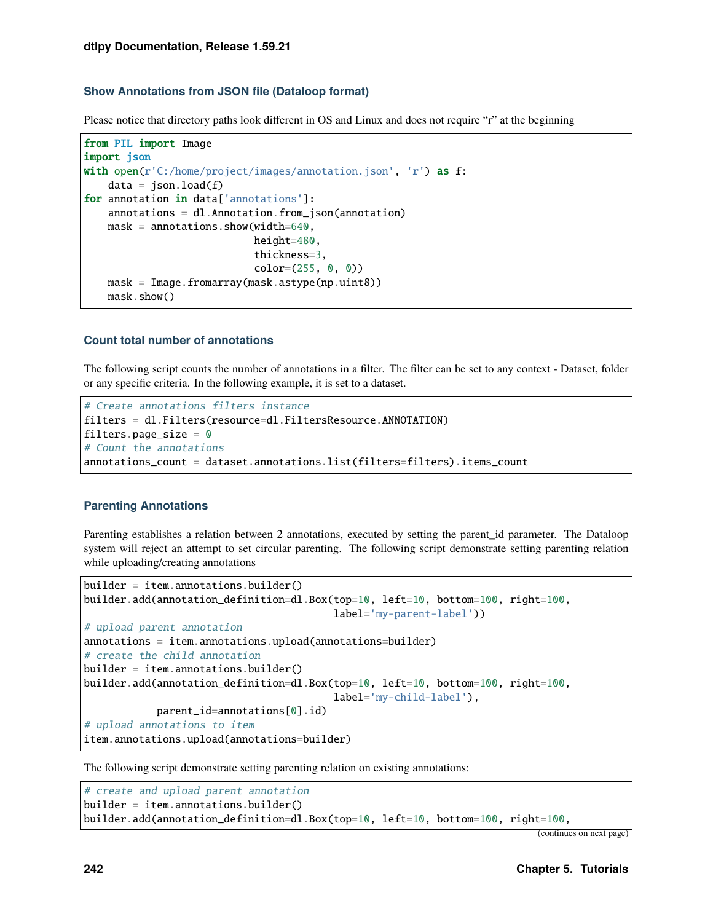### Show Annotations from JSON file (Dataloop format)

Please notice that directory paths look different in OS and Linux and does not require "r" at the beginning

```
from PIL import Image
import json
with open(r'C:/home/project/images/annotation.json', 'r') as f:
    data = json.load(f)
for annotation in data['annotations']:
    annotations = dl.Annotation.from_json(annotation)
    mask = annotations.show(width=640,
                            height=480,
                            thickness=3,
                            color=(255, 0, 0))
    mask = Image.fromarray(mask.astype(np.uint8))
    mask.show()
```

### Count total number of annotations

The following script counts the number of annotations in a filter. The filter can be set to any context - Dataset, folder or any specific criteria. In the following example, it is set to a dataset.

```
# Create annotations filters instance
filters = dl.Filters(resource=dl.FiltersResource.ANNOTATION)
filters.page_size = 0
# Count the annotations
annotations_count = dataset.annotations.list(filters=filters).items_count
```

### Parenting Annotations

Parenting establishes a relation between 2 annotations, executed by setting the parent_id parameter. The Dataloop system will reject an attempt to set circular parenting. The following script demonstrate setting parenting relation while uploading/creating annotations

```
builder = item.annotations.builder()
builder.add(annotation_definition=dl.Box(top=10, left=10, bottom=100, right=100,
                                          label='my-parent-label'))
# upload parent annotation
annotations = item.annotations.upload(annotations=builder)
# create the child annotation
builder = item.annotations.builder()
builder.add(annotation_definition=dl.Box(top=10, left=10, bottom=100, right=100,
                                          label='my-child-label'),
            parent_id=annotations[0].id)
# upload annotations to item
item.annotations.upload(annotations=builder)
```

The following script demonstrate setting parenting relation on existing annotations:

```
# create and upload parent annotation
builder = item.annotations.builder()
builder.add(annotation_definition=dl.Box(top=10, left=10, bottom=100, right=100,
```

(continues on next page)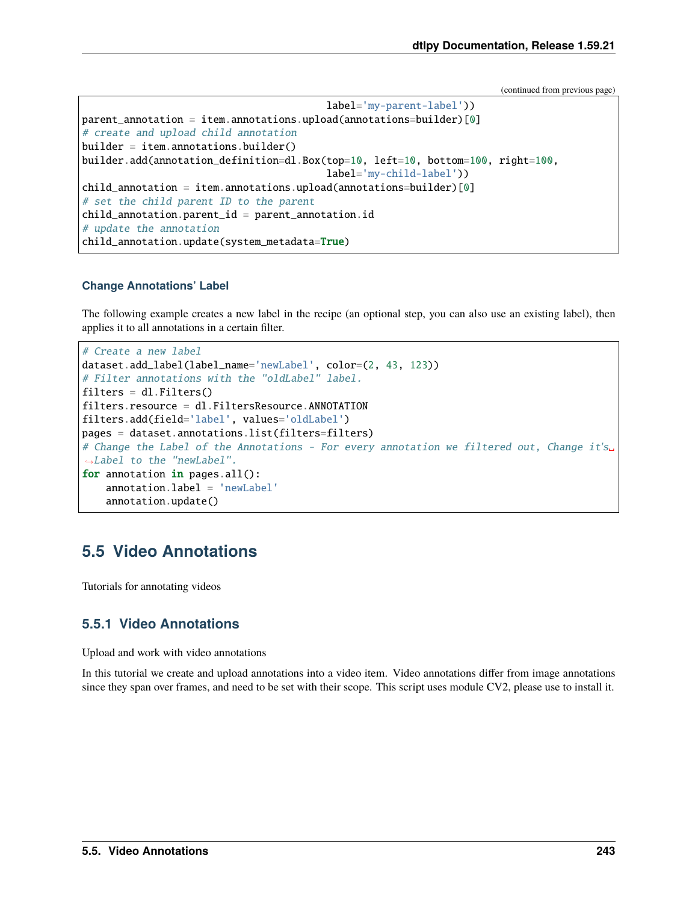(continued from previous page)

```
                                          label='my-parent-label'))
parent_annotation = item.annotations.upload(annotations=builder)[0]
# create and upload child annotation
builder = item.annotations.builder()
builder.add(annotation_definition=dl.Box(top=10, left=10, bottom=100, right=100,
                                          label='my-child-label'))
child_annotation = item.annotations.upload(annotations=builder)[0]
# set the child parent ID to the parent
child_annotation.parent_id = parent_annotation.id
# update the annotation
child_annotation.update(system_metadata=True)
```

#### Change Annotations' Label

The following example creates a new label in the recipe (an optional step, you can also use an existing label), then applies it to all annotations in a certain filter.

```
# Create a new label
dataset.add_label(label_name='newLabel', color=(2, 43, 123))
# Filter annotations with the "oldLabel" label.
filters = dl.Filters()
filters.resource = dl.FiltersResource.ANNOTATION
filters.add(field='label', values='oldLabel')
pages = dataset.annotations.list(filters=filters)
# Change the Label of the Annotations - For every annotation we filtered out, Change it's Label to the "newLabel".
for annotation in pages.all():
    annotation.label = 'newLabel'
    annotation.update()
```

## 5.5 Video Annotations

Tutorials for annotating videos

### 5.5.1 Video Annotations

Upload and work with video annotations

In this tutorial we create and upload annotations into a video item. Video annotations differ from image annotations since they span over frames, and need to be set with their scope. This script uses module CV2, please use to install it.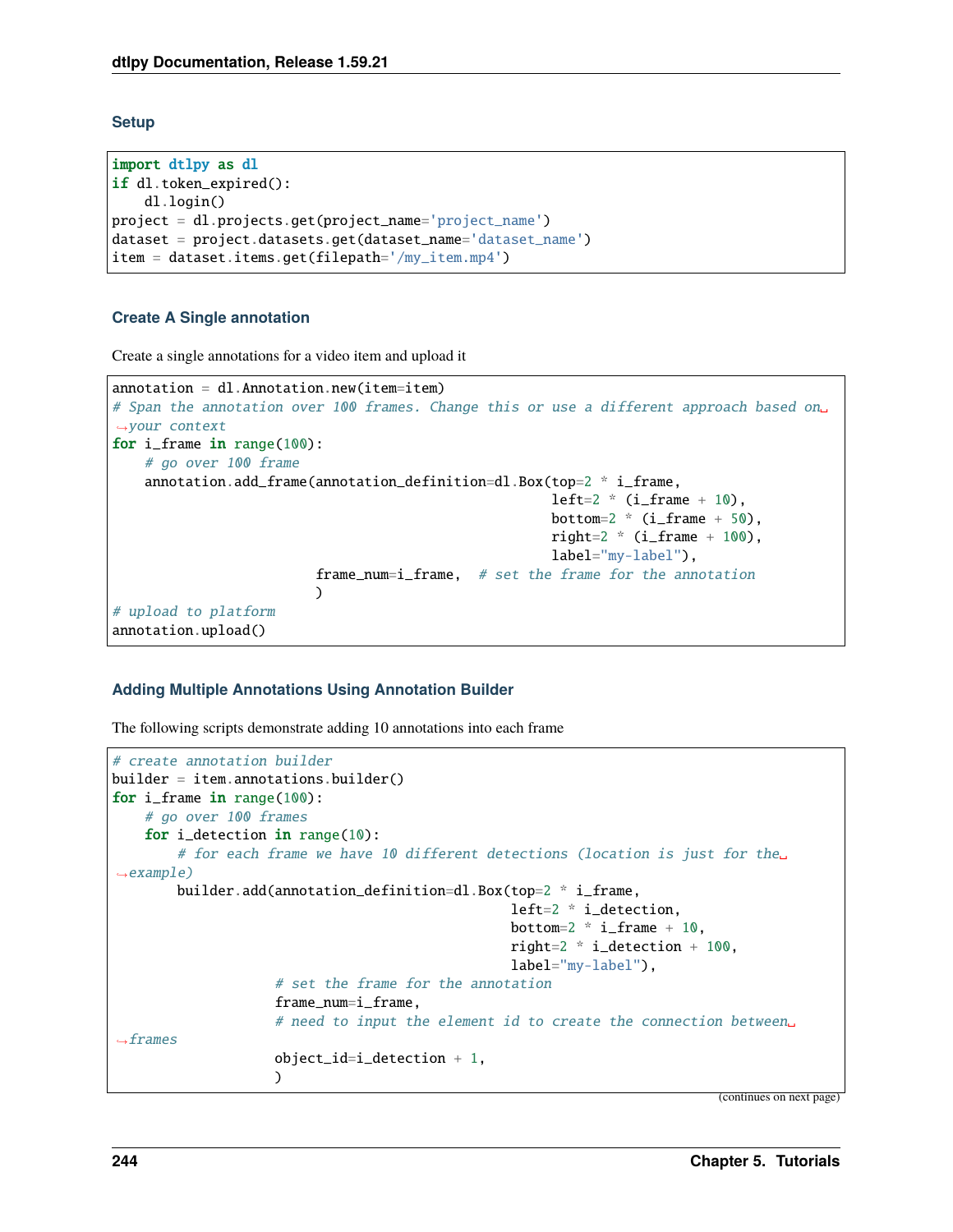### Setup

```
import dtlpy as dl
if dl.token_expired():
    dl.login()
project = dl.projects.get(project_name='project_name')
dataset = project.datasets.get(dataset_name='dataset_name')
item = dataset.items.get(filepath='/my_item.mp4')
```

### Create A Single annotation

Create a single annotations for a video item and upload it

```
annotation = dl.Annotation.new(item=item)
# Span the annotation over 100 frames. Change this or use a different approach based on your context
for i_frame in range(100):
    # go over 100 frame
    annotation.add_frame(annotation_definition=dl.Box(top=2 * i_frame,
                                                      left=2 * (i_frame + 10),
                                                      bottom=2 * (i_frame + 50),
                                                      right=2 * (i_frame + 100),
                                                      label="my-label"),
                         frame_num=i_frame,  # set the frame for the annotation
                         )
# upload to platform
annotation.upload()
```

### Adding Multiple Annotations Using Annotation Builder

The following scripts demonstrate adding 10 annotations into each frame

```
# create annotation builder
builder = item.annotations.builder()
for i_frame in range(100):
    # go over 100 frames
    for i_detection in range(10):
        # for each frame we have 10 different detections (location is just for the example)
        builder.add(annotation_definition=dl.Box(top=2 * i_frame,
                                                 left=2 * i_detection,
                                                 bottom=2 * i_frame + 10,
                                                 right=2 * i_detection + 100,
                                                 label="my-label"),
                    # set the frame for the annotation
                    frame_num=i_frame,
                    # need to input the element id to create the connection between frames
                    object_id=i_detection + 1,
                    )
```

(continues on next page)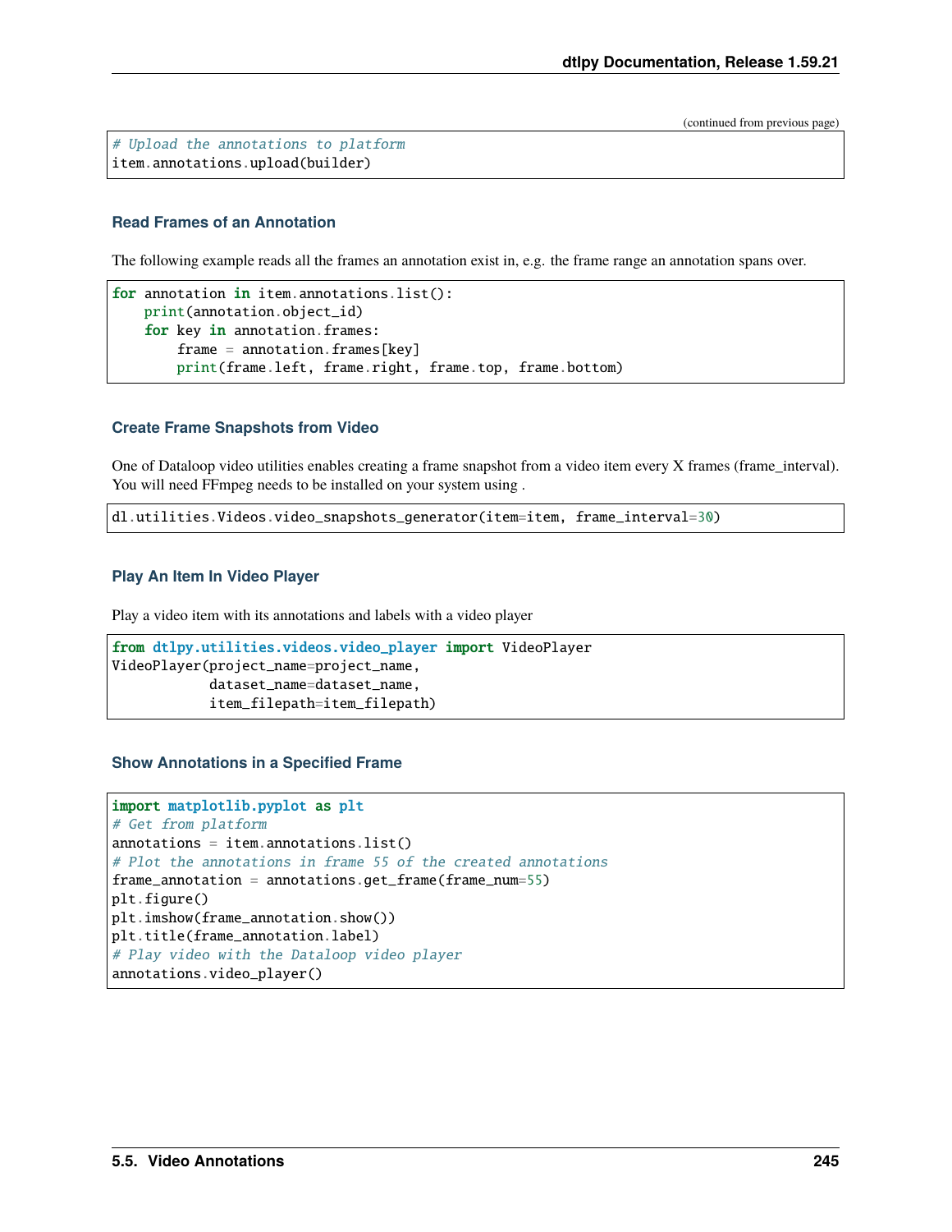```
# Upload the annotations to platform
item.annotations.upload(builder)
```

### Read Frames of an Annotation

The following example reads all the frames an annotation exist in, e.g. the frame range an annotation spans over.

```
for annotation in item.annotations.list():
    print(annotation.object_id)
    for key in annotation.frames:
        frame = annotation.frames[key]
        print(frame.left, frame.right, frame.top, frame.bottom)
```

### Create Frame Snapshots from Video

One of Dataloop video utilities enables creating a frame snapshot from a video item every X frames (frame_interval). You will need FFmpeg needs to be installed on your system using .

```
dl.utilities.Videos.video_snapshots_generator(item=item, frame_interval=30)
```

### Play An Item In Video Player

Play a video item with its annotations and labels with a video player

```
from dtlpy.utilities.videos.video_player import VideoPlayer
VideoPlayer(project_name=project_name,
            dataset_name=dataset_name,
            item_filepath=item_filepath)
```

### Show Annotations in a Specified Frame

```
import matplotlib.pyplot as plt
# Get from platform
annotations = item.annotations.list()
# Plot the annotations in frame 55 of the created annotations
frame_annotation = annotations.get_frame(frame_num=55)
plt.figure()
plt.imshow(frame_annotation.show())
plt.title(frame_annotation.label)
# Play video with the Dataloop video player
annotations.video_player()
```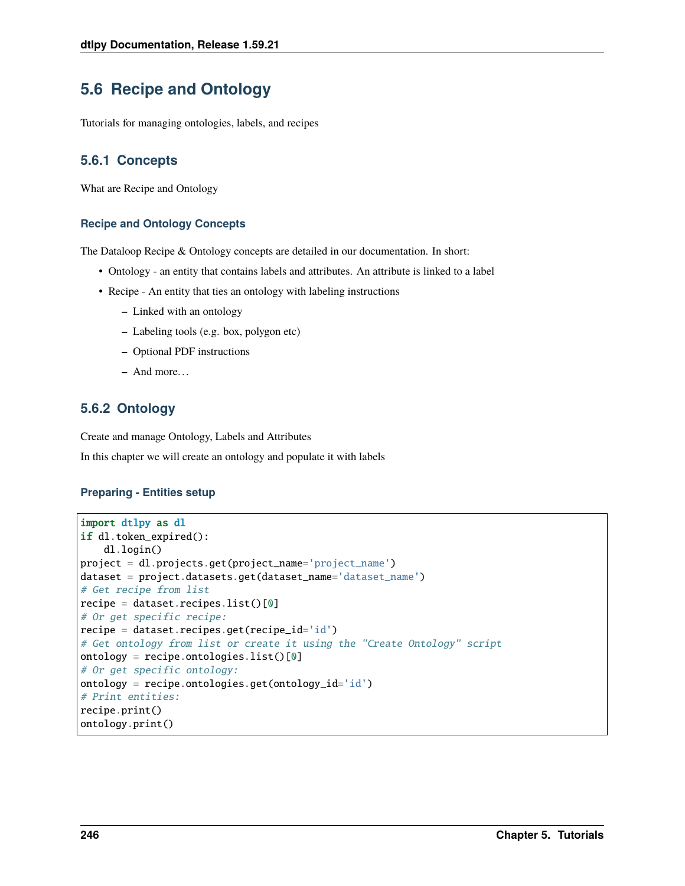## 5.6 Recipe and Ontology

Tutorials for managing ontologies, labels, and recipes

### 5.6.1 Concepts

What are Recipe and Ontology

#### Recipe and Ontology Concepts

The Dataloop Recipe & Ontology concepts are detailed in our documentation. In short:

- Ontology - an entity that contains labels and attributes. An attribute is linked to a label
- Recipe - An entity that ties an ontology with labeling instructions
  - Linked with an ontology
  - Labeling tools (e.g. box, polygon etc)
  - Optional PDF instructions
  - And more…

### 5.6.2 Ontology

Create and manage Ontology, Labels and Attributes

In this chapter we will create an ontology and populate it with labels

#### Preparing - Entities setup

```
import dtlpy as dl
if dl.token_expired():
    dl.login()
project = dl.projects.get(project_name='project_name')
dataset = project.datasets.get(dataset_name='dataset_name')
# Get recipe from list
recipe = dataset.recipes.list()[0]
# Or get specific recipe:
recipe = dataset.recipes.get(recipe_id='id')
# Get ontology from list or create it using the "Create Ontology" script
ontology = recipe.ontologies.list()[0]
# Or get specific ontology:
ontology = recipe.ontologies.get(ontology_id='id')
# Print entities:
recipe.print()
ontology.print()
```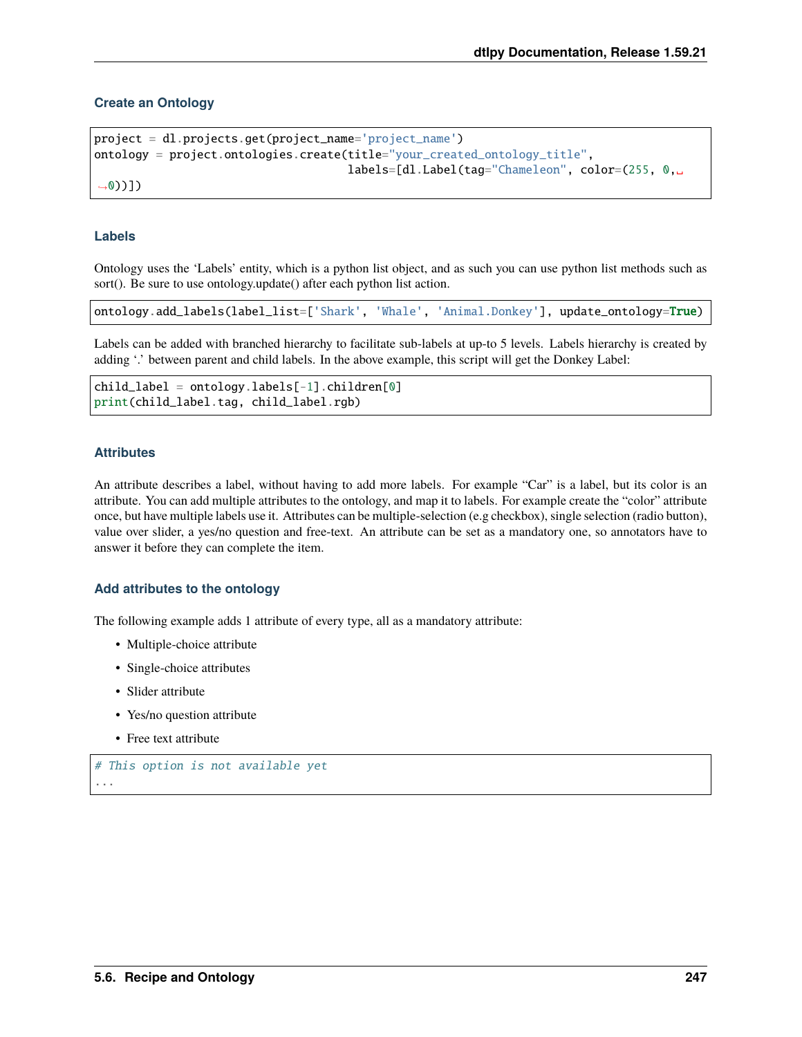### Create an Ontology

```
project = dl.projects.get(project_name='project_name')
ontology = project.ontologies.create(title="your_created_ontology_title",
                                     labels=[dl.Label(tag="Chameleon", color=(255, 0, 0))])
```

### Labels

Ontology uses the 'Labels' entity, which is a python list object, and as such you can use python list methods such as sort(). Be sure to use ontology.update() after each python list action.

```
ontology.add_labels(label_list=['Shark', 'Whale', 'Animal.Donkey'], update_ontology=True)
```

Labels can be added with branched hierarchy to facilitate sub-labels at up-to 5 levels. Labels hierarchy is created by adding '.' between parent and child labels. In the above example, this script will get the Donkey Label:

```
child_label = ontology.labels[-1].children[0]
print(child_label.tag, child_label.rgb)
```

### Attributes

An attribute describes a label, without having to add more labels. For example "Car" is a label, but its color is an attribute. You can add multiple attributes to the ontology, and map it to labels. For example create the "color" attribute once, but have multiple labels use it. Attributes can be multiple-selection (e.g checkbox), single selection (radio button), value over slider, a yes/no question and free-text. An attribute can be set as a mandatory one, so annotators have to answer it before they can complete the item.

### Add attributes to the ontology

The following example adds 1 attribute of every type, all as a mandatory attribute:

- Multiple-choice attribute
- Single-choice attributes
- Slider attribute
- Yes/no question attribute
- Free text attribute

```
# This option is not available yet
...
```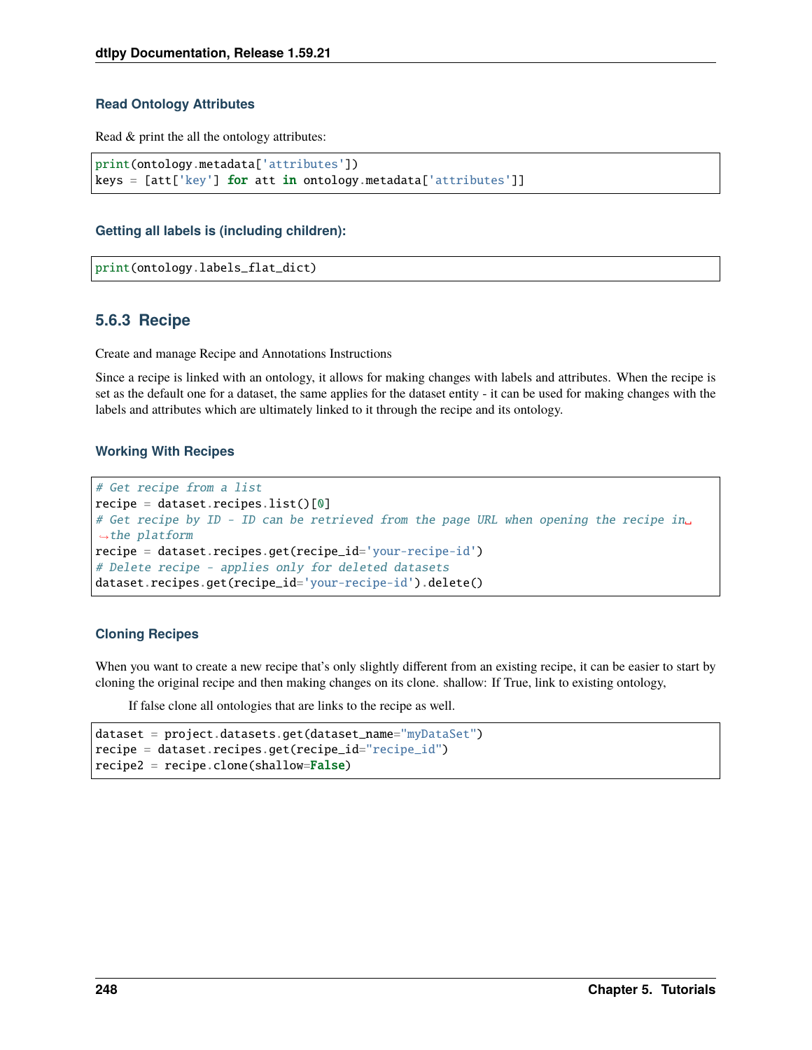#### Read Ontology Attributes

Read & print the all the ontology attributes:

```
print(ontology.metadata['attributes'])
keys = [att['key'] for att in ontology.metadata['attributes']]
```

#### Getting all labels is (including children):

```
print(ontology.labels_flat_dict)
```

### 5.6.3 Recipe

Create and manage Recipe and Annotations Instructions

Since a recipe is linked with an ontology, it allows for making changes with labels and attributes. When the recipe is set as the default one for a dataset, the same applies for the dataset entity - it can be used for making changes with the labels and attributes which are ultimately linked to it through the recipe and its ontology.

#### Working With Recipes

```
# Get recipe from a list
recipe = dataset.recipes.list()[0]
# Get recipe by ID - ID can be retrieved from the page URL when opening the recipe in the platform
recipe = dataset.recipes.get(recipe_id='your-recipe-id')
# Delete recipe - applies only for deleted datasets
dataset.recipes.get(recipe_id='your-recipe-id').delete()
```

#### Cloning Recipes

When you want to create a new recipe that's only slightly different from an existing recipe, it can be easier to start by cloning the original recipe and then making changes on its clone. shallow: If True, link to existing ontology,

If false clone all ontologies that are links to the recipe as well.

```
dataset = project.datasets.get(dataset_name="myDataSet")
recipe = dataset.recipes.get(recipe_id="recipe_id")
recipe2 = recipe.clone(shallow=False)
```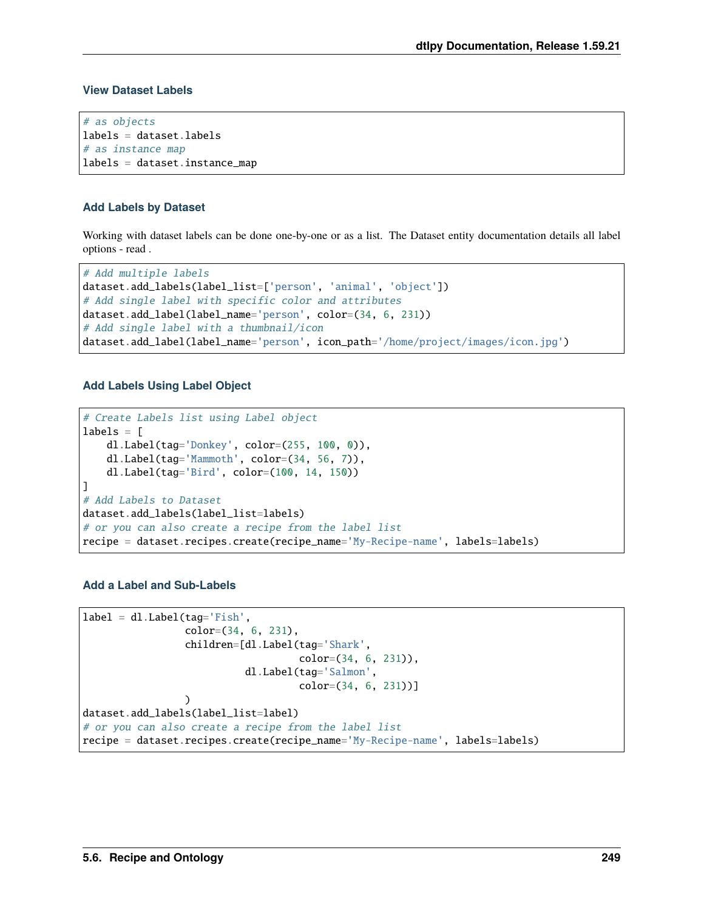#### View Dataset Labels

```
# as objects
labels = dataset.labels
# as instance map
labels = dataset.instance_map
```

#### Add Labels by Dataset

Working with dataset labels can be done one-by-one or as a list. The Dataset entity documentation details all label options - read .

```
# Add multiple labels
dataset.add_labels(label_list=['person', 'animal', 'object'])
# Add single label with specific color and attributes
dataset.add_label(label_name='person', color=(34, 6, 231))
# Add single label with a thumbnail/icon
dataset.add_label(label_name='person', icon_path='/home/project/images/icon.jpg')
```

#### Add Labels Using Label Object

```
# Create Labels list using Label object
labels = [
    dl.Label(tag='Donkey', color=(255, 100, 0)),
    dl.Label(tag='Mammoth', color=(34, 56, 7)),
    dl.Label(tag='Bird', color=(100, 14, 150))
]
# Add Labels to Dataset
dataset.add_labels(label_list=labels)
# or you can also create a recipe from the label list
recipe = dataset.recipes.create(recipe_name='My-Recipe-name', labels=labels)
```

#### Add a Label and Sub-Labels

```
label = dl.Label(tag='Fish',
                 color=(34, 6, 231),
                 children=[dl.Label(tag='Shark',
                                    color=(34, 6, 231)),
                           dl.Label(tag='Salmon',
                                    color=(34, 6, 231))]
                 )
dataset.add_labels(label_list=label)
# or you can also create a recipe from the label list
recipe = dataset.recipes.create(recipe_name='My-Recipe-name', labels=labels)
```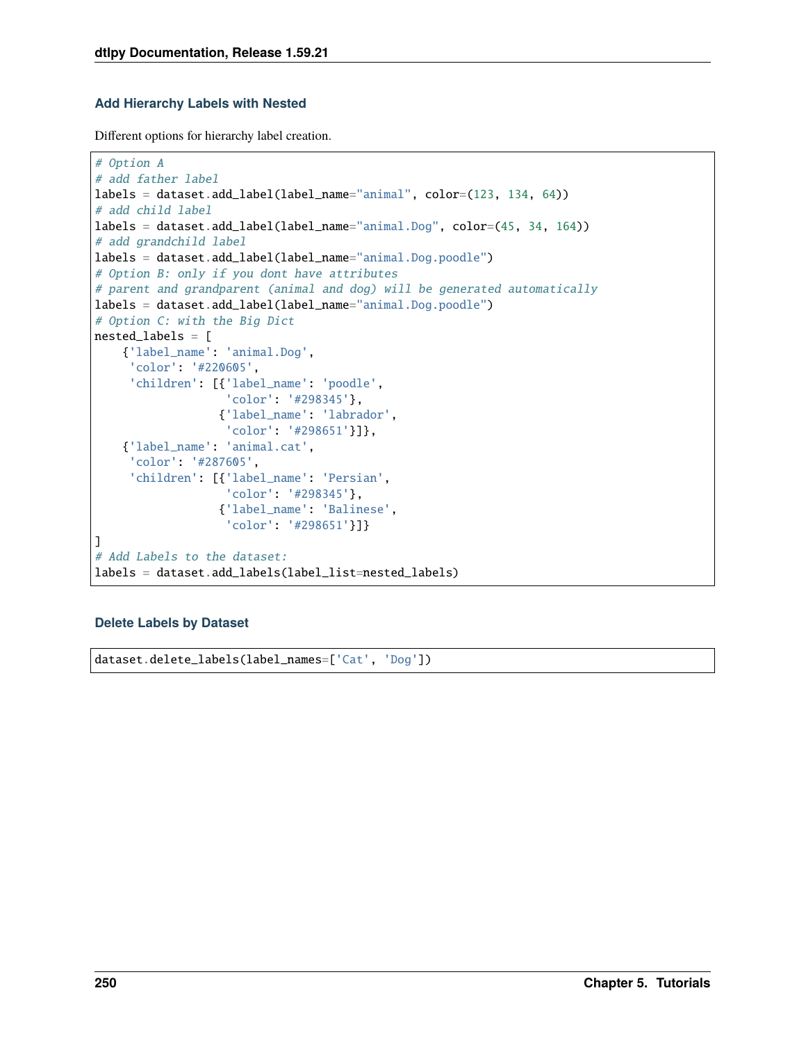### Add Hierarchy Labels with Nested

Different options for hierarchy label creation.

```
# Option A
# add father label
labels = dataset.add_label(label_name="animal", color=(123, 134, 64))
# add child label
labels = dataset.add_label(label_name="animal.Dog", color=(45, 34, 164))
# add grandchild label
labels = dataset.add_label(label_name="animal.Dog.poodle")
# Option B: only if you dont have attributes
# parent and grandparent (animal and dog) will be generated automatically
labels = dataset.add_label(label_name="animal.Dog.poodle")
# Option C: with the Big Dict
nested_labels = [
    {'label_name': 'animal.Dog',
     'color': '#220605',
     'children': [{'label_name': 'poodle',
                   'color': '#298345'},
                  {'label_name': 'labrador',
                   'color': '#298651'}]},
    {'label_name': 'animal.cat',
     'color': '#287605',
     'children': [{'label_name': 'Persian',
                   'color': '#298345'},
                  {'label_name': 'Balinese',
                   'color': '#298651'}]}
]
# Add Labels to the dataset:
labels = dataset.add_labels(label_list=nested_labels)
```

### Delete Labels by Dataset

```
dataset.delete_labels(label_names=['Cat', 'Dog'])
```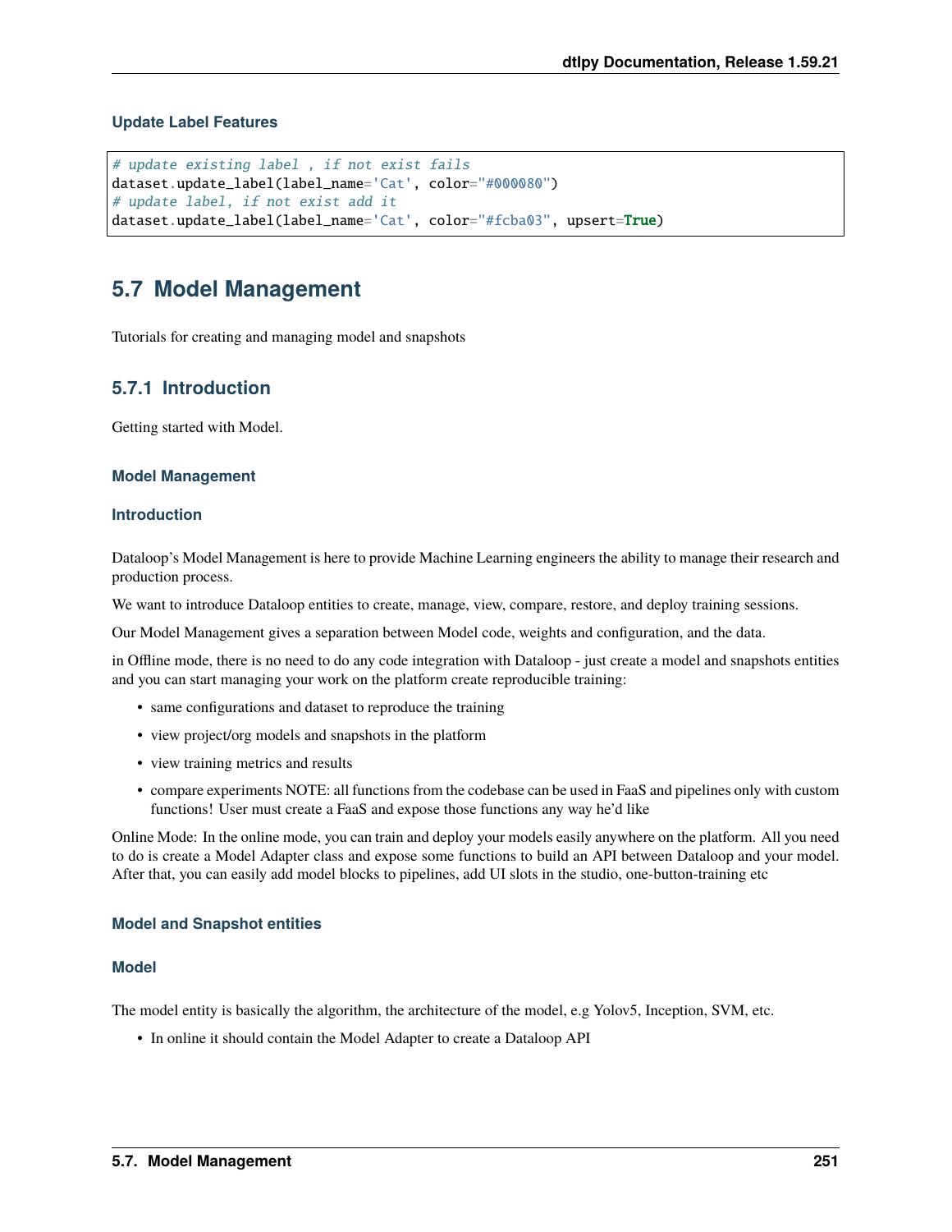#### Update Label Features

```
# update existing label , if not exist fails
dataset.update_label(label_name='Cat', color="#000080")
# update label, if not exist add it
dataset.update_label(label_name='Cat', color="#fcba03", upsert=True)
```

## 5.7 Model Management

Tutorials for creating and managing model and snapshots

### 5.7.1 Introduction

Getting started with Model.

#### Model Management

#### Introduction

Dataloop's Model Management is here to provide Machine Learning engineers the ability to manage their research and production process.

We want to introduce Dataloop entities to create, manage, view, compare, restore, and deploy training sessions.

Our Model Management gives a separation between Model code, weights and configuration, and the data.

in Offline mode, there is no need to do any code integration with Dataloop - just create a model and snapshots entities and you can start managing your work on the platform create reproducible training:

- same configurations and dataset to reproduce the training
- view project/org models and snapshots in the platform
- view training metrics and results
- compare experiments NOTE: all functions from the codebase can be used in FaaS and pipelines only with custom functions! User must create a FaaS and expose those functions any way he'd like

Online Mode: In the online mode, you can train and deploy your models easily anywhere on the platform. All you need to do is create a Model Adapter class and expose some functions to build an API between Dataloop and your model. After that, you can easily add model blocks to pipelines, add UI slots in the studio, one-button-training etc

#### Model and Snapshot entities

#### Model

The model entity is basically the algorithm, the architecture of the model, e.g Yolov5, Inception, SVM, etc.

- In online it should contain the Model Adapter to create a Dataloop API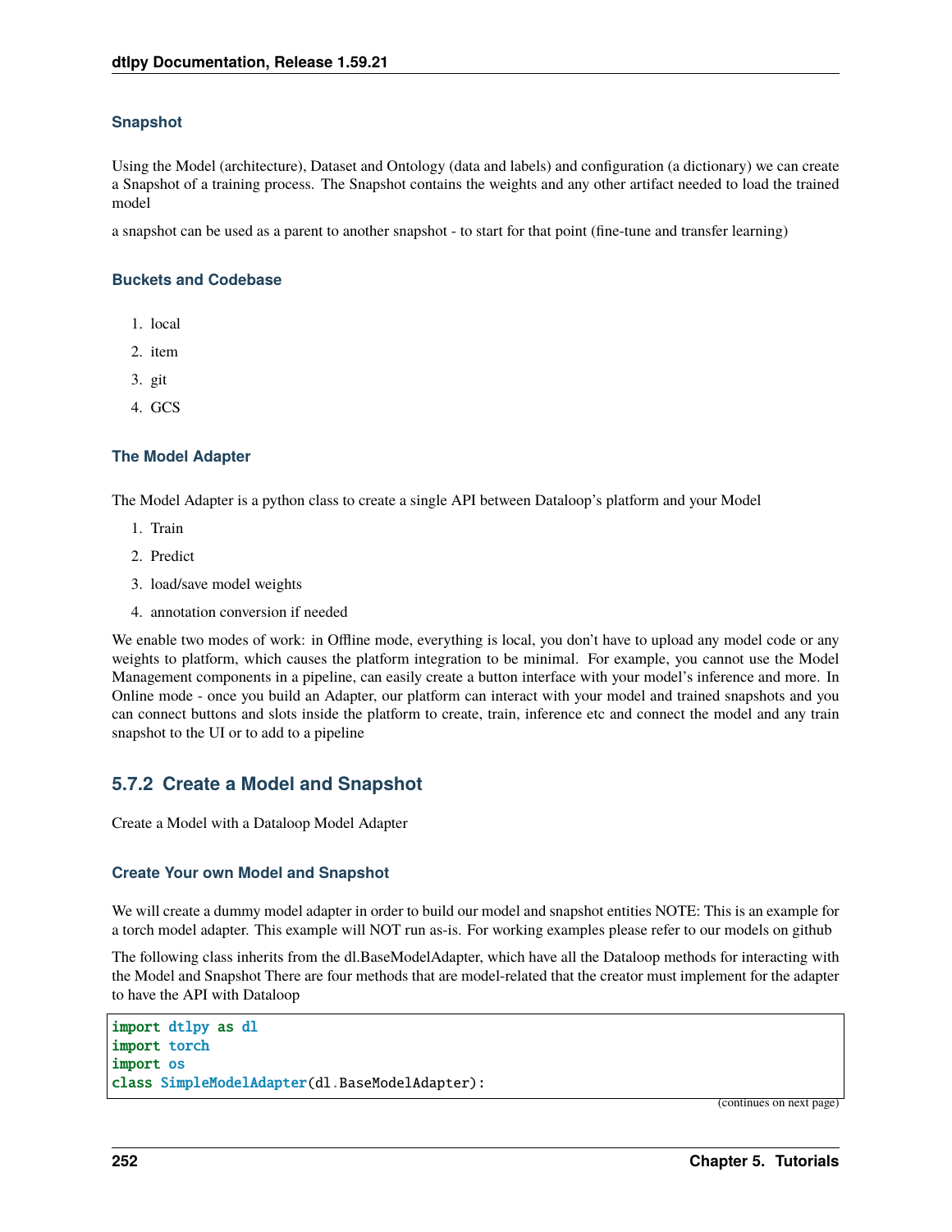### Snapshot

Using the Model (architecture), Dataset and Ontology (data and labels) and configuration (a dictionary) we can create a Snapshot of a training process. The Snapshot contains the weights and any other artifact needed to load the trained model

a snapshot can be used as a parent to another snapshot - to start for that point (fine-tune and transfer learning)

### Buckets and Codebase

1. local
2. item
3. git
4. GCS

### The Model Adapter

The Model Adapter is a python class to create a single API between Dataloop's platform and your Model

1. Train
2. Predict
3. load/save model weights
4. annotation conversion if needed

We enable two modes of work: in Offline mode, everything is local, you don't have to upload any model code or any weights to platform, which causes the platform integration to be minimal. For example, you cannot use the Model Management components in a pipeline, can easily create a button interface with your model's inference and more. In Online mode - once you build an Adapter, our platform can interact with your model and trained snapshots and you can connect buttons and slots inside the platform to create, train, inference etc and connect the model and any train snapshot to the UI or to add to a pipeline

## 5.7.2 Create a Model and Snapshot

Create a Model with a Dataloop Model Adapter

### Create Your own Model and Snapshot

We will create a dummy model adapter in order to build our model and snapshot entities NOTE: This is an example for a torch model adapter. This example will NOT run as-is. For working examples please refer to our models on github

The following class inherits from the dl.BaseModelAdapter, which have all the Dataloop methods for interacting with the Model and Snapshot There are four methods that are model-related that the creator must implement for the adapter to have the API with Dataloop

```
import dtlpy as dl
import torch
import os
class SimpleModelAdapter(dl.BaseModelAdapter):
```

(continues on next page)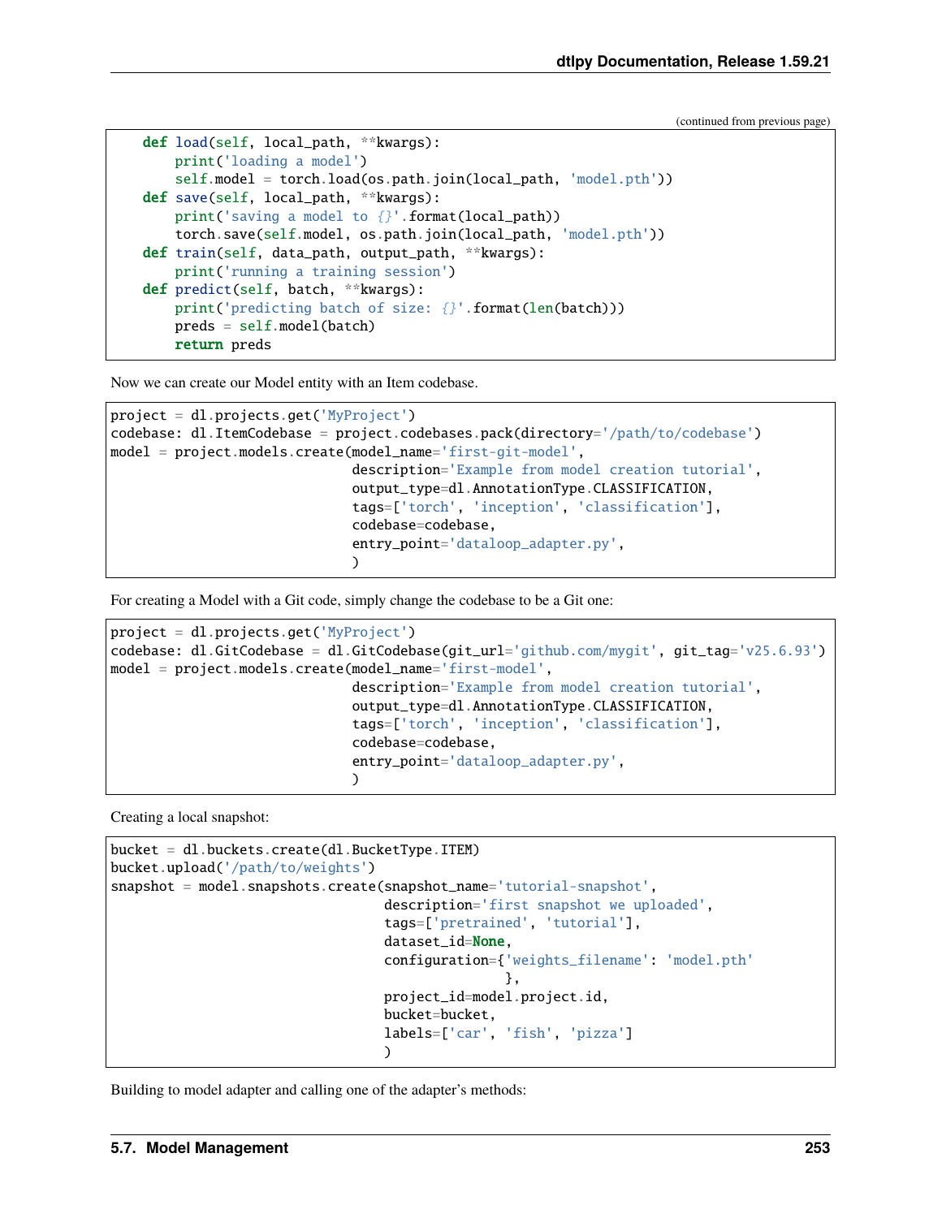(continued from previous page)

```
    def load(self, local_path, **kwargs):
        print('loading a model')
        self.model = torch.load(os.path.join(local_path, 'model.pth'))
    def save(self, local_path, **kwargs):
        print('saving a model to {}'.format(local_path))
        torch.save(self.model, os.path.join(local_path, 'model.pth'))
    def train(self, data_path, output_path, **kwargs):
        print('running a training session')
    def predict(self, batch, **kwargs):
        print('predicting batch of size: {}'.format(len(batch)))
        preds = self.model(batch)
        return preds
```

Now we can create our Model entity with an Item codebase.

```
project = dl.projects.get('MyProject')
codebase: dl.ItemCodebase = project.codebases.pack(directory='/path/to/codebase')
model = project.models.create(model_name='first-git-model',
                              description='Example from model creation tutorial',
                              output_type=dl.AnnotationType.CLASSIFICATION,
                              tags=['torch', 'inception', 'classification'],
                              codebase=codebase,
                              entry_point='dataloop_adapter.py',
                              )
```

For creating a Model with a Git code, simply change the codebase to be a Git one:

```
project = dl.projects.get('MyProject')
codebase: dl.GitCodebase = dl.GitCodebase(git_url='github.com/mygit', git_tag='v25.6.93')
model = project.models.create(model_name='first-model',
                              description='Example from model creation tutorial',
                              output_type=dl.AnnotationType.CLASSIFICATION,
                              tags=['torch', 'inception', 'classification'],
                              codebase=codebase,
                              entry_point='dataloop_adapter.py',
                              )
```

Creating a local snapshot:

```
bucket = dl.buckets.create(dl.BucketType.ITEM)
bucket.upload('/path/to/weights')
snapshot = model.snapshots.create(snapshot_name='tutorial-snapshot',
                                  description='first snapshot we uploaded',
                                  tags=['pretrained', 'tutorial'],
                                  dataset_id=None,
                                  configuration={'weights_filename': 'model.pth'
                                                 },
                                  project_id=model.project.id,
                                  bucket=bucket,
                                  labels=['car', 'fish', 'pizza']
                                  )
```

Building to model adapter and calling one of the adapter's methods: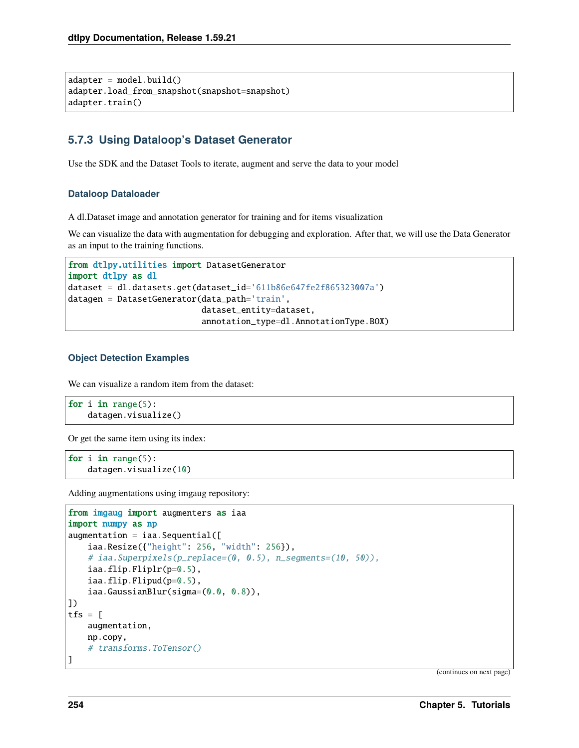```
adapter = model.build()
adapter.load_from_snapshot(snapshot=snapshot)
adapter.train()
```

### 5.7.3 Using Dataloop's Dataset Generator

Use the SDK and the Dataset Tools to iterate, augment and serve the data to your model

#### Dataloop Dataloader

A dl.Dataset image and annotation generator for training and for items visualization

We can visualize the data with augmentation for debugging and exploration. After that, we will use the Data Generator as an input to the training functions.

```
from dtlpy.utilities import DatasetGenerator
import dtlpy as dl
dataset = dl.datasets.get(dataset_id='611b86e647fe2f865323007a')
datagen = DatasetGenerator(data_path='train',
                           dataset_entity=dataset,
                           annotation_type=dl.AnnotationType.BOX)
```

#### Object Detection Examples

We can visualize a random item from the dataset:

```
for i in range(5):
    datagen.visualize()
```

Or get the same item using its index:

```
for i in range(5):
    datagen.visualize(10)
```

Adding augmentations using imgaug repository:

```
from imgaug import augmenters as iaa
import numpy as np
augmentation = iaa.Sequential([
    iaa.Resize({"height": 256, "width": 256}),
    # iaa.Superpixels(p_replace=(0, 0.5), n_segments=(10, 50)),
    iaa.flip.Fliplr(p=0.5),
    iaa.flip.Flipud(p=0.5),
    iaa.GaussianBlur(sigma=(0.0, 0.8)),
])
tfs = [
    augmentation,
    np.copy,
    # transforms.ToTensor()
]
```

(continues on next page)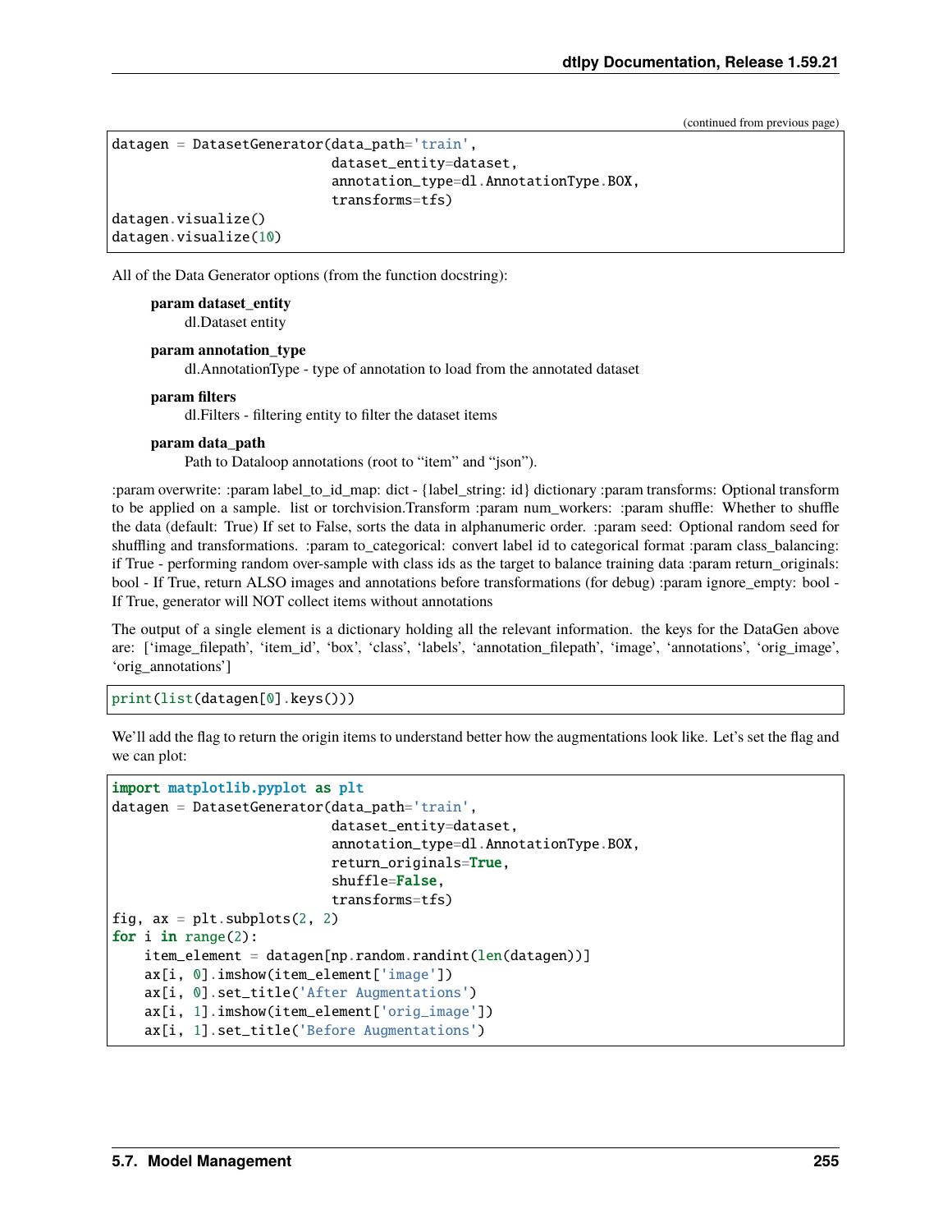(continued from previous page)

```
datagen = DatasetGenerator(data_path='train',
                           dataset_entity=dataset,
                           annotation_type=dl.AnnotationType.BOX,
                           transforms=tfs)
datagen.visualize()
datagen.visualize(10)
```

All of the Data Generator options (from the function docstring):

**param dataset_entity**
dl.Dataset entity

**param annotation_type**
dl.AnnotationType - type of annotation to load from the annotated dataset

**param filters**
dl.Filters - filtering entity to filter the dataset items

**param data_path**
Path to Dataloop annotations (root to "item" and "json").

:param overwrite: :param label_to_id_map: dict - {label_string: id} dictionary :param transforms: Optional transform to be applied on a sample. list or torchvision.Transform :param num_workers: :param shuffle: Whether to shuffle the data (default: True) If set to False, sorts the data in alphanumeric order. :param seed: Optional random seed for shuffling and transformations. :param to_categorical: convert label id to categorical format :param class_balancing: if True - performing random over-sample with class ids as the target to balance training data :param return_originals: bool - If True, return ALSO images and annotations before transformations (for debug) :param ignore_empty: bool - If True, generator will NOT collect items without annotations

The output of a single element is a dictionary holding all the relevant information. the keys for the DataGen above are: ['image_filepath', 'item_id', 'box', 'class', 'labels', 'annotation_filepath', 'image', 'annotations', 'orig_image', 'orig_annotations']

```
print(list(datagen[0].keys()))
```

We'll add the flag to return the origin items to understand better how the augmentations look like. Let's set the flag and we can plot:

```
import matplotlib.pyplot as plt
datagen = DatasetGenerator(data_path='train',
                           dataset_entity=dataset,
                           annotation_type=dl.AnnotationType.BOX,
                           return_originals=True,
                           shuffle=False,
                           transforms=tfs)
fig, ax = plt.subplots(2, 2)
for i in range(2):
    item_element = datagen[np.random.randint(len(datagen))]
    ax[i, 0].imshow(item_element['image'])
    ax[i, 0].set_title('After Augmentations')
    ax[i, 1].imshow(item_element['orig_image'])
    ax[i, 1].set_title('Before Augmentations')
```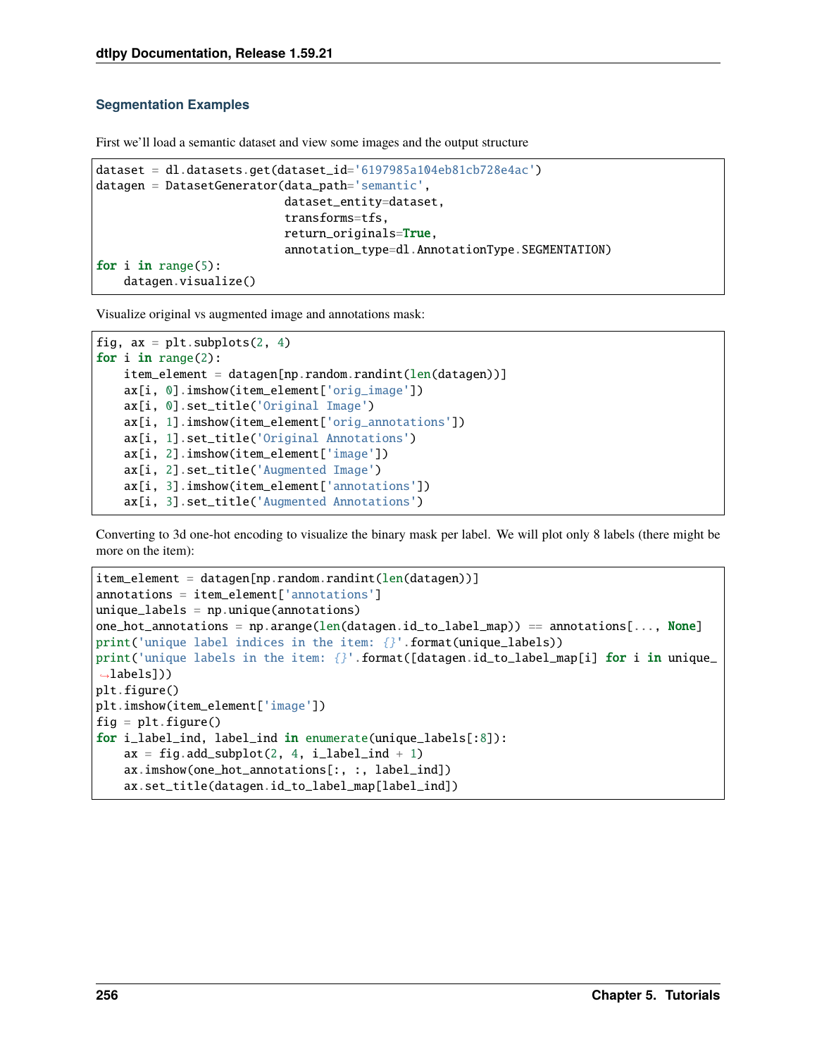### Segmentation Examples

First we'll load a semantic dataset and view some images and the output structure

```
dataset = dl.datasets.get(dataset_id='6197985a104eb81cb728e4ac')
datagen = DatasetGenerator(data_path='semantic',
                           dataset_entity=dataset,
                           transforms=tfs,
                           return_originals=True,
                           annotation_type=dl.AnnotationType.SEGMENTATION)
for i in range(5):
    datagen.visualize()
```

Visualize original vs augmented image and annotations mask:

```
fig, ax = plt.subplots(2, 4)
for i in range(2):
    item_element = datagen[np.random.randint(len(datagen))]
    ax[i, 0].imshow(item_element['orig_image'])
    ax[i, 0].set_title('Original Image')
    ax[i, 1].imshow(item_element['orig_annotations'])
    ax[i, 1].set_title('Original Annotations')
    ax[i, 2].imshow(item_element['image'])
    ax[i, 2].set_title('Augmented Image')
    ax[i, 3].imshow(item_element['annotations'])
    ax[i, 3].set_title('Augmented Annotations')
```

Converting to 3d one-hot encoding to visualize the binary mask per label. We will plot only 8 labels (there might be more on the item):

```
item_element = datagen[np.random.randint(len(datagen))]
annotations = item_element['annotations']
unique_labels = np.unique(annotations)
one_hot_annotations = np.arange(len(datagen.id_to_label_map)) == annotations[..., None]
print('unique label indices in the item: {}'.format(unique_labels))
print('unique labels in the item: {}'.format([datagen.id_to_label_map[i] for i in unique_labels]))
plt.figure()
plt.imshow(item_element['image'])
fig = plt.figure()
for i_label_ind, label_ind in enumerate(unique_labels[:8]):
    ax = fig.add_subplot(2, 4, i_label_ind + 1)
    ax.imshow(one_hot_annotations[:, :, label_ind])
    ax.set_title(datagen.id_to_label_map[label_ind])
```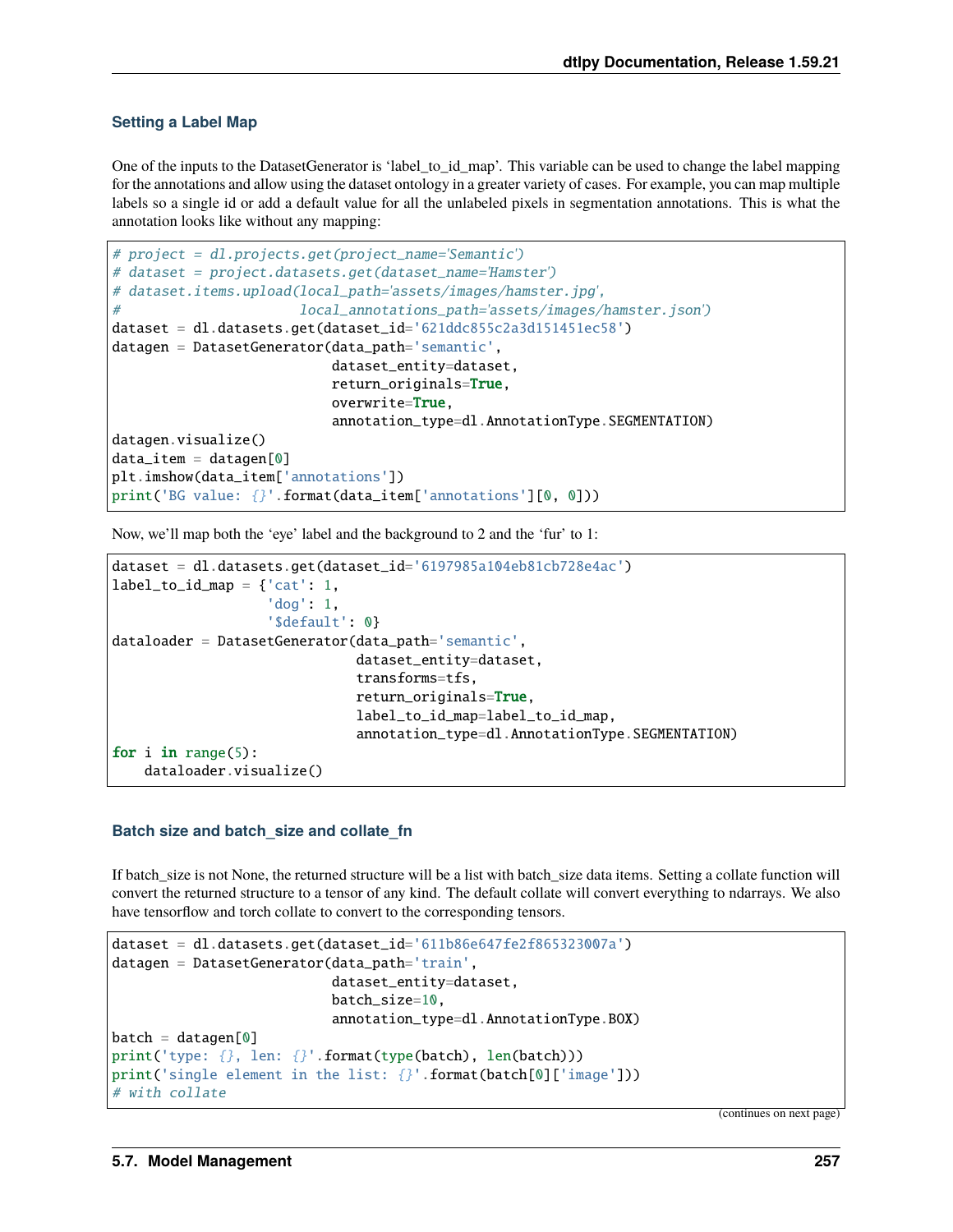### Setting a Label Map

One of the inputs to the DatasetGenerator is 'label_to_id_map'. This variable can be used to change the label mapping for the annotations and allow using the dataset ontology in a greater variety of cases. For example, you can map multiple labels so a single id or add a default value for all the unlabeled pixels in segmentation annotations. This is what the annotation looks like without any mapping:

```
# project = dl.projects.get(project_name='Semantic')
# dataset = project.datasets.get(dataset_name='Hamster')
# dataset.items.upload(local_path='assets/images/hamster.jpg',
#                      local_annotations_path='assets/images/hamster.json')
dataset = dl.datasets.get(dataset_id='621ddc855c2a3d151451ec58')
datagen = DatasetGenerator(data_path='semantic',
                           dataset_entity=dataset,
                           return_originals=True,
                           overwrite=True,
                           annotation_type=dl.AnnotationType.SEGMENTATION)
datagen.visualize()
data_item = datagen[0]
plt.imshow(data_item['annotations'])
print('BG value: {}'.format(data_item['annotations'][0, 0]))
```

Now, we'll map both the 'eye' label and the background to 2 and the 'fur' to 1:

```
dataset = dl.datasets.get(dataset_id='6197985a104eb81cb728e4ac')
label_to_id_map = {'cat': 1,
                   'dog': 1,
                   '$default': 0}
dataloader = DatasetGenerator(data_path='semantic',
                              dataset_entity=dataset,
                              transforms=tfs,
                              return_originals=True,
                              label_to_id_map=label_to_id_map,
                              annotation_type=dl.AnnotationType.SEGMENTATION)
for i in range(5):
    dataloader.visualize()
```

### Batch size and batch_size and collate_fn

If batch_size is not None, the returned structure will be a list with batch_size data items. Setting a collate function will convert the returned structure to a tensor of any kind. The default collate will convert everything to ndarrays. We also have tensorflow and torch collate to convert to the corresponding tensors.

```
dataset = dl.datasets.get(dataset_id='611b86e647fe2f865323007a')
datagen = DatasetGenerator(data_path='train',
                           dataset_entity=dataset,
                           batch_size=10,
                           annotation_type=dl.AnnotationType.BOX)
batch = datagen[0]
print('type: {}, len: {}'.format(type(batch), len(batch)))
print('single element in the list: {}'.format(batch[0]['image']))
# with collate
```

(continues on next page)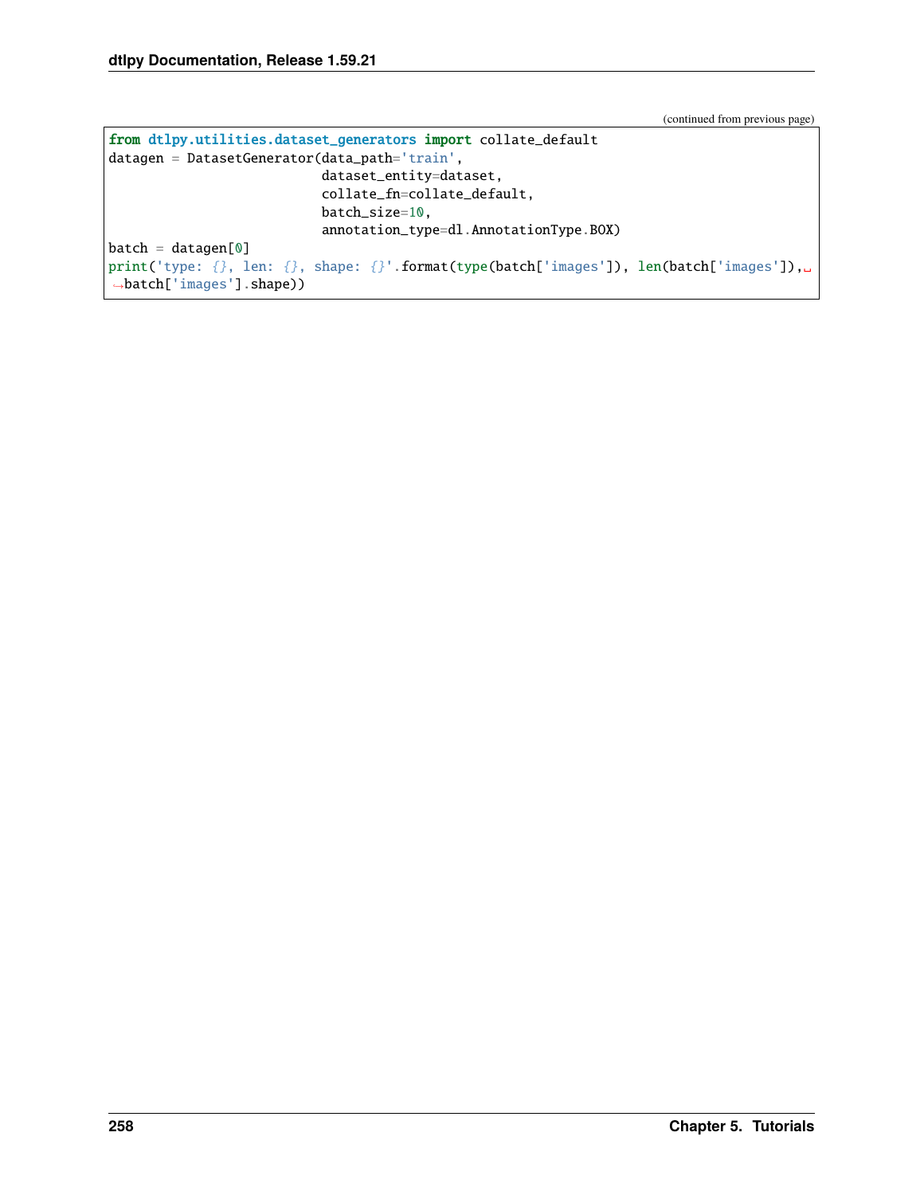(continued from previous page)

```
from dtlpy.utilities.dataset_generators import collate_default
datagen = DatasetGenerator(data_path='train',
                           dataset_entity=dataset,
                           collate_fn=collate_default,
                           batch_size=10,
                           annotation_type=dl.AnnotationType.BOX)
batch = datagen[0]
print('type: {}, len: {}, shape: {}'.format(type(batch['images']), len(batch['images']),
batch['images'].shape))
```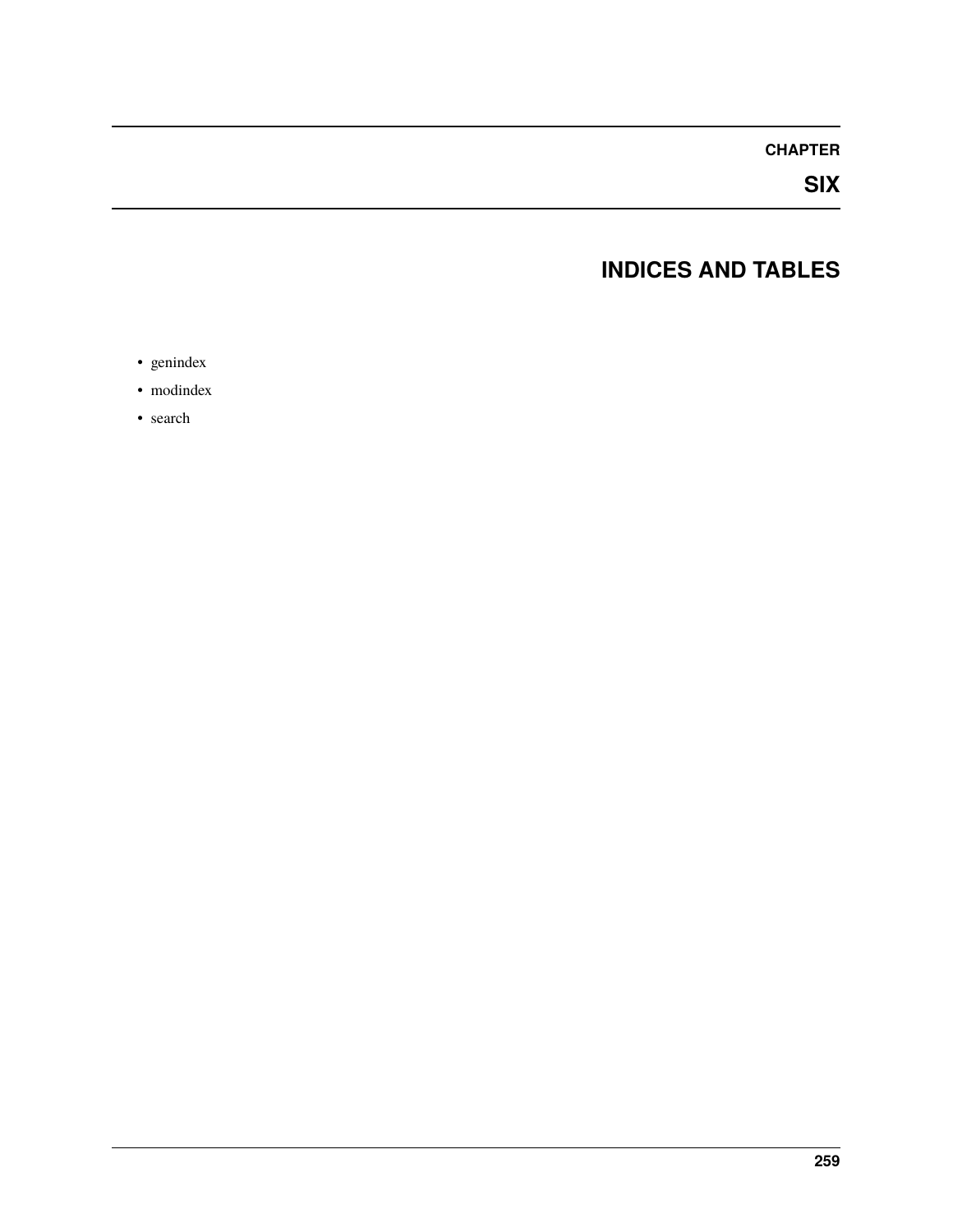# CHAPTER SIX

# INDICES AND TABLES

- genindex
- modindex
- search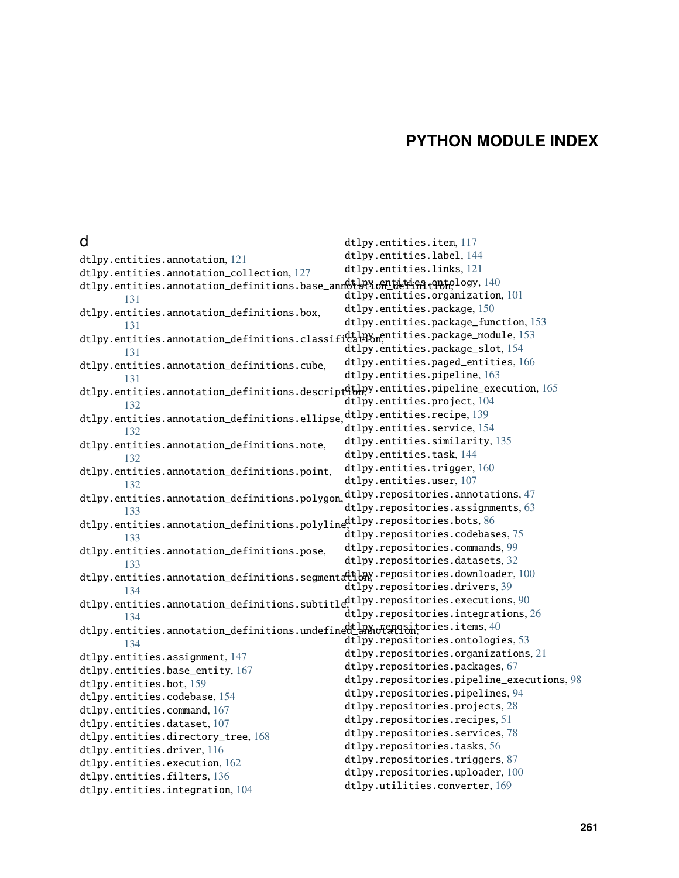# PYTHON MODULE INDEX

## d

dtlpy.entities.annotation, 121
dtlpy.entities.annotation_collection, 127
dtlpy.entities.annotation_definitions.base_annotation_definition, 131
dtlpy.entities.annotation_definitions.box, 131
dtlpy.entities.annotation_definitions.classification, 131
dtlpy.entities.annotation_definitions.cube, 131
dtlpy.entities.annotation_definitions.description, 132
dtlpy.entities.annotation_definitions.ellipse, 132
dtlpy.entities.annotation_definitions.note, 132
dtlpy.entities.annotation_definitions.point, 132
dtlpy.entities.annotation_definitions.polygon, 133
dtlpy.entities.annotation_definitions.polyline, 133
dtlpy.entities.annotation_definitions.pose, 133
dtlpy.entities.annotation_definitions.segmentation, 134
dtlpy.entities.annotation_definitions.subtitle, 134
dtlpy.entities.annotation_definitions.undefined_annotation, 134
dtlpy.entities.assignment, 147
dtlpy.entities.base_entity, 167
dtlpy.entities.bot, 159
dtlpy.entities.codebase, 154
dtlpy.entities.command, 167
dtlpy.entities.dataset, 107
dtlpy.entities.directory_tree, 168
dtlpy.entities.driver, 116
dtlpy.entities.execution, 162
dtlpy.entities.filters, 136
dtlpy.entities.integration, 104
dtlpy.entities.item, 117
dtlpy.entities.label, 144
dtlpy.entities.links, 121
dtlpy.entities.ontology, 140
dtlpy.entities.organization, 101
dtlpy.entities.package, 150
dtlpy.entities.package_function, 153
dtlpy.entities.package_module, 153
dtlpy.entities.package_slot, 154
dtlpy.entities.paged_entities, 166
dtlpy.entities.pipeline, 163
dtlpy.entities.pipeline_execution, 165
dtlpy.entities.project, 104
dtlpy.entities.recipe, 139
dtlpy.entities.service, 154
dtlpy.entities.similarity, 135
dtlpy.entities.task, 144
dtlpy.entities.trigger, 160
dtlpy.entities.user, 107
dtlpy.repositories.annotations, 47
dtlpy.repositories.assignments, 63
dtlpy.repositories.bots, 86
dtlpy.repositories.codebases, 75
dtlpy.repositories.commands, 99
dtlpy.repositories.datasets, 32
dtlpy.repositories.downloader, 100
dtlpy.repositories.drivers, 39
dtlpy.repositories.executions, 90
dtlpy.repositories.integrations, 26
dtlpy.repositories.items, 40
dtlpy.repositories.ontologies, 53
dtlpy.repositories.organizations, 21
dtlpy.repositories.packages, 67
dtlpy.repositories.pipeline_executions, 98
dtlpy.repositories.pipelines, 94
dtlpy.repositories.projects, 28
dtlpy.repositories.recipes, 51
dtlpy.repositories.services, 78
dtlpy.repositories.tasks, 56
dtlpy.repositories.triggers, 87
dtlpy.repositories.uploader, 100
dtlpy.utilities.converter, 169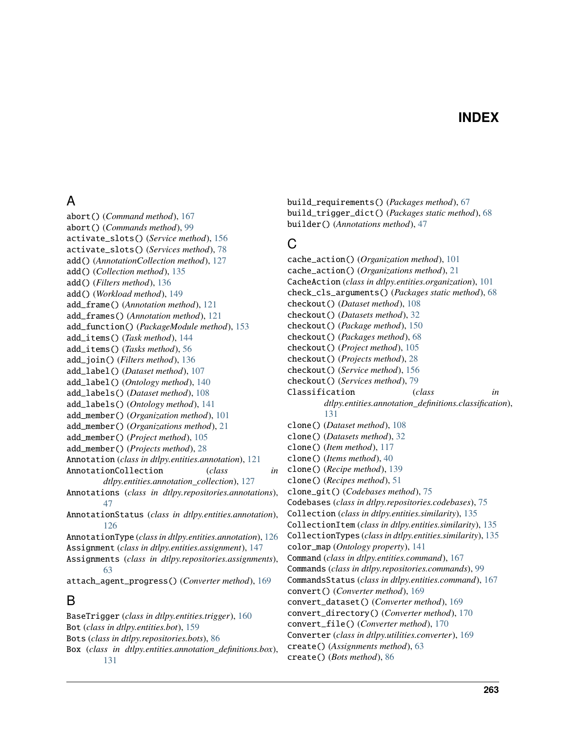# INDEX

## A

abort() (*Command method*), 167
abort() (*Commands method*), 99
activate_slots() (*Service method*), 156
activate_slots() (*Services method*), 78
add() (*AnnotationCollection method*), 127
add() (*Collection method*), 135
add() (*Filters method*), 136
add() (*Workload method*), 149
add_frame() (*Annotation method*), 121
add_frames() (*Annotation method*), 121
add_function() (*PackageModule method*), 153
add_items() (*Task method*), 144
add_items() (*Tasks method*), 56
add_join() (*Filters method*), 136
add_label() (*Dataset method*), 107
add_label() (*Ontology method*), 140
add_labels() (*Dataset method*), 108
add_labels() (*Ontology method*), 141
add_member() (*Organization method*), 101
add_member() (*Organizations method*), 21
add_member() (*Project method*), 105
add_member() (*Projects method*), 28
Annotation (*class in dtlpy.entities.annotation*), 121
AnnotationCollection (*class in dtlpy.entities.annotation_collection*), 127
Annotations (*class in dtlpy.repositories.annotations*), 47
AnnotationStatus (*class in dtlpy.entities.annotation*), 126
AnnotationType (*class in dtlpy.entities.annotation*), 126
Assignment (*class in dtlpy.entities.assignment*), 147
Assignments (*class in dtlpy.repositories.assignments*), 63
attach_agent_progress() (*Converter method*), 169

## B

BaseTrigger (*class in dtlpy.entities.trigger*), 160
Bot (*class in dtlpy.entities.bot*), 159
Bots (*class in dtlpy.repositories.bots*), 86
Box (*class in dtlpy.entities.annotation_definitions.box*), 131
build_requirements() (*Packages method*), 67
build_trigger_dict() (*Packages static method*), 68
builder() (*Annotations method*), 47

## C

cache_action() (*Organization method*), 101
cache_action() (*Organizations method*), 21
CacheAction (*class in dtlpy.entities.organization*), 101
check_cls_arguments() (*Packages static method*), 68
checkout() (*Dataset method*), 108
checkout() (*Datasets method*), 32
checkout() (*Package method*), 150
checkout() (*Packages method*), 68
checkout() (*Project method*), 105
checkout() (*Projects method*), 28
checkout() (*Service method*), 156
checkout() (*Services method*), 79
Classification (*class in dtlpy.entities.annotation_definitions.classification*), 131
clone() (*Dataset method*), 108
clone() (*Datasets method*), 32
clone() (*Item method*), 117
clone() (*Items method*), 40
clone() (*Recipe method*), 139
clone() (*Recipes method*), 51
clone_git() (*Codebases method*), 75
Codebases (*class in dtlpy.repositories.codebases*), 75
Collection (*class in dtlpy.entities.similarity*), 135
CollectionItem (*class in dtlpy.entities.similarity*), 135
CollectionTypes (*class in dtlpy.entities.similarity*), 135
color_map (*Ontology property*), 141
Command (*class in dtlpy.entities.command*), 167
Commands (*class in dtlpy.repositories.commands*), 99
CommandsStatus (*class in dtlpy.entities.command*), 167
convert() (*Converter method*), 169
convert_dataset() (*Converter method*), 169
convert_directory() (*Converter method*), 170
convert_file() (*Converter method*), 170
Converter (*class in dtlpy.utilities.converter*), 169
create() (*Assignments method*), 63
create() (*Bots method*), 86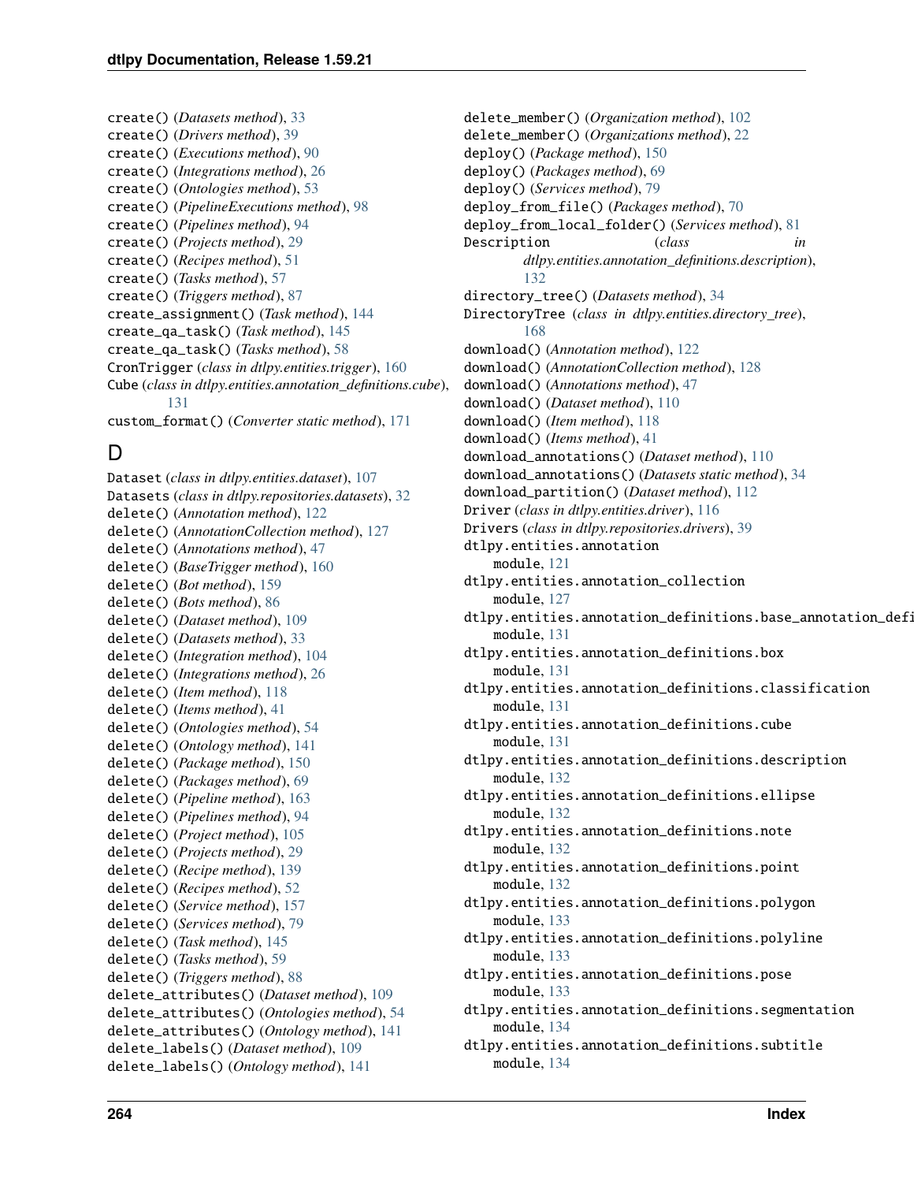create() (*Datasets method*), 33
create() (*Drivers method*), 39
create() (*Executions method*), 90
create() (*Integrations method*), 26
create() (*Ontologies method*), 53
create() (*PipelineExecutions method*), 98
create() (*Pipelines method*), 94
create() (*Projects method*), 29
create() (*Recipes method*), 51
create() (*Tasks method*), 57
create() (*Triggers method*), 87
create_assignment() (*Task method*), 144
create_qa_task() (*Task method*), 145
create_qa_task() (*Tasks method*), 58
CronTrigger (*class in dtlpy.entities.trigger*), 160
Cube (*class in dtlpy.entities.annotation_definitions.cube*), 131
custom_format() (*Converter static method*), 171

## D

Dataset (*class in dtlpy.entities.dataset*), 107
Datasets (*class in dtlpy.repositories.datasets*), 32
delete() (*Annotation method*), 122
delete() (*AnnotationCollection method*), 127
delete() (*Annotations method*), 47
delete() (*BaseTrigger method*), 160
delete() (*Bot method*), 159
delete() (*Bots method*), 86
delete() (*Dataset method*), 109
delete() (*Datasets method*), 33
delete() (*Integration method*), 104
delete() (*Integrations method*), 26
delete() (*Item method*), 118
delete() (*Items method*), 41
delete() (*Ontologies method*), 54
delete() (*Ontology method*), 141
delete() (*Package method*), 150
delete() (*Packages method*), 69
delete() (*Pipeline method*), 163
delete() (*Pipelines method*), 94
delete() (*Project method*), 105
delete() (*Projects method*), 29
delete() (*Recipe method*), 139
delete() (*Recipes method*), 52
delete() (*Service method*), 157
delete() (*Services method*), 79
delete() (*Task method*), 145
delete() (*Tasks method*), 59
delete() (*Triggers method*), 88
delete_attributes() (*Dataset method*), 109
delete_attributes() (*Ontologies method*), 54
delete_attributes() (*Ontology method*), 141
delete_labels() (*Dataset method*), 109
delete_labels() (*Ontology method*), 141
delete_member() (*Organization method*), 102
delete_member() (*Organizations method*), 22
deploy() (*Package method*), 150
deploy() (*Packages method*), 69
deploy() (*Services method*), 79
deploy_from_file() (*Packages method*), 70
deploy_from_local_folder() (*Services method*), 81
Description (*class in dtlpy.entities.annotation_definitions.description*), 132
directory_tree() (*Datasets method*), 34
DirectoryTree (*class in dtlpy.entities.directory_tree*), 168
download() (*Annotation method*), 122
download() (*AnnotationCollection method*), 128
download() (*Annotations method*), 47
download() (*Dataset method*), 110
download() (*Item method*), 118
download() (*Items method*), 41
download_annotations() (*Dataset method*), 110
download_annotations() (*Datasets static method*), 34
download_partition() (*Dataset method*), 112
Driver (*class in dtlpy.entities.driver*), 116
Drivers (*class in dtlpy.repositories.drivers*), 39
dtlpy.entities.annotation
    module, 121
dtlpy.entities.annotation_collection
    module, 127
dtlpy.entities.annotation_definitions.base_annotation_defi
    module, 131
dtlpy.entities.annotation_definitions.box
    module, 131
dtlpy.entities.annotation_definitions.classification
    module, 131
dtlpy.entities.annotation_definitions.cube
    module, 131
dtlpy.entities.annotation_definitions.description
    module, 132
dtlpy.entities.annotation_definitions.ellipse
    module, 132
dtlpy.entities.annotation_definitions.note
    module, 132
dtlpy.entities.annotation_definitions.point
    module, 132
dtlpy.entities.annotation_definitions.polygon
    module, 133
dtlpy.entities.annotation_definitions.polyline
    module, 133
dtlpy.entities.annotation_definitions.pose
    module, 133
dtlpy.entities.annotation_definitions.segmentation
    module, 134
dtlpy.entities.annotation_definitions.subtitle
    module, 134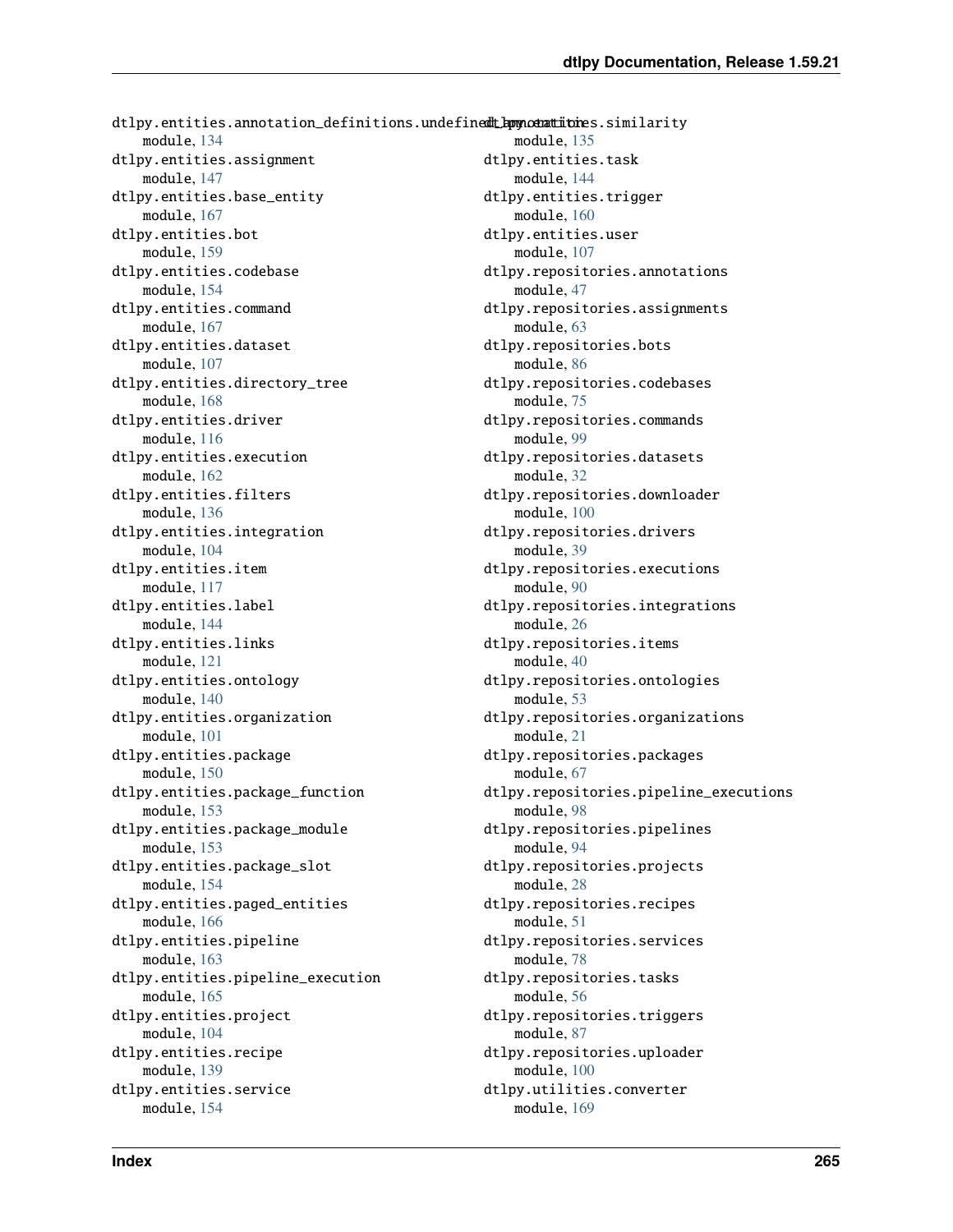dtlpy.entities.annotation_definitions.undefined_annotation
    module, 134

dtlpy.entities.assignment
    module, 147

dtlpy.entities.base_entity
    module, 167

dtlpy.entities.bot
    module, 159

dtlpy.entities.codebase
    module, 154

dtlpy.entities.command
    module, 167

dtlpy.entities.dataset
    module, 107

dtlpy.entities.directory_tree
    module, 168

dtlpy.entities.driver
    module, 116

dtlpy.entities.execution
    module, 162

dtlpy.entities.filters
    module, 136

dtlpy.entities.integration
    module, 104

dtlpy.entities.item
    module, 117

dtlpy.entities.label
    module, 144

dtlpy.entities.links
    module, 121

dtlpy.entities.ontology
    module, 140

dtlpy.entities.organization
    module, 101

dtlpy.entities.package
    module, 150

dtlpy.entities.package_function
    module, 153

dtlpy.entities.package_module
    module, 153

dtlpy.entities.package_slot
    module, 154

dtlpy.entities.paged_entities
    module, 166

dtlpy.entities.pipeline
    module, 163

dtlpy.entities.pipeline_execution
    module, 165

dtlpy.entities.project
    module, 104

dtlpy.entities.recipe
    module, 139

dtlpy.entities.service
    module, 154

dtlpy.entities.similarity
    module, 135

dtlpy.entities.task
    module, 144

dtlpy.entities.trigger
    module, 160

dtlpy.entities.user
    module, 107

dtlpy.repositories.annotations
    module, 47

dtlpy.repositories.assignments
    module, 63

dtlpy.repositories.bots
    module, 86

dtlpy.repositories.codebases
    module, 75

dtlpy.repositories.commands
    module, 99

dtlpy.repositories.datasets
    module, 32

dtlpy.repositories.downloader
    module, 100

dtlpy.repositories.drivers
    module, 39

dtlpy.repositories.executions
    module, 90

dtlpy.repositories.integrations
    module, 26

dtlpy.repositories.items
    module, 40

dtlpy.repositories.ontologies
    module, 53

dtlpy.repositories.organizations
    module, 21

dtlpy.repositories.packages
    module, 67

dtlpy.repositories.pipeline_executions
    module, 98

dtlpy.repositories.pipelines
    module, 94

dtlpy.repositories.projects
    module, 28

dtlpy.repositories.recipes
    module, 51

dtlpy.repositories.services
    module, 78

dtlpy.repositories.tasks
    module, 56

dtlpy.repositories.triggers
    module, 87

dtlpy.repositories.uploader
    module, 100

dtlpy.utilities.converter
    module, 169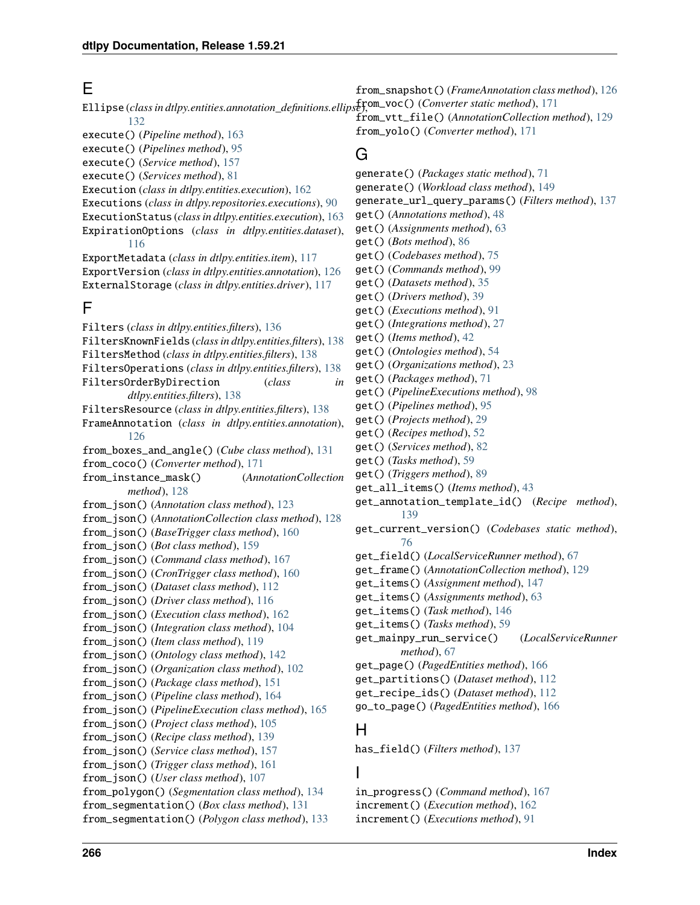## E

Ellipse (*class in dtlpy.entities.annotation_definitions.ellipse*), 132
execute() (*Pipeline method*), 163
execute() (*Pipelines method*), 95
execute() (*Service method*), 157
execute() (*Services method*), 81
Execution (*class in dtlpy.entities.execution*), 162
Executions (*class in dtlpy.repositories.executions*), 90
ExecutionStatus (*class in dtlpy.entities.execution*), 163
ExpirationOptions (*class in dtlpy.entities.dataset*), 116
ExportMetadata (*class in dtlpy.entities.item*), 117
ExportVersion (*class in dtlpy.entities.annotation*), 126
ExternalStorage (*class in dtlpy.entities.driver*), 117

## F

Filters (*class in dtlpy.entities.filters*), 136
FiltersKnownFields (*class in dtlpy.entities.filters*), 138
FiltersMethod (*class in dtlpy.entities.filters*), 138
FiltersOperations (*class in dtlpy.entities.filters*), 138
FiltersOrderByDirection (*class in dtlpy.entities.filters*), 138
FiltersResource (*class in dtlpy.entities.filters*), 138
FrameAnnotation (*class in dtlpy.entities.annotation*), 126
from_boxes_and_angle() (*Cube class method*), 131
from_coco() (*Converter method*), 171
from_instance_mask() (*AnnotationCollection method*), 128
from_json() (*Annotation class method*), 123
from_json() (*AnnotationCollection class method*), 128
from_json() (*BaseTrigger class method*), 160
from_json() (*Bot class method*), 159
from_json() (*Command class method*), 167
from_json() (*CronTrigger class method*), 160
from_json() (*Dataset class method*), 112
from_json() (*Driver class method*), 116
from_json() (*Execution class method*), 162
from_json() (*Integration class method*), 104
from_json() (*Item class method*), 119
from_json() (*Ontology class method*), 142
from_json() (*Organization class method*), 102
from_json() (*Package class method*), 151
from_json() (*Pipeline class method*), 164
from_json() (*PipelineExecution class method*), 165
from_json() (*Project class method*), 105
from_json() (*Recipe class method*), 139
from_json() (*Service class method*), 157
from_json() (*Trigger class method*), 161
from_json() (*User class method*), 107
from_polygon() (*Segmentation class method*), 134
from_segmentation() (*Box class method*), 131
from_segmentation() (*Polygon class method*), 133
from_snapshot() (*FrameAnnotation class method*), 126
from_voc() (*Converter static method*), 171
from_vtt_file() (*AnnotationCollection method*), 129
from_yolo() (*Converter method*), 171

## G

generate() (*Packages static method*), 71
generate() (*Workload class method*), 149
generate_url_query_params() (*Filters method*), 137
get() (*Annotations method*), 48
get() (*Assignments method*), 63
get() (*Bots method*), 86
get() (*Codebases method*), 75
get() (*Commands method*), 99
get() (*Datasets method*), 35
get() (*Drivers method*), 39
get() (*Executions method*), 91
get() (*Integrations method*), 27
get() (*Items method*), 42
get() (*Ontologies method*), 54
get() (*Organizations method*), 23
get() (*Packages method*), 71
get() (*PipelineExecutions method*), 98
get() (*Pipelines method*), 95
get() (*Projects method*), 29
get() (*Recipes method*), 52
get() (*Services method*), 82
get() (*Tasks method*), 59
get() (*Triggers method*), 89
get_all_items() (*Items method*), 43
get_annotation_template_id() (*Recipe method*), 139
get_current_version() (*Codebases static method*), 76
get_field() (*LocalServiceRunner method*), 67
get_frame() (*AnnotationCollection method*), 129
get_items() (*Assignment method*), 147
get_items() (*Assignments method*), 63
get_items() (*Task method*), 146
get_items() (*Tasks method*), 59
get_mainpy_run_service() (*LocalServiceRunner method*), 67
get_page() (*PagedEntities method*), 166
get_partitions() (*Dataset method*), 112
get_recipe_ids() (*Dataset method*), 112
go_to_page() (*PagedEntities method*), 166

## H

has_field() (*Filters method*), 137

## I

in_progress() (*Command method*), 167
increment() (*Execution method*), 162
increment() (*Executions method*), 91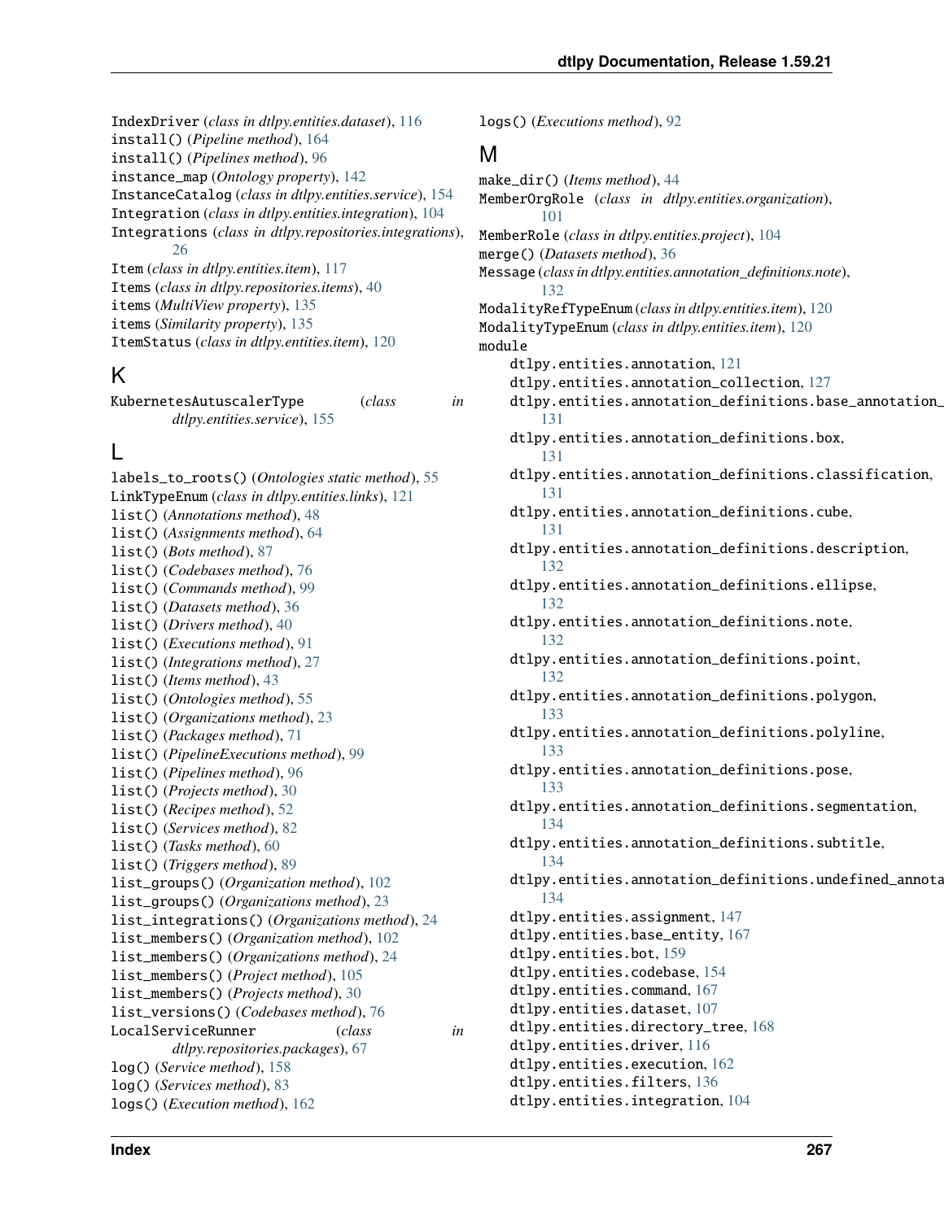IndexDriver (*class in dtlpy.entities.dataset*), 116
install() (*Pipeline method*), 164
install() (*Pipelines method*), 96
instance_map (*Ontology property*), 142
InstanceCatalog (*class in dtlpy.entities.service*), 154
Integration (*class in dtlpy.entities.integration*), 104
Integrations (*class in dtlpy.repositories.integrations*), 26
Item (*class in dtlpy.entities.item*), 117
Items (*class in dtlpy.repositories.items*), 40
items (*MultiView property*), 135
items (*Similarity property*), 135
ItemStatus (*class in dtlpy.entities.item*), 120

## K

KubernetesAutuscalerType (*class in dtlpy.entities.service*), 155

## L

labels_to_roots() (*Ontologies static method*), 55
LinkTypeEnum (*class in dtlpy.entities.links*), 121
list() (*Annotations method*), 48
list() (*Assignments method*), 64
list() (*Bots method*), 87
list() (*Codebases method*), 76
list() (*Commands method*), 99
list() (*Datasets method*), 36
list() (*Drivers method*), 40
list() (*Executions method*), 91
list() (*Integrations method*), 27
list() (*Items method*), 43
list() (*Ontologies method*), 55
list() (*Organizations method*), 23
list() (*Packages method*), 71
list() (*PipelineExecutions method*), 99
list() (*Pipelines method*), 96
list() (*Projects method*), 30
list() (*Recipes method*), 52
list() (*Services method*), 82
list() (*Tasks method*), 60
list() (*Triggers method*), 89
list_groups() (*Organization method*), 102
list_groups() (*Organizations method*), 23
list_integrations() (*Organizations method*), 24
list_members() (*Organization method*), 102
list_members() (*Organizations method*), 24
list_members() (*Project method*), 105
list_members() (*Projects method*), 30
list_versions() (*Codebases method*), 76
LocalServiceRunner (*class in dtlpy.repositories.packages*), 67
log() (*Service method*), 158
log() (*Services method*), 83
logs() (*Execution method*), 162
logs() (*Executions method*), 92

## M

make_dir() (*Items method*), 44
MemberOrgRole (*class in dtlpy.entities.organization*), 101
MemberRole (*class in dtlpy.entities.project*), 104
merge() (*Datasets method*), 36
Message (*class in dtlpy.entities.annotation_definitions.note*), 132
ModalityRefTypeEnum (*class in dtlpy.entities.item*), 120
ModalityTypeEnum (*class in dtlpy.entities.item*), 120
module
    dtlpy.entities.annotation, 121
    dtlpy.entities.annotation_collection, 127
    dtlpy.entities.annotation_definitions.base_annotation_
    131
    dtlpy.entities.annotation_definitions.box, 131
    dtlpy.entities.annotation_definitions.classification, 131
    dtlpy.entities.annotation_definitions.cube, 131
    dtlpy.entities.annotation_definitions.description, 132
    dtlpy.entities.annotation_definitions.ellipse, 132
    dtlpy.entities.annotation_definitions.note, 132
    dtlpy.entities.annotation_definitions.point, 132
    dtlpy.entities.annotation_definitions.polygon, 133
    dtlpy.entities.annotation_definitions.polyline, 133
    dtlpy.entities.annotation_definitions.pose, 133
    dtlpy.entities.annotation_definitions.segmentation, 134
    dtlpy.entities.annotation_definitions.subtitle, 134
    dtlpy.entities.annotation_definitions.undefined_annota
    134
    dtlpy.entities.assignment, 147
    dtlpy.entities.base_entity, 167
    dtlpy.entities.bot, 159
    dtlpy.entities.codebase, 154
    dtlpy.entities.command, 167
    dtlpy.entities.dataset, 107
    dtlpy.entities.directory_tree, 168
    dtlpy.entities.driver, 116
    dtlpy.entities.execution, 162
    dtlpy.entities.filters, 136
    dtlpy.entities.integration, 104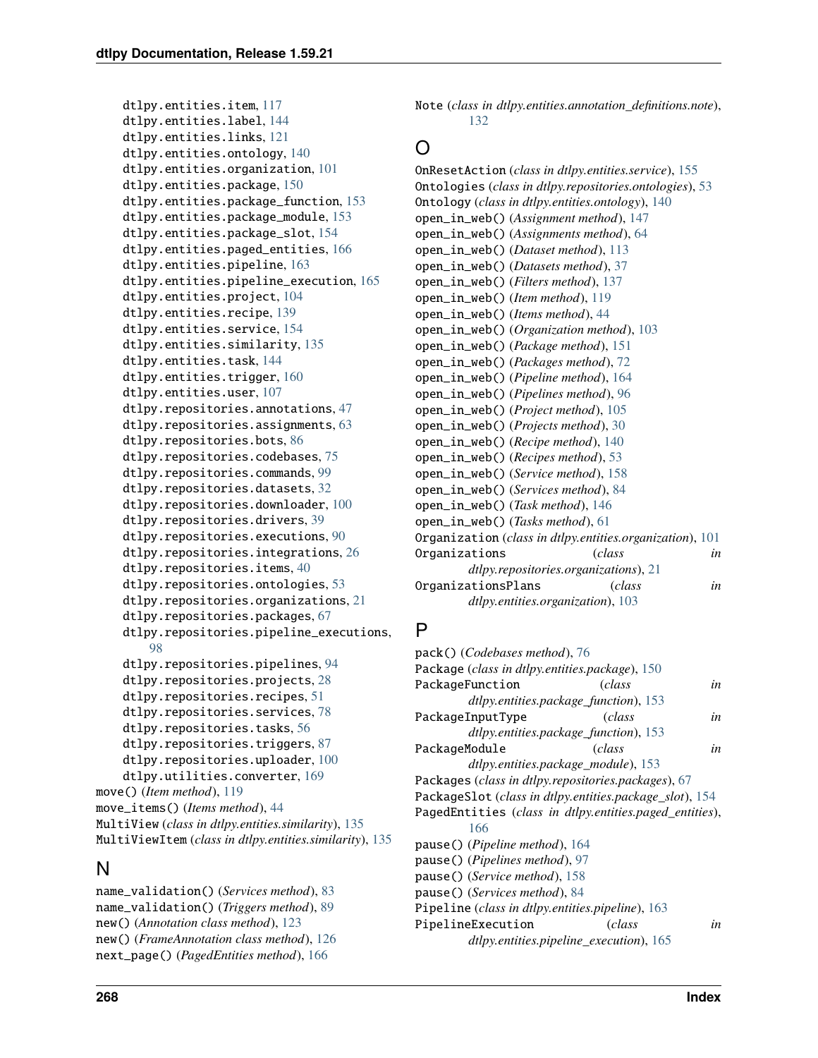dtlpy.entities.item, 117
dtlpy.entities.label, 144
dtlpy.entities.links, 121
dtlpy.entities.ontology, 140
dtlpy.entities.organization, 101
dtlpy.entities.package, 150
dtlpy.entities.package_function, 153
dtlpy.entities.package_module, 153
dtlpy.entities.package_slot, 154
dtlpy.entities.paged_entities, 166
dtlpy.entities.pipeline, 163
dtlpy.entities.pipeline_execution, 165
dtlpy.entities.project, 104
dtlpy.entities.recipe, 139
dtlpy.entities.service, 154
dtlpy.entities.similarity, 135
dtlpy.entities.task, 144
dtlpy.entities.trigger, 160
dtlpy.entities.user, 107
dtlpy.repositories.annotations, 47
dtlpy.repositories.assignments, 63
dtlpy.repositories.bots, 86
dtlpy.repositories.codebases, 75
dtlpy.repositories.commands, 99
dtlpy.repositories.datasets, 32
dtlpy.repositories.downloader, 100
dtlpy.repositories.drivers, 39
dtlpy.repositories.executions, 90
dtlpy.repositories.integrations, 26
dtlpy.repositories.items, 40
dtlpy.repositories.ontologies, 53
dtlpy.repositories.organizations, 21
dtlpy.repositories.packages, 67
dtlpy.repositories.pipeline_executions, 98
dtlpy.repositories.pipelines, 94
dtlpy.repositories.projects, 28
dtlpy.repositories.recipes, 51
dtlpy.repositories.services, 78
dtlpy.repositories.tasks, 56
dtlpy.repositories.triggers, 87
dtlpy.repositories.uploader, 100
dtlpy.utilities.converter, 169

move() (*Item method*), 119
move_items() (*Items method*), 44
MultiView (*class in dtlpy.entities.similarity*), 135
MultiViewItem (*class in dtlpy.entities.similarity*), 135

## N

name_validation() (*Services method*), 83
name_validation() (*Triggers method*), 89
new() (*Annotation class method*), 123
new() (*FrameAnnotation class method*), 126
next_page() (*PagedEntities method*), 166
Note (*class in dtlpy.entities.annotation_definitions.note*), 132

## O

OnResetAction (*class in dtlpy.entities.service*), 155
Ontologies (*class in dtlpy.repositories.ontologies*), 53
Ontology (*class in dtlpy.entities.ontology*), 140
open_in_web() (*Assignment method*), 147
open_in_web() (*Assignments method*), 64
open_in_web() (*Dataset method*), 113
open_in_web() (*Datasets method*), 37
open_in_web() (*Filters method*), 137
open_in_web() (*Item method*), 119
open_in_web() (*Items method*), 44
open_in_web() (*Organization method*), 103
open_in_web() (*Package method*), 151
open_in_web() (*Packages method*), 72
open_in_web() (*Pipeline method*), 164
open_in_web() (*Pipelines method*), 96
open_in_web() (*Project method*), 105
open_in_web() (*Projects method*), 30
open_in_web() (*Recipe method*), 140
open_in_web() (*Recipes method*), 53
open_in_web() (*Service method*), 158
open_in_web() (*Services method*), 84
open_in_web() (*Task method*), 146
open_in_web() (*Tasks method*), 61
Organization (*class in dtlpy.entities.organization*), 101
Organizations (*class in dtlpy.repositories.organizations*), 21
OrganizationsPlans (*class in dtlpy.entities.organization*), 103

## P

pack() (*Codebases method*), 76
Package (*class in dtlpy.entities.package*), 150
PackageFunction (*class in dtlpy.entities.package_function*), 153
PackageInputType (*class in dtlpy.entities.package_function*), 153
PackageModule (*class in dtlpy.entities.package_module*), 153
Packages (*class in dtlpy.repositories.packages*), 67
PackageSlot (*class in dtlpy.entities.package_slot*), 154
PagedEntities (*class in dtlpy.entities.paged_entities*), 166
pause() (*Pipeline method*), 164
pause() (*Pipelines method*), 97
pause() (*Service method*), 158
pause() (*Services method*), 84
Pipeline (*class in dtlpy.entities.pipeline*), 163
PipelineExecution (*class in dtlpy.entities.pipeline_execution*), 165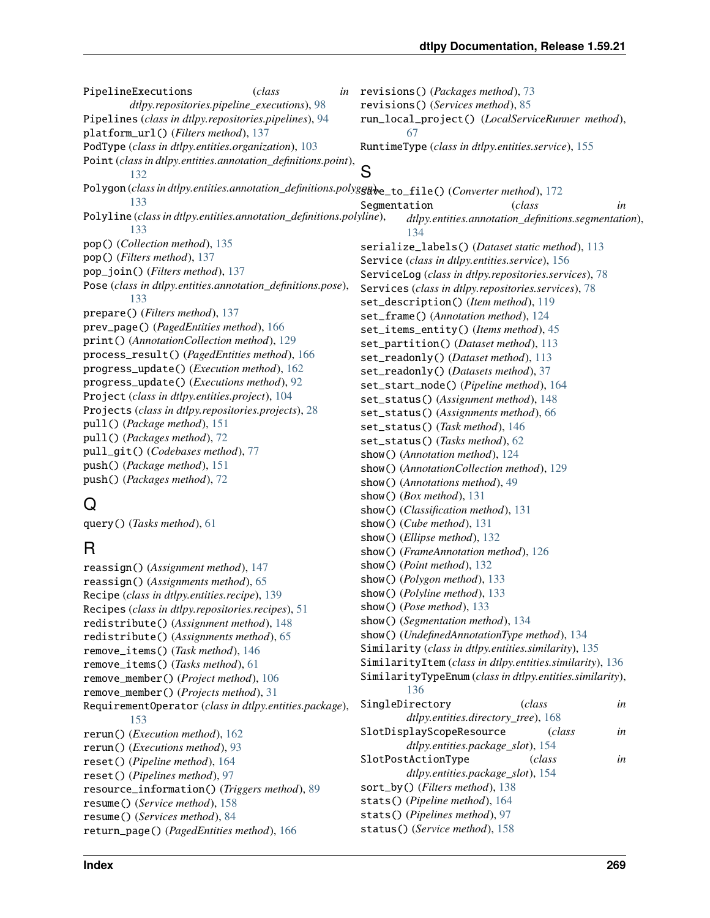PipelineExecutions (*class in dtlpy.repositories.pipeline_executions*), 98
Pipelines (*class in dtlpy.repositories.pipelines*), 94
platform_url() (*Filters method*), 137
PodType (*class in dtlpy.entities.organization*), 103
Point (*class in dtlpy.entities.annotation_definitions.point*), 132
Polygon (*class in dtlpy.entities.annotation_definitions.polygon*), 133
Polyline (*class in dtlpy.entities.annotation_definitions.polyline*), 133
pop() (*Collection method*), 135
pop() (*Filters method*), 137
pop_join() (*Filters method*), 137
Pose (*class in dtlpy.entities.annotation_definitions.pose*), 133
prepare() (*Filters method*), 137
prev_page() (*PagedEntities method*), 166
print() (*AnnotationCollection method*), 129
process_result() (*PagedEntities method*), 166
progress_update() (*Execution method*), 162
progress_update() (*Executions method*), 92
Project (*class in dtlpy.entities.project*), 104
Projects (*class in dtlpy.repositories.projects*), 28
pull() (*Package method*), 151
pull() (*Packages method*), 72
pull_git() (*Codebases method*), 77
push() (*Package method*), 151
push() (*Packages method*), 72

## Q

query() (*Tasks method*), 61

## R

reassign() (*Assignment method*), 147
reassign() (*Assignments method*), 65
Recipe (*class in dtlpy.entities.recipe*), 139
Recipes (*class in dtlpy.repositories.recipes*), 51
redistribute() (*Assignment method*), 148
redistribute() (*Assignments method*), 65
remove_items() (*Task method*), 146
remove_items() (*Tasks method*), 61
remove_member() (*Project method*), 106
remove_member() (*Projects method*), 31
RequirementOperator (*class in dtlpy.entities.package*), 153
rerun() (*Execution method*), 162
rerun() (*Executions method*), 93
reset() (*Pipeline method*), 164
reset() (*Pipelines method*), 97
resource_information() (*Triggers method*), 89
resume() (*Service method*), 158
resume() (*Services method*), 84
return_page() (*PagedEntities method*), 166
revisions() (*Packages method*), 73
revisions() (*Services method*), 85
run_local_project() (*LocalServiceRunner method*), 67
RuntimeType (*class in dtlpy.entities.service*), 155

## S

save_to_file() (*Converter method*), 172
Segmentation (*class in dtlpy.entities.annotation_definitions.segmentation*), 134
serialize_labels() (*Dataset static method*), 113
Service (*class in dtlpy.entities.service*), 156
ServiceLog (*class in dtlpy.repositories.services*), 78
Services (*class in dtlpy.repositories.services*), 78
set_description() (*Item method*), 119
set_frame() (*Annotation method*), 124
set_items_entity() (*Items method*), 45
set_partition() (*Dataset method*), 113
set_readonly() (*Dataset method*), 113
set_readonly() (*Datasets method*), 37
set_start_node() (*Pipeline method*), 164
set_status() (*Assignment method*), 148
set_status() (*Assignments method*), 66
set_status() (*Task method*), 146
set_status() (*Tasks method*), 62
show() (*Annotation method*), 124
show() (*AnnotationCollection method*), 129
show() (*Annotations method*), 49
show() (*Box method*), 131
show() (*Classification method*), 131
show() (*Cube method*), 131
show() (*Ellipse method*), 132
show() (*FrameAnnotation method*), 126
show() (*Point method*), 132
show() (*Polygon method*), 133
show() (*Polyline method*), 133
show() (*Pose method*), 133
show() (*Segmentation method*), 134
show() (*UndefinedAnnotationType method*), 134
Similarity (*class in dtlpy.entities.similarity*), 135
SimilarityItem (*class in dtlpy.entities.similarity*), 136
SimilarityTypeEnum (*class in dtlpy.entities.similarity*), 136
SingleDirectory (*class in dtlpy.entities.directory_tree*), 168
SlotDisplayScopeResource (*class in dtlpy.entities.package_slot*), 154
SlotPostActionType (*class in dtlpy.entities.package_slot*), 154
sort_by() (*Filters method*), 138
stats() (*Pipeline method*), 164
stats() (*Pipelines method*), 97
status() (*Service method*), 158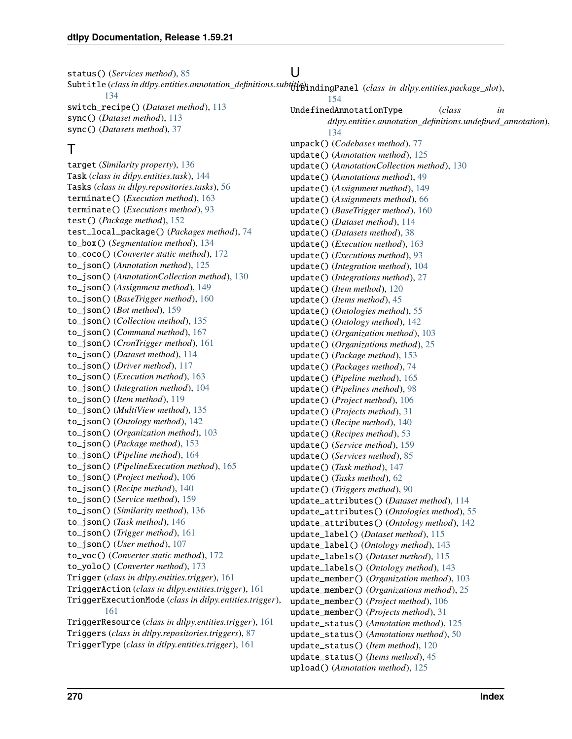status() (*Services method*), 85
Subtitle (*class in dtlpy.entities.annotation_definitions.subtitle*), 134
switch_recipe() (*Dataset method*), 113
sync() (*Dataset method*), 113
sync() (*Datasets method*), 37

## T

target (*Similarity property*), 136
Task (*class in dtlpy.entities.task*), 144
Tasks (*class in dtlpy.repositories.tasks*), 56
terminate() (*Execution method*), 163
terminate() (*Executions method*), 93
test() (*Package method*), 152
test_local_package() (*Packages method*), 74
to_box() (*Segmentation method*), 134
to_coco() (*Converter static method*), 172
to_json() (*Annotation method*), 125
to_json() (*AnnotationCollection method*), 130
to_json() (*Assignment method*), 149
to_json() (*BaseTrigger method*), 160
to_json() (*Bot method*), 159
to_json() (*Collection method*), 135
to_json() (*Command method*), 167
to_json() (*CronTrigger method*), 161
to_json() (*Dataset method*), 114
to_json() (*Driver method*), 117
to_json() (*Execution method*), 163
to_json() (*Integration method*), 104
to_json() (*Item method*), 119
to_json() (*MultiView method*), 135
to_json() (*Ontology method*), 142
to_json() (*Organization method*), 103
to_json() (*Package method*), 153
to_json() (*Pipeline method*), 164
to_json() (*PipelineExecution method*), 165
to_json() (*Project method*), 106
to_json() (*Recipe method*), 140
to_json() (*Service method*), 159
to_json() (*Similarity method*), 136
to_json() (*Task method*), 146
to_json() (*Trigger method*), 161
to_json() (*User method*), 107
to_voc() (*Converter static method*), 172
to_yolo() (*Converter method*), 173
Trigger (*class in dtlpy.entities.trigger*), 161
TriggerAction (*class in dtlpy.entities.trigger*), 161
TriggerExecutionMode (*class in dtlpy.entities.trigger*), 161
TriggerResource (*class in dtlpy.entities.trigger*), 161
Triggers (*class in dtlpy.repositories.triggers*), 87
TriggerType (*class in dtlpy.entities.trigger*), 161

## U

UiBindingPanel (*class in dtlpy.entities.package_slot*), 154
UndefinedAnnotationType (*class in dtlpy.entities.annotation_definitions.undefined_annotation*), 134
unpack() (*Codebases method*), 77
update() (*Annotation method*), 125
update() (*AnnotationCollection method*), 130
update() (*Annotations method*), 49
update() (*Assignment method*), 149
update() (*Assignments method*), 66
update() (*BaseTrigger method*), 160
update() (*Dataset method*), 114
update() (*Datasets method*), 38
update() (*Execution method*), 163
update() (*Executions method*), 93
update() (*Integration method*), 104
update() (*Integrations method*), 27
update() (*Item method*), 120
update() (*Items method*), 45
update() (*Ontologies method*), 55
update() (*Ontology method*), 142
update() (*Organization method*), 103
update() (*Organizations method*), 25
update() (*Package method*), 153
update() (*Packages method*), 74
update() (*Pipeline method*), 165
update() (*Pipelines method*), 98
update() (*Project method*), 106
update() (*Projects method*), 31
update() (*Recipe method*), 140
update() (*Recipes method*), 53
update() (*Service method*), 159
update() (*Services method*), 85
update() (*Task method*), 147
update() (*Tasks method*), 62
update() (*Triggers method*), 90
update_attributes() (*Dataset method*), 114
update_attributes() (*Ontologies method*), 55
update_attributes() (*Ontology method*), 142
update_label() (*Dataset method*), 115
update_label() (*Ontology method*), 143
update_labels() (*Dataset method*), 115
update_labels() (*Ontology method*), 143
update_member() (*Organization method*), 103
update_member() (*Organizations method*), 25
update_member() (*Project method*), 106
update_member() (*Projects method*), 31
update_status() (*Annotation method*), 125
update_status() (*Annotations method*), 50
update_status() (*Item method*), 120
update_status() (*Items method*), 45
upload() (*Annotation method*), 125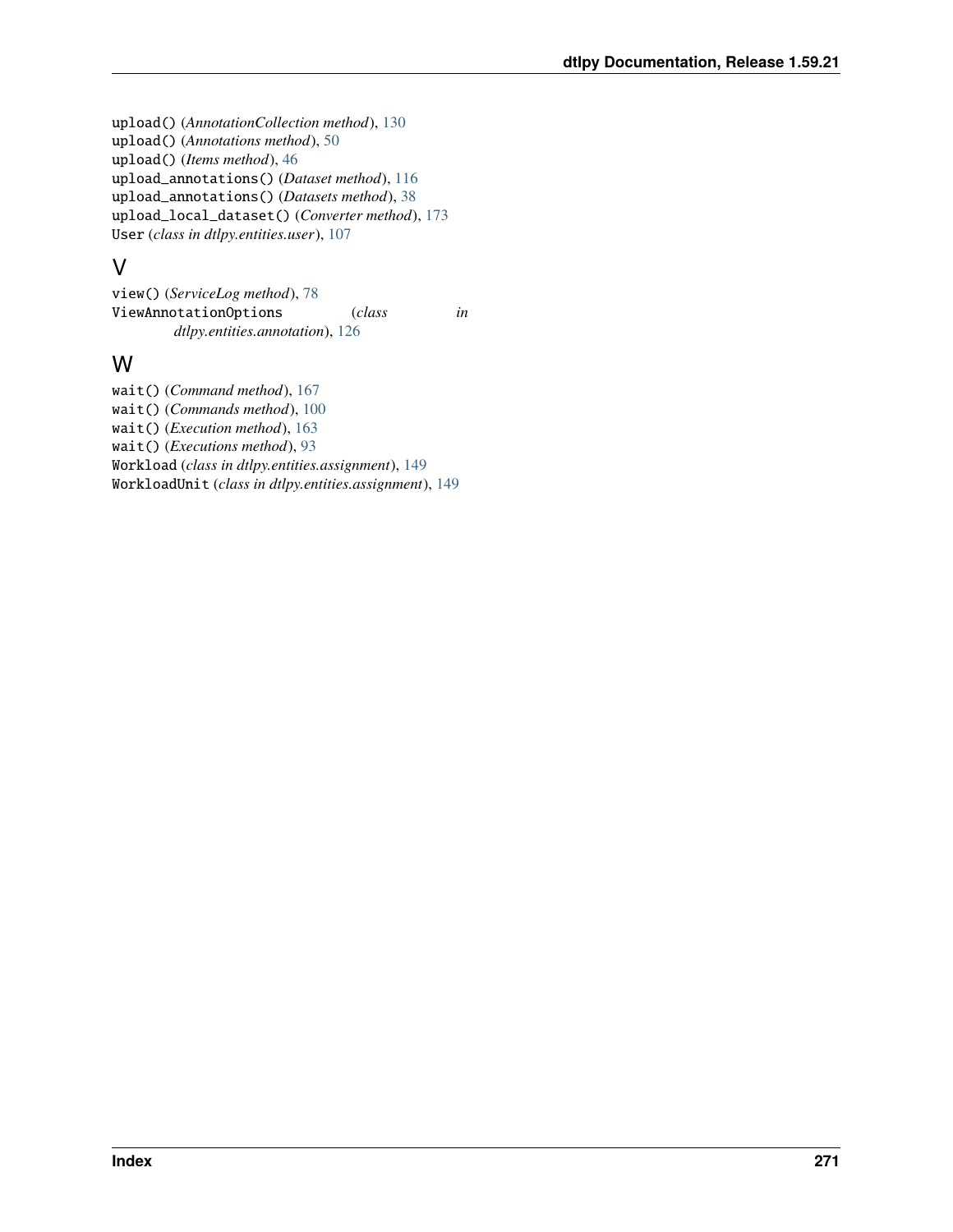upload() (*AnnotationCollection method*), 130
upload() (*Annotations method*), 50
upload() (*Items method*), 46
upload_annotations() (*Dataset method*), 116
upload_annotations() (*Datasets method*), 38
upload_local_dataset() (*Converter method*), 173
User (*class in dtlpy.entities.user*), 107

## V

view() (*ServiceLog method*), 78
ViewAnnotationOptions (*class in dtlpy.entities.annotation*), 126

## W

wait() (*Command method*), 167
wait() (*Commands method*), 100
wait() (*Execution method*), 163
wait() (*Executions method*), 93
Workload (*class in dtlpy.entities.assignment*), 149
WorkloadUnit (*class in dtlpy.entities.assignment*), 149